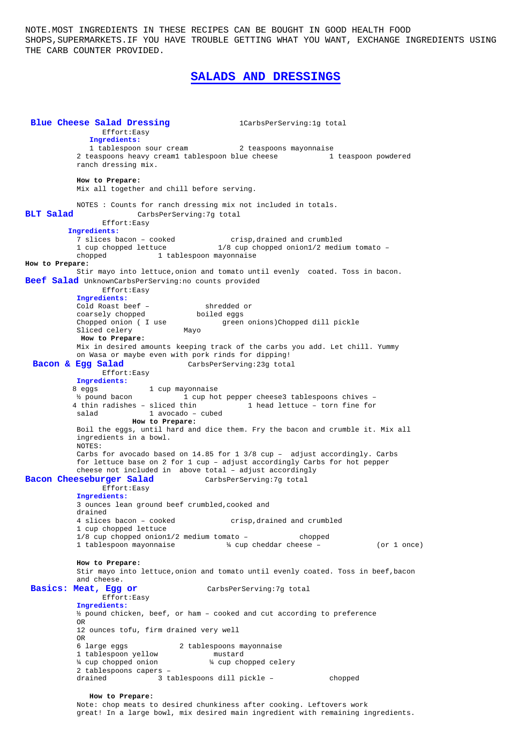NOTE.MOST INGREDIENTS IN THESE RECIPES CAN BE BOUGHT IN GOOD HEALTH FOOD SHOPS,SUPERMARKETS.IF YOU HAVE TROUBLE GETTING WHAT YOU WANT, EXCHANGE INGREDIENTS USING THE CARB COUNTER PROVIDED.

# SALADS AND DRESSINGS

## Blue Cheese Salad Dressing

1CarbsPerServing:1g total

Effort:Easy

**Ingredients:**

1 tablespoon sour cream 2 teaspoons mayonnaise
2 teaspoons heavy cream1 tablespoon blue cheese 1 teaspoon powdered ranch dressing mix.

**How to Prepare:**

Mix all together and chill before serving.

NOTES : Counts for ranch dressing mix not included in totals.

## BLT Salad

CarbsPerServing:7g total

Effort:Easy

**Ingredients:**

7 slices bacon – cooked crisp,drained and crumbled
1 cup chopped lettuce 1/8 cup chopped onion1/2 medium tomato – chopped 1 tablespoon mayonnaise

**How to Prepare:**

Stir mayo into lettuce,onion and tomato until evenly coated. Toss in bacon.

## Beef Salad

UnknownCarbsPerServing:no counts provided

Effort:Easy

**Ingredients:**

Cold Roast beef – shredded or coarsely chopped boiled eggs
Chopped onion ( I use green onions)Chopped dill pickle
Sliced celery Mayo

**How to Prepare:**

Mix in desired amounts keeping track of the carbs you add. Let chill. Yummy on Wasa or maybe even with pork rinds for dipping!

## Bacon & Egg Salad

CarbsPerServing:23g total

Effort:Easy

**Ingredients:**

8 eggs 1 cup mayonnaise
½ pound bacon 1 cup hot pepper cheese3 tablespoons chives –
4 thin radishes – sliced thin 1 head lettuce – torn fine for salad 1 avocado – cubed

**How to Prepare:**

Boil the eggs, until hard and dice them. Fry the bacon and crumble it. Mix all ingredients in a bowl.

NOTES:

Carbs for avocado based on 14.85 for 1 3/8 cup – adjust accordingly. Carbs for lettuce base on 2 for 1 cup – adjust accordingly Carbs for hot pepper cheese not included in above total – adjust accordingly

## Bacon Cheeseburger Salad

CarbsPerServing:7g total

Effort:Easy

**Ingredients:**

3 ounces lean ground beef crumbled,cooked and drained
4 slices bacon – cooked crisp,drained and crumbled
1 cup chopped lettuce
1/8 cup chopped onion1/2 medium tomato – chopped
1 tablespoon mayonnaise ¼ cup cheddar cheese – (or 1 once)

**How to Prepare:**

Stir mayo into lettuce,onion and tomato until evenly coated. Toss in beef,bacon and cheese.

## Basics: Meat, Egg or

CarbsPerServing:7g total

Effort:Easy

**Ingredients:**

½ pound chicken, beef, or ham – cooked and cut according to preference
OR
12 ounces tofu, firm drained very well
OR
6 large eggs 2 tablespoons mayonnaise
1 tablespoon yellow mustard
¼ cup chopped onion ¼ cup chopped celery
2 tablespoons capers – drained 3 tablespoons dill pickle – chopped

**How to Prepare:**

Note: chop meats to desired chunkiness after cooking. Leftovers work great! In a large bowl, mix desired main ingredient with remaining ingredients.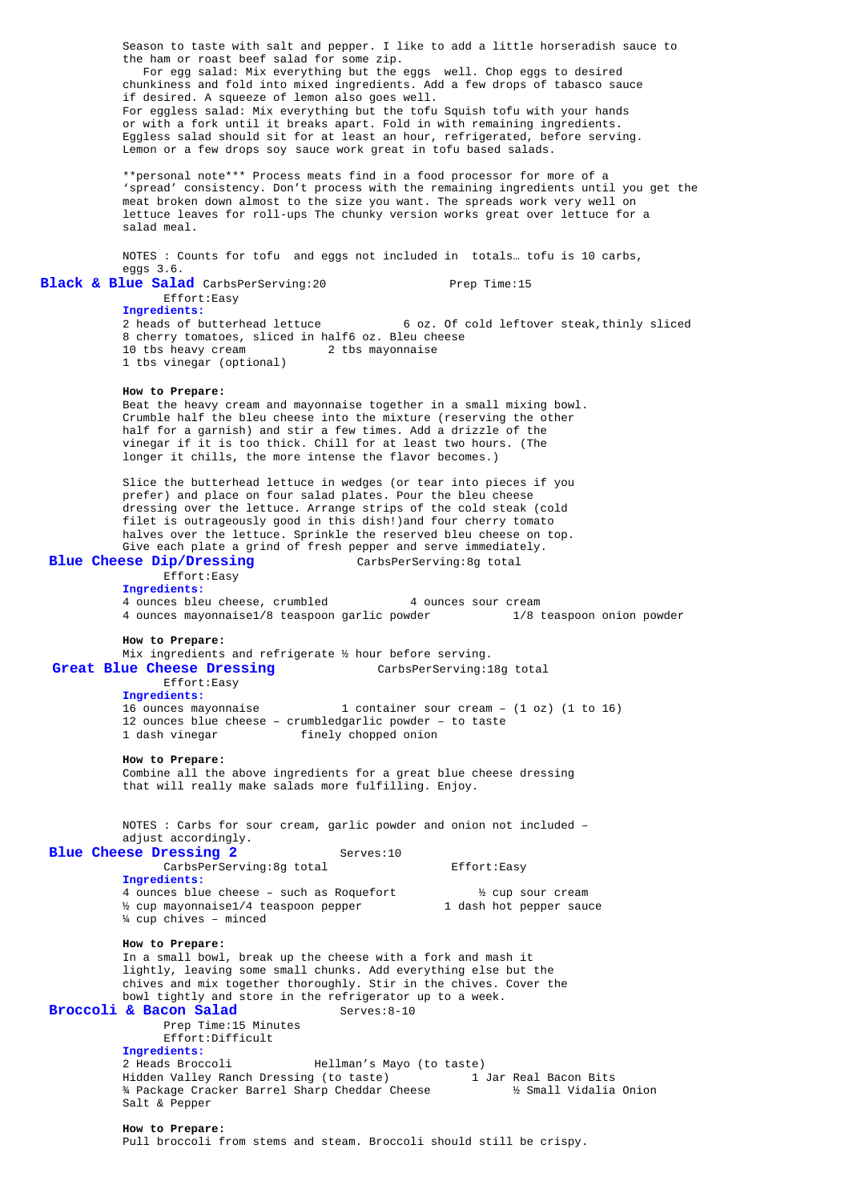Season to taste with salt and pepper. I like to add a little horseradish sauce to the ham or roast beef salad for some zip.

For egg salad: Mix everything but the eggs well. Chop eggs to desired chunkiness and fold into mixed ingredients. Add a few drops of tabasco sauce if desired. A squeeze of lemon also goes well.

For eggless salad: Mix everything but the tofu Squish tofu with your hands or with a fork until it breaks apart. Fold in with remaining ingredients. Eggless salad should sit for at least an hour, refrigerated, before serving. Lemon or a few drops soy sauce work great in tofu based salads.

**personal note*** Process meats find in a food processor for more of a 'spread' consistency. Don't process with the remaining ingredients until you get the meat broken down almost to the size you want. The spreads work very well on lettuce leaves for roll-ups The chunky version works great over lettuce for a salad meal.

NOTES : Counts for tofu and eggs not included in totals… tofu is 10 carbs, eggs 3.6.

## Black & Blue Salad

CarbsPerServing:20 Prep Time:15
Effort:Easy

**Ingredients:**

2 heads of butterhead lettuce
6 oz. Of cold leftover steak,thinly sliced
8 cherry tomatoes, sliced in half
6 oz. Bleu cheese
10 tbs heavy cream
2 tbs mayonnaise
1 tbs vinegar (optional)

**How to Prepare:**

Beat the heavy cream and mayonnaise together in a small mixing bowl. Crumble half the bleu cheese into the mixture (reserving the other half for a garnish) and stir a few times. Add a drizzle of the vinegar if it is too thick. Chill for at least two hours. (The longer it chills, the more intense the flavor becomes.)

Slice the butterhead lettuce in wedges (or tear into pieces if you prefer) and place on four salad plates. Pour the bleu cheese dressing over the lettuce. Arrange strips of the cold steak (cold filet is outrageously good in this dish!)and four cherry tomato halves over the lettuce. Sprinkle the reserved bleu cheese on top. Give each plate a grind of fresh pepper and serve immediately.

## Blue Cheese Dip/Dressing

CarbsPerServing:8g total
Effort:Easy

**Ingredients:**

4 ounces bleu cheese, crumbled
4 ounces sour cream
4 ounces mayonnaise
1/8 teaspoon garlic powder
1/8 teaspoon onion powder

**How to Prepare:**

Mix ingredients and refrigerate ½ hour before serving.

## Great Blue Cheese Dressing

CarbsPerServing:18g total
Effort:Easy

**Ingredients:**

16 ounces mayonnaise
1 container sour cream – (1 oz) (1 to 16)
12 ounces blue cheese – crumbled
garlic powder – to taste
1 dash vinegar
finely chopped onion

**How to Prepare:**

Combine all the above ingredients for a great blue cheese dressing that will really make salads more fulfilling. Enjoy.

NOTES : Carbs for sour cream, garlic powder and onion not included – adjust accordingly.

## Blue Cheese Dressing 2

Serves:10
CarbsPerServing:8g total Effort:Easy

**Ingredients:**

4 ounces blue cheese – such as Roquefort
½ cup sour cream
½ cup mayonnaise
1/4 teaspoon pepper
1 dash hot pepper sauce
¼ cup chives – minced

**How to Prepare:**

In a small bowl, break up the cheese with a fork and mash it lightly, leaving some small chunks. Add everything else but the chives and mix together thoroughly. Stir in the chives. Cover the bowl tightly and store in the refrigerator up to a week.

## Broccoli & Bacon Salad

Serves:8-10
Prep Time:15 Minutes
Effort:Difficult

**Ingredients:**

2 Heads Broccoli
Hellman's Mayo (to taste)
Hidden Valley Ranch Dressing (to taste)
1 Jar Real Bacon Bits
¾ Package Cracker Barrel Sharp Cheddar Cheese
½ Small Vidalia Onion
Salt & Pepper

**How to Prepare:**

Pull broccoli from stems and steam. Broccoli should still be crispy.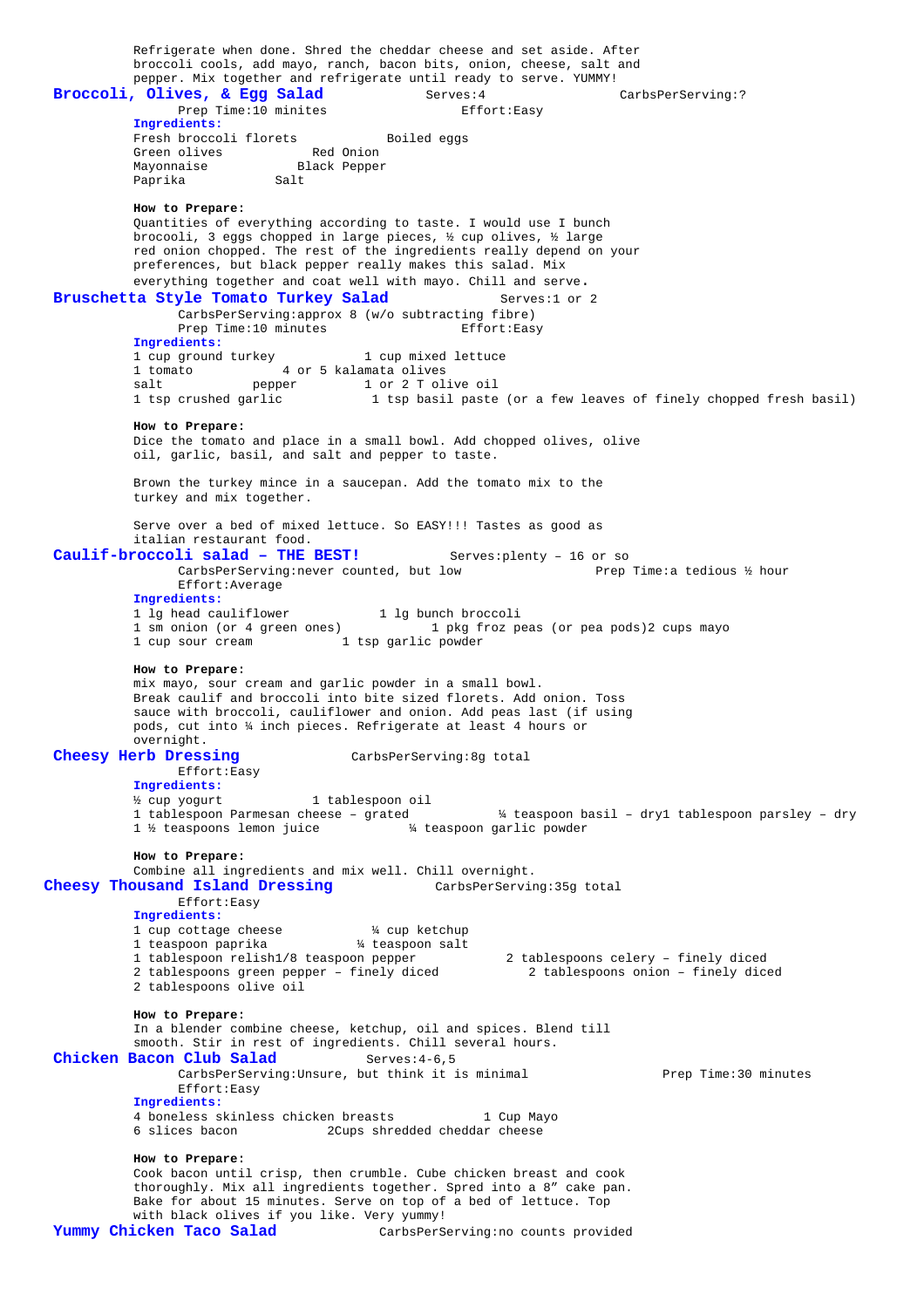Refrigerate when done. Shred the cheddar cheese and set aside. After broccoli cools, add mayo, ranch, bacon bits, onion, cheese, salt and pepper. Mix together and refrigerate until ready to serve. YUMMY!

## Broccoli, Olives, & Egg Salad

Serves:4 CarbsPerServing:?

Prep Time:10 minites Effort:Easy

**Ingredients:**

Fresh broccoli florets
Boiled eggs
Green olives
Red Onion
Mayonnaise
Black Pepper
Paprika
Salt

**How to Prepare:**

Quantities of everything according to taste. I would use I bunch brocooli, 3 eggs chopped in large pieces, ½ cup olives, ½ large red onion chopped. The rest of the ingredients really depend on your preferences, but black pepper really makes this salad. Mix everything together and coat well with mayo. Chill and serve.

## Bruschetta Style Tomato Turkey Salad

Serves:1 or 2

CarbsPerServing:approx 8 (w/o subtracting fibre)

Prep Time:10 minutes Effort:Easy

**Ingredients:**

1 cup ground turkey
1 cup mixed lettuce
1 tomato
4 or 5 kalamata olives
salt
pepper
1 or 2 T olive oil
1 tsp crushed garlic
1 tsp basil paste (or a few leaves of finely chopped fresh basil)

**How to Prepare:**

Dice the tomato and place in a small bowl. Add chopped olives, olive oil, garlic, basil, and salt and pepper to taste.

Brown the turkey mince in a saucepan. Add the tomato mix to the turkey and mix together.

Serve over a bed of mixed lettuce. So EASY!!! Tastes as good as italian restaurant food.

## Caulif-broccoli salad – THE BEST!

Serves:plenty – 16 or so

CarbsPerServing:never counted, but low Prep Time:a tedious ½ hour

Effort:Average

**Ingredients:**

1 lg head cauliflower
1 lg bunch broccoli
1 sm onion (or 4 green ones)
1 pkg froz peas (or pea pods)2 cups mayo
1 cup sour cream
1 tsp garlic powder

**How to Prepare:**

mix mayo, sour cream and garlic powder in a small bowl. Break caulif and broccoli into bite sized florets. Add onion. Toss sauce with broccoli, cauliflower and onion. Add peas last (if using pods, cut into ¼ inch pieces. Refrigerate at least 4 hours or overnight.

## Cheesy Herb Dressing

CarbsPerServing:8g total

Effort:Easy

**Ingredients:**

½ cup yogurt
1 tablespoon oil
1 tablespoon Parmesan cheese – grated
¼ teaspoon basil – dry1 tablespoon parsley – dry
1 ½ teaspoons lemon juice
¼ teaspoon garlic powder

**How to Prepare:**

Combine all ingredients and mix well. Chill overnight.

## Cheesy Thousand Island Dressing

CarbsPerServing:35g total

Effort:Easy

**Ingredients:**

1 cup cottage cheese
¼ cup ketchup
1 teaspoon paprika
¼ teaspoon salt
1 tablespoon relish1/8 teaspoon pepper
2 tablespoons celery – finely diced
2 tablespoons green pepper – finely diced
2 tablespoons onion – finely diced
2 tablespoons olive oil

**How to Prepare:**

In a blender combine cheese, ketchup, oil and spices. Blend till smooth. Stir in rest of ingredients. Chill several hours.

## Chicken Bacon Club Salad

Serves:4-6,5

CarbsPerServing:Unsure, but think it is minimal Prep Time:30 minutes

Effort:Easy

**Ingredients:**

4 boneless skinless chicken breasts
1 Cup Mayo
6 slices bacon
2Cups shredded cheddar cheese

**How to Prepare:**

Cook bacon until crisp, then crumble. Cube chicken breast and cook thoroughly. Mix all ingredients together. Spred into a 8" cake pan. Bake for about 15 minutes. Serve on top of a bed of lettuce. Top with black olives if you like. Very yummy!

## Yummy Chicken Taco Salad

CarbsPerServing:no counts provided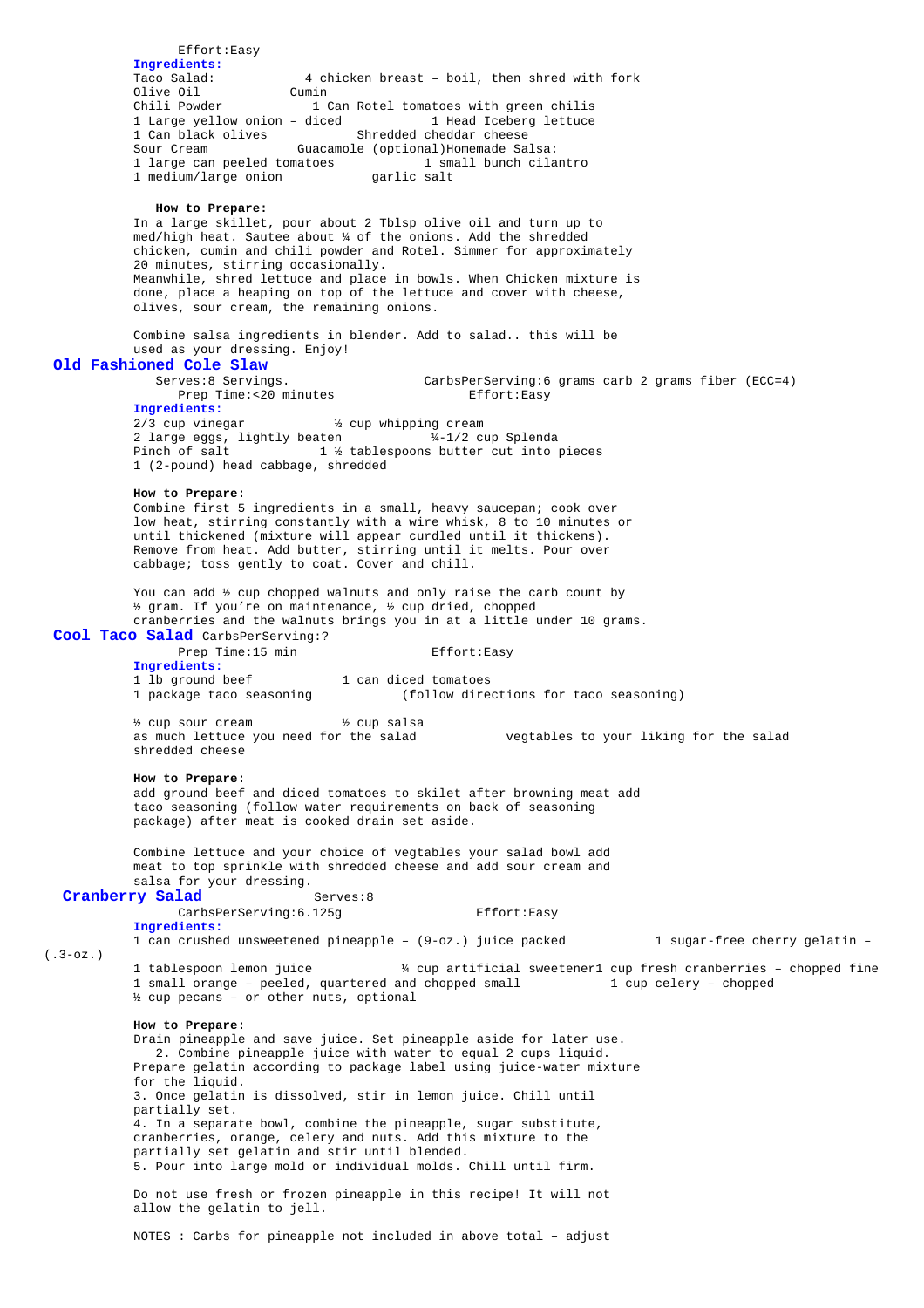Effort:Easy

**Ingredients:**

Taco Salad: 4 chicken breast – boil, then shred with fork
Olive Oil Cumin
Chili Powder 1 Can Rotel tomatoes with green chilis
1 Large yellow onion – diced 1 Head Iceberg lettuce
1 Can black olives Shredded cheddar cheese
Sour Cream Guacamole (optional)Homemade Salsa:
1 large can peeled tomatoes 1 small bunch cilantro
1 medium/large onion garlic salt

**How to Prepare:**

In a large skillet, pour about 2 Tblsp olive oil and turn up to med/high heat. Sautee about ¼ of the onions. Add the shredded chicken, cumin and chili powder and Rotel. Simmer for approximately 20 minutes, stirring occasionally.
Meanwhile, shred lettuce and place in bowls. When Chicken mixture is done, place a heaping on top of the lettuce and cover with cheese, olives, sour cream, the remaining onions.

Combine salsa ingredients in blender. Add to salad.. this will be used as your dressing. Enjoy!

## Old Fashioned Cole Slaw

Serves:8 Servings. CarbsPerServing:6 grams carb 2 grams fiber (ECC=4)
Prep Time:<20 minutes Effort:Easy

**Ingredients:**

2/3 cup vinegar ½ cup whipping cream
2 large eggs, lightly beaten ¼-1/2 cup Splenda
Pinch of salt 1 ½ tablespoons butter cut into pieces
1 (2-pound) head cabbage, shredded

**How to Prepare:**

Combine first 5 ingredients in a small, heavy saucepan; cook over low heat, stirring constantly with a wire whisk, 8 to 10 minutes or until thickened (mixture will appear curdled until it thickens). Remove from heat. Add butter, stirring until it melts. Pour over cabbage; toss gently to coat. Cover and chill.

You can add ½ cup chopped walnuts and only raise the carb count by ½ gram. If you're on maintenance, ½ cup dried, chopped cranberries and the walnuts brings you in at a little under 10 grams.

## Cool Taco Salad

CarbsPerServing:?
Prep Time:15 min Effort:Easy

**Ingredients:**

1 lb ground beef 1 can diced tomatoes
1 package taco seasoning (follow directions for taco seasoning)

½ cup sour cream ½ cup salsa
as much lettuce you need for the salad vegtables to your liking for the salad
shredded cheese

**How to Prepare:**

add ground beef and diced tomatoes to skilet after browning meat add taco seasoning (follow water requirements on back of seasoning package) after meat is cooked drain set aside.

Combine lettuce and your choice of vegtables your salad bowl add meat to top sprinkle with shredded cheese and add sour cream and salsa for your dressing.

## Cranberry Salad

Serves:8
CarbsPerServing:6.125g Effort:Easy

**Ingredients:**

1 can crushed unsweetened pineapple – (9-oz.) juice packed 1 sugar-free cherry gelatin – (.3-oz.)
1 tablespoon lemon juice ¼ cup artificial sweetener1 cup fresh cranberries – chopped fine
1 small orange – peeled, quartered and chopped small 1 cup celery – chopped
½ cup pecans – or other nuts, optional

**How to Prepare:**

Drain pineapple and save juice. Set pineapple aside for later use.
2. Combine pineapple juice with water to equal 2 cups liquid.
Prepare gelatin according to package label using juice-water mixture for the liquid.
3. Once gelatin is dissolved, stir in lemon juice. Chill until partially set.
4. In a separate bowl, combine the pineapple, sugar substitute, cranberries, orange, celery and nuts. Add this mixture to the partially set gelatin and stir until blended.
5. Pour into large mold or individual molds. Chill until firm.

Do not use fresh or frozen pineapple in this recipe! It will not allow the gelatin to jell.

NOTES : Carbs for pineapple not included in above total – adjust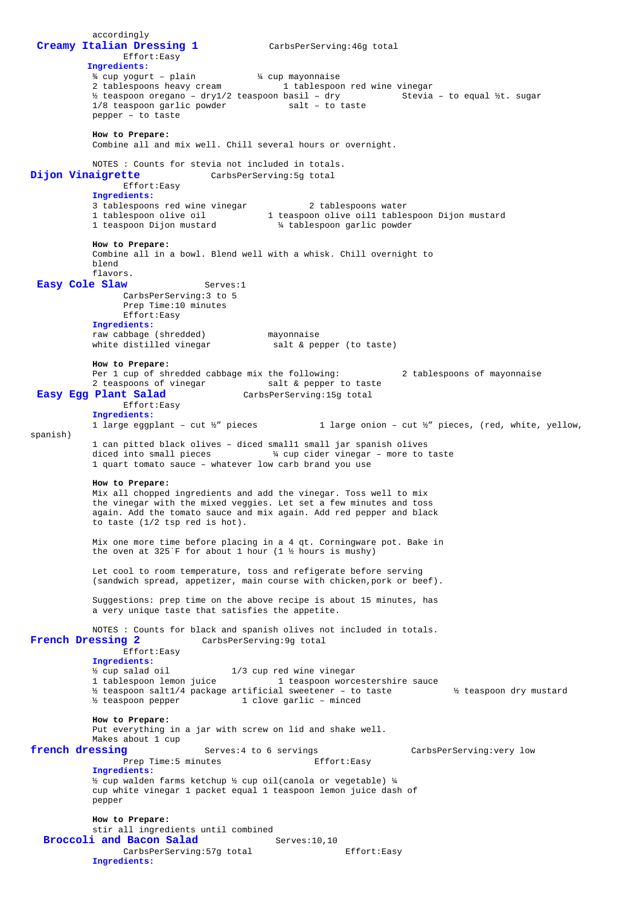accordingly

## Creamy Italian Dressing 1

CarbsPerServing:46g total

Effort:Easy

**Ingredients:**

¾ cup yogurt – plain
¼ cup mayonnaise
2 tablespoons heavy cream
1 tablespoon red wine vinegar
½ teaspoon oregano – dry1/2 teaspoon basil – dry
Stevia – to equal ½t. sugar
1/8 teaspoon garlic powder
salt – to taste
pepper – to taste

**How to Prepare:**

Combine all and mix well. Chill several hours or overnight.

NOTES : Counts for stevia not included in totals.

## Dijon Vinaigrette

CarbsPerServing:5g total

Effort:Easy

**Ingredients:**

3 tablespoons red wine vinegar
2 tablespoons water
1 tablespoon olive oil
1 teaspoon olive oil1 tablespoon Dijon mustard
1 teaspoon Dijon mustard
¼ tablespoon garlic powder

**How to Prepare:**

Combine all in a bowl. Blend well with a whisk. Chill overnight to blend flavors.

## Easy Cole Slaw

Serves:1

CarbsPerServing:3 to 5

Prep Time:10 minutes

Effort:Easy

**Ingredients:**

raw cabbage (shredded)
mayonnaise
white distilled vinegar
salt & pepper (to taste)

**How to Prepare:**

Per 1 cup of shredded cabbage mix the following: 2 tablespoons of mayonnaise
2 teaspoons of vinegar salt & pepper to taste

## Easy Egg Plant Salad

CarbsPerServing:15g total

Effort:Easy

**Ingredients:**

1 large eggplant – cut ½" pieces
1 large onion – cut ½" pieces, (red, white, yellow, spanish)
1 can pitted black olives – diced small1 small jar spanish olives diced into small pieces
¼ cup cider vinegar – more to taste
1 quart tomato sauce – whatever low carb brand you use

**How to Prepare:**

Mix all chopped ingredients and add the vinegar. Toss well to mix the vinegar with the mixed veggies. Let set a few minutes and toss again. Add the tomato sauce and mix again. Add red pepper and black to taste (1/2 tsp red is hot).

Mix one more time before placing in a 4 qt. Corningware pot. Bake in the oven at 325`F for about 1 hour (1 ½ hours is mushy)

Let cool to room temperature, toss and refigerate before serving (sandwich spread, appetizer, main course with chicken,pork or beef).

Suggestions: prep time on the above recipe is about 15 minutes, has a very unique taste that satisfies the appetite.

NOTES : Counts for black and spanish olives not included in totals.

## French Dressing 2

CarbsPerServing:9g total

Effort:Easy

**Ingredients:**

½ cup salad oil
1/3 cup red wine vinegar
1 tablespoon lemon juice
1 teaspoon worcestershire sauce
½ teaspoon salt1/4 package artificial sweetener – to taste
½ teaspoon dry mustard
½ teaspoon pepper
1 clove garlic – minced

**How to Prepare:**

Put everything in a jar with screw on lid and shake well.
Makes about 1 cup

## french dressing

Serves:4 to 6 servings

CarbsPerServing:very low

Prep Time:5 minutes

Effort:Easy

**Ingredients:**

½ cup walden farms ketchup ½ cup oil(canola or vegetable) ¼ cup white vinegar 1 packet equal 1 teaspoon lemon juice dash of pepper

**How to Prepare:**

stir all ingredients until combined

## Broccoli and Bacon Salad

Serves:10,10

CarbsPerServing:57g total

Effort:Easy

**Ingredients:**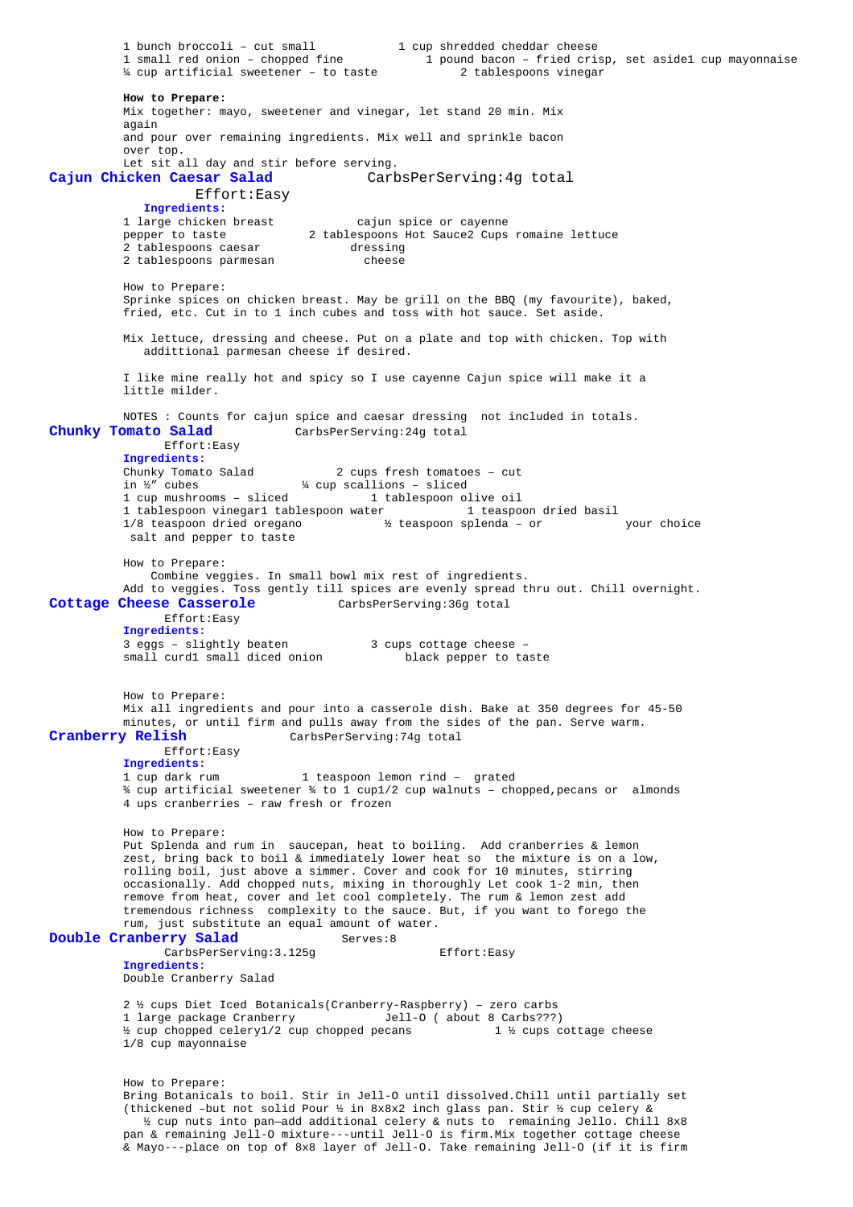1 bunch broccoli – cut small
1 cup shredded cheddar cheese
1 small red onion – chopped fine
1 pound bacon – fried crisp, set aside1 cup mayonnaise
¼ cup artificial sweetener – to taste
2 tablespoons vinegar

**How to Prepare:**
Mix together: mayo, sweetener and vinegar, let stand 20 min. Mix again
and pour over remaining ingredients. Mix well and sprinkle bacon over top.
Let sit all day and stir before serving.

## Cajun Chicken Caesar Salad

CarbsPerServing:4g total
Effort:Easy

**Ingredients:**
1 large chicken breast
cajun spice or cayenne pepper to taste
2 tablespoons Hot Sauce2 Cups romaine lettuce
2 tablespoons caesar dressing
2 tablespoons parmesan cheese

How to Prepare:
Sprinke spices on chicken breast. May be grill on the BBQ (my favourite), baked, fried, etc. Cut in to 1 inch cubes and toss with hot sauce. Set aside.

Mix lettuce, dressing and cheese. Put on a plate and top with chicken. Top with addittional parmesan cheese if desired.

I like mine really hot and spicy so I use cayenne Cajun spice will make it a little milder.

NOTES : Counts for cajun spice and caesar dressing not included in totals.

## Chunky Tomato Salad

CarbsPerServing:24g total
Effort:Easy

**Ingredients:**
Chunky Tomato Salad
2 cups fresh tomatoes – cut in ½" cubes
¼ cup scallions – sliced
1 cup mushrooms – sliced
1 tablespoon olive oil
1 tablespoon vinegar1 tablespoon water
1 teaspoon dried basil
1/8 teaspoon dried oregano
½ teaspoon splenda – or your choice
salt and pepper to taste

How to Prepare:
Combine veggies. In small bowl mix rest of ingredients.
Add to veggies. Toss gently till spices are evenly spread thru out. Chill overnight.

## Cottage Cheese Casserole

CarbsPerServing:36g total
Effort:Easy

**Ingredients:**
3 eggs – slightly beaten
3 cups cottage cheese – small curd1 small diced onion
black pepper to taste

How to Prepare:
Mix all ingredients and pour into a casserole dish. Bake at 350 degrees for 45-50 minutes, or until firm and pulls away from the sides of the pan. Serve warm.

## Cranberry Relish

CarbsPerServing:74g total
Effort:Easy

**Ingredients:**
1 cup dark rum
1 teaspoon lemon rind – grated
¾ cup artificial sweetener ¾ to 1 cup1/2 cup walnuts – chopped,pecans or almonds
4 ups cranberries – raw fresh or frozen

How to Prepare:
Put Splenda and rum in saucepan, heat to boiling. Add cranberries & lemon zest, bring back to boil & immediately lower heat so the mixture is on a low, rolling boil, just above a simmer. Cover and cook for 10 minutes, stirring occasionally. Add chopped nuts, mixing in thoroughly Let cook 1-2 min, then remove from heat, cover and let cool completely. The rum & lemon zest add tremendous richness complexity to the sauce. But, if you want to forego the rum, just substitute an equal amount of water.

## Double Cranberry Salad

Serves:8
CarbsPerServing:3.125g
Effort:Easy

**Ingredients:**
Double Cranberry Salad

2 ½ cups Diet Iced Botanicals(Cranberry-Raspberry) – zero carbs
1 large package Cranberry Jell-O ( about 8 Carbs???)
½ cup chopped celery1/2 cup chopped pecans
1 ½ cups cottage cheese
1/8 cup mayonnaise

How to Prepare:
Bring Botanicals to boil. Stir in Jell-O until dissolved.Chill until partially set (thickened –but not solid Pour ½ in 8x8x2 inch glass pan. Stir ½ cup celery & ½ cup nuts into pan—add additional celery & nuts to remaining Jello. Chill 8x8 pan & remaining Jell-O mixture---until Jell-O is firm.Mix together cottage cheese & Mayo---place on top of 8x8 layer of Jell-O. Take remaining Jell-O (if it is firm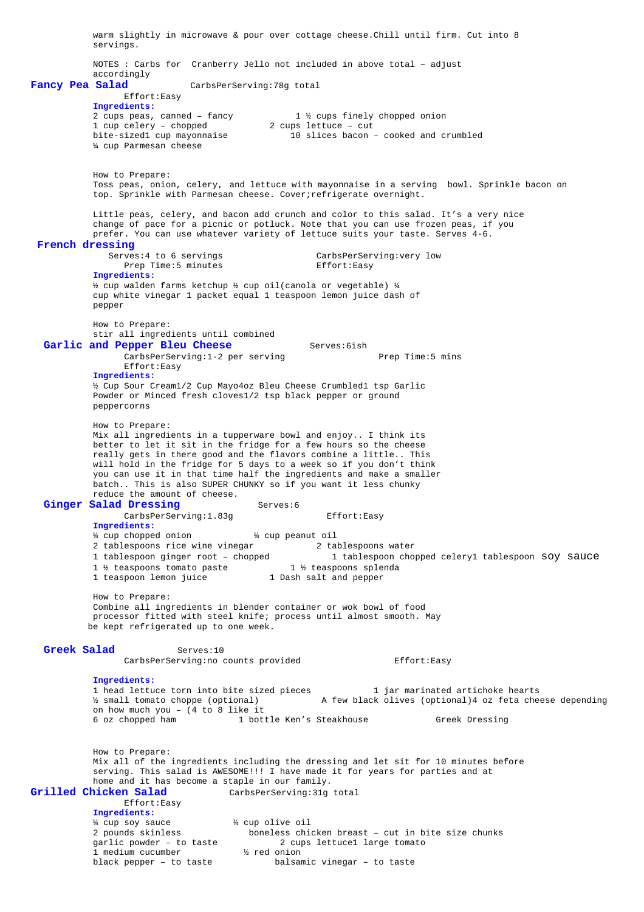warm slightly in microwave & pour over cottage cheese.Chill until firm. Cut into 8 servings.

NOTES : Carbs for Cranberry Jello not included in above total – adjust accordingly

## Fancy Pea Salad

CarbsPerServing:78g total

Effort:Easy

**Ingredients:**

2 cups peas, canned – fancy
1 ½ cups finely chopped onion
1 cup celery – chopped
2 cups lettuce – cut bite-sized
1 cup mayonnaise
10 slices bacon – cooked and crumbled
¼ cup Parmesan cheese

How to Prepare:
Toss peas, onion, celery, and lettuce with mayonnaise in a serving bowl. Sprinkle bacon on top. Sprinkle with Parmesan cheese. Cover;refrigerate overnight.

Little peas, celery, and bacon add crunch and color to this salad. It's a very nice change of pace for a picnic or potluck. Note that you can use frozen peas, if you prefer. You can use whatever variety of lettuce suits your taste. Serves 4-6.

## French dressing

Serves:4 to 6 servings
CarbsPerServing:very low
Prep Time:5 minutes
Effort:Easy

**Ingredients:**

½ cup walden farms ketchup ½ cup oil(canola or vegetable) ¼ cup white vinegar 1 packet equal 1 teaspoon lemon juice dash of pepper

How to Prepare:
stir all ingredients until combined

## Garlic and Pepper Bleu Cheese

Serves:6ish
CarbsPerServing:1-2 per serving
Prep Time:5 mins
Effort:Easy

**Ingredients:**

½ Cup Sour Cream1/2 Cup Mayo4oz Bleu Cheese Crumbled1 tsp Garlic Powder or Minced fresh cloves1/2 tsp black pepper or ground peppercorns

How to Prepare:
Mix all ingredients in a tupperware bowl and enjoy.. I think its better to let it sit in the fridge for a few hours so the cheese really gets in there good and the flavors combine a little.. This will hold in the fridge for 5 days to a week so if you don't think you can use it in that time half the ingredients and make a smaller batch.. This is also SUPER CHUNKY so if you want it less chunky reduce the amount of cheese.

## Ginger Salad Dressing

Serves:6
CarbsPerServing:1.83g
Effort:Easy

**Ingredients:**

¼ cup chopped onion
¼ cup peanut oil
2 tablespoons rice wine vinegar
2 tablespoons water
1 tablespoon ginger root – chopped
1 tablespoon chopped celery
1 tablespoon soy sauce
1 ½ teaspoons tomato paste
1 ½ teaspoons splenda
1 teaspoon lemon juice
1 Dash salt and pepper

How to Prepare:
Combine all ingredients in blender container or wok bowl of food processor fitted with steel knife; process until almost smooth. May be kept refrigerated up to one week.

## Greek Salad

Serves:10
CarbsPerServing:no counts provided
Effort:Easy

**Ingredients:**

1 head lettuce torn into bite sized pieces
1 jar marinated artichoke hearts
½ small tomato choppe (optional)
A few black olives (optional)
4 oz feta cheese depending on how much you – (4 to 8 like it
6 oz chopped ham
1 bottle Ken's Steakhouse Greek Dressing

How to Prepare:
Mix all of the ingredients including the dressing and let sit for 10 minutes before serving. This salad is AWESOME!!! I have made it for years for parties and at home and it has become a staple in our family.

## Grilled Chicken Salad

CarbsPerServing:31g total

Effort:Easy

**Ingredients:**

¼ cup soy sauce
¼ cup olive oil
2 pounds skinless boneless chicken breast – cut in bite size chunks
garlic powder – to taste
2 cups lettuce
1 large tomato
1 medium cucumber
½ red onion
black pepper – to taste
balsamic vinegar – to taste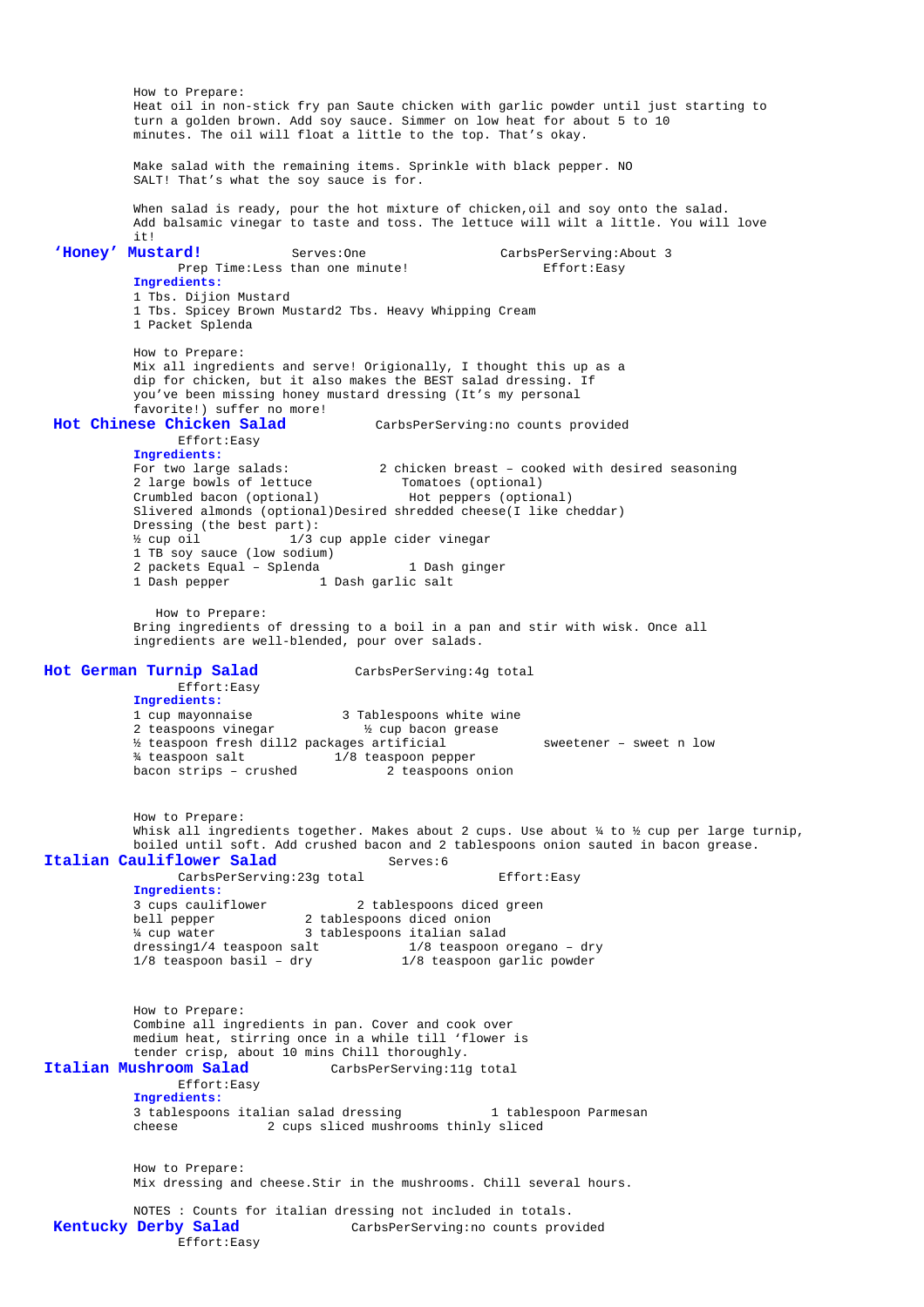How to Prepare:
Heat oil in non-stick fry pan Saute chicken with garlic powder until just starting to turn a golden brown. Add soy sauce. Simmer on low heat for about 5 to 10 minutes. The oil will float a little to the top. That's okay.

Make salad with the remaining items. Sprinkle with black pepper. NO SALT! That's what the soy sauce is for.

When salad is ready, pour the hot mixture of chicken,oil and soy onto the salad. Add balsamic vinegar to taste and toss. The lettuce will wilt a little. You will love it!

## 'Honey' Mustard!

Serves:One  CarbsPerServing:About 3
Prep Time:Less than one minute!  Effort:Easy

**Ingredients:**

1 Tbs. Dijion Mustard
1 Tbs. Spicey Brown Mustard2 Tbs. Heavy Whipping Cream
1 Packet Splenda

How to Prepare:
Mix all ingredients and serve! Origionally, I thought this up as a dip for chicken, but it also makes the BEST salad dressing. If you've been missing honey mustard dressing (It's my personal favorite!) suffer no more!

## Hot Chinese Chicken Salad

CarbsPerServing:no counts provided
Effort:Easy

**Ingredients:**

For two large salads:  2 chicken breast – cooked with desired seasoning
2 large bowls of lettuce  Tomatoes (optional)
Crumbled bacon (optional)  Hot peppers (optional)
Slivered almonds (optional)Desired shredded cheese(I like cheddar)
Dressing (the best part):
½ cup oil  1/3 cup apple cider vinegar
1 TB soy sauce (low sodium)
2 packets Equal – Splenda  1 Dash ginger
1 Dash pepper  1 Dash garlic salt

How to Prepare:
Bring ingredients of dressing to a boil in a pan and stir with wisk. Once all ingredients are well-blended, pour over salads.

## Hot German Turnip Salad

CarbsPerServing:4g total
Effort:Easy

**Ingredients:**

1 cup mayonnaise  3 Tablespoons white wine
2 teaspoons vinegar  ½ cup bacon grease
½ teaspoon fresh dill2 packages artificial  sweetener – sweet n low
¾ teaspoon salt  1/8 teaspoon pepper
bacon strips – crushed  2 teaspoons onion

How to Prepare:
Whisk all ingredients together. Makes about 2 cups. Use about ¼ to ½ cup per large turnip, boiled until soft. Add crushed bacon and 2 tablespoons onion sauted in bacon grease.

## Italian Cauliflower Salad

Serves:6
CarbsPerServing:23g total  Effort:Easy

**Ingredients:**

3 cups cauliflower  2 tablespoons diced green
bell pepper  2 tablespoons diced onion
¼ cup water  3 tablespoons italian salad
dressing1/4 teaspoon salt  1/8 teaspoon oregano – dry
1/8 teaspoon basil – dry  1/8 teaspoon garlic powder

How to Prepare:
Combine all ingredients in pan. Cover and cook over medium heat, stirring once in a while till 'flower is tender crisp, about 10 mins Chill thoroughly.

## Italian Mushroom Salad

CarbsPerServing:11g total
Effort:Easy

**Ingredients:**

3 tablespoons italian salad dressing  1 tablespoon Parmesan
cheese  2 cups sliced mushrooms thinly sliced

How to Prepare:
Mix dressing and cheese.Stir in the mushrooms. Chill several hours.

NOTES : Counts for italian dressing not included in totals.

## Kentucky Derby Salad

CarbsPerServing:no counts provided
Effort:Easy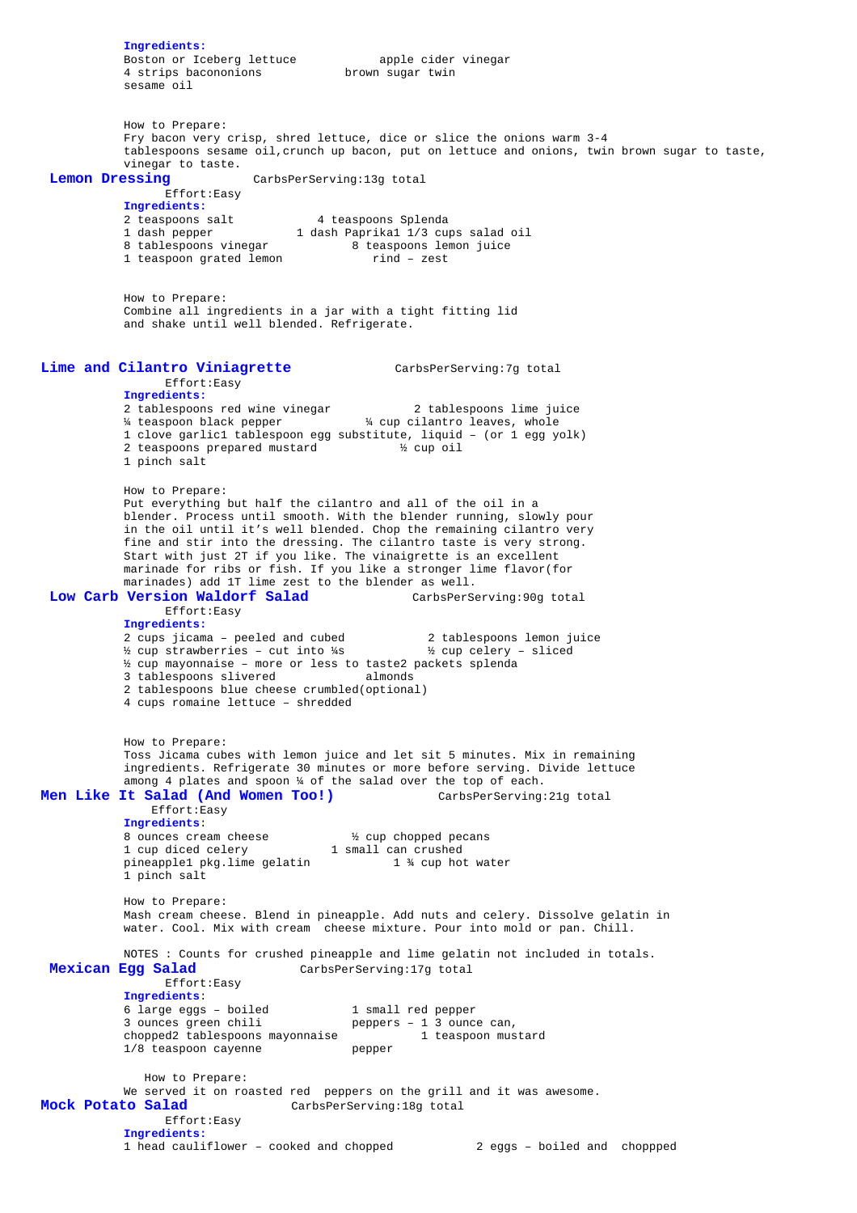**Ingredients:**

Boston or Iceberg lettuce
apple cider vinegar
4 strips bacononions
brown sugar twin
sesame oil

How to Prepare:

Fry bacon very crisp, shred lettuce, dice or slice the onions warm 3-4 tablespoons sesame oil,crunch up bacon, put on lettuce and onions, twin brown sugar to taste, vinegar to taste.

## Lemon Dressing

CarbsPerServing:13g total

Effort:Easy

**Ingredients:**

2 teaspoons salt
4 teaspoons Splenda
1 dash pepper
1 dash Paprika1 1/3 cups salad oil
8 tablespoons vinegar
8 teaspoons lemon juice
1 teaspoon grated lemon rind – zest

How to Prepare:

Combine all ingredients in a jar with a tight fitting lid and shake until well blended. Refrigerate.

## Lime and Cilantro Viniagrette

CarbsPerServing:7g total

Effort:Easy

**Ingredients:**

2 tablespoons red wine vinegar
2 tablespoons lime juice
¼ teaspoon black pepper
¼ cup cilantro leaves, whole
1 clove garlic1 tablespoon egg substitute, liquid – (or 1 egg yolk)
2 teaspoons prepared mustard
½ cup oil
1 pinch salt

How to Prepare:

Put everything but half the cilantro and all of the oil in a blender. Process until smooth. With the blender running, slowly pour in the oil until it's well blended. Chop the remaining cilantro very fine and stir into the dressing. The cilantro taste is very strong. Start with just 2T if you like. The vinaigrette is an excellent marinade for ribs or fish. If you like a stronger lime flavor(for marinades) add 1T lime zest to the blender as well.

## Low Carb Version Waldorf Salad

CarbsPerServing:90g total

Effort:Easy

**Ingredients:**

2 cups jicama – peeled and cubed
2 tablespoons lemon juice
½ cup strawberries – cut into ¼s
½ cup celery – sliced
½ cup mayonnaise – more or less to taste2 packets splenda
3 tablespoons slivered almonds
2 tablespoons blue cheese crumbled(optional)
4 cups romaine lettuce – shredded

How to Prepare:

Toss Jicama cubes with lemon juice and let sit 5 minutes. Mix in remaining ingredients. Refrigerate 30 minutes or more before serving. Divide lettuce among 4 plates and spoon ¼ of the salad over the top of each.

## Men Like It Salad (And Women Too!)

CarbsPerServing:21g total

Effort:Easy

**Ingredients:**

8 ounces cream cheese
½ cup chopped pecans
1 cup diced celery
1 small can crushed pineapple1 pkg.lime gelatin
1 ¾ cup hot water
1 pinch salt

How to Prepare:

Mash cream cheese. Blend in pineapple. Add nuts and celery. Dissolve gelatin in water. Cool. Mix with cream cheese mixture. Pour into mold or pan. Chill.

NOTES : Counts for crushed pineapple and lime gelatin not included in totals.

## Mexican Egg Salad

CarbsPerServing:17g total

Effort:Easy

**Ingredients:**

6 large eggs – boiled
1 small red pepper
3 ounces green chili peppers – 1 3 ounce can, chopped2 tablespoons mayonnaise
1 teaspoon mustard
1/8 teaspoon cayenne pepper

How to Prepare:

We served it on roasted red peppers on the grill and it was awesome.

## Mock Potato Salad

CarbsPerServing:18g total

Effort:Easy

**Ingredients:**

1 head cauliflower – cooked and chopped
2 eggs – boiled and choppped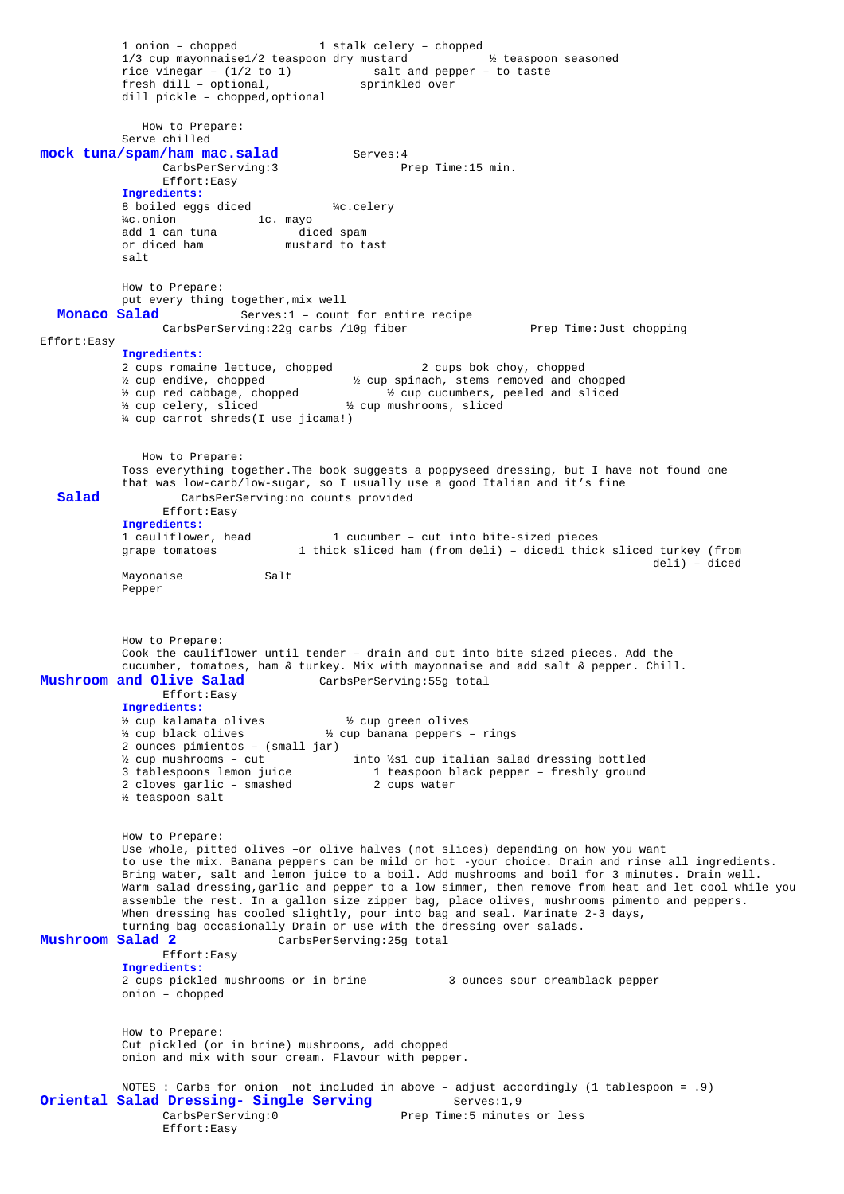1 onion – chopped
1 stalk celery – chopped
1/3 cup mayonnaise1/2 teaspoon dry mustard
½ teaspoon seasoned rice vinegar – (1/2 to 1)
salt and pepper – to taste
fresh dill – optional, sprinkled over
dill pickle – chopped,optional

How to Prepare:
Serve chilled

## mock tuna/spam/ham mac.salad

Serves:4
CarbsPerServing:3
Prep Time:15 min.
Effort:Easy

**Ingredients:**

8 boiled eggs diced
¼c.celery
¼c.onion
1c. mayo
add 1 can tuna
diced spam
or diced ham
mustard to tast
salt

How to Prepare:
put every thing together,mix well

## Monaco Salad

Serves:1 – count for entire recipe
CarbsPerServing:22g carbs /10g fiber
Prep Time:Just chopping
Effort:Easy

**Ingredients:**

2 cups romaine lettuce, chopped
2 cups bok choy, chopped
½ cup endive, chopped
½ cup spinach, stems removed and chopped
½ cup red cabbage, chopped
½ cup cucumbers, peeled and sliced
½ cup celery, sliced
½ cup mushrooms, sliced
¼ cup carrot shreds(I use jicama!)

How to Prepare:
Toss everything together.The book suggests a poppyseed dressing, but I have not found one that was low-carb/low-sugar, so I usually use a good Italian and it's fine

## Salad

CarbsPerServing:no counts provided
Effort:Easy

**Ingredients:**

1 cauliflower, head
1 cucumber – cut into bite-sized pieces
grape tomatoes
1 thick sliced ham (from deli) – diced1 thick sliced turkey (from deli) – diced
Mayonaise
Salt
Pepper

How to Prepare:
Cook the cauliflower until tender – drain and cut into bite sized pieces. Add the cucumber, tomatoes, ham & turkey. Mix with mayonnaise and add salt & pepper. Chill.

## Mushroom and Olive Salad

CarbsPerServing:55g total
Effort:Easy

**Ingredients:**

½ cup kalamata olives
½ cup green olives
½ cup black olives
½ cup banana peppers – rings
2 ounces pimientos – (small jar)
½ cup mushrooms – cut into ½s1 cup italian salad dressing bottled
3 tablespoons lemon juice
1 teaspoon black pepper – freshly ground
2 cloves garlic – smashed
2 cups water
½ teaspoon salt

How to Prepare:
Use whole, pitted olives –or olive halves (not slices) depending on how you want to use the mix. Banana peppers can be mild or hot -your choice. Drain and rinse all ingredients. Bring water, salt and lemon juice to a boil. Add mushrooms and boil for 3 minutes. Drain well. Warm salad dressing,garlic and pepper to a low simmer, then remove from heat and let cool while you assemble the rest. In a gallon size zipper bag, place olives, mushrooms pimento and peppers. When dressing has cooled slightly, pour into bag and seal. Marinate 2-3 days, turning bag occasionally Drain or use with the dressing over salads.

## Mushroom Salad 2

CarbsPerServing:25g total
Effort:Easy

**Ingredients:**

2 cups pickled mushrooms or in brine
3 ounces sour creamblack pepper
onion – chopped

How to Prepare:
Cut pickled (or in brine) mushrooms, add chopped onion and mix with sour cream. Flavour with pepper.

NOTES : Carbs for onion not included in above – adjust accordingly (1 tablespoon = .9)

## Oriental Salad Dressing- Single Serving

Serves:1,9
CarbsPerServing:0
Prep Time:5 minutes or less
Effort:Easy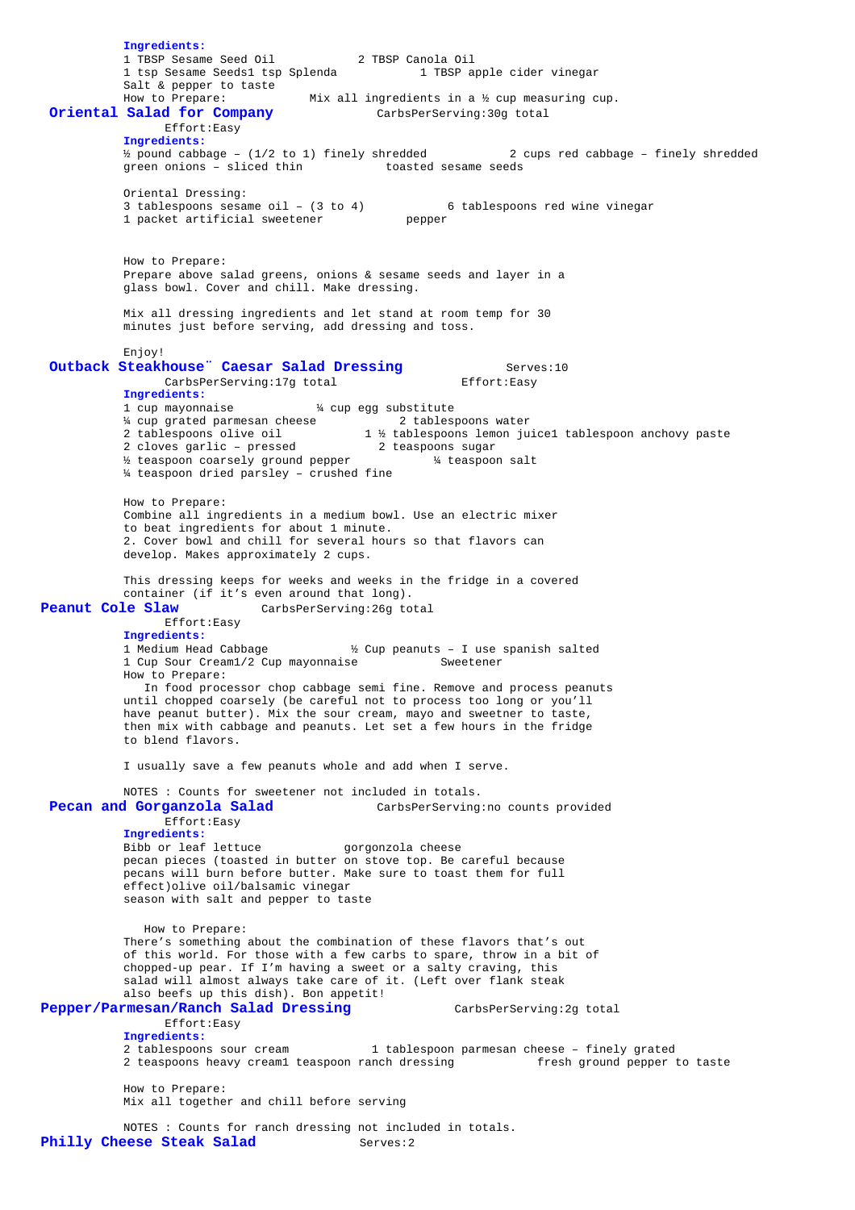**Ingredients:**
1 TBSP Sesame Seed Oil 2 TBSP Canola Oil
1 tsp Sesame Seeds1 tsp Splenda 1 TBSP apple cider vinegar
Salt & pepper to taste
How to Prepare: Mix all ingredients in a ½ cup measuring cup.

## Oriental Salad for Company

CarbsPerServing:30g total
Effort:Easy

**Ingredients:**
½ pound cabbage – (1/2 to 1) finely shredded 2 cups red cabbage – finely shredded
green onions – sliced thin toasted sesame seeds

Oriental Dressing:
3 tablespoons sesame oil – (3 to 4) 6 tablespoons red wine vinegar
1 packet artificial sweetener pepper

How to Prepare:
Prepare above salad greens, onions & sesame seeds and layer in a glass bowl. Cover and chill. Make dressing.

Mix all dressing ingredients and let stand at room temp for 30 minutes just before serving, add dressing and toss.

Enjoy!

## Outback Steakhouse¨ Caesar Salad Dressing

Serves:10
CarbsPerServing:17g total Effort:Easy

**Ingredients:**
1 cup mayonnaise ¼ cup egg substitute
¼ cup grated parmesan cheese 2 tablespoons water
2 tablespoons olive oil 1 ½ tablespoons lemon juice1 tablespoon anchovy paste
2 cloves garlic – pressed 2 teaspoons sugar
½ teaspoon coarsely ground pepper ¼ teaspoon salt
¼ teaspoon dried parsley – crushed fine

How to Prepare:
Combine all ingredients in a medium bowl. Use an electric mixer to beat ingredients for about 1 minute.
2. Cover bowl and chill for several hours so that flavors can develop. Makes approximately 2 cups.

This dressing keeps for weeks and weeks in the fridge in a covered container (if it's even around that long).

## Peanut Cole Slaw

CarbsPerServing:26g total
Effort:Easy

**Ingredients:**
1 Medium Head Cabbage ½ Cup peanuts – I use spanish salted
1 Cup Sour Cream1/2 Cup mayonnaise Sweetener
How to Prepare:
In food processor chop cabbage semi fine. Remove and process peanuts until chopped coarsely (be careful not to process too long or you'll have peanut butter). Mix the sour cream, mayo and sweetner to taste, then mix with cabbage and peanuts. Let set a few hours in the fridge to blend flavors.

I usually save a few peanuts whole and add when I serve.

NOTES : Counts for sweetener not included in totals.

## Pecan and Gorganzola Salad

CarbsPerServing:no counts provided
Effort:Easy

**Ingredients:**
Bibb or leaf lettuce gorgonzola cheese
pecan pieces (toasted in butter on stove top. Be careful because pecans will burn before butter. Make sure to toast them for full effect)olive oil/balsamic vinegar
season with salt and pepper to taste

How to Prepare:
There's something about the combination of these flavors that's out of this world. For those with a few carbs to spare, throw in a bit of chopped-up pear. If I'm having a sweet or a salty craving, this salad will almost always take care of it. (Left over flank steak also beefs up this dish). Bon appetit!

## Pepper/Parmesan/Ranch Salad Dressing

CarbsPerServing:2g total
Effort:Easy

**Ingredients:**
2 tablespoons sour cream 1 tablespoon parmesan cheese – finely grated
2 teaspoons heavy cream1 teaspoon ranch dressing fresh ground pepper to taste

How to Prepare:
Mix all together and chill before serving

NOTES : Counts for ranch dressing not included in totals.

## Philly Cheese Steak Salad

Serves:2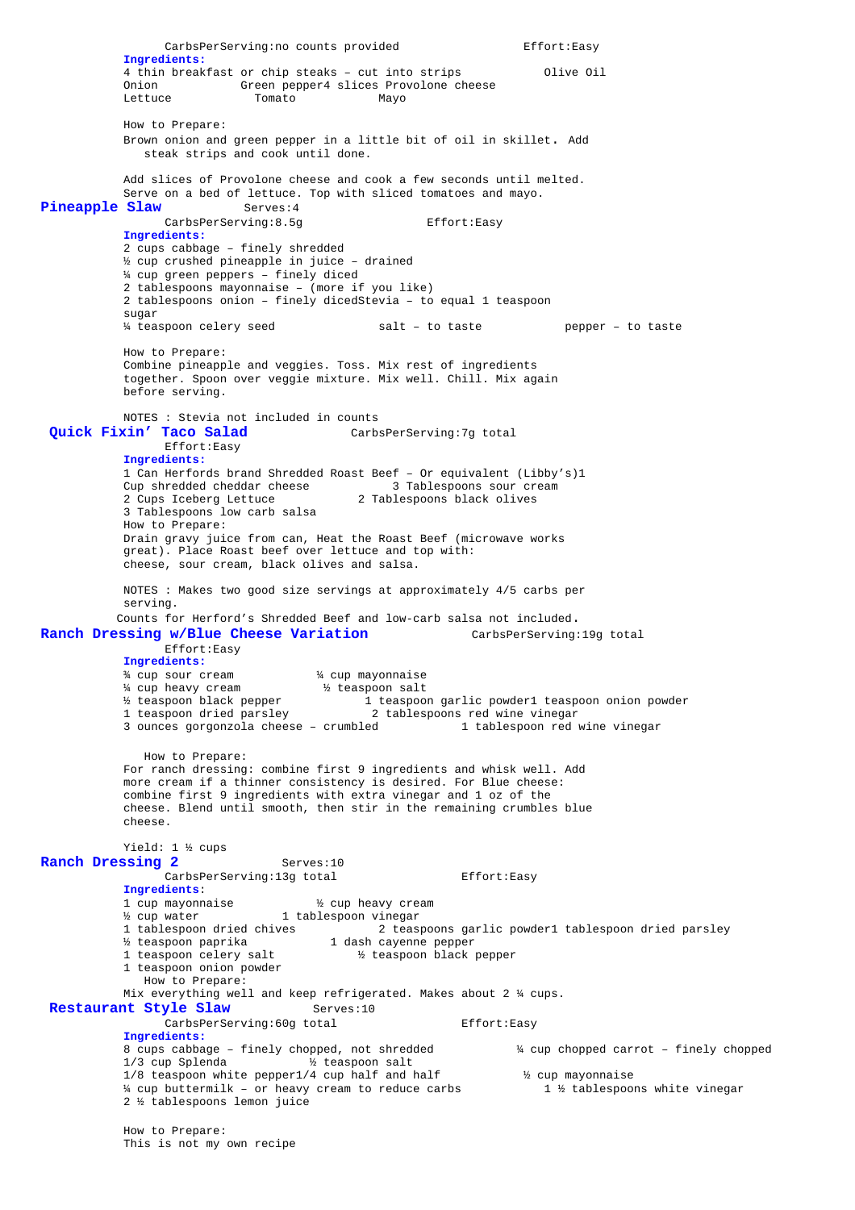CarbsPerServing:no counts provided Effort:Easy

**Ingredients:**

4 thin breakfast or chip steaks – cut into strips Olive Oil
Onion Green pepper4 slices Provolone cheese
Lettuce Tomato Mayo

How to Prepare:
Brown onion and green pepper in a little bit of oil in skillet. Add steak strips and cook until done.

Add slices of Provolone cheese and cook a few seconds until melted. Serve on a bed of lettuce. Top with sliced tomatoes and mayo.

## Pineapple Slaw

Serves:4
CarbsPerServing:8.5g Effort:Easy

**Ingredients:**

2 cups cabbage – finely shredded
½ cup crushed pineapple in juice – drained
¼ cup green peppers – finely diced
2 tablespoons mayonnaise – (more if you like)
2 tablespoons onion – finely dicedStevia – to equal 1 teaspoon sugar
¼ teaspoon celery seed salt – to taste pepper – to taste

How to Prepare:
Combine pineapple and veggies. Toss. Mix rest of ingredients together. Spoon over veggie mixture. Mix well. Chill. Mix again before serving.

NOTES : Stevia not included in counts

## Quick Fixin' Taco Salad

CarbsPerServing:7g total
Effort:Easy

**Ingredients:**

1 Can Herfords brand Shredded Roast Beef – Or equivalent (Libby's)1 Cup shredded cheddar cheese 3 Tablespoons sour cream
2 Cups Iceberg Lettuce 2 Tablespoons black olives
3 Tablespoons low carb salsa

How to Prepare:
Drain gravy juice from can, Heat the Roast Beef (microwave works great). Place Roast beef over lettuce and top with:
cheese, sour cream, black olives and salsa.

NOTES : Makes two good size servings at approximately 4/5 carbs per serving.
Counts for Herford's Shredded Beef and low-carb salsa not included.

## Ranch Dressing w/Blue Cheese Variation

CarbsPerServing:19g total
Effort:Easy

**Ingredients:**

¾ cup sour cream ¼ cup mayonnaise
¼ cup heavy cream ½ teaspoon salt
½ teaspoon black pepper 1 teaspoon garlic powder1 teaspoon onion powder
1 teaspoon dried parsley 2 tablespoons red wine vinegar
3 ounces gorgonzola cheese – crumbled 1 tablespoon red wine vinegar

How to Prepare:
For ranch dressing: combine first 9 ingredients and whisk well. Add more cream if a thinner consistency is desired. For Blue cheese: combine first 9 ingredients with extra vinegar and 1 oz of the cheese. Blend until smooth, then stir in the remaining crumbles blue cheese.

Yield: 1 ½ cups

## Ranch Dressing 2

Serves:10
CarbsPerServing:13g total Effort:Easy

**Ingredients:**

1 cup mayonnaise ½ cup heavy cream
½ cup water 1 tablespoon vinegar
1 tablespoon dried chives 2 teaspoons garlic powder1 tablespoon dried parsley
½ teaspoon paprika 1 dash cayenne pepper
1 teaspoon celery salt ½ teaspoon black pepper
1 teaspoon onion powder

How to Prepare:
Mix everything well and keep refrigerated. Makes about 2 ¼ cups.

## Restaurant Style Slaw

Serves:10
CarbsPerServing:60g total Effort:Easy

**Ingredients:**

8 cups cabbage – finely chopped, not shredded ¼ cup chopped carrot – finely chopped
1/3 cup Splenda ½ teaspoon salt
1/8 teaspoon white pepper1/4 cup half and half ½ cup mayonnaise
¼ cup buttermilk – or heavy cream to reduce carbs 1 ½ tablespoons white vinegar
2 ½ tablespoons lemon juice

How to Prepare:
This is not my own recipe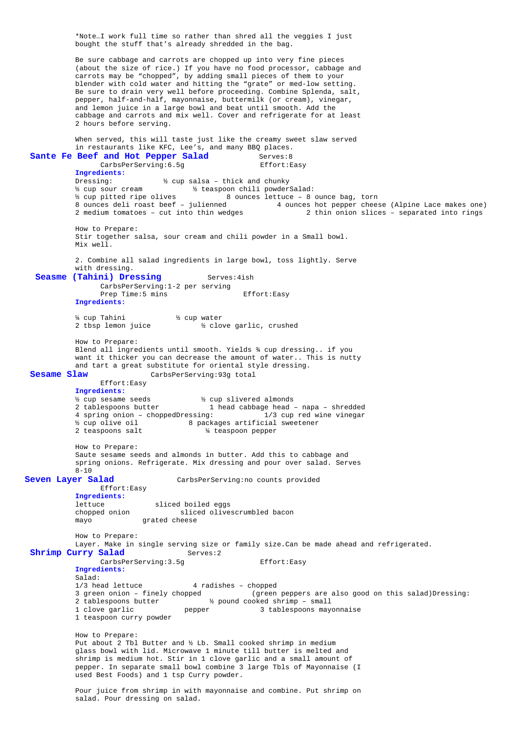*Note…I work full time so rather than shred all the veggies I just bought the stuff that's already shredded in the bag.

Be sure cabbage and carrots are chopped up into very fine pieces (about the size of rice.) If you have no food processor, cabbage and carrots may be "chopped", by adding small pieces of them to your blender with cold water and hitting the "grate" or med-low setting. Be sure to drain very well before proceeding. Combine Splenda, salt, pepper, half-and-half, mayonnaise, buttermilk (or cream), vinegar, and lemon juice in a large bowl and beat until smooth. Add the cabbage and carrots and mix well. Cover and refrigerate for at least 2 hours before serving.

When served, this will taste just like the creamy sweet slaw served in restaurants like KFC, Lee's, and many BBQ places.

## Sante Fe Beef and Hot Pepper Salad

Serves:8
CarbsPerServing:6.5g
Effort:Easy

**Ingredients:**

Dressing:
½ cup salsa – thick and chunky
½ cup sour cream
½ teaspoon chili powderSalad:
½ cup pitted ripe olives
8 ounces lettuce – 8 ounce bag, torn
8 ounces deli roast beef – julienned
4 ounces hot pepper cheese (Alpine Lace makes one)
2 medium tomatoes – cut into thin wedges
2 thin onion slices – separated into rings

How to Prepare:
Stir together salsa, sour cream and chili powder in a Small bowl. Mix well.

2. Combine all salad ingredients in large bowl, toss lightly. Serve with dressing.

## Seasme (Tahini) Dressing

Serves:4ish
CarbsPerServing:1-2 per serving
Prep Time:5 mins
Effort:Easy

**Ingredients:**

¼ cup Tahini
½ cup water
2 tbsp lemon juice
½ clove garlic, crushed

How to Prepare:
Blend all ingredients until smooth. Yields ¾ cup dressing.. if you want it thicker you can decrease the amount of water.. This is nutty and tart a great substitute for oriental style dressing.

## Sesame Slaw

CarbsPerServing:93g total
Effort:Easy

**Ingredients:**

½ cup sesame seeds
½ cup slivered almonds
2 tablespoons butter
1 head cabbage head – napa – shredded
4 spring onion – choppedDressing:
1/3 cup red wine vinegar
½ cup olive oil
8 packages artificial sweetener
2 teaspoons salt
¼ teaspoon pepper

How to Prepare:
Saute sesame seeds and almonds in butter. Add this to cabbage and spring onions. Refrigerate. Mix dressing and pour over salad. Serves 8-10

## Seven Layer Salad

CarbsPerServing:no counts provided
Effort:Easy

**Ingredients:**

lettuce
sliced boiled eggs
chopped onion
sliced olivescrumbled bacon
mayo
grated cheese

How to Prepare:
Layer. Make in single serving size or family size.Can be made ahead and refrigerated.

## Shrimp Curry Salad

Serves:2
CarbsPerServing:3.5g
Effort:Easy

**Ingredients:**

Salad:
1/3 head lettuce
4 radishes – chopped
3 green onion – finely chopped
(green peppers are also good on this salad)Dressing:
2 tablespoons butter
½ pound cooked shrimp – small
1 clove garlic
pepper
3 tablespoons mayonnaise
1 teaspoon curry powder

How to Prepare:
Put about 2 Tbl Butter and ½ Lb. Small cooked shrimp in medium glass bowl with lid. Microwave 1 minute till butter is melted and shrimp is medium hot. Stir in 1 clove garlic and a small amount of pepper. In separate small bowl combine 3 large Tbls of Mayonnaise (I used Best Foods) and 1 tsp Curry powder.

Pour juice from shrimp in with mayonnaise and combine. Put shrimp on salad. Pour dressing on salad.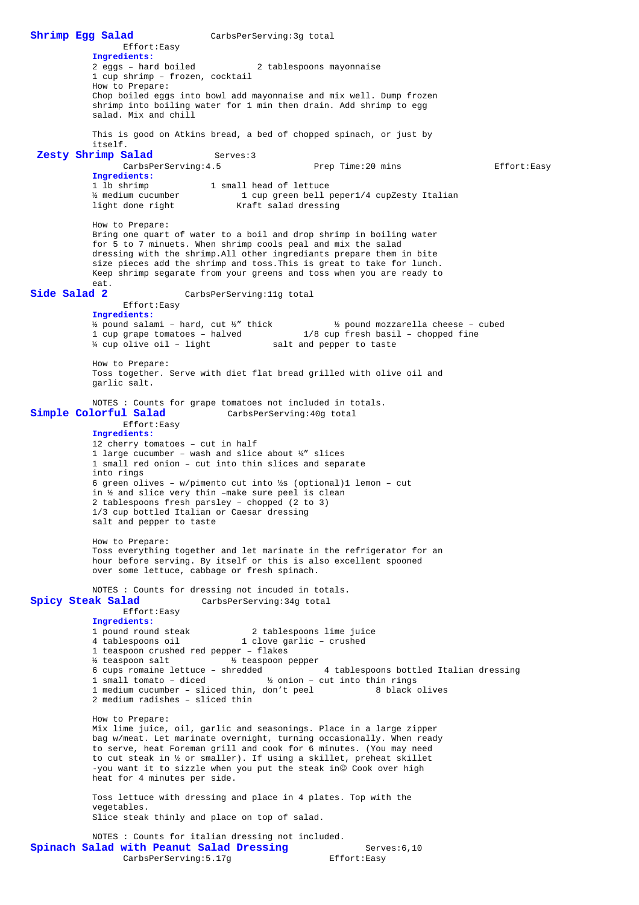## Shrimp Egg Salad

CarbsPerServing:3g total

Effort:Easy

**Ingredients:**

2 eggs – hard boiled
2 tablespoons mayonnaise
1 cup shrimp – frozen, cocktail

How to Prepare:
Chop boiled eggs into bowl add mayonnaise and mix well. Dump frozen shrimp into boiling water for 1 min then drain. Add shrimp to egg salad. Mix and chill

This is good on Atkins bread, a bed of chopped spinach, or just by itself.

## Zesty Shrimp Salad

Serves:3

CarbsPerServing:4.5
Prep Time:20 mins
Effort:Easy

**Ingredients:**

1 lb shrimp
1 small head of lettuce
½ medium cucumber
1 cup green bell peper1/4 cupZesty Italian light done right
Kraft salad dressing

How to Prepare:
Bring one quart of water to a boil and drop shrimp in boiling water for 5 to 7 minuets. When shrimp cools peal and mix the salad dressing with the shrimp.All other ingrediants prepare them in bite size pieces add the shrimp and toss.This is great to take for lunch. Keep shrimp segarate from your greens and toss when you are ready to eat.

## Side Salad 2

CarbsPerServing:11g total

Effort:Easy

**Ingredients:**

½ pound salami – hard, cut ½" thick
½ pound mozzarella cheese – cubed
1 cup grape tomatoes – halved
1/8 cup fresh basil – chopped fine
¼ cup olive oil – light
salt and pepper to taste

How to Prepare:
Toss together. Serve with diet flat bread grilled with olive oil and garlic salt.

NOTES : Counts for grape tomatoes not included in totals.

## Simple Colorful Salad

CarbsPerServing:40g total

Effort:Easy

**Ingredients:**

12 cherry tomatoes – cut in half
1 large cucumber – wash and slice about ¼" slices
1 small red onion – cut into thin slices and separate into rings
6 green olives – w/pimento cut into ½s (optional)1 lemon – cut in ½ and slice very thin –make sure peel is clean
2 tablespoons fresh parsley – chopped (2 to 3)
1/3 cup bottled Italian or Caesar dressing
salt and pepper to taste

How to Prepare:
Toss everything together and let marinate in the refrigerator for an hour before serving. By itself or this is also excellent spooned over some lettuce, cabbage or fresh spinach.

NOTES : Counts for dressing not incuded in totals.

## Spicy Steak Salad

CarbsPerServing:34g total

Effort:Easy

**Ingredients:**

1 pound round steak
2 tablespoons lime juice
4 tablespoons oil
1 clove garlic – crushed
1 teaspoon crushed red pepper – flakes
½ teaspoon salt
½ teaspoon pepper
6 cups romaine lettuce – shredded
4 tablespoons bottled Italian dressing
1 small tomato – diced
½ onion – cut into thin rings
1 medium cucumber – sliced thin, don't peel
8 black olives
2 medium radishes – sliced thin

How to Prepare:
Mix lime juice, oil, garlic and seasonings. Place in a large zipper bag w/meat. Let marinate overnight, turning occasionally. When ready to serve, heat Foreman grill and cook for 6 minutes. (You may need to cut steak in ½ or smaller). If using a skillet, preheat skillet -you want it to sizzle when you put the steak in☺ Cook over high heat for 4 minutes per side.

Toss lettuce with dressing and place in 4 plates. Top with the vegetables.
Slice steak thinly and place on top of salad.

NOTES : Counts for italian dressing not included.

## Spinach Salad with Peanut Salad Dressing

Serves:6,10

CarbsPerServing:5.17g
Effort:Easy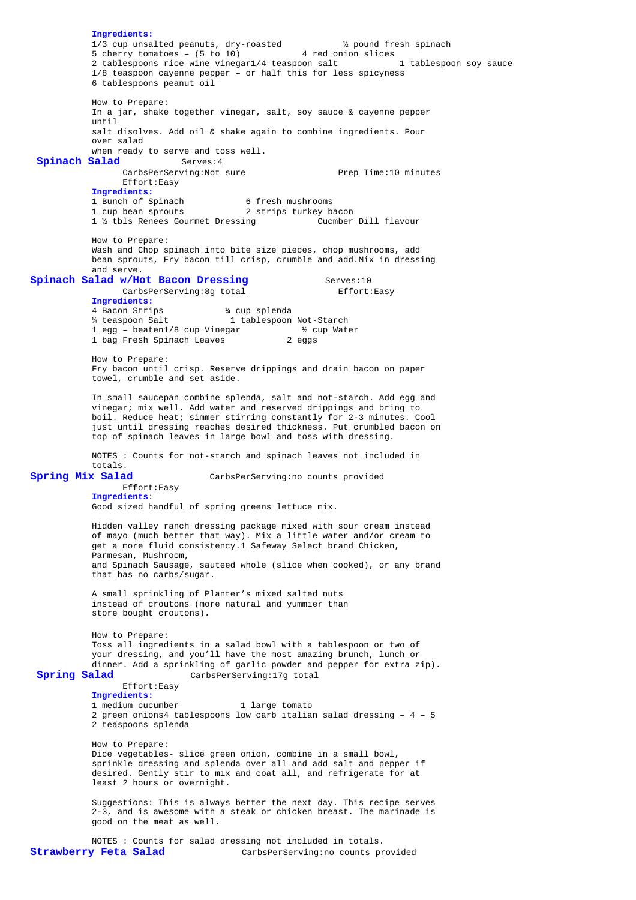**Ingredients:**

1/3 cup unsalted peanuts, dry-roasted ½ pound fresh spinach
5 cherry tomatoes – (5 to 10) 4 red onion slices
2 tablespoons rice wine vinegar1/4 teaspoon salt 1 tablespoon soy sauce
1/8 teaspoon cayenne pepper – or half this for less spicyness
6 tablespoons peanut oil

How to Prepare:
In a jar, shake together vinegar, salt, soy sauce & cayenne pepper until
salt disolves. Add oil & shake again to combine ingredients. Pour over salad
when ready to serve and toss well.

## Spinach Salad

Serves:4
CarbsPerServing:Not sure
Prep Time:10 minutes
Effort:Easy

**Ingredients:**

1 Bunch of Spinach 6 fresh mushrooms
1 cup bean sprouts 2 strips turkey bacon
1 ½ tbls Renees Gourmet Dressing Cucmber Dill flavour

How to Prepare:
Wash and Chop spinach into bite size pieces, chop mushrooms, add
bean sprouts, Fry bacon till crisp, crumble and add.Mix in dressing
and serve.

## Spinach Salad w/Hot Bacon Dressing

Serves:10
CarbsPerServing:8g total
Effort:Easy

**Ingredients:**

4 Bacon Strips ¼ cup splenda
¼ teaspoon Salt 1 tablespoon Not-Starch
1 egg – beaten1/8 cup Vinegar ½ cup Water
1 bag Fresh Spinach Leaves 2 eggs

How to Prepare:
Fry bacon until crisp. Reserve drippings and drain bacon on paper
towel, crumble and set aside.

In small saucepan combine splenda, salt and not-starch. Add egg and
vinegar; mix well. Add water and reserved drippings and bring to
boil. Reduce heat; simmer stirring constantly for 2-3 minutes. Cool
just until dressing reaches desired thickness. Put crumbled bacon on
top of spinach leaves in large bowl and toss with dressing.

NOTES : Counts for not-starch and spinach leaves not included in
totals.

## Spring Mix Salad

CarbsPerServing:no counts provided
Effort:Easy

**Ingredients:**

Good sized handful of spring greens lettuce mix.

Hidden valley ranch dressing package mixed with sour cream instead
of mayo (much better that way). Mix a little water and/or cream to
get a more fluid consistency.1 Safeway Select brand Chicken,
Parmesan, Mushroom,
and Spinach Sausage, sauteed whole (slice when cooked), or any brand
that has no carbs/sugar.

A small sprinkling of Planter's mixed salted nuts
instead of croutons (more natural and yummier than
store bought croutons).

How to Prepare:
Toss all ingredients in a salad bowl with a tablespoon or two of
your dressing, and you'll have the most amazing brunch, lunch or
dinner. Add a sprinkling of garlic powder and pepper for extra zip).

## Spring Salad

CarbsPerServing:17g total
Effort:Easy

**Ingredients:**

1 medium cucumber 1 large tomato
2 green onions4 tablespoons low carb italian salad dressing – 4 – 5
2 teaspoons splenda

How to Prepare:
Dice vegetables- slice green onion, combine in a small bowl,
sprinkle dressing and splenda over all and add salt and pepper if
desired. Gently stir to mix and coat all, and refrigerate for at
least 2 hours or overnight.

Suggestions: This is always better the next day. This recipe serves
2-3, and is awesome with a steak or chicken breast. The marinade is
good on the meat as well.

NOTES : Counts for salad dressing not included in totals.

## Strawberry Feta Salad

CarbsPerServing:no counts provided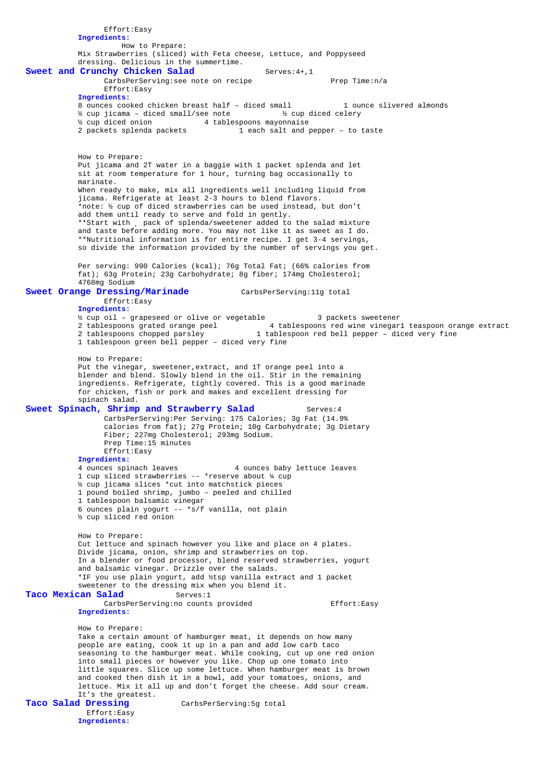Effort:Easy

**Ingredients:**

How to Prepare:

Mix Strawberries (sliced) with Feta cheese, Lettuce, and Poppyseed dressing. Delicious in the summertime.

## Sweet and Crunchy Chicken Salad

Serves:4+,1

CarbsPerServing:see note on recipe    Prep Time:n/a

Effort:Easy

**Ingredients:**

8 ounces cooked chicken breast half – diced small
1 ounce slivered almonds
½ cup jicama – diced small/see note
½ cup diced celery
½ cup diced onion
4 tablespoons mayonnaise
2 packets splenda packets
1 each salt and pepper – to taste

How to Prepare:

Put jicama and 2T water in a baggie with 1 packet splenda and let sit at room temperature for 1 hour, turning bag occasionally to marinate.

When ready to make, mix all ingredients well including liquid from jicama. Refrigerate at least 2-3 hours to blend flavors.

*note: ½ cup of diced strawberries can be used instead, but don't add them until ready to serve and fold in gently.

**Start with ¸ pack of splenda/sweetener added to the salad mixture and taste before adding more. You may not like it as sweet as I do.

**Nutritional information is for entire recipe. I get 3-4 servings, so divide the information provided by the number of servings you get.

Per serving: 990 Calories (kcal); 76g Total Fat; (66% calories from fat); 63g Protein; 23g Carbohydrate; 8g fiber; 174mg Cholesterol; 4768mg Sodium

## Sweet Orange Dressing/Marinade

CarbsPerServing:11g total

Effort:Easy

**Ingredients:**

½ cup oil – grapeseed or olive or vegetable
3 packets sweetener
2 tablespoons grated orange peel
4 tablespoons red wine vinegar
1 teaspoon orange extract
2 tablespoons chopped parsley
1 tablespoon red bell pepper – diced very fine
1 tablespoon green bell pepper – diced very fine

How to Prepare:

Put the vinegar, sweetener,extract, and 1T orange peel into a blender and blend. Slowly blend in the oil. Stir in the remaining ingredients. Refrigerate, tightly covered. This is a good marinade for chicken, fish or pork and makes and excellent dressing for spinach salad.

## Sweet Spinach, Shrimp and Strawberry Salad

Serves:4

CarbsPerServing:Per Serving: 175 Calories; 3g Fat (14.9% calories from fat); 27g Protein; 10g Carbohydrate; 3g Dietary Fiber; 227mg Cholesterol; 293mg Sodium.

Prep Time:15 minutes

Effort:Easy

**Ingredients:**

4 ounces spinach leaves
4 ounces baby lettuce leaves
1 cup sliced strawberries -- *reserve about ¼ cup
½ cup jicama slices *cut into matchstick pieces
1 pound boiled shrimp, jumbo – peeled and chilled
1 tablespoon balsamic vinegar
6 ounces plain yogurt -- *s/f vanilla, not plain
½ cup sliced red onion

How to Prepare:

Cut lettuce and spinach however you like and place on 4 plates. Divide jicama, onion, shrimp and strawberries on top.

In a blender or food processor, blend reserved strawberries, yogurt and balsamic vinegar. Drizzle over the salads.

*IF you use plain yogurt, add ½tsp vanilla extract and 1 packet sweetener to the dressing mix when you blend it.

## Taco Mexican Salad

Serves:1

CarbsPerServing:no counts provided    Effort:Easy

**Ingredients:**

How to Prepare:

Take a certain amount of hamburger meat, it depends on how many people are eating, cook it up in a pan and add low carb taco seasoning to the hamburger meat. While cooking, cut up one red onion into small pieces or however you like. Chop up one tomato into little squares. Slice up some lettuce. When hamburger meat is brown and cooked then dish it in a bowl, add your tomatoes, onions, and lettuce. Mix it all up and don't forget the cheese. Add sour cream. It's the greatest.

## Taco Salad Dressing

CarbsPerServing:5g total

Effort:Easy

**Ingredients:**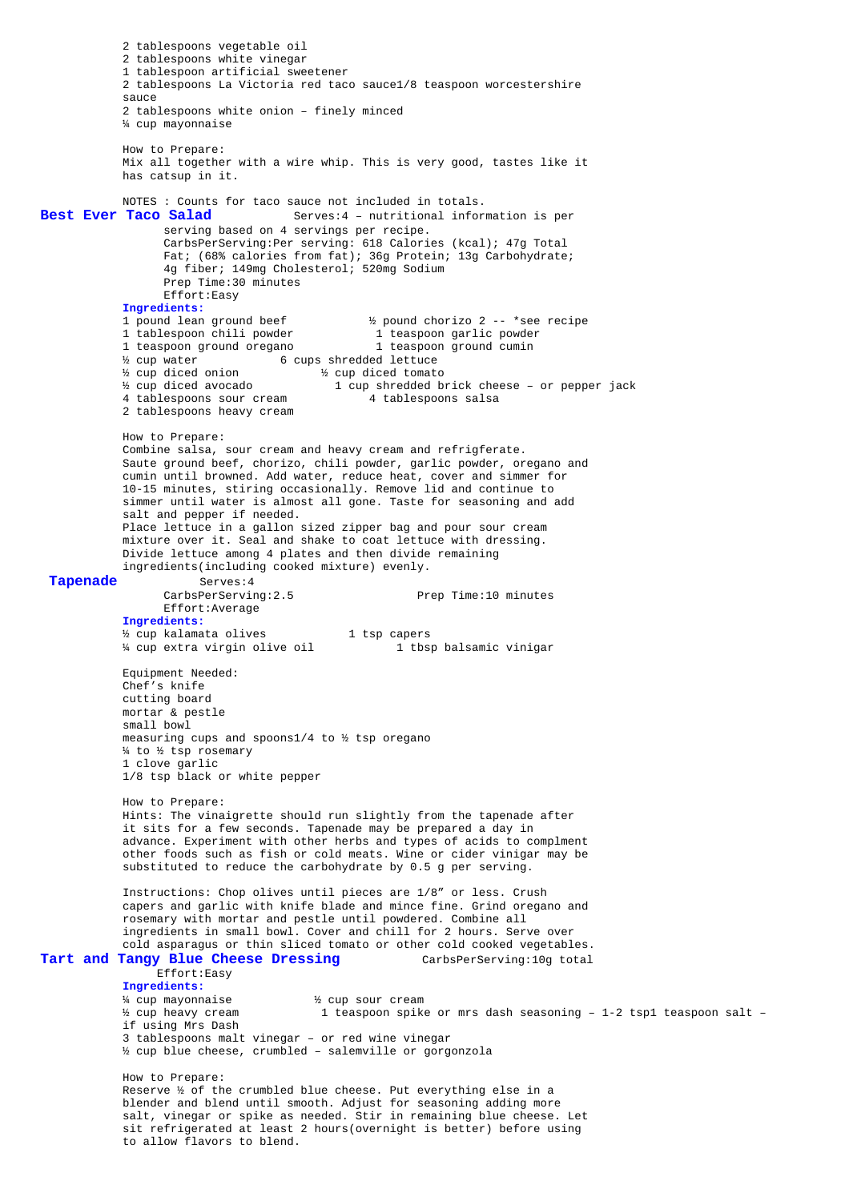2 tablespoons vegetable oil
2 tablespoons white vinegar
1 tablespoon artificial sweetener
2 tablespoons La Victoria red taco sauce1/8 teaspoon worcestershire sauce
2 tablespoons white onion – finely minced
¼ cup mayonnaise

How to Prepare:
Mix all together with a wire whip. This is very good, tastes like it has catsup in it.

NOTES : Counts for taco sauce not included in totals.

## Best Ever Taco Salad

Serves:4 – nutritional information is per serving based on 4 servings per recipe.
CarbsPerServing:Per serving: 618 Calories (kcal); 47g Total Fat; (68% calories from fat); 36g Protein; 13g Carbohydrate; 4g fiber; 149mg Cholesterol; 520mg Sodium
Prep Time:30 minutes
Effort:Easy

**Ingredients:**

1 pound lean ground beef
½ pound chorizo 2 -- *see recipe
1 tablespoon chili powder
1 teaspoon garlic powder
1 teaspoon ground oregano
1 teaspoon ground cumin
½ cup water
6 cups shredded lettuce
½ cup diced onion
½ cup diced tomato
½ cup diced avocado
1 cup shredded brick cheese – or pepper jack
4 tablespoons sour cream
4 tablespoons salsa
2 tablespoons heavy cream

How to Prepare:
Combine salsa, sour cream and heavy cream and refrigferate.
Saute ground beef, chorizo, chili powder, garlic powder, oregano and cumin until browned. Add water, reduce heat, cover and simmer for 10-15 minutes, stirring occasionally. Remove lid and continue to simmer until water is almost all gone. Taste for seasoning and add salt and pepper if needed.
Place lettuce in a gallon sized zipper bag and pour sour cream mixture over it. Seal and shake to coat lettuce with dressing.
Divide lettuce among 4 plates and then divide remaining ingredients(including cooked mixture) evenly.

## Tapenade

Serves:4
CarbsPerServing:2.5
Prep Time:10 minutes
Effort:Average

**Ingredients:**

½ cup kalamata olives
1 tsp capers
¼ cup extra virgin olive oil
1 tbsp balsamic vinigar

Equipment Needed:
Chef's knife
cutting board
mortar & pestle
small bowl
measuring cups and spoons1/4 to ½ tsp oregano
¼ to ½ tsp rosemary
1 clove garlic
1/8 tsp black or white pepper

How to Prepare:
Hints: The vinaigrette should run slightly from the tapenade after it sits for a few seconds. Tapenade may be prepared a day in advance. Experiment with other herbs and types of acids to complment other foods such as fish or cold meats. Wine or cider vinigar may be substituted to reduce the carbohydrate by 0.5 g per serving.

Instructions: Chop olives until pieces are 1/8" or less. Crush capers and garlic with knife blade and mince fine. Grind oregano and rosemary with mortar and pestle until powdered. Combine all ingredients in small bowl. Cover and chill for 2 hours. Serve over cold asparagus or thin sliced tomato or other cold cooked vegetables.

## Tart and Tangy Blue Cheese Dressing

CarbsPerServing:10g total
Effort:Easy

**Ingredients:**

¼ cup mayonnaise
½ cup sour cream
½ cup heavy cream
1 teaspoon spike or mrs dash seasoning – 1-2 tsp1 teaspoon salt – if using Mrs Dash
3 tablespoons malt vinegar – or red wine vinegar
½ cup blue cheese, crumbled – salemville or gorgonzola

How to Prepare:
Reserve ½ of the crumbled blue cheese. Put everything else in a blender and blend until smooth. Adjust for seasoning adding more salt, vinegar or spike as needed. Stir in remaining blue cheese. Let sit refrigerated at least 2 hours(overnight is better) before using to allow flavors to blend.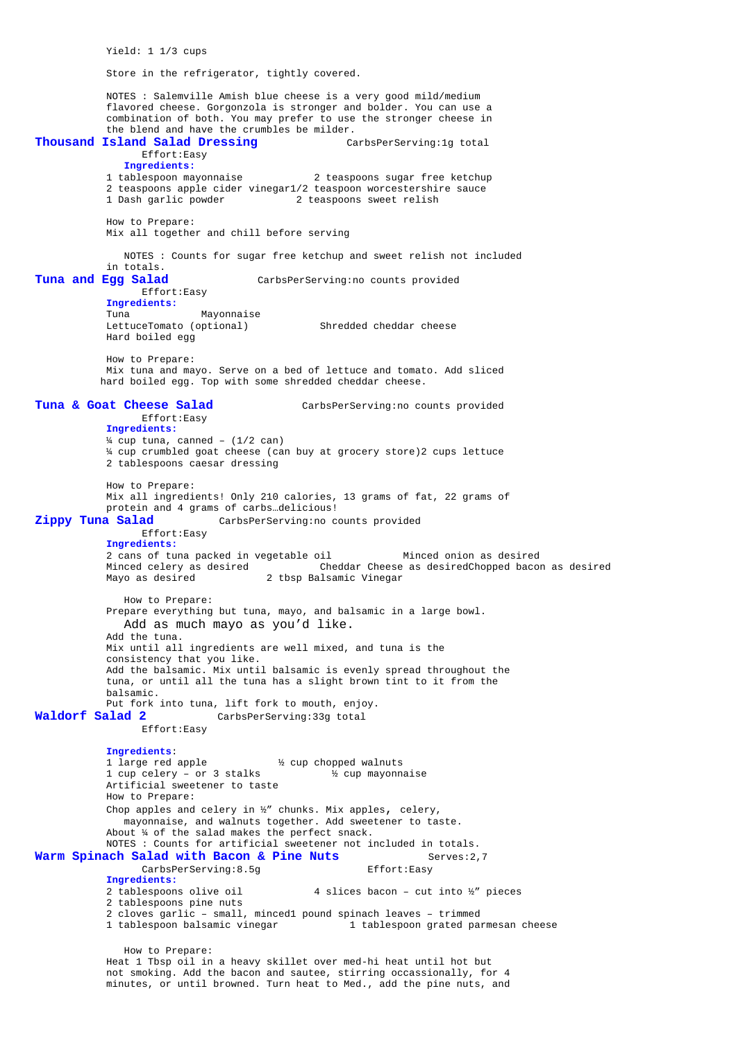Yield: 1 1/3 cups

Store in the refrigerator, tightly covered.

NOTES : Salemville Amish blue cheese is a very good mild/medium flavored cheese. Gorgonzola is stronger and bolder. You can use a combination of both. You may prefer to use the stronger cheese in the blend and have the crumbles be milder.

## Thousand Island Salad Dressing

CarbsPerServing:1g total

Effort:Easy

**Ingredients:**

1 tablespoon mayonnaise
2 teaspoons sugar free ketchup
2 teaspoons apple cider vinegar
1/2 teaspoon worcestershire sauce
1 Dash garlic powder
2 teaspoons sweet relish

How to Prepare:
Mix all together and chill before serving

NOTES : Counts for sugar free ketchup and sweet relish not included in totals.

## Tuna and Egg Salad

CarbsPerServing:no counts provided

Effort:Easy

**Ingredients:**

Tuna
Mayonnaise
Lettuce
Tomato (optional)
Shredded cheddar cheese
Hard boiled egg

How to Prepare:
Mix tuna and mayo. Serve on a bed of lettuce and tomato. Add sliced hard boiled egg. Top with some shredded cheddar cheese.

## Tuna & Goat Cheese Salad

CarbsPerServing:no counts provided

Effort:Easy

**Ingredients:**

¼ cup tuna, canned – (1/2 can)
¼ cup crumbled goat cheese (can buy at grocery store)
2 cups lettuce
2 tablespoons caesar dressing

How to Prepare:
Mix all ingredients! Only 210 calories, 13 grams of fat, 22 grams of protein and 4 grams of carbs…delicious!

## Zippy Tuna Salad

CarbsPerServing:no counts provided

Effort:Easy

**Ingredients:**

2 cans of tuna packed in vegetable oil
Minced onion as desired
Minced celery as desired
Cheddar Cheese as desired
Chopped bacon as desired
Mayo as desired
2 tbsp Balsamic Vinegar

How to Prepare:
Prepare everything but tuna, mayo, and balsamic in a large bowl.
Add as much mayo as you'd like.
Add the tuna.
Mix until all ingredients are well mixed, and tuna is the consistency that you like.
Add the balsamic. Mix until balsamic is evenly spread throughout the tuna, or until all the tuna has a slight brown tint to it from the balsamic.
Put fork into tuna, lift fork to mouth, enjoy.

## Waldorf Salad 2

CarbsPerServing:33g total

Effort:Easy

**Ingredients:**

1 large red apple
½ cup chopped walnuts
1 cup celery – or 3 stalks
½ cup mayonnaise
Artificial sweetener to taste

How to Prepare:
Chop apples and celery in ½" chunks. Mix apples, celery, mayonnaise, and walnuts together. Add sweetener to taste.
About ¼ of the salad makes the perfect snack.
NOTES : Counts for artificial sweetener not included in totals.

## Warm Spinach Salad with Bacon & Pine Nuts

Serves:2,7

CarbsPerServing:8.5g

Effort:Easy

**Ingredients:**

2 tablespoons olive oil
4 slices bacon – cut into ½" pieces
2 tablespoons pine nuts
2 cloves garlic – small, minced
1 pound spinach leaves – trimmed
1 tablespoon balsamic vinegar
1 tablespoon grated parmesan cheese

How to Prepare:
Heat 1 Tbsp oil in a heavy skillet over med-hi heat until hot but not smoking. Add the bacon and sautee, stirring occassionally, for 4 minutes, or until browned. Turn heat to Med., add the pine nuts, and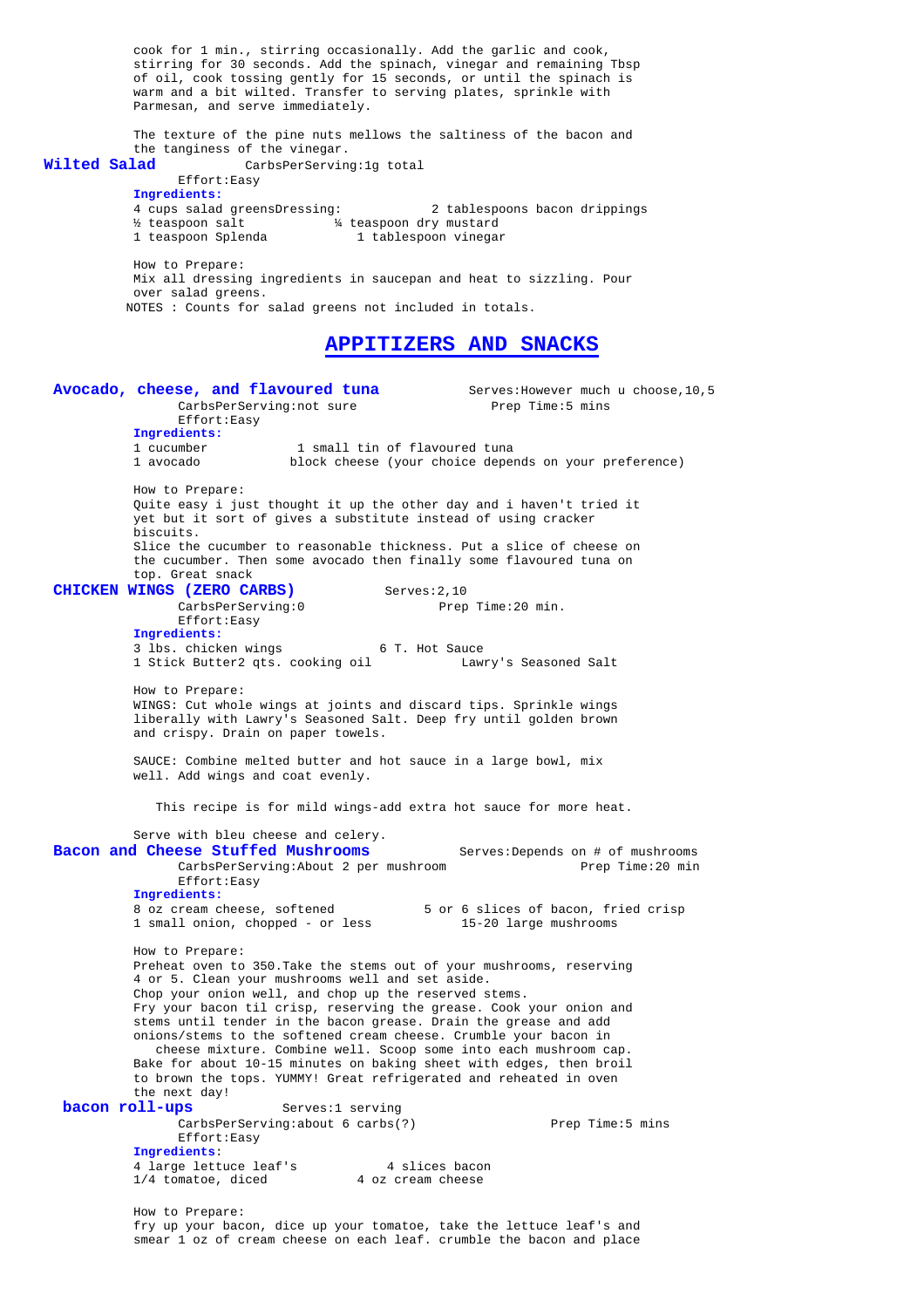cook for 1 min., stirring occasionally. Add the garlic and cook, stirring for 30 seconds. Add the spinach, vinegar and remaining Tbsp of oil, cook tossing gently for 15 seconds, or until the spinach is warm and a bit wilted. Transfer to serving plates, sprinkle with Parmesan, and serve immediately.

The texture of the pine nuts mellows the saltiness of the bacon and the tanginess of the vinegar.

### Wilted Salad

CarbsPerServing:1g total

Effort:Easy

**Ingredients:**

4 cups salad greensDressing: 2 tablespoons bacon drippings
½ teaspoon salt ¼ teaspoon dry mustard
1 teaspoon Splenda 1 tablespoon vinegar

How to Prepare:
Mix all dressing ingredients in saucepan and heat to sizzling. Pour over salad greens.
NOTES : Counts for salad greens not included in totals.

## APPITIZERS AND SNACKS

### Avocado, cheese, and flavoured tuna

Serves:However much u choose,10,5
CarbsPerServing:not sure
Prep Time:5 mins
Effort:Easy

**Ingredients:**

1 cucumber 1 small tin of flavoured tuna
1 avocado block cheese (your choice depends on your preference)

How to Prepare:
Quite easy i just thought it up the other day and i haven't tried it yet but it sort of gives a substitute instead of using cracker biscuits.
Slice the cucumber to reasonable thickness. Put a slice of cheese on the cucumber. Then some avocado then finally some flavoured tuna on top. Great snack

### CHICKEN WINGS (ZERO CARBS)

Serves:2,10
CarbsPerServing:0
Prep Time:20 min.
Effort:Easy

**Ingredients:**

3 lbs. chicken wings 6 T. Hot Sauce
1 Stick Butter2 qts. cooking oil Lawry's Seasoned Salt

How to Prepare:
WINGS: Cut whole wings at joints and discard tips. Sprinkle wings liberally with Lawry's Seasoned Salt. Deep fry until golden brown and crispy. Drain on paper towels.

SAUCE: Combine melted butter and hot sauce in a large bowl, mix well. Add wings and coat evenly.

This recipe is for mild wings-add extra hot sauce for more heat.

Serve with bleu cheese and celery.

### Bacon and Cheese Stuffed Mushrooms

Serves:Depends on # of mushrooms
CarbsPerServing:About 2 per mushroom
Prep Time:20 min
Effort:Easy

**Ingredients:**

8 oz cream cheese, softened 5 or 6 slices of bacon, fried crisp
1 small onion, chopped - or less 15-20 large mushrooms

How to Prepare:
Preheat oven to 350.Take the stems out of your mushrooms, reserving 4 or 5. Clean your mushrooms well and set aside.
Chop your onion well, and chop up the reserved stems.
Fry your bacon til crisp, reserving the grease. Cook your onion and stems until tender in the bacon grease. Drain the grease and add onions/stems to the softened cream cheese. Crumble your bacon in cheese mixture. Combine well. Scoop some into each mushroom cap.
Bake for about 10-15 minutes on baking sheet with edges, then broil to brown the tops. YUMMY! Great refrigerated and reheated in oven the next day!

### bacon roll-ups

Serves:1 serving
CarbsPerServing:about 6 carbs(?)
Prep Time:5 mins
Effort:Easy

**Ingredients:**

4 large lettuce leaf's 4 slices bacon
1/4 tomatoe, diced 4 oz cream cheese

How to Prepare:
fry up your bacon, dice up your tomatoe, take the lettuce leaf's and smear 1 oz of cream cheese on each leaf. crumble the bacon and place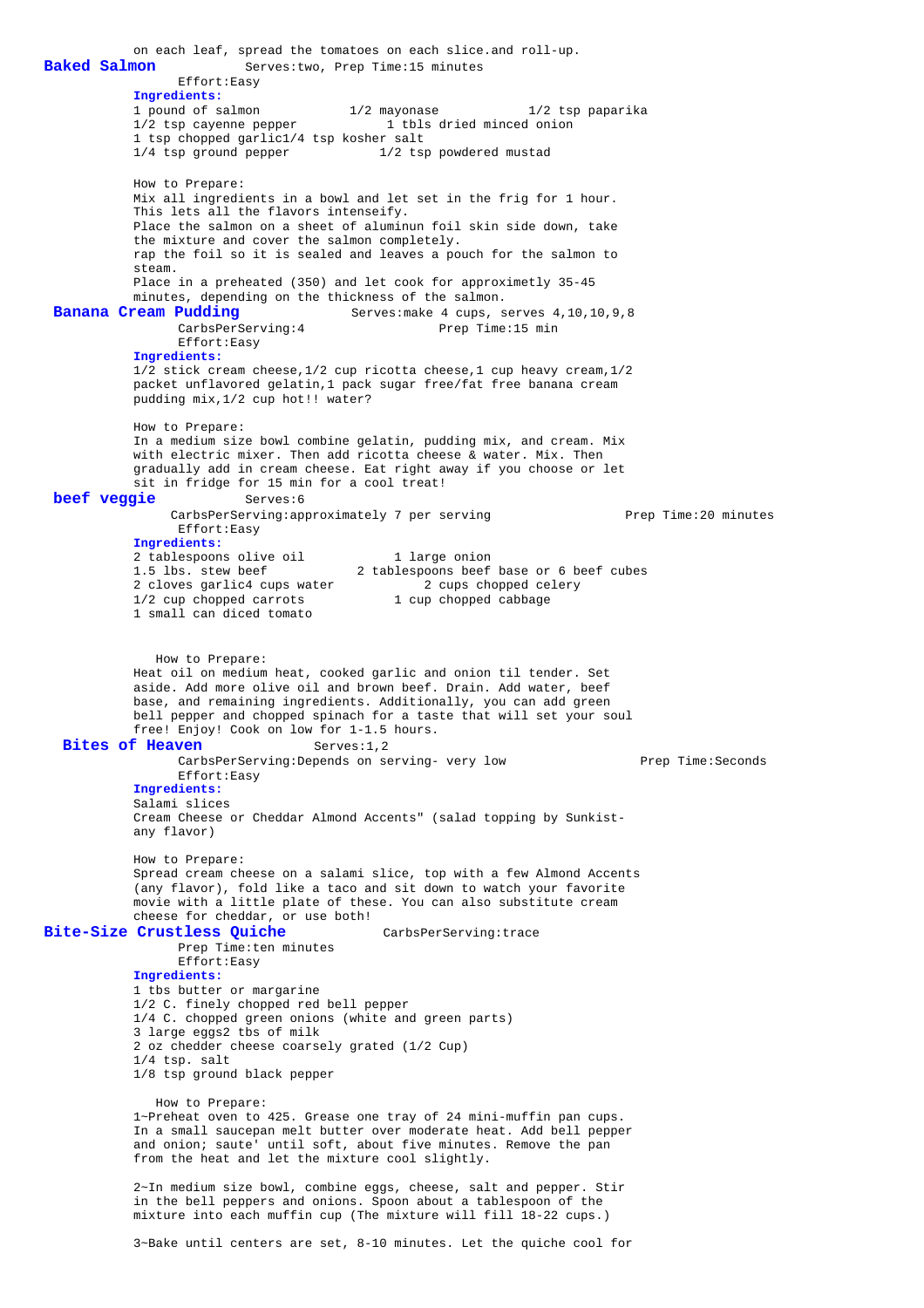on each leaf, spread the tomatoes on each slice.and roll-up.

## Baked Salmon

Serves:two, Prep Time:15 minutes

Effort:Easy

**Ingredients:**

1 pound of salmon 1/2 mayonase 1/2 tsp paparika
1/2 tsp cayenne pepper 1 tbls dried minced onion
1 tsp chopped garlic1/4 tsp kosher salt
1/4 tsp ground pepper 1/2 tsp powdered mustad

How to Prepare:

Mix all ingredients in a bowl and let set in the frig for 1 hour. This lets all the flavors intenseify.
Place the salmon on a sheet of aluminun foil skin side down, take the mixture and cover the salmon completely.
rap the foil so it is sealed and leaves a pouch for the salmon to steam.
Place in a preheated (350) and let cook for approximetly 35-45 minutes, depending on the thickness of the salmon.

## Banana Cream Pudding

Serves:make 4 cups, serves 4,10,10,9,8

CarbsPerServing:4 Prep Time:15 min

Effort:Easy

**Ingredients:**

1/2 stick cream cheese,1/2 cup ricotta cheese,1 cup heavy cream,1/2 packet unflavored gelatin,1 pack sugar free/fat free banana cream pudding mix,1/2 cup hot!! water?

How to Prepare:

In a medium size bowl combine gelatin, pudding mix, and cream. Mix with electric mixer. Then add ricotta cheese & water. Mix. Then gradually add in cream cheese. Eat right away if you choose or let sit in fridge for 15 min for a cool treat!

## beef veggie

Serves:6

CarbsPerServing:approximately 7 per serving Prep Time:20 minutes

Effort:Easy

**Ingredients:**

2 tablespoons olive oil 1 large onion
1.5 lbs. stew beef 2 tablespoons beef base or 6 beef cubes
2 cloves garlic4 cups water 2 cups chopped celery
1/2 cup chopped carrots 1 cup chopped cabbage
1 small can diced tomato

How to Prepare:

Heat oil on medium heat, cooked garlic and onion til tender. Set aside. Add more olive oil and brown beef. Drain. Add water, beef base, and remaining ingredients. Additionally, you can add green bell pepper and chopped spinach for a taste that will set your soul free! Enjoy! Cook on low for 1-1.5 hours.

## Bites of Heaven

Serves:1,2

CarbsPerServing:Depends on serving- very low Prep Time:Seconds

Effort:Easy

**Ingredients:**

Salami slices
Cream Cheese or Cheddar Almond Accents" (salad topping by Sunkist- any flavor)

How to Prepare:

Spread cream cheese on a salami slice, top with a few Almond Accents (any flavor), fold like a taco and sit down to watch your favorite movie with a little plate of these. You can also substitute cream cheese for cheddar, or use both!

## Bite-Size Crustless Quiche

CarbsPerServing:trace

Prep Time:ten minutes

Effort:Easy

**Ingredients:**

1 tbs butter or margarine
1/2 C. finely chopped red bell pepper
1/4 C. chopped green onions (white and green parts)
3 large eggs2 tbs of milk
2 oz chedder cheese coarsely grated (1/2 Cup)
1/4 tsp. salt
1/8 tsp ground black pepper

How to Prepare:

1~Preheat oven to 425. Grease one tray of 24 mini-muffin pan cups. In a small saucepan melt butter over moderate heat. Add bell pepper and onion; saute' until soft, about five minutes. Remove the pan from the heat and let the mixture cool slightly.

2~In medium size bowl, combine eggs, cheese, salt and pepper. Stir in the bell peppers and onions. Spoon about a tablespoon of the mixture into each muffin cup (The mixture will fill 18-22 cups.)

3~Bake until centers are set, 8-10 minutes. Let the quiche cool for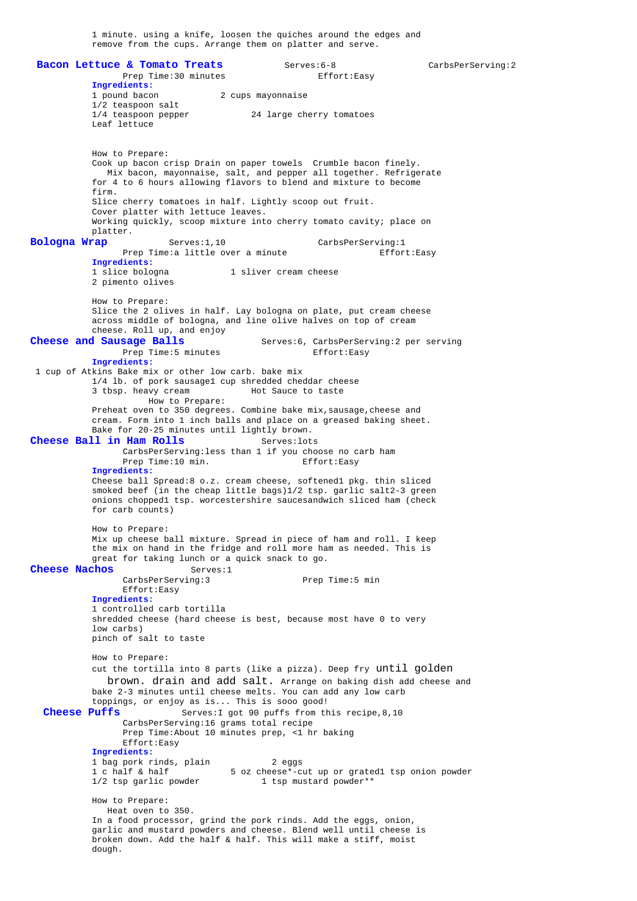1 minute. using a knife, loosen the quiches around the edges and remove from the cups. Arrange them on platter and serve.

## Bacon Lettuce & Tomato Treats

Serves:6-8 CarbsPerServing:2
Prep Time:30 minutes Effort:Easy

**Ingredients:**

1 pound bacon
2 cups mayonnaise
1/2 teaspoon salt
1/4 teaspoon pepper
24 large cherry tomatoes
Leaf lettuce

How to Prepare:
Cook up bacon crisp Drain on paper towels Crumble bacon finely.
Mix bacon, mayonnaise, salt, and pepper all together. Refrigerate for 4 to 6 hours allowing flavors to blend and mixture to become firm.
Slice cherry tomatoes in half. Lightly scoop out fruit.
Cover platter with lettuce leaves.
Working quickly, scoop mixture into cherry tomato cavity; place on platter.

## Bologna Wrap

Serves:1,10 CarbsPerServing:1
Prep Time:a little over a minute Effort:Easy

**Ingredients:**

1 slice bologna
1 sliver cream cheese
2 pimento olives

How to Prepare:
Slice the 2 olives in half. Lay bologna on plate, put cream cheese across middle of bologna, and line olive halves on top of cream cheese. Roll up, and enjoy

## Cheese and Sausage Balls

Serves:6, CarbsPerServing:2 per serving
Prep Time:5 minutes Effort:Easy

**Ingredients:**

1 cup of Atkins Bake mix or other low carb. bake mix
1/4 lb. of pork sausage1 cup shredded cheddar cheese
3 tbsp. heavy cream
Hot Sauce to taste

How to Prepare:
Preheat oven to 350 degrees. Combine bake mix,sausage,cheese and cream. Form into 1 inch balls and place on a greased baking sheet.
Bake for 20-25 minutes until lightly brown.

## Cheese Ball in Ham Rolls

Serves:lots
CarbsPerServing:less than 1 if you choose no carb ham
Prep Time:10 min. Effort:Easy

**Ingredients:**

Cheese ball Spread:8 o.z. cream cheese, softened1 pkg. thin sliced smoked beef (in the cheap little bags)1/2 tsp. garlic salt2-3 green onions chopped1 tsp. worcestershire saucesandwich sliced ham (check for carb counts)

How to Prepare:
Mix up cheese ball mixture. Spread in piece of ham and roll. I keep the mix on hand in the fridge and roll more ham as needed. This is great for taking lunch or a quick snack to go.

## Cheese Nachos

Serves:1
CarbsPerServing:3 Prep Time:5 min
Effort:Easy

**Ingredients:**

1 controlled carb tortilla
shredded cheese (hard cheese is best, because most have 0 to very low carbs)
pinch of salt to taste

How to Prepare:
cut the tortilla into 8 parts (like a pizza). Deep fry until golden brown. drain and add salt. Arrange on baking dish add cheese and bake 2-3 minutes until cheese melts. You can add any low carb toppings, or enjoy as is... This is sooo good!

## Cheese Puffs

Serves:I got 90 puffs from this recipe,8,10
CarbsPerServing:16 grams total recipe
Prep Time:About 10 minutes prep, <1 hr baking
Effort:Easy

**Ingredients:**

1 bag pork rinds, plain
2 eggs
1 c half & half
5 oz cheese*-cut up or grated1 tsp onion powder
1/2 tsp garlic powder
1 tsp mustard powder**

How to Prepare:
Heat oven to 350.
In a food processor, grind the pork rinds. Add the eggs, onion, garlic and mustard powders and cheese. Blend well until cheese is broken down. Add the half & half. This will make a stiff, moist dough.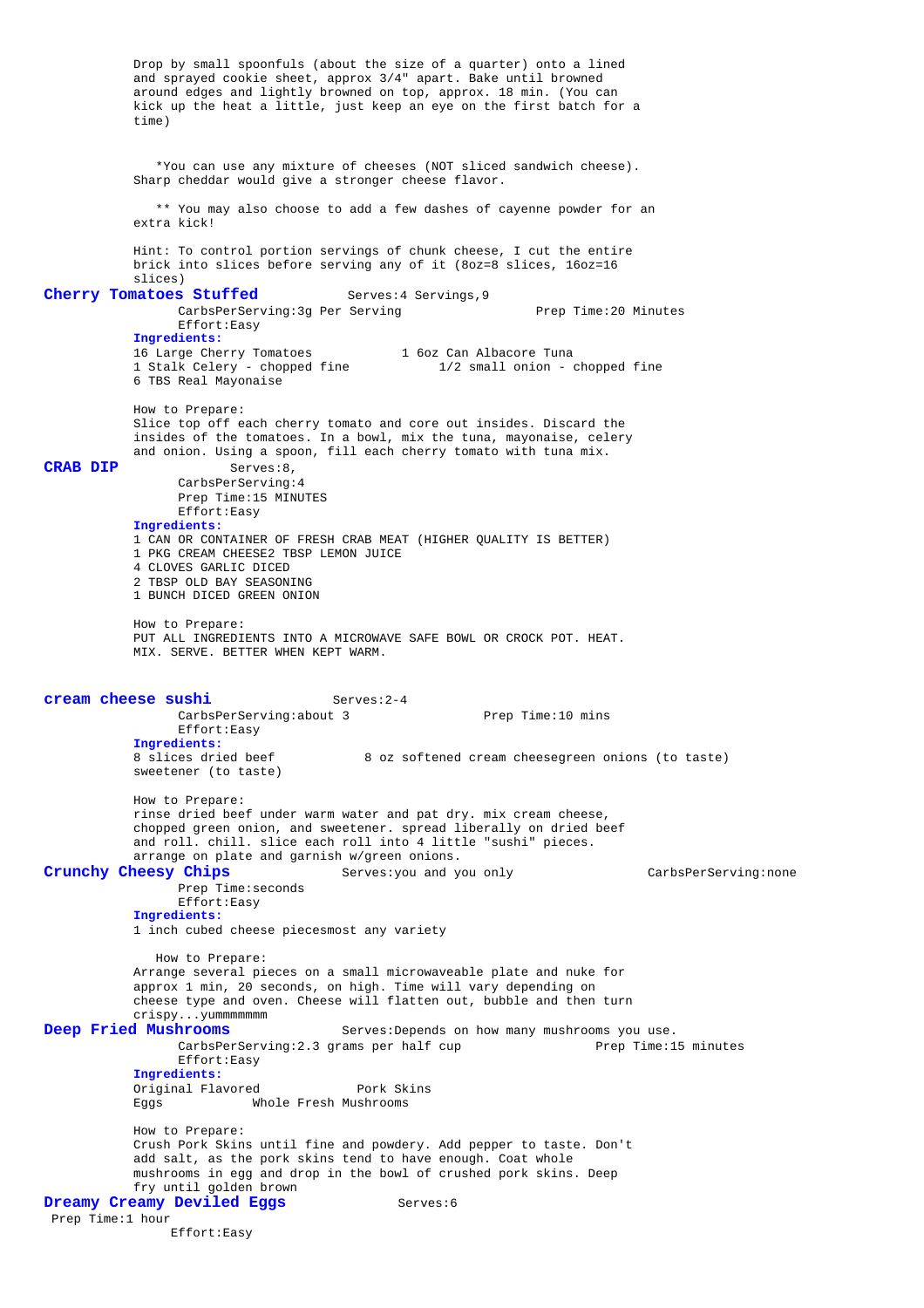Drop by small spoonfuls (about the size of a quarter) onto a lined and sprayed cookie sheet, approx 3/4" apart. Bake until browned around edges and lightly browned on top, approx. 18 min. (You can kick up the heat a little, just keep an eye on the first batch for a time)

*You can use any mixture of cheeses (NOT sliced sandwich cheese). Sharp cheddar would give a stronger cheese flavor.

** You may also choose to add a few dashes of cayenne powder for an extra kick!

Hint: To control portion servings of chunk cheese, I cut the entire brick into slices before serving any of it (8oz=8 slices, 16oz=16 slices)

## Cherry Tomatoes Stuffed

Serves:4 Servings,9
CarbsPerServing:3g Per Serving
Prep Time:20 Minutes
Effort:Easy

**Ingredients:**

16 Large Cherry Tomatoes
1 6oz Can Albacore Tuna
1 Stalk Celery - chopped fine
1/2 small onion - chopped fine
6 TBS Real Mayonaise

How to Prepare:
Slice top off each cherry tomato and core out insides. Discard the insides of the tomatoes. In a bowl, mix the tuna, mayonaise, celery and onion. Using a spoon, fill each cherry tomato with tuna mix.

## CRAB DIP

Serves:8,
CarbsPerServing:4
Prep Time:15 MINUTES
Effort:Easy

**Ingredients:**

1 CAN OR CONTAINER OF FRESH CRAB MEAT (HIGHER QUALITY IS BETTER)
1 PKG CREAM CHEESE2 TBSP LEMON JUICE
4 CLOVES GARLIC DICED
2 TBSP OLD BAY SEASONING
1 BUNCH DICED GREEN ONION

How to Prepare:
PUT ALL INGREDIENTS INTO A MICROWAVE SAFE BOWL OR CROCK POT. HEAT. MIX. SERVE. BETTER WHEN KEPT WARM.

## cream cheese sushi

Serves:2-4
CarbsPerServing:about 3
Prep Time:10 mins
Effort:Easy

**Ingredients:**

8 slices dried beef
8 oz softened cream cheesegreen onions (to taste)
sweetener (to taste)

How to Prepare:
rinse dried beef under warm water and pat dry. mix cream cheese, chopped green onion, and sweetener. spread liberally on dried beef and roll. chill. slice each roll into 4 little "sushi" pieces. arrange on plate and garnish w/green onions.

## Crunchy Cheesy Chips

Serves:you and you only
CarbsPerServing:none
Prep Time:seconds
Effort:Easy

**Ingredients:**

1 inch cubed cheese piecesmost any variety

How to Prepare:
Arrange several pieces on a small microwaveable plate and nuke for approx 1 min, 20 seconds, on high. Time will vary depending on cheese type and oven. Cheese will flatten out, bubble and then turn crispy...yummmmmmm

## Deep Fried Mushrooms

Serves:Depends on how many mushrooms you use.
CarbsPerServing:2.3 grams per half cup
Prep Time:15 minutes
Effort:Easy

**Ingredients:**

Original Flavored Pork Skins
Eggs
Whole Fresh Mushrooms

How to Prepare:
Crush Pork Skins until fine and powdery. Add pepper to taste. Don't add salt, as the pork skins tend to have enough. Coat whole mushrooms in egg and drop in the bowl of crushed pork skins. Deep fry until golden brown

## Dreamy Creamy Deviled Eggs

Serves:6
Prep Time:1 hour
Effort:Easy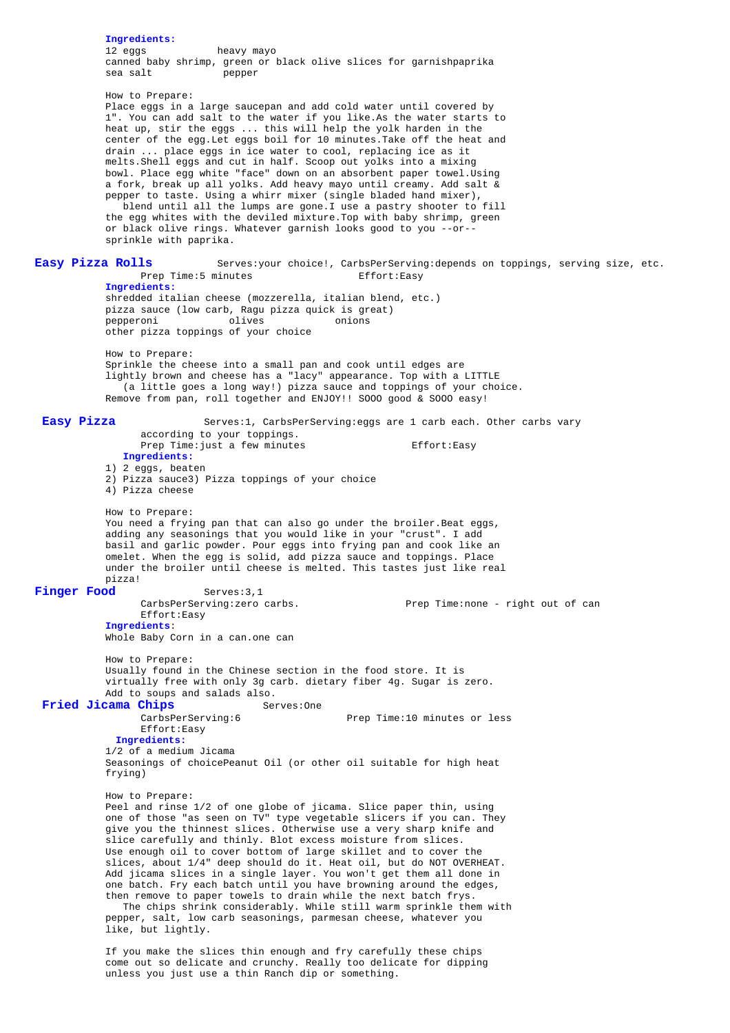**Ingredients:**

12 eggs heavy mayo
canned baby shrimp, green or black olive slices for garnishpaprika
sea salt pepper

How to Prepare:
Place eggs in a large saucepan and add cold water until covered by 1". You can add salt to the water if you like.As the water starts to heat up, stir the eggs ... this will help the yolk harden in the center of the egg.Let eggs boil for 10 minutes.Take off the heat and drain ... place eggs in ice water to cool, replacing ice as it melts.Shell eggs and cut in half. Scoop out yolks into a mixing bowl. Place egg white "face" down on an absorbent paper towel.Using a fork, break up all yolks. Add heavy mayo until creamy. Add salt & pepper to taste. Using a whirr mixer (single bladed hand mixer), blend until all the lumps are gone.I use a pastry shooter to fill the egg whites with the deviled mixture.Top with baby shrimp, green or black olive rings. Whatever garnish looks good to you --or-- sprinkle with paprika.

## Easy Pizza Rolls

Serves:your choice!, CarbsPerServing:depends on toppings, serving size, etc.
Prep Time:5 minutes Effort:Easy

**Ingredients:**

shredded italian cheese (mozzerella, italian blend, etc.)
pizza sauce (low carb, Ragu pizza quick is great)
pepperoni olives onions
other pizza toppings of your choice

How to Prepare:
Sprinkle the cheese into a small pan and cook until edges are lightly brown and cheese has a "lacy" appearance. Top with a LITTLE (a little goes a long way!) pizza sauce and toppings of your choice. Remove from pan, roll together and ENJOY!! SOOO good & SOOO easy!

## Easy Pizza

Serves:1, CarbsPerServing:eggs are 1 carb each. Other carbs vary according to your toppings.
Prep Time:just a few minutes Effort:Easy

**Ingredients:**

1) 2 eggs, beaten
2) Pizza sauce3) Pizza toppings of your choice
4) Pizza cheese

How to Prepare:
You need a frying pan that can also go under the broiler.Beat eggs, adding any seasonings that you would like in your "crust". I add basil and garlic powder. Pour eggs into frying pan and cook like an omelet. When the egg is solid, add pizza sauce and toppings. Place under the broiler until cheese is melted. This tastes just like real pizza!

## Finger Food

Serves:3,1
CarbsPerServing:zero carbs. Prep Time:none - right out of can
Effort:Easy

**Ingredients**:

Whole Baby Corn in a can.one can

How to Prepare:
Usually found in the Chinese section in the food store. It is virtually free with only 3g carb. dietary fiber 4g. Sugar is zero. Add to soups and salads also.

## Fried Jicama Chips

Serves:One
CarbsPerServing:6 Prep Time:10 minutes or less
Effort:Easy

**Ingredients:**

1/2 of a medium Jicama
Seasonings of choicePeanut Oil (or other oil suitable for high heat frying)

How to Prepare:
Peel and rinse 1/2 of one globe of jicama. Slice paper thin, using one of those "as seen on TV" type vegetable slicers if you can. They give you the thinnest slices. Otherwise use a very sharp knife and slice carefully and thinly. Blot excess moisture from slices. Use enough oil to cover bottom of large skillet and to cover the slices, about 1/4" deep should do it. Heat oil, but do NOT OVERHEAT. Add jicama slices in a single layer. You won't get them all done in one batch. Fry each batch until you have browning around the edges, then remove to paper towels to drain while the next batch frys.
The chips shrink considerably. While still warm sprinkle them with pepper, salt, low carb seasonings, parmesan cheese, whatever you like, but lightly.

If you make the slices thin enough and fry carefully these chips come out so delicate and crunchy. Really too delicate for dipping unless you just use a thin Ranch dip or something.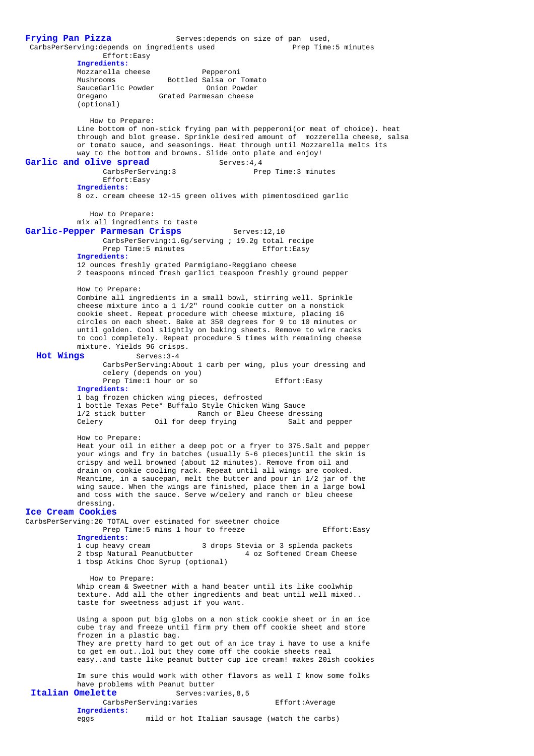## Frying Pan Pizza

Serves:depends on size of pan used,
CarbsPerServing:depends on ingredients used
Prep Time:5 minutes
Effort:Easy

**Ingredients:**

Mozzarella cheese
Pepperoni
Mushrooms
Bottled Salsa or Tomato SauceGarlic Powder
Onion Powder
Oregano
Grated Parmesan cheese (optional)

How to Prepare:

Line bottom of non-stick frying pan with pepperoni(or meat of choice). heat through and blot grease. Sprinkle desired amount of mozzerella cheese, salsa or tomato sauce, and seasonings. Heat through until Mozzarella melts its way to the bottom and browns. Slide onto plate and enjoy!

## Garlic and olive spread

Serves:4,4
CarbsPerServing:3
Prep Time:3 minutes
Effort:Easy

**Ingredients:**

8 oz. cream cheese 12-15 green olives with pimentosdiced garlic

How to Prepare:

mix all ingredients to taste

## Garlic-Pepper Parmesan Crisps

Serves:12,10
CarbsPerServing:1.6g/serving ; 19.2g total recipe
Prep Time:5 minutes
Effort:Easy

**Ingredients:**

12 ounces freshly grated Parmigiano-Reggiano cheese
2 teaspoons minced fresh garlic1 teaspoon freshly ground pepper

How to Prepare:

Combine all ingredients in a small bowl, stirring well. Sprinkle cheese mixture into a 1 1/2" round cookie cutter on a nonstick cookie sheet. Repeat procedure with cheese mixture, placing 16 circles on each sheet. Bake at 350 degrees for 9 to 10 minutes or until golden. Cool slightly on baking sheets. Remove to wire racks to cool completely. Repeat procedure 5 times with remaining cheese mixture. Yields 96 crisps.

## Hot Wings

Serves:3-4
CarbsPerServing:About 1 carb per wing, plus your dressing and celery (depends on you)
Prep Time:1 hour or so
Effort:Easy

**Ingredients:**

1 bag frozen chicken wing pieces, defrosted
1 bottle Texas Pete* Buffalo Style Chicken Wing Sauce
1/2 stick butter
Ranch or Bleu Cheese dressing
Celery
Oil for deep frying
Salt and pepper

How to Prepare:

Heat your oil in either a deep pot or a fryer to 375.Salt and pepper your wings and fry in batches (usually 5-6 pieces)until the skin is crispy and well browned (about 12 minutes). Remove from oil and drain on cookie cooling rack. Repeat until all wings are cooked. Meantime, in a saucepan, melt the butter and pour in 1/2 jar of the wing sauce. When the wings are finished, place them in a large bowl and toss with the sauce. Serve w/celery and ranch or bleu cheese dressing.

## Ice Cream Cookies

CarbsPerServing:20 TOTAL over estimated for sweetner choice
Prep Time:5 mins 1 hour to freeze
Effort:Easy

**Ingredients:**

1 cup heavy cream
3 drops Stevia or 3 splenda packets
2 tbsp Natural Peanutbutter
4 oz Softened Cream Cheese
1 tbsp Atkins Choc Syrup (optional)

How to Prepare:

Whip cream & Sweetner with a hand beater until its like coolwhip texture. Add all the other ingredients and beat until well mixed.. taste for sweetness adjust if you want.

Using a spoon put big globs on a non stick cookie sheet or in an ice cube tray and freeze until firm pry them off cookie sheet and store frozen in a plastic bag.
They are pretty hard to get out of an ice tray i have to use a knife to get em out..lol but they come off the cookie sheets real easy..and taste like peanut butter cup ice cream! makes 20ish cookies

Im sure this would work with other flavors as well I know some folks have problems with Peanut butter

## Italian Omelette

Serves:varies,8,5
CarbsPerServing:varies
Effort:Average

**Ingredients:**

eggs
mild or hot Italian sausage (watch the carbs)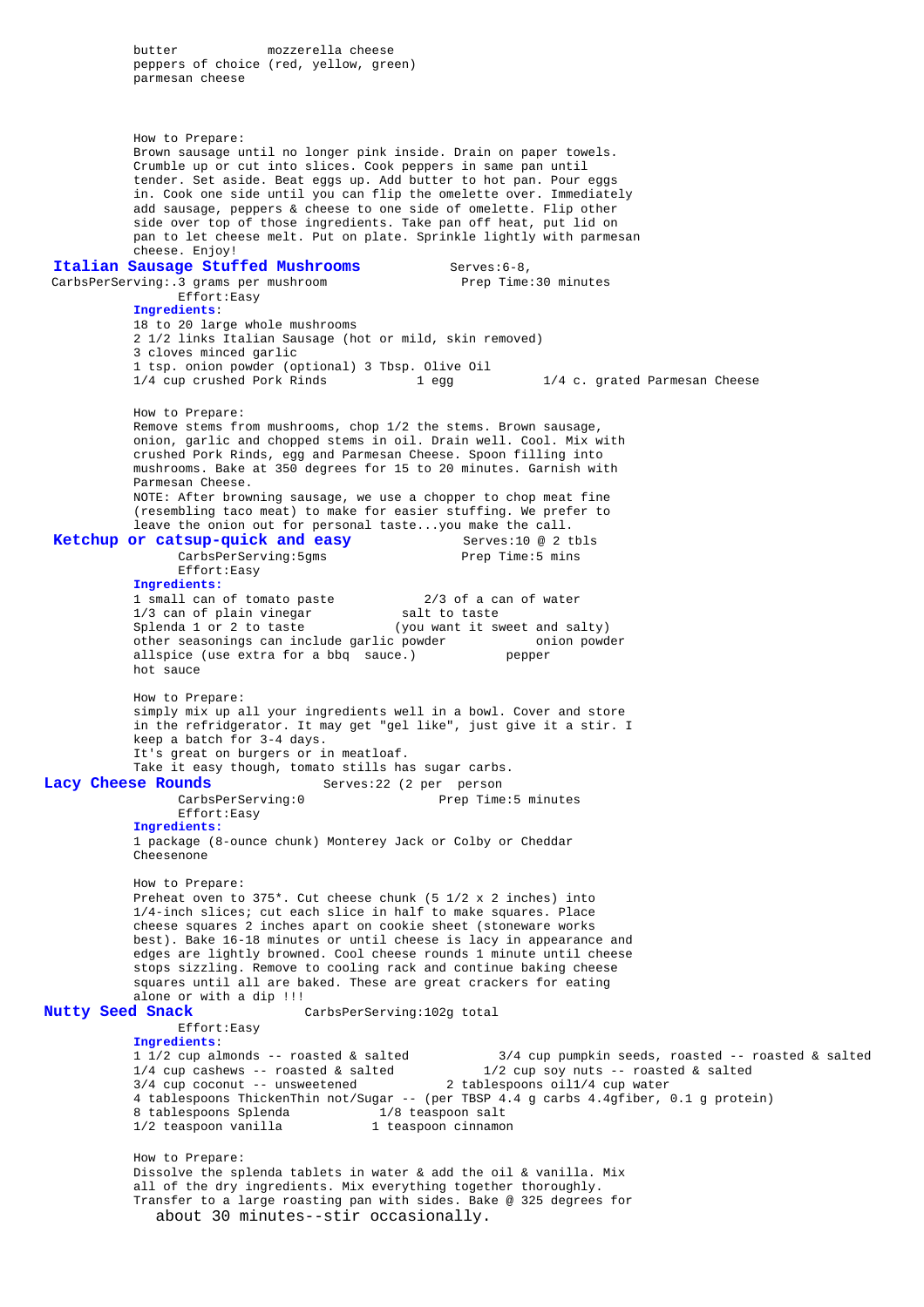butter mozzerella cheese
peppers of choice (red, yellow, green)
parmesan cheese

How to Prepare:
Brown sausage until no longer pink inside. Drain on paper towels. Crumble up or cut into slices. Cook peppers in same pan until tender. Set aside. Beat eggs up. Add butter to hot pan. Pour eggs in. Cook one side until you can flip the omelette over. Immediately add sausage, peppers & cheese to one side of omelette. Flip other side over top of those ingredients. Take pan off heat, put lid on pan to let cheese melt. Put on plate. Sprinkle lightly with parmesan cheese. Enjoy!

## Italian Sausage Stuffed Mushrooms

Serves:6-8,
CarbsPerServing:.3 grams per mushroom
Prep Time:30 minutes
Effort:Easy

**Ingredients:**

18 to 20 large whole mushrooms
2 1/2 links Italian Sausage (hot or mild, skin removed)
3 cloves minced garlic
1 tsp. onion powder (optional) 3 Tbsp. Olive Oil
1/4 cup crushed Pork Rinds 1 egg 1/4 c. grated Parmesan Cheese

How to Prepare:
Remove stems from mushrooms, chop 1/2 the stems. Brown sausage, onion, garlic and chopped stems in oil. Drain well. Cool. Mix with crushed Pork Rinds, egg and Parmesan Cheese. Spoon filling into mushrooms. Bake at 350 degrees for 15 to 20 minutes. Garnish with Parmesan Cheese.
NOTE: After browning sausage, we use a chopper to chop meat fine (resembling taco meat) to make for easier stuffing. We prefer to leave the onion out for personal taste...you make the call.

## Ketchup or catsup-quick and easy

Serves:10 @ 2 tbls
CarbsPerServing:5gms
Prep Time:5 mins
Effort:Easy

**Ingredients:**

1 small can of tomato paste 2/3 of a can of water
1/3 can of plain vinegar salt to taste
Splenda 1 or 2 to taste (you want it sweet and salty)
other seasonings can include garlic powder onion powder
allspice (use extra for a bbq sauce.) pepper
hot sauce

How to Prepare:
simply mix up all your ingredients well in a bowl. Cover and store in the refridgerator. It may get "gel like", just give it a stir. I keep a batch for 3-4 days.
It's great on burgers or in meatloaf.
Take it easy though, tomato stills has sugar carbs.

## Lacy Cheese Rounds

Serves:22 (2 per person
CarbsPerServing:0
Prep Time:5 minutes
Effort:Easy

**Ingredients:**

1 package (8-ounce chunk) Monterey Jack or Colby or Cheddar Cheesenone

How to Prepare:
Preheat oven to 375*. Cut cheese chunk (5 1/2 x 2 inches) into 1/4-inch slices; cut each slice in half to make squares. Place cheese squares 2 inches apart on cookie sheet (stoneware works best). Bake 16-18 minutes or until cheese is lacy in appearance and edges are lightly browned. Cool cheese rounds 1 minute until cheese stops sizzling. Remove to cooling rack and continue baking cheese squares until all are baked. These are great crackers for eating alone or with a dip !!!

## Nutty Seed Snack

CarbsPerServing:102g total
Effort:Easy

**Ingredients:**

1 1/2 cup almonds -- roasted & salted 3/4 cup pumpkin seeds, roasted -- roasted & salted
1/4 cup cashews -- roasted & salted 1/2 cup soy nuts -- roasted & salted
3/4 cup coconut -- unsweetened 2 tablespoons oil1/4 cup water
4 tablespoons ThickenThin not/Sugar -- (per TBSP 4.4 g carbs 4.4gfiber, 0.1 g protein)
8 tablespoons Splenda 1/8 teaspoon salt
1/2 teaspoon vanilla 1 teaspoon cinnamon

How to Prepare:
Dissolve the splenda tablets in water & add the oil & vanilla. Mix all of the dry ingredients. Mix everything together thoroughly. Transfer to a large roasting pan with sides. Bake @ 325 degrees for about 30 minutes--stir occasionally.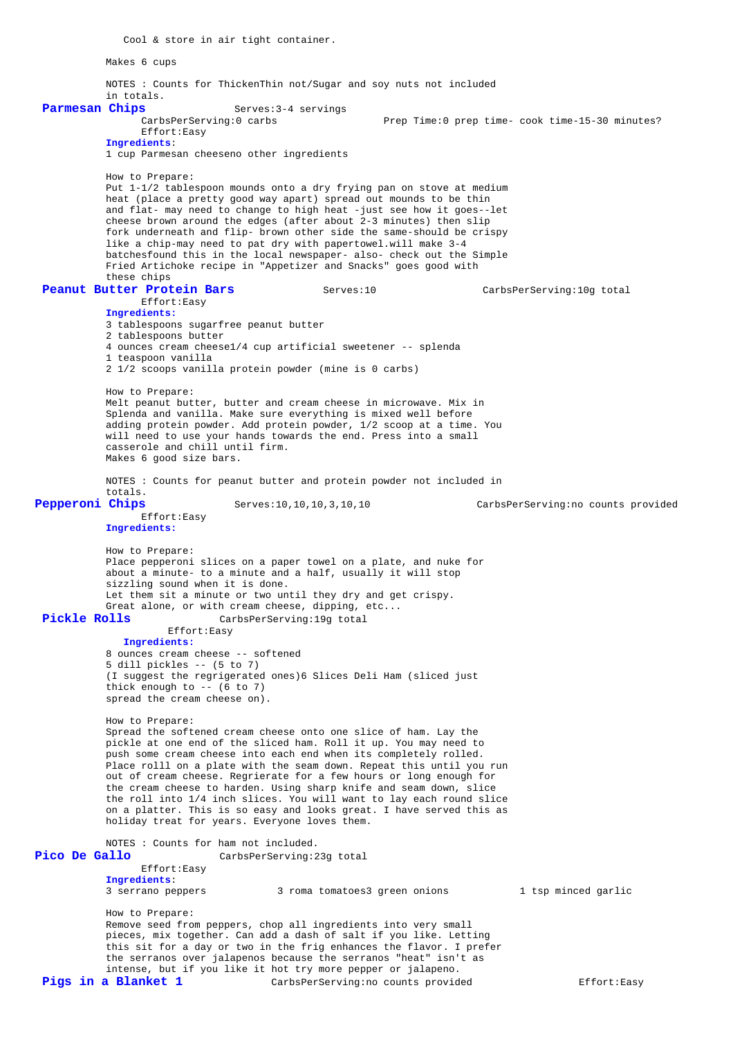Cool & store in air tight container.

Makes 6 cups

NOTES : Counts for ThickenThin not/Sugar and soy nuts not included in totals.

## Parmesan Chips

Serves:3-4 servings
CarbsPerServing:0 carbs
Prep Time:0 prep time- cook time-15-30 minutes?
Effort:Easy

**Ingredients:**

1 cup Parmesan cheeseno other ingredients

How to Prepare:

Put 1-1/2 tablespoon mounds onto a dry frying pan on stove at medium heat (place a pretty good way apart) spread out mounds to be thin and flat- may need to change to high heat -just see how it goes--let cheese brown around the edges (after about 2-3 minutes) then slip fork underneath and flip- brown other side the same-should be crispy like a chip-may need to pat dry with papertowel.will make 3-4 batchesfound this in the local newspaper- also- check out the Simple Fried Artichoke recipe in "Appetizer and Snacks" goes good with these chips

## Peanut Butter Protein Bars

Serves:10
CarbsPerServing:10g total
Effort:Easy

**Ingredients:**

3 tablespoons sugarfree peanut butter
2 tablespoons butter
4 ounces cream cheese1/4 cup artificial sweetener -- splenda
1 teaspoon vanilla
2 1/2 scoops vanilla protein powder (mine is 0 carbs)

How to Prepare:

Melt peanut butter, butter and cream cheese in microwave. Mix in Splenda and vanilla. Make sure everything is mixed well before adding protein powder. Add protein powder, 1/2 scoop at a time. You will need to use your hands towards the end. Press into a small casserole and chill until firm.
Makes 6 good size bars.

NOTES : Counts for peanut butter and protein powder not included in totals.

## Pepperoni Chips

Serves:10,10,10,3,10,10
CarbsPerServing:no counts provided
Effort:Easy

**Ingredients:**

How to Prepare:

Place pepperoni slices on a paper towel on a plate, and nuke for about a minute- to a minute and a half, usually it will stop sizzling sound when it is done.
Let them sit a minute or two until they dry and get crispy.
Great alone, or with cream cheese, dipping, etc...

## Pickle Rolls

CarbsPerServing:19g total
Effort:Easy

**Ingredients:**

8 ounces cream cheese -- softened
5 dill pickles -- (5 to 7)
(I suggest the regrigerated ones)6 Slices Deli Ham (sliced just thick enough to -- (6 to 7)
spread the cream cheese on).

How to Prepare:

Spread the softened cream cheese onto one slice of ham. Lay the pickle at one end of the sliced ham. Roll it up. You may need to push some cream cheese into each end when its completely rolled. Place rolll on a plate with the seam down. Repeat this until you run out of cream cheese. Regrierate for a few hours or long enough for the cream cheese to harden. Using sharp knife and seam down, slice the roll into 1/4 inch slices. You will want to lay each round slice on a platter. This is so easy and looks great. I have served this as holiday treat for years. Everyone loves them.

NOTES : Counts for ham not included.

## Pico De Gallo

CarbsPerServing:23g total
Effort:Easy

**Ingredients:**

3 serrano peppers
3 roma tomatoes3 green onions
1 tsp minced garlic

How to Prepare:

Remove seed from peppers, chop all ingredients into very small pieces, mix together. Can add a dash of salt if you like. Letting this sit for a day or two in the frig enhances the flavor. I prefer the serranos over jalapenos because the serranos "heat" isn't as intense, but if you like it hot try more pepper or jalapeno.

## Pigs in a Blanket 1

CarbsPerServing:no counts provided
Effort:Easy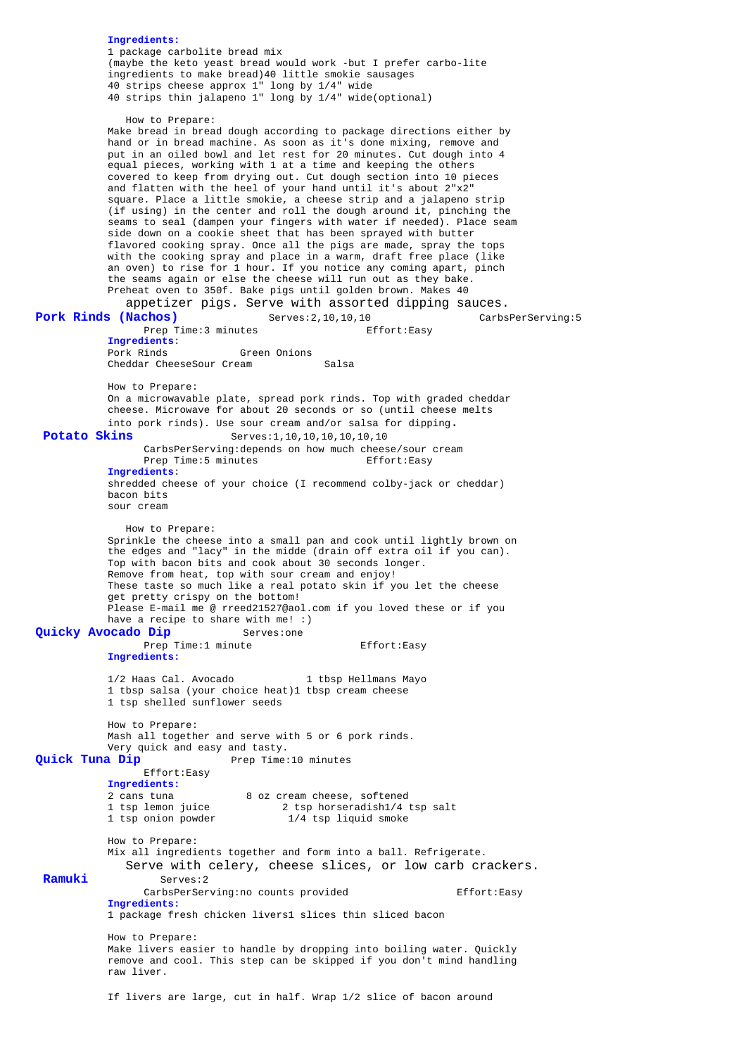**Ingredients:**

1 package carbolite bread mix
(maybe the keto yeast bread would work -but I prefer carbo-lite ingredients to make bread)40 little smokie sausages
40 strips cheese approx 1" long by 1/4" wide
40 strips thin jalapeno 1" long by 1/4" wide(optional)

How to Prepare:
Make bread in bread dough according to package directions either by hand or in bread machine. As soon as it's done mixing, remove and put in an oiled bowl and let rest for 20 minutes. Cut dough into 4 equal pieces, working with 1 at a time and keeping the others covered to keep from drying out. Cut dough section into 10 pieces and flatten with the heel of your hand until it's about 2"x2" square. Place a little smokie, a cheese strip and a jalapeno strip (if using) in the center and roll the dough around it, pinching the seams to seal (dampen your fingers with water if needed). Place seam side down on a cookie sheet that has been sprayed with butter flavored cooking spray. Once all the pigs are made, spray the tops with the cooking spray and place in a warm, draft free place (like an oven) to rise for 1 hour. If you notice any coming apart, pinch the seams again or else the cheese will run out as they bake.
Preheat oven to 350f. Bake pigs until golden brown. Makes 40 appetizer pigs. Serve with assorted dipping sauces.

## Pork Rinds (Nachos)

Serves:2,10,10,10  CarbsPerServing:5
Prep Time:3 minutes  Effort:Easy

**Ingredients:**

Pork Rinds  Green Onions
Cheddar CheeseSour Cream  Salsa

How to Prepare:
On a microwavable plate, spread pork rinds. Top with graded cheddar cheese. Microwave for about 20 seconds or so (until cheese melts into pork rinds). Use sour cream and/or salsa for dipping.

## Potato Skins

Serves:1,10,10,10,10,10,10
CarbsPerServing:depends on how much cheese/sour cream
Prep Time:5 minutes  Effort:Easy

**Ingredients:**

shredded cheese of your choice (I recommend colby-jack or cheddar)
bacon bits
sour cream

How to Prepare:
Sprinkle the cheese into a small pan and cook until lightly brown on the edges and "lacy" in the midde (drain off extra oil if you can).
Top with bacon bits and cook about 30 seconds longer.
Remove from heat, top with sour cream and enjoy!
These taste so much like a real potato skin if you let the cheese get pretty crispy on the bottom!
Please E-mail me @ rreed21527@aol.com if you loved these or if you have a recipe to share with me! :)

## Quicky Avocado Dip

Serves:one
Prep Time:1 minute  Effort:Easy

**Ingredients:**

1/2 Haas Cal. Avocado  1 tbsp Hellmans Mayo
1 tbsp salsa (your choice heat)1 tbsp cream cheese
1 tsp shelled sunflower seeds

How to Prepare:
Mash all together and serve with 5 or 6 pork rinds.
Very quick and easy and tasty.

## Quick Tuna Dip

Prep Time:10 minutes
Effort:Easy

**Ingredients:**

2 cans tuna  8 oz cream cheese, softened
1 tsp lemon juice  2 tsp horseradish1/4 tsp salt
1 tsp onion powder  1/4 tsp liquid smoke

How to Prepare:
Mix all ingredients together and form into a ball. Refrigerate.
Serve with celery, cheese slices, or low carb crackers.

## Ramuki

Serves:2
CarbsPerServing:no counts provided  Effort:Easy

**Ingredients:**

1 package fresh chicken livers1 slices thin sliced bacon

How to Prepare:
Make livers easier to handle by dropping into boiling water. Quickly remove and cool. This step can be skipped if you don't mind handling raw liver.

If livers are large, cut in half. Wrap 1/2 slice of bacon around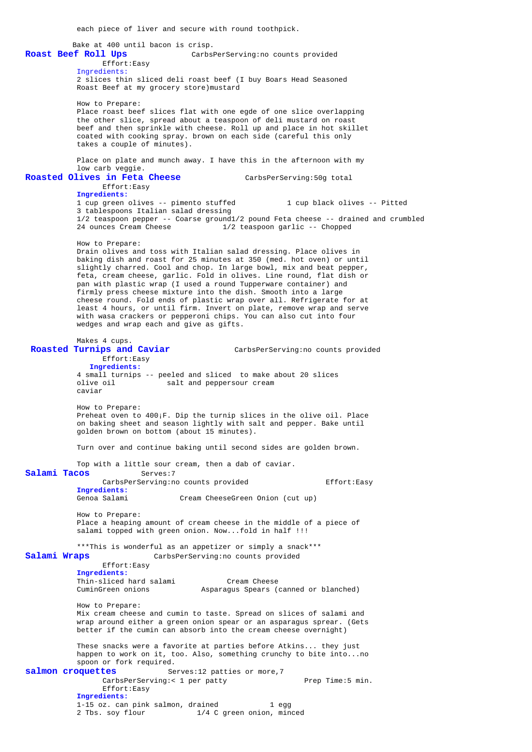each piece of liver and secure with round toothpick.

Bake at 400 until bacon is crisp.

## Roast Beef Roll Ups

CarbsPerServing:no counts provided

Effort:Easy

Ingredients:

2 slices thin sliced deli roast beef (I buy Boars Head Seasoned Roast Beef at my grocery store)mustard

How to Prepare:

Place roast beef slices flat with one egde of one slice overlapping the other slice, spread about a teaspoon of deli mustard on roast beef and then sprinkle with cheese. Roll up and place in hot skillet coated with cooking spray. brown on each side (careful this only takes a couple of minutes).

Place on plate and munch away. I have this in the afternoon with my low carb veggie.

## Roasted Olives in Feta Cheese

CarbsPerServing:50g total

Effort:Easy

**Ingredients:**

1 cup green olives -- pimento stuffed
1 cup black olives -- Pitted
3 tablespoons Italian salad dressing
1/2 teaspoon pepper -- Coarse ground
1/2 pound Feta cheese -- drained and crumbled
24 ounces Cream Cheese
1/2 teaspoon garlic -- Chopped

How to Prepare:

Drain olives and toss with Italian salad dressing. Place olives in baking dish and roast for 25 minutes at 350 (med. hot oven) or until slightly charred. Cool and chop. In large bowl, mix and beat pepper, feta, cream cheese, garlic. Fold in olives. Line round, flat dish or pan with plastic wrap (I used a round Tupperware container) and firmly press cheese mixture into the dish. Smooth into a large cheese round. Fold ends of plastic wrap over all. Refrigerate for at least 4 hours, or until firm. Invert on plate, remove wrap and serve with wasa crackers or pepperoni chips. You can also cut into four wedges and wrap each and give as gifts.

Makes 4 cups.

## Roasted Turnips and Caviar

CarbsPerServing:no counts provided

Effort:Easy

**Ingredients:**

4 small turnips -- peeled and sliced to make about 20 slices
olive oil
salt and pepper
sour cream
caviar

How to Prepare:

Preheat oven to 400¡F. Dip the turnip slices in the olive oil. Place on baking sheet and season lightly with salt and pepper. Bake until golden brown on bottom (about 15 minutes).

Turn over and continue baking until second sides are golden brown.

Top with a little sour cream, then a dab of caviar.

## Salami Tacos

Serves:7

CarbsPerServing:no counts provided

Effort:Easy

**Ingredients:**

Genoa Salami
Cream Cheese
Green Onion (cut up)

How to Prepare:

Place a heaping amount of cream cheese in the middle of a piece of salami topped with green onion. Now...fold in half !!!

***This is wonderful as an appetizer or simply a snack***

## Salami Wraps

CarbsPerServing:no counts provided

Effort:Easy

**Ingredients:**

Thin-sliced hard salami
Cream Cheese
Cumin
Green onions
Asparagus Spears (canned or blanched)

How to Prepare:

Mix cream cheese and cumin to taste. Spread on slices of salami and wrap around either a green onion spear or an asparagus sprear. (Gets better if the cumin can absorb into the cream cheese overnight)

These snacks were a favorite at parties before Atkins... they just happen to work on it, too. Also, something crunchy to bite into...no spoon or fork required.

## salmon croquettes

Serves:12 patties or more,7

CarbsPerServing:< 1 per patty

Prep Time:5 min.

Effort:Easy

**Ingredients:**

1-15 oz. can pink salmon, drained
1 egg
2 Tbs. soy flour
1/4 C green onion, minced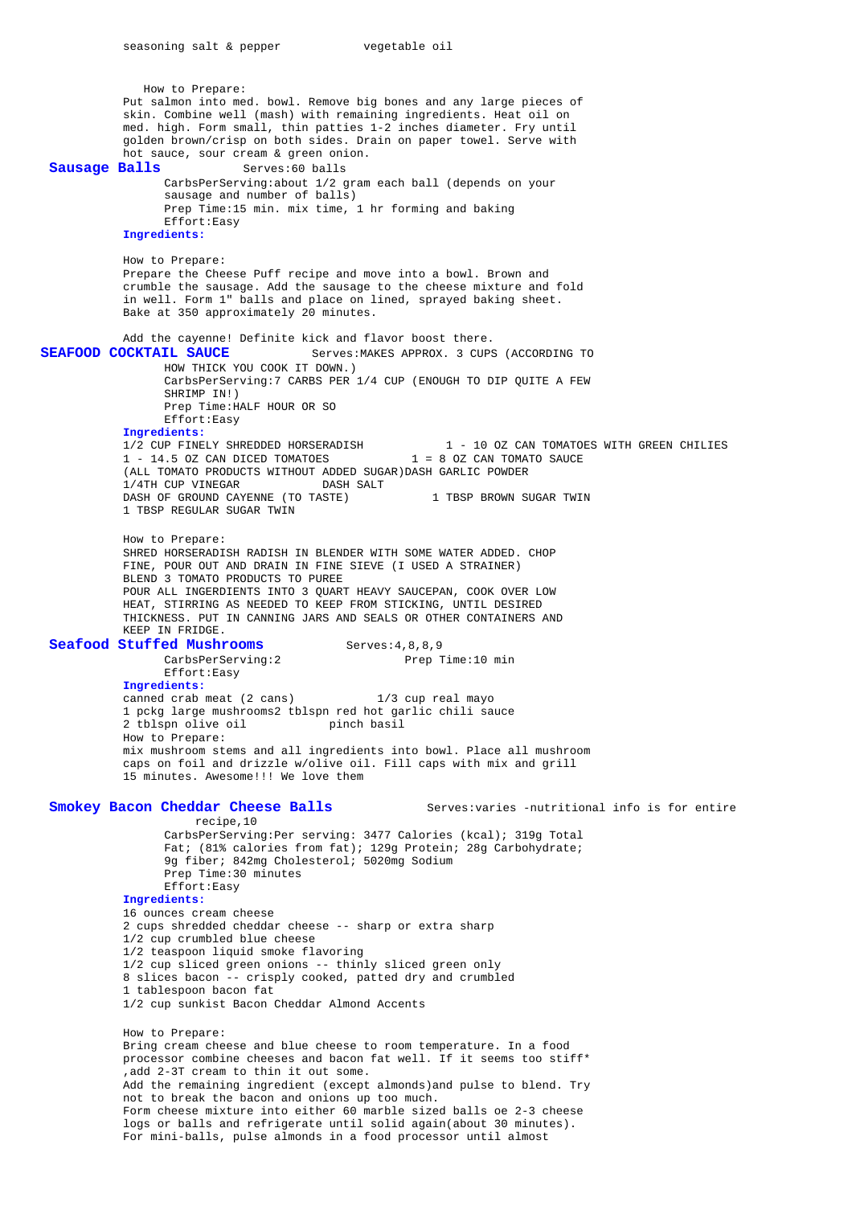seasoning salt & pepper            vegetable oil

How to Prepare:
Put salmon into med. bowl. Remove big bones and any large pieces of skin. Combine well (mash) with remaining ingredients. Heat oil on med. high. Form small, thin patties 1-2 inches diameter. Fry until golden brown/crisp on both sides. Drain on paper towel. Serve with hot sauce, sour cream & green onion.

## Sausage Balls

Serves:60 balls
CarbsPerServing:about 1/2 gram each ball (depends on your sausage and number of balls)
Prep Time:15 min. mix time, 1 hr forming and baking
Effort:Easy

**Ingredients:**

How to Prepare:
Prepare the Cheese Puff recipe and move into a bowl. Brown and crumble the sausage. Add the sausage to the cheese mixture and fold in well. Form 1" balls and place on lined, sprayed baking sheet. Bake at 350 approximately 20 minutes.

Add the cayenne! Definite kick and flavor boost there.

## SEAFOOD COCKTAIL SAUCE

Serves:MAKES APPROX. 3 CUPS (ACCORDING TO HOW THICK YOU COOK IT DOWN.)
CarbsPerServing:7 CARBS PER 1/4 CUP (ENOUGH TO DIP QUITE A FEW SHRIMP IN!)
Prep Time:HALF HOUR OR SO
Effort:Easy

**Ingredients:**
1/2 CUP FINELY SHREDDED HORSERADISH            1 - 10 OZ CAN TOMATOES WITH GREEN CHILIES
1 - 14.5 OZ CAN DICED TOMATOES            1 = 8 OZ CAN TOMATO SAUCE
(ALL TOMATO PRODUCTS WITHOUT ADDED SUGAR)DASH GARLIC POWDER
1/4TH CUP VINEGAR            DASH SALT
DASH OF GROUND CAYENNE (TO TASTE)            1 TBSP BROWN SUGAR TWIN
1 TBSP REGULAR SUGAR TWIN

How to Prepare:
SHRED HORSERADISH RADISH IN BLENDER WITH SOME WATER ADDED. CHOP FINE, POUR OUT AND DRAIN IN FINE SIEVE (I USED A STRAINER)
BLEND 3 TOMATO PRODUCTS TO PUREE
POUR ALL INGERDIENTS INTO 3 QUART HEAVY SAUCEPAN, COOK OVER LOW HEAT, STIRRING AS NEEDED TO KEEP FROM STICKING, UNTIL DESIRED THICKNESS. PUT IN CANNING JARS AND SEALS OR OTHER CONTAINERS AND KEEP IN FRIDGE.

## Seafood Stuffed Mushrooms

Serves:4,8,8,9
CarbsPerServing:2            Prep Time:10 min
Effort:Easy

**Ingredients:**
canned crab meat (2 cans)            1/3 cup real mayo
1 pckg large mushrooms2 tblspn red hot garlic chili sauce
2 tblspn olive oil            pinch basil

How to Prepare:
mix mushroom stems and all ingredients into bowl. Place all mushroom caps on foil and drizzle w/olive oil. Fill caps with mix and grill 15 minutes. Awesome!!! We love them

## Smokey Bacon Cheddar Cheese Balls

Serves:varies -nutritional info is for entire recipe,10
CarbsPerServing:Per serving: 3477 Calories (kcal); 319g Total Fat; (81% calories from fat); 129g Protein; 28g Carbohydrate; 9g fiber; 842mg Cholesterol; 5020mg Sodium
Prep Time:30 minutes
Effort:Easy

**Ingredients:**
16 ounces cream cheese
2 cups shredded cheddar cheese -- sharp or extra sharp
1/2 cup crumbled blue cheese
1/2 teaspoon liquid smoke flavoring
1/2 cup sliced green onions -- thinly sliced green only
8 slices bacon -- crisply cooked, patted dry and crumbled
1 tablespoon bacon fat
1/2 cup sunkist Bacon Cheddar Almond Accents

How to Prepare:
Bring cream cheese and blue cheese to room temperature. In a food processor combine cheeses and bacon fat well. If it seems too stiff* ,add 2-3T cream to thin it out some.
Add the remaining ingredient (except almonds)and pulse to blend. Try not to break the bacon and onions up too much.
Form cheese mixture into either 60 marble sized balls oe 2-3 cheese logs or balls and refrigerate until solid again(about 30 minutes).
For mini-balls, pulse almonds in a food processor until almost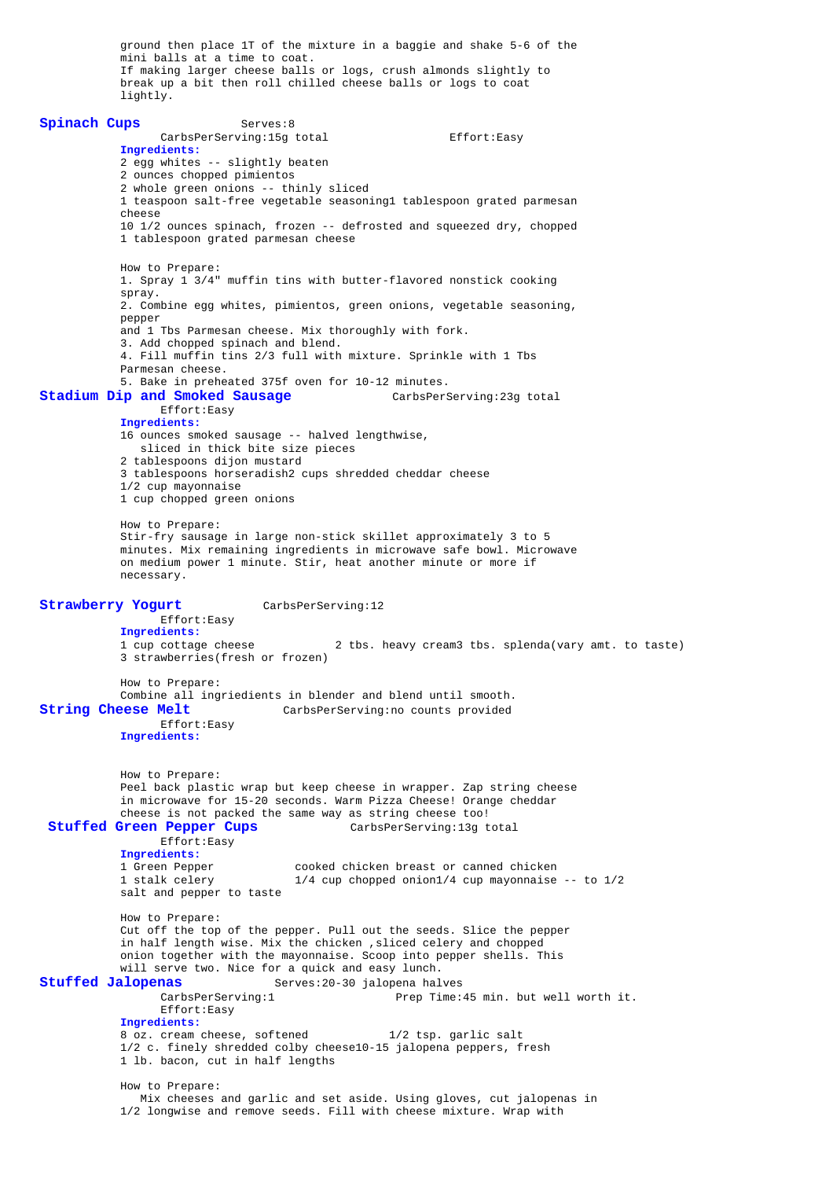ground then place 1T of the mixture in a baggie and shake 5-6 of the mini balls at a time to coat.
If making larger cheese balls or logs, crush almonds slightly to break up a bit then roll chilled cheese balls or logs to coat lightly.

## Spinach Cups

Serves:8
CarbsPerServing:15g total
Effort:Easy

**Ingredients:**

2 egg whites -- slightly beaten
2 ounces chopped pimientos
2 whole green onions -- thinly sliced
1 teaspoon salt-free vegetable seasoning1 tablespoon grated parmesan cheese
10 1/2 ounces spinach, frozen -- defrosted and squeezed dry, chopped
1 tablespoon grated parmesan cheese

How to Prepare:
1. Spray 1 3/4" muffin tins with butter-flavored nonstick cooking spray.
2. Combine egg whites, pimientos, green onions, vegetable seasoning, pepper
and 1 Tbs Parmesan cheese. Mix thoroughly with fork.
3. Add chopped spinach and blend.
4. Fill muffin tins 2/3 full with mixture. Sprinkle with 1 Tbs Parmesan cheese.
5. Bake in preheated 375f oven for 10-12 minutes.

## Stadium Dip and Smoked Sausage

CarbsPerServing:23g total
Effort:Easy

**Ingredients:**

16 ounces smoked sausage -- halved lengthwise, sliced in thick bite size pieces
2 tablespoons dijon mustard
3 tablespoons horseradish2 cups shredded cheddar cheese
1/2 cup mayonnaise
1 cup chopped green onions

How to Prepare:
Stir-fry sausage in large non-stick skillet approximately 3 to 5 minutes. Mix remaining ingredients in microwave safe bowl. Microwave on medium power 1 minute. Stir, heat another minute or more if necessary.

## Strawberry Yogurt

CarbsPerServing:12
Effort:Easy

**Ingredients:**

1 cup cottage cheese
2 tbs. heavy cream3 tbs. splenda(vary amt. to taste)
3 strawberries(fresh or frozen)

How to Prepare:
Combine all ingriedients in blender and blend until smooth.

## String Cheese Melt

CarbsPerServing:no counts provided
Effort:Easy

**Ingredients:**

How to Prepare:
Peel back plastic wrap but keep cheese in wrapper. Zap string cheese in microwave for 15-20 seconds. Warm Pizza Cheese! Orange cheddar cheese is not packed the same way as string cheese too!

## Stuffed Green Pepper Cups

CarbsPerServing:13g total
Effort:Easy

**Ingredients:**

1 Green Pepper
cooked chicken breast or canned chicken
1 stalk celery
1/4 cup chopped onion1/4 cup mayonnaise -- to 1/2
salt and pepper to taste

How to Prepare:
Cut off the top of the pepper. Pull out the seeds. Slice the pepper in half length wise. Mix the chicken ,sliced celery and chopped onion together with the mayonnaise. Scoop into pepper shells. This will serve two. Nice for a quick and easy lunch.

## Stuffed Jalopenas

Serves:20-30 jalopena halves
CarbsPerServing:1
Prep Time:45 min. but well worth it.
Effort:Easy

**Ingredients:**

8 oz. cream cheese, softened
1/2 tsp. garlic salt
1/2 c. finely shredded colby cheese10-15 jalopena peppers, fresh
1 lb. bacon, cut in half lengths

How to Prepare:
Mix cheeses and garlic and set aside. Using gloves, cut jalopenas in 1/2 longwise and remove seeds. Fill with cheese mixture. Wrap with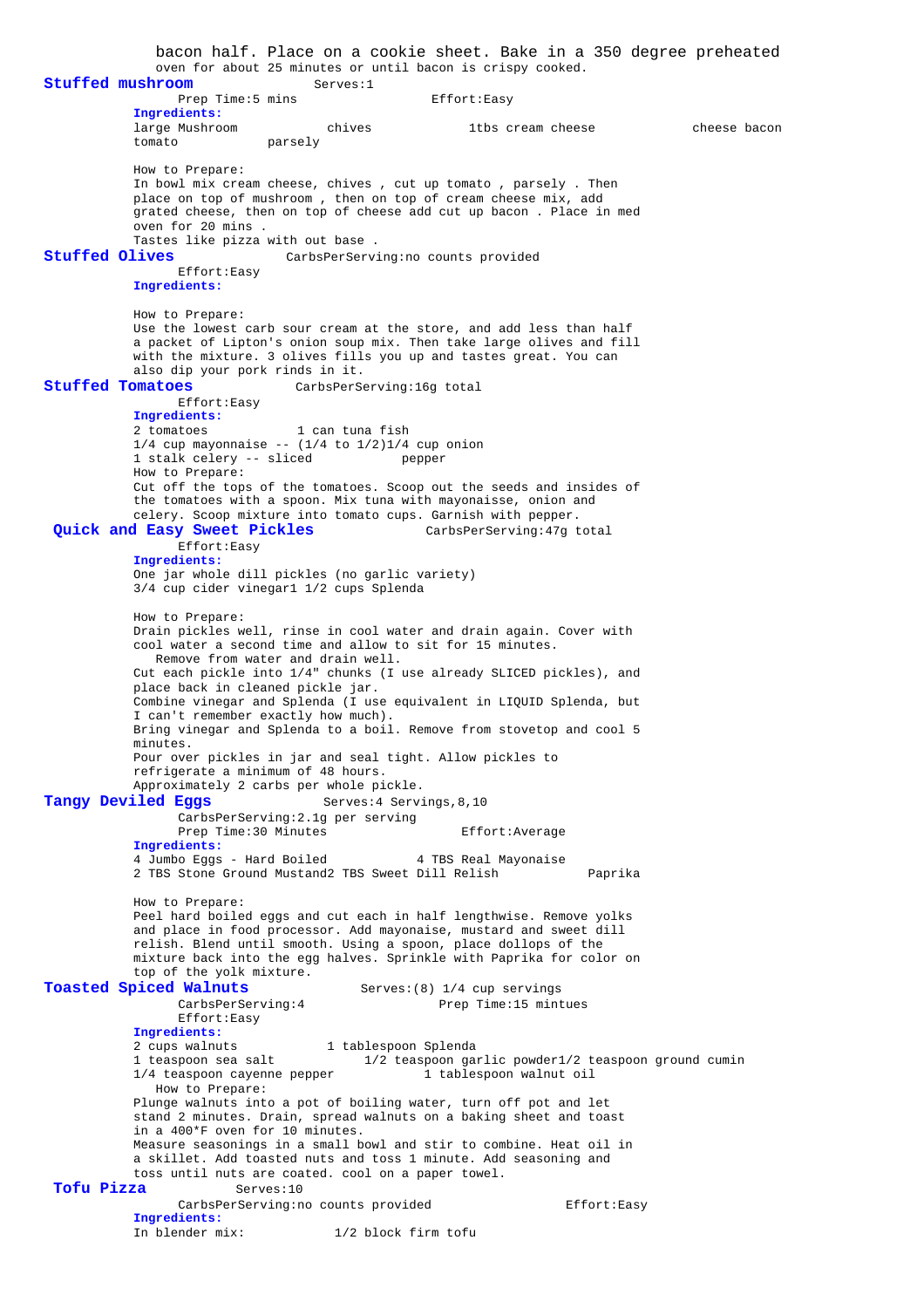bacon half. Place on a cookie sheet. Bake in a 350 degree preheated oven for about 25 minutes or until bacon is crispy cooked.

## Stuffed mushroom

Serves:1

Prep Time:5 mins    Effort:Easy

**Ingredients:**

large Mushroom    chives    1tbs cream cheese    cheese bacon
tomato    parsely

How to Prepare:
In bowl mix cream cheese, chives , cut up tomato , parsely . Then place on top of mushroom , then on top of cream cheese mix, add grated cheese, then on top of cheese add cut up bacon . Place in med oven for 20 mins .
Tastes like pizza with out base .

## Stuffed Olives

CarbsPerServing:no counts provided

Effort:Easy

**Ingredients:**

How to Prepare:
Use the lowest carb sour cream at the store, and add less than half a packet of Lipton's onion soup mix. Then take large olives and fill with the mixture. 3 olives fills you up and tastes great. You can also dip your pork rinds in it.

## Stuffed Tomatoes

CarbsPerServing:16g total

Effort:Easy

**Ingredients:**

2 tomatoes    1 can tuna fish
1/4 cup mayonnaise -- (1/4 to 1/2)1/4 cup onion
1 stalk celery -- sliced    pepper

How to Prepare:
Cut off the tops of the tomatoes. Scoop out the seeds and insides of the tomatoes with a spoon. Mix tuna with mayonaisse, onion and celery. Scoop mixture into tomato cups. Garnish with pepper.

## Quick and Easy Sweet Pickles

CarbsPerServing:47g total

Effort:Easy

**Ingredients:**

One jar whole dill pickles (no garlic variety)
3/4 cup cider vinegar1 1/2 cups Splenda

How to Prepare:
Drain pickles well, rinse in cool water and drain again. Cover with cool water a second time and allow to sit for 15 minutes.
Remove from water and drain well.
Cut each pickle into 1/4" chunks (I use already SLICED pickles), and place back in cleaned pickle jar.
Combine vinegar and Splenda (I use equivalent in LIQUID Splenda, but I can't remember exactly how much).
Bring vinegar and Splenda to a boil. Remove from stovetop and cool 5 minutes.
Pour over pickles in jar and seal tight. Allow pickles to refrigerate a minimum of 48 hours.
Approximately 2 carbs per whole pickle.

## Tangy Deviled Eggs

Serves:4 Servings,8,10

CarbsPerServing:2.1g per serving

Prep Time:30 Minutes    Effort:Average

**Ingredients:**

4 Jumbo Eggs - Hard Boiled    4 TBS Real Mayonaise
2 TBS Stone Ground Mustand2 TBS Sweet Dill Relish    Paprika

How to Prepare:
Peel hard boiled eggs and cut each in half lengthwise. Remove yolks and place in food processor. Add mayonaise, mustard and sweet dill relish. Blend until smooth. Using a spoon, place dollops of the mixture back into the egg halves. Sprinkle with Paprika for color on top of the yolk mixture.

## Toasted Spiced Walnuts

Serves:(8) 1/4 cup servings

CarbsPerServing:4    Prep Time:15 mintues

Effort:Easy

**Ingredients:**

2 cups walnuts    1 tablespoon Splenda
1 teaspoon sea salt    1/2 teaspoon garlic powder1/2 teaspoon ground cumin
1/4 teaspoon cayenne pepper    1 tablespoon walnut oil

How to Prepare:
Plunge walnuts into a pot of boiling water, turn off pot and let stand 2 minutes. Drain, spread walnuts on a baking sheet and toast in a 400*F oven for 10 minutes.
Measure seasonings in a small bowl and stir to combine. Heat oil in a skillet. Add toasted nuts and toss 1 minute. Add seasoning and toss until nuts are coated. cool on a paper towel.

## Tofu Pizza

Serves:10

CarbsPerServing:no counts provided    Effort:Easy

**Ingredients:**

In blender mix:    1/2 block firm tofu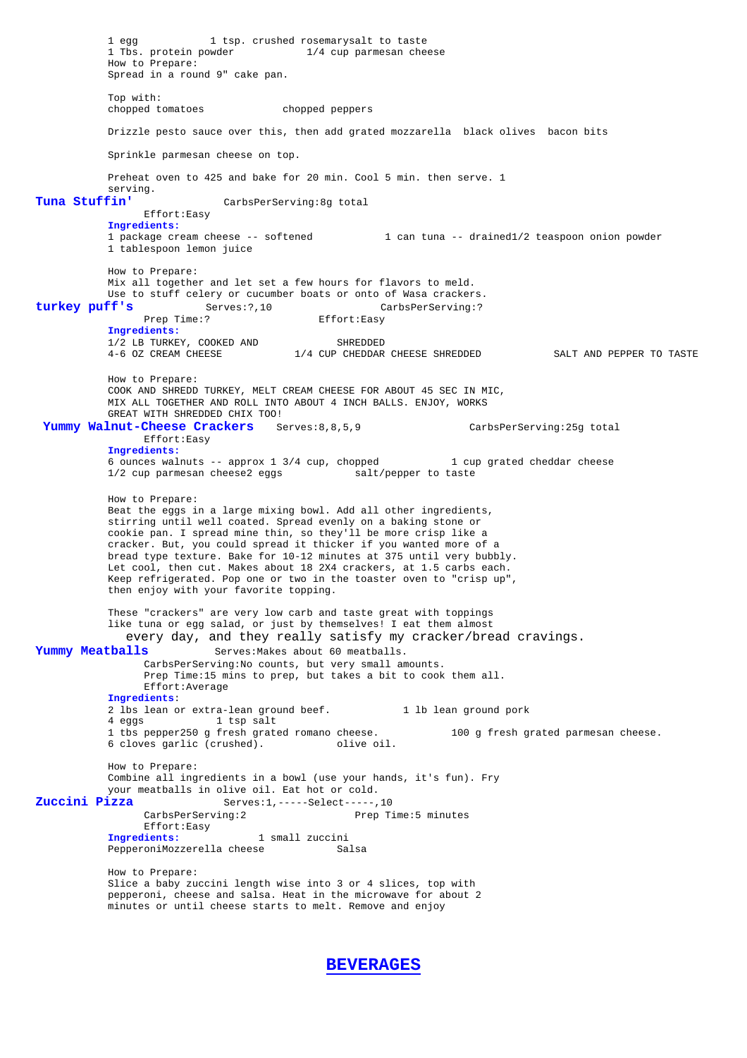1 egg 1 tsp. crushed rosemarysalt to taste
1 Tbs. protein powder 1/4 cup parmesan cheese

How to Prepare:
Spread in a round 9" cake pan.

Top with:
chopped tomatoes chopped peppers

Drizzle pesto sauce over this, then add grated mozzarella black olives bacon bits

Sprinkle parmesan cheese on top.

Preheat oven to 425 and bake for 20 min. Cool 5 min. then serve. 1 serving.

### Tuna Stuffin'

CarbsPerServing:8g total
Effort:Easy

**Ingredients:**
1 package cream cheese -- softened 1 can tuna -- drained1/2 teaspoon onion powder
1 tablespoon lemon juice

How to Prepare:
Mix all together and let set a few hours for flavors to meld.
Use to stuff celery or cucumber boats or onto of Wasa crackers.

### turkey puff's

Serves:?,10 CarbsPerServing:?
Prep Time:? Effort:Easy

**Ingredients:**
1/2 LB TURKEY, COOKED AND SHREDDED
4-6 OZ CREAM CHEESE 1/4 CUP CHEDDAR CHEESE SHREDDED SALT AND PEPPER TO TASTE

How to Prepare:
COOK AND SHREDD TURKEY, MELT CREAM CHEESE FOR ABOUT 45 SEC IN MIC, MIX ALL TOGETHER AND ROLL INTO ABOUT 4 INCH BALLS. ENJOY, WORKS GREAT WITH SHREDDED CHIX TOO!

### Yummy Walnut-Cheese Crackers

Serves:8,8,5,9 CarbsPerServing:25g total
Effort:Easy

**Ingredients:**
6 ounces walnuts -- approx 1 3/4 cup, chopped 1 cup grated cheddar cheese
1/2 cup parmesan cheese2 eggs salt/pepper to taste

How to Prepare:
Beat the eggs in a large mixing bowl. Add all other ingredients, stirring until well coated. Spread evenly on a baking stone or cookie pan. I spread mine thin, so they'll be more crisp like a cracker. But, you could spread it thicker if you wanted more of a bread type texture. Bake for 10-12 minutes at 375 until very bubbly. Let cool, then cut. Makes about 18 2X4 crackers, at 1.5 carbs each. Keep refrigerated. Pop one or two in the toaster oven to "crisp up", then enjoy with your favorite topping.

These "crackers" are very low carb and taste great with toppings like tuna or egg salad, or just by themselves! I eat them almost every day, and they really satisfy my cracker/bread cravings.

### Yummy Meatballs

Serves:Makes about 60 meatballs.
CarbsPerServing:No counts, but very small amounts.
Prep Time:15 mins to prep, but takes a bit to cook them all.
Effort:Average

**Ingredients:**
2 lbs lean or extra-lean ground beef. 1 lb lean ground pork
4 eggs 1 tsp salt
1 tbs pepper250 g fresh grated romano cheese. 100 g fresh grated parmesan cheese.
6 cloves garlic (crushed). olive oil.

How to Prepare:
Combine all ingredients in a bowl (use your hands, it's fun). Fry your meatballs in olive oil. Eat hot or cold.

### Zuccini Pizza

Serves:1,-----Select-----,10
CarbsPerServing:2 Prep Time:5 minutes
Effort:Easy

**Ingredients:** 1 small zuccini
PepperoniMozzerella cheese Salsa

How to Prepare:
Slice a baby zuccini length wise into 3 or 4 slices, top with pepperoni, cheese and salsa. Heat in the microwave for about 2 minutes or until cheese starts to melt. Remove and enjoy

## BEVERAGES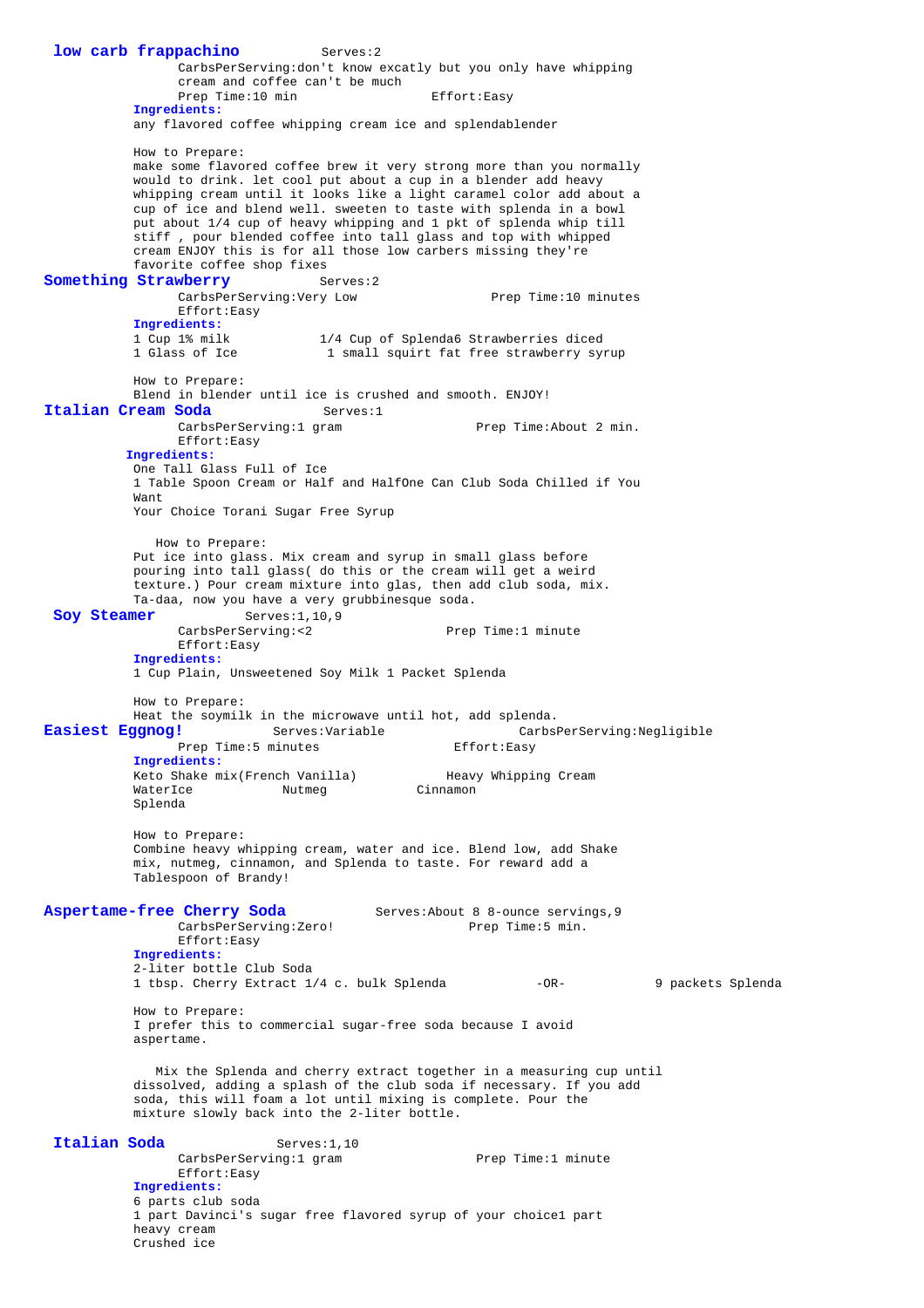## low carb frappachino

Serves:2

CarbsPerServing:don't know excatly but you only have whipping cream and coffee can't be much

Prep Time:10 min Effort:Easy

**Ingredients:**

any flavored coffee whipping cream ice and splendablender

How to Prepare:

make some flavored coffee brew it very strong more than you normally would to drink. let cool put about a cup in a blender add heavy whipping cream until it looks like a light caramel color add about a cup of ice and blend well. sweeten to taste with splenda in a bowl put about 1/4 cup of heavy whipping and 1 pkt of splenda whip till stiff , pour blended coffee into tall glass and top with whipped cream ENJOY this is for all those low carbers missing they're favorite coffee shop fixes

## Something Strawberry

Serves:2

CarbsPerServing:Very Low Prep Time:10 minutes

Effort:Easy

**Ingredients:**

1 Cup 1% milk
1/4 Cup of Splenda6 Strawberries diced
1 Glass of Ice
1 small squirt fat free strawberry syrup

How to Prepare:

Blend in blender until ice is crushed and smooth. ENJOY!

## Italian Cream Soda

Serves:1

CarbsPerServing:1 gram Prep Time:About 2 min.

Effort:Easy

**Ingredients:**

One Tall Glass Full of Ice
1 Table Spoon Cream or Half and HalfOne Can Club Soda Chilled if You Want
Your Choice Torani Sugar Free Syrup

How to Prepare:

Put ice into glass. Mix cream and syrup in small glass before pouring into tall glass( do this or the cream will get a weird texture.) Pour cream mixture into glas, then add club soda, mix. Ta-daa, now you have a very grubbinesque soda.

## Soy Steamer

Serves:1,10,9

CarbsPerServing:<2 Prep Time:1 minute

Effort:Easy

**Ingredients:**

1 Cup Plain, Unsweetened Soy Milk 1 Packet Splenda

How to Prepare:

Heat the soymilk in the microwave until hot, add splenda.

## Easiest Eggnog!

Serves:Variable CarbsPerServing:Negligible

Prep Time:5 minutes Effort:Easy

**Ingredients:**

Keto Shake mix(French Vanilla)
Heavy Whipping Cream
WaterIce
Nutmeg
Cinnamon
Splenda

How to Prepare:

Combine heavy whipping cream, water and ice. Blend low, add Shake mix, nutmeg, cinnamon, and Splenda to taste. For reward add a Tablespoon of Brandy!

## Aspertame-free Cherry Soda

Serves:About 8 8-ounce servings,9

CarbsPerServing:Zero! Prep Time:5 min.

Effort:Easy

**Ingredients:**

2-liter bottle Club Soda
1 tbsp. Cherry Extract 1/4 c. bulk Splenda -OR- 9 packets Splenda

How to Prepare:

I prefer this to commercial sugar-free soda because I avoid aspertame.

Mix the Splenda and cherry extract together in a measuring cup until dissolved, adding a splash of the club soda if necessary. If you add soda, this will foam a lot until mixing is complete. Pour the mixture slowly back into the 2-liter bottle.

## Italian Soda

Serves:1,10

CarbsPerServing:1 gram Prep Time:1 minute

Effort:Easy

**Ingredients:**

6 parts club soda
1 part Davinci's sugar free flavored syrup of your choice1 part heavy cream
Crushed ice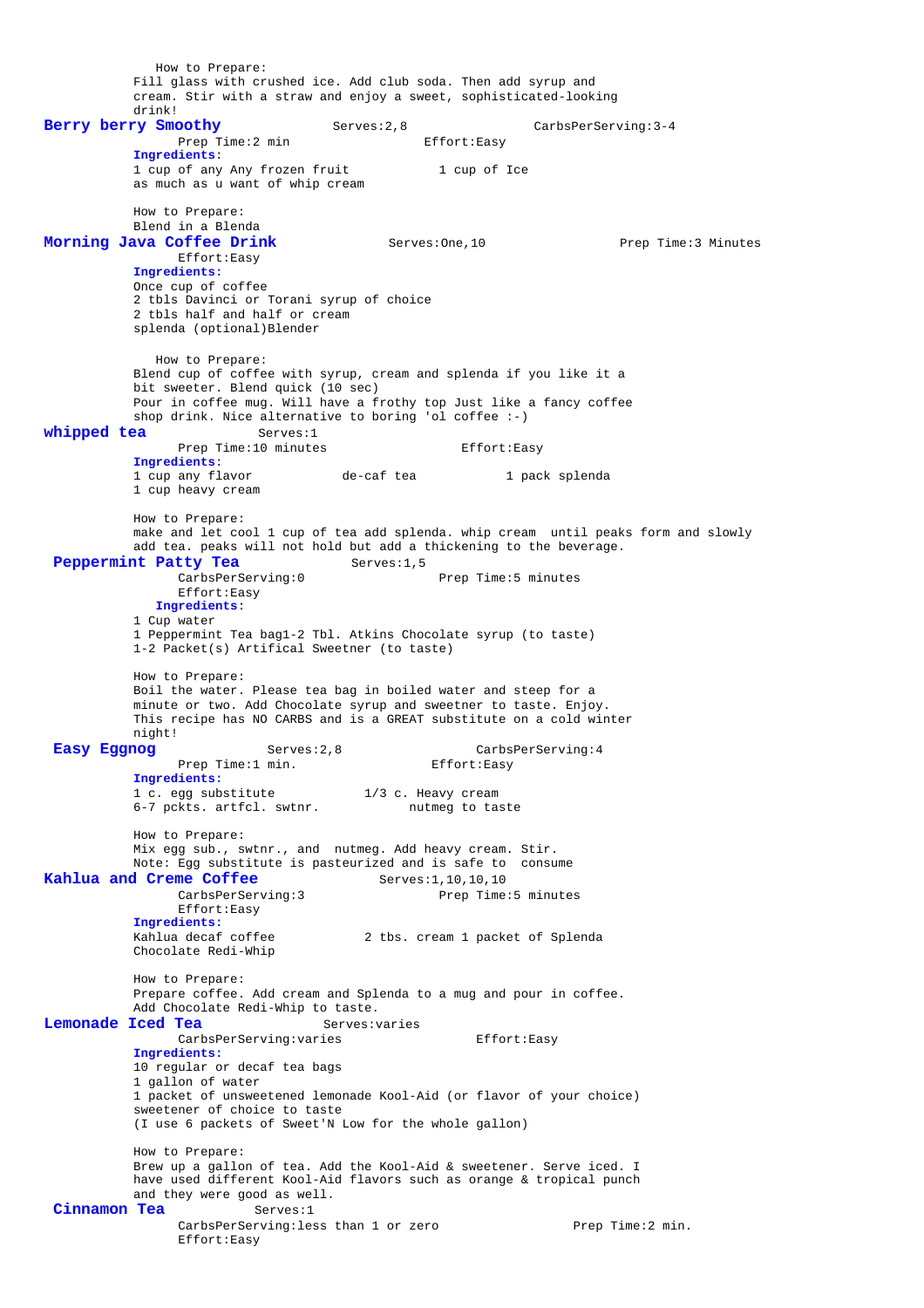How to Prepare:
Fill glass with crushed ice. Add club soda. Then add syrup and cream. Stir with a straw and enjoy a sweet, sophisticated-looking drink!

## Berry berry Smoothy

Serves:2,8 CarbsPerServing:3-4
Prep Time:2 min Effort:Easy

**Ingredients:**

1 cup of any Any frozen fruit 1 cup of Ice
as much as u want of whip cream

How to Prepare:
Blend in a Blenda

## Morning Java Coffee Drink

Serves:One,10 Prep Time:3 Minutes
Effort:Easy

**Ingredients:**

Once cup of coffee
2 tbls Davinci or Torani syrup of choice
2 tbls half and half or cream
splenda (optional)Blender

How to Prepare:
Blend cup of coffee with syrup, cream and splenda if you like it a bit sweeter. Blend quick (10 sec)
Pour in coffee mug. Will have a frothy top Just like a fancy coffee shop drink. Nice alternative to boring 'ol coffee :-)

## whipped tea

Serves:1
Prep Time:10 minutes Effort:Easy

**Ingredients:**

1 cup any flavor de-caf tea 1 pack splenda
1 cup heavy cream

How to Prepare:
make and let cool 1 cup of tea add splenda. whip cream until peaks form and slowly add tea. peaks will not hold but add a thickening to the beverage.

## Peppermint Patty Tea

Serves:1,5
CarbsPerServing:0 Prep Time:5 minutes
Effort:Easy

**Ingredients:**

1 Cup water
1 Peppermint Tea bag1-2 Tbl. Atkins Chocolate syrup (to taste)
1-2 Packet(s) Artifical Sweetner (to taste)

How to Prepare:
Boil the water. Please tea bag in boiled water and steep for a minute or two. Add Chocolate syrup and sweetner to taste. Enjoy.
This recipe has NO CARBS and is a GREAT substitute on a cold winter night!

## Easy Eggnog

Serves:2,8 CarbsPerServing:4
Prep Time:1 min. Effort:Easy

**Ingredients:**

1 c. egg substitute 1/3 c. Heavy cream
6-7 pckts. artfcl. swtnr. nutmeg to taste

How to Prepare:
Mix egg sub., swtnr., and nutmeg. Add heavy cream. Stir.
Note: Egg substitute is pasteurized and is safe to consume

## Kahlua and Creme Coffee

Serves:1,10,10,10
CarbsPerServing:3 Prep Time:5 minutes
Effort:Easy

**Ingredients:**

Kahlua decaf coffee 2 tbs. cream 1 packet of Splenda
Chocolate Redi-Whip

How to Prepare:
Prepare coffee. Add cream and Splenda to a mug and pour in coffee.
Add Chocolate Redi-Whip to taste.

## Lemonade Iced Tea

Serves:varies
CarbsPerServing:varies Effort:Easy

**Ingredients:**

10 regular or decaf tea bags
1 gallon of water
1 packet of unsweetened lemonade Kool-Aid (or flavor of your choice)
sweetener of choice to taste
(I use 6 packets of Sweet'N Low for the whole gallon)

How to Prepare:
Brew up a gallon of tea. Add the Kool-Aid & sweetener. Serve iced. I have used different Kool-Aid flavors such as orange & tropical punch and they were good as well.

## Cinnamon Tea

Serves:1
CarbsPerServing:less than 1 or zero Prep Time:2 min.
Effort:Easy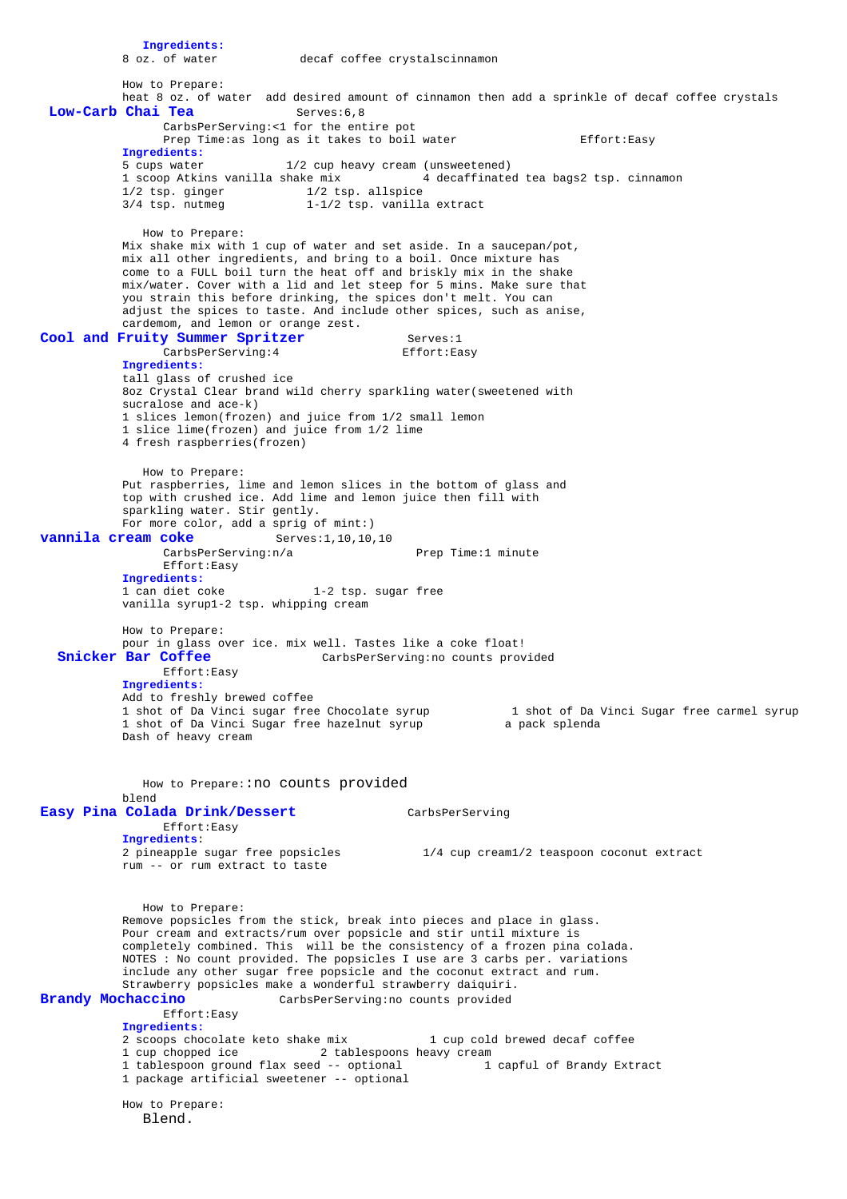**Ingredients:**

8 oz. of water          decaf coffee crystalscinnamon

How to Prepare:

heat 8 oz. of water  add desired amount of cinnamon then add a sprinkle of decaf coffee crystals

## Low-Carb Chai Tea

Serves:6,8

CarbsPerServing:<1 for the entire pot

Prep Time:as long as it takes to boil water          Effort:Easy

**Ingredients:**

5 cups water          1/2 cup heavy cream (unsweetened)
1 scoop Atkins vanilla shake mix          4 decaffinated tea bags2 tsp. cinnamon
1/2 tsp. ginger          1/2 tsp. allspice
3/4 tsp. nutmeg          1-1/2 tsp. vanilla extract

How to Prepare:

Mix shake mix with 1 cup of water and set aside. In a saucepan/pot, mix all other ingredients, and bring to a boil. Once mixture has come to a FULL boil turn the heat off and briskly mix in the shake mix/water. Cover with a lid and let steep for 5 mins. Make sure that you strain this before drinking, the spices don't melt. You can adjust the spices to taste. And include other spices, such as anise, cardemom, and lemon or orange zest.

## Cool and Fruity Summer Spritzer

Serves:1

CarbsPerServing:4          Effort:Easy

**Ingredients:**

tall glass of crushed ice
8oz Crystal Clear brand wild cherry sparkling water(sweetened with sucralose and ace-k)
1 slices lemon(frozen) and juice from 1/2 small lemon
1 slice lime(frozen) and juice from 1/2 lime
4 fresh raspberries(frozen)

How to Prepare:

Put raspberries, lime and lemon slices in the bottom of glass and top with crushed ice. Add lime and lemon juice then fill with sparkling water. Stir gently.
For more color, add a sprig of mint:)

## vannila cream coke

Serves:1,10,10,10

CarbsPerServing:n/a          Prep Time:1 minute

Effort:Easy

**Ingredients:**

1 can diet coke          1-2 tsp. sugar free vanilla syrup1-2 tsp. whipping cream

How to Prepare:

pour in glass over ice. mix well. Tastes like a coke float!

## Snicker Bar Coffee

CarbsPerServing:no counts provided

Effort:Easy

**Ingredients:**

Add to freshly brewed coffee
1 shot of Da Vinci sugar free Chocolate syrup          1 shot of Da Vinci Sugar free carmel syrup
1 shot of Da Vinci Sugar free hazelnut syrup          a pack splenda
Dash of heavy cream

How to Prepare::no counts provided

blend

## Easy Pina Colada Drink/Dessert

CarbsPerServing

Effort:Easy

**Ingredients:**

2 pineapple sugar free popsicles          1/4 cup cream1/2 teaspoon coconut extract
rum -- or rum extract to taste

How to Prepare:

Remove popsicles from the stick, break into pieces and place in glass. Pour cream and extracts/rum over popsicle and stir until mixture is completely combined. This  will be the consistency of a frozen pina colada.
NOTES : No count provided. The popsicles I use are 3 carbs per. variations include any other sugar free popsicle and the coconut extract and rum. Strawberry popsicles make a wonderful strawberry daiquiri.

## Brandy Mochaccino

CarbsPerServing:no counts provided

Effort:Easy

**Ingredients:**

2 scoops chocolate keto shake mix          1 cup cold brewed decaf coffee
1 cup chopped ice          2 tablespoons heavy cream
1 tablespoon ground flax seed -- optional          1 capful of Brandy Extract
1 package artificial sweetener -- optional

How to Prepare:

Blend.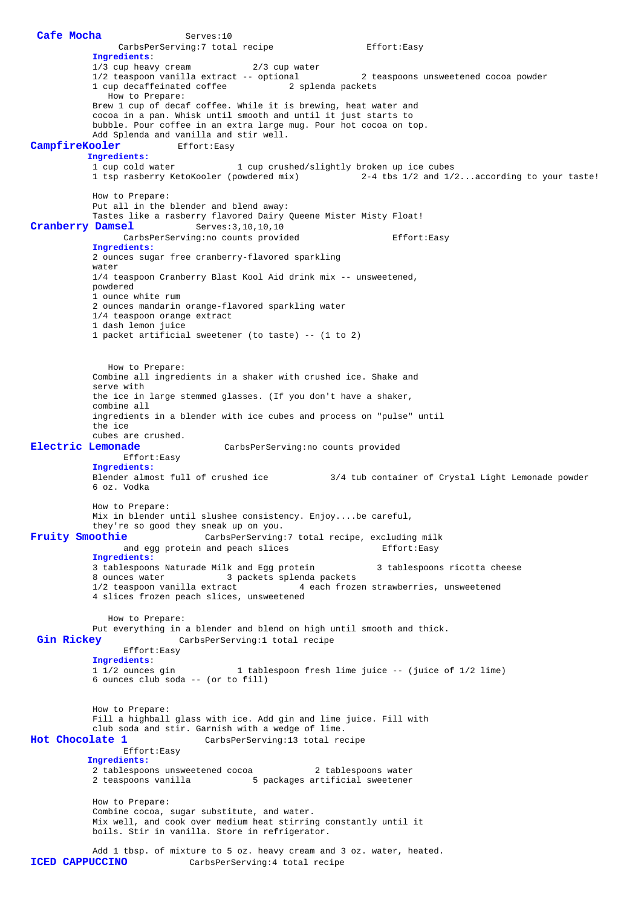## Cafe Mocha

Serves:10

CarbsPerServing:7 total recipe

Effort:Easy

**Ingredients:**

1/3 cup heavy cream
2/3 cup water
1/2 teaspoon vanilla extract -- optional
2 teaspoons unsweetened cocoa powder
1 cup decaffeinated coffee
2 splenda packets

How to Prepare:

Brew 1 cup of decaf coffee. While it is brewing, heat water and cocoa in a pan. Whisk until smooth and until it just starts to bubble. Pour coffee in an extra large mug. Pour hot cocoa on top. Add Splenda and vanilla and stir well.

## CampfireKooler

Effort:Easy

**Ingredients:**

1 cup cold water
1 cup crushed/slightly broken up ice cubes
1 tsp rasberry KetoKooler (powdered mix)
2-4 tbs 1/2 and 1/2...according to your taste!

How to Prepare:

Put all in the blender and blend away:
Tastes like a rasberry flavored Dairy Queene Mister Misty Float!

## Cranberry Damsel

Serves:3,10,10,10

CarbsPerServing:no counts provided

Effort:Easy

**Ingredients:**

2 ounces sugar free cranberry-flavored sparkling water
1/4 teaspoon Cranberry Blast Kool Aid drink mix -- unsweetened, powdered
1 ounce white rum
2 ounces mandarin orange-flavored sparkling water
1/4 teaspoon orange extract
1 dash lemon juice
1 packet artificial sweetener (to taste) -- (1 to 2)

How to Prepare:

Combine all ingredients in a shaker with crushed ice. Shake and serve with the ice in large stemmed glasses. (If you don't have a shaker, combine all ingredients in a blender with ice cubes and process on "pulse" until the ice cubes are crushed.

## Electric Lemonade

CarbsPerServing:no counts provided

Effort:Easy

**Ingredients:**

Blender almost full of crushed ice
3/4 tub container of Crystal Light Lemonade powder
6 oz. Vodka

How to Prepare:

Mix in blender until slushee consistency. Enjoy....be careful, they're so good they sneak up on you.

## Fruity Smoothie

CarbsPerServing:7 total recipe, excluding milk and egg protein and peach slices

Effort:Easy

**Ingredients:**

3 tablespoons Naturade Milk and Egg protein
3 tablespoons ricotta cheese
8 ounces water
3 packets splenda packets
1/2 teaspoon vanilla extract
4 each frozen strawberries, unsweetened
4 slices frozen peach slices, unsweetened

How to Prepare:

Put everything in a blender and blend on high until smooth and thick.

## Gin Rickey

CarbsPerServing:1 total recipe

Effort:Easy

**Ingredients:**

1 1/2 ounces gin
1 tablespoon fresh lime juice -- (juice of 1/2 lime)
6 ounces club soda -- (or to fill)

How to Prepare:

Fill a highball glass with ice. Add gin and lime juice. Fill with club soda and stir. Garnish with a wedge of lime.

## Hot Chocolate 1

CarbsPerServing:13 total recipe

Effort:Easy

**Ingredients:**

2 tablespoons unsweetened cocoa
2 tablespoons water
2 teaspoons vanilla
5 packages artificial sweetener

How to Prepare:

Combine cocoa, sugar substitute, and water.
Mix well, and cook over medium heat stirring constantly until it boils. Stir in vanilla. Store in refrigerator.

Add 1 tbsp. of mixture to 5 oz. heavy cream and 3 oz. water, heated.

## ICED CAPPUCCINO

CarbsPerServing:4 total recipe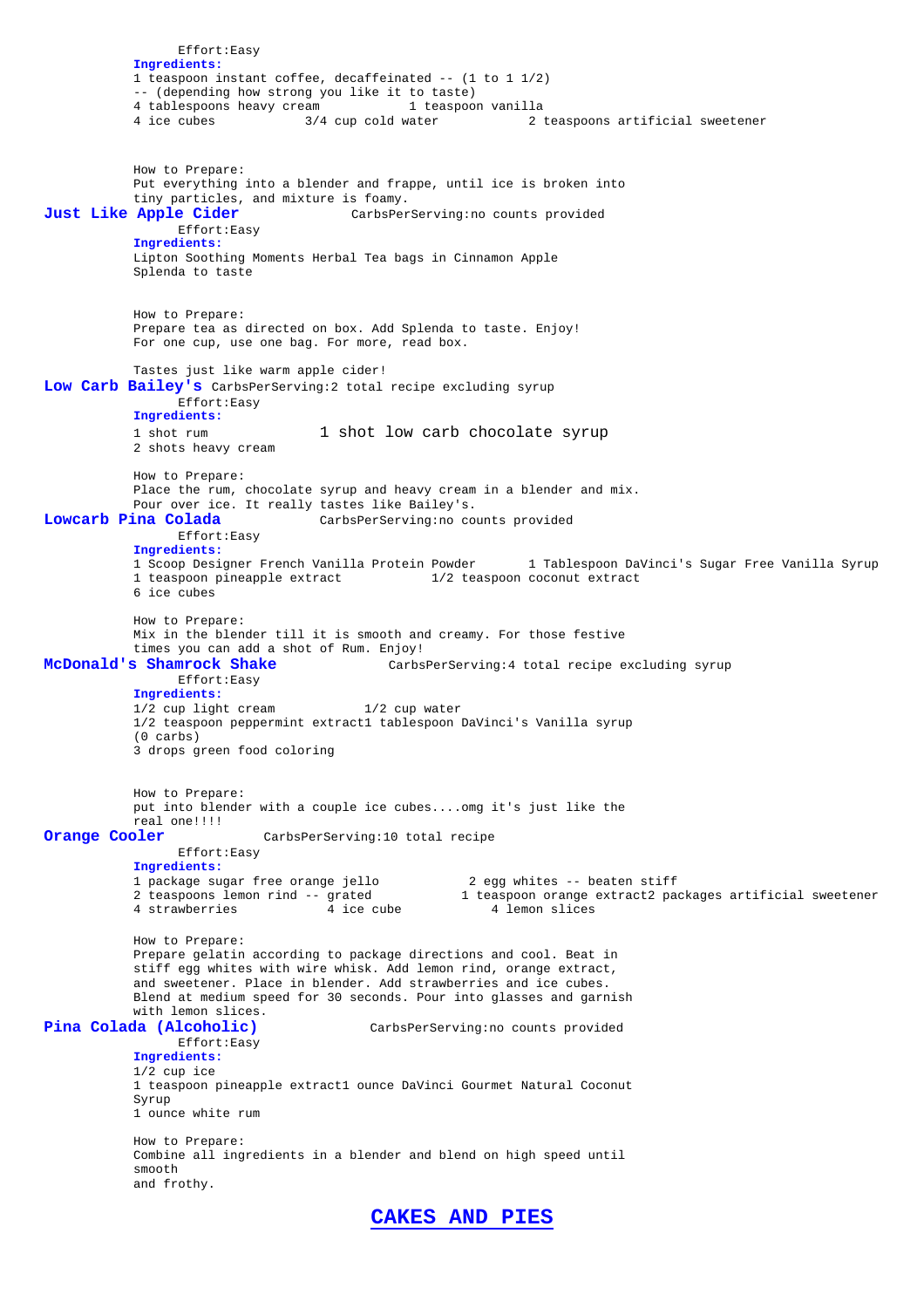Effort:Easy

**Ingredients:**

1 teaspoon instant coffee, decaffeinated -- (1 to 1 1/2)
-- (depending how strong you like it to taste)
4 tablespoons heavy cream
1 teaspoon vanilla
4 ice cubes
3/4 cup cold water
2 teaspoons artificial sweetener

How to Prepare:
Put everything into a blender and frappe, until ice is broken into tiny particles, and mixture is foamy.

### Just Like Apple Cider

CarbsPerServing:no counts provided

Effort:Easy

**Ingredients:**

Lipton Soothing Moments Herbal Tea bags in Cinnamon Apple
Splenda to taste

How to Prepare:
Prepare tea as directed on box. Add Splenda to taste. Enjoy! For one cup, use one bag. For more, read box.

Tastes just like warm apple cider!

### Low Carb Bailey's

CarbsPerServing:2 total recipe excluding syrup

Effort:Easy

**Ingredients:**

1 shot rum
1 shot low carb chocolate syrup
2 shots heavy cream

How to Prepare:
Place the rum, chocolate syrup and heavy cream in a blender and mix. Pour over ice. It really tastes like Bailey's.

### Lowcarb Pina Colada

CarbsPerServing:no counts provided

Effort:Easy

**Ingredients:**

1 Scoop Designer French Vanilla Protein Powder
1 Tablespoon DaVinci's Sugar Free Vanilla Syrup
1 teaspoon pineapple extract
1/2 teaspoon coconut extract
6 ice cubes

How to Prepare:
Mix in the blender till it is smooth and creamy. For those festive times you can add a shot of Rum. Enjoy!

### McDonald's Shamrock Shake

CarbsPerServing:4 total recipe excluding syrup

Effort:Easy

**Ingredients:**

1/2 cup light cream
1/2 cup water
1/2 teaspoon peppermint extract
1 tablespoon DaVinci's Vanilla syrup (0 carbs)
3 drops green food coloring

How to Prepare:
put into blender with a couple ice cubes....omg it's just like the real one!!!!

### Orange Cooler

CarbsPerServing:10 total recipe

Effort:Easy

**Ingredients:**

1 package sugar free orange jello
2 egg whites -- beaten stiff
2 teaspoons lemon rind -- grated
1 teaspoon orange extract
2 packages artificial sweetener
4 strawberries
4 ice cube
4 lemon slices

How to Prepare:
Prepare gelatin according to package directions and cool. Beat in stiff egg whites with wire whisk. Add lemon rind, orange extract, and sweetener. Place in blender. Add strawberries and ice cubes. Blend at medium speed for 30 seconds. Pour into glasses and garnish with lemon slices.

### Pina Colada (Alcoholic)

CarbsPerServing:no counts provided

Effort:Easy

**Ingredients:**

1/2 cup ice
1 teaspoon pineapple extract
1 ounce DaVinci Gourmet Natural Coconut Syrup
1 ounce white rum

How to Prepare:
Combine all ingredients in a blender and blend on high speed until smooth and frothy.

## CAKES AND PIES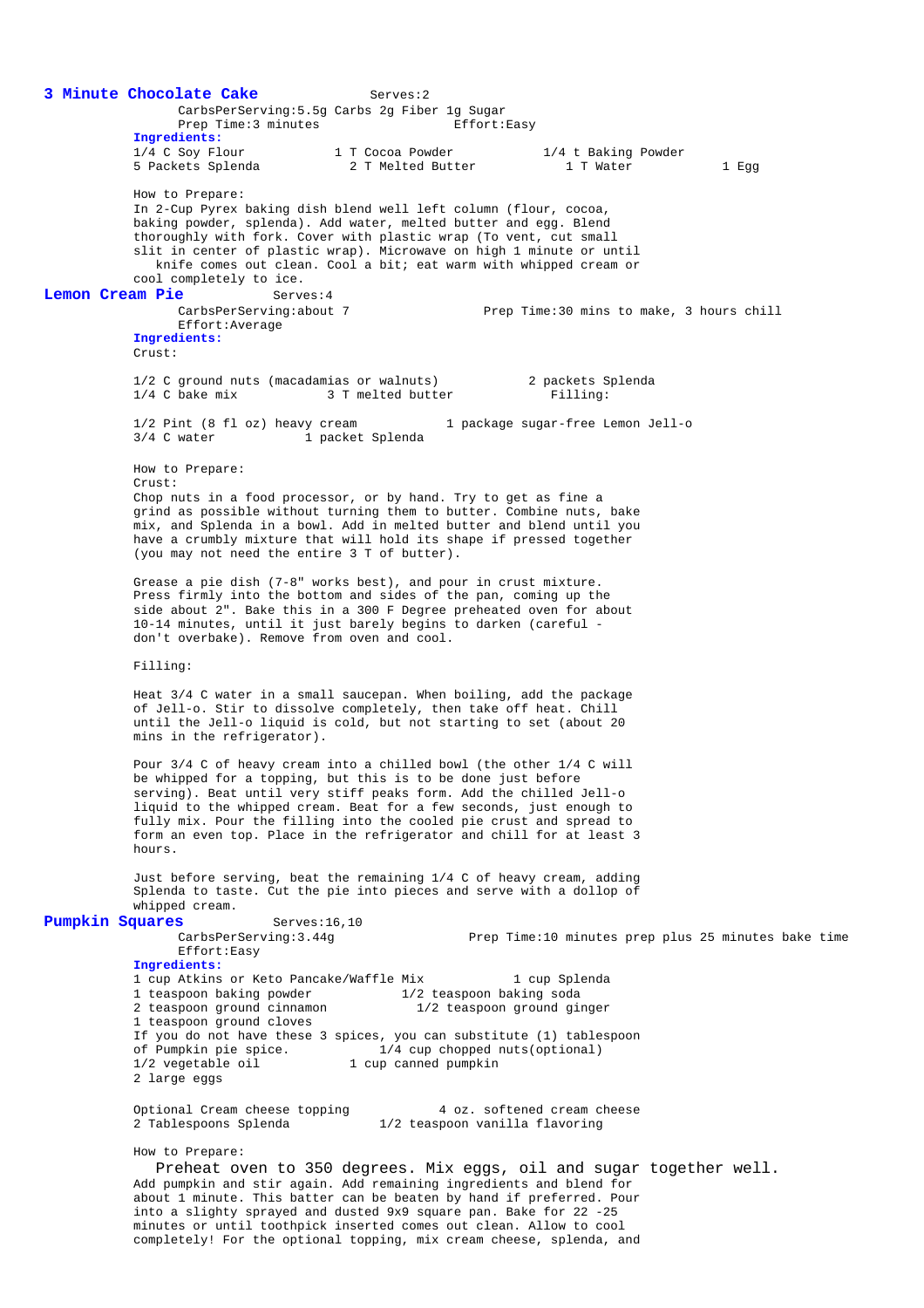## 3 Minute Chocolate Cake

Serves:2

CarbsPerServing:5.5g Carbs 2g Fiber 1g Sugar

Prep Time:3 minutes

Effort:Easy

**Ingredients:**

1/4 C Soy Flour
1 T Cocoa Powder
1/4 t Baking Powder
5 Packets Splenda
2 T Melted Butter
1 T Water
1 Egg

How to Prepare:

In 2-Cup Pyrex baking dish blend well left column (flour, cocoa, baking powder, splenda). Add water, melted butter and egg. Blend thoroughly with fork. Cover with plastic wrap (To vent, cut small slit in center of plastic wrap). Microwave on high 1 minute or until knife comes out clean. Cool a bit; eat warm with whipped cream or cool completely to ice.

## Lemon Cream Pie

Serves:4

CarbsPerServing:about 7

Prep Time:30 mins to make, 3 hours chill

Effort:Average

**Ingredients:**

Crust:

1/2 C ground nuts (macadamias or walnuts)
2 packets Splenda
1/4 C bake mix
3 T melted butter

Filling:

1/2 Pint (8 fl oz) heavy cream
1 package sugar-free Lemon Jell-o
3/4 C water
1 packet Splenda

How to Prepare:

Crust:

Chop nuts in a food processor, or by hand. Try to get as fine a grind as possible without turning them to butter. Combine nuts, bake mix, and Splenda in a bowl. Add in melted butter and blend until you have a crumbly mixture that will hold its shape if pressed together (you may not need the entire 3 T of butter).

Grease a pie dish (7-8" works best), and pour in crust mixture. Press firmly into the bottom and sides of the pan, coming up the side about 2". Bake this in a 300 F Degree preheated oven for about 10-14 minutes, until it just barely begins to darken (careful - don't overbake). Remove from oven and cool.

Filling:

Heat 3/4 C water in a small saucepan. When boiling, add the package of Jell-o. Stir to dissolve completely, then take off heat. Chill until the Jell-o liquid is cold, but not starting to set (about 20 mins in the refrigerator).

Pour 3/4 C of heavy cream into a chilled bowl (the other 1/4 C will be whipped for a topping, but this is to be done just before serving). Beat until very stiff peaks form. Add the chilled Jell-o liquid to the whipped cream. Beat for a few seconds, just enough to fully mix. Pour the filling into the cooled pie crust and spread to form an even top. Place in the refrigerator and chill for at least 3 hours.

Just before serving, beat the remaining 1/4 C of heavy cream, adding Splenda to taste. Cut the pie into pieces and serve with a dollop of whipped cream.

## Pumpkin Squares

Serves:16,10

CarbsPerServing:3.44g

Prep Time:10 minutes prep plus 25 minutes bake time

Effort:Easy

**Ingredients:**

1 cup Atkins or Keto Pancake/Waffle Mix
1 cup Splenda
1 teaspoon baking powder
1/2 teaspoon baking soda
2 teaspoon ground cinnamon
1/2 teaspoon ground ginger
1 teaspoon ground cloves
If you do not have these 3 spices, you can substitute (1) tablespoon of Pumpkin pie spice.
1/4 cup chopped nuts(optional)
1/2 vegetable oil
1 cup canned pumpkin
2 large eggs

Optional Cream cheese topping
4 oz. softened cream cheese
2 Tablespoons Splenda
1/2 teaspoon vanilla flavoring

How to Prepare:

Preheat oven to 350 degrees. Mix eggs, oil and sugar together well. Add pumpkin and stir again. Add remaining ingredients and blend for about 1 minute. This batter can be beaten by hand if preferred. Pour into a slighty sprayed and dusted 9x9 square pan. Bake for 22 -25 minutes or until toothpick inserted comes out clean. Allow to cool completely! For the optional topping, mix cream cheese, splenda, and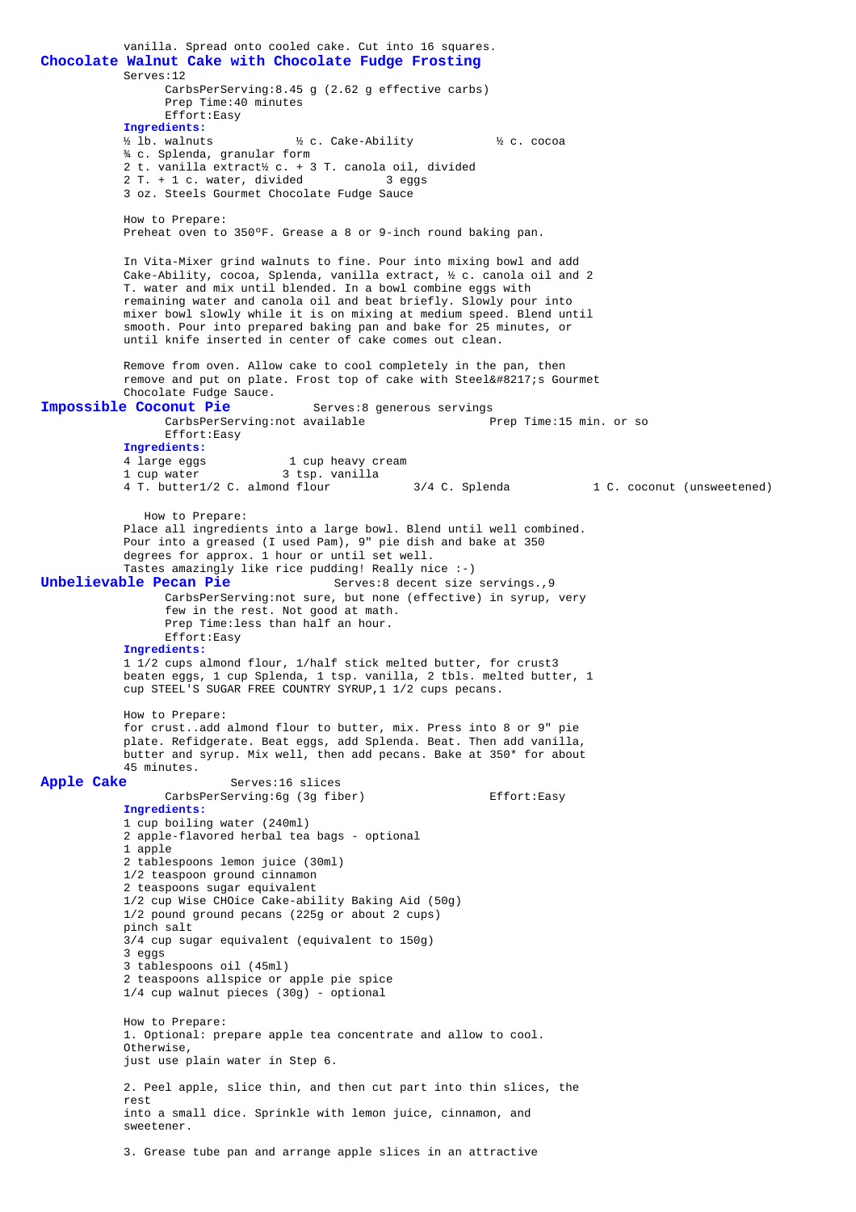vanilla. Spread onto cooled cake. Cut into 16 squares.

## Chocolate Walnut Cake with Chocolate Fudge Frosting

Serves:12

CarbsPerServing:8.45 g (2.62 g effective carbs)
Prep Time:40 minutes
Effort:Easy

**Ingredients:**

½ lb. walnuts ½ c. Cake-Ability ½ c. cocoa
¾ c. Splenda, granular form
2 t. vanilla extract½ c. + 3 T. canola oil, divided
2 T. + 1 c. water, divided 3 eggs
3 oz. Steels Gourmet Chocolate Fudge Sauce

How to Prepare:
Preheat oven to 350ºF. Grease a 8 or 9-inch round baking pan.

In Vita-Mixer grind walnuts to fine. Pour into mixing bowl and add Cake-Ability, cocoa, Splenda, vanilla extract, ½ c. canola oil and 2 T. water and mix until blended. In a bowl combine eggs with remaining water and canola oil and beat briefly. Slowly pour into mixer bowl slowly while it is on mixing at medium speed. Blend until smooth. Pour into prepared baking pan and bake for 25 minutes, or until knife inserted in center of cake comes out clean.

Remove from oven. Allow cake to cool completely in the pan, then remove and put on plate. Frost top of cake with Steel&#8217;s Gourmet Chocolate Fudge Sauce.

## Impossible Coconut Pie

Serves:8 generous servings

CarbsPerServing:not available Prep Time:15 min. or so
Effort:Easy

**Ingredients:**

4 large eggs 1 cup heavy cream
1 cup water 3 tsp. vanilla
4 T. butter1/2 C. almond flour 3/4 C. Splenda 1 C. coconut (unsweetened)

How to Prepare:
Place all ingredients into a large bowl. Blend until well combined. Pour into a greased (I used Pam), 9" pie dish and bake at 350 degrees for approx. 1 hour or until set well.
Tastes amazingly like rice pudding! Really nice :-)

## Unbelievable Pecan Pie

Serves:8 decent size servings.,9

CarbsPerServing:not sure, but none (effective) in syrup, very few in the rest. Not good at math.
Prep Time:less than half an hour.
Effort:Easy

**Ingredients:**

1 1/2 cups almond flour, 1/half stick melted butter, for crust3 beaten eggs, 1 cup Splenda, 1 tsp. vanilla, 2 tbls. melted butter, 1 cup STEEL'S SUGAR FREE COUNTRY SYRUP,1 1/2 cups pecans.

How to Prepare:
for crust..add almond flour to butter, mix. Press into 8 or 9" pie plate. Refidgerate. Beat eggs, add Splenda. Beat. Then add vanilla, butter and syrup. Mix well, then add pecans. Bake at 350* for about 45 minutes.

## Apple Cake

Serves:16 slices

CarbsPerServing:6g (3g fiber) Effort:Easy

**Ingredients:**

1 cup boiling water (240ml)
2 apple-flavored herbal tea bags - optional
1 apple
2 tablespoons lemon juice (30ml)
1/2 teaspoon ground cinnamon
2 teaspoons sugar equivalent
1/2 cup Wise CHOice Cake-ability Baking Aid (50g)
1/2 pound ground pecans (225g or about 2 cups)
pinch salt
3/4 cup sugar equivalent (equivalent to 150g)
3 eggs
3 tablespoons oil (45ml)
2 teaspoons allspice or apple pie spice
1/4 cup walnut pieces (30g) - optional

How to Prepare:
1. Optional: prepare apple tea concentrate and allow to cool. Otherwise, just use plain water in Step 6.

2. Peel apple, slice thin, and then cut part into thin slices, the rest into a small dice. Sprinkle with lemon juice, cinnamon, and sweetener.

3. Grease tube pan and arrange apple slices in an attractive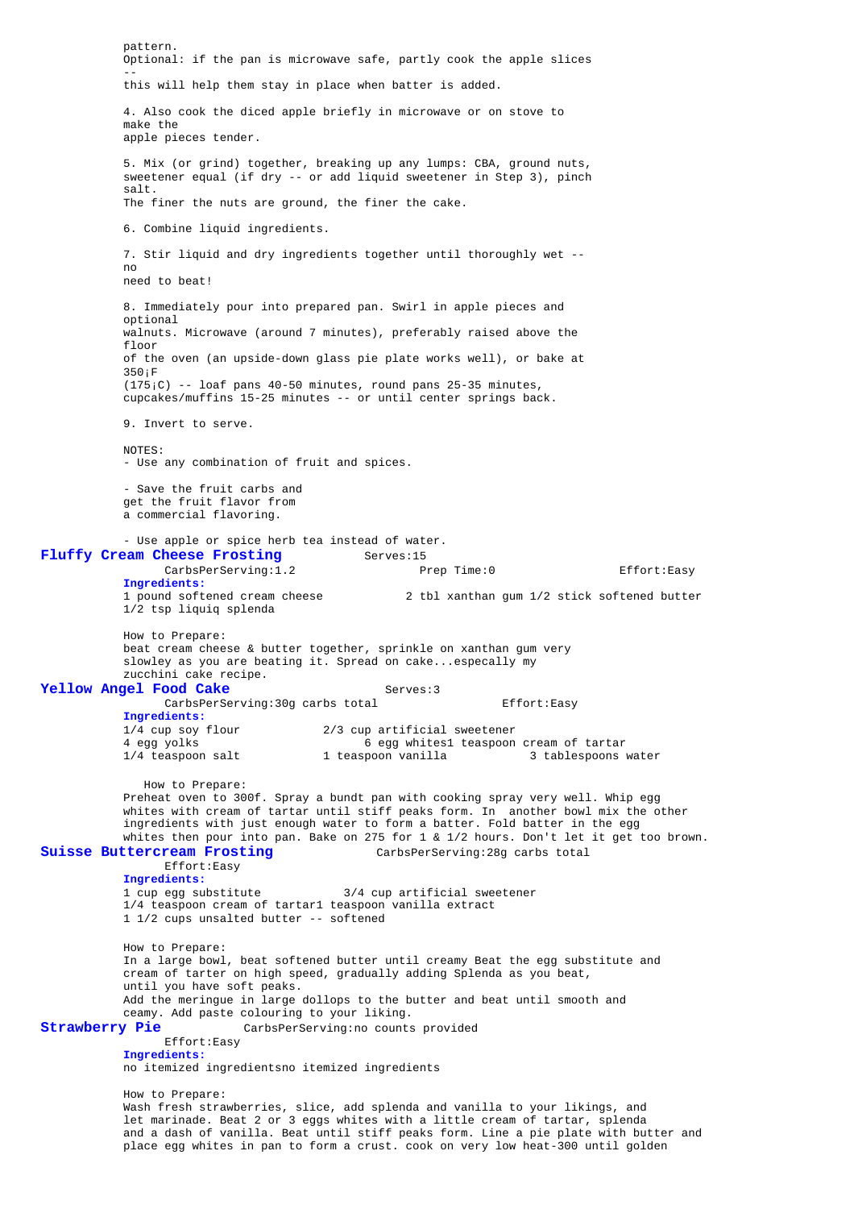pattern.
Optional: if the pan is microwave safe, partly cook the apple slices --
this will help them stay in place when batter is added.

4. Also cook the diced apple briefly in microwave or on stove to make the
apple pieces tender.

5. Mix (or grind) together, breaking up any lumps: CBA, ground nuts, sweetener equal (if dry -- or add liquid sweetener in Step 3), pinch salt.
The finer the nuts are ground, the finer the cake.

6. Combine liquid ingredients.

7. Stir liquid and dry ingredients together until thoroughly wet -- no
need to beat!

8. Immediately pour into prepared pan. Swirl in apple pieces and optional
walnuts. Microwave (around 7 minutes), preferably raised above the floor
of the oven (an upside-down glass pie plate works well), or bake at 350¡F
(175¡C) -- loaf pans 40-50 minutes, round pans 25-35 minutes, cupcakes/muffins 15-25 minutes -- or until center springs back.

9. Invert to serve.

NOTES:
- Use any combination of fruit and spices.

- Save the fruit carbs and
get the fruit flavor from
a commercial flavoring.

- Use apple or spice herb tea instead of water.

## Fluffy Cream Cheese Frosting

Serves:15
CarbsPerServing:1.2 Prep Time:0 Effort:Easy

**Ingredients:**
1 pound softened cream cheese
2 tbl xanthan gum
1/2 stick softened butter
1/2 tsp liquiq splenda

How to Prepare:
beat cream cheese & butter together, sprinkle on xanthan gum very slowley as you are beating it. Spread on cake...especally my zucchini cake recipe.

## Yellow Angel Food Cake

Serves:3
CarbsPerServing:30g carbs total Effort:Easy

**Ingredients:**
1/4 cup soy flour
2/3 cup artificial sweetener
4 egg yolks
6 egg whites
1 teaspoon cream of tartar
1/4 teaspoon salt
1 teaspoon vanilla
3 tablespoons water

How to Prepare:
Preheat oven to 300f. Spray a bundt pan with cooking spray very well. Whip egg whites with cream of tartar until stiff peaks form. In another bowl mix the other ingredients with just enough water to form a batter. Fold batter in the egg whites then pour into pan. Bake on 275 for 1 & 1/2 hours. Don't let it get too brown.

## Suisse Buttercream Frosting

CarbsPerServing:28g carbs total
Effort:Easy

**Ingredients:**
1 cup egg substitute
3/4 cup artificial sweetener
1/4 teaspoon cream of tartar
1 teaspoon vanilla extract
1 1/2 cups unsalted butter -- softened

How to Prepare:
In a large bowl, beat softened butter until creamy Beat the egg substitute and cream of tarter on high speed, gradually adding Splenda as you beat, until you have soft peaks.
Add the meringue in large dollops to the butter and beat until smooth and ceamy. Add paste colouring to your liking.

## Strawberry Pie

CarbsPerServing:no counts provided
Effort:Easy

**Ingredients:**
no itemized ingredientsno itemized ingredients

How to Prepare:
Wash fresh strawberries, slice, add splenda and vanilla to your likings, and let marinade. Beat 2 or 3 eggs whites with a little cream of tartar, splenda and a dash of vanilla. Beat until stiff peaks form. Line a pie plate with butter and place egg whites in pan to form a crust. cook on very low heat-300 until golden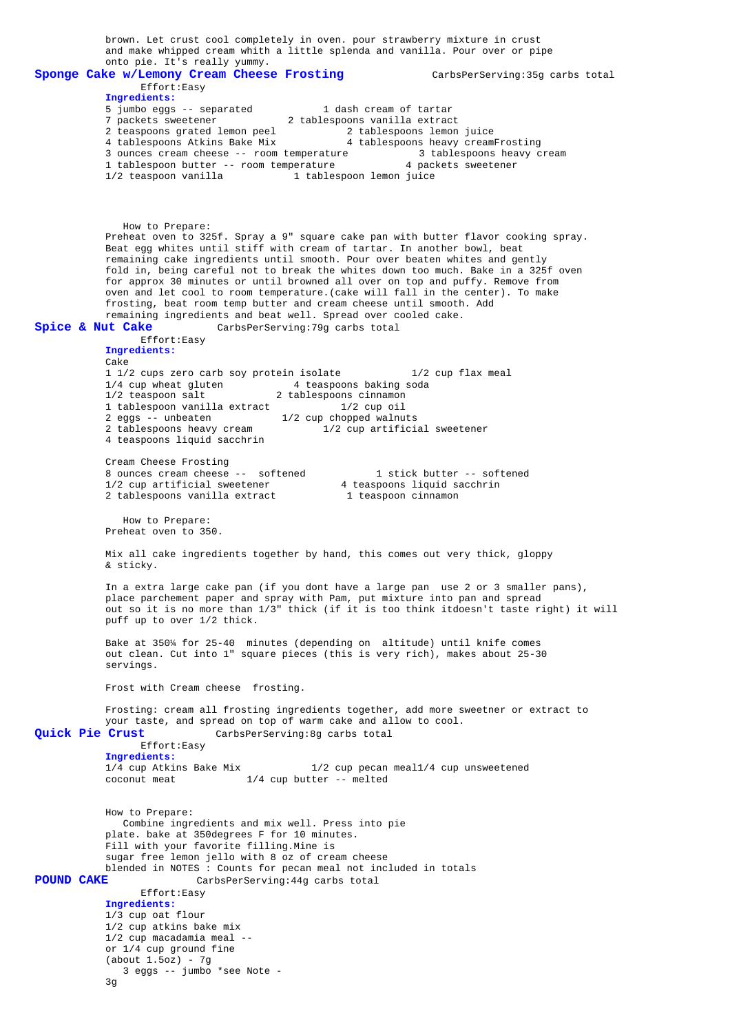brown. Let crust cool completely in oven. pour strawberry mixture in crust and make whipped cream whith a little splenda and vanilla. Pour over or pipe onto pie. It's really yummy.

## Sponge Cake w/Lemony Cream Cheese Frosting

CarbsPerServing:35g carbs total

Effort:Easy

**Ingredients:**

5 jumbo eggs -- separated
1 dash cream of tartar
7 packets sweetener
2 tablespoons vanilla extract
2 teaspoons grated lemon peel
2 tablespoons lemon juice
4 tablespoons Atkins Bake Mix
4 tablespoons heavy creamFrosting
3 ounces cream cheese -- room temperature
3 tablespoons heavy cream
1 tablespoon butter -- room temperature
4 packets sweetener
1/2 teaspoon vanilla
1 tablespoon lemon juice

How to Prepare:

Preheat oven to 325f. Spray a 9" square cake pan with butter flavor cooking spray. Beat egg whites until stiff with cream of tartar. In another bowl, beat remaining cake ingredients until smooth. Pour over beaten whites and gently fold in, being careful not to break the whites down too much. Bake in a 325f oven for approx 30 minutes or until browned all over on top and puffy. Remove from oven and let cool to room temperature.(cake will fall in the center). To make frosting, beat room temp butter and cream cheese until smooth. Add remaining ingredients and beat well. Spread over cooled cake.

## Spice & Nut Cake

CarbsPerServing:79g carbs total

Effort:Easy

**Ingredients:**

Cake

1 1/2 cups zero carb soy protein isolate
1/2 cup flax meal
1/4 cup wheat gluten
4 teaspoons baking soda
1/2 teaspoon salt
2 tablespoons cinnamon
1 tablespoon vanilla extract
1/2 cup oil
2 eggs -- unbeaten
1/2 cup chopped walnuts
2 tablespoons heavy cream
1/2 cup artificial sweetener
4 teaspoons liquid sacchrin

Cream Cheese Frosting

8 ounces cream cheese -- softened
1 stick butter -- softened
1/2 cup artificial sweetener
4 teaspoons liquid sacchrin
2 tablespoons vanilla extract
1 teaspoon cinnamon

How to Prepare:

Preheat oven to 350.

Mix all cake ingredients together by hand, this comes out very thick, gloppy & sticky.

In a extra large cake pan (if you dont have a large pan use 2 or 3 smaller pans), place parchement paper and spray with Pam, put mixture into pan and spread out so it is no more than 1/3" thick (if it is too think itdoesn't taste right) it will puff up to over 1/2 thick.

Bake at 350¼ for 25-40 minutes (depending on altitude) until knife comes out clean. Cut into 1" square pieces (this is very rich), makes about 25-30 servings.

Frost with Cream cheese frosting.

Frosting: cream all frosting ingredients together, add more sweetner or extract to your taste, and spread on top of warm cake and allow to cool.

## Quick Pie Crust

CarbsPerServing:8g carbs total

Effort:Easy

**Ingredients:**

1/4 cup Atkins Bake Mix
1/2 cup pecan meal1/4 cup unsweetened coconut meat
1/4 cup butter -- melted

How to Prepare:

Combine ingredients and mix well. Press into pie plate. bake at 350degrees F for 10 minutes. Fill with your favorite filling.Mine is sugar free lemon jello with 8 oz of cream cheese blended in NOTES : Counts for pecan meal not included in totals

## POUND CAKE

CarbsPerServing:44g carbs total

Effort:Easy

**Ingredients:**

1/3 cup oat flour
1/2 cup atkins bake mix
1/2 cup macadamia meal -- or 1/4 cup ground fine (about 1.5oz) - 7g
3 eggs -- jumbo *see Note - 3g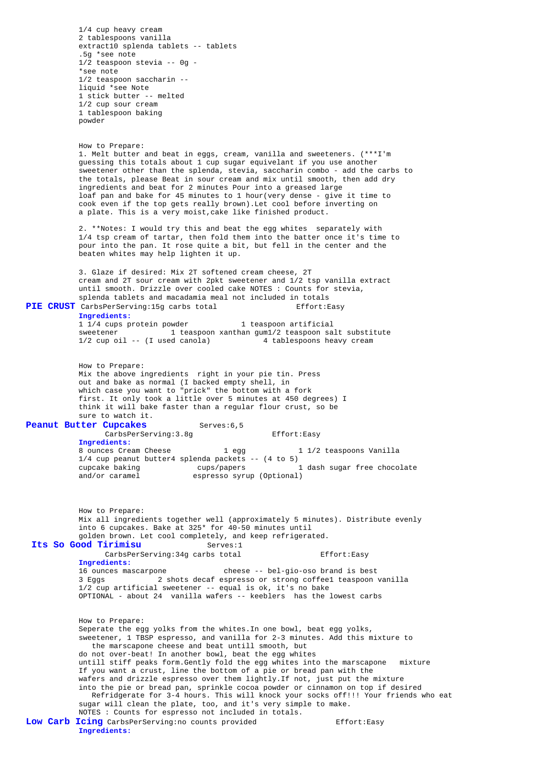1/4 cup heavy cream
2 tablespoons vanilla
extract10 splenda tablets -- tablets
.5g *see note
1/2 teaspoon stevia -- 0g -
*see note
1/2 teaspoon saccharin --
liquid *see Note
1 stick butter -- melted
1/2 cup sour cream
1 tablespoon baking
powder

How to Prepare:
1. Melt butter and beat in eggs, cream, vanilla and sweeteners. (***I'm guessing this totals about 1 cup sugar equivelant if you use another sweetener other than the splenda, stevia, saccharin combo - add the carbs to the totals, please Beat in sour cream and mix until smooth, then add dry ingredients and beat for 2 minutes Pour into a greased large loaf pan and bake for 45 minutes to 1 hour(very dense - give it time to cook even if the top gets really brown).Let cool before inverting on a plate. This is a very moist,cake like finished product.

2. **Notes: I would try this and beat the egg whites  separately with 1/4 tsp cream of tartar, then fold them into the batter once it's time to pour into the pan. It rose quite a bit, but fell in the center and the beaten whites may help lighten it up.

3. Glaze if desired: Mix 2T softened cream cheese, 2T cream and 2T sour cream with 2pkt sweetener and 1/2 tsp vanilla extract until smooth. Drizzle over cooled cake NOTES : Counts for stevia, splenda tablets and macadamia meal not included in totals

## PIE CRUST

CarbsPerServing:15g carbs total  Effort:Easy

**Ingredients:**

1 1/4 cups protein powder  1 teaspoon artificial sweetener  1 teaspoon xanthan gum1/2 teaspoon salt substitute
1/2 cup oil -- (I used canola)  4 tablespoons heavy cream

How to Prepare:
Mix the above ingredients  right in your pie tin. Press out and bake as normal (I backed empty shell, in which case you want to "prick" the bottom with a fork first. It only took a little over 5 minutes at 450 degrees) I think it will bake faster than a regular flour crust, so be sure to watch it.

## Peanut Butter Cupcakes

Serves:6,5
CarbsPerServing:3.8g  Effort:Easy

**Ingredients:**

8 ounces Cream Cheese  1 egg  1 1/2 teaspoons Vanilla
1/4 cup peanut butter4 splenda packets -- (4 to 5)
cupcake baking  cups/papers  1 dash sugar free chocolate and/or caramel  espresso syrup (Optional)

How to Prepare:
Mix all ingredients together well (approximately 5 minutes). Distribute evenly into 6 cupcakes. Bake at 325* for 40-50 minutes until golden brown. Let cool completely, and keep refrigerated.

## Its So Good Tirimisu

Serves:1
CarbsPerServing:34g carbs total  Effort:Easy

**Ingredients:**

16 ounces mascarpone  cheese -- bel-gio-oso brand is best
3 Eggs  2 shots decaf espresso or strong coffee1 teaspoon vanilla
1/2 cup artificial sweetener -- equal is ok, it's no bake
OPTIONAL - about 24  vanilla wafers -- keeblers  has the lowest carbs

How to Prepare:
Seperate the egg yolks from the whites.In one bowl, beat egg yolks, sweetener, 1 TBSP espresso, and vanilla for 2-3 minutes. Add this mixture to the marscapone cheese and beat untill smooth, but do not over-beat! In another bowl, beat the egg whites untill stiff peaks form.Gently fold the egg whites into the marscapone  mixture If you want a crust, line the bottom of a pie or bread pan with the wafers and drizzle espresso over them lightly.If not, just put the mixture into the pie or bread pan, sprinkle cocoa powder or cinnamon on top if desired Refridgerate for 3-4 hours. This will knock your socks off!!! Your friends who eat sugar will clean the plate, too, and it's very simple to make.
NOTES : Counts for espresso not included in totals.

## Low Carb Icing

CarbsPerServing:no counts provided  Effort:Easy

**Ingredients:**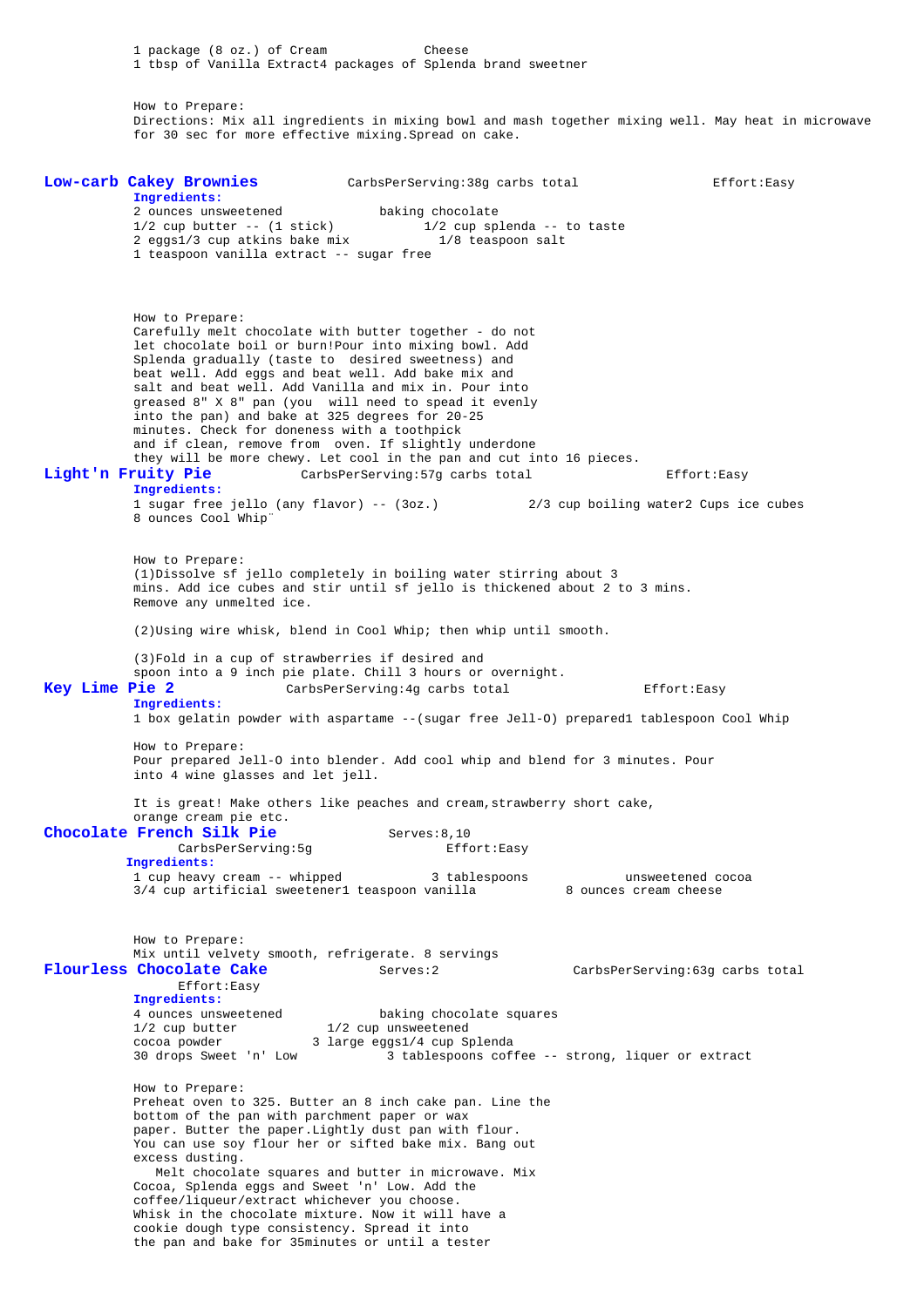1 package (8 oz.) of Cream Cheese
1 tbsp of Vanilla Extract4 packages of Splenda brand sweetner

How to Prepare:
Directions: Mix all ingredients in mixing bowl and mash together mixing well. May heat in microwave for 30 sec for more effective mixing.Spread on cake.

## Low-carb Cakey Brownies

CarbsPerServing:38g carbs total Effort:Easy

**Ingredients:**

2 ounces unsweetened baking chocolate
1/2 cup butter -- (1 stick) 1/2 cup splenda -- to taste
2 eggs1/3 cup atkins bake mix 1/8 teaspoon salt
1 teaspoon vanilla extract -- sugar free

How to Prepare:
Carefully melt chocolate with butter together - do not let chocolate boil or burn!Pour into mixing bowl. Add Splenda gradually (taste to desired sweetness) and beat well. Add eggs and beat well. Add bake mix and salt and beat well. Add Vanilla and mix in. Pour into greased 8" X 8" pan (you will need to spead it evenly into the pan) and bake at 325 degrees for 20-25 minutes. Check for doneness with a toothpick and if clean, remove from oven. If slightly underdone they will be more chewy. Let cool in the pan and cut into 16 pieces.

## Light'n Fruity Pie

CarbsPerServing:57g carbs total Effort:Easy

**Ingredients:**

1 sugar free jello (any flavor) -- (3oz.) 2/3 cup boiling water2 Cups ice cubes
8 ounces Cool Whip¨

How to Prepare:
(1)Dissolve sf jello completely in boiling water stirring about 3 mins. Add ice cubes and stir until sf jello is thickened about 2 to 3 mins. Remove any unmelted ice.

(2)Using wire whisk, blend in Cool Whip; then whip until smooth.

(3)Fold in a cup of strawberries if desired and spoon into a 9 inch pie plate. Chill 3 hours or overnight.

## Key Lime Pie 2

CarbsPerServing:4g carbs total Effort:Easy

**Ingredients:**

1 box gelatin powder with aspartame --(sugar free Jell-O) prepared1 tablespoon Cool Whip

How to Prepare:
Pour prepared Jell-O into blender. Add cool whip and blend for 3 minutes. Pour into 4 wine glasses and let jell.

It is great! Make others like peaches and cream,strawberry short cake, orange cream pie etc.

## Chocolate French Silk Pie

Serves:8,10
CarbsPerServing:5g Effort:Easy

**Ingredients:**

1 cup heavy cream -- whipped 3 tablespoons unsweetened cocoa
3/4 cup artificial sweetener1 teaspoon vanilla 8 ounces cream cheese

How to Prepare:
Mix until velvety smooth, refrigerate. 8 servings

## Flourless Chocolate Cake

Serves:2 CarbsPerServing:63g carbs total
Effort:Easy

**Ingredients:**

4 ounces unsweetened baking chocolate squares
1/2 cup butter 1/2 cup unsweetened
cocoa powder 3 large eggs1/4 cup Splenda
30 drops Sweet 'n' Low 3 tablespoons coffee -- strong, liquer or extract

How to Prepare:
Preheat oven to 325. Butter an 8 inch cake pan. Line the bottom of the pan with parchment paper or wax paper. Butter the paper.Lightly dust pan with flour. You can use soy flour her or sifted bake mix. Bang out excess dusting.
Melt chocolate squares and butter in microwave. Mix Cocoa, Splenda eggs and Sweet 'n' Low. Add the coffee/liqueur/extract whichever you choose. Whisk in the chocolate mixture. Now it will have a cookie dough type consistency. Spread it into the pan and bake for 35minutes or until a tester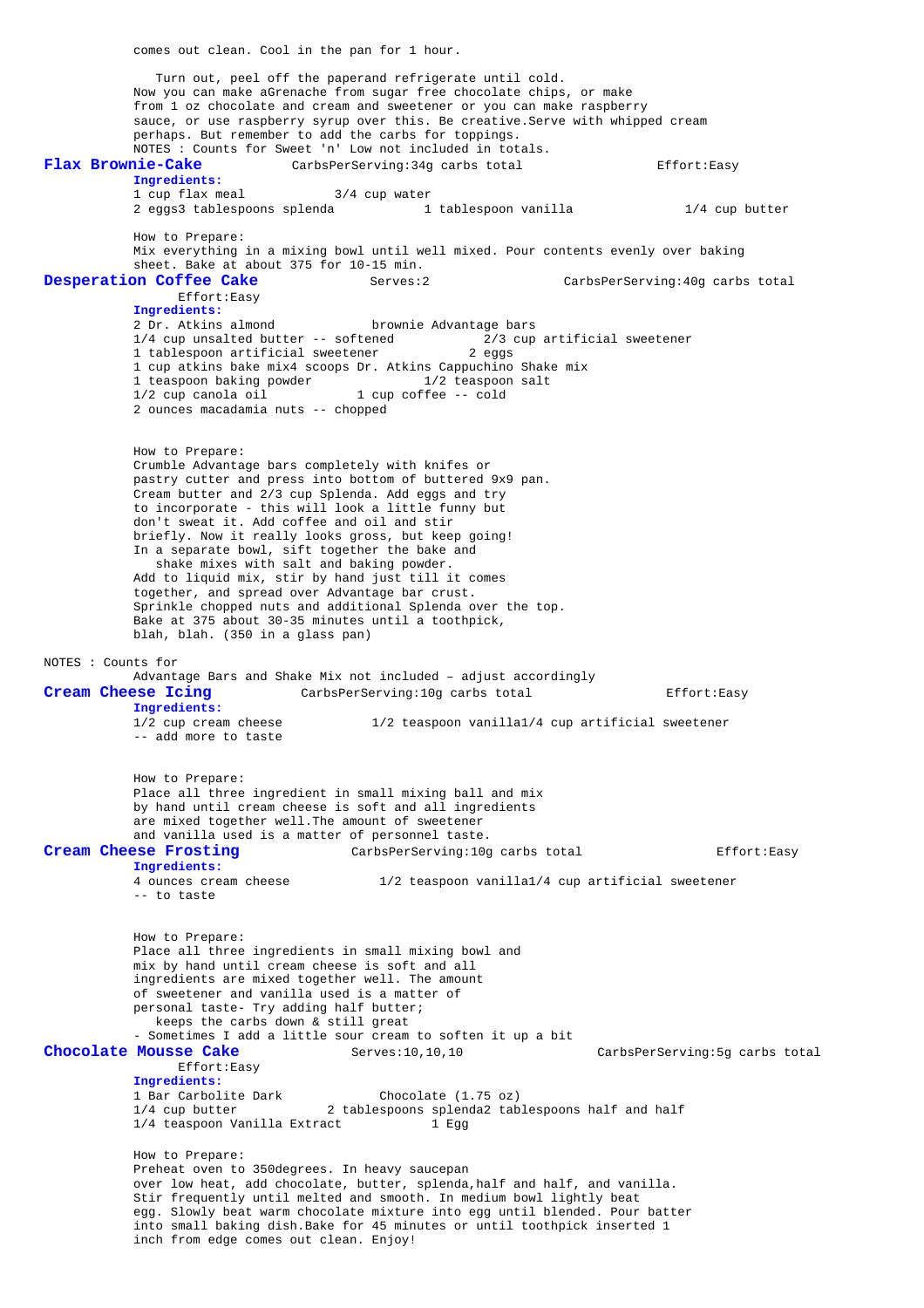comes out clean. Cool in the pan for 1 hour.

Turn out, peel off the paperand refrigerate until cold.
Now you can make aGrenache from sugar free chocolate chips, or make
from 1 oz chocolate and cream and sweetener or you can make raspberry
sauce, or use raspberry syrup over this. Be creative.Serve with whipped cream
perhaps. But remember to add the carbs for toppings.
NOTES : Counts for Sweet 'n' Low not included in totals.

## Flax Brownie-Cake

CarbsPerServing:34g carbs total Effort:Easy

**Ingredients:**

1 cup flax meal 3/4 cup water
2 eggs3 tablespoons splenda 1 tablespoon vanilla 1/4 cup butter

How to Prepare:
Mix everything in a mixing bowl until well mixed. Pour contents evenly over baking
sheet. Bake at about 375 for 10-15 min.

## Desperation Coffee Cake

Serves:2 CarbsPerServing:40g carbs total Effort:Easy

**Ingredients:**

2 Dr. Atkins almond brownie Advantage bars
1/4 cup unsalted butter -- softened 2/3 cup artificial sweetener
1 tablespoon artificial sweetener 2 eggs
1 cup atkins bake mix4 scoops Dr. Atkins Cappuchino Shake mix
1 teaspoon baking powder 1/2 teaspoon salt
1/2 cup canola oil 1 cup coffee -- cold
2 ounces macadamia nuts -- chopped

How to Prepare:
Crumble Advantage bars completely with knifes or
pastry cutter and press into bottom of buttered 9x9 pan.
Cream butter and 2/3 cup Splenda. Add eggs and try
to incorporate - this will look a little funny but
don't sweat it. Add coffee and oil and stir
briefly. Now it really looks gross, but keep going!
In a separate bowl, sift together the bake and
shake mixes with salt and baking powder.
Add to liquid mix, stir by hand just till it comes
together, and spread over Advantage bar crust.
Sprinkle chopped nuts and additional Splenda over the top.
Bake at 375 about 30-35 minutes until a toothpick,
blah, blah. (350 in a glass pan)

NOTES : Counts for
Advantage Bars and Shake Mix not included – adjust accordingly

## Cream Cheese Icing

CarbsPerServing:10g carbs total Effort:Easy

**Ingredients:**

1/2 cup cream cheese 1/2 teaspoon vanilla1/4 cup artificial sweetener
-- add more to taste

How to Prepare:
Place all three ingredient in small mixing ball and mix
by hand until cream cheese is soft and all ingredients
are mixed together well.The amount of sweetener
and vanilla used is a matter of personnel taste.

## Cream Cheese Frosting

CarbsPerServing:10g carbs total Effort:Easy

**Ingredients:**

4 ounces cream cheese 1/2 teaspoon vanilla1/4 cup artificial sweetener
-- to taste

How to Prepare:
Place all three ingredients in small mixing bowl and
mix by hand until cream cheese is soft and all
ingredients are mixed together well. The amount
of sweetener and vanilla used is a matter of
personal taste- Try adding half butter;
keeps the carbs down & still great
- Sometimes I add a little sour cream to soften it up a bit

## Chocolate Mousse Cake

Serves:10,10,10 CarbsPerServing:5g carbs total Effort:Easy

**Ingredients:**

1 Bar Carbolite Dark Chocolate (1.75 oz)
1/4 cup butter 2 tablespoons splenda2 tablespoons half and half
1/4 teaspoon Vanilla Extract 1 Egg

How to Prepare:
Preheat oven to 350degrees. In heavy saucepan
over low heat, add chocolate, butter, splenda,half and half, and vanilla.
Stir frequently until melted and smooth. In medium bowl lightly beat
egg. Slowly beat warm chocolate mixture into egg until blended. Pour batter
into small baking dish.Bake for 45 minutes or until toothpick inserted 1
inch from edge comes out clean. Enjoy!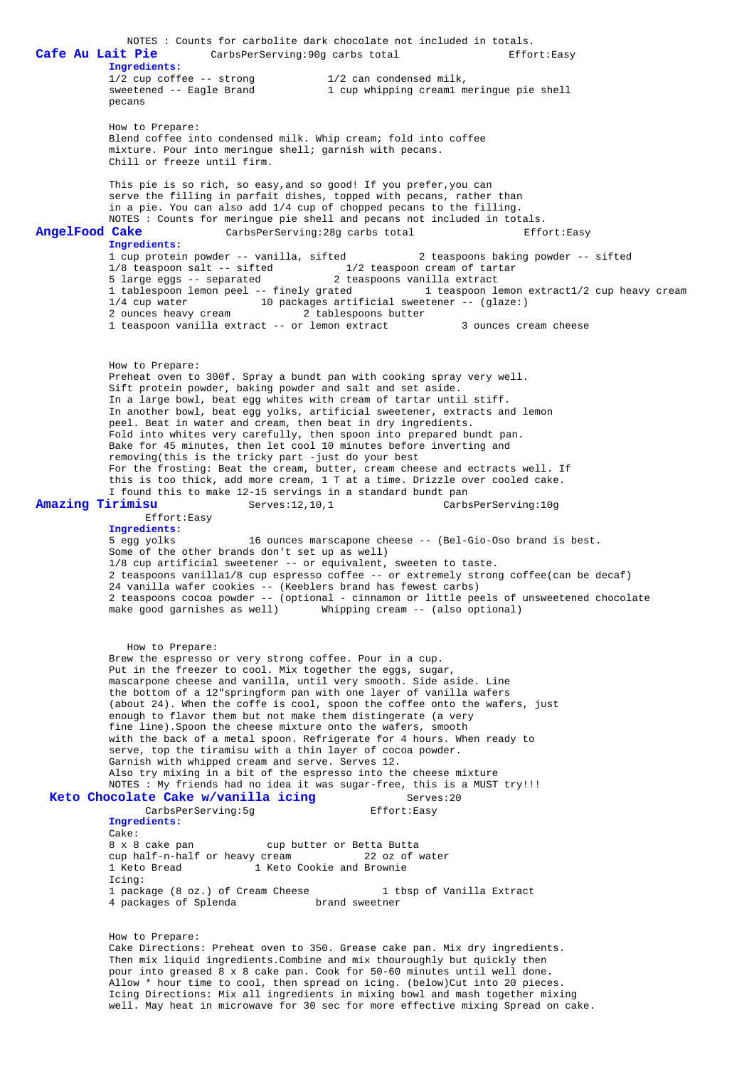NOTES : Counts for carbolite dark chocolate not included in totals.

## Cafe Au Lait Pie

CarbsPerServing:90g carbs total Effort:Easy

**Ingredients:**

1/2 cup coffee -- strong
1/2 can condensed milk,
sweetened -- Eagle Brand
1 cup whipping cream1 meringue pie shell
pecans

How to Prepare:
Blend coffee into condensed milk. Whip cream; fold into coffee mixture. Pour into meringue shell; garnish with pecans.
Chill or freeze until firm.

This pie is so rich, so easy,and so good! If you prefer,you can serve the filling in parfait dishes, topped with pecans, rather than in a pie. You can also add 1/4 cup of chopped pecans to the filling.
NOTES : Counts for meringue pie shell and pecans not included in totals.

## AngelFood Cake

CarbsPerServing:28g carbs total Effort:Easy

**Ingredients:**

1 cup protein powder -- vanilla, sifted
2 teaspoons baking powder -- sifted
1/8 teaspoon salt -- sifted
1/2 teaspoon cream of tartar
5 large eggs -- separated
2 teaspoons vanilla extract
1 tablespoon lemon peel -- finely grated
1 teaspoon lemon extract1/2 cup heavy cream
1/4 cup water
10 packages artificial sweetener -- (glaze:)
2 ounces heavy cream
2 tablespoons butter
1 teaspoon vanilla extract -- or lemon extract
3 ounces cream cheese

How to Prepare:
Preheat oven to 300f. Spray a bundt pan with cooking spray very well.
Sift protein powder, baking powder and salt and set aside.
In a large bowl, beat egg whites with cream of tartar until stiff.
In another bowl, beat egg yolks, artificial sweetener, extracts and lemon peel. Beat in water and cream, then beat in dry ingredients.
Fold into whites very carefully, then spoon into prepared bundt pan.
Bake for 45 minutes, then let cool 10 minutes before inverting and removing(this is the tricky part -just do your best
For the frosting: Beat the cream, butter, cream cheese and ectracts well. If this is too thick, add more cream, 1 T at a time. Drizzle over cooled cake.
I found this to make 12-15 servings in a standard bundt pan

## Amazing Tirimisu

Serves:12,10,1 CarbsPerServing:10g Effort:Easy

**Ingredients:**

5 egg yolks
16 ounces marscapone cheese -- (Bel-Gio-Oso brand is best. Some of the other brands don't set up as well)
1/8 cup artificial sweetener -- or equivalent, sweeten to taste.
2 teaspoons vanilla1/8 cup espresso coffee -- or extremely strong coffee(can be decaf)
24 vanilla wafer cookies -- (Keeblers brand has fewest carbs)
2 teaspoons cocoa powder -- (optional - cinnamon or little peels of unsweetened chocolate make good garnishes as well)
Whipping cream -- (also optional)

How to Prepare:
Brew the espresso or very strong coffee. Pour in a cup.
Put in the freezer to cool. Mix together the eggs, sugar, mascarpone cheese and vanilla, until very smooth. Side aside. Line the bottom of a 12"springform pan with one layer of vanilla wafers (about 24). When the coffe is cool, spoon the coffee onto the wafers, just enough to flavor them but not make them distingerate (a very fine line).Spoon the cheese mixture onto the wafers, smooth with the back of a metal spoon. Refrigerate for 4 hours. When ready to serve, top the tiramisu with a thin layer of cocoa powder.
Garnish with whipped cream and serve. Serves 12.
Also try mixing in a bit of the espresso into the cheese mixture
NOTES : My friends had no idea it was sugar-free, this is a MUST try!!!

## Keto Chocolate Cake w/vanilla icing

Serves:20 CarbsPerServing:5g Effort:Easy

**Ingredients:**

Cake:
8 x 8 cake pan
cup butter or Betta Butta
cup half-n-half or heavy cream
22 oz of water
1 Keto Bread
1 Keto Cookie and Brownie
Icing:
1 package (8 oz.) of Cream Cheese
1 tbsp of Vanilla Extract
4 packages of Splenda brand sweetner

How to Prepare:
Cake Directions: Preheat oven to 350. Grease cake pan. Mix dry ingredients.
Then mix liquid ingredients.Combine and mix thouroughly but quickly then pour into greased 8 x 8 cake pan. Cook for 50-60 minutes until well done.
Allow * hour time to cool, then spread on icing. (below)Cut into 20 pieces.
Icing Directions: Mix all ingredients in mixing bowl and mash together mixing well. May heat in microwave for 30 sec for more effective mixing Spread on cake.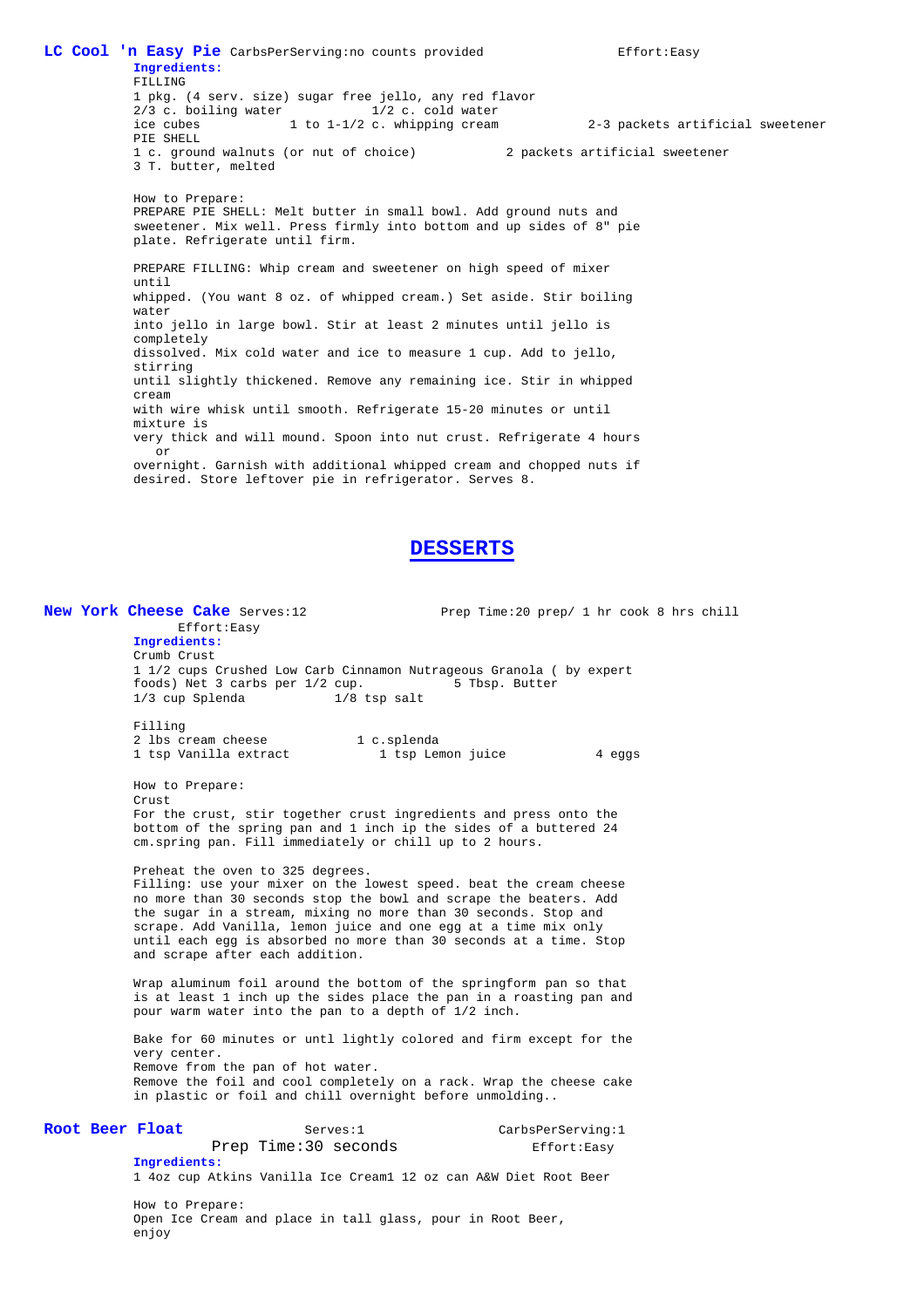### LC Cool 'n Easy Pie

CarbsPerServing:no counts provided Effort:Easy

**Ingredients:**

FILLING

1 pkg. (4 serv. size) sugar free jello, any red flavor

2/3 c. boiling water

1/2 c. cold water

ice cubes

1 to 1-1/2 c. whipping cream

2-3 packets artificial sweetener

PIE SHELL

1 c. ground walnuts (or nut of choice)

2 packets artificial sweetener

3 T. butter, melted

How to Prepare:

PREPARE PIE SHELL: Melt butter in small bowl. Add ground nuts and sweetener. Mix well. Press firmly into bottom and up sides of 8" pie plate. Refrigerate until firm.

PREPARE FILLING: Whip cream and sweetener on high speed of mixer until whipped. (You want 8 oz. of whipped cream.) Set aside. Stir boiling water into jello in large bowl. Stir at least 2 minutes until jello is completely dissolved. Mix cold water and ice to measure 1 cup. Add to jello, stirring until slightly thickened. Remove any remaining ice. Stir in whipped cream with wire whisk until smooth. Refrigerate 15-20 minutes or until mixture is very thick and will mound. Spoon into nut crust. Refrigerate 4 hours or overnight. Garnish with additional whipped cream and chopped nuts if desired. Store leftover pie in refrigerator. Serves 8.

## DESSERTS

### New York Cheese Cake

Serves:12 Prep Time:20 prep/ 1 hr cook 8 hrs chill Effort:Easy

**Ingredients:**

Crumb Crust

1 1/2 cups Crushed Low Carb Cinnamon Nutrageous Granola ( by expert foods) Net 3 carbs per 1/2 cup.

5 Tbsp. Butter

1/3 cup Splenda

1/8 tsp salt

Filling

2 lbs cream cheese

1 c.splenda

1 tsp Vanilla extract

1 tsp Lemon juice

4 eggs

How to Prepare:

Crust

For the crust, stir together crust ingredients and press onto the bottom of the spring pan and 1 inch ip the sides of a buttered 24 cm.spring pan. Fill immediately or chill up to 2 hours.

Preheat the oven to 325 degrees.

Filling: use your mixer on the lowest speed. beat the cream cheese no more than 30 seconds stop the bowl and scrape the beaters. Add the sugar in a stream, mixing no more than 30 seconds. Stop and scrape. Add Vanilla, lemon juice and one egg at a time mix only until each egg is absorbed no more than 30 seconds at a time. Stop and scrape after each addition.

Wrap aluminum foil around the bottom of the springform pan so that is at least 1 inch up the sides place the pan in a roasting pan and pour warm water into the pan to a depth of 1/2 inch.

Bake for 60 minutes or untl lightly colored and firm except for the very center.

Remove from the pan of hot water.

Remove the foil and cool completely on a rack. Wrap the cheese cake in plastic or foil and chill overnight before unmolding..

### Root Beer Float

Serves:1 CarbsPerServing:1 Prep Time:30 seconds Effort:Easy

**Ingredients:**

1 4oz cup Atkins Vanilla Ice Cream

1 12 oz can A&W Diet Root Beer

How to Prepare:

Open Ice Cream and place in tall glass, pour in Root Beer, enjoy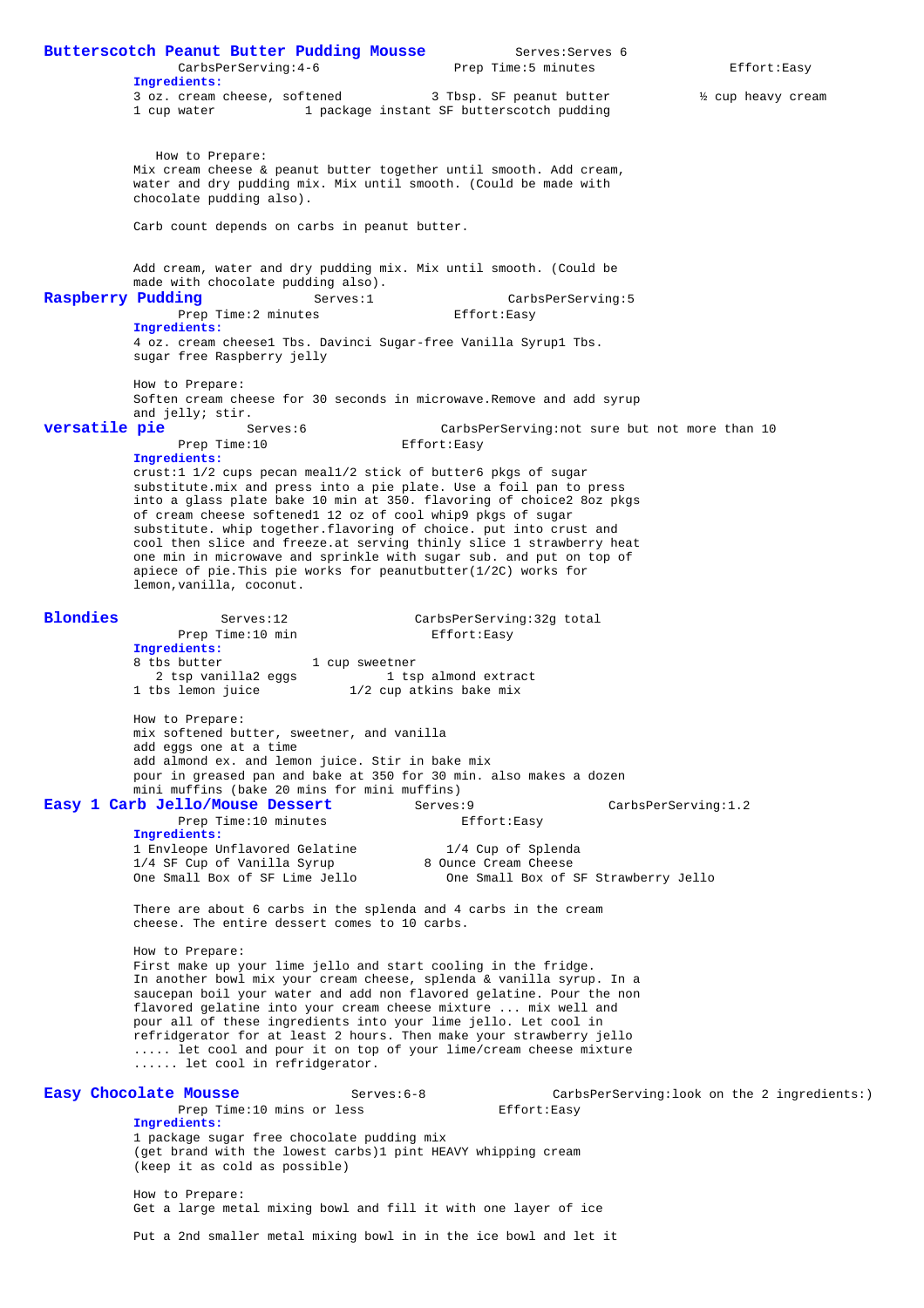## Butterscotch Peanut Butter Pudding Mousse

Serves:Serves 6

CarbsPerServing:4-6 Prep Time:5 minutes Effort:Easy

**Ingredients:**

3 oz. cream cheese, softened 3 Tbsp. SF peanut butter ½ cup heavy cream
1 cup water 1 package instant SF butterscotch pudding

How to Prepare:

Mix cream cheese & peanut butter together until smooth. Add cream, water and dry pudding mix. Mix until smooth. (Could be made with chocolate pudding also).

Carb count depends on carbs in peanut butter.

Add cream, water and dry pudding mix. Mix until smooth. (Could be made with chocolate pudding also).

## Raspberry Pudding

Serves:1 CarbsPerServing:5

Prep Time:2 minutes Effort:Easy

**Ingredients:**

4 oz. cream cheese1 Tbs. Davinci Sugar-free Vanilla Syrup1 Tbs. sugar free Raspberry jelly

How to Prepare:

Soften cream cheese for 30 seconds in microwave.Remove and add syrup and jelly; stir.

## versatile pie

Serves:6 CarbsPerServing:not sure but not more than 10

Prep Time:10 Effort:Easy

**Ingredients:**

crust:1 1/2 cups pecan meal1/2 stick of butter6 pkgs of sugar substitute.mix and press into a pie plate. Use a foil pan to press into a glass plate bake 10 min at 350. flavoring of choice2 8oz pkgs of cream cheese softened1 12 oz of cool whip9 pkgs of sugar substitute. whip together.flavoring of choice. put into crust and cool then slice and freeze.at serving thinly slice 1 strawberry heat one min in microwave and sprinkle with sugar sub. and put on top of apiece of pie.This pie works for peanutbutter(1/2C) works for lemon,vanilla, coconut.

## Blondies

Serves:12 CarbsPerServing:32g total

Prep Time:10 min Effort:Easy

**Ingredients:**

8 tbs butter 1 cup sweetner
2 tsp vanilla2 eggs 1 tsp almond extract
1 tbs lemon juice 1/2 cup atkins bake mix

How to Prepare:

mix softened butter, sweetner, and vanilla
add eggs one at a time
add almond ex. and lemon juice. Stir in bake mix
pour in greased pan and bake at 350 for 30 min. also makes a dozen mini muffins (bake 20 mins for mini muffins)

## Easy 1 Carb Jello/Mouse Dessert

Serves:9 CarbsPerServing:1.2

Prep Time:10 minutes Effort:Easy

**Ingredients:**

1 Envleope Unflavored Gelatine 1/4 Cup of Splenda
1/4 SF Cup of Vanilla Syrup 8 Ounce Cream Cheese
One Small Box of SF Lime Jello One Small Box of SF Strawberry Jello

There are about 6 carbs in the splenda and 4 carbs in the cream cheese. The entire dessert comes to 10 carbs.

How to Prepare:

First make up your lime jello and start cooling in the fridge. In another bowl mix your cream cheese, splenda & vanilla syrup. In a saucepan boil your water and add non flavored gelatine. Pour the non flavored gelatine into your cream cheese mixture ... mix well and pour all of these ingredients into your lime jello. Let cool in refridgerator for at least 2 hours. Then make your strawberry jello ..... let cool and pour it on top of your lime/cream cheese mixture ...... let cool in refridgerator.

## Easy Chocolate Mousse

Serves:6-8 CarbsPerServing:look on the 2 ingredients:)

Prep Time:10 mins or less Effort:Easy

**Ingredients:**

1 package sugar free chocolate pudding mix
(get brand with the lowest carbs)1 pint HEAVY whipping cream
(keep it as cold as possible)

How to Prepare:

Get a large metal mixing bowl and fill it with one layer of ice

Put a 2nd smaller metal mixing bowl in in the ice bowl and let it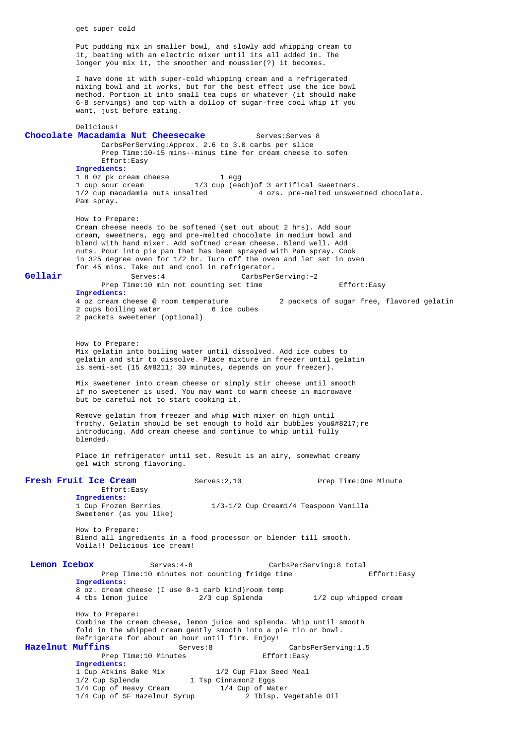get super cold

Put pudding mix in smaller bowl, and slowly add whipping cream to it, beating with an electric mixer until its all added in. The longer you mix it, the smoother and moussier(?) it becomes.

I have done it with super-cold whipping cream and a refrigerated mixing bowl and it works, but for the best effect use the ice bowl method. Portion it into small tea cups or whatever (it should make 6-8 servings) and top with a dollop of sugar-free cool whip if you want, just before eating.

Delicious!

## Chocolate Macadamia Nut Cheesecake

Serves:Serves 8

CarbsPerServing:Approx. 2.6 to 3.0 carbs per slice

Prep Time:10-15 mins--minus time for cream cheese to sofen

Effort:Easy

**Ingredients:**

1 8 0z pk cream cheese
1 egg
1 cup sour cream
1/3 cup (each)of 3 artifical sweetners.
1/2 cup macadamia nuts unsalted
4 ozs. pre-melted unsweetned chocolate.
Pam spray.

How to Prepare:

Cream cheese needs to be softened (set out about 2 hrs). Add sour cream, sweetners, egg and pre-melted chocolate in medium bowl and blend with hand mixer. Add softned cream cheese. Blend well. Add nuts. Pour into pie pan that has been sprayed with Pam spray. Cook in 325 degree oven for 1/2 hr. Turn off the oven and let set in oven for 45 mins. Take out and cool in refrigerator.

## Gellair

Serves:4

CarbsPerServing:~2

Prep Time:10 min not counting set time

Effort:Easy

**Ingredients:**

4 oz cream cheese @ room temperature
2 packets of sugar free, flavored gelatin
2 cups boiling water
6 ice cubes
2 packets sweetener (optional)

How to Prepare:

Mix gelatin into boiling water until dissolved. Add ice cubes to gelatin and stir to dissolve. Place mixture in freezer until gelatin is semi-set (15 &#8211; 30 minutes, depends on your freezer).

Mix sweetener into cream cheese or simply stir cheese until smooth if no sweetener is used. You may want to warm cheese in microwave but be careful not to start cooking it.

Remove gelatin from freezer and whip with mixer on high until frothy. Gelatin should be set enough to hold air bubbles you&#8217;re introducing. Add cream cheese and continue to whip until fully blended.

Place in refrigerator until set. Result is an airy, somewhat creamy gel with strong flavoring.

## Fresh Fruit Ice Cream

Serves:2,10

Prep Time:One Minute

Effort:Easy

**Ingredients:**

1 Cup Frozen Berries
1/3-1/2 Cup Cream1/4 Teaspoon Vanilla
Sweetener (as you like)

How to Prepare:

Blend all ingredients in a food processor or blender till smooth. Voila!! Delicious ice cream!

## Lemon Icebox

Serves:4-8

CarbsPerServing:8 total

Prep Time:10 minutes not counting fridge time

Effort:Easy

**Ingredients:**

8 oz. cream cheese (I use 0-1 carb kind)room temp
4 tbs lemon juice
2/3 cup Splenda
1/2 cup whipped cream

How to Prepare:

Combine the cream cheese, lemon juice and splenda. Whip until smooth fold in the whipped cream gently smooth into a pie tin or bowl. Refrigerate for about an hour until firm. Enjoy!

## Hazelnut Muffins

Serves:8

CarbsPerServing:1.5

Prep Time:10 Minutes

Effort:Easy

**Ingredients:**

1 Cup Atkins Bake Mix
1/2 Cup Flax Seed Meal
1/2 Cup Splenda
1 Tsp Cinnamon2 Eggs
1/4 Cup of Heavy Cream
1/4 Cup of Water
1/4 Cup of SF Hazelnut Syrup
2 Tblsp. Vegetable Oil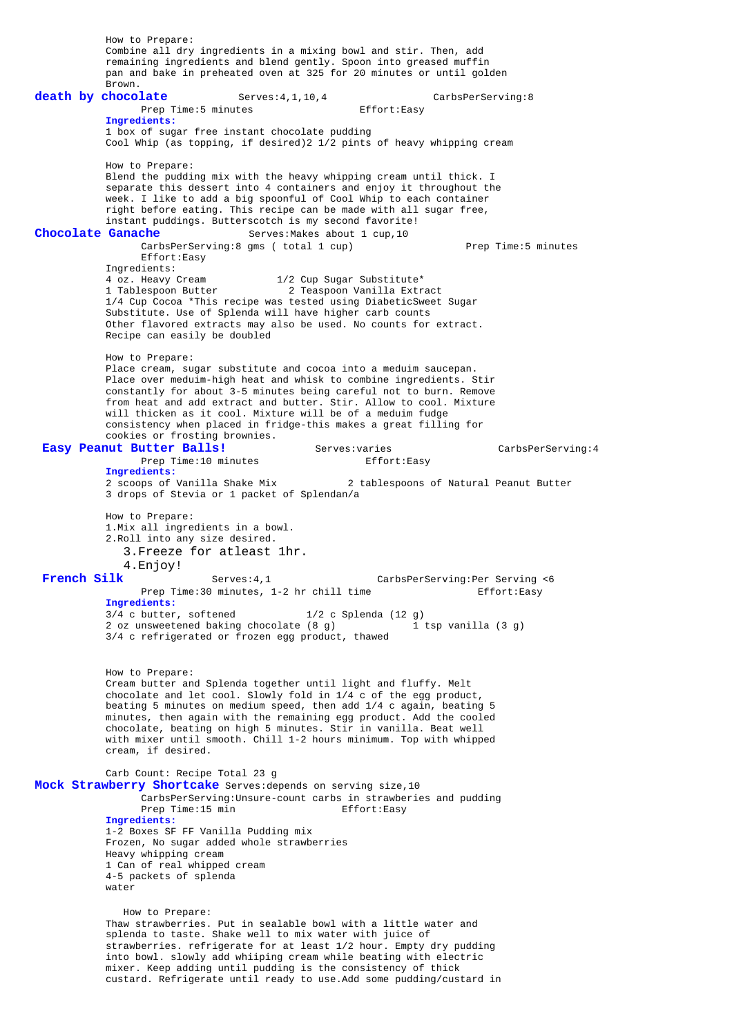How to Prepare:
Combine all dry ingredients in a mixing bowl and stir. Then, add remaining ingredients and blend gently. Spoon into greased muffin pan and bake in preheated oven at 325 for 20 minutes or until golden Brown.

## death by chocolate

Serves:4,1,10,4 CarbsPerServing:8
Prep Time:5 minutes Effort:Easy

**Ingredients:**
1 box of sugar free instant chocolate pudding
Cool Whip (as topping, if desired)2 1/2 pints of heavy whipping cream

How to Prepare:
Blend the pudding mix with the heavy whipping cream until thick. I separate this dessert into 4 containers and enjoy it throughout the week. I like to add a big spoonful of Cool Whip to each container right before eating. This recipe can be made with all sugar free, instant puddings. Butterscotch is my second favorite!

## Chocolate Ganache

Serves:Makes about 1 cup,10
CarbsPerServing:8 gms ( total 1 cup) Prep Time:5 minutes
Effort:Easy

Ingredients:
4 oz. Heavy Cream 1/2 Cup Sugar Substitute*
1 Tablespoon Butter 2 Teaspoon Vanilla Extract
1/4 Cup Cocoa *This recipe was tested using DiabeticSweet Sugar Substitute. Use of Splenda will have higher carb counts
Other flavored extracts may also be used. No counts for extract.
Recipe can easily be doubled

How to Prepare:
Place cream, sugar substitute and cocoa into a meduim saucepan. Place over meduim-high heat and whisk to combine ingredients. Stir constantly for about 3-5 minutes being careful not to burn. Remove from heat and add extract and butter. Stir. Allow to cool. Mixture will thicken as it cool. Mixture will be of a meduim fudge consistency when placed in fridge-this makes a great filling for cookies or frosting brownies.

## Easy Peanut Butter Balls!

Serves:varies CarbsPerServing:4
Prep Time:10 minutes Effort:Easy

**Ingredients:**
2 scoops of Vanilla Shake Mix 2 tablespoons of Natural Peanut Butter
3 drops of Stevia or 1 packet of Splendan/a

How to Prepare:
1.Mix all ingredients in a bowl.
2.Roll into any size desired.
3.Freeze for atleast 1hr.
4.Enjoy!

## French Silk

Serves:4,1 CarbsPerServing:Per Serving <6
Prep Time:30 minutes, 1-2 hr chill time Effort:Easy

**Ingredients:**
3/4 c butter, softened 1/2 c Splenda (12 g)
2 oz unsweetened baking chocolate (8 g) 1 tsp vanilla (3 g)
3/4 c refrigerated or frozen egg product, thawed

How to Prepare:
Cream butter and Splenda together until light and fluffy. Melt chocolate and let cool. Slowly fold in 1/4 c of the egg product, beating 5 minutes on medium speed, then add 1/4 c again, beating 5 minutes, then again with the remaining egg product. Add the cooled chocolate, beating on high 5 minutes. Stir in vanilla. Beat well with mixer until smooth. Chill 1-2 hours minimum. Top with whipped cream, if desired.

Carb Count: Recipe Total 23 g

## Mock Strawberry Shortcake

Serves:depends on serving size,10
CarbsPerServing:Unsure-count carbs in strawberries and pudding
Prep Time:15 min Effort:Easy

**Ingredients:**
1-2 Boxes SF FF Vanilla Pudding mix
Frozen, No sugar added whole strawberries
Heavy whipping cream
1 Can of real whipped cream
4-5 packets of splenda
water

How to Prepare:
Thaw strawberries. Put in sealable bowl with a little water and splenda to taste. Shake well to mix water with juice of strawberries. refrigerate for at least 1/2 hour. Empty dry pudding into bowl. slowly add whiiping cream while beating with electric mixer. Keep adding until pudding is the consistency of thick custard. Refrigerate until ready to use.Add some pudding/custard in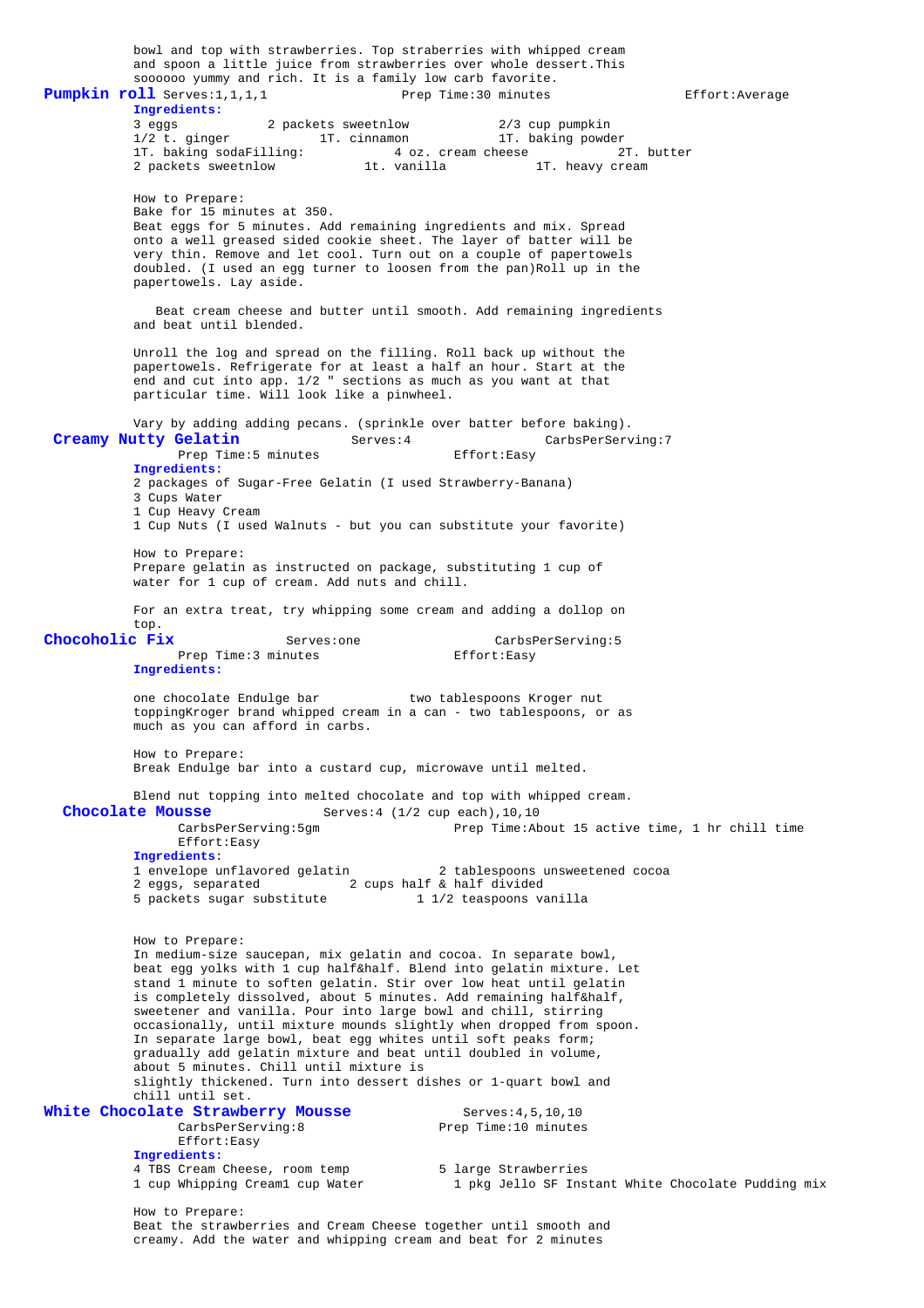bowl and top with strawberries. Top straberries with whipped cream and spoon a little juice from strawberries over whole dessert.This soooooo yummy and rich. It is a family low carb favorite.

## Pumpkin roll

Serves:1,1,1,1 Prep Time:30 minutes Effort:Average

**Ingredients:**

3 eggs
2 packets sweetnlow
2/3 cup pumpkin
1/2 t. ginger
1T. cinnamon
1T. baking powder
1T. baking sodaFilling:
4 oz. cream cheese
2T. butter
2 packets sweetnlow
1t. vanilla
1T. heavy cream

How to Prepare:
Bake for 15 minutes at 350.
Beat eggs for 5 minutes. Add remaining ingredients and mix. Spread onto a well greased sided cookie sheet. The layer of batter will be very thin. Remove and let cool. Turn out on a couple of papertowels doubled. (I used an egg turner to loosen from the pan)Roll up in the papertowels. Lay aside.

Beat cream cheese and butter until smooth. Add remaining ingredients and beat until blended.

Unroll the log and spread on the filling. Roll back up without the papertowels. Refrigerate for at least a half an hour. Start at the end and cut into app. 1/2 " sections as much as you want at that particular time. Will look like a pinwheel.

Vary by adding adding pecans. (sprinkle over batter before baking).

## Creamy Nutty Gelatin

Serves:4 CarbsPerServing:7
Prep Time:5 minutes Effort:Easy

**Ingredients:**

2 packages of Sugar-Free Gelatin (I used Strawberry-Banana)
3 Cups Water
1 Cup Heavy Cream
1 Cup Nuts (I used Walnuts - but you can substitute your favorite)

How to Prepare:
Prepare gelatin as instructed on package, substituting 1 cup of water for 1 cup of cream. Add nuts and chill.

For an extra treat, try whipping some cream and adding a dollop on top.

## Chocoholic Fix

Serves:one CarbsPerServing:5
Prep Time:3 minutes Effort:Easy

**Ingredients:**

one chocolate Endulge bar
two tablespoons Kroger nut toppingKroger brand whipped cream in a can - two tablespoons, or as much as you can afford in carbs.

How to Prepare:
Break Endulge bar into a custard cup, microwave until melted.

Blend nut topping into melted chocolate and top with whipped cream.

## Chocolate Mousse

Serves:4 (1/2 cup each),10,10
CarbsPerServing:5gm Prep Time:About 15 active time, 1 hr chill time
Effort:Easy

**Ingredients:**

1 envelope unflavored gelatin
2 tablespoons unsweetened cocoa
2 eggs, separated
2 cups half & half divided
5 packets sugar substitute
1 1/2 teaspoons vanilla

How to Prepare:
In medium-size saucepan, mix gelatin and cocoa. In separate bowl, beat egg yolks with 1 cup half&half. Blend into gelatin mixture. Let stand 1 minute to soften gelatin. Stir over low heat until gelatin is completely dissolved, about 5 minutes. Add remaining half&half, sweetener and vanilla. Pour into large bowl and chill, stirring occasionally, until mixture mounds slightly when dropped from spoon. In separate large bowl, beat egg whites until soft peaks form; gradually add gelatin mixture and beat until doubled in volume, about 5 minutes. Chill until mixture is slightly thickened. Turn into dessert dishes or 1-quart bowl and chill until set.

## White Chocolate Strawberry Mousse

Serves:4,5,10,10
CarbsPerServing:8 Prep Time:10 minutes
Effort:Easy

**Ingredients:**

4 TBS Cream Cheese, room temp
5 large Strawberries
1 cup Whipping Cream1 cup Water
1 pkg Jello SF Instant White Chocolate Pudding mix

How to Prepare:
Beat the strawberries and Cream Cheese together until smooth and creamy. Add the water and whipping cream and beat for 2 minutes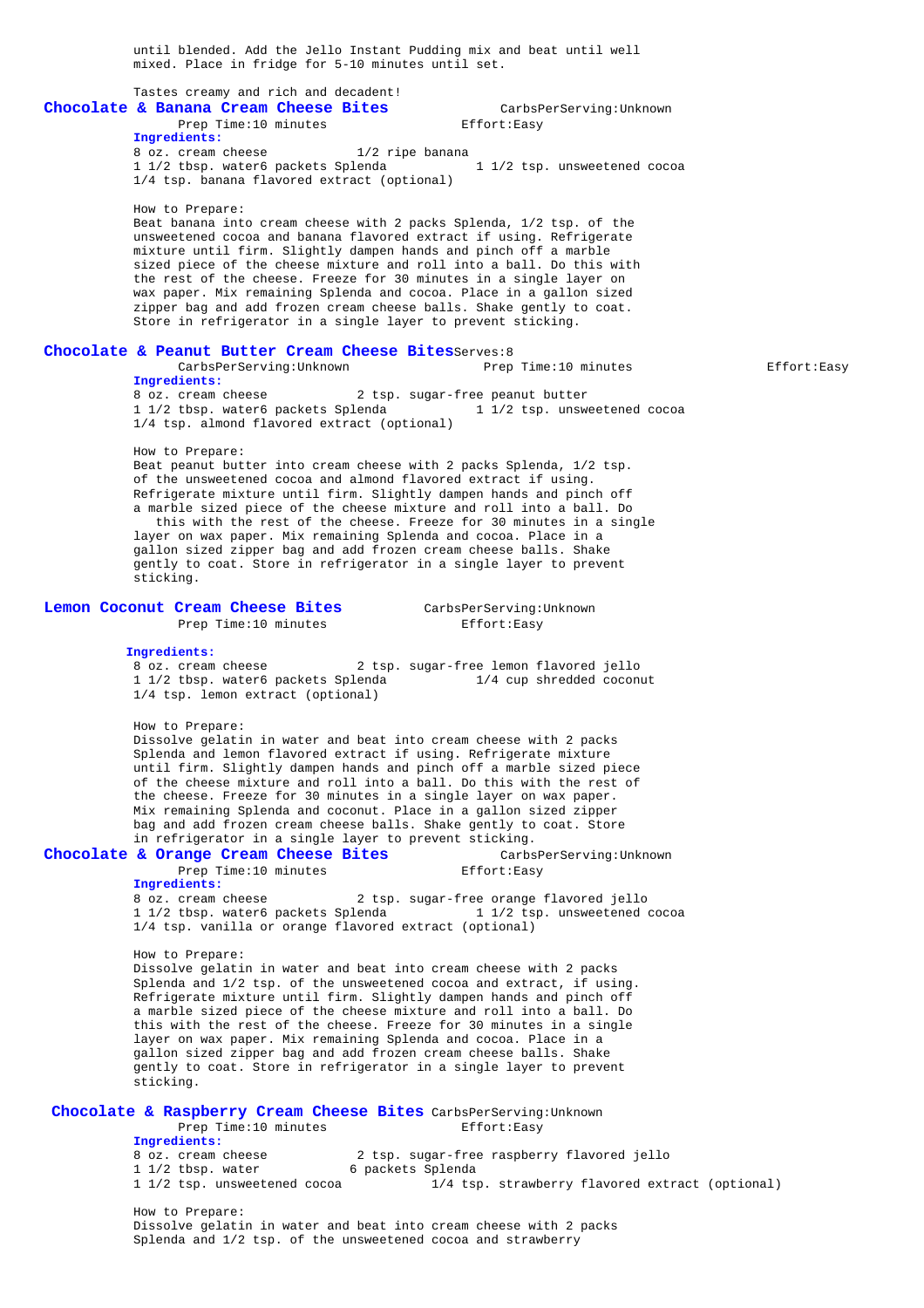until blended. Add the Jello Instant Pudding mix and beat until well mixed. Place in fridge for 5-10 minutes until set.

Tastes creamy and rich and decadent!

## Chocolate & Banana Cream Cheese Bites

CarbsPerServing:Unknown
Prep Time:10 minutes
Effort:Easy

**Ingredients:**

8 oz. cream cheese
1/2 ripe banana
1 1/2 tbsp. water
6 packets Splenda
1 1/2 tsp. unsweetened cocoa
1/4 tsp. banana flavored extract (optional)

How to Prepare:
Beat banana into cream cheese with 2 packs Splenda, 1/2 tsp. of the unsweetened cocoa and banana flavored extract if using. Refrigerate mixture until firm. Slightly dampen hands and pinch off a marble sized piece of the cheese mixture and roll into a ball. Do this with the rest of the cheese. Freeze for 30 minutes in a single layer on wax paper. Mix remaining Splenda and cocoa. Place in a gallon sized zipper bag and add frozen cream cheese balls. Shake gently to coat. Store in refrigerator in a single layer to prevent sticking.

## Chocolate & Peanut Butter Cream Cheese Bites

Serves:8
CarbsPerServing:Unknown
Prep Time:10 minutes
Effort:Easy

**Ingredients:**

8 oz. cream cheese
2 tsp. sugar-free peanut butter
1 1/2 tbsp. water
6 packets Splenda
1 1/2 tsp. unsweetened cocoa
1/4 tsp. almond flavored extract (optional)

How to Prepare:
Beat peanut butter into cream cheese with 2 packs Splenda, 1/2 tsp. of the unsweetened cocoa and almond flavored extract if using. Refrigerate mixture until firm. Slightly dampen hands and pinch off a marble sized piece of the cheese mixture and roll into a ball. Do this with the rest of the cheese. Freeze for 30 minutes in a single layer on wax paper. Mix remaining Splenda and cocoa. Place in a gallon sized zipper bag and add frozen cream cheese balls. Shake gently to coat. Store in refrigerator in a single layer to prevent sticking.

## Lemon Coconut Cream Cheese Bites

CarbsPerServing:Unknown
Prep Time:10 minutes
Effort:Easy

**Ingredients:**

8 oz. cream cheese
2 tsp. sugar-free lemon flavored jello
1 1/2 tbsp. water
6 packets Splenda
1/4 cup shredded coconut
1/4 tsp. lemon extract (optional)

How to Prepare:
Dissolve gelatin in water and beat into cream cheese with 2 packs Splenda and lemon flavored extract if using. Refrigerate mixture until firm. Slightly dampen hands and pinch off a marble sized piece of the cheese mixture and roll into a ball. Do this with the rest of the cheese. Freeze for 30 minutes in a single layer on wax paper. Mix remaining Splenda and coconut. Place in a gallon sized zipper bag and add frozen cream cheese balls. Shake gently to coat. Store in refrigerator in a single layer to prevent sticking.

## Chocolate & Orange Cream Cheese Bites

CarbsPerServing:Unknown
Prep Time:10 minutes
Effort:Easy

**Ingredients:**

8 oz. cream cheese
2 tsp. sugar-free orange flavored jello
1 1/2 tbsp. water
6 packets Splenda
1 1/2 tsp. unsweetened cocoa
1/4 tsp. vanilla or orange flavored extract (optional)

How to Prepare:
Dissolve gelatin in water and beat into cream cheese with 2 packs Splenda and 1/2 tsp. of the unsweetened cocoa and extract, if using. Refrigerate mixture until firm. Slightly dampen hands and pinch off a marble sized piece of the cheese mixture and roll into a ball. Do this with the rest of the cheese. Freeze for 30 minutes in a single layer on wax paper. Mix remaining Splenda and cocoa. Place in a gallon sized zipper bag and add frozen cream cheese balls. Shake gently to coat. Store in refrigerator in a single layer to prevent sticking.

## Chocolate & Raspberry Cream Cheese Bites

CarbsPerServing:Unknown
Prep Time:10 minutes
Effort:Easy

**Ingredients:**

8 oz. cream cheese
2 tsp. sugar-free raspberry flavored jello
1 1/2 tbsp. water
6 packets Splenda
1 1/2 tsp. unsweetened cocoa
1/4 tsp. strawberry flavored extract (optional)

How to Prepare:
Dissolve gelatin in water and beat into cream cheese with 2 packs Splenda and 1/2 tsp. of the unsweetened cocoa and strawberry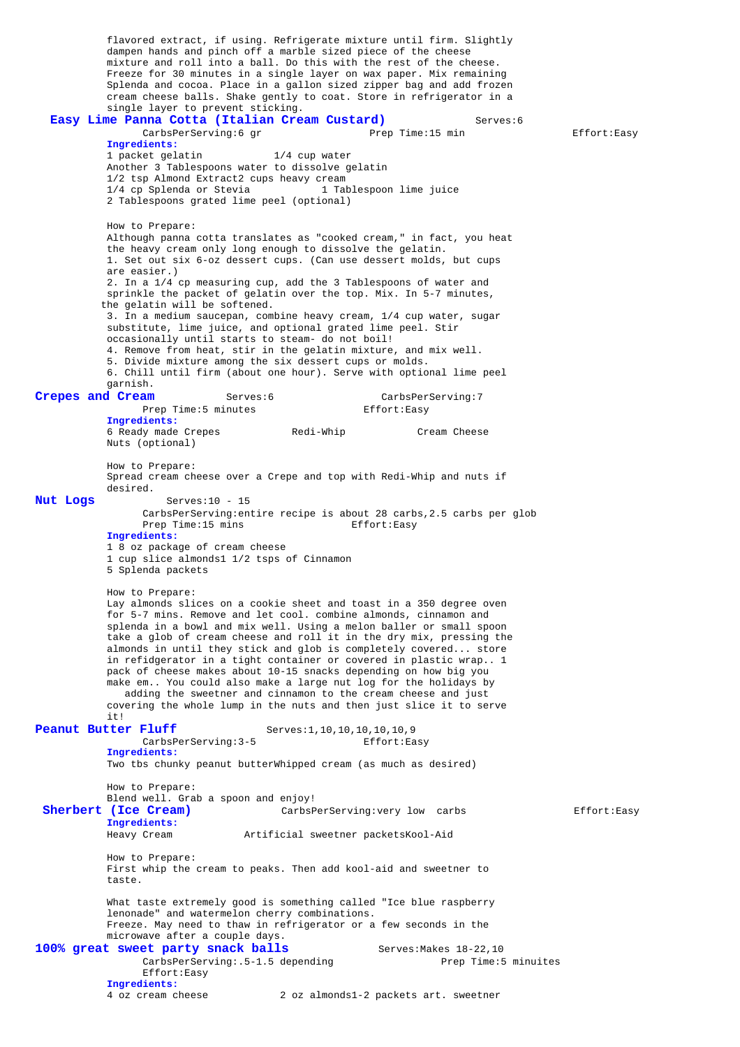flavored extract, if using. Refrigerate mixture until firm. Slightly dampen hands and pinch off a marble sized piece of the cheese mixture and roll into a ball. Do this with the rest of the cheese. Freeze for 30 minutes in a single layer on wax paper. Mix remaining Splenda and cocoa. Place in a gallon sized zipper bag and add frozen cream cheese balls. Shake gently to coat. Store in refrigerator in a single layer to prevent sticking.

## Easy Lime Panna Cotta (Italian Cream Custard)

Serves:6
CarbsPerServing:6 gr
Prep Time:15 min
Effort:Easy

**Ingredients:**

1 packet gelatin
1/4 cup water
Another 3 Tablespoons water to dissolve gelatin
1/2 tsp Almond Extract2 cups heavy cream
1/4 cp Splenda or Stevia
1 Tablespoon lime juice
2 Tablespoons grated lime peel (optional)

How to Prepare:
Although panna cotta translates as "cooked cream," in fact, you heat the heavy cream only long enough to dissolve the gelatin.
1. Set out six 6-oz dessert cups. (Can use dessert molds, but cups are easier.)
2. In a 1/4 cp measuring cup, add the 3 Tablespoons of water and sprinkle the packet of gelatin over the top. Mix. In 5-7 minutes, the gelatin will be softened.
3. In a medium saucepan, combine heavy cream, 1/4 cup water, sugar substitute, lime juice, and optional grated lime peel. Stir occasionally until starts to steam- do not boil!
4. Remove from heat, stir in the gelatin mixture, and mix well.
5. Divide mixture among the six dessert cups or molds.
6. Chill until firm (about one hour). Serve with optional lime peel garnish.

## Crepes and Cream

Serves:6
CarbsPerServing:7
Prep Time:5 minutes
Effort:Easy

**Ingredients:**

6 Ready made Crepes
Redi-Whip
Cream Cheese
Nuts (optional)

How to Prepare:
Spread cream cheese over a Crepe and top with Redi-Whip and nuts if desired.

## Nut Logs

Serves:10 - 15
CarbsPerServing:entire recipe is about 28 carbs,2.5 carbs per glob
Prep Time:15 mins
Effort:Easy

**Ingredients:**

1 8 oz package of cream cheese
1 cup slice almonds1 1/2 tsps of Cinnamon
5 Splenda packets

How to Prepare:
Lay almonds slices on a cookie sheet and toast in a 350 degree oven for 5-7 mins. Remove and let cool. combine almonds, cinnamon and splenda in a bowl and mix well. Using a melon baller or small spoon take a glob of cream cheese and roll it in the dry mix, pressing the almonds in until they stick and glob is completely covered... store in refidgerator in a tight container or covered in plastic wrap.. 1 pack of cheese makes about 10-15 snacks depending on how big you make em.. You could also make a large nut log for the holidays by adding the sweetner and cinnamon to the cream cheese and just covering the whole lump in the nuts and then just slice it to serve it!

## Peanut Butter Fluff

Serves:1,10,10,10,10,10,9
CarbsPerServing:3-5
Effort:Easy

**Ingredients:**

Two tbs chunky peanut butterWhipped cream (as much as desired)

How to Prepare:
Blend well. Grab a spoon and enjoy!

## Sherbert (Ice Cream)

CarbsPerServing:very low carbs
Effort:Easy

**Ingredients:**

Heavy Cream
Artificial sweetner packetsKool-Aid

How to Prepare:
First whip the cream to peaks. Then add kool-aid and sweetner to taste.

What taste extremely good is something called "Ice blue raspberry lenonade" and watermelon cherry combinations.
Freeze. May need to thaw in refrigerator or a few seconds in the microwave after a couple days.

## 100% great sweet party snack balls

Serves:Makes 18-22,10
CarbsPerServing:.5-1.5 depending
Prep Time:5 minuites
Effort:Easy

**Ingredients:**

4 oz cream cheese
2 oz almonds1-2 packets art. sweetner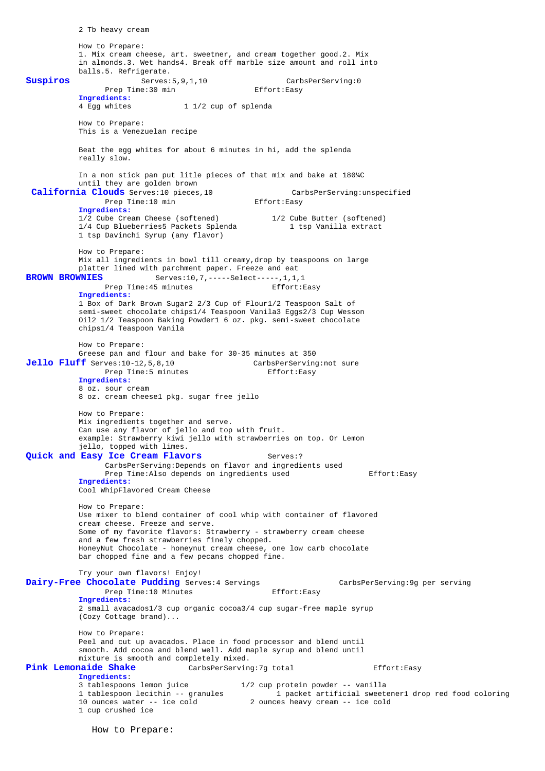2 Tb heavy cream

How to Prepare:
1. Mix cream cheese, art. sweetner, and cream together good.2. Mix in almonds.3. Wet hands4. Break off marble size amount and roll into balls.5. Refrigerate.

## Suspiros

Serves:5,9,1,10 CarbsPerServing:0
Prep Time:30 min Effort:Easy

**Ingredients:**
4 Egg whites 1 1/2 cup of splenda

How to Prepare:
This is a Venezuelan recipe

Beat the egg whites for about 6 minutes in hi, add the splenda really slow.

In a non stick pan put litle pieces of that mix and bake at 180¼C until they are golden brown

## California Clouds

Serves:10 pieces,10 CarbsPerServing:unspecified
Prep Time:10 min Effort:Easy

**Ingredients:**
1/2 Cube Cream Cheese (softened) 1/2 Cube Butter (softened)
1/4 Cup Blueberries5 Packets Splenda 1 tsp Vanilla extract
1 tsp Davinchi Syrup (any flavor)

How to Prepare:
Mix all ingredients in bowl till creamy,drop by teaspoons on large platter lined with parchment paper. Freeze and eat

## BROWN BROWNIES

Serves:10,7,-----Select-----,1,1,1
Prep Time:45 minutes Effort:Easy

**Ingredients:**
1 Box of Dark Brown Sugar2 2/3 Cup of Flour1/2 Teaspoon Salt of semi-sweet chocolate chips1/4 Teaspoon Vanila3 Eggs2/3 Cup Wesson Oil2 1/2 Teaspoon Baking Powder1 6 oz. pkg. semi-sweet chocolate chips1/4 Teaspoon Vanila

How to Prepare:
Greese pan and flour and bake for 30-35 minutes at 350

## Jello Fluff

Serves:10-12,5,8,10 CarbsPerServing:not sure
Prep Time:5 minutes Effort:Easy

**Ingredients:**
8 oz. sour cream
8 oz. cream cheese1 pkg. sugar free jello

How to Prepare:
Mix ingredients together and serve.
Can use any flavor of jello and top with fruit.
example: Strawberry kiwi jello with strawberries on top. Or Lemon jello, topped with limes.

## Quick and Easy Ice Cream Flavors

Serves:?
CarbsPerServing:Depends on flavor and ingredients used
Prep Time:Also depends on ingredients used Effort:Easy

**Ingredients:**
Cool WhipFlavored Cream Cheese

How to Prepare:
Use mixer to blend container of cool whip with container of flavored cream cheese. Freeze and serve.
Some of my favorite flavors: Strawberry - strawberry cream cheese and a few fresh strawberries finely chopped.
HoneyNut Chocolate - honeynut cream cheese, one low carb chocolate bar chopped fine and a few pecans chopped fine.

Try your own flavors! Enjoy!

## Dairy-Free Chocolate Pudding

Serves:4 Servings CarbsPerServing:9g per serving
Prep Time:10 Minutes Effort:Easy

**Ingredients:**
2 small avacados1/3 cup organic cocoa3/4 cup sugar-free maple syrup (Cozy Cottage brand)...

How to Prepare:
Peel and cut up avacados. Place in food processor and blend until smooth. Add cocoa and blend well. Add maple syrup and blend until mixture is smooth and completely mixed.

## Pink Lemonaide Shake

CarbsPerServing:7g total Effort:Easy

**Ingredients:**
3 tablespoons lemon juice 1/2 cup protein powder -- vanilla
1 tablespoon lecithin -- granules 1 packet artificial sweetener1 drop red food coloring
10 ounces water -- ice cold 2 ounces heavy cream -- ice cold
1 cup crushed ice

How to Prepare: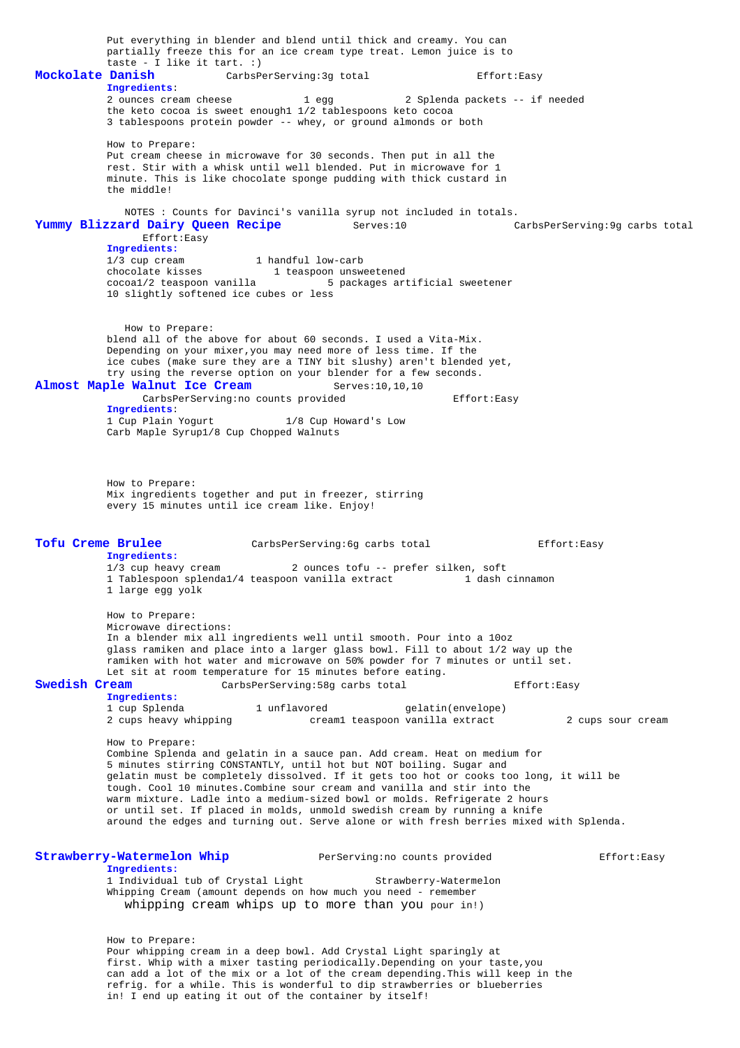Put everything in blender and blend until thick and creamy. You can partially freeze this for an ice cream type treat. Lemon juice is to taste - I like it tart. :)

## Mockolate Danish

CarbsPerServing:3g total    Effort:Easy

**Ingredients**:

2 ounces cream cheese    1 egg    2 Splenda packets -- if needed the keto cocoa is sweet enough1 1/2 tablespoons keto cocoa
3 tablespoons protein powder -- whey, or ground almonds or both

How to Prepare:
Put cream cheese in microwave for 30 seconds. Then put in all the rest. Stir with a whisk until well blended. Put in microwave for 1 minute. This is like chocolate sponge pudding with thick custard in the middle!

NOTES : Counts for Davinci's vanilla syrup not included in totals.

## Yummy Blizzard Dairy Queen Recipe

Serves:10    CarbsPerServing:9g carbs total    Effort:Easy

**Ingredients:**

1/3 cup cream    1 handful low-carb chocolate kisses    1 teaspoon unsweetened cocoa1/2 teaspoon vanilla    5 packages artificial sweetener
10 slightly softened ice cubes or less

How to Prepare:
blend all of the above for about 60 seconds. I used a Vita-Mix. Depending on your mixer,you may need more of less time. If the ice cubes (make sure they are a TINY bit slushy) aren't blended yet, try using the reverse option on your blender for a few seconds.

## Almost Maple Walnut Ice Cream

Serves:10,10,10    CarbsPerServing:no counts provided    Effort:Easy

**Ingredients**:

1 Cup Plain Yogurt    1/8 Cup Howard's Low Carb Maple Syrup1/8 Cup Chopped Walnuts

How to Prepare:
Mix ingredients together and put in freezer, stirring every 15 minutes until ice cream like. Enjoy!

## Tofu Creme Brulee

CarbsPerServing:6g carbs total    Effort:Easy

**Ingredients:**

1/3 cup heavy cream    2 ounces tofu -- prefer silken, soft
1 Tablespoon splenda1/4 teaspoon vanilla extract    1 dash cinnamon
1 large egg yolk

How to Prepare:
Microwave directions:
In a blender mix all ingredients well until smooth. Pour into a 10oz glass ramiken and place into a larger glass bowl. Fill to about 1/2 way up the ramiken with hot water and microwave on 50% powder for 7 minutes or until set. Let sit at room temperature for 15 minutes before eating.

## Swedish Cream

CarbsPerServing:58g carbs total    Effort:Easy

**Ingredients:**

1 cup Splenda    1 unflavored    gelatin(envelope)
2 cups heavy whipping    cream1 teaspoon vanilla extract    2 cups sour cream

How to Prepare:
Combine Splenda and gelatin in a sauce pan. Add cream. Heat on medium for 5 minutes stirring CONSTANTLY, until hot but NOT boiling. Sugar and gelatin must be completely dissolved. If it gets too hot or cooks too long, it will be tough. Cool 10 minutes.Combine sour cream and vanilla and stir into the warm mixture. Ladle into a medium-sized bowl or molds. Refrigerate 2 hours or until set. If placed in molds, unmold swedish cream by running a knife around the edges and turning out. Serve alone or with fresh berries mixed with Splenda.

## Strawberry-Watermelon Whip

PerServing:no counts provided    Effort:Easy

**Ingredients:**

1 Individual tub of Crystal Light    Strawberry-Watermelon
Whipping Cream (amount depends on how much you need - remember whipping cream whips up to more than you pour in!)

How to Prepare:
Pour whipping cream in a deep bowl. Add Crystal Light sparingly at first. Whip with a mixer tasting periodically.Depending on your taste,you can add a lot of the mix or a lot of the cream depending.This will keep in the refrig. for a while. This is wonderful to dip strawberries or blueberries in! I end up eating it out of the container by itself!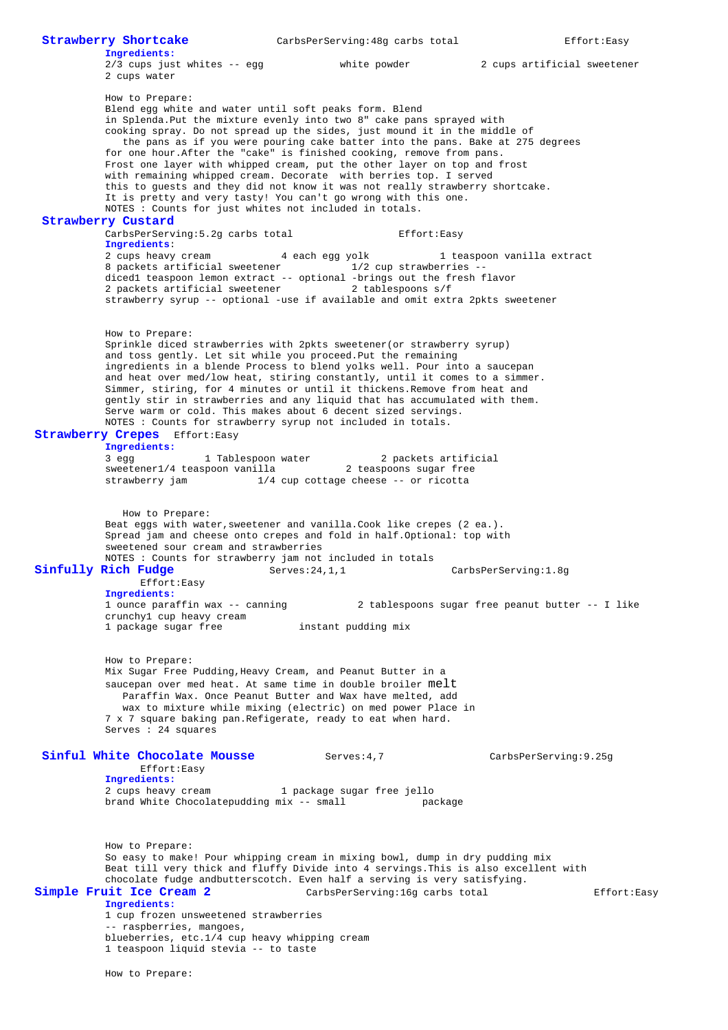## Strawberry Shortcake

CarbsPerServing:48g carbs total

Effort:Easy

**Ingredients:**

2/3 cups just whites -- egg white powder
2 cups artificial sweetener
2 cups water

How to Prepare:

Blend egg white and water until soft peaks form. Blend in Splenda.Put the mixture evenly into two 8" cake pans sprayed with cooking spray. Do not spread up the sides, just mound it in the middle of the pans as if you were pouring cake batter into the pans. Bake at 275 degrees for one hour.After the "cake" is finished cooking, remove from pans. Frost one layer with whipped cream, put the other layer on top and frost with remaining whipped cream. Decorate with berries top. I served this to guests and they did not know it was not really strawberry shortcake. It is pretty and very tasty! You can't go wrong with this one.

NOTES : Counts for just whites not included in totals.

## Strawberry Custard

CarbsPerServing:5.2g carbs total

Effort:Easy

**Ingredients:**

2 cups heavy cream
4 each egg yolk
1 teaspoon vanilla extract
8 packets artificial sweetener
1/2 cup strawberries -- diced
1 teaspoon lemon extract -- optional -brings out the fresh flavor
2 packets artificial sweetener
2 tablespoons s/f strawberry syrup -- optional -use if available and omit extra 2pkts sweetener

How to Prepare:

Sprinkle diced strawberries with 2pkts sweetener(or strawberry syrup) and toss gently. Let sit while you proceed.Put the remaining ingredients in a blende Process to blend yolks well. Pour into a saucepan and heat over med/low heat, stirring constantly, until it comes to a simmer. Simmer, stirring, for 4 minutes or until it thickens.Remove from heat and gently stir in strawberries and any liquid that has accumulated with them. Serve warm or cold. This makes about 6 decent sized servings.

NOTES : Counts for strawberry syrup not included in totals.

## Strawberry Crepes

Effort:Easy

**Ingredients:**

3 egg
1 Tablespoon water
2 packets artificial sweetener
1/4 teaspoon vanilla
2 teaspoons sugar free strawberry jam
1/4 cup cottage cheese -- or ricotta

How to Prepare:

Beat eggs with water,sweetener and vanilla.Cook like crepes (2 ea.). Spread jam and cheese onto crepes and fold in half.Optional: top with sweetened sour cream and strawberries

NOTES : Counts for strawberry jam not included in totals

## Sinfully Rich Fudge

Serves:24,1,1

CarbsPerServing:1.8g

Effort:Easy

**Ingredients:**

1 ounce paraffin wax -- canning
2 tablespoons sugar free peanut butter -- I like crunchy
1 cup heavy cream
1 package sugar free instant pudding mix

How to Prepare:

Mix Sugar Free Pudding,Heavy Cream, and Peanut Butter in a saucepan over med heat. At same time in double broiler melt Paraffin Wax. Once Peanut Butter and Wax have melted, add wax to mixture while mixing (electric) on med power Place in 7 x 7 square baking pan.Refigerate, ready to eat when hard.

Serves : 24 squares

## Sinful White Chocolate Mousse

Serves:4,7

CarbsPerServing:9.25g

Effort:Easy

**Ingredients:**

2 cups heavy cream
1 package sugar free jello brand White Chocolatepudding mix -- small package

How to Prepare:

So easy to make! Pour whipping cream in mixing bowl, dump in dry pudding mix Beat till very thick and fluffy Divide into 4 servings.This is also excellent with chocolate fudge andbutterscotch. Even half a serving is very satisfying.

## Simple Fruit Ice Cream 2

CarbsPerServing:16g carbs total

Effort:Easy

**Ingredients:**

1 cup frozen unsweetened strawberries -- raspberries, mangoes, blueberries, etc.
1/4 cup heavy whipping cream
1 teaspoon liquid stevia -- to taste

How to Prepare: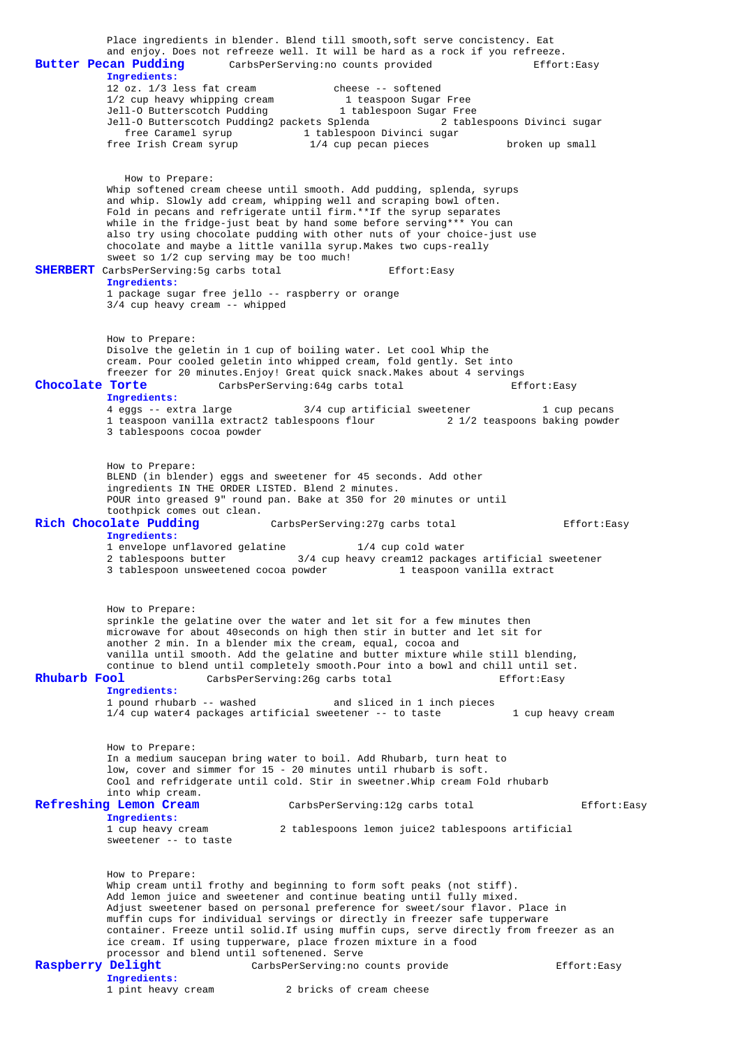Place ingredients in blender. Blend till smooth,soft serve concistency. Eat and enjoy. Does not refreeze well. It will be hard as a rock if you refreeze.

## Butter Pecan Pudding

CarbsPerServing:no counts provided     Effort:Easy

**Ingredients:**

12 oz. 1/3 less fat cream cheese -- softened
1/2 cup heavy whipping cream
1 teaspoon Sugar Free Jell-O Butterscotch Pudding
1 tablespoon Sugar Free Jell-O Butterscotch Pudding
2 packets Splenda
2 tablespoons Divinci sugar free Caramel syrup
1 tablespoon Divinci sugar free Irish Cream syrup
1/4 cup pecan pieces broken up small

How to Prepare:

Whip softened cream cheese until smooth. Add pudding, splenda, syrups and whip. Slowly add cream, whipping well and scraping bowl often. Fold in pecans and refrigerate until firm.**If the syrup separates while in the fridge-just beat by hand some before serving*** You can also try using chocolate pudding with other nuts of your choice-just use chocolate and maybe a little vanilla syrup.Makes two cups-really sweet so 1/2 cup serving may be too much!

## SHERBERT

CarbsPerServing:5g carbs total     Effort:Easy

**Ingredients:**

1 package sugar free jello -- raspberry or orange
3/4 cup heavy cream -- whipped

How to Prepare:

Disolve the geletin in 1 cup of boiling water. Let cool Whip the cream. Pour cooled geletin into whipped cream, fold gently. Set into freezer for 20 minutes.Enjoy! Great quick snack.Makes about 4 servings

## Chocolate Torte

CarbsPerServing:64g carbs total     Effort:Easy

**Ingredients:**

4 eggs -- extra large
3/4 cup artificial sweetener
1 cup pecans
1 teaspoon vanilla extract
2 tablespoons flour
2 1/2 teaspoons baking powder
3 tablespoons cocoa powder

How to Prepare:

BLEND (in blender) eggs and sweetener for 45 seconds. Add other ingredients IN THE ORDER LISTED. Blend 2 minutes.
POUR into greased 9" round pan. Bake at 350 for 20 minutes or until toothpick comes out clean.

## Rich Chocolate Pudding

CarbsPerServing:27g carbs total     Effort:Easy

**Ingredients:**

1 envelope unflavored gelatine
1/4 cup cold water
2 tablespoons butter
3/4 cup heavy cream
12 packages artificial sweetener
3 tablespoon unsweetened cocoa powder
1 teaspoon vanilla extract

How to Prepare:

sprinkle the gelatine over the water and let sit for a few minutes then microwave for about 40seconds on high then stir in butter and let sit for another 2 min. In a blender mix the cream, equal, cocoa and vanilla until smooth. Add the gelatine and butter mixture while still blending, continue to blend until completely smooth.Pour into a bowl and chill until set.

## Rhubarb Fool

CarbsPerServing:26g carbs total     Effort:Easy

**Ingredients:**

1 pound rhubarb -- washed and sliced in 1 inch pieces
1/4 cup water
4 packages artificial sweetener -- to taste
1 cup heavy cream

How to Prepare:

In a medium saucepan bring water to boil. Add Rhubarb, turn heat to low, cover and simmer for 15 - 20 minutes until rhubarb is soft. Cool and refridgerate until cold. Stir in sweetner.Whip cream Fold rhubarb into whip cream.

## Refreshing Lemon Cream

CarbsPerServing:12g carbs total     Effort:Easy

**Ingredients:**

1 cup heavy cream
2 tablespoons lemon juice
2 tablespoons artificial sweetener -- to taste

How to Prepare:

Whip cream until frothy and beginning to form soft peaks (not stiff). Add lemon juice and sweetener and continue beating until fully mixed. Adjust sweetener based on personal preference for sweet/sour flavor. Place in muffin cups for individual servings or directly in freezer safe tupperware container. Freeze until solid.If using muffin cups, serve directly from freezer as an ice cream. If using tupperware, place frozen mixture in a food processor and blend until softened. Serve

## Raspberry Delight

CarbsPerServing:no counts provide     Effort:Easy

**Ingredients:**

1 pint heavy cream
2 bricks of cream cheese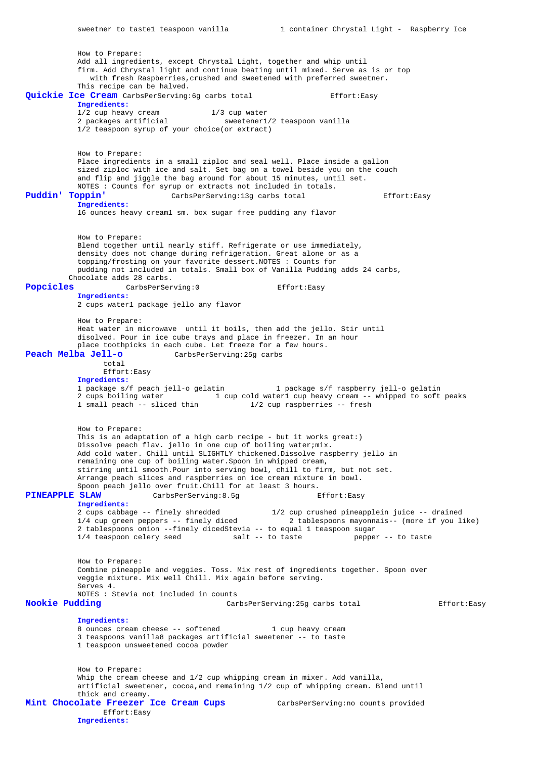sweetner to taste1 teaspoon vanilla 1 container Chrystal Light - Raspberry Ice

How to Prepare:
Add all ingredients, except Chrystal Light, together and whip until firm. Add Chrystal light and continue beating until mixed. Serve as is or top with fresh Raspberries,crushed and sweetened with preferred sweetner.
This recipe can be halved.

## Quickie Ice Cream

CarbsPerServing:6g carbs total Effort:Easy

**Ingredients:**

1/2 cup heavy cream 1/3 cup water
2 packages artificial sweetener1/2 teaspoon vanilla
1/2 teaspoon syrup of your choice(or extract)

How to Prepare:
Place ingredients in a small ziploc and seal well. Place inside a gallon sized ziploc with ice and salt. Set bag on a towel beside you on the couch and flip and jiggle the bag around for about 15 minutes, until set.
NOTES : Counts for syrup or extracts not included in totals.

## Puddin' Toppin'

CarbsPerServing:13g carbs total Effort:Easy

**Ingredients:**

16 ounces heavy cream1 sm. box sugar free pudding any flavor

How to Prepare:
Blend together until nearly stiff. Refrigerate or use immediately, density does not change during refrigeration. Great alone or as a topping/frosting on your favorite dessert.NOTES : Counts for pudding not included in totals. Small box of Vanilla Pudding adds 24 carbs, Chocolate adds 28 carbs.

## Popcicles

CarbsPerServing:0 Effort:Easy

**Ingredients:**

2 cups water1 package jello any flavor

How to Prepare:
Heat water in microwave until it boils, then add the jello. Stir until disolved. Pour in ice cube trays and place in freezer. In an hour place toothpicks in each cube. Let freeze for a few hours.

## Peach Melba Jell-o

CarbsPerServing:25g carbs total
Effort:Easy

**Ingredients:**

1 package s/f peach jell-o gelatin 1 package s/f raspberry jell-o gelatin
2 cups boiling water 1 cup cold water1 cup heavy cream -- whipped to soft peaks
1 small peach -- sliced thin 1/2 cup raspberries -- fresh

How to Prepare:
This is an adaptation of a high carb recipe - but it works great:)
Dissolve peach flav. jello in one cup of boiling water;mix.
Add cold water. Chill until SLIGHTLY thickened.Dissolve raspberry jello in remaining one cup of boiling water.Spoon in whipped cream, stirring until smooth.Pour into serving bowl, chill to firm, but not set.
Arrange peach slices and raspberries on ice cream mixture in bowl.
Spoon peach jello over fruit.Chill for at least 3 hours.

## PINEAPPLE SLAW

CarbsPerServing:8.5g Effort:Easy

**Ingredients:**

2 cups cabbage -- finely shredded 1/2 cup crushed pineapplein juice -- drained
1/4 cup green peppers -- finely diced 2 tablespoons mayonnais-- (more if you like)
2 tablespoons onion --finely dicedStevia -- to equal 1 teaspoon sugar
1/4 teaspoon celery seed salt -- to taste pepper -- to taste

How to Prepare:
Combine pineapple and veggies. Toss. Mix rest of ingredients together. Spoon over veggie mixture. Mix well Chill. Mix again before serving.
Serves 4.
NOTES : Stevia not included in counts

## Nookie Pudding

CarbsPerServing:25g carbs total Effort:Easy

**Ingredients:**

8 ounces cream cheese -- softened 1 cup heavy cream
3 teaspoons vanilla8 packages artificial sweetener -- to taste
1 teaspoon unsweetened cocoa powder

How to Prepare:
Whip the cream cheese and 1/2 cup whipping cream in mixer. Add vanilla, artificial sweetener, cocoa,and remaining 1/2 cup of whipping cream. Blend until thick and creamy.

## Mint Chocolate Freezer Ice Cream Cups

CarbsPerServing:no counts provided
Effort:Easy

**Ingredients:**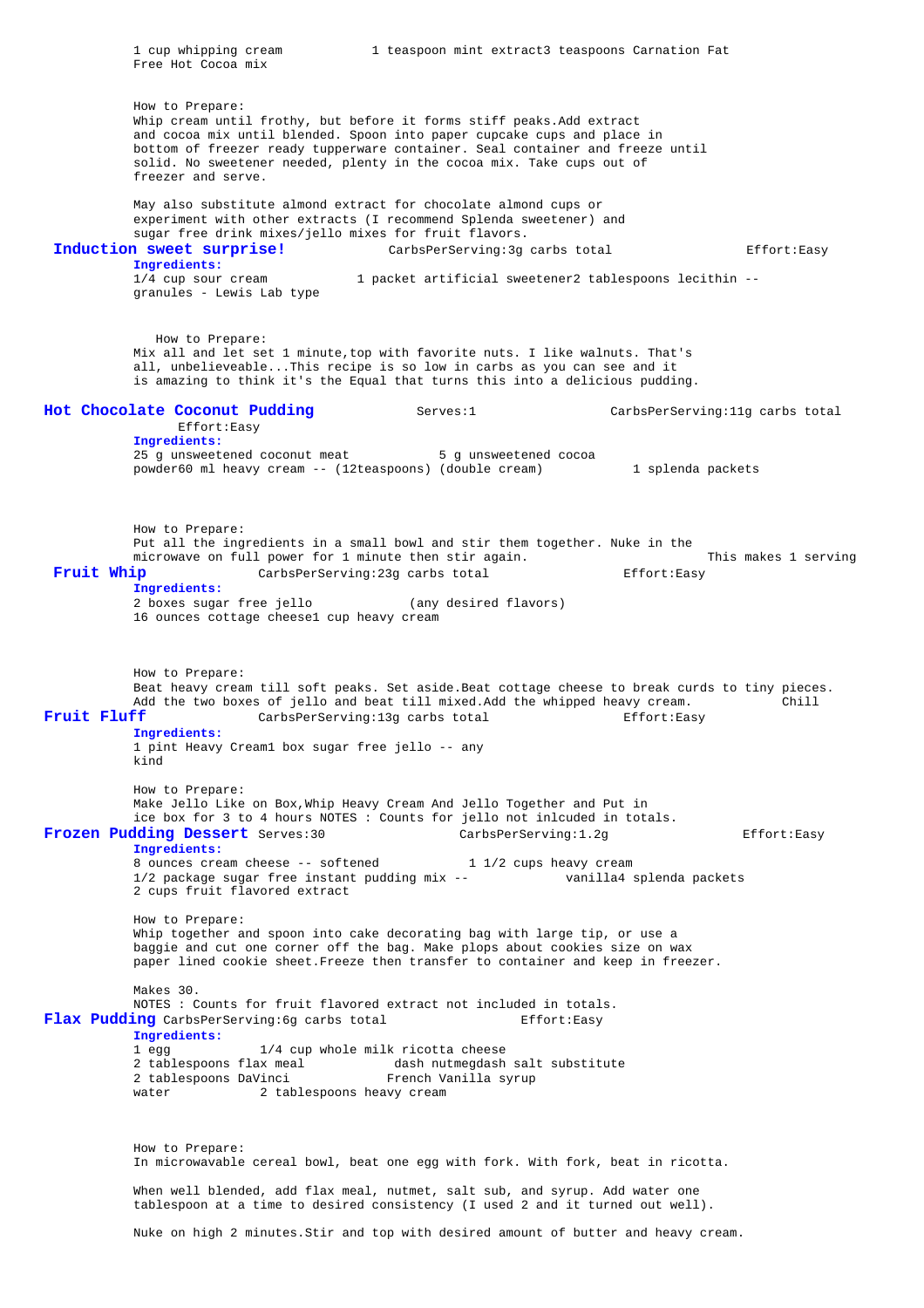1 cup whipping cream 1 teaspoon mint extract3 teaspoons Carnation Fat Free Hot Cocoa mix

How to Prepare:
Whip cream until frothy, but before it forms stiff peaks.Add extract and cocoa mix until blended. Spoon into paper cupcake cups and place in bottom of freezer ready tupperware container. Seal container and freeze until solid. No sweetener needed, plenty in the cocoa mix. Take cups out of freezer and serve.

May also substitute almond extract for chocolate almond cups or experiment with other extracts (I recommend Splenda sweetener) and sugar free drink mixes/jello mixes for fruit flavors.

## Induction sweet surprise!

CarbsPerServing:3g carbs total Effort:Easy

**Ingredients:**
1/4 cup sour cream 1 packet artificial sweetener2 tablespoons lecithin -- granules - Lewis Lab type

How to Prepare:
Mix all and let set 1 minute,top with favorite nuts. I like walnuts. That's all, unbelieveable...This recipe is so low in carbs as you can see and it is amazing to think it's the Equal that turns this into a delicious pudding.

## Hot Chocolate Coconut Pudding

Serves:1 CarbsPerServing:11g carbs total Effort:Easy

**Ingredients:**
25 g unsweetened coconut meat 5 g unsweetened cocoa powder60 ml heavy cream -- (12teaspoons) (double cream) 1 splenda packets

How to Prepare:
Put all the ingredients in a small bowl and stir them together. Nuke in the microwave on full power for 1 minute then stir again. This makes 1 serving

## Fruit Whip

CarbsPerServing:23g carbs total Effort:Easy

**Ingredients:**
2 boxes sugar free jello (any desired flavors)
16 ounces cottage cheese1 cup heavy cream

How to Prepare:
Beat heavy cream till soft peaks. Set aside.Beat cottage cheese to break curds to tiny pieces. Add the two boxes of jello and beat till mixed.Add the whipped heavy cream. Chill

## Fruit Fluff

CarbsPerServing:13g carbs total Effort:Easy

**Ingredients:**
1 pint Heavy Cream1 box sugar free jello -- any kind

How to Prepare:
Make Jello Like on Box,Whip Heavy Cream And Jello Together and Put in ice box for 3 to 4 hours NOTES : Counts for jello not inlcuded in totals.

## Frozen Pudding Dessert

Serves:30 CarbsPerServing:1.2g Effort:Easy

**Ingredients:**
8 ounces cream cheese -- softened 1 1/2 cups heavy cream
1/2 package sugar free instant pudding mix -- vanilla4 splenda packets
2 cups fruit flavored extract

How to Prepare:
Whip together and spoon into cake decorating bag with large tip, or use a baggie and cut one corner off the bag. Make plops about cookies size on wax paper lined cookie sheet.Freeze then transfer to container and keep in freezer.

Makes 30.
NOTES : Counts for fruit flavored extract not included in totals.

## Flax Pudding

CarbsPerServing:6g carbs total Effort:Easy

**Ingredients:**
1 egg 1/4 cup whole milk ricotta cheese
2 tablespoons flax meal dash nutmegdash salt substitute
2 tablespoons DaVinci French Vanilla syrup
water 2 tablespoons heavy cream

How to Prepare:
In microwavable cereal bowl, beat one egg with fork. With fork, beat in ricotta.

When well blended, add flax meal, nutmet, salt sub, and syrup. Add water one tablespoon at a time to desired consistency (I used 2 and it turned out well).

Nuke on high 2 minutes.Stir and top with desired amount of butter and heavy cream.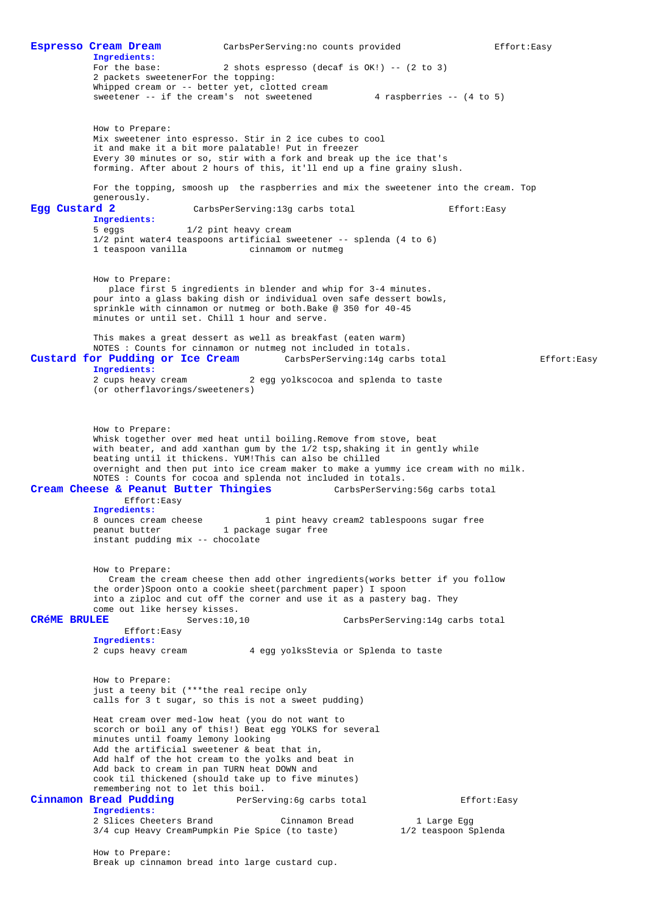## Espresso Cream Dream

CarbsPerServing:no counts provided Effort:Easy

**Ingredients:**

For the base: 2 shots espresso (decaf is OK!) -- (2 to 3)
2 packets sweetenerFor the topping:
Whipped cream or -- better yet, clotted cream
sweetener -- if the cream's not sweetened 4 raspberries -- (4 to 5)

How to Prepare:
Mix sweetener into espresso. Stir in 2 ice cubes to cool
it and make it a bit more palatable! Put in freezer
Every 30 minutes or so, stir with a fork and break up the ice that's
forming. After about 2 hours of this, it'll end up a fine grainy slush.

For the topping, smoosh up the raspberries and mix the sweetener into the cream. Top
generously.

## Egg Custard 2

CarbsPerServing:13g carbs total Effort:Easy

**Ingredients:**

5 eggs 1/2 pint heavy cream
1/2 pint water4 teaspoons artificial sweetener -- splenda (4 to 6)
1 teaspoon vanilla cinnamom or nutmeg

How to Prepare:
place first 5 ingredients in blender and whip for 3-4 minutes.
pour into a glass baking dish or individual oven safe dessert bowls,
sprinkle with cinnamon or nutmeg or both.Bake @ 350 for 40-45
minutes or until set. Chill 1 hour and serve.

This makes a great dessert as well as breakfast (eaten warm)
NOTES : Counts for cinnamon or nutmeg not included in totals.

## Custard for Pudding or Ice Cream

CarbsPerServing:14g carbs total Effort:Easy

**Ingredients:**

2 cups heavy cream 2 egg yolkscocoa and splenda to taste
(or otherflavorings/sweeteners)

How to Prepare:
Whisk together over med heat until boiling.Remove from stove, beat
with beater, and add xanthan gum by the 1/2 tsp,shaking it in gently while
beating until it thickens. YUM!This can also be chilled
overnight and then put into ice cream maker to make a yummy ice cream with no milk.
NOTES : Counts for cocoa and splenda not included in totals.

## Cream Cheese & Peanut Butter Thingies

CarbsPerServing:56g carbs total Effort:Easy

**Ingredients:**

8 ounces cream cheese 1 pint heavy cream2 tablespoons sugar free
peanut butter 1 package sugar free
instant pudding mix -- chocolate

How to Prepare:
Cream the cream cheese then add other ingredients(works better if you follow
the order)Spoon onto a cookie sheet(parchment paper) I spoon
into a ziploc and cut off the corner and use it as a pastery bag. They
come out like hersey kisses.

## CRéME BRULEE

Serves:10,10 CarbsPerServing:14g carbs total Effort:Easy

**Ingredients:**

2 cups heavy cream 4 egg yolksStevia or Splenda to taste

How to Prepare:
just a teeny bit (***the real recipe only
calls for 3 t sugar, so this is not a sweet pudding)

Heat cream over med-low heat (you do not want to
scorch or boil any of this!) Beat egg YOLKS for several
minutes until foamy lemony looking
Add the artificial sweetener & beat that in,
Add half of the hot cream to the yolks and beat in
Add back to cream in pan TURN heat DOWN and
cook til thickened (should take up to five minutes)
remembering not to let this boil.

## Cinnamon Bread Pudding

PerServing:6g carbs total Effort:Easy

**Ingredients:**

2 Slices Cheeters Brand Cinnamon Bread 1 Large Egg
3/4 cup Heavy CreamPumpkin Pie Spice (to taste) 1/2 teaspoon Splenda

How to Prepare:
Break up cinnamon bread into large custard cup.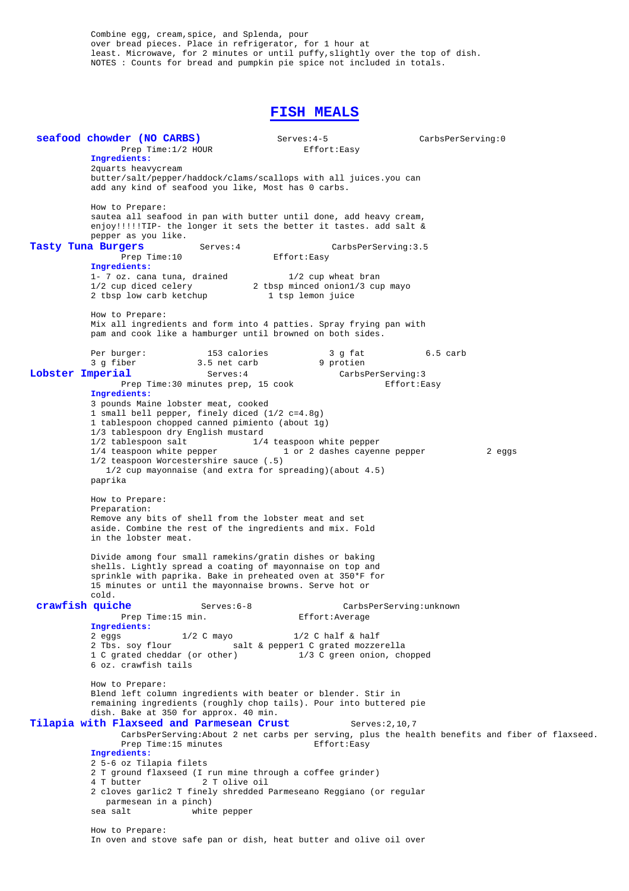Combine egg, cream,spice, and Splenda, pour over bread pieces. Place in refrigerator, for 1 hour at least. Microwave, for 2 minutes or until puffy,slightly over the top of dish.
NOTES : Counts for bread and pumpkin pie spice not included in totals.

# FISH MEALS

### seafood chowder (NO CARBS)

Serves:4-5 CarbsPerServing:0
Prep Time:1/2 HOUR Effort:Easy

**Ingredients:**

2quarts heavycream
butter/salt/pepper/haddock/clams/scallops with all juices.you can add any kind of seafood you like, Most has 0 carbs.

How to Prepare:
sautea all seafood in pan with butter until done, add heavy cream, enjoy!!!!!TIP- the longer it sets the better it tastes. add salt & pepper as you like.

### Tasty Tuna Burgers

Serves:4 CarbsPerServing:3.5
Prep Time:10 Effort:Easy

**Ingredients:**

1- 7 oz. cana tuna, drained
1/2 cup wheat bran
1/2 cup diced celery
2 tbsp minced onion1/3 cup mayo
2 tbsp low carb ketchup
1 tsp lemon juice

How to Prepare:
Mix all ingredients and form into 4 patties. Spray frying pan with pam and cook like a hamburger until browned on both sides.

Per burger: 153 calories 3 g fat 6.5 carb
3 g fiber 3.5 net carb 9 protien

### Lobster Imperial

Serves:4 CarbsPerServing:3
Prep Time:30 minutes prep, 15 cook Effort:Easy

**Ingredients:**

3 pounds Maine lobster meat, cooked
1 small bell pepper, finely diced (1/2 c=4.8g)
1 tablespoon chopped canned pimiento (about 1g)
1/3 tablespoon dry English mustard
1/2 tablespoon salt
1/4 teaspoon white pepper
1/4 teaspoon white pepper
1 or 2 dashes cayenne pepper
2 eggs
1/2 teaspoon Worcestershire sauce (.5)
1/2 cup mayonnaise (and extra for spreading)(about 4.5)
paprika

How to Prepare:
Preparation:
Remove any bits of shell from the lobster meat and set aside. Combine the rest of the ingredients and mix. Fold in the lobster meat.

Divide among four small ramekins/gratin dishes or baking shells. Lightly spread a coating of mayonnaise on top and sprinkle with paprika. Bake in preheated oven at 350*F for 15 minutes or until the mayonnaise browns. Serve hot or cold.

### crawfish quiche

Serves:6-8 CarbsPerServing:unknown
Prep Time:15 min. Effort:Average

**Ingredients:**

2 eggs
1/2 C mayo
1/2 C half & half
2 Tbs. soy flour
salt & pepper1 C grated mozzerella
1 C grated cheddar (or other)
1/3 C green onion, chopped
6 oz. crawfish tails

How to Prepare:
Blend left column ingredients with beater or blender. Stir in remaining ingredients (roughly chop tails). Pour into buttered pie dish. Bake at 350 for approx. 40 min.

### Tilapia with Flaxseed and Parmesean Crust

Serves:2,10,7
CarbsPerServing:About 2 net carbs per serving, plus the health benefits and fiber of flaxseed.
Prep Time:15 minutes Effort:Easy

**Ingredients:**

2 5-6 oz Tilapia filets
2 T ground flaxseed (I run mine through a coffee grinder)
4 T butter
2 T olive oil
2 cloves garlic2 T finely shredded Parmeseano Reggiano (or regular parmesean in a pinch)
sea salt
white pepper

How to Prepare:
In oven and stove safe pan or dish, heat butter and olive oil over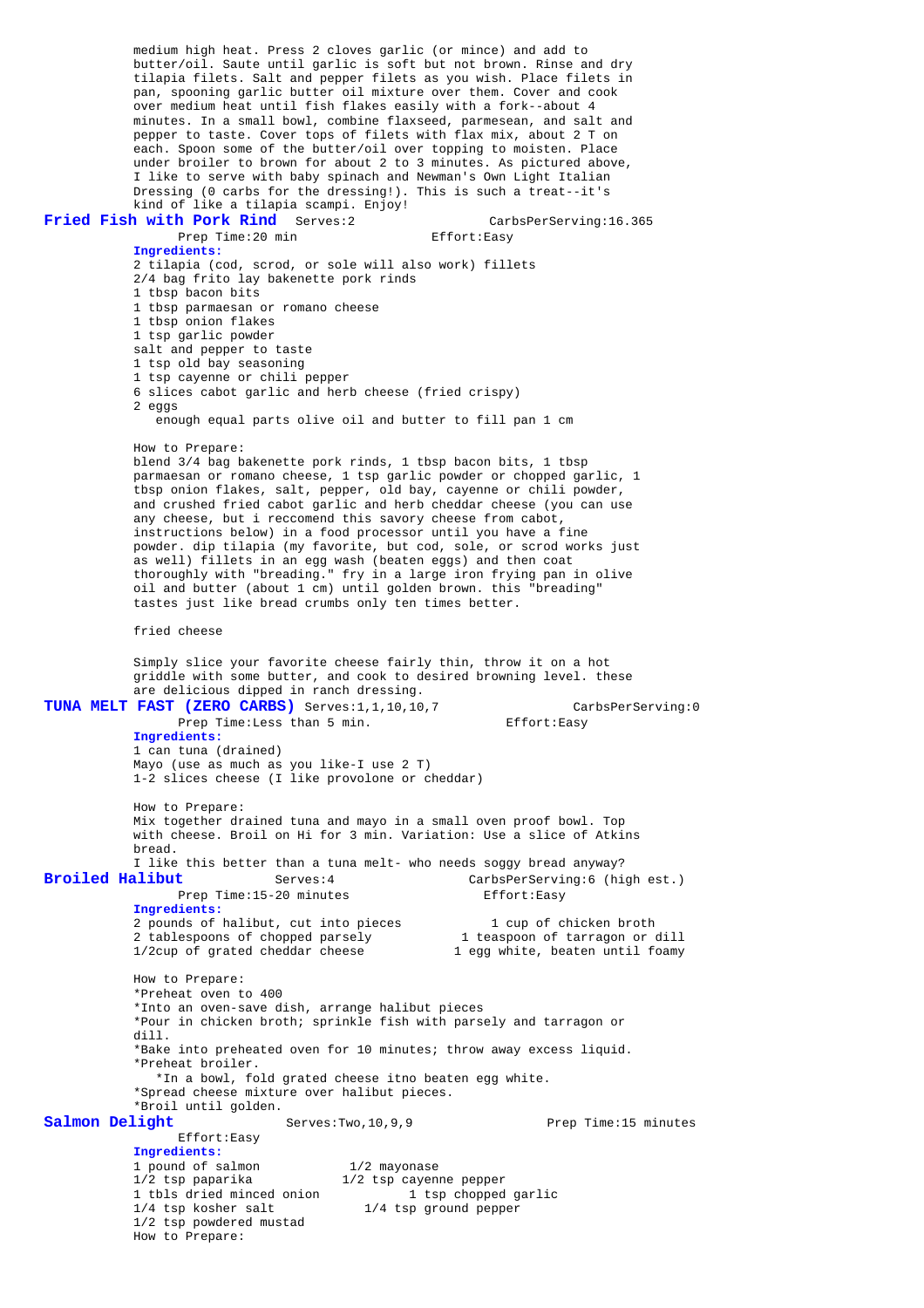medium high heat. Press 2 cloves garlic (or mince) and add to butter/oil. Saute until garlic is soft but not brown. Rinse and dry tilapia filets. Salt and pepper filets as you wish. Place filets in pan, spooning garlic butter oil mixture over them. Cover and cook over medium heat until fish flakes easily with a fork--about 4 minutes. In a small bowl, combine flaxseed, parmesean, and salt and pepper to taste. Cover tops of filets with flax mix, about 2 T on each. Spoon some of the butter/oil over topping to moisten. Place under broiler to brown for about 2 to 3 minutes. As pictured above, I like to serve with baby spinach and Newman's Own Light Italian Dressing (0 carbs for the dressing!). This is such a treat--it's kind of like a tilapia scampi. Enjoy!

## Fried Fish with Pork Rind

Serves:2 CarbsPerServing:16.365

Prep Time:20 min Effort:Easy

**Ingredients:**

2 tilapia (cod, scrod, or sole will also work) fillets
2/4 bag frito lay bakenette pork rinds
1 tbsp bacon bits
1 tbsp parmaesan or romano cheese
1 tbsp onion flakes
1 tsp garlic powder
salt and pepper to taste
1 tsp old bay seasoning
1 tsp cayenne or chili pepper
6 slices cabot garlic and herb cheese (fried crispy)
2 eggs
enough equal parts olive oil and butter to fill pan 1 cm

How to Prepare:
blend 3/4 bag bakenette pork rinds, 1 tbsp bacon bits, 1 tbsp parmaesan or romano cheese, 1 tsp garlic powder or chopped garlic, 1 tbsp onion flakes, salt, pepper, old bay, cayenne or chili powder, and crushed fried cabot garlic and herb cheddar cheese (you can use any cheese, but i reccomend this savory cheese from cabot, instructions below) in a food processor until you have a fine powder. dip tilapia (my favorite, but cod, sole, or scrod works just as well) fillets in an egg wash (beaten eggs) and then coat thoroughly with "breading." fry in a large iron frying pan in olive oil and butter (about 1 cm) until golden brown. this "breading" tastes just like bread crumbs only ten times better.

fried cheese

Simply slice your favorite cheese fairly thin, throw it on a hot griddle with some butter, and cook to desired browning level. these are delicious dipped in ranch dressing.

## TUNA MELT FAST (ZERO CARBS)

Serves:1,1,10,10,7 CarbsPerServing:0

Prep Time:Less than 5 min. Effort:Easy

**Ingredients:**

1 can tuna (drained)
Mayo (use as much as you like-I use 2 T)
1-2 slices cheese (I like provolone or cheddar)

How to Prepare:
Mix together drained tuna and mayo in a small oven proof bowl. Top with cheese. Broil on Hi for 3 min. Variation: Use a slice of Atkins bread.
I like this better than a tuna melt- who needs soggy bread anyway?

## Broiled Halibut

Serves:4 CarbsPerServing:6 (high est.)

Prep Time:15-20 minutes Effort:Easy

**Ingredients:**

2 pounds of halibut, cut into pieces
2 tablespoons of chopped parsely
1/2cup of grated cheddar cheese
1 cup of chicken broth
1 teaspoon of tarragon or dill
1 egg white, beaten until foamy

How to Prepare:
*Preheat oven to 400
*Into an oven-save dish, arrange halibut pieces
*Pour in chicken broth; sprinkle fish with parsely and tarragon or dill.
*Bake into preheated oven for 10 minutes; throw away excess liquid.
*Preheat broiler.
*In a bowl, fold grated cheese itno beaten egg white.
*Spread cheese mixture over halibut pieces.
*Broil until golden.

## Salmon Delight

Serves:Two,10,9,9 Prep Time:15 minutes

Effort:Easy

**Ingredients:**

1 pound of salmon
1/2 tsp paparika
1 tbls dried minced onion
1/4 tsp kosher salt
1/2 tsp powdered mustad
1/2 mayonase
1/2 tsp cayenne pepper
1 tsp chopped garlic
1/4 tsp ground pepper

How to Prepare: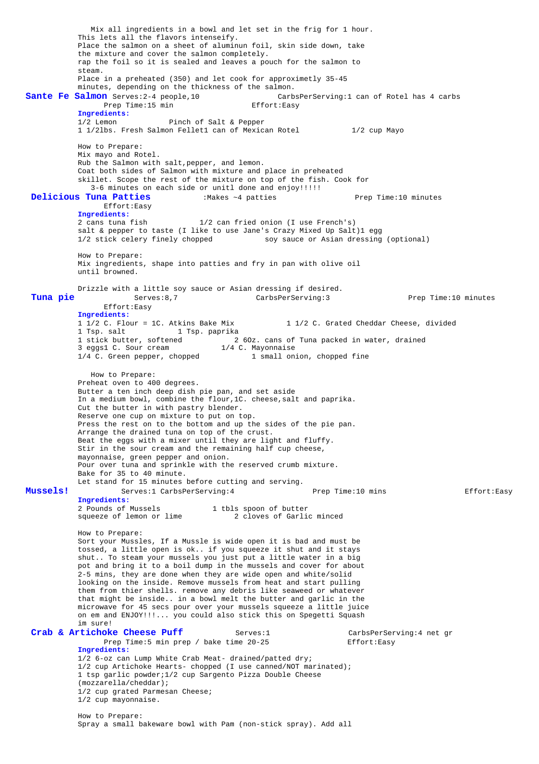Mix all ingredients in a bowl and let set in the frig for 1 hour.
This lets all the flavors intenseify.
Place the salmon on a sheet of aluminun foil, skin side down, take the mixture and cover the salmon completely.
rap the foil so it is sealed and leaves a pouch for the salmon to steam.
Place in a preheated (350) and let cook for approximetly 35-45 minutes, depending on the thickness of the salmon.

## Sante Fe Salmon

Serves:2-4 people,10 CarbsPerServing:1 can of Rotel has 4 carbs
Prep Time:15 min Effort:Easy

**Ingredients:**

1/2 Lemon
Pinch of Salt & Pepper
1 1/2lbs. Fresh Salmon Fellet1 can of Mexican Rotel
1/2 cup Mayo

How to Prepare:
Mix mayo and Rotel.
Rub the Salmon with salt,pepper, and lemon.
Coat both sides of Salmon with mixture and place in preheated skillet. Scope the rest of the mixture on top of the fish. Cook for 3-6 minutes on each side or unitl done and enjoy!!!!!

## Delicious Tuna Patties

:Makes ~4 patties Prep Time:10 minutes
Effort:Easy

**Ingredients:**

2 cans tuna fish
1/2 can fried onion (I use French's)
salt & pepper to taste (I like to use Jane's Crazy Mixed Up Salt)1 egg
1/2 stick celery finely chopped
soy sauce or Asian dressing (optional)

How to Prepare:
Mix ingredients, shape into patties and fry in pan with olive oil until browned.

Drizzle with a little soy sauce or Asian dressing if desired.

## Tuna pie

Serves:8,7 CarbsPerServing:3 Prep Time:10 minutes
Effort:Easy

**Ingredients:**

1 1/2 C. Flour = 1C. Atkins Bake Mix
1 1/2 C. Grated Cheddar Cheese, divided
1 Tsp. salt
1 Tsp. paprika
1 stick butter, softened
2 6Oz. cans of Tuna packed in water, drained
3 eggs1 C. Sour cream
1/4 C. Mayonnaise
1/4 C. Green pepper, chopped
1 small onion, chopped fine

How to Prepare:
Preheat oven to 400 degrees.
Butter a ten inch deep dish pie pan, and set aside
In a medium bowl, combine the flour,1C. cheese,salt and paprika.
Cut the butter in with pastry blender.
Reserve one cup on mixture to put on top.
Press the rest on to the bottom and up the sides of the pie pan.
Arrange the drained tuna on top of the crust.
Beat the eggs with a mixer until they are light and fluffy.
Stir in the sour cream and the remaining half cup cheese, mayonnaise, green pepper and onion.
Pour over tuna and sprinkle with the reserved crumb mixture.
Bake for 35 to 40 minute.
Let stand for 15 minutes before cutting and serving.

## Mussels!

Serves:1 CarbsPerServing:4 Prep Time:10 mins Effort:Easy

**Ingredients:**

2 Pounds of Mussels
1 tbls spoon of butter
squeeze of lemon or lime
2 cloves of Garlic minced

How to Prepare:
Sort your Mussles, If a Mussle is wide open it is bad and must be tossed, a little open is ok.. if you squeeze it shut and it stays shut.. To steam your mussels you just put a little water in a big pot and bring it to a boil dump in the mussels and cover for about 2-5 mins, they are done when they are wide open and white/solid looking on the inside. Remove mussels from heat and start pulling them from thier shells. remove any debris like seaweed or whatever that might be inside.. in a bowl melt the butter and garlic in the microwave for 45 secs pour over your mussels squeeze a little juice on em and ENJOY!!!... you could also stick this on Spegetti Squash im sure!

## Crab & Artichoke Cheese Puff

Serves:1 CarbsPerServing:4 net gr
Prep Time:5 min prep / bake time 20-25 Effort:Easy

**Ingredients:**

1/2 6-oz can Lump White Crab Meat- drained/patted dry;
1/2 cup Artichoke Hearts- chopped (I use canned/NOT marinated);
1 tsp garlic powder;1/2 cup Sargento Pizza Double Cheese (mozzarella/cheddar);
1/2 cup grated Parmesan Cheese;
1/2 cup mayonnaise.

How to Prepare:
Spray a small bakeware bowl with Pam (non-stick spray). Add all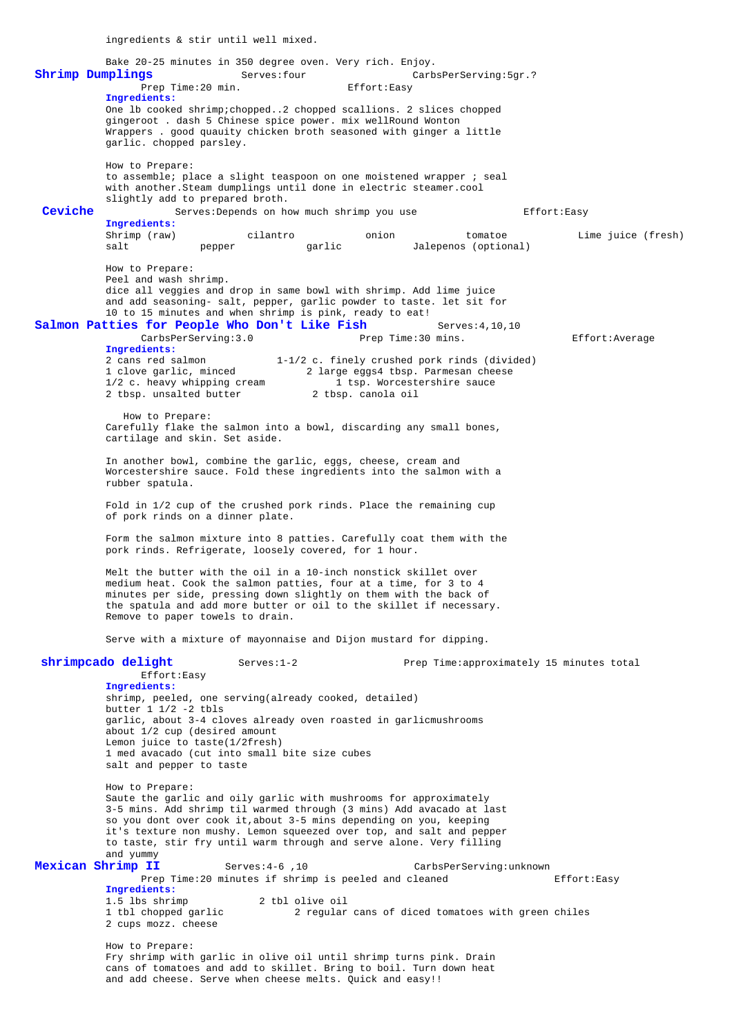ingredients & stir until well mixed.

Bake 20-25 minutes in 350 degree oven. Very rich. Enjoy.

## Shrimp Dumplings

Serves:four CarbsPerServing:5gr.?
Prep Time:20 min. Effort:Easy

**Ingredients:**

One lb cooked shrimp;chopped..2 chopped scallions. 2 slices chopped gingeroot . dash 5 Chinese spice power. mix wellRound Wonton Wrappers . good quauity chicken broth seasoned with ginger a little garlic. chopped parsley.

How to Prepare:
to assemble; place a slight teaspoon on one moistened wrapper ; seal with another.Steam dumplings until done in electric steamer.cool slightly add to prepared broth.

## Ceviche

Serves:Depends on how much shrimp you use Effort:Easy

**Ingredients:**

Shrimp (raw) cilantro onion tomatoe Lime juice (fresh)
salt pepper garlic Jalepenos (optional)

How to Prepare:
Peel and wash shrimp.
dice all veggies and drop in same bowl with shrimp. Add lime juice and add seasoning- salt, pepper, garlic powder to taste. let sit for 10 to 15 minutes and when shrimp is pink, ready to eat!

## Salmon Patties for People Who Don't Like Fish

Serves:4,10,10
CarbsPerServing:3.0 Prep Time:30 mins. Effort:Average

**Ingredients:**

2 cans red salmon
1-1/2 c. finely crushed pork rinds (divided)
1 clove garlic, minced
2 large eggs4 tbsp. Parmesan cheese
1/2 c. heavy whipping cream
1 tsp. Worcestershire sauce
2 tbsp. unsalted butter
2 tbsp. canola oil

How to Prepare:
Carefully flake the salmon into a bowl, discarding any small bones, cartilage and skin. Set aside.

In another bowl, combine the garlic, eggs, cheese, cream and Worcestershire sauce. Fold these ingredients into the salmon with a rubber spatula.

Fold in 1/2 cup of the crushed pork rinds. Place the remaining cup of pork rinds on a dinner plate.

Form the salmon mixture into 8 patties. Carefully coat them with the pork rinds. Refrigerate, loosely covered, for 1 hour.

Melt the butter with the oil in a 10-inch nonstick skillet over medium heat. Cook the salmon patties, four at a time, for 3 to 4 minutes per side, pressing down slightly on them with the back of the spatula and add more butter or oil to the skillet if necessary. Remove to paper towels to drain.

Serve with a mixture of mayonnaise and Dijon mustard for dipping.

## shrimpcado delight

Serves:1-2 Prep Time:approximately 15 minutes total
Effort:Easy

**Ingredients:**

shrimp, peeled, one serving(already cooked, detailed)
butter 1 1/2 -2 tbls
garlic, about 3-4 cloves already oven roasted in garlicmushrooms
about 1/2 cup (desired amount
Lemon juice to taste(1/2fresh)
1 med avacado (cut into small bite size cubes
salt and pepper to taste

How to Prepare:
Saute the garlic and oily garlic with mushrooms for approximately 3-5 mins. Add shrimp til warmed through (3 mins) Add avacado at last so you dont over cook it,about 3-5 mins depending on you, keeping it's texture non mushy. Lemon squeezed over top, and salt and pepper to taste, stir fry until warm through and serve alone. Very filling and yummy

## Mexican Shrimp II

Serves:4-6 ,10 CarbsPerServing:unknown
Prep Time:20 minutes if shrimp is peeled and cleaned Effort:Easy

**Ingredients:**

1.5 lbs shrimp
2 tbl olive oil
1 tbl chopped garlic
2 regular cans of diced tomatoes with green chiles
2 cups mozz. cheese

How to Prepare:
Fry shrimp with garlic in olive oil until shrimp turns pink. Drain cans of tomatoes and add to skillet. Bring to boil. Turn down heat and add cheese. Serve when cheese melts. Quick and easy!!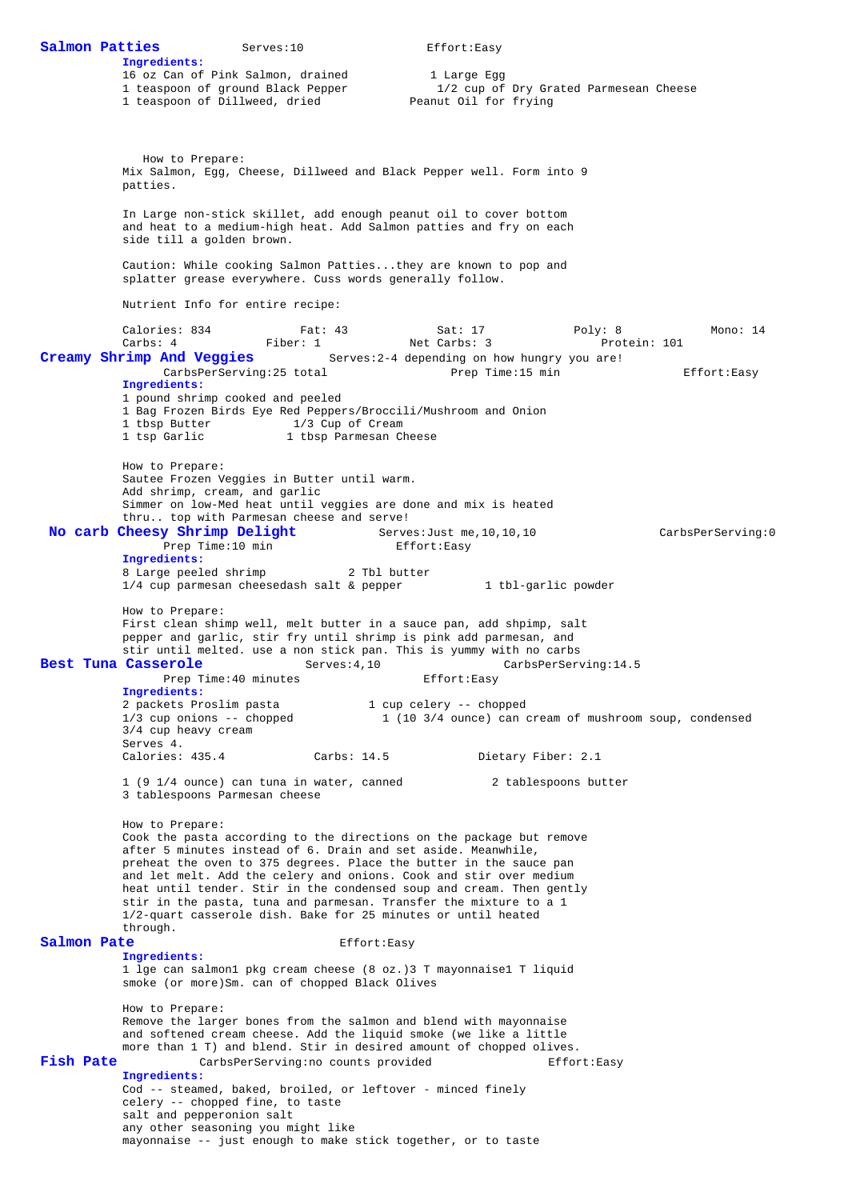## Salmon Patties

Serves:10 Effort:Easy

**Ingredients:**

16 oz Can of Pink Salmon, drained
1 Large Egg
1 teaspoon of ground Black Pepper
1/2 cup of Dry Grated Parmesean Cheese
1 teaspoon of Dillweed, dried
Peanut Oil for frying

How to Prepare:

Mix Salmon, Egg, Cheese, Dillweed and Black Pepper well. Form into 9 patties.

In Large non-stick skillet, add enough peanut oil to cover bottom and heat to a medium-high heat. Add Salmon patties and fry on each side till a golden brown.

Caution: While cooking Salmon Patties...they are known to pop and splatter grease everywhere. Cuss words generally follow.

Nutrient Info for entire recipe:

Calories: 834 Fat: 43 Sat: 17 Poly: 8 Mono: 14
Carbs: 4 Fiber: 1 Net Carbs: 3 Protein: 101

## Creamy Shrimp And Veggies

Serves:2-4 depending on how hungry you are!
CarbsPerServing:25 total Prep Time:15 min Effort:Easy

**Ingredients:**

1 pound shrimp cooked and peeled
1 Bag Frozen Birds Eye Red Peppers/Broccili/Mushroom and Onion
1 tbsp Butter
1/3 Cup of Cream
1 tsp Garlic
1 tbsp Parmesan Cheese

How to Prepare:

Sautee Frozen Veggies in Butter until warm.
Add shrimp, cream, and garlic
Simmer on low-Med heat until veggies are done and mix is heated thru.. top with Parmesan cheese and serve!

## No carb Cheesy Shrimp Delight

Serves:Just me,10,10,10 CarbsPerServing:0
Prep Time:10 min Effort:Easy

**Ingredients:**

8 Large peeled shrimp
2 Tbl butter
1/4 cup parmesan cheesedash salt & pepper
1 tbl-garlic powder

How to Prepare:

First clean shimp well, melt butter in a sauce pan, add shpimp, salt pepper and garlic, stir fry until shrimp is pink add parmesan, and stir until melted. use a non stick pan. This is yummy with no carbs

## Best Tuna Casserole

Serves:4,10 CarbsPerServing:14.5
Prep Time:40 minutes Effort:Easy

**Ingredients:**

2 packets Proslim pasta
1 cup celery -- chopped
1/3 cup onions -- chopped
1 (10 3/4 ounce) can cream of mushroom soup, condensed
3/4 cup heavy cream
Serves 4.
Calories: 435.4 Carbs: 14.5 Dietary Fiber: 2.1

1 (9 1/4 ounce) can tuna in water, canned
2 tablespoons butter
3 tablespoons Parmesan cheese

How to Prepare:

Cook the pasta according to the directions on the package but remove after 5 minutes instead of 6. Drain and set aside. Meanwhile, preheat the oven to 375 degrees. Place the butter in the sauce pan and let melt. Add the celery and onions. Cook and stir over medium heat until tender. Stir in the condensed soup and cream. Then gently stir in the pasta, tuna and parmesan. Transfer the mixture to a 1 1/2-quart casserole dish. Bake for 25 minutes or until heated through.

## Salmon Pate

Effort:Easy

**Ingredients:**

1 lge can salmon1 pkg cream cheese (8 oz.)3 T mayonnaise1 T liquid smoke (or more)Sm. can of chopped Black Olives

How to Prepare:

Remove the larger bones from the salmon and blend with mayonnaise and softened cream cheese. Add the liquid smoke (we like a little more than 1 T) and blend. Stir in desired amount of chopped olives.

## Fish Pate

CarbsPerServing:no counts provided Effort:Easy

**Ingredients:**

Cod -- steamed, baked, broiled, or leftover - minced finely
celery -- chopped fine, to taste
salt and pepperonion salt
any other seasoning you might like
mayonnaise -- just enough to make stick together, or to taste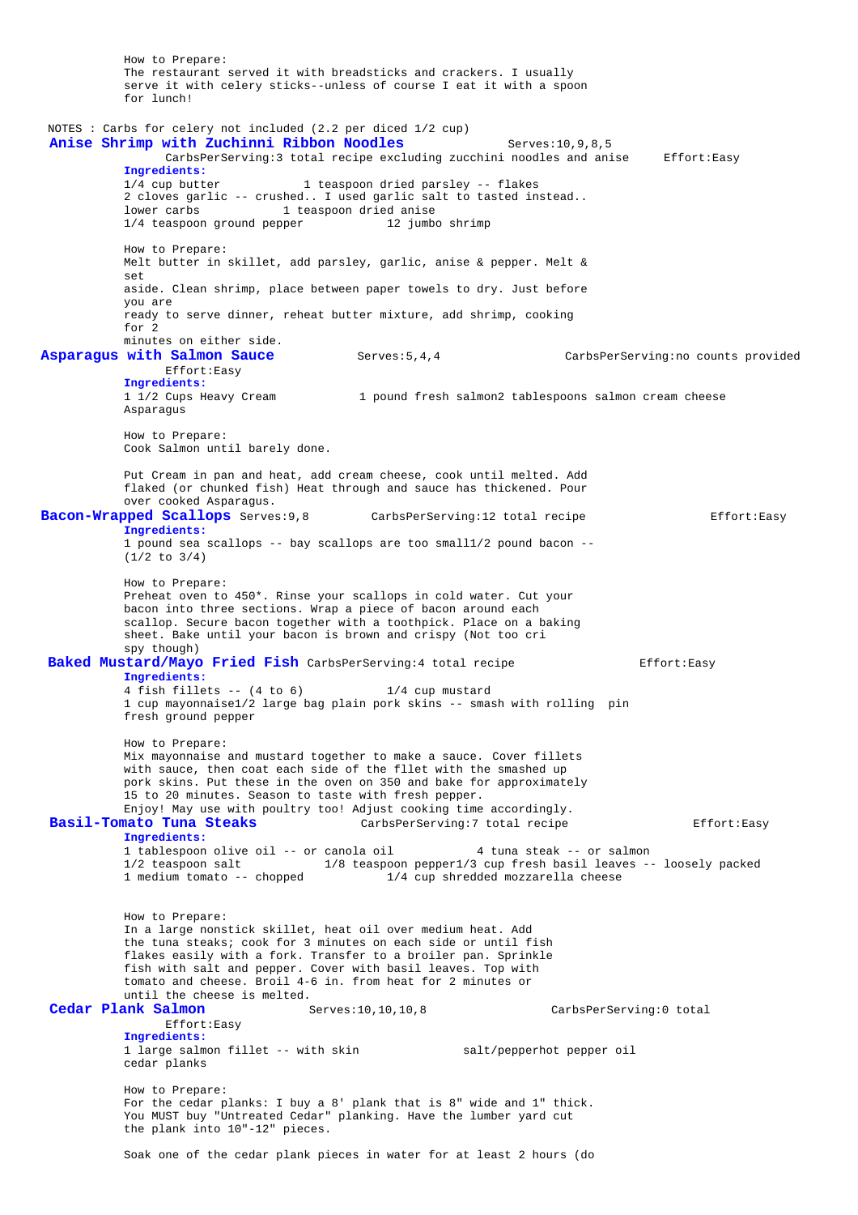How to Prepare:
The restaurant served it with breadsticks and crackers. I usually serve it with celery sticks--unless of course I eat it with a spoon for lunch!

NOTES : Carbs for celery not included (2.2 per diced 1/2 cup)

## Anise Shrimp with Zuchinni Ribbon Noodles

Serves:10,9,8,5
CarbsPerServing:3 total recipe excluding zucchini noodles and anise
Effort:Easy

**Ingredients:**

1/4 cup butter
1 teaspoon dried parsley -- flakes
2 cloves garlic -- crushed.. I used garlic salt to tasted instead.. lower carbs
1 teaspoon dried anise
1/4 teaspoon ground pepper
12 jumbo shrimp

How to Prepare:
Melt butter in skillet, add parsley, garlic, anise & pepper. Melt & set aside. Clean shrimp, place between paper towels to dry. Just before you are ready to serve dinner, reheat butter mixture, add shrimp, cooking for 2 minutes on either side.

## Asparagus with Salmon Sauce

Serves:5,4,4
CarbsPerServing:no counts provided
Effort:Easy

**Ingredients:**

1 1/2 Cups Heavy Cream
1 pound fresh salmon2 tablespoons salmon cream cheese
Asparagus

How to Prepare:
Cook Salmon until barely done.

Put Cream in pan and heat, add cream cheese, cook until melted. Add flaked (or chunked fish) Heat through and sauce has thickened. Pour over cooked Asparagus.

## Bacon-Wrapped Scallops

Serves:9,8
CarbsPerServing:12 total recipe
Effort:Easy

**Ingredients:**

1 pound sea scallops -- bay scallops are too small1/2 pound bacon -- (1/2 to 3/4)

How to Prepare:
Preheat oven to 450*. Rinse your scallops in cold water. Cut your bacon into three sections. Wrap a piece of bacon around each scallop. Secure bacon together with a toothpick. Place on a baking sheet. Bake until your bacon is brown and crispy (Not too cri spy though)

## Baked Mustard/Mayo Fried Fish

CarbsPerServing:4 total recipe
Effort:Easy

**Ingredients:**

4 fish fillets -- (4 to 6)
1/4 cup mustard
1 cup mayonnaise1/2 large bag plain pork skins -- smash with rolling pin
fresh ground pepper

How to Prepare:
Mix mayonnaise and mustard together to make a sauce. Cover fillets with sauce, then coat each side of the fllet with the smashed up pork skins. Put these in the oven on 350 and bake for approximately 15 to 20 minutes. Season to taste with fresh pepper.
Enjoy! May use with poultry too! Adjust cooking time accordingly.

## Basil-Tomato Tuna Steaks

CarbsPerServing:7 total recipe
Effort:Easy

**Ingredients:**

1 tablespoon olive oil -- or canola oil
4 tuna steak -- or salmon
1/2 teaspoon salt
1/8 teaspoon pepper1/3 cup fresh basil leaves -- loosely packed
1 medium tomato -- chopped
1/4 cup shredded mozzarella cheese

How to Prepare:
In a large nonstick skillet, heat oil over medium heat. Add the tuna steaks; cook for 3 minutes on each side or until fish flakes easily with a fork. Transfer to a broiler pan. Sprinkle fish with salt and pepper. Cover with basil leaves. Top with tomato and cheese. Broil 4-6 in. from heat for 2 minutes or until the cheese is melted.

## Cedar Plank Salmon

Serves:10,10,10,8
CarbsPerServing:0 total
Effort:Easy

**Ingredients:**

1 large salmon fillet -- with skin
salt/pepperhot pepper oil
cedar planks

How to Prepare:
For the cedar planks: I buy a 8' plank that is 8" wide and 1" thick. You MUST buy "Untreated Cedar" planking. Have the lumber yard cut the plank into 10"-12" pieces.

Soak one of the cedar plank pieces in water for at least 2 hours (do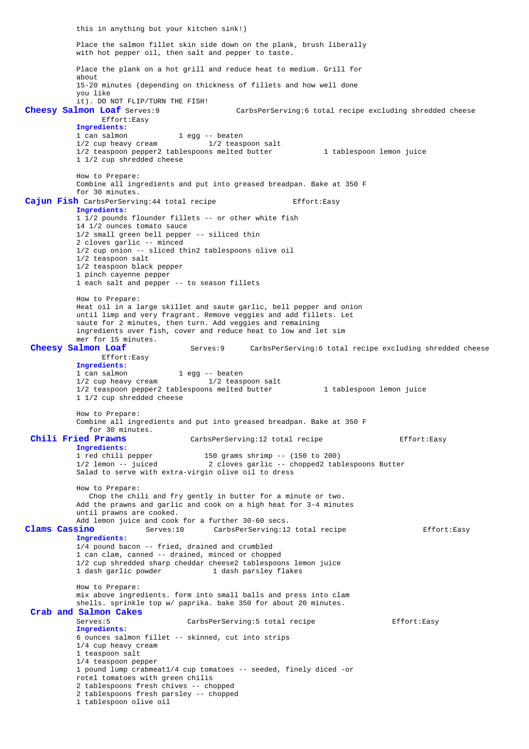this in anything but your kitchen sink!)

Place the salmon fillet skin side down on the plank, brush liberally with hot pepper oil, then salt and pepper to taste.

Place the plank on a hot grill and reduce heat to medium. Grill for about
15-20 minutes (depending on thickness of fillets and how well done you like
it). DO NOT FLIP/TURN THE FISH!

## Cheesy Salmon Loaf

Serves:9 CarbsPerServing:6 total recipe excluding shredded cheese Effort:Easy

**Ingredients:**

1 can salmon
1 egg -- beaten
1/2 cup heavy cream
1/2 teaspoon salt
1/2 teaspoon pepper
2 tablespoons melted butter
1 tablespoon lemon juice
1 1/2 cup shredded cheese

How to Prepare:
Combine all ingredients and put into greased breadpan. Bake at 350 F for 30 minutes.

## Cajun Fish

CarbsPerServing:44 total recipe Effort:Easy

**Ingredients:**

1 1/2 pounds flounder fillets -- or other white fish
14 1/2 ounces tomato sauce
1/2 small green bell pepper -- siliced thin
2 cloves garlic -- minced
1/2 cup onion -- sliced thin
2 tablespoons olive oil
1/2 teaspoon salt
1/2 teaspoon black pepper
1 pinch cayenne pepper
1 each salt and pepper -- to season fillets

How to Prepare:
Heat oil in a large skillet and saute garlic, bell pepper and onion until limp and very fragrant. Remove veggies and add fillets. Let saute for 2 minutes, then turn. Add veggies and remaining ingredients over fish, cover and reduce heat to low and let sim mer for 15 minutes.

## Cheesy Salmon Loaf

Serves:9 CarbsPerServing:6 total recipe excluding shredded cheese Effort:Easy

**Ingredients:**

1 can salmon
1 egg -- beaten
1/2 cup heavy cream
1/2 teaspoon salt
1/2 teaspoon pepper
2 tablespoons melted butter
1 tablespoon lemon juice
1 1/2 cup shredded cheese

How to Prepare:
Combine all ingredients and put into greased breadpan. Bake at 350 F for 30 minutes.

## Chili Fried Prawns

CarbsPerServing:12 total recipe Effort:Easy

**Ingredients:**

1 red chili pepper
150 grams shrimp -- (150 to 200)
1/2 lemon -- juiced
2 cloves garlic -- chopped
2 tablespoons Butter
Salad to serve with extra-virgin olive oil to dress

How to Prepare:
Chop the chili and fry gently in butter for a minute or two.
Add the prawns and garlic and cook on a high heat for 3-4 minutes until prawns are cooked.
Add lemon juice and cook for a further 30-60 secs.

## Clams Cassino

Serves:10 CarbsPerServing:12 total recipe Effort:Easy

**Ingredients:**

1/4 pound bacon -- fried, drained and crumbled
1 can clam, canned -- drained, minced or chopped
1/2 cup shredded sharp cheddar cheese
2 tablespoons lemon juice
1 dash garlic powder
1 dash parsley flakes

How to Prepare:
mix above ingredients. form into small balls and press into clam shells. sprinkle top w/ paprika. bake 350 for about 20 minutes.

## Crab and Salmon Cakes

Serves:5 CarbsPerServing:5 total recipe Effort:Easy

**Ingredients:**

6 ounces salmon fillet -- skinned, cut into strips
1/4 cup heavy cream
1 teaspoon salt
1/4 teaspoon pepper
1 pound lump crabmeat
1/4 cup tomatoes -- seeded, finely diced -or rotel tomatoes with green chilis
2 tablespoons fresh chives -- chopped
2 tablespoons fresh parsley -- chopped
1 tablespoon olive oil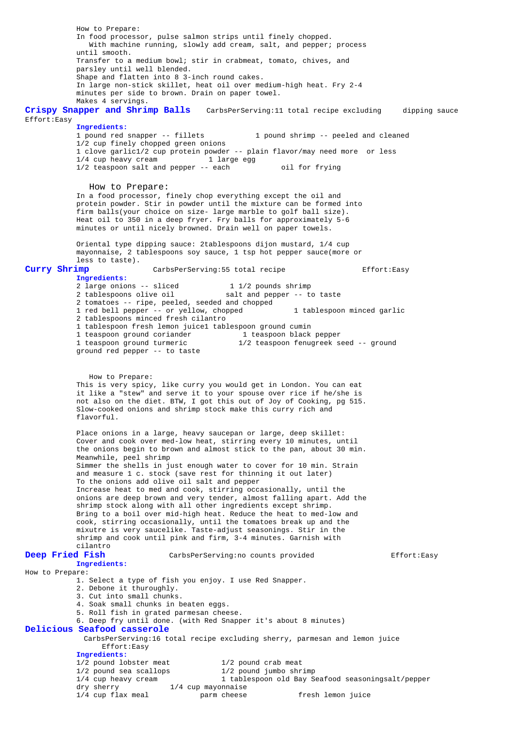How to Prepare:
In food processor, pulse salmon strips until finely chopped.
With machine running, slowly add cream, salt, and pepper; process until smooth.
Transfer to a medium bowl; stir in crabmeat, tomato, chives, and parsley until well blended.
Shape and flatten into 8 3-inch round cakes.
In large non-stick skillet, heat oil over medium-high heat. Fry 2-4 minutes per side to brown. Drain on paper towel.
Makes 4 servings.

## Crispy Snapper and Shrimp Balls

CarbsPerServing:11 total recipe excluding dipping sauce
Effort:Easy

**Ingredients:**

1 pound red snapper -- fillets
1 pound shrimp -- peeled and cleaned
1/2 cup finely chopped green onions
1 clove garlic
1/2 cup protein powder -- plain flavor/may need more or less
1/4 cup heavy cream
1 large egg
1/2 teaspoon salt and pepper -- each
oil for frying

How to Prepare:
In a food processor, finely chop everything except the oil and protein powder. Stir in powder until the mixture can be formed into firm balls(your choice on size- large marble to golf ball size).
Heat oil to 350 in a deep fryer. Fry balls for approximately 5-6 minutes or until nicely browned. Drain well on paper towels.

Oriental type dipping sauce: 2tablespoons dijon mustard, 1/4 cup mayonnaise, 2 tablespoons soy sauce, 1 tsp hot pepper sauce(more or less to taste).

## Curry Shrimp

CarbsPerServing:55 total recipe
Effort:Easy

**Ingredients:**

2 large onions -- sliced
1 1/2 pounds shrimp
2 tablespoons olive oil
salt and pepper -- to taste
2 tomatoes -- ripe, peeled, seeded and chopped
1 red bell pepper -- or yellow, chopped
1 tablespoon minced garlic
2 tablespoons minced fresh cilantro
1 tablespoon fresh lemon juice
1 tablespoon ground cumin
1 teaspoon ground coriander
1 teaspoon black pepper
1 teaspoon ground turmeric
1/2 teaspoon fenugreek seed -- ground
ground red pepper -- to taste

How to Prepare:
This is very spicy, like curry you would get in London. You can eat it like a "stew" and serve it to your spouse over rice if he/she is not also on the diet. BTW, I got this out of Joy of Cooking, pg 515.
Slow-cooked onions and shrimp stock make this curry rich and flavorful.

Place onions in a large, heavy saucepan or large, deep skillet:
Cover and cook over med-low heat, stirring every 10 minutes, until the onions begin to brown and almost stick to the pan, about 30 min.
Meanwhile, peel shrimp
Simmer the shells in just enough water to cover for 10 min. Strain and measure 1 c. stock (save rest for thinning it out later)
To the onions add olive oil salt and pepper
Increase heat to med and cook, stirring occasionally, until the onions are deep brown and very tender, almost falling apart. Add the shrimp stock along with all other ingredients except shrimp.
Bring to a boil over mid-high heat. Reduce the heat to med-low and cook, stirring occasionally, until the tomatoes break up and the mixutre is very saucelike. Taste-adjust seasonings. Stir in the shrimp and cook until pink and firm, 3-4 minutes. Garnish with cilantro

## Deep Fried Fish

CarbsPerServing:no counts provided
Effort:Easy

**Ingredients:**

How to Prepare:

1. Select a type of fish you enjoy. I use Red Snapper.
2. Debone it thuroughly.
3. Cut into small chunks.
4. Soak small chunks in beaten eggs.
5. Roll fish in grated parmesan cheese.
6. Deep fry until done. (with Red Snapper it's about 8 minutes)

## Delicious Seafood casserole

CarbsPerServing:16 total recipe excluding sherry, parmesan and lemon juice
Effort:Easy

**Ingredients:**

1/2 pound lobster meat
1/2 pound crab meat
1/2 pound sea scallops
1/2 pound jumbo shrimp
1/4 cup heavy cream
1 tablespoon old Bay Seafood seasoning
salt/pepper
dry sherry
1/4 cup mayonnaise
1/4 cup flax meal
parm cheese
fresh lemon juice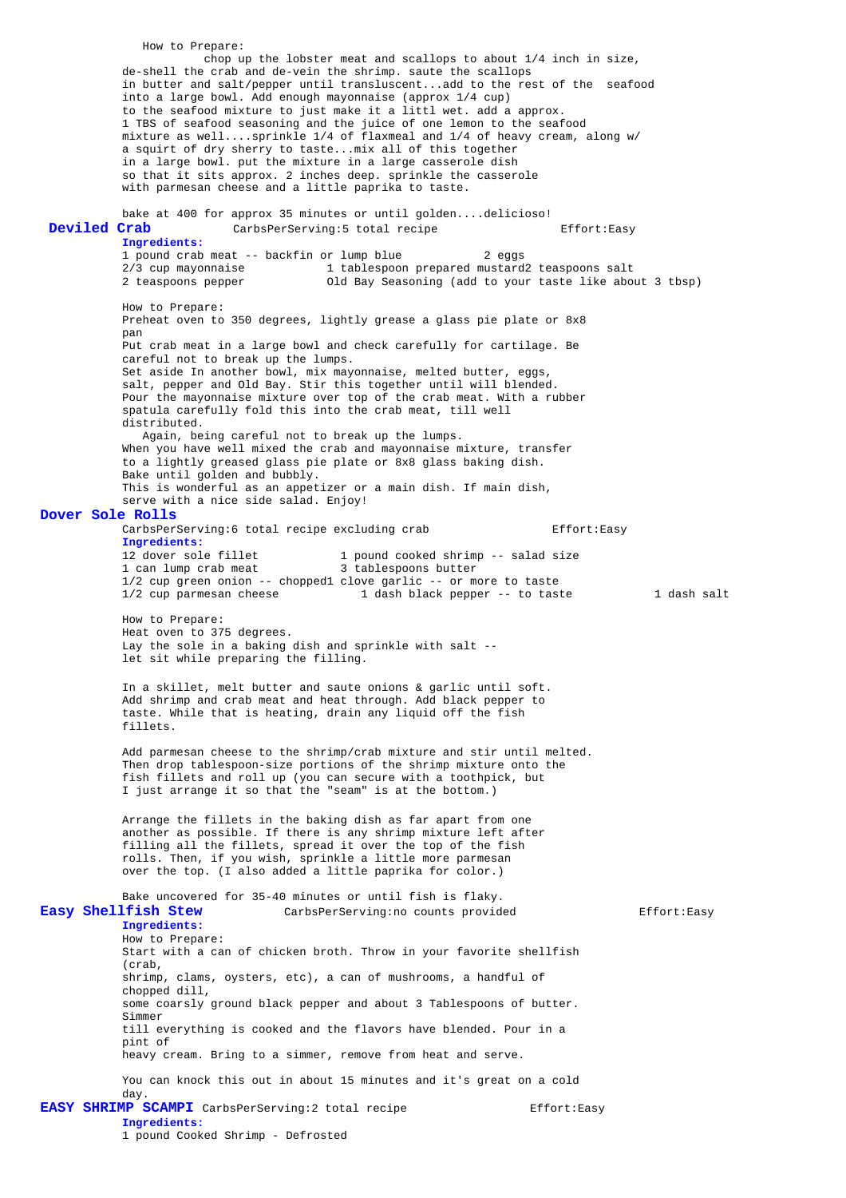How to Prepare:
chop up the lobster meat and scallops to about 1/4 inch in size, de-shell the crab and de-vein the shrimp. saute the scallops in butter and salt/pepper until transluscent...add to the rest of the seafood into a large bowl. Add enough mayonnaise (approx 1/4 cup) to the seafood mixture to just make it a littl wet. add a approx. 1 TBS of seafood seasoning and the juice of one lemon to the seafood mixture as well....sprinkle 1/4 of flaxmeal and 1/4 of heavy cream, along w/ a squirt of dry sherry to taste...mix all of this together in a large bowl. put the mixture in a large casserole dish so that it sits approx. 2 inches deep. sprinkle the casserole with parmesan cheese and a little paprika to taste.

bake at 400 for approx 35 minutes or until golden....delicioso!

## Deviled Crab

CarbsPerServing:5 total recipe Effort:Easy

**Ingredients:**

1 pound crab meat -- backfin or lump blue
2 eggs
2/3 cup mayonnaise
1 tablespoon prepared mustard
2 teaspoons salt
2 teaspoons pepper
Old Bay Seasoning (add to your taste like about 3 tbsp)

How to Prepare:
Preheat oven to 350 degrees, lightly grease a glass pie plate or 8x8 pan
Put crab meat in a large bowl and check carefully for cartilage. Be careful not to break up the lumps.
Set aside In another bowl, mix mayonnaise, melted butter, eggs, salt, pepper and Old Bay. Stir this together until will blended. Pour the mayonnaise mixture over top of the crab meat. With a rubber spatula carefully fold this into the crab meat, till well distributed.
Again, being careful not to break up the lumps.
When you have well mixed the crab and mayonnaise mixture, transfer to a lightly greased glass pie plate or 8x8 glass baking dish.
Bake until golden and bubbly.
This is wonderful as an appetizer or a main dish. If main dish, serve with a nice side salad. Enjoy!

## Dover Sole Rolls

CarbsPerServing:6 total recipe excluding crab Effort:Easy

**Ingredients:**

12 dover sole fillet
1 pound cooked shrimp -- salad size
1 can lump crab meat
3 tablespoons butter
1/2 cup green onion -- chopped
1 clove garlic -- or more to taste
1/2 cup parmesan cheese
1 dash black pepper -- to taste
1 dash salt

How to Prepare:
Heat oven to 375 degrees.
Lay the sole in a baking dish and sprinkle with salt -- let sit while preparing the filling.

In a skillet, melt butter and saute onions & garlic until soft. Add shrimp and crab meat and heat through. Add black pepper to taste. While that is heating, drain any liquid off the fish fillets.

Add parmesan cheese to the shrimp/crab mixture and stir until melted. Then drop tablespoon-size portions of the shrimp mixture onto the fish fillets and roll up (you can secure with a toothpick, but I just arrange it so that the "seam" is at the bottom.)

Arrange the fillets in the baking dish as far apart from one another as possible. If there is any shrimp mixture left after filling all the fillets, spread it over the top of the fish rolls. Then, if you wish, sprinkle a little more parmesan over the top. (I also added a little paprika for color.)

Bake uncovered for 35-40 minutes or until fish is flaky.

## Easy Shellfish Stew

CarbsPerServing:no counts provided Effort:Easy

**Ingredients:**

How to Prepare:
Start with a can of chicken broth. Throw in your favorite shellfish (crab, shrimp, clams, oysters, etc), a can of mushrooms, a handful of chopped dill, some coarsly ground black pepper and about 3 Tablespoons of butter. Simmer till everything is cooked and the flavors have blended. Pour in a pint of heavy cream. Bring to a simmer, remove from heat and serve.

You can knock this out in about 15 minutes and it's great on a cold day.

## EASY SHRIMP SCAMPI

CarbsPerServing:2 total recipe Effort:Easy

**Ingredients:**

1 pound Cooked Shrimp - Defrosted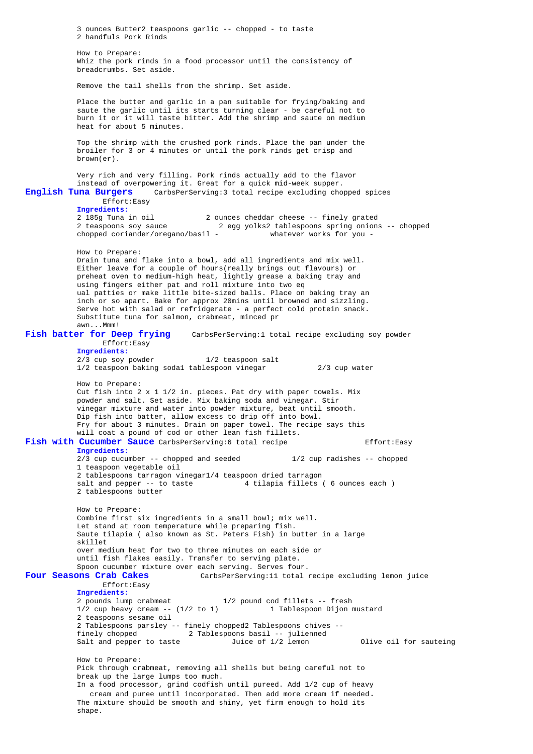3 ounces Butter2 teaspoons garlic -- chopped - to taste
2 handfuls Pork Rinds

How to Prepare:
Whiz the pork rinds in a food processor until the consistency of breadcrumbs. Set aside.

Remove the tail shells from the shrimp. Set aside.

Place the butter and garlic in a pan suitable for frying/baking and saute the garlic until its starts turning clear - be careful not to burn it or it will taste bitter. Add the shrimp and saute on medium heat for about 5 minutes.

Top the shrimp with the crushed pork rinds. Place the pan under the broiler for 3 or 4 minutes or until the pork rinds get crisp and brown(er).

Very rich and very filling. Pork rinds actually add to the flavor instead of overpowering it. Great for a quick mid-week supper.

## English Tuna Burgers

CarbsPerServing:3 total recipe excluding chopped spices
Effort:Easy

**Ingredients:**

2 185g Tuna in oil
2 ounces cheddar cheese -- finely grated
2 teaspoons soy sauce
2 egg yolks2 tablespoons spring onions -- chopped
chopped coriander/oregano/basil - whatever works for you -

How to Prepare:
Drain tuna and flake into a bowl, add all ingredients and mix well. Either leave for a couple of hours(really brings out flavours) or preheat oven to medium-high heat, lightly grease a baking tray and using fingers either pat and roll mixture into two eq ual patties or make little bite-sized balls. Place on baking tray an inch or so apart. Bake for approx 20mins until browned and sizzling. Serve hot with salad or refridgerate - a perfect cold protein snack. Substitute tuna for salmon, crabmeat, minced pr awn...Mmm!

## Fish batter for Deep frying

CarbsPerServing:1 total recipe excluding soy powder
Effort:Easy

**Ingredients:**

2/3 cup soy powder
1/2 teaspoon salt
1/2 teaspoon baking soda1 tablespoon vinegar
2/3 cup water

How to Prepare:
Cut fish into 2 x 1 1/2 in. pieces. Pat dry with paper towels. Mix powder and salt. Set aside. Mix baking soda and vinegar. Stir vinegar mixture and water into powder mixture, beat until smooth. Dip fish into batter, allow excess to drip off into bowl. Fry for about 3 minutes. Drain on paper towel. The recipe says this will coat a pound of cod or other lean fish fillets.

## Fish with Cucumber Sauce

CarbsPerServing:6 total recipe
Effort:Easy

**Ingredients:**

2/3 cup cucumber -- chopped and seeded
1/2 cup radishes -- chopped
1 teaspoon vegetable oil
2 tablespoons tarragon vinegar1/4 teaspoon dried tarragon
salt and pepper -- to taste
4 tilapia fillets ( 6 ounces each )
2 tablespoons butter

How to Prepare:
Combine first six ingredients in a small bowl; mix well.
Let stand at room temperature while preparing fish.
Saute tilapia ( also known as St. Peters Fish) in butter in a large skillet
over medium heat for two to three minutes on each side or until fish flakes easily. Transfer to serving plate.
Spoon cucumber mixture over each serving. Serves four.

## Four Seasons Crab Cakes

CarbsPerServing:11 total recipe excluding lemon juice
Effort:Easy

**Ingredients:**

2 pounds lump crabmeat
1/2 pound cod fillets -- fresh
1/2 cup heavy cream -- (1/2 to 1)
1 Tablespoon Dijon mustard
2 teaspoons sesame oil
2 Tablespoons parsley -- finely chopped2 Tablespoons chives -- finely chopped
2 Tablespoons basil -- julienned
Salt and pepper to taste
Juice of 1/2 lemon
Olive oil for sauteing

How to Prepare:
Pick through crabmeat, removing all shells but being careful not to break up the large lumps too much.
In a food processor, grind codfish until pureed. Add 1/2 cup of heavy cream and puree until incorporated. Then add more cream if needed.
The mixture should be smooth and shiny, yet firm enough to hold its shape.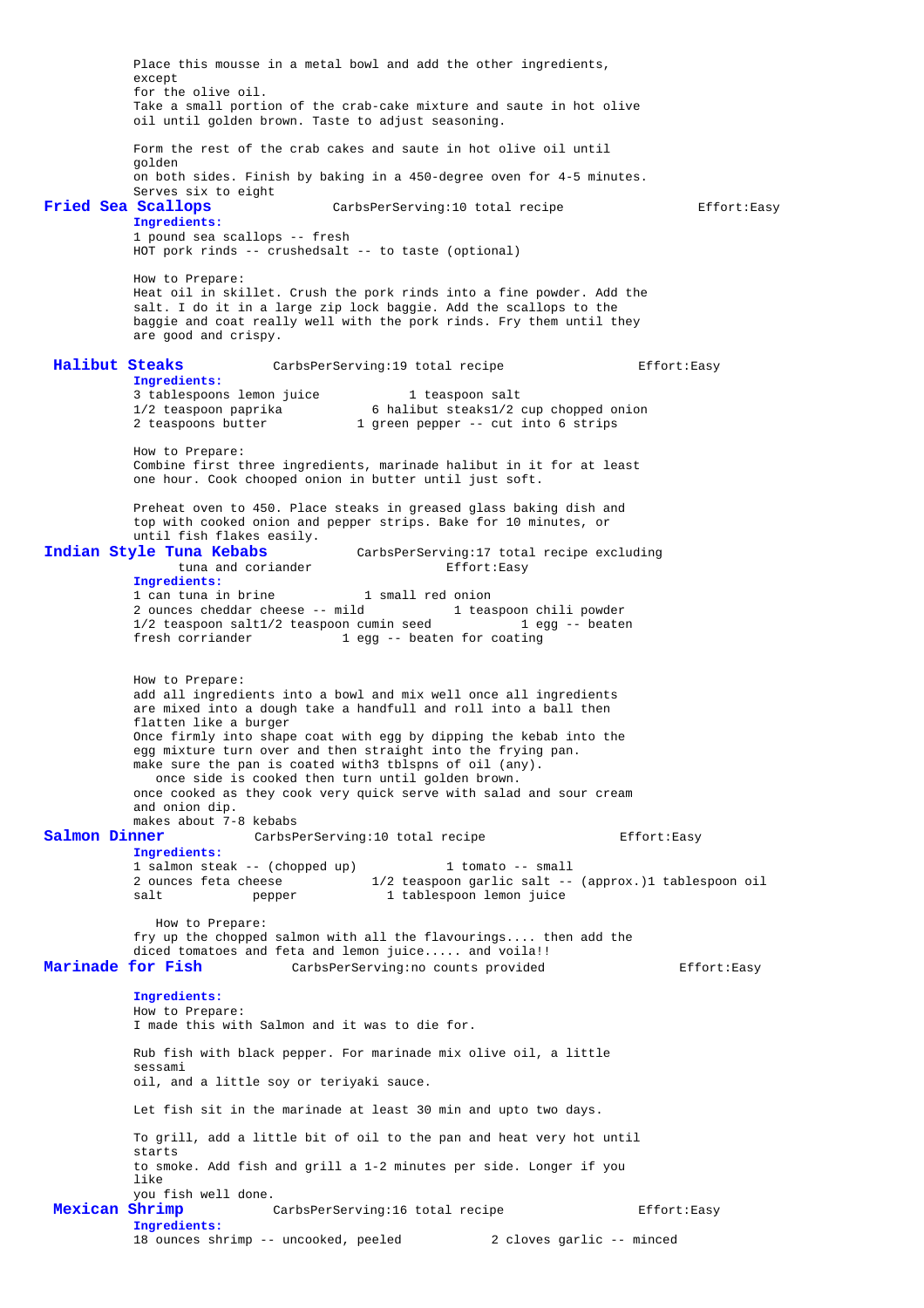Place this mousse in a metal bowl and add the other ingredients, except
for the olive oil.
Take a small portion of the crab-cake mixture and saute in hot olive oil until golden brown. Taste to adjust seasoning.

Form the rest of the crab cakes and saute in hot olive oil until golden
on both sides. Finish by baking in a 450-degree oven for 4-5 minutes.
Serves six to eight

## Fried Sea Scallops

CarbsPerServing:10 total recipe    Effort:Easy

**Ingredients:**

1 pound sea scallops -- fresh
HOT pork rinds -- crushedsalt -- to taste (optional)

How to Prepare:
Heat oil in skillet. Crush the pork rinds into a fine powder. Add the salt. I do it in a large zip lock baggie. Add the scallops to the baggie and coat really well with the pork rinds. Fry them until they are good and crispy.

## Halibut Steaks

CarbsPerServing:19 total recipe    Effort:Easy

**Ingredients:**

3 tablespoons lemon juice    1 teaspoon salt
1/2 teaspoon paprika    6 halibut steaks1/2 cup chopped onion
2 teaspoons butter    1 green pepper -- cut into 6 strips

How to Prepare:
Combine first three ingredients, marinade halibut in it for at least one hour. Cook chooped onion in butter until just soft.

Preheat oven to 450. Place steaks in greased glass baking dish and top with cooked onion and pepper strips. Bake for 10 minutes, or until fish flakes easily.

## Indian Style Tuna Kebabs

CarbsPerServing:17 total recipe excluding tuna and coriander    Effort:Easy

**Ingredients:**

1 can tuna in brine    1 small red onion
2 ounces cheddar cheese -- mild    1 teaspoon chili powder
1/2 teaspoon salt1/2 teaspoon cumin seed    1 egg -- beaten
fresh corriander    1 egg -- beaten for coating

How to Prepare:
add all ingredients into a bowl and mix well once all ingredients are mixed into a dough take a handfull and roll into a ball then flatten like a burger
Once firmly into shape coat with egg by dipping the kebab into the egg mixture turn over and then straight into the frying pan.
make sure the pan is coated with3 tblspns of oil (any).
once side is cooked then turn until golden brown.
once cooked as they cook very quick serve with salad and sour cream and onion dip.
makes about 7-8 kebabs

## Salmon Dinner

CarbsPerServing:10 total recipe    Effort:Easy

**Ingredients:**

1 salmon steak -- (chopped up)    1 tomato -- small
2 ounces feta cheese    1/2 teaspoon garlic salt -- (approx.)1 tablespoon oil
salt    pepper    1 tablespoon lemon juice

How to Prepare:
fry up the chopped salmon with all the flavourings.... then add the diced tomatoes and feta and lemon juice..... and voila!!

## Marinade for Fish

CarbsPerServing:no counts provided    Effort:Easy

**Ingredients:**

How to Prepare:
I made this with Salmon and it was to die for.

Rub fish with black pepper. For marinade mix olive oil, a little sessami
oil, and a little soy or teriyaki sauce.

Let fish sit in the marinade at least 30 min and upto two days.

To grill, add a little bit of oil to the pan and heat very hot until starts
to smoke. Add fish and grill a 1-2 minutes per side. Longer if you like
you fish well done.

## Mexican Shrimp

CarbsPerServing:16 total recipe    Effort:Easy

**Ingredients:**

18 ounces shrimp -- uncooked, peeled    2 cloves garlic -- minced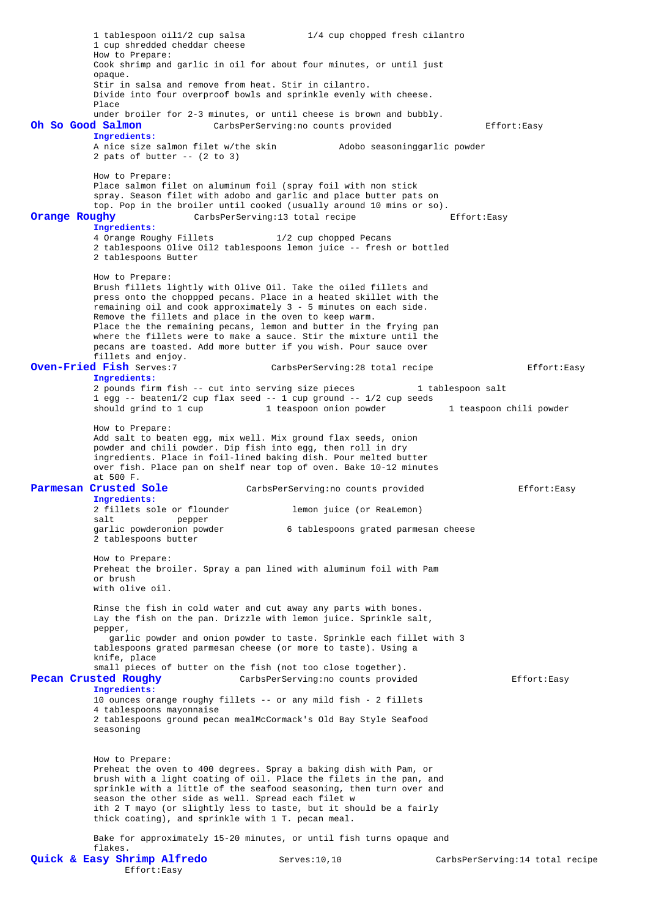1 tablespoon oil1/2 cup salsa 1/4 cup chopped fresh cilantro
1 cup shredded cheddar cheese

How to Prepare:
Cook shrimp and garlic in oil for about four minutes, or until just opaque.
Stir in salsa and remove from heat. Stir in cilantro.
Divide into four overproof bowls and sprinkle evenly with cheese.
Place
under broiler for 2-3 minutes, or until cheese is brown and bubbly.

## Oh So Good Salmon

CarbsPerServing:no counts provided Effort:Easy

**Ingredients:**

A nice size salmon filet w/the skin Adobo seasoninggarlic powder
2 pats of butter -- (2 to 3)

How to Prepare:
Place salmon filet on aluminum foil (spray foil with non stick spray. Season filet with adobo and garlic and place butter pats on top. Pop in the broiler until cooked (usually around 10 mins or so).

## Orange Roughy

CarbsPerServing:13 total recipe Effort:Easy

**Ingredients:**

4 Orange Roughy Fillets 1/2 cup chopped Pecans
2 tablespoons Olive Oil2 tablespoons lemon juice -- fresh or bottled
2 tablespoons Butter

How to Prepare:
Brush fillets lightly with Olive Oil. Take the oiled fillets and press onto the choppped pecans. Place in a heated skillet with the remaining oil and cook approximately 3 - 5 minutes on each side.
Remove the fillets and place in the oven to keep warm.
Place the the remaining pecans, lemon and butter in the frying pan where the fillets were to make a sauce. Stir the mixture until the pecans are toasted. Add more butter if you wish. Pour sauce over fillets and enjoy.

## Oven-Fried Fish

Serves:7 CarbsPerServing:28 total recipe Effort:Easy

**Ingredients:**

2 pounds firm fish -- cut into serving size pieces 1 tablespoon salt
1 egg -- beaten1/2 cup flax seed -- 1 cup ground -- 1/2 cup seeds should grind to 1 cup 1 teaspoon onion powder 1 teaspoon chili powder

How to Prepare:
Add salt to beaten egg, mix well. Mix ground flax seeds, onion powder and chili powder. Dip fish into egg, then roll in dry ingredients. Place in foil-lined baking dish. Pour melted butter over fish. Place pan on shelf near top of oven. Bake 10-12 minutes at 500 F.

## Parmesan Crusted Sole

CarbsPerServing:no counts provided Effort:Easy

**Ingredients:**

2 fillets sole or flounder lemon juice (or ReaLemon)
salt pepper
garlic powderonion powder 6 tablespoons grated parmesan cheese
2 tablespoons butter

How to Prepare:
Preheat the broiler. Spray a pan lined with aluminum foil with Pam or brush
with olive oil.

Rinse the fish in cold water and cut away any parts with bones.
Lay the fish on the pan. Drizzle with lemon juice. Sprinkle salt, pepper,
garlic powder and onion powder to taste. Sprinkle each fillet with 3 tablespoons grated parmesan cheese (or more to taste). Using a knife, place
small pieces of butter on the fish (not too close together).

## Pecan Crusted Roughy

CarbsPerServing:no counts provided Effort:Easy

**Ingredients:**

10 ounces orange roughy fillets -- or any mild fish - 2 fillets
4 tablespoons mayonnaise
2 tablespoons ground pecan mealMcCormack's Old Bay Style Seafood seasoning

How to Prepare:
Preheat the oven to 400 degrees. Spray a baking dish with Pam, or brush with a light coating of oil. Place the filets in the pan, and sprinkle with a little of the seafood seasoning, then turn over and season the other side as well. Spread each filet w
ith 2 T mayo (or slightly less to taste, but it should be a fairly thick coating), and sprinkle with 1 T. pecan meal.

Bake for approximately 15-20 minutes, or until fish turns opaque and flakes.

## Quick & Easy Shrimp Alfredo

Serves:10,10 CarbsPerServing:14 total recipe
Effort:Easy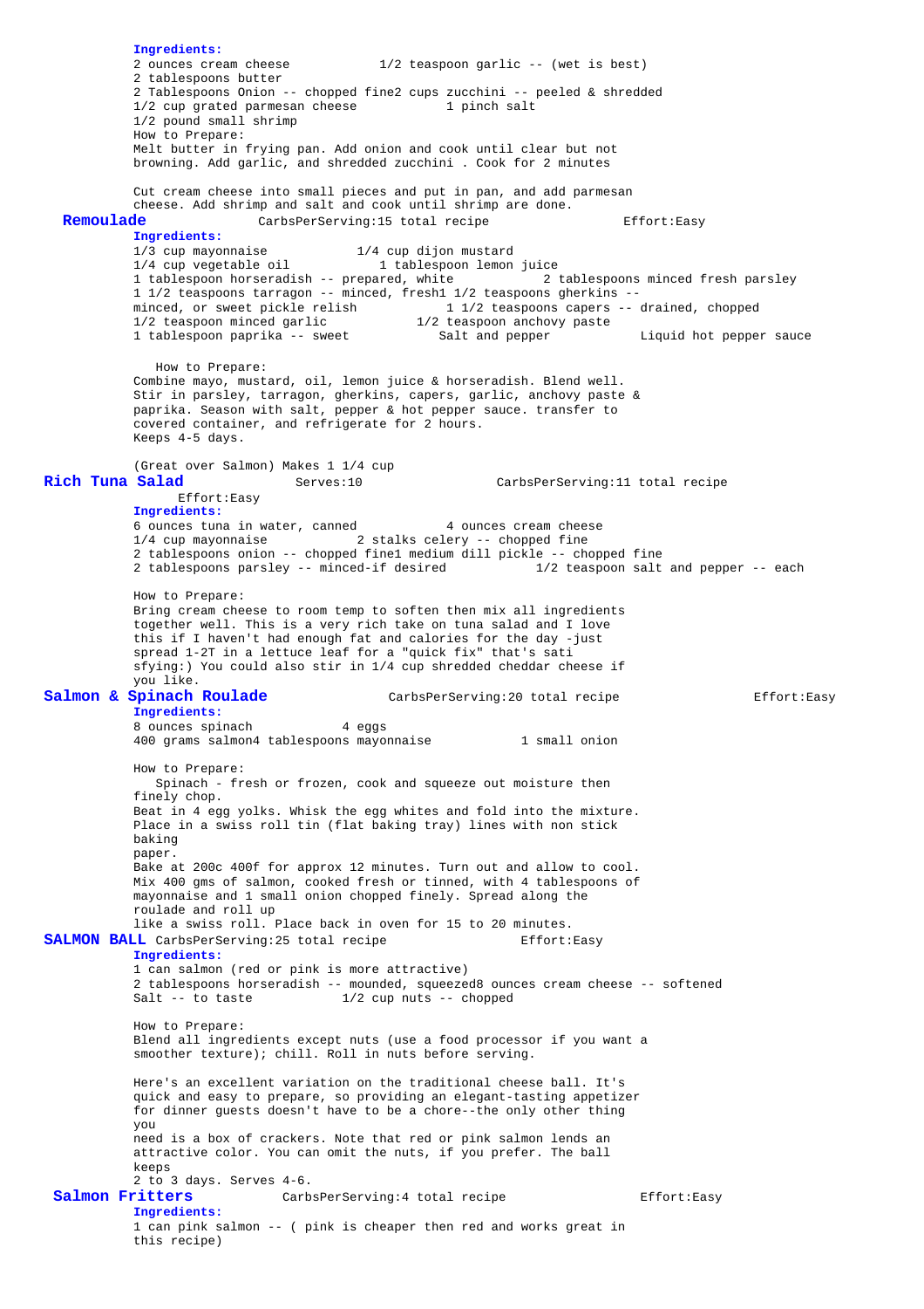**Ingredients:**

2 ounces cream cheese 1/2 teaspoon garlic -- (wet is best)
2 tablespoons butter
2 Tablespoons Onion -- chopped fine2 cups zucchini -- peeled & shredded
1/2 cup grated parmesan cheese 1 pinch salt
1/2 pound small shrimp

How to Prepare:
Melt butter in frying pan. Add onion and cook until clear but not browning. Add garlic, and shredded zucchini . Cook for 2 minutes

Cut cream cheese into small pieces and put in pan, and add parmesan cheese. Add shrimp and salt and cook until shrimp are done.

## Remoulade

CarbsPerServing:15 total recipe Effort:Easy

**Ingredients:**

1/3 cup mayonnaise 1/4 cup dijon mustard
1/4 cup vegetable oil 1 tablespoon lemon juice
1 tablespoon horseradish -- prepared, white 2 tablespoons minced fresh parsley
1 1/2 teaspoons tarragon -- minced, fresh1 1/2 teaspoons gherkins -- minced, or sweet pickle relish 1 1/2 teaspoons capers -- drained, chopped
1/2 teaspoon minced garlic 1/2 teaspoon anchovy paste
1 tablespoon paprika -- sweet Salt and pepper Liquid hot pepper sauce

How to Prepare:
Combine mayo, mustard, oil, lemon juice & horseradish. Blend well. Stir in parsley, tarragon, gherkins, capers, garlic, anchovy paste & paprika. Season with salt, pepper & hot pepper sauce. transfer to covered container, and refrigerate for 2 hours.
Keeps 4-5 days.

(Great over Salmon) Makes 1 1/4 cup

## Rich Tuna Salad

Serves:10 CarbsPerServing:11 total recipe Effort:Easy

**Ingredients:**

6 ounces tuna in water, canned 4 ounces cream cheese
1/4 cup mayonnaise 2 stalks celery -- chopped fine
2 tablespoons onion -- chopped fine1 medium dill pickle -- chopped fine
2 tablespoons parsley -- minced-if desired 1/2 teaspoon salt and pepper -- each

How to Prepare:
Bring cream cheese to room temp to soften then mix all ingredients together well. This is a very rich take on tuna salad and I love this if I haven't had enough fat and calories for the day -just spread 1-2T in a lettuce leaf for a "quick fix" that's sati sfying:) You could also stir in 1/4 cup shredded cheddar cheese if you like.

## Salmon & Spinach Roulade

CarbsPerServing:20 total recipe Effort:Easy

**Ingredients:**

8 ounces spinach 4 eggs
400 grams salmon4 tablespoons mayonnaise 1 small onion

How to Prepare:
Spinach - fresh or frozen, cook and squeeze out moisture then finely chop.
Beat in 4 egg yolks. Whisk the egg whites and fold into the mixture.
Place in a swiss roll tin (flat baking tray) lines with non stick baking paper.
Bake at 200c 400f for approx 12 minutes. Turn out and allow to cool.
Mix 400 gms of salmon, cooked fresh or tinned, with 4 tablespoons of mayonnaise and 1 small onion chopped finely. Spread along the roulade and roll up like a swiss roll. Place back in oven for 15 to 20 minutes.

## SALMON BALL

CarbsPerServing:25 total recipe Effort:Easy

**Ingredients:**

1 can salmon (red or pink is more attractive)
2 tablespoons horseradish -- mounded, squeezed8 ounces cream cheese -- softened
Salt -- to taste 1/2 cup nuts -- chopped

How to Prepare:
Blend all ingredients except nuts (use a food processor if you want a smoother texture); chill. Roll in nuts before serving.

Here's an excellent variation on the traditional cheese ball. It's quick and easy to prepare, so providing an elegant-tasting appetizer for dinner guests doesn't have to be a chore--the only other thing you need is a box of crackers. Note that red or pink salmon lends an attractive color. You can omit the nuts, if you prefer. The ball keeps 2 to 3 days. Serves 4-6.

## Salmon Fritters

CarbsPerServing:4 total recipe Effort:Easy

**Ingredients:**

1 can pink salmon -- ( pink is cheaper then red and works great in this recipe)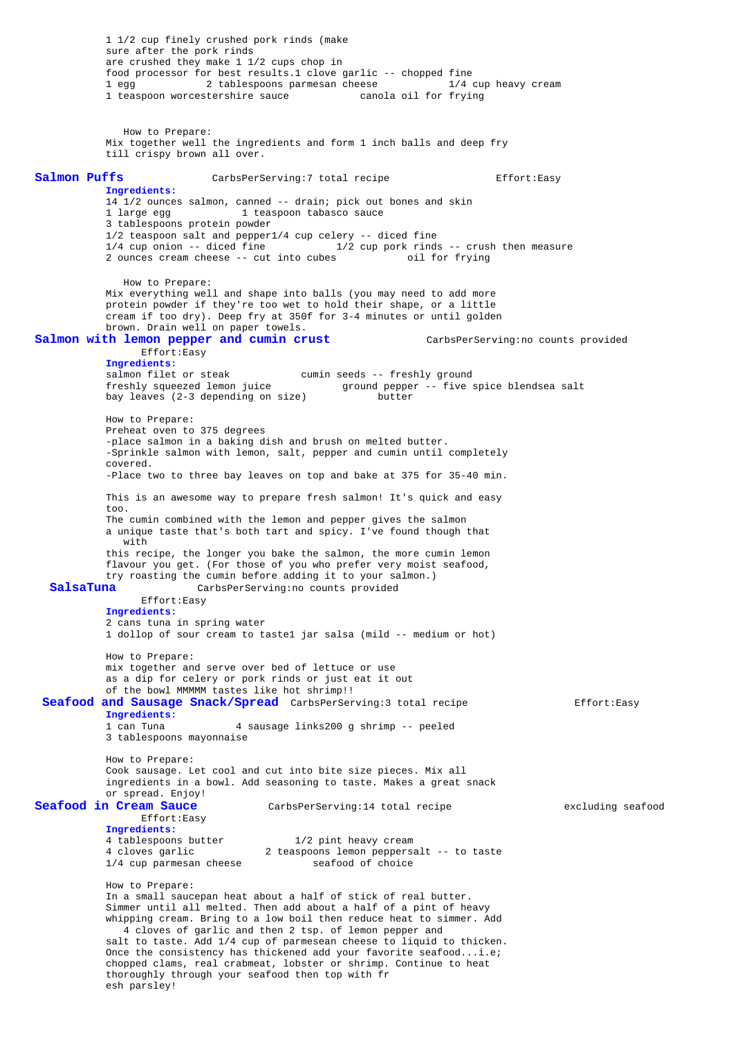1 1/2 cup finely crushed pork rinds (make sure after the pork rinds are crushed they make 1 1/2 cups chop in food processor for best results.1 clove garlic -- chopped fine
1 egg 2 tablespoons parmesan cheese 1/4 cup heavy cream
1 teaspoon worcestershire sauce canola oil for frying

How to Prepare:
Mix together well the ingredients and form 1 inch balls and deep fry till crispy brown all over.

## Salmon Puffs

CarbsPerServing:7 total recipe Effort:Easy

**Ingredients:**

14 1/2 ounces salmon, canned -- drain; pick out bones and skin
1 large egg 1 teaspoon tabasco sauce
3 tablespoons protein powder
1/2 teaspoon salt and pepper1/4 cup celery -- diced fine
1/4 cup onion -- diced fine 1/2 cup pork rinds -- crush then measure
2 ounces cream cheese -- cut into cubes oil for frying

How to Prepare:
Mix everything well and shape into balls (you may need to add more protein powder if they're too wet to hold their shape, or a little cream if too dry). Deep fry at 350f for 3-4 minutes or until golden brown. Drain well on paper towels.

## Salmon with lemon pepper and cumin crust

CarbsPerServing:no counts provided Effort:Easy

**Ingredients:**

salmon filet or steak cumin seeds -- freshly ground
freshly squeezed lemon juice ground pepper -- five spice blendsea salt
bay leaves (2-3 depending on size) butter

How to Prepare:
Preheat oven to 375 degrees
-place salmon in a baking dish and brush on melted butter.
-Sprinkle salmon with lemon, salt, pepper and cumin until completely covered.
-Place two to three bay leaves on top and bake at 375 for 35-40 min.

This is an awesome way to prepare fresh salmon! It's quick and easy too.
The cumin combined with the lemon and pepper gives the salmon a unique taste that's both tart and spicy. I've found though that with this recipe, the longer you bake the salmon, the more cumin lemon flavour you get. (For those of you who prefer very moist seafood, try roasting the cumin before adding it to your salmon.)

## SalsaTuna

CarbsPerServing:no counts provided Effort:Easy

**Ingredients:**

2 cans tuna in spring water
1 dollop of sour cream to taste1 jar salsa (mild -- medium or hot)

How to Prepare:
mix together and serve over bed of lettuce or use as a dip for celery or pork rinds or just eat it out of the bowl MMMMM tastes like hot shrimp!!

## Seafood and Sausage Snack/Spread

CarbsPerServing:3 total recipe Effort:Easy

**Ingredients:**

1 can Tuna 4 sausage links200 g shrimp -- peeled
3 tablespoons mayonnaise

How to Prepare:
Cook sausage. Let cool and cut into bite size pieces. Mix all ingredients in a bowl. Add seasoning to taste. Makes a great snack or spread. Enjoy!

## Seafood in Cream Sauce

CarbsPerServing:14 total recipe excluding seafood Effort:Easy

**Ingredients:**

4 tablespoons butter 1/2 pint heavy cream
4 cloves garlic 2 teaspoons lemon peppersalt -- to taste
1/4 cup parmesan cheese seafood of choice

How to Prepare:
In a small saucepan heat about a half of stick of real butter. Simmer until all melted. Then add about a half of a pint of heavy whipping cream. Bring to a low boil then reduce heat to simmer. Add 4 cloves of garlic and then 2 tsp. of lemon pepper and salt to taste. Add 1/4 cup of parmesan cheese to liquid to thicken. Once the consistency has thickened add your favorite seafood...i.e; chopped clams, real crabmeat, lobster or shrimp. Continue to heat thoroughly through your seafood then top with fr
esh parsley!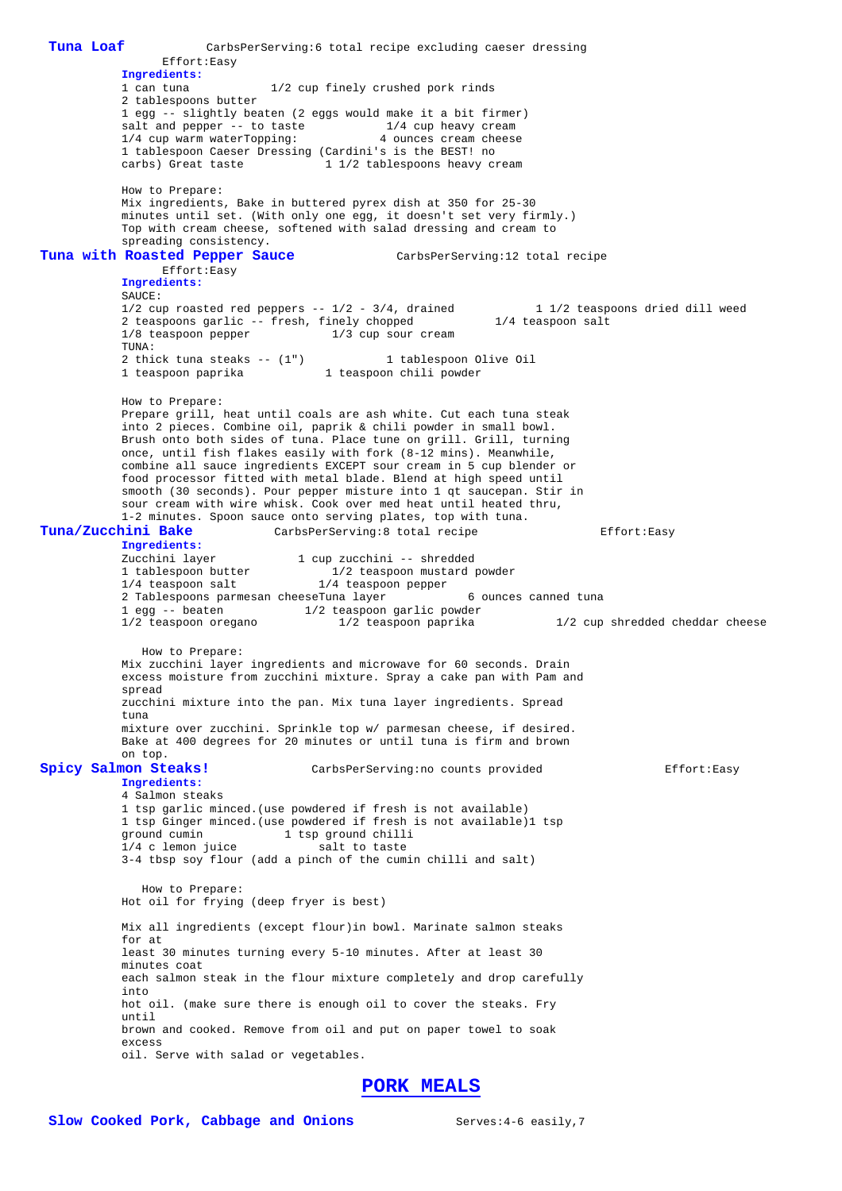## Tuna Loaf

CarbsPerServing:6 total recipe excluding caeser dressing

Effort:Easy

**Ingredients:**

1 can tuna
1/2 cup finely crushed pork rinds
2 tablespoons butter
1 egg -- slightly beaten (2 eggs would make it a bit firmer)
salt and pepper -- to taste
1/4 cup heavy cream
1/4 cup warm waterTopping:
4 ounces cream cheese
1 tablespoon Caeser Dressing (Cardini's is the BEST! no carbs) Great taste
1 1/2 tablespoons heavy cream

How to Prepare:
Mix ingredients, Bake in buttered pyrex dish at 350 for 25-30 minutes until set. (With only one egg, it doesn't set very firmly.) Top with cream cheese, softened with salad dressing and cream to spreading consistency.

## Tuna with Roasted Pepper Sauce

CarbsPerServing:12 total recipe

Effort:Easy

**Ingredients:**

SAUCE:
1/2 cup roasted red peppers -- 1/2 - 3/4, drained
1 1/2 teaspoons dried dill weed
2 teaspoons garlic -- fresh, finely chopped
1/4 teaspoon salt
1/8 teaspoon pepper
1/3 cup sour cream
TUNA:
2 thick tuna steaks -- (1")
1 tablespoon Olive Oil
1 teaspoon paprika
1 teaspoon chili powder

How to Prepare:
Prepare grill, heat until coals are ash white. Cut each tuna steak into 2 pieces. Combine oil, paprik & chili powder in small bowl. Brush onto both sides of tuna. Place tune on grill. Grill, turning once, until fish flakes easily with fork (8-12 mins). Meanwhile, combine all sauce ingredients EXCEPT sour cream in 5 cup blender or food processor fitted with metal blade. Blend at high speed until smooth (30 seconds). Pour pepper misture into 1 qt saucepan. Stir in sour cream with wire whisk. Cook over med heat until heated thru, 1-2 minutes. Spoon sauce onto serving plates, top with tuna.

## Tuna/Zucchini Bake

CarbsPerServing:8 total recipe

Effort:Easy

**Ingredients:**

Zucchini layer
1 cup zucchini -- shredded
1 tablespoon butter
1/2 teaspoon mustard powder
1/4 teaspoon salt
1/4 teaspoon pepper
2 Tablespoons parmesan cheeseTuna layer
6 ounces canned tuna
1 egg -- beaten
1/2 teaspoon garlic powder
1/2 teaspoon oregano
1/2 teaspoon paprika
1/2 cup shredded cheddar cheese

How to Prepare:
Mix zucchini layer ingredients and microwave for 60 seconds. Drain excess moisture from zucchini mixture. Spray a cake pan with Pam and spread zucchini mixture into the pan. Mix tuna layer ingredients. Spread tuna mixture over zucchini. Sprinkle top w/ parmesan cheese, if desired. Bake at 400 degrees for 20 minutes or until tuna is firm and brown on top.

## Spicy Salmon Steaks!

CarbsPerServing:no counts provided

Effort:Easy

**Ingredients:**

4 Salmon steaks
1 tsp garlic minced.(use powdered if fresh is not available)
1 tsp Ginger minced.(use powdered if fresh is not available)1 tsp ground cumin
1 tsp ground chilli
1/4 c lemon juice
salt to taste
3-4 tbsp soy flour (add a pinch of the cumin chilli and salt)

How to Prepare:
Hot oil for frying (deep fryer is best)

Mix all ingredients (except flour)in bowl. Marinate salmon steaks for at least 30 minutes turning every 5-10 minutes. After at least 30 minutes coat each salmon steak in the flour mixture completely and drop carefully into hot oil. (make sure there is enough oil to cover the steaks. Fry until brown and cooked. Remove from oil and put on paper towel to soak excess oil. Serve with salad or vegetables.

# PORK MEALS

## Slow Cooked Pork, Cabbage and Onions

Serves:4-6 easily,7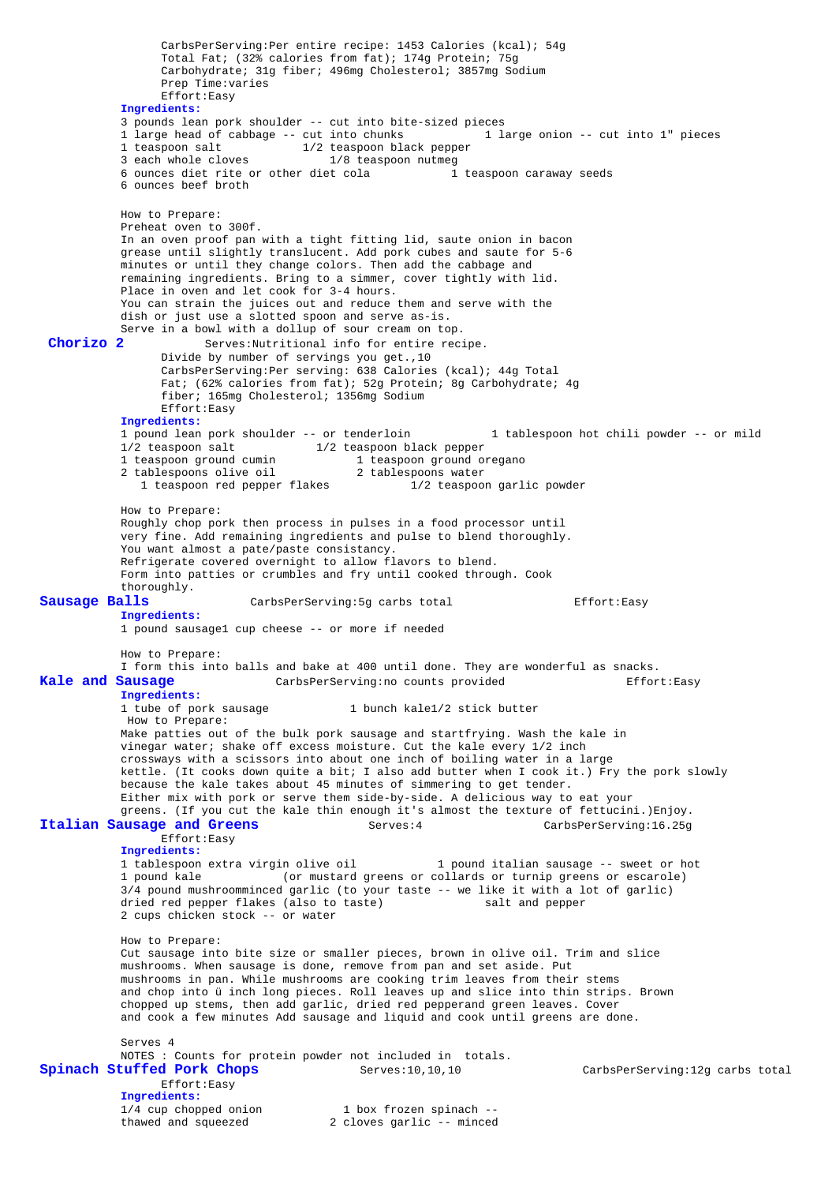CarbsPerServing:Per entire recipe: 1453 Calories (kcal); 54g Total Fat; (32% calories from fat); 174g Protein; 75g Carbohydrate; 31g fiber; 496mg Cholesterol; 3857mg Sodium
Prep Time:varies
Effort:Easy

**Ingredients:**

3 pounds lean pork shoulder -- cut into bite-sized pieces
1 large head of cabbage -- cut into chunks
1 large onion -- cut into 1" pieces
1 teaspoon salt
1/2 teaspoon black pepper
3 each whole cloves
1/8 teaspoon nutmeg
6 ounces diet rite or other diet cola
1 teaspoon caraway seeds
6 ounces beef broth

How to Prepare:
Preheat oven to 300f.
In an oven proof pan with a tight fitting lid, saute onion in bacon grease until slightly translucent. Add pork cubes and saute for 5-6 minutes or until they change colors. Then add the cabbage and remaining ingredients. Bring to a simmer, cover tightly with lid. Place in oven and let cook for 3-4 hours.
You can strain the juices out and reduce them and serve with the dish or just use a slotted spoon and serve as-is.
Serve in a bowl with a dollup of sour cream on top.

## Chorizo 2

Serves:Nutritional info for entire recipe. Divide by number of servings you get.,10
CarbsPerServing:Per serving: 638 Calories (kcal); 44g Total Fat; (62% calories from fat); 52g Protein; 8g Carbohydrate; 4g fiber; 165mg Cholesterol; 1356mg Sodium
Effort:Easy

**Ingredients:**

1 pound lean pork shoulder -- or tenderloin
1 tablespoon hot chili powder -- or mild
1/2 teaspoon salt
1/2 teaspoon black pepper
1 teaspoon ground cumin
1 teaspoon ground oregano
2 tablespoons olive oil
2 tablespoons water
1 teaspoon red pepper flakes
1/2 teaspoon garlic powder

How to Prepare:
Roughly chop pork then process in pulses in a food processor until very fine. Add remaining ingredients and pulse to blend thoroughly. You want almost a pate/paste consistancy.
Refrigerate covered overnight to allow flavors to blend.
Form into patties or crumbles and fry until cooked through. Cook thoroughly.

## Sausage Balls

CarbsPerServing:5g carbs total
Effort:Easy

**Ingredients:**

1 pound sausage1 cup cheese -- or more if needed

How to Prepare:
I form this into balls and bake at 400 until done. They are wonderful as snacks.

## Kale and Sausage

CarbsPerServing:no counts provided
Effort:Easy

**Ingredients:**

1 tube of pork sausage
1 bunch kale1/2 stick butter

How to Prepare:
Make patties out of the bulk pork sausage and startfrying. Wash the kale in vinegar water; shake off excess moisture. Cut the kale every 1/2 inch crossways with a scissors into about one inch of boiling water in a large kettle. (It cooks down quite a bit; I also add butter when I cook it.) Fry the pork slowly because the kale takes about 45 minutes of simmering to get tender.
Either mix with pork or serve them side-by-side. A delicious way to eat your greens. (If you cut the kale thin enough it's almost the texture of fettucini.)Enjoy.

## Italian Sausage and Greens

Serves:4
CarbsPerServing:16.25g
Effort:Easy

**Ingredients:**

1 tablespoon extra virgin olive oil
1 pound italian sausage -- sweet or hot
1 pound kale (or mustard greens or collards or turnip greens or escarole)
3/4 pound mushroomminced garlic (to your taste -- we like it with a lot of garlic)
dried red pepper flakes (also to taste)
salt and pepper
2 cups chicken stock -- or water

How to Prepare:
Cut sausage into bite size or smaller pieces, brown in olive oil. Trim and slice mushrooms. When sausage is done, remove from pan and set aside. Put mushrooms in pan. While mushrooms are cooking trim leaves from their stems and chop into ü inch long pieces. Roll leaves up and slice into thin strips. Brown chopped up stems, then add garlic, dried red pepperand green leaves. Cover and cook a few minutes Add sausage and liquid and cook until greens are done.

Serves 4
NOTES : Counts for protein powder not included in totals.

## Spinach Stuffed Pork Chops

Serves:10,10,10
CarbsPerServing:12g carbs total
Effort:Easy

**Ingredients:**

1/4 cup chopped onion
1 box frozen spinach -- thawed and squeezed
2 cloves garlic -- minced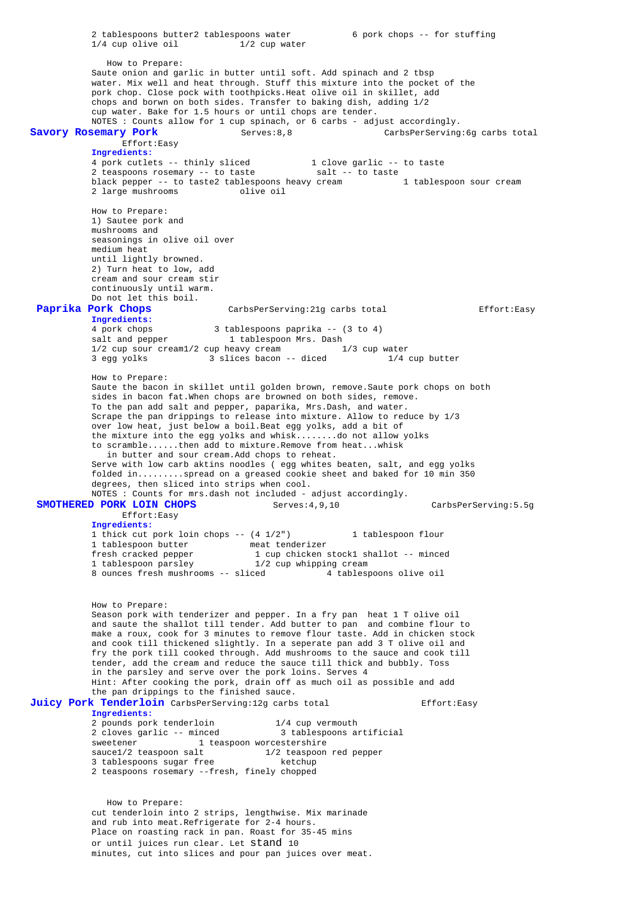2 tablespoons butter2 tablespoons water 6 pork chops -- for stuffing
1/4 cup olive oil 1/2 cup water

How to Prepare:
Saute onion and garlic in butter until soft. Add spinach and 2 tbsp water. Mix well and heat through. Stuff this mixture into the pocket of the pork chop. Close pock with toothpicks.Heat olive oil in skillet, add chops and borwn on both sides. Transfer to baking dish, adding 1/2 cup water. Bake for 1.5 hours or until chops are tender.
NOTES : Counts allow for 1 cup spinach, or 6 carbs - adjust accordingly.

## Savory Rosemary Pork

Serves:8,8 CarbsPerServing:6g carbs total Effort:Easy

**Ingredients:**
4 pork cutlets -- thinly sliced 1 clove garlic -- to taste
2 teaspoons rosemary -- to taste salt -- to taste
black pepper -- to taste2 tablespoons heavy cream 1 tablespoon sour cream
2 large mushrooms olive oil

How to Prepare:
1) Sautee pork and mushrooms and seasonings in olive oil over medium heat until lightly browned.
2) Turn heat to low, add cream and sour cream stir continuously until warm.
Do not let this boil.

## Paprika Pork Chops

CarbsPerServing:21g carbs total Effort:Easy

**Ingredients:**
4 pork chops 3 tablespoons paprika -- (3 to 4)
salt and pepper 1 tablespoon Mrs. Dash
1/2 cup sour cream1/2 cup heavy cream 1/3 cup water
3 egg yolks 3 slices bacon -- diced 1/4 cup butter

How to Prepare:
Saute the bacon in skillet until golden brown, remove.Saute pork chops on both sides in bacon fat.When chops are browned on both sides, remove.
To the pan add salt and pepper, paparika, Mrs.Dash, and water.
Scrape the pan drippings to release into mixture. Allow to reduce by 1/3 over low heat, just below a boil.Beat egg yolks, add a bit of the mixture into the egg yolks and whisk........do not allow yolks to scramble......then add to mixture.Remove from heat...whisk in butter and sour cream.Add chops to reheat.
Serve with low carb aktins noodles ( egg whites beaten, salt, and egg yolks folded in.........spread on a greased cookie sheet and baked for 10 min 350 degrees, then sliced into strips when cool.
NOTES : Counts for mrs.dash not included - adjust accordingly.

## SMOTHERED PORK LOIN CHOPS

Serves:4,9,10 CarbsPerServing:5.5g Effort:Easy

**Ingredients:**
1 thick cut pork loin chops -- (4 1/2") 1 tablespoon flour
1 tablespoon butter meat tenderizer
fresh cracked pepper 1 cup chicken stock1 shallot -- minced
1 tablespoon parsley 1/2 cup whipping cream
8 ounces fresh mushrooms -- sliced 4 tablespoons olive oil

How to Prepare:
Season pork with tenderizer and pepper. In a fry pan heat 1 T olive oil and saute the shallot till tender. Add butter to pan and combine flour to make a roux, cook for 3 minutes to remove flour taste. Add in chicken stock and cook till thickened slightly. In a seperate pan add 3 T olive oil and fry the pork till cooked through. Add mushrooms to the sauce and cook till tender, add the cream and reduce the sauce till thick and bubbly. Toss in the parsley and serve over the pork loins. Serves 4
Hint: After cooking the pork, drain off as much oil as possible and add the pan drippings to the finished sauce.

## Juicy Pork Tenderloin

CarbsPerServing:12g carbs total Effort:Easy

**Ingredients:**
2 pounds pork tenderloin 1/4 cup vermouth
2 cloves garlic -- minced 3 tablespoons artificial sweetener 1 teaspoon worcestershire sauce1/2 teaspoon salt 1/2 teaspoon red pepper
3 tablespoons sugar free ketchup
2 teaspoons rosemary --fresh, finely chopped

How to Prepare:
cut tenderloin into 2 strips, lengthwise. Mix marinade and rub into meat.Refrigerate for 2-4 hours.
Place on roasting rack in pan. Roast for 35-45 mins or until juices run clear. Let stand 10 minutes, cut into slices and pour pan juices over meat.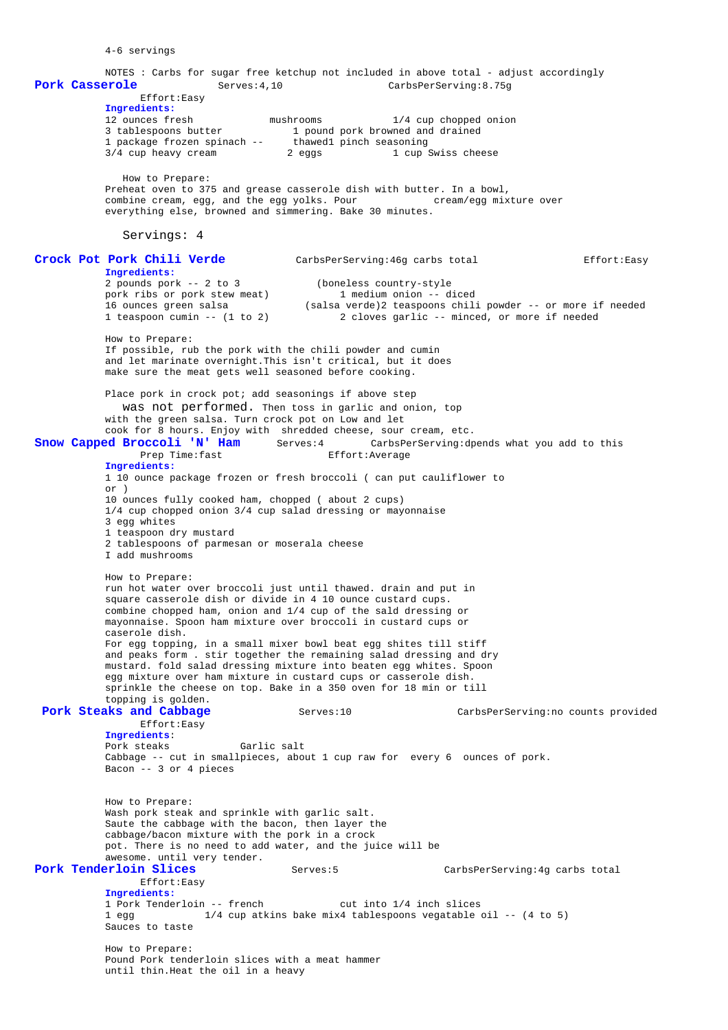4-6 servings

NOTES : Carbs for sugar free ketchup not included in above total - adjust accordingly

## Pork Casserole

Serves:4,10 CarbsPerServing:8.75g

Effort:Easy

**Ingredients:**

12 ounces fresh mushrooms 1/4 cup chopped onion
3 tablespoons butter 1 pound pork browned and drained
1 package frozen spinach -- thawed1 pinch seasoning
3/4 cup heavy cream 2 eggs 1 cup Swiss cheese

How to Prepare:
Preheat oven to 375 and grease casserole dish with butter. In a bowl, combine cream, egg, and the egg yolks. Pour cream/egg mixture over everything else, browned and simmering. Bake 30 minutes.

Servings: 4

## Crock Pot Pork Chili Verde

CarbsPerServing:46g carbs total Effort:Easy

**Ingredients:**

2 pounds pork -- 2 to 3 (boneless country-style pork ribs or pork stew meat) 1 medium onion -- diced
16 ounces green salsa (salsa verde)2 teaspoons chili powder -- or more if needed
1 teaspoon cumin -- (1 to 2) 2 cloves garlic -- minced, or more if needed

How to Prepare:
If possible, rub the pork with the chili powder and cumin and let marinate overnight.This isn't critical, but it does make sure the meat gets well seasoned before cooking.

Place pork in crock pot; add seasonings if above step was not performed. Then toss in garlic and onion, top with the green salsa. Turn crock pot on Low and let cook for 8 hours. Enjoy with shredded cheese, sour cream, etc.

## Snow Capped Broccoli 'N' Ham

Serves:4 CarbsPerServing:dpends what you add to this

Prep Time:fast Effort:Average

**Ingredients:**

1 10 ounce package frozen or fresh broccoli ( can put cauliflower to or )
10 ounces fully cooked ham, chopped ( about 2 cups)
1/4 cup chopped onion 3/4 cup salad dressing or mayonnaise
3 egg whites
1 teaspoon dry mustard
2 tablespoons of parmesan or moserala cheese
I add mushrooms

How to Prepare:
run hot water over broccoli just until thawed. drain and put in square casserole dish or divide in 4 10 ounce custard cups.
combine chopped ham, onion and 1/4 cup of the sald dressing or mayonnaise. Spoon ham mixture over broccoli in custard cups or caserole dish.
For egg topping, in a small mixer bowl beat egg shites till stiff and peaks form . stir together the remaining salad dressing and dry mustard. fold salad dressing mixture into beaten egg whites. Spoon egg mixture over ham mixture in custard cups or casserole dish. sprinkle the cheese on top. Bake in a 350 oven for 18 min or till topping is golden.

## Pork Steaks and Cabbage

Serves:10 CarbsPerServing:no counts provided

Effort:Easy

**Ingredients:**

Pork steaks Garlic salt
Cabbage -- cut in smallpieces, about 1 cup raw for every 6 ounces of pork.
Bacon -- 3 or 4 pieces

How to Prepare:
Wash pork steak and sprinkle with garlic salt.
Saute the cabbage with the bacon, then layer the cabbage/bacon mixture with the pork in a crock pot. There is no need to add water, and the juice will be awesome. until very tender.

## Pork Tenderloin Slices

Serves:5 CarbsPerServing:4g carbs total

Effort:Easy

**Ingredients:**

1 Pork Tenderloin -- french cut into 1/4 inch slices
1 egg 1/4 cup atkins bake mix4 tablespoons vegatable oil -- (4 to 5)
Sauces to taste

How to Prepare:
Pound Pork tenderloin slices with a meat hammer until thin.Heat the oil in a heavy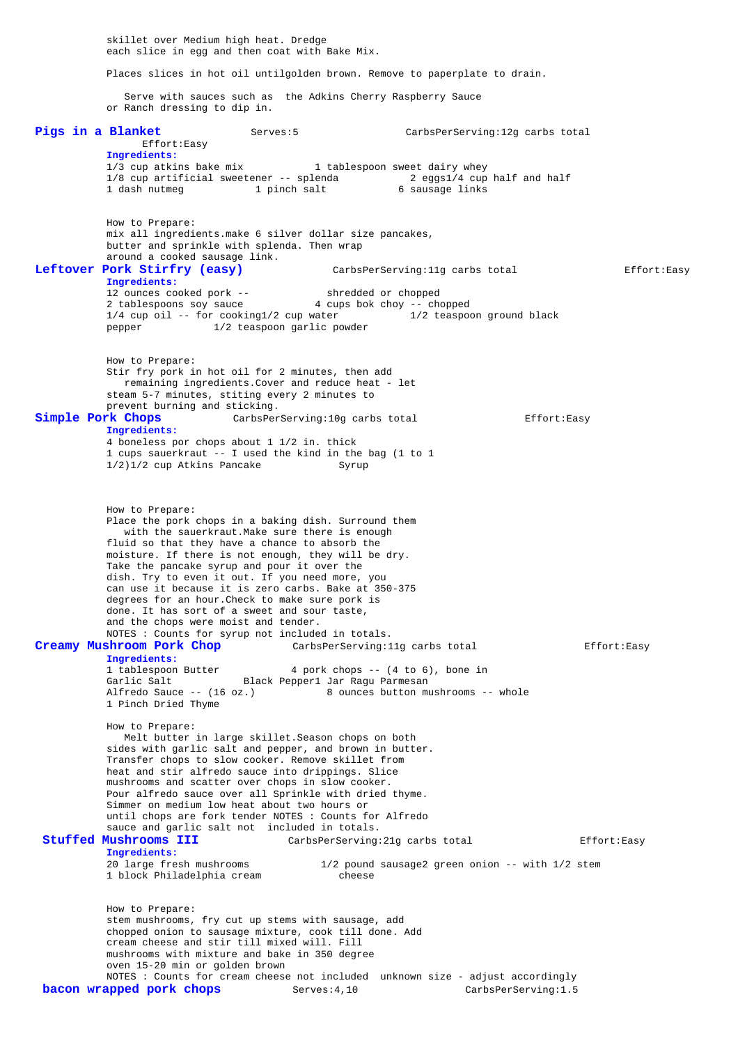skillet over Medium high heat. Dredge each slice in egg and then coat with Bake Mix.

Places slices in hot oil untilgolden brown. Remove to paperplate to drain.

Serve with sauces such as the Adkins Cherry Raspberry Sauce or Ranch dressing to dip in.

## Pigs in a Blanket

Serves:5 CarbsPerServing:12g carbs total Effort:Easy

**Ingredients:**

1/3 cup atkins bake mix 1 tablespoon sweet dairy whey
1/8 cup artificial sweetener -- splenda 2 eggs1/4 cup half and half
1 dash nutmeg 1 pinch salt 6 sausage links

How to Prepare:
mix all ingredients.make 6 silver dollar size pancakes, butter and sprinkle with splenda. Then wrap around a cooked sausage link.

## Leftover Pork Stirfry (easy)

CarbsPerServing:11g carbs total Effort:Easy

**Ingredients:**

12 ounces cooked pork -- shredded or chopped
2 tablespoons soy sauce 4 cups bok choy -- chopped
1/4 cup oil -- for cooking1/2 cup water 1/2 teaspoon ground black pepper 1/2 teaspoon garlic powder

How to Prepare:
Stir fry pork in hot oil for 2 minutes, then add remaining ingredients.Cover and reduce heat - let steam 5-7 minutes, stiting every 2 minutes to prevent burning and sticking.

## Simple Pork Chops

CarbsPerServing:10g carbs total Effort:Easy

**Ingredients:**

4 boneless por chops about 1 1/2 in. thick
1 cups sauerkraut -- I used the kind in the bag (1 to 1 1/2)1/2 cup Atkins Pancake Syrup

How to Prepare:
Place the pork chops in a baking dish. Surround them with the sauerkraut.Make sure there is enough fluid so that they have a chance to absorb the moisture. If there is not enough, they will be dry. Take the pancake syrup and pour it over the dish. Try to even it out. If you need more, you can use it because it is zero carbs. Bake at 350-375 degrees for an hour.Check to make sure pork is done. It has sort of a sweet and sour taste, and the chops were moist and tender.
NOTES : Counts for syrup not included in totals.

## Creamy Mushroom Pork Chop

CarbsPerServing:11g carbs total Effort:Easy

**Ingredients:**

1 tablespoon Butter 4 pork chops -- (4 to 6), bone in
Garlic Salt Black Pepper1 Jar Ragu Parmesan Alfredo Sauce -- (16 oz.) 8 ounces button mushrooms -- whole
1 Pinch Dried Thyme

How to Prepare:
Melt butter in large skillet.Season chops on both sides with garlic salt and pepper, and brown in butter. Transfer chops to slow cooker. Remove skillet from heat and stir alfredo sauce into drippings. Slice mushrooms and scatter over chops in slow cooker. Pour alfredo sauce over all Sprinkle with dried thyme. Simmer on medium low heat about two hours or until chops are fork tender NOTES : Counts for Alfredo sauce and garlic salt not included in totals.

## Stuffed Mushrooms III

CarbsPerServing:21g carbs total Effort:Easy

**Ingredients:**

20 large fresh mushrooms 1/2 pound sausage2 green onion -- with 1/2 stem
1 block Philadelphia cream cheese

How to Prepare:
stem mushrooms, fry cut up stems with sausage, add chopped onion to sausage mixture, cook till done. Add cream cheese and stir till mixed will. Fill mushrooms with mixture and bake in 350 degree oven 15-20 min or golden brown
NOTES : Counts for cream cheese not included unknown size - adjust accordingly

## bacon wrapped pork chops

Serves:4,10 CarbsPerServing:1.5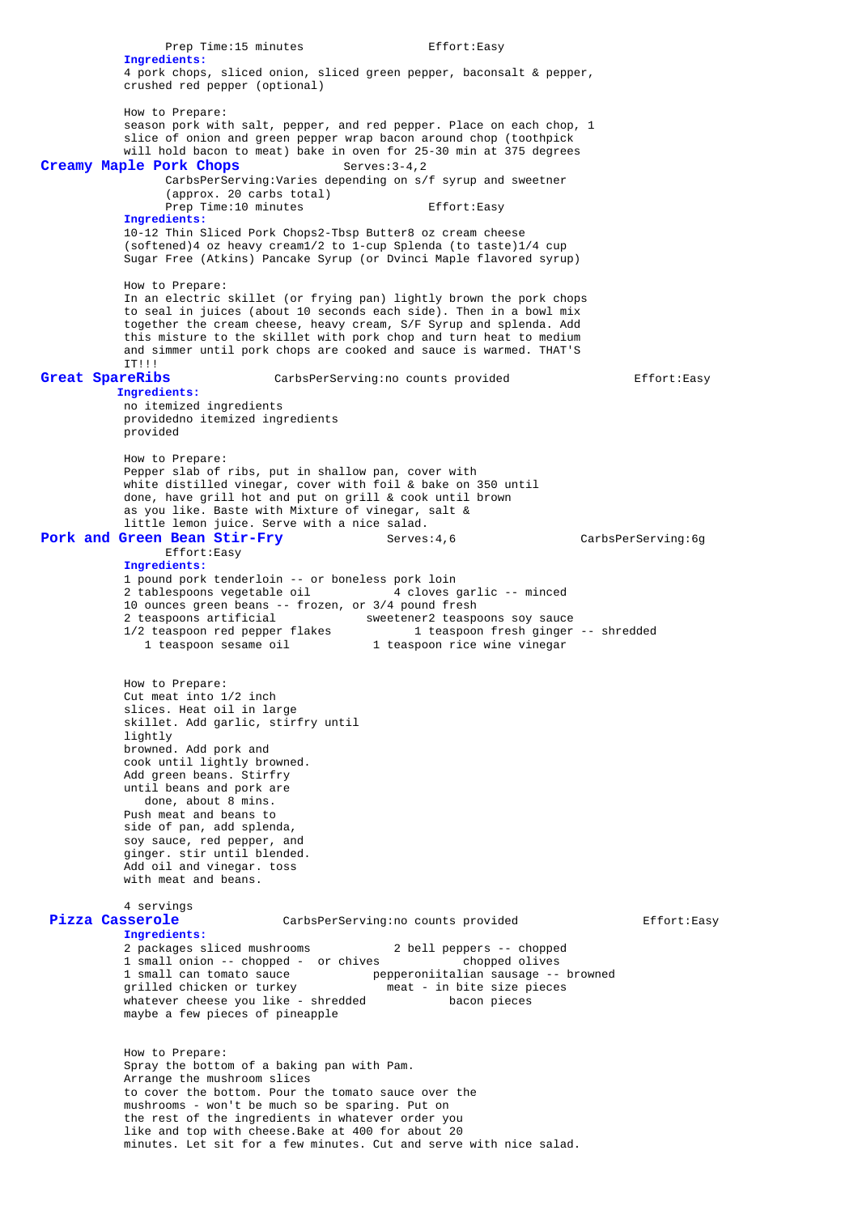Prep Time:15 minutes Effort:Easy

**Ingredients:**

4 pork chops, sliced onion, sliced green pepper, baconsalt & pepper, crushed red pepper (optional)

How to Prepare:

season pork with salt, pepper, and red pepper. Place on each chop, 1 slice of onion and green pepper wrap bacon around chop (toothpick will hold bacon to meat) bake in oven for 25-30 min at 375 degrees

## Creamy Maple Pork Chops

Serves:3-4,2

CarbsPerServing:Varies depending on s/f syrup and sweetner (approx. 20 carbs total)

Prep Time:10 minutes Effort:Easy

**Ingredients:**

10-12 Thin Sliced Pork Chops2-Tbsp Butter8 oz cream cheese (softened)4 oz heavy cream1/2 to 1-cup Splenda (to taste)1/4 cup Sugar Free (Atkins) Pancake Syrup (or Dvinci Maple flavored syrup)

How to Prepare:

In an electric skillet (or frying pan) lightly brown the pork chops to seal in juices (about 10 seconds each side). Then in a bowl mix together the cream cheese, heavy cream, S/F Syrup and splenda. Add this misture to the skillet with pork chop and turn heat to medium and simmer until pork chops are cooked and sauce is warmed. THAT'S IT!!!

## Great SpareRibs

CarbsPerServing:no counts provided Effort:Easy

**Ingredients:**

no itemized ingredients providedno itemized ingredients provided

How to Prepare:

Pepper slab of ribs, put in shallow pan, cover with white distilled vinegar, cover with foil & bake on 350 until done, have grill hot and put on grill & cook until brown as you like. Baste with Mixture of vinegar, salt & little lemon juice. Serve with a nice salad.

## Pork and Green Bean Stir-Fry

Serves:4,6 CarbsPerServing:6g

Effort:Easy

**Ingredients:**

1 pound pork tenderloin -- or boneless pork loin
2 tablespoons vegetable oil
4 cloves garlic -- minced
10 ounces green beans -- frozen, or 3/4 pound fresh
2 teaspoons artificial sweetener
2 teaspoons soy sauce
1/2 teaspoon red pepper flakes
1 teaspoon fresh ginger -- shredded
1 teaspoon sesame oil
1 teaspoon rice wine vinegar

How to Prepare:

Cut meat into 1/2 inch slices. Heat oil in large skillet. Add garlic, stirfry until lightly browned. Add pork and cook until lightly browned. Add green beans. Stirfry until beans and pork are done, about 8 mins. Push meat and beans to side of pan, add splenda, soy sauce, red pepper, and ginger. stir until blended. Add oil and vinegar. toss with meat and beans.

4 servings

## Pizza Casserole

CarbsPerServing:no counts provided Effort:Easy

**Ingredients:**

2 packages sliced mushrooms
2 bell peppers -- chopped
1 small onion -- chopped - or chives
chopped olives
1 small can tomato sauce
pepperoniitalian sausage -- browned
grilled chicken or turkey meat - in bite size pieces
whatever cheese you like - shredded
bacon pieces
maybe a few pieces of pineapple

How to Prepare:

Spray the bottom of a baking pan with Pam. Arrange the mushroom slices to cover the bottom. Pour the tomato sauce over the mushrooms - won't be much so be sparing. Put on the rest of the ingredients in whatever order you like and top with cheese.Bake at 400 for about 20 minutes. Let sit for a few minutes. Cut and serve with nice salad.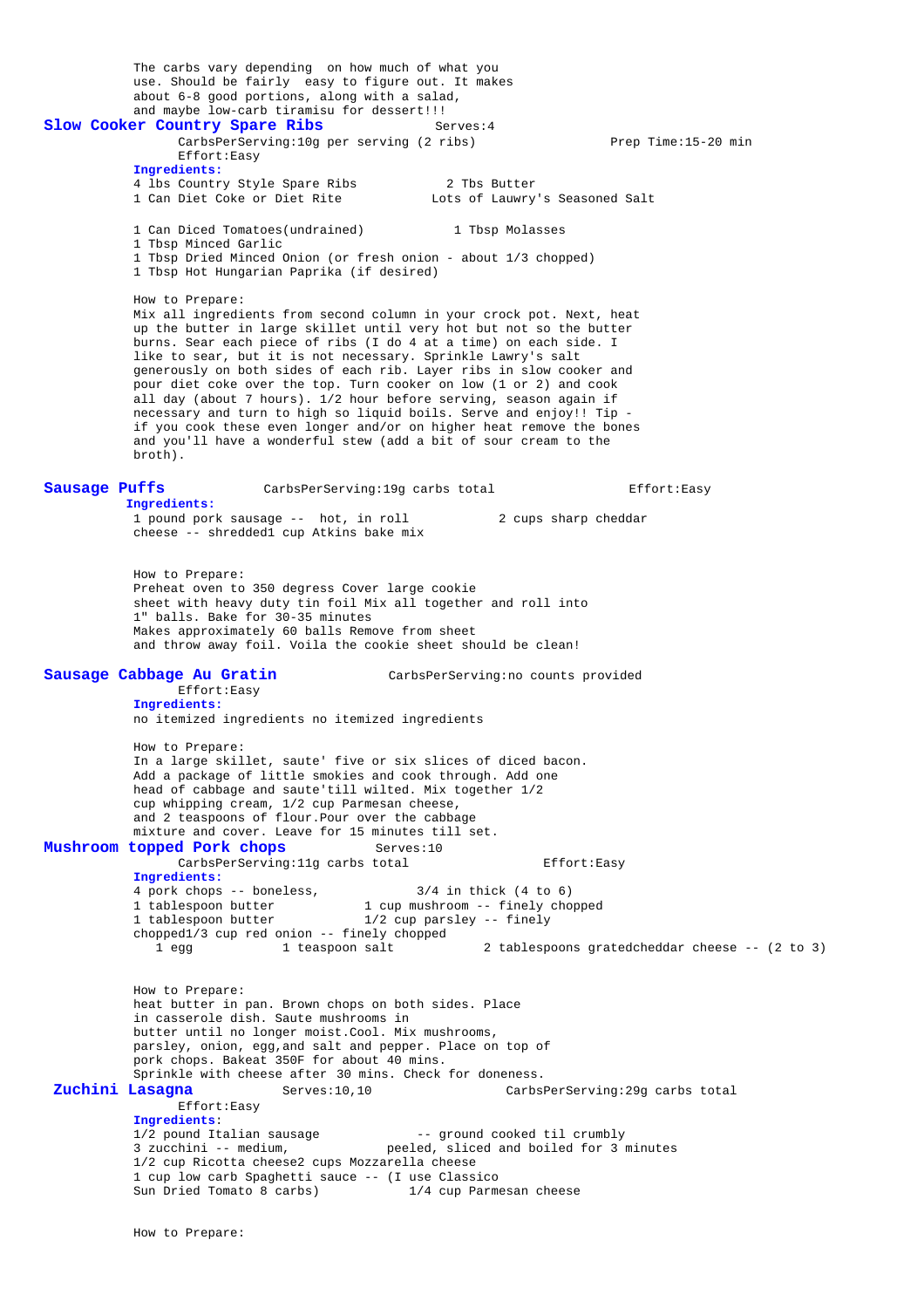The carbs vary depending on how much of what you use. Should be fairly easy to figure out. It makes about 6-8 good portions, along with a salad, and maybe low-carb tiramisu for dessert!!!

## Slow Cooker Country Spare Ribs

Serves:4

CarbsPerServing:10g per serving (2 ribs)

Prep Time:15-20 min

Effort:Easy

**Ingredients:**

4 lbs Country Style Spare Ribs
2 Tbs Butter
1 Can Diet Coke or Diet Rite
Lots of Lauwry's Seasoned Salt

1 Can Diced Tomatoes(undrained)
1 Tbsp Molasses
1 Tbsp Minced Garlic
1 Tbsp Dried Minced Onion (or fresh onion - about 1/3 chopped)
1 Tbsp Hot Hungarian Paprika (if desired)

How to Prepare:

Mix all ingredients from second column in your crock pot. Next, heat up the butter in large skillet until very hot but not so the butter burns. Sear each piece of ribs (I do 4 at a time) on each side. I like to sear, but it is not necessary. Sprinkle Lawry's salt generously on both sides of each rib. Layer ribs in slow cooker and pour diet coke over the top. Turn cooker on low (1 or 2) and cook all day (about 7 hours). 1/2 hour before serving, season again if necessary and turn to high so liquid boils. Serve and enjoy!! Tip - if you cook these even longer and/or on higher heat remove the bones and you'll have a wonderful stew (add a bit of sour cream to the broth).

## Sausage Puffs

CarbsPerServing:19g carbs total

Effort:Easy

**Ingredients:**

1 pound pork sausage -- hot, in roll
2 cups sharp cheddar cheese -- shredded1 cup Atkins bake mix

How to Prepare:

Preheat oven to 350 degress Cover large cookie sheet with heavy duty tin foil Mix all together and roll into 1" balls. Bake for 30-35 minutes
Makes approximately 60 balls Remove from sheet and throw away foil. Voila the cookie sheet should be clean!

## Sausage Cabbage Au Gratin

CarbsPerServing:no counts provided

Effort:Easy

**Ingredients:**

no itemized ingredients no itemized ingredients

How to Prepare:

In a large skillet, saute' five or six slices of diced bacon. Add a package of little smokies and cook through. Add one head of cabbage and saute'till wilted. Mix together 1/2 cup whipping cream, 1/2 cup Parmesan cheese, and 2 teaspoons of flour.Pour over the cabbage mixture and cover. Leave for 15 minutes till set.

## Mushroom topped Pork chops

Serves:10

CarbsPerServing:11g carbs total

Effort:Easy

**Ingredients:**

4 pork chops -- boneless, 3/4 in thick (4 to 6)
1 tablespoon butter
1 cup mushroom -- finely chopped
1 tablespoon butter
1/2 cup parsley -- finely chopped1/3 cup red onion -- finely chopped
1 egg
1 teaspoon salt
2 tablespoons gratedcheddar cheese -- (2 to 3)

How to Prepare:

heat butter in pan. Brown chops on both sides. Place in casserole dish. Saute mushrooms in butter until no longer moist.Cool. Mix mushrooms, parsley, onion, egg,and salt and pepper. Place on top of pork chops. Bakeat 350F for about 40 mins.
Sprinkle with cheese after 30 mins. Check for doneness.

## Zuchini Lasagna

Serves:10,10

CarbsPerServing:29g carbs total

Effort:Easy

**Ingredients:**

1/2 pound Italian sausage -- ground cooked til crumbly
3 zucchini -- medium, peeled, sliced and boiled for 3 minutes
1/2 cup Ricotta cheese2 cups Mozzarella cheese
1 cup low carb Spaghetti sauce -- (I use Classico Sun Dried Tomato 8 carbs)
1/4 cup Parmesan cheese

How to Prepare: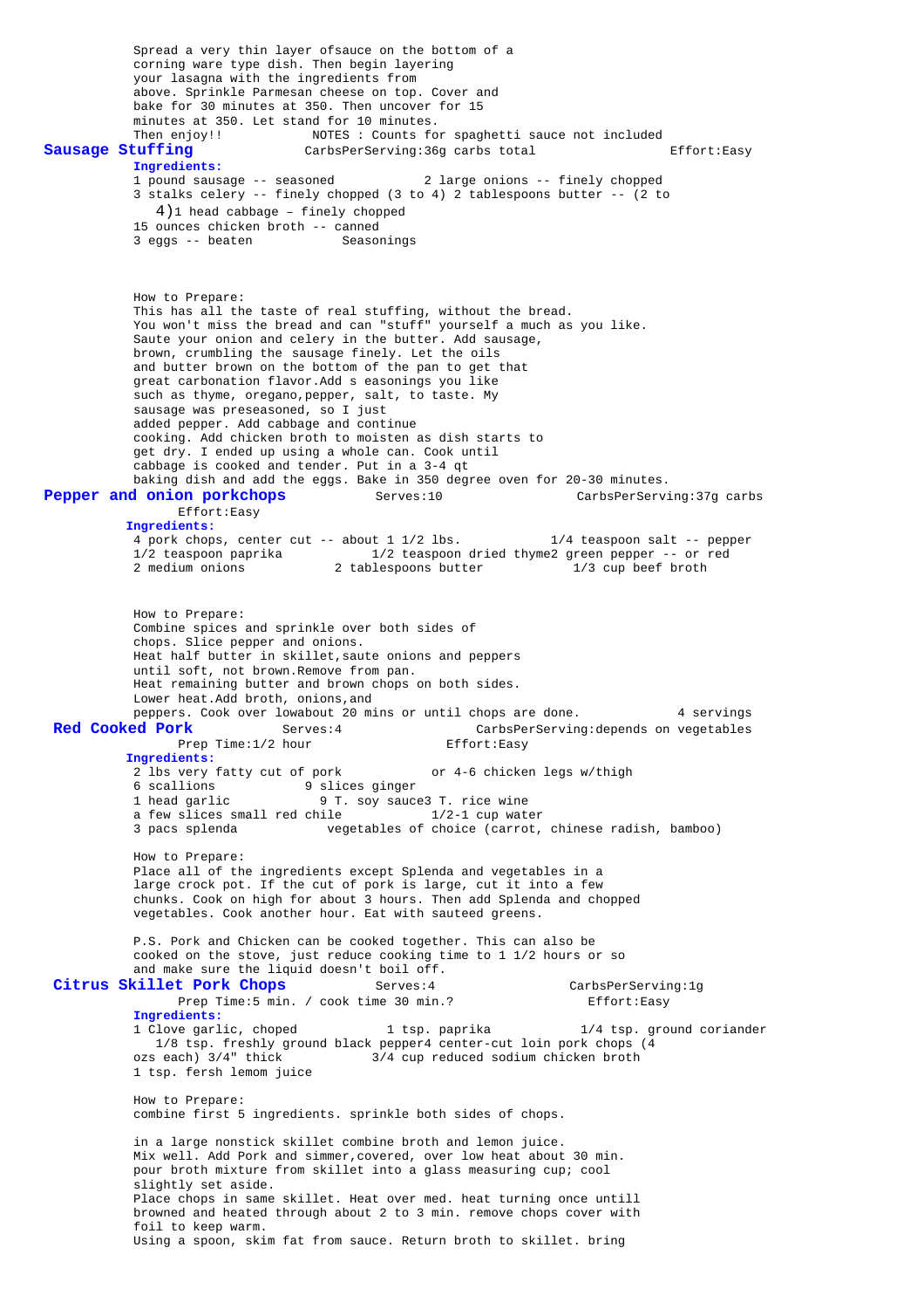Spread a very thin layer ofsauce on the bottom of a corning ware type dish. Then begin layering your lasagna with the ingredients from above. Sprinkle Parmesan cheese on top. Cover and bake for 30 minutes at 350. Then uncover for 15 minutes at 350. Let stand for 10 minutes.
Then enjoy!! NOTES : Counts for spaghetti sauce not included

## Sausage Stuffing

CarbsPerServing:36g carbs total Effort:Easy

**Ingredients:**

1 pound sausage -- seasoned
2 large onions -- finely chopped
3 stalks celery -- finely chopped (3 to 4)
2 tablespoons butter -- (2 to 4)
1 head cabbage – finely chopped
15 ounces chicken broth -- canned
3 eggs -- beaten
Seasonings

How to Prepare:
This has all the taste of real stuffing, without the bread. You won't miss the bread and can "stuff" yourself a much as you like. Saute your onion and celery in the butter. Add sausage, brown, crumbling the sausage finely. Let the oils and butter brown on the bottom of the pan to get that great carbonation flavor.Add s easonings you like such as thyme, oregano,pepper, salt, to taste. My sausage was preseasoned, so I just added pepper. Add cabbage and continue cooking. Add chicken broth to moisten as dish starts to get dry. I ended up using a whole can. Cook until cabbage is cooked and tender. Put in a 3-4 qt baking dish and add the eggs. Bake in 350 degree oven for 20-30 minutes.

## Pepper and onion porkchops

Serves:10 CarbsPerServing:37g carbs
Effort:Easy

**Ingredients:**

4 pork chops, center cut -- about 1 1/2 lbs.
1/4 teaspoon salt -- pepper
1/2 teaspoon paprika
1/2 teaspoon dried thyme
2 green pepper -- or red
2 medium onions
2 tablespoons butter
1/3 cup beef broth

How to Prepare:
Combine spices and sprinkle over both sides of chops. Slice pepper and onions.
Heat half butter in skillet,saute onions and peppers until soft, not brown.Remove from pan.
Heat remaining butter and brown chops on both sides.
Lower heat.Add broth, onions,and peppers. Cook over lowabout 20 mins or until chops are done. 4 servings

## Red Cooked Pork

Serves:4 CarbsPerServing:depends on vegetables
Prep Time:1/2 hour Effort:Easy

**Ingredients:**

2 lbs very fatty cut of pork or 4-6 chicken legs w/thigh
6 scallions
9 slices ginger
1 head garlic
9 T. soy sauce
3 T. rice wine
a few slices small red chile
1/2-1 cup water
3 pacs splenda
vegetables of choice (carrot, chinese radish, bamboo)

How to Prepare:
Place all of the ingredients except Splenda and vegetables in a large crock pot. If the cut of pork is large, cut it into a few chunks. Cook on high for about 3 hours. Then add Splenda and chopped vegetables. Cook another hour. Eat with sauteed greens.

P.S. Pork and Chicken can be cooked together. This can also be cooked on the stove, just reduce cooking time to 1 1/2 hours or so and make sure the liquid doesn't boil off.

## Citrus Skillet Pork Chops

Serves:4 CarbsPerServing:1g
Prep Time:5 min. / cook time 30 min.? Effort:Easy

**Ingredients:**

1 Clove garlic, choped
1 tsp. paprika
1/4 tsp. ground coriander
1/8 tsp. freshly ground black pepper
4 center-cut loin pork chops (4 ozs each) 3/4" thick
3/4 cup reduced sodium chicken broth
1 tsp. fersh lemom juice

How to Prepare:
combine first 5 ingredients. sprinkle both sides of chops.

in a large nonstick skillet combine broth and lemon juice. Mix well. Add Pork and simmer,covered, over low heat about 30 min. pour broth mixture from skillet into a glass measuring cup; cool slightly set aside.
Place chops in same skillet. Heat over med. heat turning once untill browned and heated through about 2 to 3 min. remove chops cover with foil to keep warm.
Using a spoon, skim fat from sauce. Return broth to skillet. bring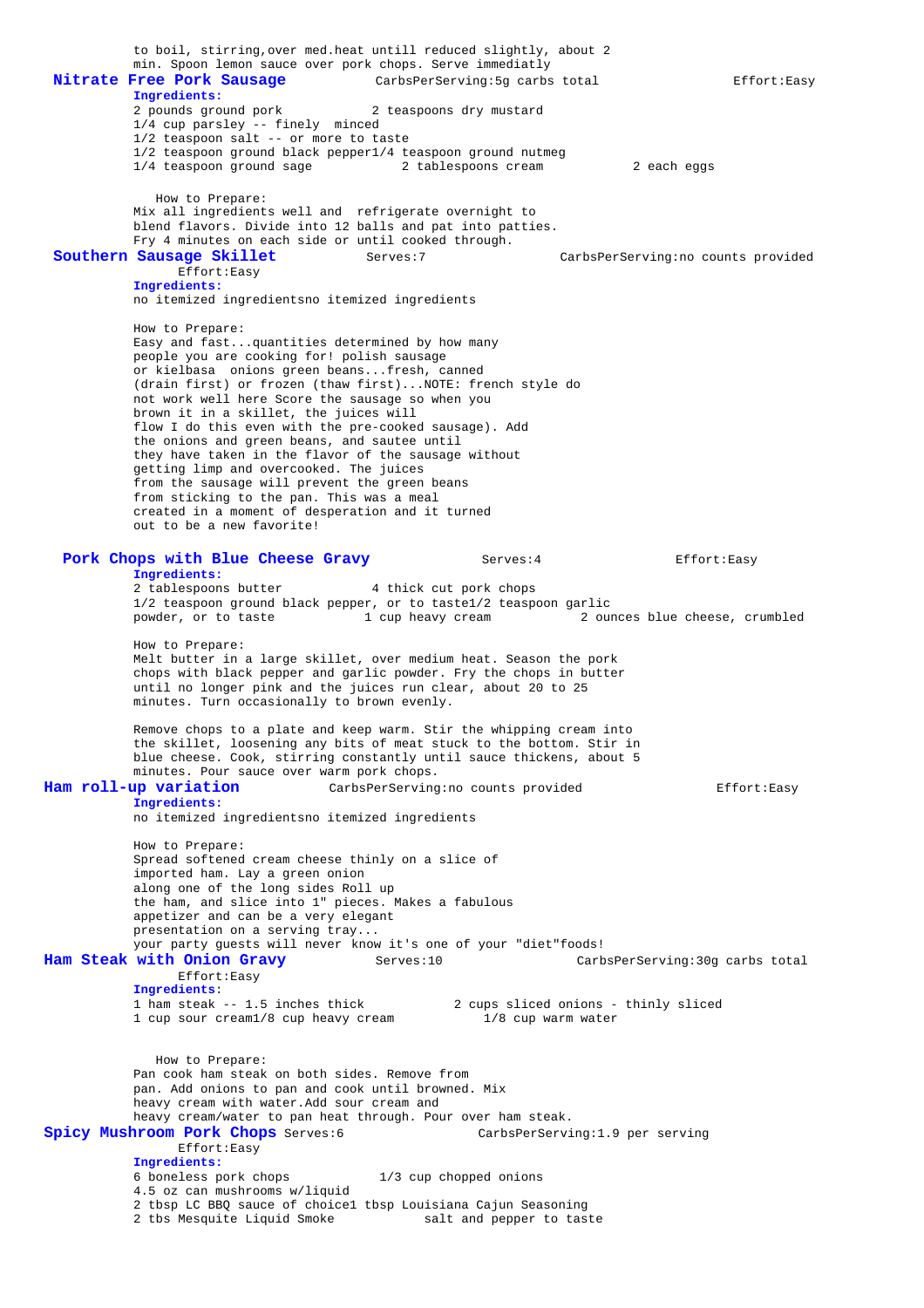to boil, stirring,over med.heat untill reduced slightly, about 2 min. Spoon lemon sauce over pork chops. Serve immediatly

## Nitrate Free Pork Sausage

CarbsPerServing:5g carbs total    Effort:Easy

**Ingredients:**

2 pounds ground pork    2 teaspoons dry mustard
1/4 cup parsley -- finely minced
1/2 teaspoon salt -- or more to taste
1/2 teaspoon ground black pepper1/4 teaspoon ground nutmeg
1/4 teaspoon ground sage    2 tablespoons cream    2 each eggs

How to Prepare:
Mix all ingredients well and refrigerate overnight to blend flavors. Divide into 12 balls and pat into patties. Fry 4 minutes on each side or until cooked through.

## Southern Sausage Skillet

Serves:7    CarbsPerServing:no counts provided    Effort:Easy

**Ingredients:**

no itemized ingredientsno itemized ingredients

How to Prepare:
Easy and fast...quantities determined by how many people you are cooking for! polish sausage or kielbasa onions green beans...fresh, canned (drain first) or frozen (thaw first)...NOTE: french style do not work well here Score the sausage so when you brown it in a skillet, the juices will flow I do this even with the pre-cooked sausage). Add the onions and green beans, and sautee until they have taken in the flavor of the sausage without getting limp and overcooked. The juices from the sausage will prevent the green beans from sticking to the pan. This was a meal created in a moment of desperation and it turned out to be a new favorite!

## Pork Chops with Blue Cheese Gravy

Serves:4    Effort:Easy

**Ingredients:**

2 tablespoons butter    4 thick cut pork chops
1/2 teaspoon ground black pepper, or to taste1/2 teaspoon garlic powder, or to taste    1 cup heavy cream    2 ounces blue cheese, crumbled

How to Prepare:
Melt butter in a large skillet, over medium heat. Season the pork chops with black pepper and garlic powder. Fry the chops in butter until no longer pink and the juices run clear, about 20 to 25 minutes. Turn occasionally to brown evenly.

Remove chops to a plate and keep warm. Stir the whipping cream into the skillet, loosening any bits of meat stuck to the bottom. Stir in blue cheese. Cook, stirring constantly until sauce thickens, about 5 minutes. Pour sauce over warm pork chops.

## Ham roll-up variation

CarbsPerServing:no counts provided    Effort:Easy

**Ingredients:**

no itemized ingredientsno itemized ingredients

How to Prepare:
Spread softened cream cheese thinly on a slice of imported ham. Lay a green onion along one of the long sides Roll up the ham, and slice into 1" pieces. Makes a fabulous appetizer and can be a very elegant presentation on a serving tray... your party guests will never know it's one of your "diet"foods!

## Ham Steak with Onion Gravy

Serves:10    CarbsPerServing:30g carbs total    Effort:Easy

**Ingredients:**

1 ham steak -- 1.5 inches thick    2 cups sliced onions - thinly sliced
1 cup sour cream1/8 cup heavy cream    1/8 cup warm water

How to Prepare:
Pan cook ham steak on both sides. Remove from pan. Add onions to pan and cook until browned. Mix heavy cream with water.Add sour cream and heavy cream/water to pan heat through. Pour over ham steak.

## Spicy Mushroom Pork Chops

Serves:6    CarbsPerServing:1.9 per serving    Effort:Easy

**Ingredients:**

6 boneless pork chops    1/3 cup chopped onions
4.5 oz can mushrooms w/liquid
2 tbsp LC BBQ sauce of choice1 tbsp Louisiana Cajun Seasoning
2 tbs Mesquite Liquid Smoke    salt and pepper to taste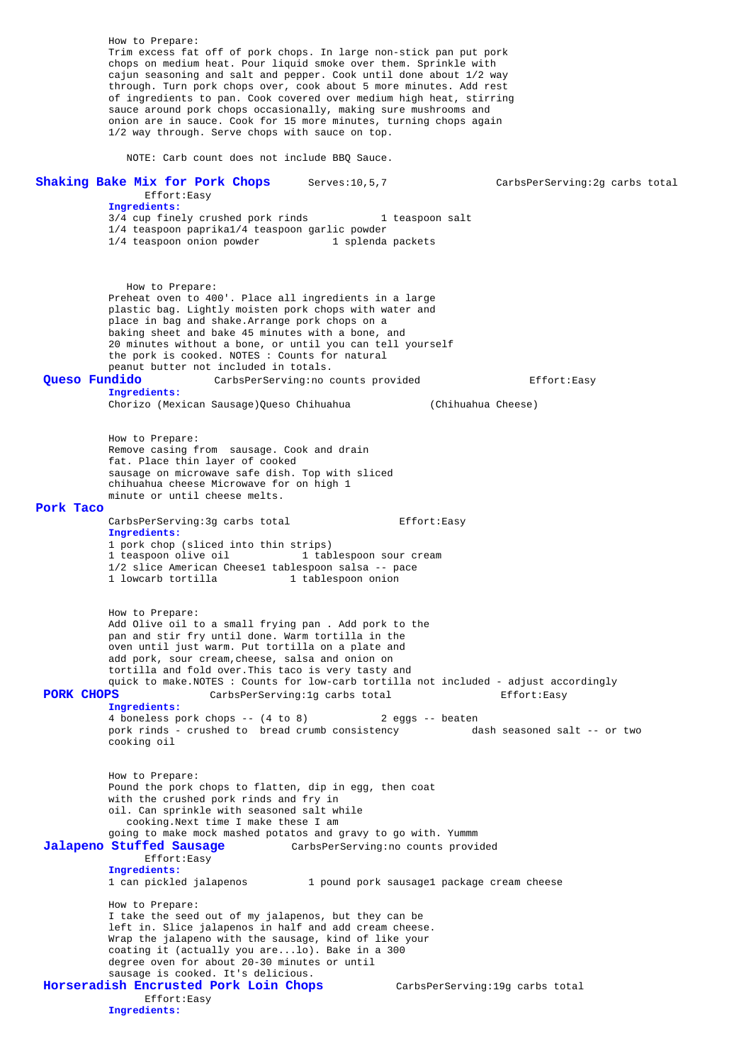How to Prepare:
Trim excess fat off of pork chops. In large non-stick pan put pork chops on medium heat. Pour liquid smoke over them. Sprinkle with cajun seasoning and salt and pepper. Cook until done about 1/2 way through. Turn pork chops over, cook about 5 more minutes. Add rest of ingredients to pan. Cook covered over medium high heat, stirring sauce around pork chops occasionally, making sure mushrooms and onion are in sauce. Cook for 15 more minutes, turning chops again 1/2 way through. Serve chops with sauce on top.

NOTE: Carb count does not include BBQ Sauce.

## Shaking Bake Mix for Pork Chops

Serves:10,5,7 CarbsPerServing:2g carbs total Effort:Easy

**Ingredients:**

3/4 cup finely crushed pork rinds
1 teaspoon salt
1/4 teaspoon paprika
1/4 teaspoon garlic powder
1/4 teaspoon onion powder
1 splenda packets

How to Prepare:
Preheat oven to 400'. Place all ingredients in a large plastic bag. Lightly moisten pork chops with water and place in bag and shake.Arrange pork chops on a baking sheet and bake 45 minutes with a bone, and 20 minutes without a bone, or until you can tell yourself the pork is cooked. NOTES : Counts for natural peanut butter not included in totals.

## Queso Fundido

CarbsPerServing:no counts provided Effort:Easy

**Ingredients:**

Chorizo (Mexican Sausage)
Queso Chihuahua (Chihuahua Cheese)

How to Prepare:
Remove casing from sausage. Cook and drain fat. Place thin layer of cooked sausage on microwave safe dish. Top with sliced chihuahua cheese Microwave for on high 1 minute or until cheese melts.

## Pork Taco

CarbsPerServing:3g carbs total Effort:Easy

**Ingredients:**

1 pork chop (sliced into thin strips)
1 teaspoon olive oil
1 tablespoon sour cream
1/2 slice American Cheese
1 tablespoon salsa -- pace
1 lowcarb tortilla
1 tablespoon onion

How to Prepare:
Add Olive oil to a small frying pan . Add pork to the pan and stir fry until done. Warm tortilla in the oven until just warm. Put tortilla on a plate and add pork, sour cream,cheese, salsa and onion on tortilla and fold over.This taco is very tasty and quick to make.NOTES : Counts for low-carb tortilla not included - adjust accordingly

## PORK CHOPS

CarbsPerServing:1g carbs total Effort:Easy

**Ingredients:**

4 boneless pork chops -- (4 to 8)
2 eggs -- beaten
pork rinds - crushed to bread crumb consistency
dash seasoned salt -- or two
cooking oil

How to Prepare:
Pound the pork chops to flatten, dip in egg, then coat with the crushed pork rinds and fry in oil. Can sprinkle with seasoned salt while cooking.Next time I make these I am going to make mock mashed potatos and gravy to go with. Yummm

## Jalapeno Stuffed Sausage

CarbsPerServing:no counts provided Effort:Easy

**Ingredients:**

1 can pickled jalapenos
1 pound pork sausage
1 package cream cheese

How to Prepare:
I take the seed out of my jalapenos, but they can be left in. Slice jalapenos in half and add cream cheese. Wrap the jalapeno with the sausage, kind of like your coating it (actually you are...lo). Bake in a 300 degree oven for about 20-30 minutes or until sausage is cooked. It's delicious.

## Horseradish Encrusted Pork Loin Chops

CarbsPerServing:19g carbs total Effort:Easy

**Ingredients:**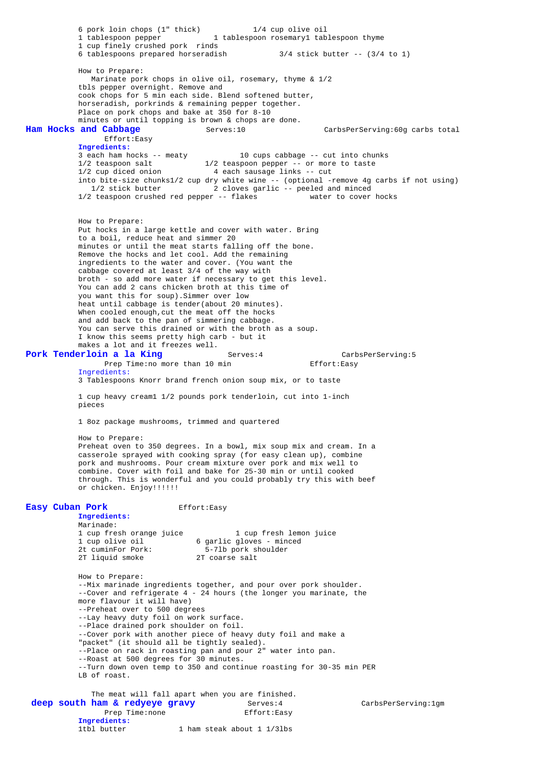6 pork loin chops (1" thick)            1/4 cup olive oil
1 tablespoon pepper            1 tablespoon rosemary1 tablespoon thyme
1 cup finely crushed pork  rinds
6 tablespoons prepared horseradish            3/4 stick butter -- (3/4 to 1)

How to Prepare:
Marinate pork chops in olive oil, rosemary, thyme & 1/2 tbls pepper overnight. Remove and cook chops for 5 min each side. Blend softened butter, horseradish, porkrinds & remaining pepper together. Place on pork chops and bake at 350 for 8-10 minutes or until topping is brown & chops are done.

## Ham Hocks and Cabbage

Serves:10    CarbsPerServing:60g carbs total
Effort:Easy

**Ingredients:**

3 each ham hocks -- meaty            10 cups cabbage -- cut into chunks
1/2 teaspoon salt            1/2 teaspoon pepper -- or more to taste
1/2 cup diced onion            4 each sausage links -- cut into bite-size chunks1/2 cup dry white wine -- (optional -remove 4g carbs if not using)
1/2 stick butter            2 cloves garlic -- peeled and minced
1/2 teaspoon crushed red pepper -- flakes            water to cover hocks

How to Prepare:
Put hocks in a large kettle and cover with water. Bring to a boil, reduce heat and simmer 20 minutes or until the meat starts falling off the bone. Remove the hocks and let cool. Add the remaining ingredients to the water and cover. (You want the cabbage covered at least 3/4 of the way with broth - so add more water if necessary to get this level. You can add 2 cans chicken broth at this time of you want this for soup).Simmer over low heat until cabbage is tender(about 20 minutes). When cooled enough,cut the meat off the hocks and add back to the pan of simmering cabbage. You can serve this drained or with the broth as a soup. I know this seems pretty high carb - but it makes a lot and it freezes well.

## Pork Tenderloin a la King

Serves:4    CarbsPerServing:5
Prep Time:no more than 10 min    Effort:Easy

Ingredients:

3 Tablespoons Knorr brand french onion soup mix, or to taste

1 cup heavy cream1 1/2 pounds pork tenderloin, cut into 1-inch pieces

1 8oz package mushrooms, trimmed and quartered

How to Prepare:
Preheat oven to 350 degrees. In a bowl, mix soup mix and cream. In a casserole sprayed with cooking spray (for easy clean up), combine pork and mushrooms. Pour cream mixture over pork and mix well to combine. Cover with foil and bake for 25-30 min or until cooked through. This is wonderful and you could probably try this with beef or chicken. Enjoy!!!!!!

## Easy Cuban Pork

Effort:Easy

**Ingredients:**

Marinade:
1 cup fresh orange juice            1 cup fresh lemon juice
1 cup olive oil            6 garlic gloves - minced
2t cuminFor Pork:            5-7lb pork shoulder
2T liquid smoke            2T coarse salt

How to Prepare:
--Mix marinade ingredients together, and pour over pork shoulder.
--Cover and refrigerate 4 - 24 hours (the longer you marinate, the more flavour it will have)
--Preheat over to 500 degrees
--Lay heavy duty foil on work surface.
--Place drained pork shoulder on foil.
--Cover pork with another piece of heavy duty foil and make a "packet" (it should all be tightly sealed).
--Place on rack in roasting pan and pour 2" water into pan.
--Roast at 500 degrees for 30 minutes.
--Turn down oven temp to 350 and continue roasting for 30-35 min PER LB of roast.

The meat will fall apart when you are finished.

## deep south ham & redyeye gravy

Serves:4    CarbsPerServing:1gm
Prep Time:none    Effort:Easy

**Ingredients:**

1tbl butter            1 ham steak about 1 1/3lbs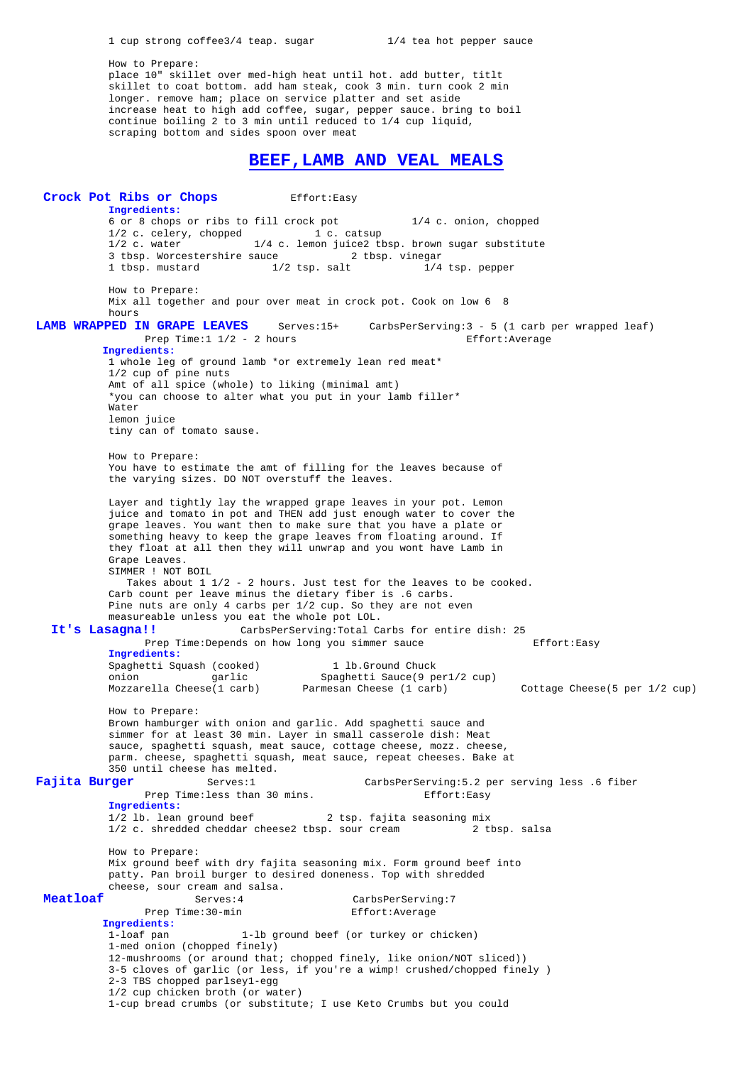1 cup strong coffee3/4 teap. sugar 1/4 tea hot pepper sauce

How to Prepare:
place 10" skillet over med-high heat until hot. add butter, titlt skillet to coat bottom. add ham steak, cook 3 min. turn cook 2 min longer. remove ham; place on service platter and set aside
increase heat to high add coffee, sugar, pepper sauce. bring to boil continue boiling 2 to 3 min until reduced to 1/4 cup liquid, scraping bottom and sides spoon over meat

# BEEF,LAMB AND VEAL MEALS

## Crock Pot Ribs or Chops

Effort:Easy

**Ingredients:**

6 or 8 chops or ribs to fill crock pot 1/4 c. onion, chopped
1/2 c. celery, chopped 1 c. catsup
1/2 c. water 1/4 c. lemon juice2 tbsp. brown sugar substitute
3 tbsp. Worcestershire sauce 2 tbsp. vinegar
1 tbsp. mustard 1/2 tsp. salt 1/4 tsp. pepper

How to Prepare:
Mix all together and pour over meat in crock pot. Cook on low 6 8 hours

## LAMB WRAPPED IN GRAPE LEAVES

Serves:15+ CarbsPerServing:3 - 5 (1 carb per wrapped leaf)
Prep Time:1 1/2 - 2 hours Effort:Average

**Ingredients:**

1 whole leg of ground lamb *or extremely lean red meat*
1/2 cup of pine nuts
Amt of all spice (whole) to liking (minimal amt)
*you can choose to alter what you put in your lamb filler*
Water
lemon juice
tiny can of tomato sause.

How to Prepare:
You have to estimate the amt of filling for the leaves because of the varying sizes. DO NOT overstuff the leaves.

Layer and tightly lay the wrapped grape leaves in your pot. Lemon juice and tomato in pot and THEN add just enough water to cover the grape leaves. You want then to make sure that you have a plate or something heavy to keep the grape leaves from floating around. If they float at all then they will unwrap and you wont have Lamb in Grape Leaves.
SIMMER ! NOT BOIL
Takes about 1 1/2 - 2 hours. Just test for the leaves to be cooked.
Carb count per leave minus the dietary fiber is .6 carbs.
Pine nuts are only 4 carbs per 1/2 cup. So they are not even measureable unless you eat the whole pot LOL.

## It's Lasagna!!

CarbsPerServing:Total Carbs for entire dish: 25
Prep Time:Depends on how long you simmer sauce Effort:Easy

**Ingredients:**

Spaghetti Squash (cooked) 1 lb.Ground Chuck
onion garlic Spaghetti Sauce(9 per1/2 cup)
Mozzarella Cheese(1 carb) Parmesan Cheese (1 carb) Cottage Cheese(5 per 1/2 cup)

How to Prepare:
Brown hamburger with onion and garlic. Add spaghetti sauce and simmer for at least 30 min. Layer in small casserole dish: Meat sauce, spaghetti squash, meat sauce, cottage cheese, mozz. cheese, parm. cheese, spaghetti squash, meat sauce, repeat cheeses. Bake at 350 until cheese has melted.

## Fajita Burger

Serves:1 CarbsPerServing:5.2 per serving less .6 fiber
Prep Time:less than 30 mins. Effort:Easy

**Ingredients:**

1/2 lb. lean ground beef 2 tsp. fajita seasoning mix
1/2 c. shredded cheddar cheese2 tbsp. sour cream 2 tbsp. salsa

How to Prepare:
Mix ground beef with dry fajita seasoning mix. Form ground beef into patty. Pan broil burger to desired doneness. Top with shredded cheese, sour cream and salsa.

## Meatloaf

Serves:4 CarbsPerServing:7
Prep Time:30-min Effort:Average

**Ingredients:**

1-loaf pan 1-lb ground beef (or turkey or chicken)
1-med onion (chopped finely)
12-mushrooms (or around that; chopped finely, like onion/NOT sliced))
3-5 cloves of garlic (or less, if you're a wimp! crushed/chopped finely )
2-3 TBS chopped parlsey1-egg
1/2 cup chicken broth (or water)
1-cup bread crumbs (or substitute; I use Keto Crumbs but you could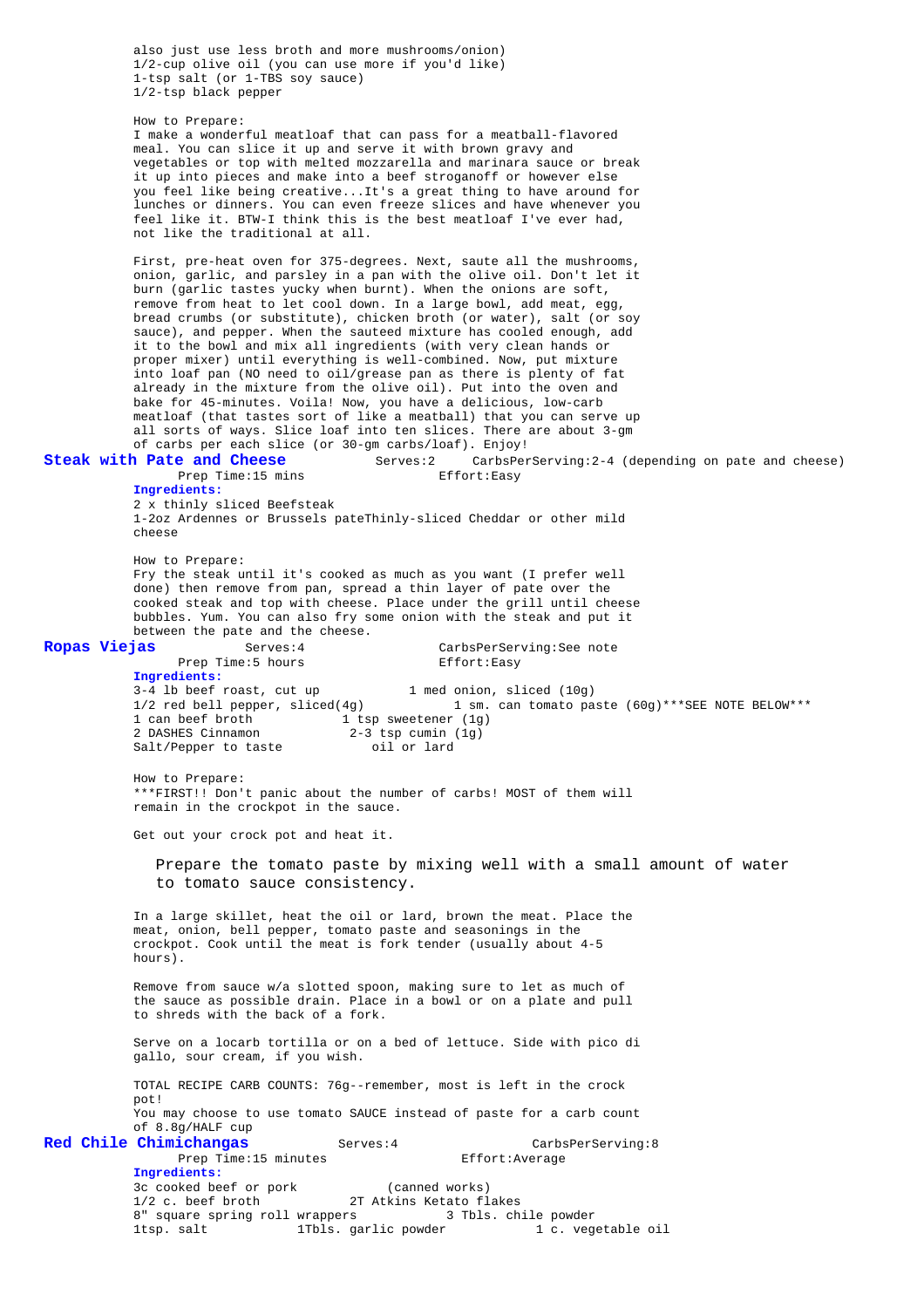also just use less broth and more mushrooms/onion)
1/2-cup olive oil (you can use more if you'd like)
1-tsp salt (or 1-TBS soy sauce)
1/2-tsp black pepper

How to Prepare:
I make a wonderful meatloaf that can pass for a meatball-flavored meal. You can slice it up and serve it with brown gravy and vegetables or top with melted mozzarella and marinara sauce or break it up into pieces and make into a beef stroganoff or however else you feel like being creative...It's a great thing to have around for lunches or dinners. You can even freeze slices and have whenever you feel like it. BTW-I think this is the best meatloaf I've ever had, not like the traditional at all.

First, pre-heat oven for 375-degrees. Next, saute all the mushrooms, onion, garlic, and parsley in a pan with the olive oil. Don't let it burn (garlic tastes yucky when burnt). When the onions are soft, remove from heat to let cool down. In a large bowl, add meat, egg, bread crumbs (or substitute), chicken broth (or water), salt (or soy sauce), and pepper. When the sauteed mixture has cooled enough, add it to the bowl and mix all ingredients (with very clean hands or proper mixer) until everything is well-combined. Now, put mixture into loaf pan (NO need to oil/grease pan as there is plenty of fat already in the mixture from the olive oil). Put into the oven and bake for 45-minutes. Voila! Now, you have a delicious, low-carb meatloaf (that tastes sort of like a meatball) that you can serve up all sorts of ways. Slice loaf into ten slices. There are about 3-gm of carbs per each slice (or 30-gm carbs/loaf). Enjoy!

## Steak with Pate and Cheese

Serves:2 CarbsPerServing:2-4 (depending on pate and cheese)
Prep Time:15 mins Effort:Easy

**Ingredients:**
2 x thinly sliced Beefsteak
1-2oz Ardennes or Brussels pateThinly-sliced Cheddar or other mild cheese

How to Prepare:
Fry the steak until it's cooked as much as you want (I prefer well done) then remove from pan, spread a thin layer of pate over the cooked steak and top with cheese. Place under the grill until cheese bubbles. Yum. You can also fry some onion with the steak and put it between the pate and the cheese.

## Ropas Viejas

Serves:4 CarbsPerServing:See note
Prep Time:5 hours Effort:Easy

**Ingredients:**
3-4 lb beef roast, cut up
1 med onion, sliced (10g)
1/2 red bell pepper, sliced(4g)
1 sm. can tomato paste (60g)***SEE NOTE BELOW***
1 can beef broth
1 tsp sweetener (1g)
2 DASHES Cinnamon
2-3 tsp cumin (1g)
Salt/Pepper to taste
oil or lard

How to Prepare:
***FIRST!! Don't panic about the number of carbs! MOST of them will remain in the crockpot in the sauce.

Get out your crock pot and heat it.

Prepare the tomato paste by mixing well with a small amount of water to tomato sauce consistency.

In a large skillet, heat the oil or lard, brown the meat. Place the meat, onion, bell pepper, tomato paste and seasonings in the crockpot. Cook until the meat is fork tender (usually about 4-5 hours).

Remove from sauce w/a slotted spoon, making sure to let as much of the sauce as possible drain. Place in a bowl or on a plate and pull to shreds with the back of a fork.

Serve on a locarb tortilla or on a bed of lettuce. Side with pico di gallo, sour cream, if you wish.

TOTAL RECIPE CARB COUNTS: 76g--remember, most is left in the crock pot!
You may choose to use tomato SAUCE instead of paste for a carb count of 8.8g/HALF cup

## Red Chile Chimichangas

Serves:4 CarbsPerServing:8
Prep Time:15 minutes Effort:Average

**Ingredients:**
3c cooked beef or pork (canned works)
1/2 c. beef broth
2T Atkins Ketato flakes
8" square spring roll wrappers
3 Tbls. chile powder
1tsp. salt
1Tbls. garlic powder
1 c. vegetable oil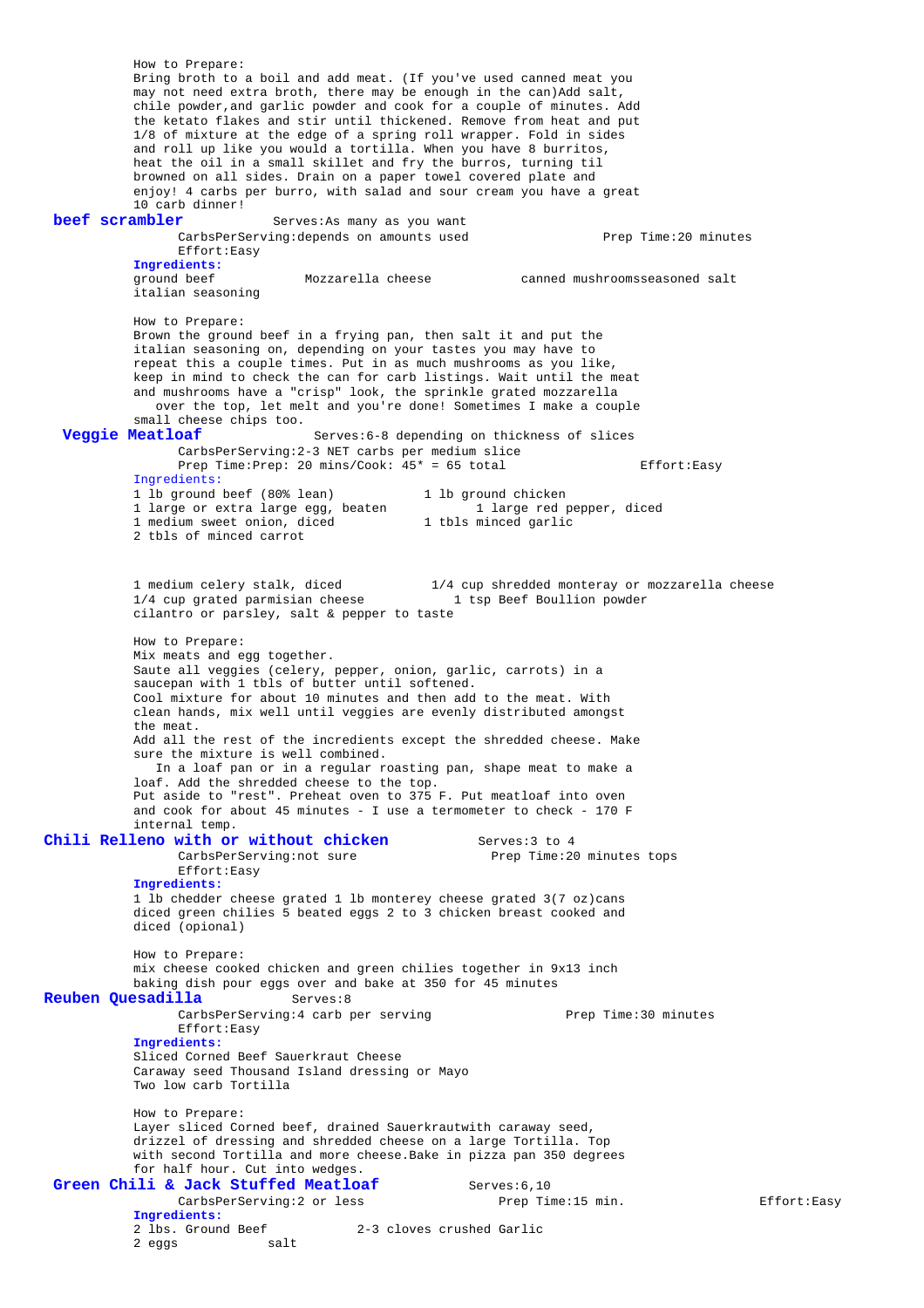How to Prepare:
Bring broth to a boil and add meat. (If you've used canned meat you may not need extra broth, there may be enough in the can)Add salt, chile powder,and garlic powder and cook for a couple of minutes. Add the ketato flakes and stir until thickened. Remove from heat and put 1/8 of mixture at the edge of a spring roll wrapper. Fold in sides and roll up like you would a tortilla. When you have 8 burritos, heat the oil in a small skillet and fry the burros, turning til browned on all sides. Drain on a paper towel covered plate and enjoy! 4 carbs per burro, with salad and sour cream you have a great 10 carb dinner!

## beef scrambler

Serves:As many as you want
CarbsPerServing:depends on amounts used
Prep Time:20 minutes
Effort:Easy

**Ingredients:**

ground beef
Mozzarella cheese
canned mushroomsseasoned salt
italian seasoning

How to Prepare:
Brown the ground beef in a frying pan, then salt it and put the italian seasoning on, depending on your tastes you may have to repeat this a couple times. Put in as much mushrooms as you like, keep in mind to check the can for carb listings. Wait until the meat and mushrooms have a "crisp" look, the sprinkle grated mozzarella over the top, let melt and you're done! Sometimes I make a couple small cheese chips too.

## Veggie Meatloaf

Serves:6-8 depending on thickness of slices
CarbsPerServing:2-3 NET carbs per medium slice
Prep Time:Prep: 20 mins/Cook: 45* = 65 total
Effort:Easy

Ingredients:

1 lb ground beef (80% lean)
1 lb ground chicken
1 large or extra large egg, beaten
1 large red pepper, diced
1 medium sweet onion, diced
1 tbls minced garlic
2 tbls of minced carrot
1 medium celery stalk, diced
1/4 cup shredded monteray or mozzarella cheese
1/4 cup grated parmisian cheese
1 tsp Beef Boullion powder
cilantro or parsley, salt & pepper to taste

How to Prepare:
Mix meats and egg together.
Saute all veggies (celery, pepper, onion, garlic, carrots) in a saucepan with 1 tbls of butter until softened.
Cool mixture for about 10 minutes and then add to the meat. With clean hands, mix well until veggies are evenly distributed amongst the meat.
Add all the rest of the incredients except the shredded cheese. Make sure the mixture is well combined.
In a loaf pan or in a regular roasting pan, shape meat to make a loaf. Add the shredded cheese to the top.
Put aside to "rest". Preheat oven to 375 F. Put meatloaf into oven and cook for about 45 minutes - I use a termometer to check - 170 F internal temp.

## Chili Relleno with or without chicken

Serves:3 to 4
CarbsPerServing:not sure
Prep Time:20 minutes tops
Effort:Easy

**Ingredients:**

1 lb chedder cheese grated 1 lb monterey cheese grated 3(7 oz)cans diced green chilies 5 beated eggs 2 to 3 chicken breast cooked and diced (opional)

How to Prepare:
mix cheese cooked chicken and green chilies together in 9x13 inch baking dish pour eggs over and bake at 350 for 45 minutes

## Reuben Quesadilla

Serves:8
CarbsPerServing:4 carb per serving
Prep Time:30 minutes
Effort:Easy

**Ingredients:**

Sliced Corned Beef Sauerkraut Cheese
Caraway seed Thousand Island dressing or Mayo
Two low carb Tortilla

How to Prepare:
Layer sliced Corned beef, drained Sauerkrautwith caraway seed, drizzel of dressing and shredded cheese on a large Tortilla. Top with second Tortilla and more cheese.Bake in pizza pan 350 degrees for half hour. Cut into wedges.

## Green Chili & Jack Stuffed Meatloaf

Serves:6,10
CarbsPerServing:2 or less
Prep Time:15 min.
Effort:Easy

**Ingredients:**

2 lbs. Ground Beef
2-3 cloves crushed Garlic
2 eggs
salt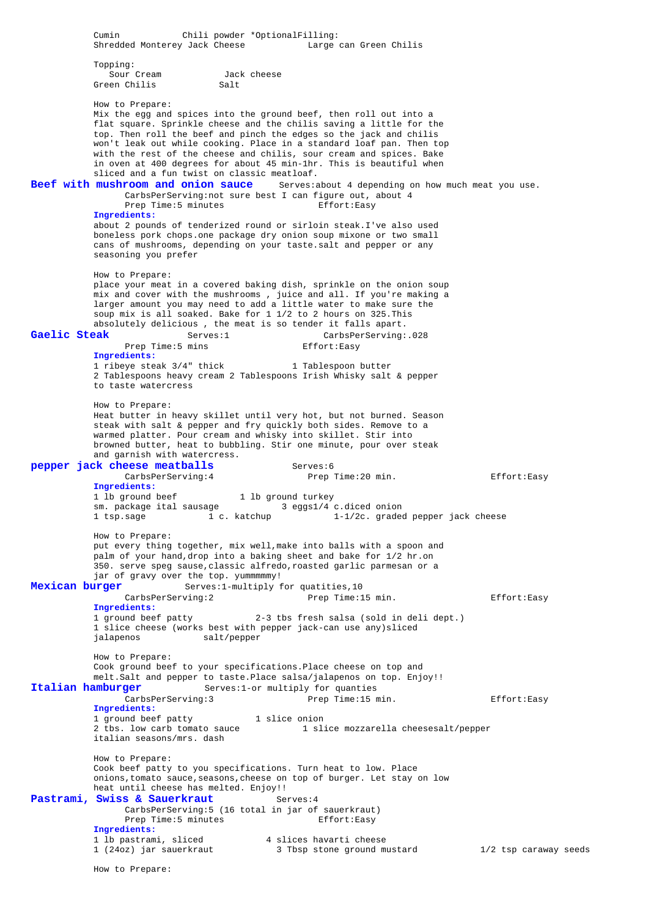Cumin Chili powder *OptionalFilling:
Shredded Monterey Jack Cheese Large can Green Chilis

Topping:
Sour Cream Jack cheese
Green Chilis Salt

How to Prepare:
Mix the egg and spices into the ground beef, then roll out into a flat square. Sprinkle cheese and the chilis saving a little for the top. Then roll the beef and pinch the edges so the jack and chilis won't leak out while cooking. Place in a standard loaf pan. Then top with the rest of the cheese and chilis, sour cream and spices. Bake in oven at 400 degrees for about 45 min-1hr. This is beautiful when sliced and a fun twist on classic meatloaf.

## Beef with mushroom and onion sauce

Serves:about 4 depending on how much meat you use.
CarbsPerServing:not sure best I can figure out, about 4
Prep Time:5 minutes Effort:Easy

**Ingredients:**
about 2 pounds of tenderized round or sirloin steak.I've also used boneless pork chops.one package dry onion soup mixone or two small cans of mushrooms, depending on your taste.salt and pepper or any seasoning you prefer

How to Prepare:
place your meat in a covered baking dish, sprinkle on the onion soup mix and cover with the mushrooms , juice and all. If you're making a larger amount you may need to add a little water to make sure the soup mix is all soaked. Bake for 1 1/2 to 2 hours on 325.This absolutely delicious , the meat is so tender it falls apart.

## Gaelic Steak

Serves:1 CarbsPerServing:.028
Prep Time:5 mins Effort:Easy

**Ingredients:**
1 ribeye steak 3/4" thick 1 Tablespoon butter
2 Tablespoons heavy cream 2 Tablespoons Irish Whisky salt & pepper to taste watercress

How to Prepare:
Heat butter in heavy skillet until very hot, but not burned. Season steak with salt & pepper and fry quickly both sides. Remove to a warmed platter. Pour cream and whisky into skillet. Stir into browned butter, heat to bubbling. Stir one minute, pour over steak and garnish with watercress.

## pepper jack cheese meatballs

Serves:6
CarbsPerServing:4 Prep Time:20 min. Effort:Easy

**Ingredients:**
1 lb ground beef 1 lb ground turkey
sm. package ital sausage 3 eggs1/4 c.diced onion
1 tsp.sage 1 c. katchup 1-1/2c. graded pepper jack cheese

How to Prepare:
put every thing together, mix well,make into balls with a spoon and palm of your hand,drop into a baking sheet and bake for 1/2 hr.on 350. serve speg sause,classic alfredo,roasted garlic parmesan or a jar of gravy over the top. yummmmmy!

## Mexican burger

Serves:1-multiply for quatities,10
CarbsPerServing:2 Prep Time:15 min. Effort:Easy

**Ingredients:**
1 ground beef patty 2-3 tbs fresh salsa (sold in deli dept.)
1 slice cheese (works best with pepper jack-can use any)sliced jalapenos salt/pepper

How to Prepare:
Cook ground beef to your specifications.Place cheese on top and melt.Salt and pepper to taste.Place salsa/jalapenos on top. Enjoy!!

## Italian hamburger

Serves:1-or multiply for quanties
CarbsPerServing:3 Prep Time:15 min. Effort:Easy

**Ingredients:**
1 ground beef patty 1 slice onion
2 tbs. low carb tomato sauce 1 slice mozzarella cheesesalt/pepper
italian seasons/mrs. dash

How to Prepare:
Cook beef patty to you specifications. Turn heat to low. Place onions,tomato sauce,seasons,cheese on top of burger. Let stay on low heat until cheese has melted. Enjoy!!

## Pastrami, Swiss & Sauerkraut

Serves:4
CarbsPerServing:5 (16 total in jar of sauerkraut)
Prep Time:5 minutes Effort:Easy

**Ingredients:**
1 lb pastrami, sliced 4 slices havarti cheese
1 (24oz) jar sauerkraut 3 Tbsp stone ground mustard 1/2 tsp caraway seeds

How to Prepare: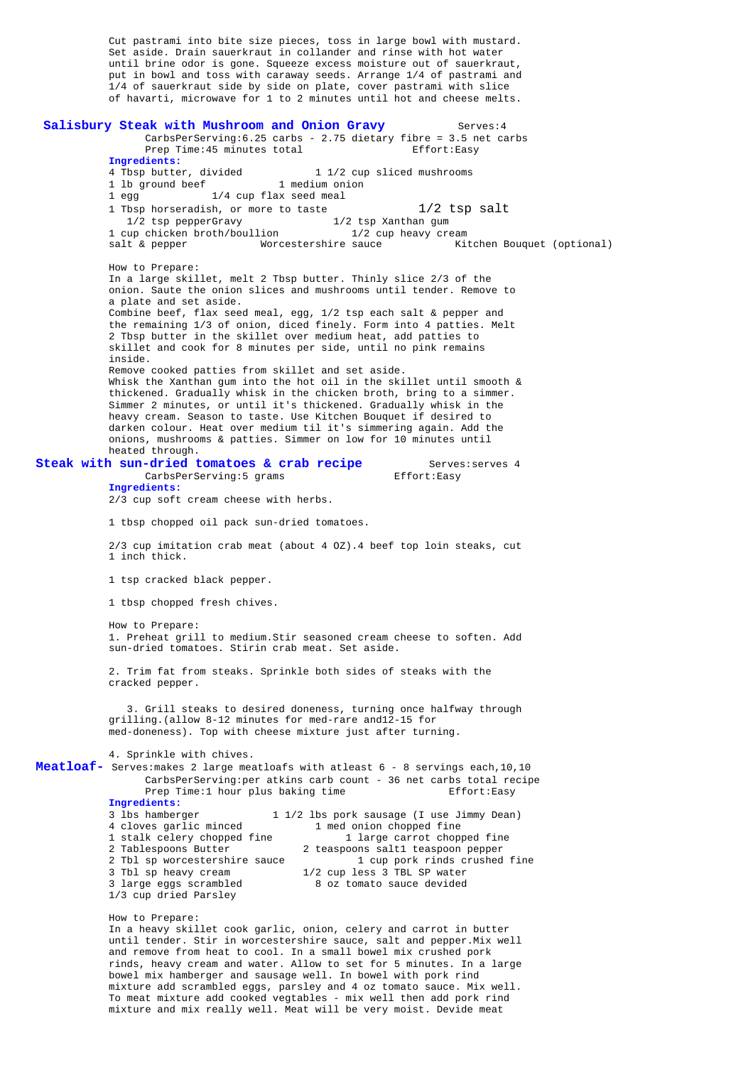Cut pastrami into bite size pieces, toss in large bowl with mustard. Set aside. Drain sauerkraut in collander and rinse with hot water until brine odor is gone. Squeeze excess moisture out of sauerkraut, put in bowl and toss with caraway seeds. Arrange 1/4 of pastrami and 1/4 of sauerkraut side by side on plate, cover pastrami with slice of havarti, microwave for 1 to 2 minutes until hot and cheese melts.

## Salisbury Steak with Mushroom and Onion Gravy

Serves:4

CarbsPerServing:6.25 carbs - 2.75 dietary fibre = 3.5 net carbs

Prep Time:45 minutes total

Effort:Easy

**Ingredients:**

4 Tbsp butter, divided
1 1/2 cup sliced mushrooms
1 lb ground beef
1 medium onion
1 egg
1/4 cup flax seed meal
1 Tbsp horseradish, or more to taste
1/2 tsp salt
1/2 tsp pepperGravy
1/2 tsp Xanthan gum
1 cup chicken broth/boullion
1/2 cup heavy cream
salt & pepper
Worcestershire sauce
Kitchen Bouquet (optional)

How to Prepare:
In a large skillet, melt 2 Tbsp butter. Thinly slice 2/3 of the onion. Saute the onion slices and mushrooms until tender. Remove to a plate and set aside.
Combine beef, flax seed meal, egg, 1/2 tsp each salt & pepper and the remaining 1/3 of onion, diced finely. Form into 4 patties. Melt 2 Tbsp butter in the skillet over medium heat, add patties to skillet and cook for 8 minutes per side, until no pink remains inside.
Remove cooked patties from skillet and set aside.
Whisk the Xanthan gum into the hot oil in the skillet until smooth & thickened. Gradually whisk in the chicken broth, bring to a simmer. Simmer 2 minutes, or until it's thickened. Gradually whisk in the heavy cream. Season to taste. Use Kitchen Bouquet if desired to darken colour. Heat over medium til it's simmering again. Add the onions, mushrooms & patties. Simmer on low for 10 minutes until heated through.

## Steak with sun-dried tomatoes & crab recipe

Serves:serves 4

CarbsPerServing:5 grams

Effort:Easy

**Ingredients:**

2/3 cup soft cream cheese with herbs.

1 tbsp chopped oil pack sun-dried tomatoes.

2/3 cup imitation crab meat (about 4 OZ).4 beef top loin steaks, cut 1 inch thick.

1 tsp cracked black pepper.

1 tbsp chopped fresh chives.

How to Prepare:
1. Preheat grill to medium.Stir seasoned cream cheese to soften. Add sun-dried tomatoes. Stirin crab meat. Set aside.

2. Trim fat from steaks. Sprinkle both sides of steaks with the cracked pepper.

3. Grill steaks to desired doneness, turning once halfway through grilling.(allow 8-12 minutes for med-rare and12-15 for med-doneness). Top with cheese mixture just after turning.

4. Sprinkle with chives.

## Meatloaf-

Serves:makes 2 large meatloafs with atleast 6 - 8 servings each,10,10

CarbsPerServing:per atkins carb count - 36 net carbs total recipe

Prep Time:1 hour plus baking time

Effort:Easy

**Ingredients:**

3 lbs hamberger
1 1/2 lbs pork sausage (I use Jimmy Dean)
4 cloves garlic minced
1 med onion chopped fine
1 stalk celery chopped fine
1 large carrot chopped fine
2 Tablespoons Butter
2 teaspoons salt1 teaspoon pepper
2 Tbl sp worcestershire sauce
1 cup pork rinds crushed fine
3 Tbl sp heavy cream
1/2 cup less 3 TBL SP water
3 large eggs scrambled
8 oz tomato sauce devided
1/3 cup dried Parsley

How to Prepare:
In a heavy skillet cook garlic, onion, celery and carrot in butter until tender. Stir in worcestershire sauce, salt and pepper.Mix well and remove from heat to cool. In a small bowel mix crushed pork rinds, heavy cream and water. Allow to set for 5 minutes. In a large bowel mix hamberger and sausage well. In bowel with pork rind mixture add scrambled eggs, parsley and 4 oz tomato sauce. Mix well. To meat mixture add cooked vegtables - mix well then add pork rind mixture and mix really well. Meat will be very moist. Devide meat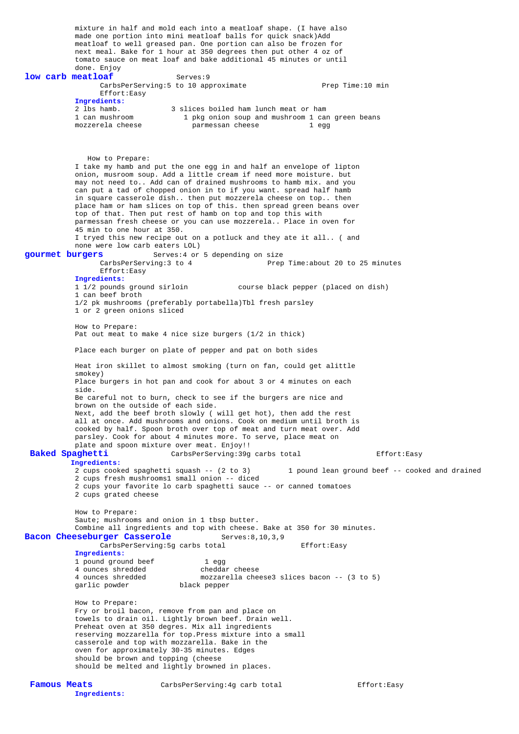mixture in half and mold each into a meatloaf shape. (I have also made one portion into mini meatloaf balls for quick snack)Add meatloaf to well greased pan. One portion can also be frozen for next meal. Bake for 1 hour at 350 degrees then put other 4 oz of tomato sauce on meat loaf and bake additional 45 minutes or until done. Enjoy

## low carb meatloaf

Serves:9

CarbsPerServing:5 to 10 approximate
Prep Time:10 min
Effort:Easy

**Ingredients:**

2 lbs hamb.
3 slices boiled ham lunch meat or ham
1 can mushroom
1 pkg onion soup and mushroom 1 can green beans
mozzerela cheese
parmessan cheese
1 egg

How to Prepare:

I take my hamb and put the one egg in and half an envelope of lipton onion, musroom soup. Add a little cream if need more moisture. but may not need to.. Add can of drained mushrooms to hamb mix. and you can put a tad of chopped onion in to if you want. spread half hamb in square casserole dish.. then put mozzerela cheese on top.. then place ham or ham slices on top of this. then spread green beans over top of that. Then put rest of hamb on top and top this with parmessan fresh cheese or you can use mozzerela.. Place in oven for 45 min to one hour at 350.

I tryed this new recipe out on a potluck and they ate it all.. ( and none were low carb eaters LOL)

## gourmet burgers

Serves:4 or 5 depending on size

CarbsPerServing:3 to 4
Prep Time:about 20 to 25 minutes
Effort:Easy

**Ingredients:**

1 1/2 pounds ground sirloin
course black pepper (placed on dish)
1 can beef broth
1/2 pk mushrooms (preferably portabella)Tbl fresh parsley
1 or 2 green onions sliced

How to Prepare:

Pat out meat to make 4 nice size burgers (1/2 in thick)

Place each burger on plate of pepper and pat on both sides

Heat iron skillet to almost smoking (turn on fan, could get alittle smokey)

Place burgers in hot pan and cook for about 3 or 4 minutes on each side.

Be careful not to burn, check to see if the burgers are nice and brown on the outside of each side.

Next, add the beef broth slowly ( will get hot), then add the rest all at once. Add mushrooms and onions. Cook on medium until broth is cooked by half. Spoon broth over top of meat and turn meat over. Add parsley. Cook for about 4 minutes more. To serve, place meat on plate and spoon mixture over meat. Enjoy!!

## Baked Spaghetti

CarbsPerServing:39g carbs total
Effort:Easy

**Ingredients:**

2 cups cooked spaghetti squash -- (2 to 3)
1 pound lean ground beef -- cooked and drained
2 cups fresh mushrooms1 small onion -- diced
2 cups your favorite lo carb spaghetti sauce -- or canned tomatoes
2 cups grated cheese

How to Prepare:

Saute; mushrooms and onion in 1 tbsp butter.

Combine all ingredients and top with cheese. Bake at 350 for 30 minutes.

## Bacon Cheeseburger Casserole

Serves:8,10,3,9

CarbsPerServing:5g carbs total
Effort:Easy

**Ingredients:**

1 pound ground beef
1 egg
4 ounces shredded
cheddar cheese
4 ounces shredded
mozzarella cheese3 slices bacon -- (3 to 5)
garlic powder
black pepper

How to Prepare:

Fry or broil bacon, remove from pan and place on towels to drain oil. Lightly brown beef. Drain well. Preheat oven at 350 degrees. Mix all ingredients reserving mozzarella for top.Press mixture into a small casserole and top with mozzarella. Bake in the oven for approximately 30-35 minutes. Edges should be brown and topping (cheese should be melted and lightly browned in places.

## Famous Meats

CarbsPerServing:4g carb total
Effort:Easy

**Ingredients:**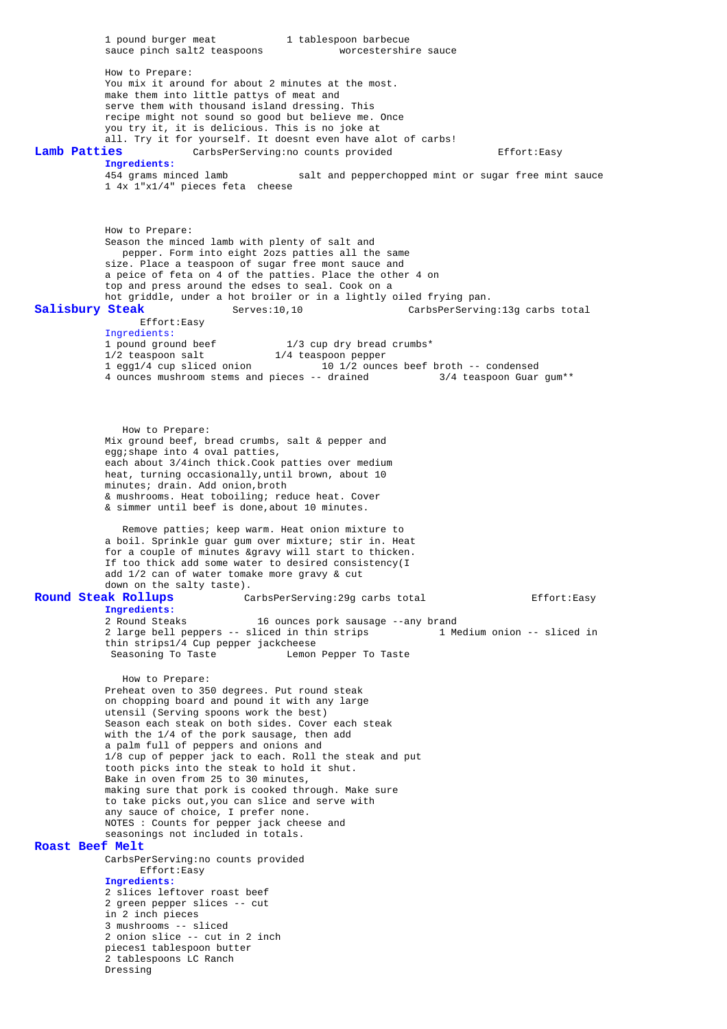1 pound burger meat 1 tablespoon barbecue sauce pinch salt2 teaspoons worcestershire sauce

How to Prepare:
You mix it around for about 2 minutes at the most. make them into little pattys of meat and serve them with thousand island dressing. This recipe might not sound so good but believe me. Once you try it, it is delicious. This is no joke at all. Try it for yourself. It doesnt even have alot of carbs!

## Lamb Patties

CarbsPerServing:no counts provided Effort:Easy

**Ingredients:**

454 grams minced lamb salt and pepperchopped mint or sugar free mint sauce
1 4x 1"x1/4" pieces feta cheese

How to Prepare:
Season the minced lamb with plenty of salt and pepper. Form into eight 2ozs patties all the same size. Place a teaspoon of sugar free mont sauce and a peice of feta on 4 of the patties. Place the other 4 on top and press around the edses to seal. Cook on a hot griddle, under a hot broiler or in a lightly oiled frying pan.

## Salisbury Steak

Serves:10,10 CarbsPerServing:13g carbs total
Effort:Easy

Ingredients:

1 pound ground beef 1/3 cup dry bread crumbs*
1/2 teaspoon salt 1/4 teaspoon pepper
1 egg1/4 cup sliced onion 10 1/2 ounces beef broth -- condensed
4 ounces mushroom stems and pieces -- drained 3/4 teaspoon Guar gum**

How to Prepare:
Mix ground beef, bread crumbs, salt & pepper and egg;shape into 4 oval patties, each about 3/4inch thick.Cook patties over medium heat, turning occasionally,until brown, about 10 minutes; drain. Add onion,broth & mushrooms. Heat toboiling; reduce heat. Cover & simmer until beef is done,about 10 minutes.

Remove patties; keep warm. Heat onion mixture to a boil. Sprinkle guar gum over mixture; stir in. Heat for a couple of minutes &gravy will start to thicken. If too thick add some water to desired consistency(I add 1/2 can of water tomake more gravy & cut down on the salty taste).

## Round Steak Rollups

CarbsPerServing:29g carbs total Effort:Easy

**Ingredients:**

2 Round Steaks 16 ounces pork sausage --any brand
2 large bell peppers -- sliced in thin strips 1 Medium onion -- sliced in thin strips1/4 Cup pepper jackcheese
Seasoning To Taste Lemon Pepper To Taste

How to Prepare:
Preheat oven to 350 degrees. Put round steak on chopping board and pound it with any large utensil (Serving spoons work the best) Season each steak on both sides. Cover each steak with the 1/4 of the pork sausage, then add a palm full of peppers and onions and 1/8 cup of pepper jack to each. Roll the steak and put tooth picks into the steak to hold it shut. Bake in oven from 25 to 30 minutes, making sure that pork is cooked through. Make sure to take picks out,you can slice and serve with any sauce of choice, I prefer none.
NOTES : Counts for pepper jack cheese and seasonings not included in totals.

## Roast Beef Melt

CarbsPerServing:no counts provided
Effort:Easy

**Ingredients:**

2 slices leftover roast beef
2 green pepper slices -- cut in 2 inch pieces
3 mushrooms -- sliced
2 onion slice -- cut in 2 inch pieces1 tablespoon butter
2 tablespoons LC Ranch Dressing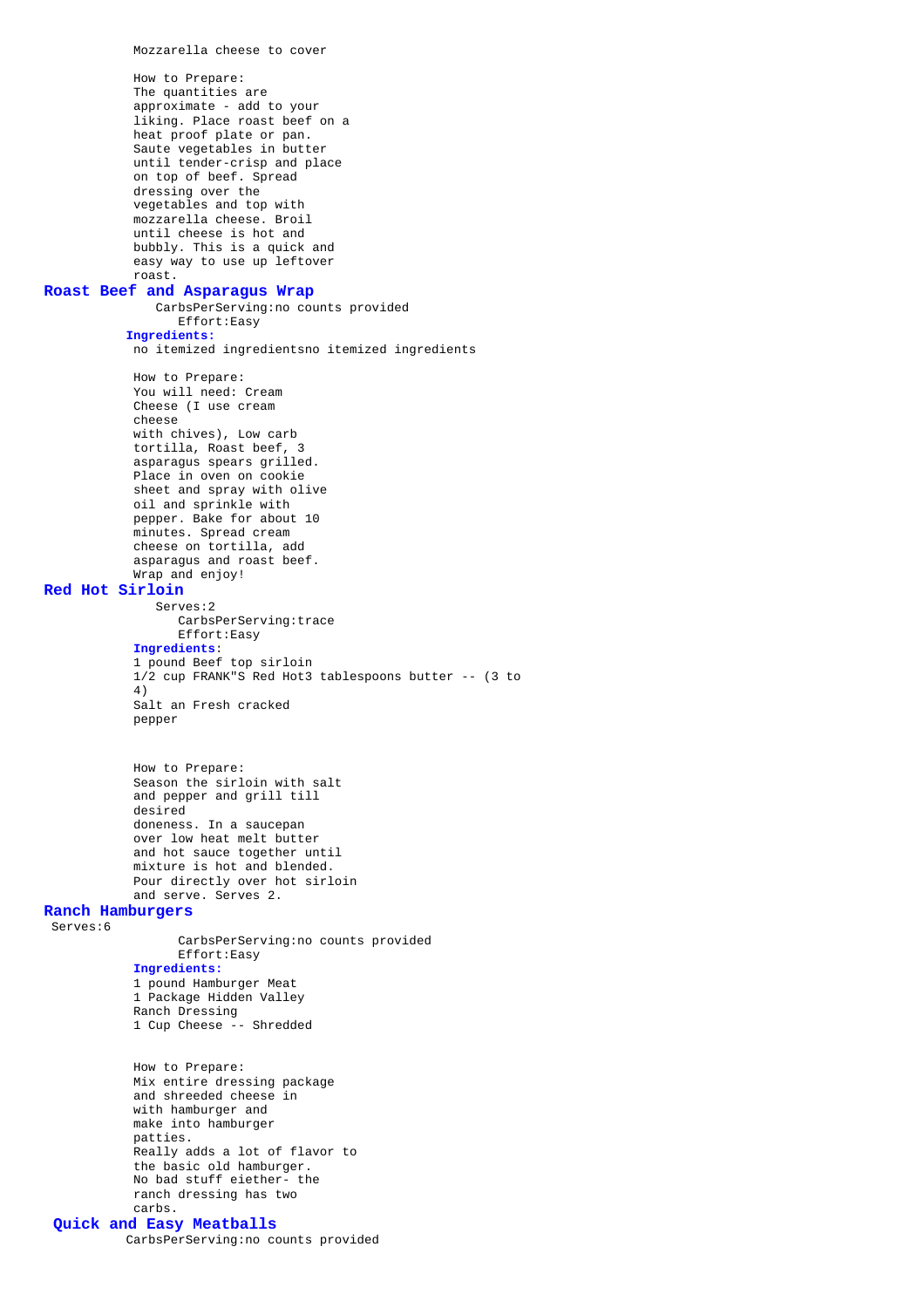Mozzarella cheese to cover

How to Prepare:
The quantities are approximate - add to your liking. Place roast beef on a heat proof plate or pan. Saute vegetables in butter until tender-crisp and place on top of beef. Spread dressing over the vegetables and top with mozzarella cheese. Broil until cheese is hot and bubbly. This is a quick and easy way to use up leftover roast.

## Roast Beef and Asparagus Wrap

CarbsPerServing:no counts provided
Effort:Easy

**Ingredients:**
no itemized ingredientsno itemized ingredients

How to Prepare:
You will need: Cream Cheese (I use cream cheese with chives), Low carb tortilla, Roast beef, 3 asparagus spears grilled. Place in oven on cookie sheet and spray with olive oil and sprinkle with pepper. Bake for about 10 minutes. Spread cream cheese on tortilla, add asparagus and roast beef. Wrap and enjoy!

## Red Hot Sirloin

Serves:2
CarbsPerServing:trace
Effort:Easy

**Ingredients:**
1 pound Beef top sirloin
1/2 cup FRANK"S Red Hot3 tablespoons butter -- (3 to 4)
Salt an Fresh cracked pepper

How to Prepare:
Season the sirloin with salt and pepper and grill till desired doneness. In a saucepan over low heat melt butter and hot sauce together until mixture is hot and blended. Pour directly over hot sirloin and serve. Serves 2.

## Ranch Hamburgers

Serves:6
CarbsPerServing:no counts provided
Effort:Easy

**Ingredients:**
1 pound Hamburger Meat
1 Package Hidden Valley Ranch Dressing
1 Cup Cheese -- Shredded

How to Prepare:
Mix entire dressing package and shreeded cheese in with hamburger and make into hamburger patties.
Really adds a lot of flavor to the basic old hamburger.
No bad stuff eiether- the ranch dressing has two carbs.

## Quick and Easy Meatballs

CarbsPerServing:no counts provided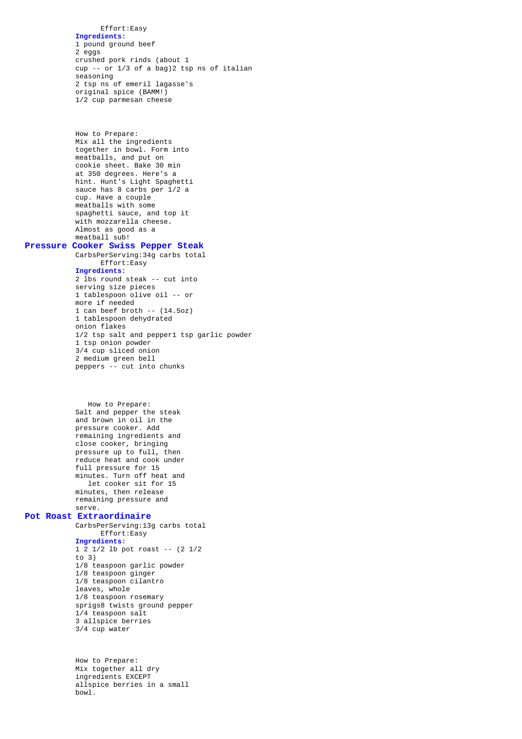Effort:Easy

**Ingredients:**

1 pound ground beef
2 eggs
crushed pork rinds (about 1 cup -- or 1/3 of a bag)2 tsp ns of italian seasoning
2 tsp ns of emeril lagasse's original spice (BAMM!)
1/2 cup parmesan cheese

How to Prepare:
Mix all the ingredients together in bowl. Form into meatballs, and put on cookie sheet. Bake 30 min at 350 degrees. Here's a hint. Hunt's Light Spaghetti sauce has 8 carbs per 1/2 a cup. Have a couple meatballs with some spaghetti sauce, and top it with mozzarella cheese. Almost as good as a meatball sub!

## Pressure Cooker Swiss Pepper Steak

CarbsPerServing:34g carbs total
Effort:Easy

**Ingredients:**

2 lbs round steak -- cut into serving size pieces
1 tablespoon olive oil -- or more if needed
1 can beef broth -- (14.5oz)
1 tablespoon dehydrated onion flakes
1/2 tsp salt and pepper1 tsp garlic powder
1 tsp onion powder
3/4 cup sliced onion
2 medium green bell peppers -- cut into chunks

How to Prepare:
Salt and pepper the steak and brown in oil in the pressure cooker. Add remaining ingredients and close cooker, bringing pressure up to full, then reduce heat and cook under full pressure for 15 minutes. Turn off heat and let cooker sit for 15 minutes, then release remaining pressure and serve.

## Pot Roast Extraordinaire

CarbsPerServing:13g carbs total
Effort:Easy

**Ingredients:**

1 2 1/2 lb pot roast -- (2 1/2 to 3)
1/8 teaspoon garlic powder
1/8 teaspoon ginger
1/8 teaspoon cilantro leaves, whole
1/8 teaspoon rosemary sprigs8 twists ground pepper
1/4 teaspoon salt
3 allspice berries
3/4 cup water

How to Prepare:
Mix together all dry ingredients EXCEPT allspice berries in a small bowl.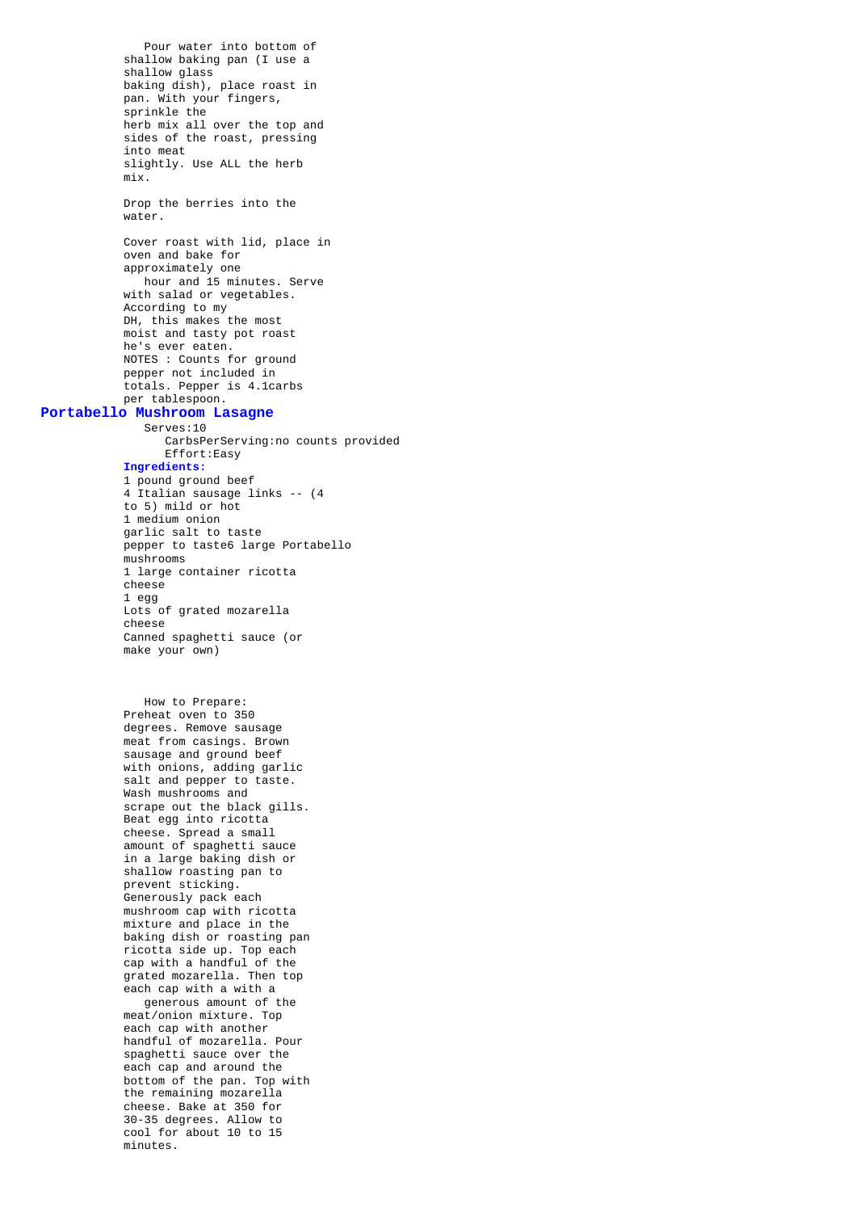Pour water into bottom of shallow baking pan (I use a shallow glass baking dish), place roast in pan. With your fingers, sprinkle the herb mix all over the top and sides of the roast, pressing into meat slightly. Use ALL the herb mix.

Drop the berries into the water.

Cover roast with lid, place in oven and bake for approximately one hour and 15 minutes. Serve with salad or vegetables. According to my DH, this makes the most moist and tasty pot roast he's ever eaten.
NOTES : Counts for ground pepper not included in totals. Pepper is 4.1carbs per tablespoon.

## Portabello Mushroom Lasagne

Serves:10
CarbsPerServing:no counts provided
Effort:Easy

**Ingredients:**

1 pound ground beef
4 Italian sausage links -- (4 to 5) mild or hot
1 medium onion
garlic salt to taste
pepper to taste6 large Portabello mushrooms
1 large container ricotta cheese
1 egg
Lots of grated mozarella cheese
Canned spaghetti sauce (or make your own)

How to Prepare:
Preheat oven to 350 degrees. Remove sausage meat from casings. Brown sausage and ground beef with onions, adding garlic salt and pepper to taste. Wash mushrooms and scrape out the black gills. Beat egg into ricotta cheese. Spread a small amount of spaghetti sauce in a large baking dish or shallow roasting pan to prevent sticking. Generously pack each mushroom cap with ricotta mixture and place in the baking dish or roasting pan ricotta side up. Top each cap with a handful of the grated mozarella. Then top each cap with a with a generous amount of the meat/onion mixture. Top each cap with another handful of mozarella. Pour spaghetti sauce over the each cap and around the bottom of the pan. Top with the remaining mozarella cheese. Bake at 350 for 30-35 degrees. Allow to cool for about 10 to 15 minutes.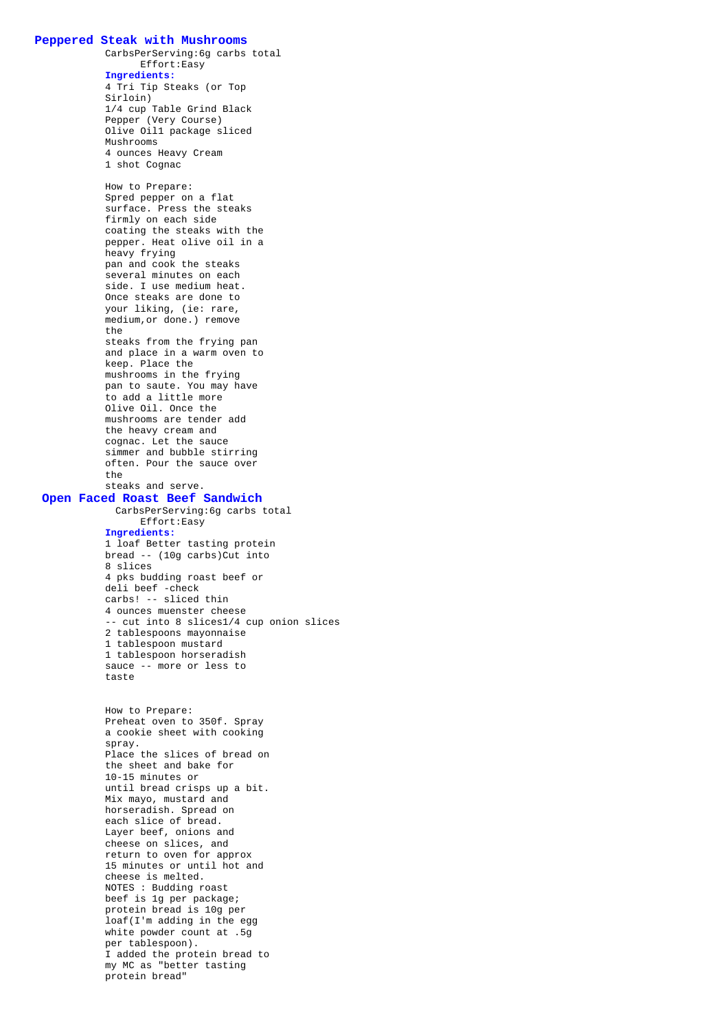## Peppered Steak with Mushrooms

CarbsPerServing:6g carbs total
Effort:Easy

**Ingredients:**

4 Tri Tip Steaks (or Top Sirloin)
1/4 cup Table Grind Black Pepper (Very Course)
Olive Oil1 package sliced Mushrooms
4 ounces Heavy Cream
1 shot Cognac

How to Prepare:
Spred pepper on a flat surface. Press the steaks firmly on each side coating the steaks with the pepper. Heat olive oil in a heavy frying pan and cook the steaks several minutes on each side. I use medium heat. Once steaks are done to your liking, (ie: rare, medium,or done.) remove the steaks from the frying pan and place in a warm oven to keep. Place the mushrooms in the frying pan to saute. You may have to add a little more Olive Oil. Once the mushrooms are tender add the heavy cream and cognac. Let the sauce simmer and bubble stirring often. Pour the sauce over the steaks and serve.

## Open Faced Roast Beef Sandwich

CarbsPerServing:6g carbs total
Effort:Easy

**Ingredients:**

1 loaf Better tasting protein bread -- (10g carbs)Cut into 8 slices
4 pks budding roast beef or deli beef -check carbs! -- sliced thin
4 ounces muenster cheese -- cut into 8 slices1/4 cup onion slices
2 tablespoons mayonnaise
1 tablespoon mustard
1 tablespoon horseradish sauce -- more or less to taste

How to Prepare:
Preheat oven to 350f. Spray a cookie sheet with cooking spray.
Place the slices of bread on the sheet and bake for 10-15 minutes or until bread crisps up a bit.
Mix mayo, mustard and horseradish. Spread on each slice of bread.
Layer beef, onions and cheese on slices, and return to oven for approx 15 minutes or until hot and cheese is melted.
NOTES : Budding roast beef is 1g per package; protein bread is 10g per loaf(I'm adding in the egg white powder count at .5g per tablespoon).
I added the protein bread to my MC as "better tasting protein bread"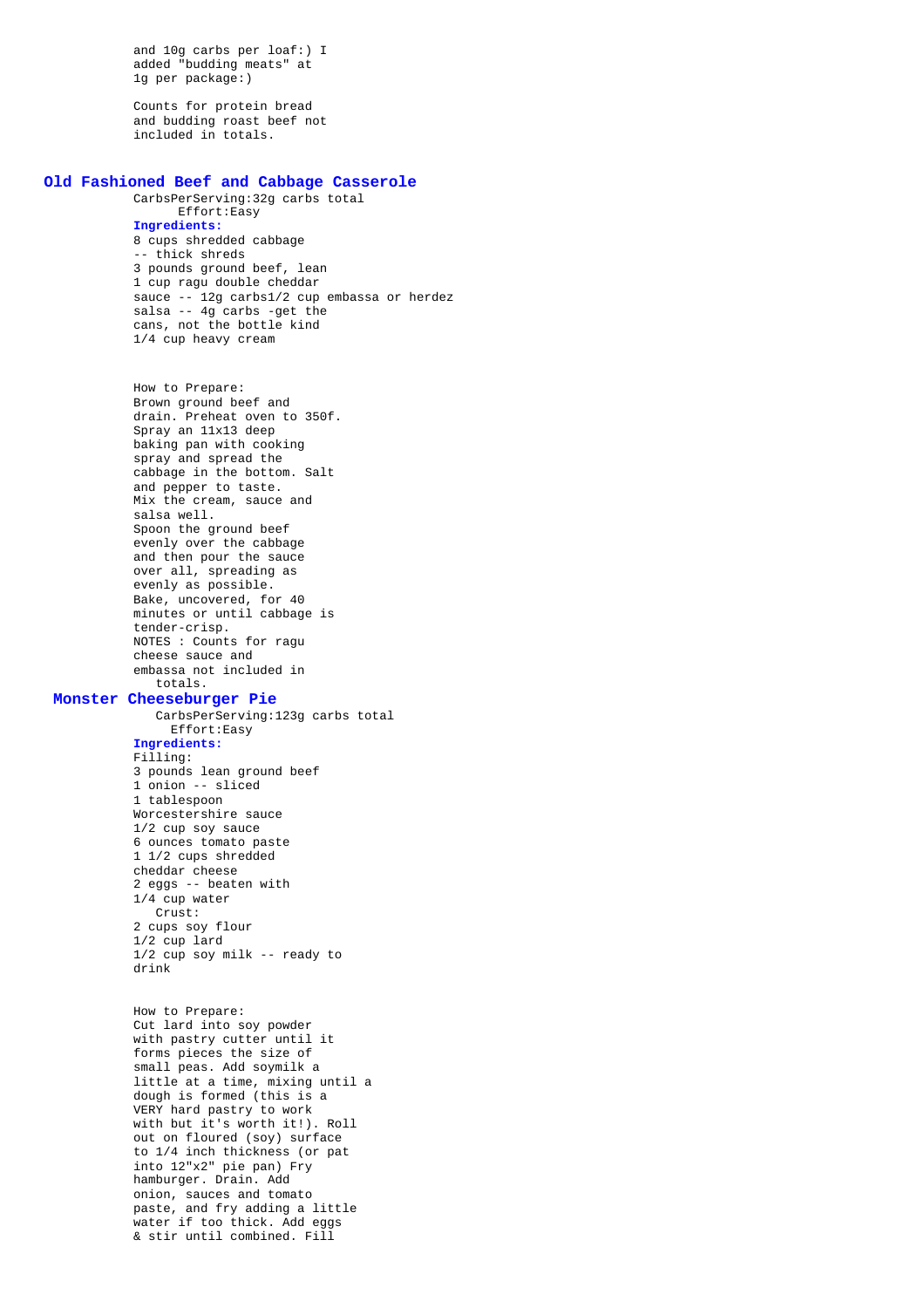and 10g carbs per loaf:) I added "budding meats" at 1g per package:)

Counts for protein bread and budding roast beef not included in totals.

## Old Fashioned Beef and Cabbage Casserole

CarbsPerServing:32g carbs total
Effort:Easy

**Ingredients:**

8 cups shredded cabbage -- thick shreds
3 pounds ground beef, lean
1 cup ragu double cheddar sauce -- 12g carbs1/2 cup embassa or herdez salsa -- 4g carbs -get the cans, not the bottle kind
1/4 cup heavy cream

How to Prepare:
Brown ground beef and drain. Preheat oven to 350f. Spray an 11x13 deep baking pan with cooking spray and spread the cabbage in the bottom. Salt and pepper to taste.
Mix the cream, sauce and salsa well.
Spoon the ground beef evenly over the cabbage and then pour the sauce over all, spreading as evenly as possible.
Bake, uncovered, for 40 minutes or until cabbage is tender-crisp.
NOTES : Counts for ragu cheese sauce and embassa not included in totals.

## Monster Cheeseburger Pie

CarbsPerServing:123g carbs total
Effort:Easy

**Ingredients:**

Filling:
3 pounds lean ground beef
1 onion -- sliced
1 tablespoon Worcestershire sauce
1/2 cup soy sauce
6 ounces tomato paste
1 1/2 cups shredded cheddar cheese
2 eggs -- beaten with 1/4 cup water
Crust:
2 cups soy flour
1/2 cup lard
1/2 cup soy milk -- ready to drink

How to Prepare:
Cut lard into soy powder with pastry cutter until it forms pieces the size of small peas. Add soymilk a little at a time, mixing until a dough is formed (this is a VERY hard pastry to work with but it's worth it!). Roll out on floured (soy) surface to 1/4 inch thickness (or pat into 12"x2" pie pan) Fry hamburger. Drain. Add onion, sauces and tomato paste, and fry adding a little water if too thick. Add eggs & stir until combined. Fill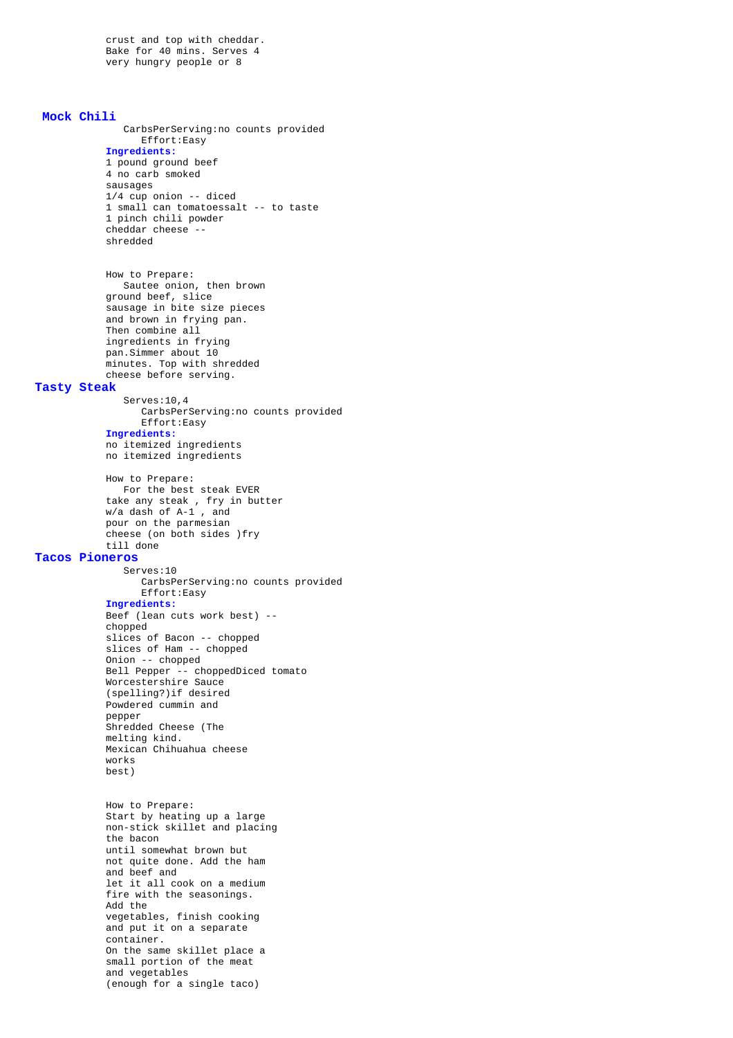crust and top with cheddar.
Bake for 40 mins. Serves 4
very hungry people or 8

## Mock Chili

CarbsPerServing:no counts provided
Effort:Easy

**Ingredients:**

1 pound ground beef
4 no carb smoked
sausages
1/4 cup onion -- diced
1 small can tomatoessalt -- to taste
1 pinch chili powder
cheddar cheese --
shredded

How to Prepare:
Sautee onion, then brown
ground beef, slice
sausage in bite size pieces
and brown in frying pan.
Then combine all
ingredients in frying
pan.Simmer about 10
minutes. Top with shredded
cheese before serving.

## Tasty Steak

Serves:10,4
CarbsPerServing:no counts provided
Effort:Easy

**Ingredients:**

no itemized ingredients
no itemized ingredients

How to Prepare:
For the best steak EVER
take any steak , fry in butter
w/a dash of A-1 , and
pour on the parmesian
cheese (on both sides )fry
till done

## Tacos Pioneros

Serves:10
CarbsPerServing:no counts provided
Effort:Easy

**Ingredients:**

Beef (lean cuts work best) --
chopped
slices of Bacon -- chopped
slices of Ham -- chopped
Onion -- chopped
Bell Pepper -- choppedDiced tomato
Worcestershire Sauce
(spelling?)if desired
Powdered cummin and
pepper
Shredded Cheese (The
melting kind.
Mexican Chihuahua cheese
works
best)

How to Prepare:
Start by heating up a large
non-stick skillet and placing
the bacon
until somewhat brown but
not quite done. Add the ham
and beef and
let it all cook on a medium
fire with the seasonings.
Add the
vegetables, finish cooking
and put it on a separate
container.
On the same skillet place a
small portion of the meat
and vegetables
(enough for a single taco)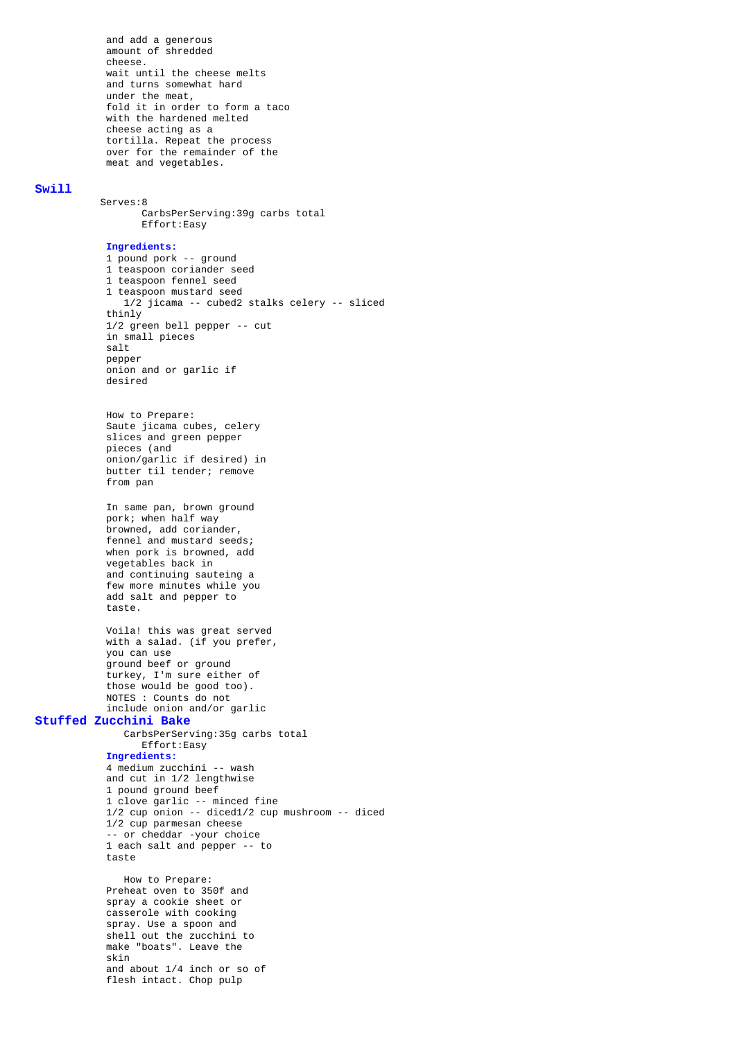and add a generous amount of shredded cheese.
wait until the cheese melts and turns somewhat hard under the meat,
fold it in order to form a taco with the hardened melted cheese acting as a tortilla. Repeat the process over for the remainder of the meat and vegetables.

## Swill

Serves:8
CarbsPerServing:39g carbs total
Effort:Easy

**Ingredients:**

1 pound pork -- ground
1 teaspoon coriander seed
1 teaspoon fennel seed
1 teaspoon mustard seed
1/2 jicama -- cubed2 stalks celery -- sliced thinly
1/2 green bell pepper -- cut in small pieces
salt
pepper
onion and or garlic if desired

How to Prepare:
Saute jicama cubes, celery slices and green pepper pieces (and onion/garlic if desired) in butter til tender; remove from pan

In same pan, brown ground pork; when half way browned, add coriander, fennel and mustard seeds; when pork is browned, add vegetables back in and continuing sauteing a few more minutes while you add salt and pepper to taste.

Voila! this was great served with a salad. (if you prefer, you can use ground beef or ground turkey, I'm sure either of those would be good too).
NOTES : Counts do not include onion and/or garlic

## Stuffed Zucchini Bake

CarbsPerServing:35g carbs total
Effort:Easy

**Ingredients:**

4 medium zucchini -- wash and cut in 1/2 lengthwise
1 pound ground beef
1 clove garlic -- minced fine
1/2 cup onion -- diced1/2 cup mushroom -- diced
1/2 cup parmesan cheese -- or cheddar -your choice
1 each salt and pepper -- to taste

How to Prepare:
Preheat oven to 350f and spray a cookie sheet or casserole with cooking spray. Use a spoon and shell out the zucchini to make "boats". Leave the skin and about 1/4 inch or so of flesh intact. Chop pulp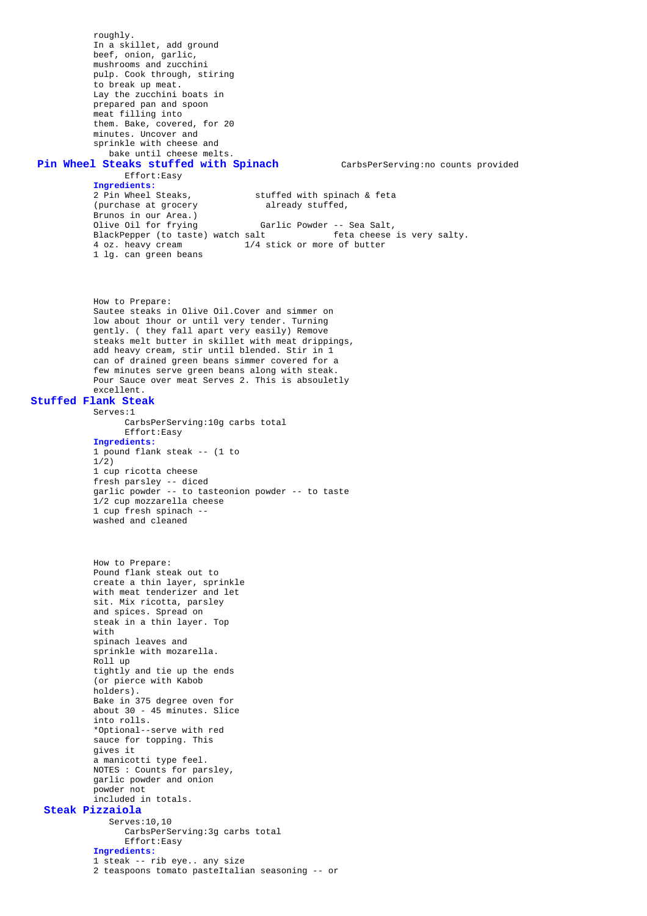roughly.
In a skillet, add ground beef, onion, garlic, mushrooms and zucchini pulp. Cook through, stirring to break up meat.
Lay the zucchini boats in prepared pan and spoon meat filling into them. Bake, covered, for 20 minutes. Uncover and sprinkle with cheese and bake until cheese melts.

## Pin Wheel Steaks stuffed with Spinach

CarbsPerServing:no counts provided
Effort:Easy

**Ingredients:**

2 Pin Wheel Steaks, stuffed with spinach & feta
(purchase at grocery already stuffed,
Brunos in our Area.)
Olive Oil for frying
Garlic Powder -- Sea Salt,
BlackPepper (to taste) watch salt feta cheese is very salty.
4 oz. heavy cream
1/4 stick or more of butter
1 lg. can green beans

How to Prepare:
Sautee steaks in Olive Oil.Cover and simmer on low about 1hour or until very tender. Turning gently. ( they fall apart very easily) Remove steaks melt butter in skillet with meat drippings, add heavy cream, stir until blended. Stir in 1 can of drained green beans simmer covered for a few minutes serve green beans along with steak. Pour Sauce over meat Serves 2. This is absouletly excellent.

## Stuffed Flank Steak

Serves:1
CarbsPerServing:10g carbs total
Effort:Easy

**Ingredients:**

1 pound flank steak -- (1 to 1/2)
1 cup ricotta cheese
fresh parsley -- diced
garlic powder -- to tasteonion powder -- to taste
1/2 cup mozzarella cheese
1 cup fresh spinach -- washed and cleaned

How to Prepare:
Pound flank steak out to create a thin layer, sprinkle with meat tenderizer and let sit. Mix ricotta, parsley and spices. Spread on steak in a thin layer. Top with spinach leaves and sprinkle with mozarella. Roll up tightly and tie up the ends (or pierce with Kabob holders).
Bake in 375 degree oven for about 30 - 45 minutes. Slice into rolls.
*Optional--serve with red sauce for topping. This gives it a manicotti type feel.
NOTES : Counts for parsley, garlic powder and onion powder not included in totals.

## Steak Pizzaiola

Serves:10,10
CarbsPerServing:3g carbs total
Effort:Easy

**Ingredients:**

1 steak -- rib eye.. any size
2 teaspoons tomato pasteItalian seasoning -- or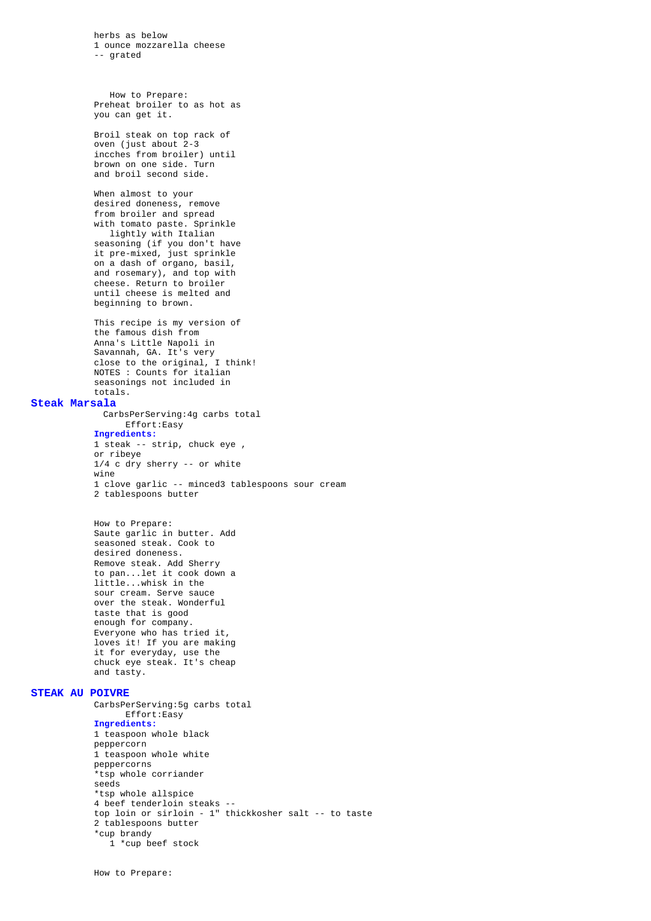herbs as below
1 ounce mozzarella cheese
-- grated

How to Prepare:
Preheat broiler to as hot as you can get it.

Broil steak on top rack of oven (just about 2-3 incches from broiler) until brown on one side. Turn and broil second side.

When almost to your desired doneness, remove from broiler and spread with tomato paste. Sprinkle lightly with Italian seasoning (if you don't have it pre-mixed, just sprinkle on a dash of organo, basil, and rosemary), and top with cheese. Return to broiler until cheese is melted and beginning to brown.

This recipe is my version of the famous dish from Anna's Little Napoli in Savannah, GA. It's very close to the original, I think!
NOTES : Counts for italian seasonings not included in totals.

## Steak Marsala

CarbsPerServing:4g carbs total
Effort:Easy

**Ingredients:**

1 steak -- strip, chuck eye , or ribeye
1/4 c dry sherry -- or white wine
1 clove garlic -- minced3 tablespoons sour cream
2 tablespoons butter

How to Prepare:
Saute garlic in butter. Add seasoned steak. Cook to desired doneness.
Remove steak. Add Sherry to pan...let it cook down a little...whisk in the sour cream. Serve sauce over the steak. Wonderful taste that is good enough for company.
Everyone who has tried it, loves it! If you are making it for everyday, use the chuck eye steak. It's cheap and tasty.

## STEAK AU POIVRE

CarbsPerServing:5g carbs total
Effort:Easy

**Ingredients:**

1 teaspoon whole black peppercorn
1 teaspoon whole white peppercorns
*tsp whole corriander seeds
*tsp whole allspice
4 beef tenderloin steaks -- top loin or sirloin - 1" thickkosher salt -- to taste
2 tablespoons butter
*cup brandy
1 *cup beef stock

How to Prepare: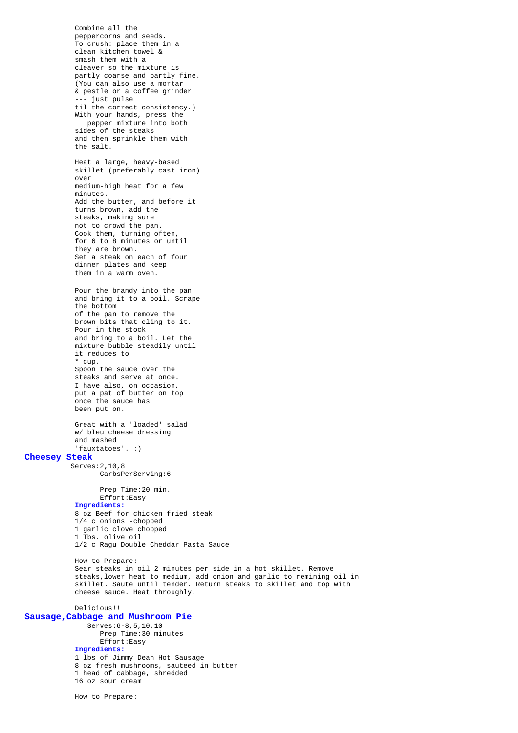Combine all the peppercorns and seeds.
To crush: place them in a clean kitchen towel & smash them with a cleaver so the mixture is partly coarse and partly fine.
(You can also use a mortar & pestle or a coffee grinder --- just pulse til the correct consistency.)
With your hands, press the pepper mixture into both sides of the steaks and then sprinkle them with the salt.

Heat a large, heavy-based skillet (preferably cast iron) over medium-high heat for a few minutes.
Add the butter, and before it turns brown, add the steaks, making sure not to crowd the pan.
Cook them, turning often, for 6 to 8 minutes or until they are brown.
Set a steak on each of four dinner plates and keep them in a warm oven.

Pour the brandy into the pan and bring it to a boil. Scrape the bottom of the pan to remove the brown bits that cling to it.
Pour in the stock and bring to a boil. Let the mixture bubble steadily until it reduces to * cup.
Spoon the sauce over the steaks and serve at once.
I have also, on occasion, put a pat of butter on top once the sauce has been put on.

Great with a 'loaded' salad w/ bleu cheese dressing and mashed 'fauxtatoes'. :)

## Cheesey Steak

Serves:2,10,8
CarbsPerServing:6

Prep Time:20 min.
Effort:Easy

**Ingredients:**

8 oz Beef for chicken fried steak
1/4 c onions -chopped
1 garlic clove chopped
1 Tbs. olive oil
1/2 c Ragu Double Cheddar Pasta Sauce

How to Prepare:
Sear steaks in oil 2 minutes per side in a hot skillet. Remove steaks,lower heat to medium, add onion and garlic to remining oil in skillet. Saute until tender. Return steaks to skillet and top with cheese sauce. Heat throughly.

Delicious!!

## Sausage,Cabbage and Mushroom Pie

Serves:6-8,5,10,10
Prep Time:30 minutes
Effort:Easy

**Ingredients:**

1 lbs of Jimmy Dean Hot Sausage
8 oz fresh mushrooms, sauteed in butter
1 head of cabbage, shredded
16 oz sour cream

How to Prepare: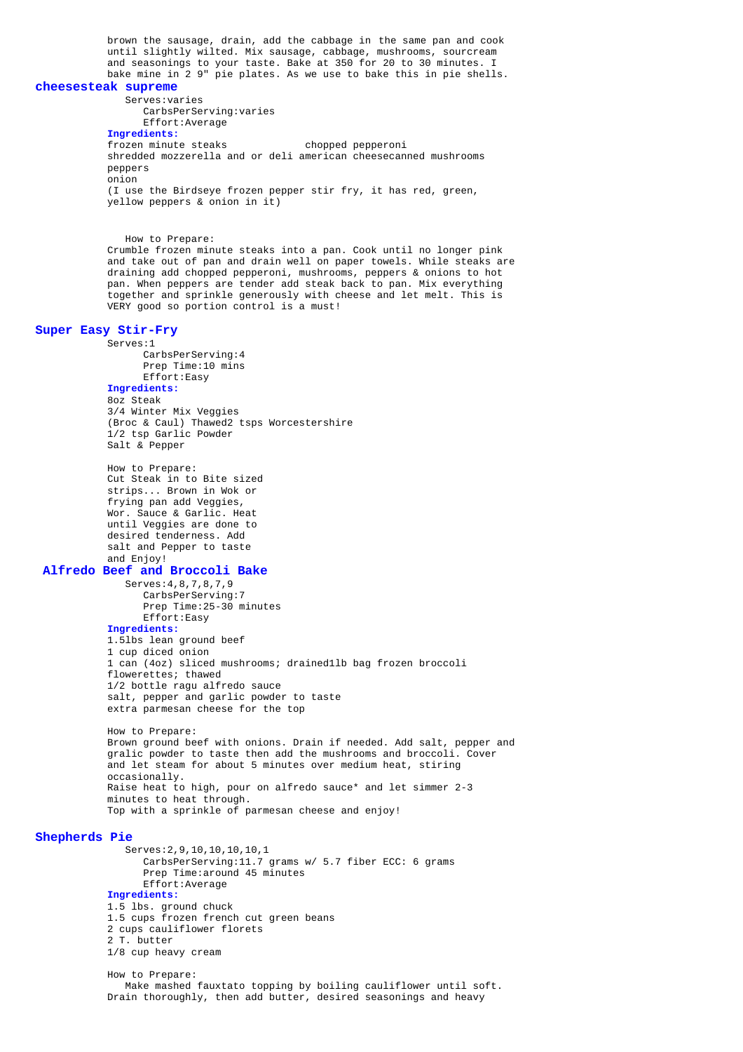brown the sausage, drain, add the cabbage in the same pan and cook until slightly wilted. Mix sausage, cabbage, mushrooms, sourcream and seasonings to your taste. Bake at 350 for 20 to 30 minutes. I bake mine in 2 9" pie plates. As we use to bake this in pie shells.

## cheesesteak supreme

Serves:varies
CarbsPerServing:varies
Effort:Average

**Ingredients:**

frozen minute steaks chopped pepperoni
shredded mozzerella and or deli american cheesecanned mushrooms
peppers
onion
(I use the Birdseye frozen pepper stir fry, it has red, green, yellow peppers & onion in it)

How to Prepare:
Crumble frozen minute steaks into a pan. Cook until no longer pink and take out of pan and drain well on paper towels. While steaks are draining add chopped pepperoni, mushrooms, peppers & onions to hot pan. When peppers are tender add steak back to pan. Mix everything together and sprinkle generously with cheese and let melt. This is VERY good so portion control is a must!

## Super Easy Stir-Fry

Serves:1
CarbsPerServing:4
Prep Time:10 mins
Effort:Easy

**Ingredients:**

8oz Steak
3/4 Winter Mix Veggies
(Broc & Caul) Thawed2 tsps Worcestershire
1/2 tsp Garlic Powder
Salt & Pepper

How to Prepare:
Cut Steak in to Bite sized strips... Brown in Wok or frying pan add Veggies, Wor. Sauce & Garlic. Heat until Veggies are done to desired tenderness. Add salt and Pepper to taste and Enjoy!

## Alfredo Beef and Broccoli Bake

Serves:4,8,7,8,7,9
CarbsPerServing:7
Prep Time:25-30 minutes
Effort:Easy

**Ingredients:**

1.5lbs lean ground beef
1 cup diced onion
1 can (4oz) sliced mushrooms; drained1lb bag frozen broccoli flowerettes; thawed
1/2 bottle ragu alfredo sauce
salt, pepper and garlic powder to taste
extra parmesan cheese for the top

How to Prepare:
Brown ground beef with onions. Drain if needed. Add salt, pepper and gralic powder to taste then add the mushrooms and broccoli. Cover and let steam for about 5 minutes over medium heat, stiring occasionally.
Raise heat to high, pour on alfredo sauce* and let simmer 2-3 minutes to heat through.
Top with a sprinkle of parmesan cheese and enjoy!

## Shepherds Pie

Serves:2,9,10,10,10,10,1
CarbsPerServing:11.7 grams w/ 5.7 fiber ECC: 6 grams
Prep Time:around 45 minutes
Effort:Average

**Ingredients:**

1.5 lbs. ground chuck
1.5 cups frozen french cut green beans
2 cups cauliflower florets
2 T. butter
1/8 cup heavy cream

How to Prepare:
Make mashed fauxtato topping by boiling cauliflower until soft. Drain thoroughly, then add butter, desired seasonings and heavy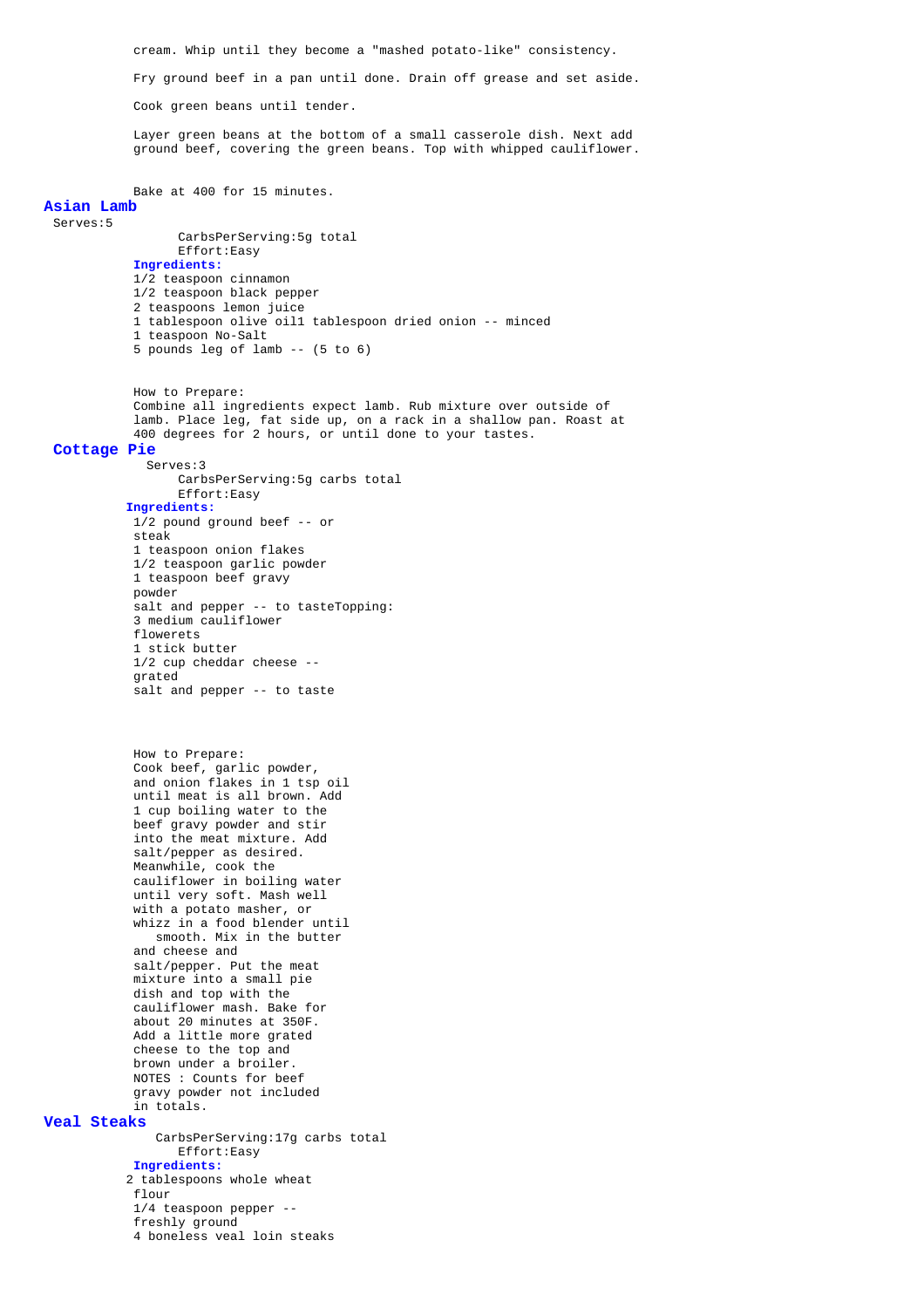cream. Whip until they become a "mashed potato-like" consistency.

Fry ground beef in a pan until done. Drain off grease and set aside.

Cook green beans until tender.

Layer green beans at the bottom of a small casserole dish. Next add ground beef, covering the green beans. Top with whipped cauliflower.

Bake at 400 for 15 minutes.

## Asian Lamb

Serves:5

CarbsPerServing:5g total
Effort:Easy

**Ingredients:**

1/2 teaspoon cinnamon
1/2 teaspoon black pepper
2 teaspoons lemon juice
1 tablespoon olive oil1 tablespoon dried onion -- minced
1 teaspoon No-Salt
5 pounds leg of lamb -- (5 to 6)

How to Prepare:
Combine all ingredients expect lamb. Rub mixture over outside of lamb. Place leg, fat side up, on a rack in a shallow pan. Roast at 400 degrees for 2 hours, or until done to your tastes.

## Cottage Pie

Serves:3

CarbsPerServing:5g carbs total
Effort:Easy

**Ingredients:**

1/2 pound ground beef -- or steak
1 teaspoon onion flakes
1/2 teaspoon garlic powder
1 teaspoon beef gravy powder
salt and pepper -- to tasteTopping:
3 medium cauliflower flowerets
1 stick butter
1/2 cup cheddar cheese -- grated
salt and pepper -- to taste

How to Prepare:
Cook beef, garlic powder, and onion flakes in 1 tsp oil until meat is all brown. Add 1 cup boiling water to the beef gravy powder and stir into the meat mixture. Add salt/pepper as desired. Meanwhile, cook the cauliflower in boiling water until very soft. Mash well with a potato masher, or whizz in a food blender until smooth. Mix in the butter and cheese and salt/pepper. Put the meat mixture into a small pie dish and top with the cauliflower mash. Bake for about 20 minutes at 350F. Add a little more grated cheese to the top and brown under a broiler.
NOTES : Counts for beef gravy powder not included in totals.

## Veal Steaks

CarbsPerServing:17g carbs total
Effort:Easy

**Ingredients:**

2 tablespoons whole wheat flour
1/4 teaspoon pepper -- freshly ground
4 boneless veal loin steaks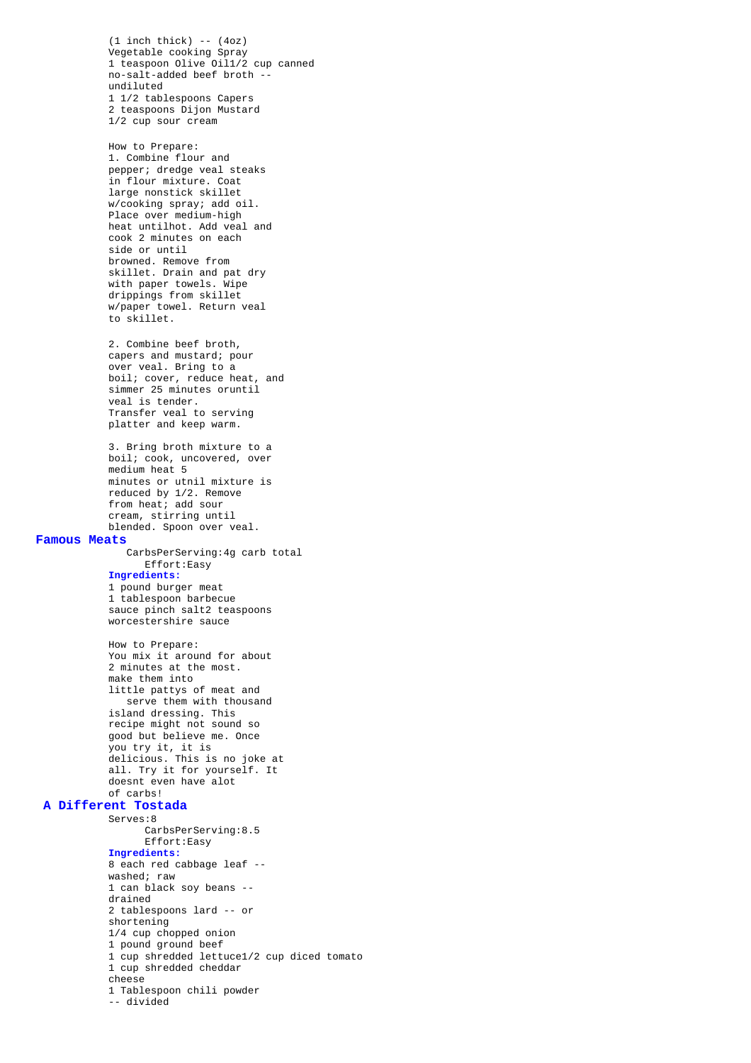(1 inch thick) -- (4oz)
Vegetable cooking Spray
1 teaspoon Olive Oil1/2 cup canned no-salt-added beef broth -- undiluted
1 1/2 tablespoons Capers
2 teaspoons Dijon Mustard
1/2 cup sour cream

How to Prepare:
1. Combine flour and pepper; dredge veal steaks in flour mixture. Coat large nonstick skillet w/cooking spray; add oil. Place over medium-high heat untilhot. Add veal and cook 2 minutes on each side or until browned. Remove from skillet. Drain and pat dry with paper towels. Wipe drippings from skillet w/paper towel. Return veal to skillet.

2. Combine beef broth, capers and mustard; pour over veal. Bring to a boil; cover, reduce heat, and simmer 25 minutes oruntil veal is tender. Transfer veal to serving platter and keep warm.

3. Bring broth mixture to a boil; cook, uncovered, over medium heat 5 minutes or utnil mixture is reduced by 1/2. Remove from heat; add sour cream, stirring until blended. Spoon over veal.

## Famous Meats

CarbsPerServing:4g carb total
Effort:Easy

**Ingredients:**
1 pound burger meat
1 tablespoon barbecue sauce pinch salt2 teaspoons worcestershire sauce

How to Prepare:
You mix it around for about 2 minutes at the most. make them into little pattys of meat and serve them with thousand island dressing. This recipe might not sound so good but believe me. Once you try it, it is delicious. This is no joke at all. Try it for yourself. It doesnt even have alot of carbs!

## A Different Tostada

Serves:8
CarbsPerServing:8.5
Effort:Easy

**Ingredients:**
8 each red cabbage leaf -- washed; raw
1 can black soy beans -- drained
2 tablespoons lard -- or shortening
1/4 cup chopped onion
1 pound ground beef
1 cup shredded lettuce1/2 cup diced tomato
1 cup shredded cheddar cheese
1 Tablespoon chili powder -- divided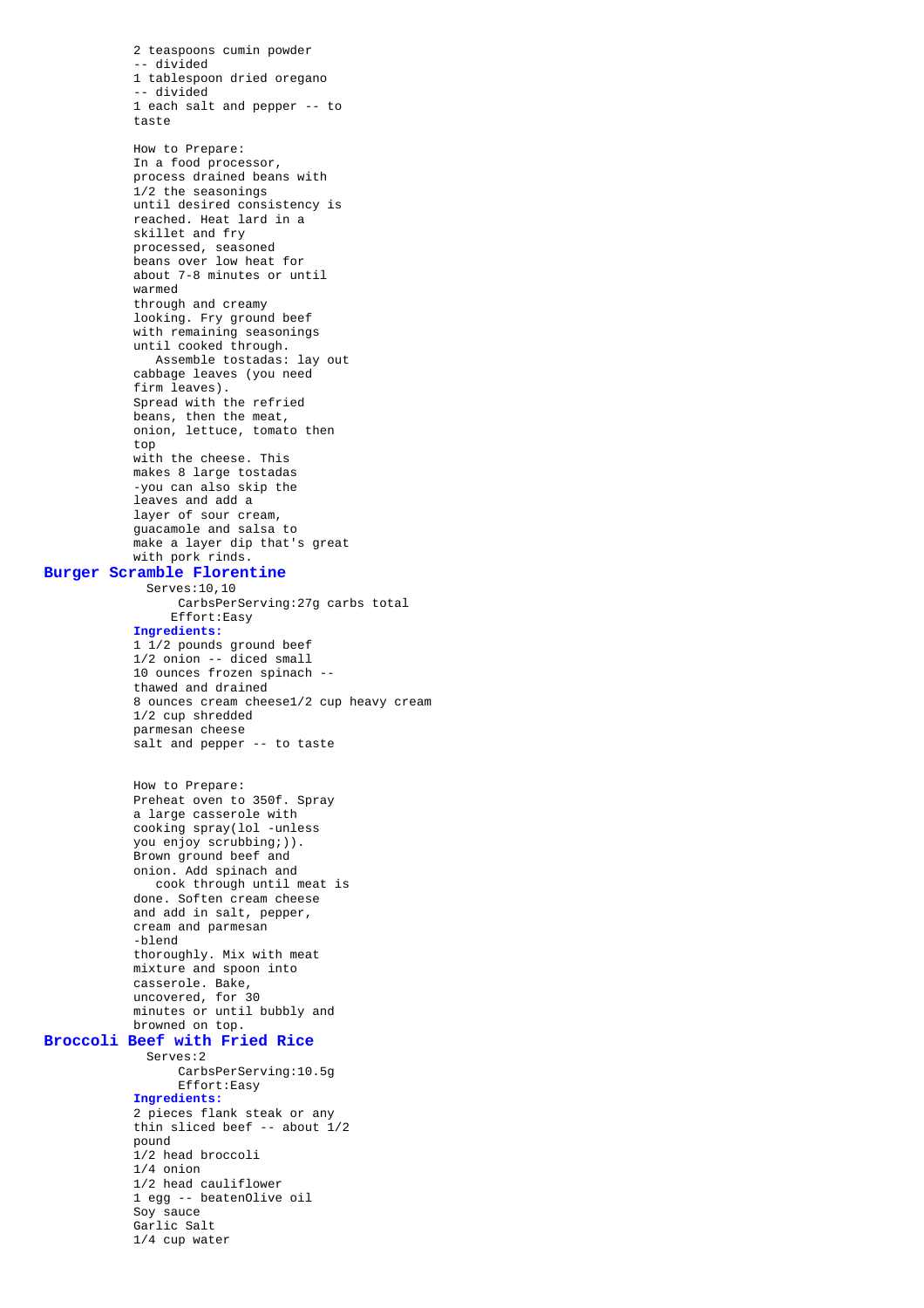2 teaspoons cumin powder -- divided
1 tablespoon dried oregano -- divided
1 each salt and pepper -- to taste

How to Prepare:
In a food processor, process drained beans with 1/2 the seasonings until desired consistency is reached. Heat lard in a skillet and fry processed, seasoned beans over low heat for about 7-8 minutes or until warmed through and creamy looking. Fry ground beef with remaining seasonings until cooked through.
Assemble tostadas: lay out cabbage leaves (you need firm leaves). Spread with the refried beans, then the meat, onion, lettuce, tomato then top with the cheese. This makes 8 large tostadas -you can also skip the leaves and add a layer of sour cream, guacamole and salsa to make a layer dip that's great with pork rinds.

## Burger Scramble Florentine

Serves:10,10
CarbsPerServing:27g carbs total
Effort:Easy

**Ingredients:**

1 1/2 pounds ground beef
1/2 onion -- diced small
10 ounces frozen spinach -- thawed and drained
8 ounces cream cheese1/2 cup heavy cream
1/2 cup shredded parmesan cheese
salt and pepper -- to taste

How to Prepare:
Preheat oven to 350f. Spray a large casserole with cooking spray(lol -unless you enjoy scrubbing;)). Brown ground beef and onion. Add spinach and cook through until meat is done. Soften cream cheese and add in salt, pepper, cream and parmesan -blend thoroughly. Mix with meat mixture and spoon into casserole. Bake, uncovered, for 30 minutes or until bubbly and browned on top.

## Broccoli Beef with Fried Rice

Serves:2
CarbsPerServing:10.5g
Effort:Easy

**Ingredients:**

2 pieces flank steak or any thin sliced beef -- about 1/2 pound
1/2 head broccoli
1/4 onion
1/2 head cauliflower
1 egg -- beatenOlive oil
Soy sauce
Garlic Salt
1/4 cup water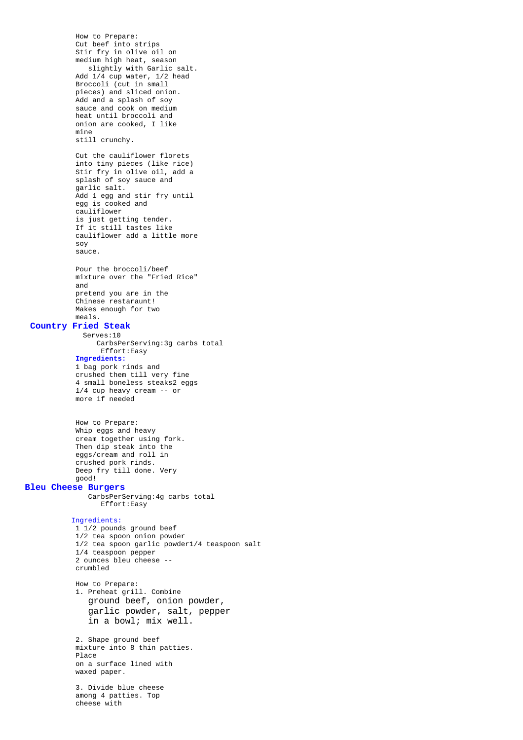How to Prepare:
Cut beef into strips
Stir fry in olive oil on medium high heat, season slightly with Garlic salt.
Add 1/4 cup water, 1/2 head Broccoli (cut in small pieces) and sliced onion.
Add and a splash of soy sauce and cook on medium heat until broccoli and onion are cooked, I like mine still crunchy.

Cut the cauliflower florets into tiny pieces (like rice)
Stir fry in olive oil, add a splash of soy sauce and garlic salt.
Add 1 egg and stir fry until egg is cooked and cauliflower is just getting tender.
If it still tastes like cauliflower add a little more soy sauce.

Pour the broccoli/beef mixture over the "Fried Rice" and pretend you are in the Chinese restaraunt!
Makes enough for two meals.

## Country Fried Steak

Serves:10
CarbsPerServing:3g carbs total
Effort:Easy

**Ingredients:**

1 bag pork rinds and crushed them till very fine
4 small boneless steaks2 eggs
1/4 cup heavy cream -- or more if needed

How to Prepare:
Whip eggs and heavy cream together using fork.
Then dip steak into the eggs/cream and roll in crushed pork rinds.
Deep fry till done. Very good!

## Bleu Cheese Burgers

CarbsPerServing:4g carbs total
Effort:Easy

Ingredients:

1 1/2 pounds ground beef
1/2 tea spoon onion powder
1/2 tea spoon garlic powder1/4 teaspoon salt
1/4 teaspoon pepper
2 ounces bleu cheese -- crumbled

How to Prepare:
1. Preheat grill. Combine ground beef, onion powder, garlic powder, salt, pepper in a bowl; mix well.

2. Shape ground beef mixture into 8 thin patties. Place on a surface lined with waxed paper.

3. Divide blue cheese among 4 patties. Top cheese with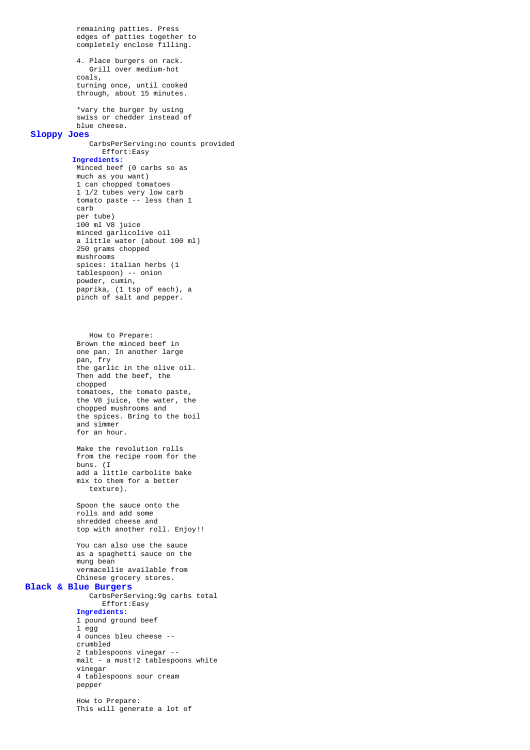remaining patties. Press edges of patties together to completely enclose filling.

4. Place burgers on rack. Grill over medium-hot coals, turning once, until cooked through, about 15 minutes.

*vary the burger by using swiss or chedder instead of blue cheese.

## Sloppy Joes

CarbsPerServing:no counts provided
Effort:Easy

**Ingredients:**

Minced beef (0 carbs so as much as you want)
1 can chopped tomatoes
1 1/2 tubes very low carb tomato paste -- less than 1 carb per tube)
100 ml V8 juice
minced garlicolive oil
a little water (about 100 ml)
250 grams chopped mushrooms
spices: italian herbs (1 tablespoon) -- onion powder, cumin, paprika, (1 tsp of each), a pinch of salt and pepper.

How to Prepare:
Brown the minced beef in one pan. In another large pan, fry the garlic in the olive oil. Then add the beef, the chopped tomatoes, the tomato paste, the V8 juice, the water, the chopped mushrooms and the spices. Bring to the boil and simmer for an hour.

Make the revolution rolls from the recipe room for the buns. (I add a little carbolite bake mix to them for a better texture).

Spoon the sauce onto the rolls and add some shredded cheese and top with another roll. Enjoy!!

You can also use the sauce as a spaghetti sauce on the mung bean vermacellie available from Chinese grocery stores.

## Black & Blue Burgers

CarbsPerServing:9g carbs total
Effort:Easy

**Ingredients:**

1 pound ground beef
1 egg
4 ounces bleu cheese -- crumbled
2 tablespoons vinegar -- malt - a must!2 tablespoons white vinegar
4 tablespoons sour cream
pepper

How to Prepare:
This will generate a lot of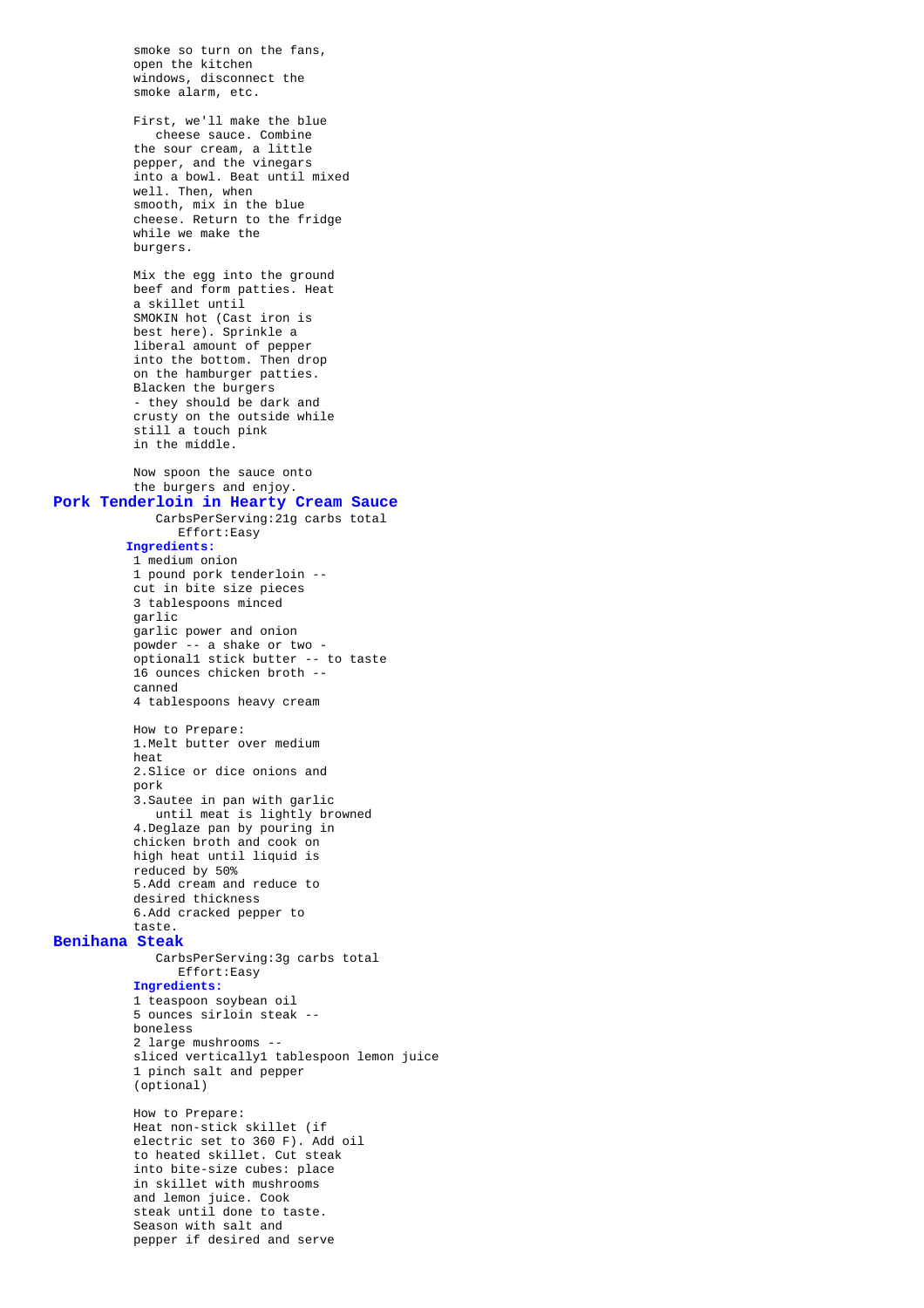smoke so turn on the fans, open the kitchen windows, disconnect the smoke alarm, etc.

First, we'll make the blue cheese sauce. Combine the sour cream, a little pepper, and the vinegars into a bowl. Beat until mixed well. Then, when smooth, mix in the blue cheese. Return to the fridge while we make the burgers.

Mix the egg into the ground beef and form patties. Heat a skillet until SMOKIN hot (Cast iron is best here). Sprinkle a liberal amount of pepper into the bottom. Then drop on the hamburger patties. Blacken the burgers - they should be dark and crusty on the outside while still a touch pink in the middle.

Now spoon the sauce onto the burgers and enjoy.

## Pork Tenderloin in Hearty Cream Sauce

CarbsPerServing:21g carbs total
Effort:Easy

**Ingredients:**

1 medium onion
1 pound pork tenderloin -- cut in bite size pieces
3 tablespoons minced garlic
garlic power and onion powder -- a shake or two - optional1 stick butter -- to taste
16 ounces chicken broth -- canned
4 tablespoons heavy cream

How to Prepare:
1.Melt butter over medium heat
2.Slice or dice onions and pork
3.Sautee in pan with garlic until meat is lightly browned
4.Deglaze pan by pouring in chicken broth and cook on high heat until liquid is reduced by 50%
5.Add cream and reduce to desired thickness
6.Add cracked pepper to taste.

## Benihana Steak

CarbsPerServing:3g carbs total
Effort:Easy

**Ingredients:**

1 teaspoon soybean oil
5 ounces sirloin steak -- boneless
2 large mushrooms -- sliced vertically1 tablespoon lemon juice
1 pinch salt and pepper (optional)

How to Prepare:
Heat non-stick skillet (if electric set to 360 F). Add oil to heated skillet. Cut steak into bite-size cubes: place in skillet with mushrooms and lemon juice. Cook steak until done to taste. Season with salt and pepper if desired and serve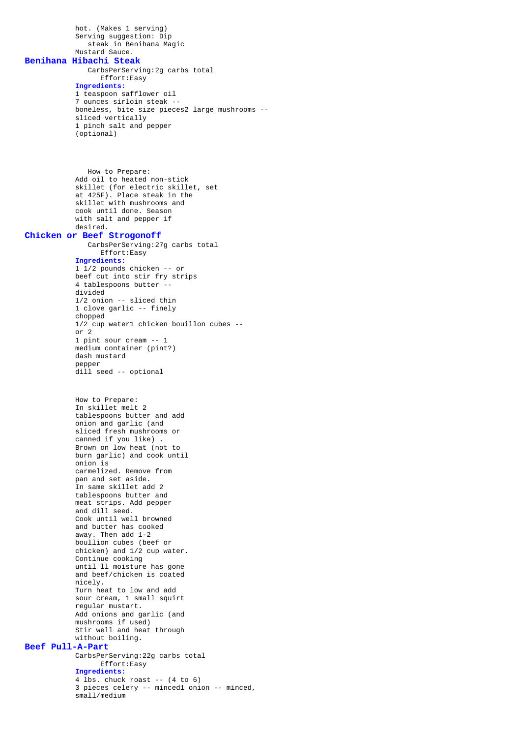hot. (Makes 1 serving)
Serving suggestion: Dip steak in Benihana Magic Mustard Sauce.

## Benihana Hibachi Steak

CarbsPerServing:2g carbs total
Effort:Easy

**Ingredients:**

1 teaspoon safflower oil
7 ounces sirloin steak -- boneless, bite size pieces2 large mushrooms -- sliced vertically
1 pinch salt and pepper (optional)

How to Prepare:
Add oil to heated non-stick skillet (for electric skillet, set at 425F). Place steak in the skillet with mushrooms and cook until done. Season with salt and pepper if desired.

## Chicken or Beef Strogonoff

CarbsPerServing:27g carbs total
Effort:Easy

**Ingredients:**

1 1/2 pounds chicken -- or beef cut into stir fry strips
4 tablespoons butter -- divided
1/2 onion -- sliced thin
1 clove garlic -- finely chopped
1/2 cup water1 chicken bouillon cubes -- or 2
1 pint sour cream -- 1 medium container (pint?)
dash mustard
pepper
dill seed -- optional

How to Prepare:
In skillet melt 2 tablespoons butter and add onion and garlic (and sliced fresh mushrooms or canned if you like) .
Brown on low heat (not to burn garlic) and cook until onion is carmelized. Remove from pan and set aside.
In same skillet add 2 tablespoons butter and meat strips. Add pepper and dill seed.
Cook until well browned and butter has cooked away. Then add 1-2 boullion cubes (beef or chicken) and 1/2 cup water.
Continue cooking until ll moisture has gone and beef/chicken is coated nicely.
Turn heat to low and add sour cream, 1 small squirt regular mustart.
Add onions and garlic (and mushrooms if used)
Stir well and heat through without boiling.

## Beef Pull-A-Part

CarbsPerServing:22g carbs total
Effort:Easy

**Ingredients:**

4 lbs. chuck roast -- (4 to 6)
3 pieces celery -- minced1 onion -- minced, small/medium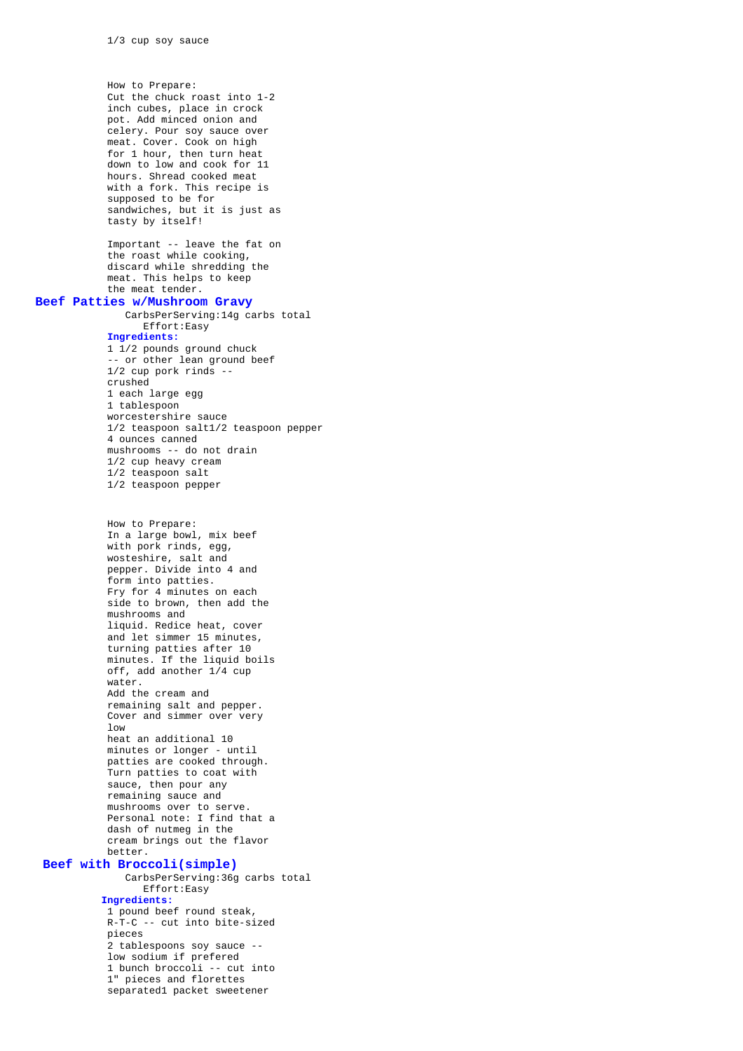1/3 cup soy sauce

How to Prepare:
Cut the chuck roast into 1-2 inch cubes, place in crock pot. Add minced onion and celery. Pour soy sauce over meat. Cover. Cook on high for 1 hour, then turn heat down to low and cook for 11 hours. Shread cooked meat with a fork. This recipe is supposed to be for sandwiches, but it is just as tasty by itself!

Important -- leave the fat on the roast while cooking, discard while shredding the meat. This helps to keep the meat tender.

## Beef Patties w/Mushroom Gravy

CarbsPerServing:14g carbs total
Effort:Easy

**Ingredients:**

1 1/2 pounds ground chuck -- or other lean ground beef
1/2 cup pork rinds -- crushed
1 each large egg
1 tablespoon worcestershire sauce
1/2 teaspoon salt1/2 teaspoon pepper
4 ounces canned mushrooms -- do not drain
1/2 cup heavy cream
1/2 teaspoon salt
1/2 teaspoon pepper

How to Prepare:
In a large bowl, mix beef with pork rinds, egg, wosteshire, salt and pepper. Divide into 4 and form into patties.
Fry for 4 minutes on each side to brown, then add the mushrooms and liquid. Redice heat, cover and let simmer 15 minutes, turning patties after 10 minutes. If the liquid boils off, add another 1/4 cup water.
Add the cream and remaining salt and pepper. Cover and simmer over very low heat an additional 10 minutes or longer - until patties are cooked through. Turn patties to coat with sauce, then pour any remaining sauce and mushrooms over to serve.
Personal note: I find that a dash of nutmeg in the cream brings out the flavor better.

## Beef with Broccoli(simple)

CarbsPerServing:36g carbs total
Effort:Easy

**Ingredients:**

1 pound beef round steak, R-T-C -- cut into bite-sized pieces
2 tablespoons soy sauce -- low sodium if prefered
1 bunch broccoli -- cut into 1" pieces and florettes separated1 packet sweetener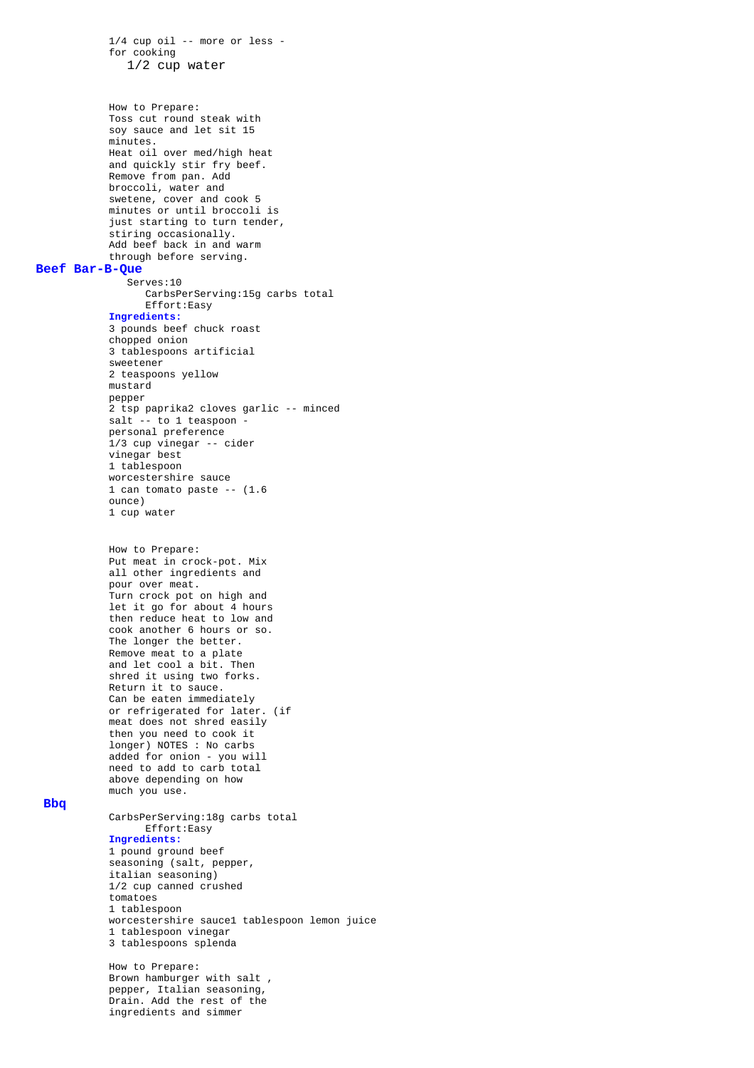1/4 cup oil -- more or less - for cooking
1/2 cup water

How to Prepare:
Toss cut round steak with soy sauce and let sit 15 minutes.
Heat oil over med/high heat and quickly stir fry beef.
Remove from pan. Add broccoli, water and swetene, cover and cook 5 minutes or until broccoli is just starting to turn tender, stiring occasionally.
Add beef back in and warm through before serving.

## Beef Bar-B-Que

Serves:10
CarbsPerServing:15g carbs total
Effort:Easy

**Ingredients:**

3 pounds beef chuck roast
chopped onion
3 tablespoons artificial sweetener
2 teaspoons yellow mustard
pepper
2 tsp paprika2 cloves garlic -- minced
salt -- to 1 teaspoon - personal preference
1/3 cup vinegar -- cider vinegar best
1 tablespoon worcestershire sauce
1 can tomato paste -- (1.6 ounce)
1 cup water

How to Prepare:
Put meat in crock-pot. Mix all other ingredients and pour over meat.
Turn crock pot on high and let it go for about 4 hours then reduce heat to low and cook another 6 hours or so.
The longer the better.
Remove meat to a plate and let cool a bit. Then shred it using two forks.
Return it to sauce.
Can be eaten immediately or refrigerated for later. (if meat does not shred easily then you need to cook it longer) NOTES : No carbs added for onion - you will need to add to carb total above depending on how much you use.

## Bbq

CarbsPerServing:18g carbs total
Effort:Easy

**Ingredients:**

1 pound ground beef
seasoning (salt, pepper, italian seasoning)
1/2 cup canned crushed tomatoes
1 tablespoon worcestershire sauce1 tablespoon lemon juice
1 tablespoon vinegar
3 tablespoons splenda

How to Prepare:
Brown hamburger with salt , pepper, Italian seasoning, Drain. Add the rest of the ingredients and simmer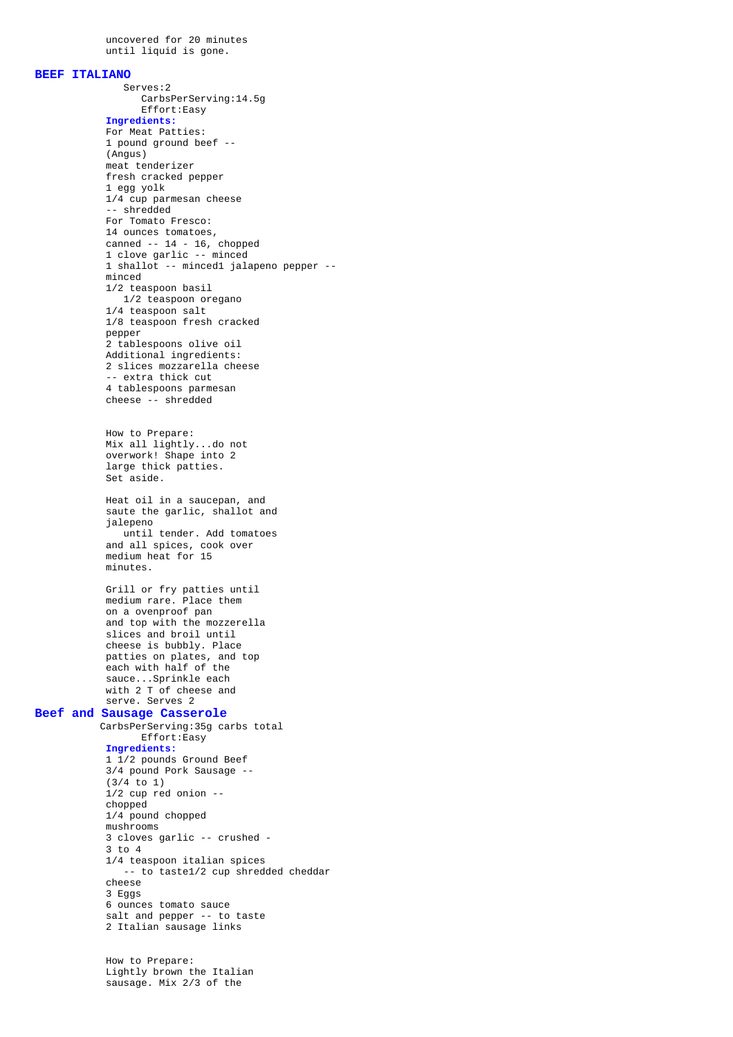uncovered for 20 minutes
until liquid is gone.

## BEEF ITALIANO

Serves:2
CarbsPerServing:14.5g
Effort:Easy

**Ingredients:**

For Meat Patties:
1 pound ground beef --
(Angus)
meat tenderizer
fresh cracked pepper
1 egg yolk
1/4 cup parmesan cheese
-- shredded
For Tomato Fresco:
14 ounces tomatoes,
canned -- 14 - 16, chopped
1 clove garlic -- minced
1 shallot -- minced1 jalapeno pepper --
minced
1/2 teaspoon basil
1/2 teaspoon oregano
1/4 teaspoon salt
1/8 teaspoon fresh cracked
pepper
2 tablespoons olive oil
Additional ingredients:
2 slices mozzarella cheese
-- extra thick cut
4 tablespoons parmesan
cheese -- shredded

How to Prepare:
Mix all lightly...do not
overwork! Shape into 2
large thick patties.
Set aside.

Heat oil in a saucepan, and
saute the garlic, shallot and
jalepeno
until tender. Add tomatoes
and all spices, cook over
medium heat for 15
minutes.

Grill or fry patties until
medium rare. Place them
on a ovenproof pan
and top with the mozzarella
slices and broil until
cheese is bubbly. Place
patties on plates, and top
each with half of the
sauce...Sprinkle each
with 2 T of cheese and
serve. Serves 2

## Beef and Sausage Casserole

CarbsPerServing:35g carbs total
Effort:Easy

**Ingredients:**

1 1/2 pounds Ground Beef
3/4 pound Pork Sausage --
(3/4 to 1)
1/2 cup red onion --
chopped
1/4 pound chopped
mushrooms
3 cloves garlic -- crushed -
3 to 4
1/4 teaspoon italian spices
-- to taste1/2 cup shredded cheddar
cheese
3 Eggs
6 ounces tomato sauce
salt and pepper -- to taste
2 Italian sausage links

How to Prepare:
Lightly brown the Italian
sausage. Mix 2/3 of the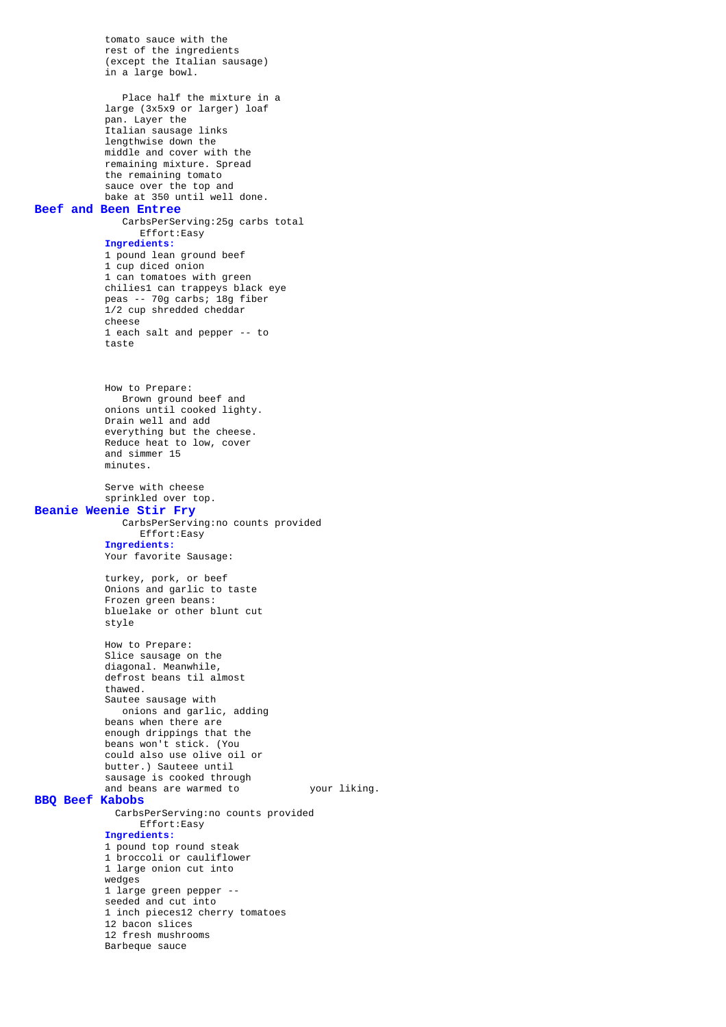tomato sauce with the rest of the ingredients (except the Italian sausage) in a large bowl.

Place half the mixture in a large (3x5x9 or larger) loaf pan. Layer the Italian sausage links lengthwise down the middle and cover with the remaining mixture. Spread the remaining tomato sauce over the top and bake at 350 until well done.

## Beef and Been Entree

CarbsPerServing:25g carbs total
Effort:Easy

**Ingredients:**

1 pound lean ground beef
1 cup diced onion
1 can tomatoes with green chilies1 can trappeys black eye peas -- 70g carbs; 18g fiber
1/2 cup shredded cheddar cheese
1 each salt and pepper -- to taste

How to Prepare:
Brown ground beef and onions until cooked lighty. Drain well and add everything but the cheese. Reduce heat to low, cover and simmer 15 minutes.

Serve with cheese sprinkled over top.

## Beanie Weenie Stir Fry

CarbsPerServing:no counts provided
Effort:Easy

**Ingredients:**

Your favorite Sausage:

turkey, pork, or beef
Onions and garlic to taste
Frozen green beans: bluelake or other blunt cut style

How to Prepare:
Slice sausage on the diagonal. Meanwhile, defrost beans til almost thawed.
Sautee sausage with onions and garlic, adding beans when there are enough drippings that the beans won't stick. (You could also use olive oil or butter.) Sauteee until sausage is cooked through and beans are warmed to your liking.

## BBQ Beef Kabobs

CarbsPerServing:no counts provided
Effort:Easy

**Ingredients:**

1 pound top round steak
1 broccoli or cauliflower
1 large onion cut into wedges
1 large green pepper -- seeded and cut into 1 inch pieces12 cherry tomatoes
12 bacon slices
12 fresh mushrooms
Barbeque sauce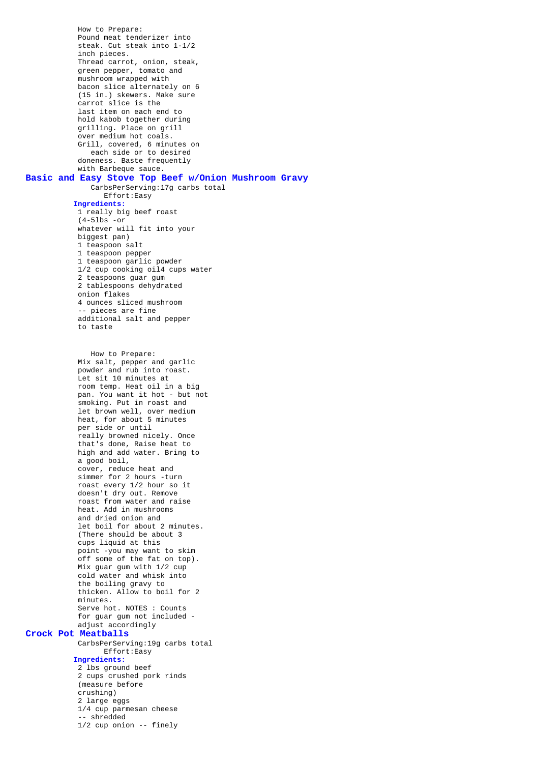How to Prepare:
Pound meat tenderizer into steak. Cut steak into 1-1/2 inch pieces.
Thread carrot, onion, steak, green pepper, tomato and mushroom wrapped with bacon slice alternately on 6 (15 in.) skewers. Make sure carrot slice is the last item on each end to hold kabob together during grilling. Place on grill over medium hot coals.
Grill, covered, 6 minutes on each side or to desired doneness. Baste frequently with Barbeque sauce.

## Basic and Easy Stove Top Beef w/Onion Mushroom Gravy

CarbsPerServing:17g carbs total
Effort:Easy

**Ingredients:**

1 really big beef roast (4-5lbs -or whatever will fit into your biggest pan)
1 teaspoon salt
1 teaspoon pepper
1 teaspoon garlic powder
1/2 cup cooking oil4 cups water
2 teaspoons guar gum
2 tablespoons dehydrated onion flakes
4 ounces sliced mushroom -- pieces are fine
additional salt and pepper to taste

How to Prepare:
Mix salt, pepper and garlic powder and rub into roast. Let sit 10 minutes at room temp. Heat oil in a big pan. You want it hot - but not smoking. Put in roast and let brown well, over medium heat, for about 5 minutes per side or until really browned nicely. Once that's done, Raise heat to high and add water. Bring to a good boil, cover, reduce heat and simmer for 2 hours -turn roast every 1/2 hour so it doesn't dry out. Remove roast from water and raise heat. Add in mushrooms and dried onion and let boil for about 2 minutes. (There should be about 3 cups liquid at this point -you may want to skim off some of the fat on top). Mix guar gum with 1/2 cup cold water and whisk into the boiling gravy to thicken. Allow to boil for 2 minutes.
Serve hot. NOTES : Counts for guar gum not included - adjust accordingly

## Crock Pot Meatballs

CarbsPerServing:19g carbs total
Effort:Easy

**Ingredients:**

2 lbs ground beef
2 cups crushed pork rinds (measure before crushing)
2 large eggs
1/4 cup parmesan cheese -- shredded
1/2 cup onion -- finely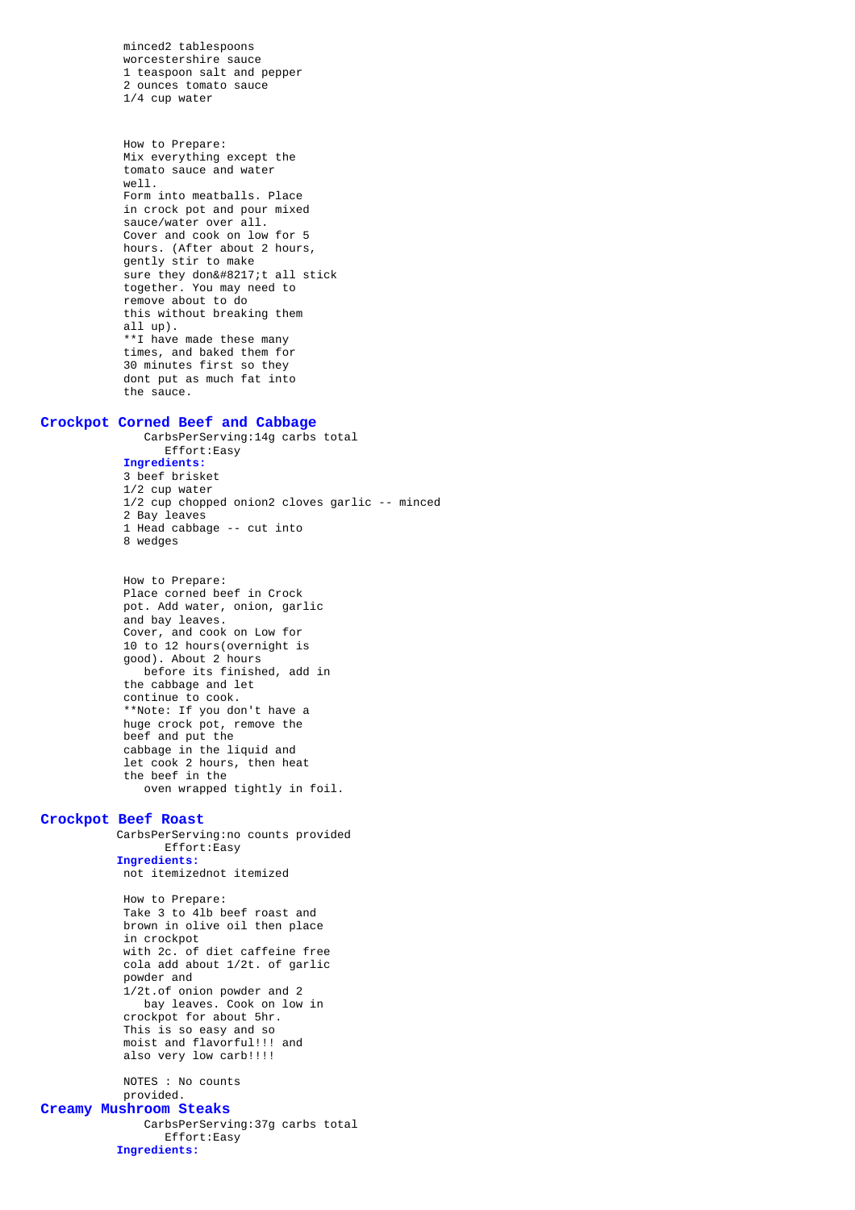minced2 tablespoons worcestershire sauce
1 teaspoon salt and pepper
2 ounces tomato sauce
1/4 cup water

How to Prepare:
Mix everything except the tomato sauce and water well.
Form into meatballs. Place in crock pot and pour mixed sauce/water over all.
Cover and cook on low for 5 hours. (After about 2 hours, gently stir to make sure they don&#8217;t all stick together. You may need to remove about to do this without breaking them all up).
**I have made these many times, and baked them for 30 minutes first so they dont put as much fat into the sauce.

## Crockpot Corned Beef and Cabbage

CarbsPerServing:14g carbs total
Effort:Easy

**Ingredients:**

3 beef brisket
1/2 cup water
1/2 cup chopped onion2 cloves garlic -- minced
2 Bay leaves
1 Head cabbage -- cut into 8 wedges

How to Prepare:
Place corned beef in Crock pot. Add water, onion, garlic and bay leaves.
Cover, and cook on Low for 10 to 12 hours(overnight is good). About 2 hours before its finished, add in the cabbage and let continue to cook.
**Note: If you don't have a huge crock pot, remove the beef and put the cabbage in the liquid and let cook 2 hours, then heat the beef in the oven wrapped tightly in foil.

## Crockpot Beef Roast

CarbsPerServing:no counts provided
Effort:Easy

**Ingredients:**

not itemizednot itemized

How to Prepare:
Take 3 to 4lb beef roast and brown in olive oil then place in crockpot with 2c. of diet caffeine free cola add about 1/2t. of garlic powder and 1/2t.of onion powder and 2 bay leaves. Cook on low in crockpot for about 5hr.
This is so easy and so moist and flavorful!!! and also very low carb!!!!

NOTES : No counts provided.

## Creamy Mushroom Steaks

CarbsPerServing:37g carbs total
Effort:Easy

**Ingredients:**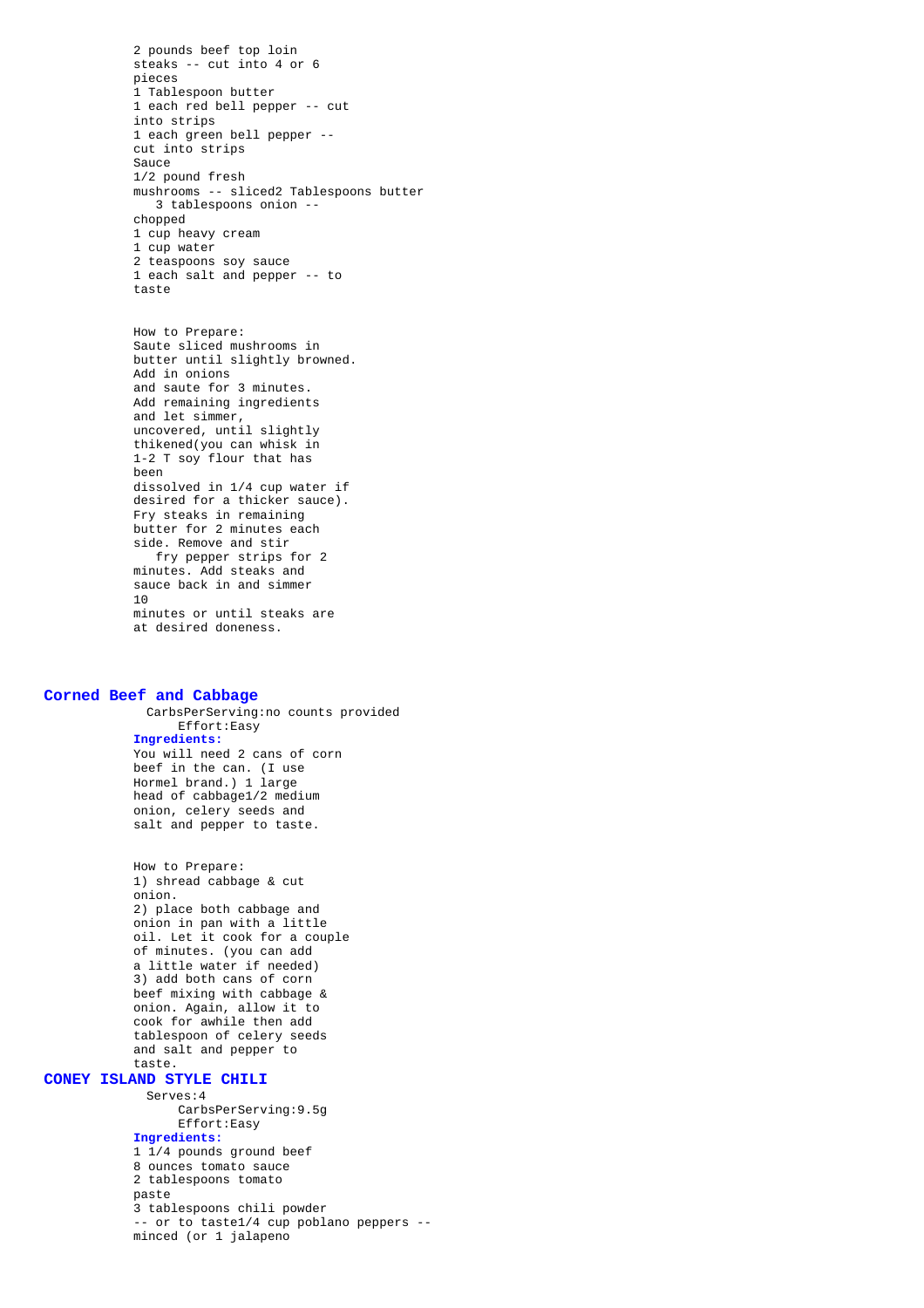2 pounds beef top loin steaks -- cut into 4 or 6 pieces
1 Tablespoon butter
1 each red bell pepper -- cut into strips
1 each green bell pepper -- cut into strips
Sauce
1/2 pound fresh mushrooms -- sliced2 Tablespoons butter
3 tablespoons onion -- chopped
1 cup heavy cream
1 cup water
2 teaspoons soy sauce
1 each salt and pepper -- to taste

How to Prepare:
Saute sliced mushrooms in butter until slightly browned. Add in onions and saute for 3 minutes. Add remaining ingredients and let simmer, uncovered, until slightly thikened(you can whisk in 1-2 T soy flour that has been dissolved in 1/4 cup water if desired for a thicker sauce). Fry steaks in remaining butter for 2 minutes each side. Remove and stir fry pepper strips for 2 minutes. Add steaks and sauce back in and simmer 10 minutes or until steaks are at desired doneness.

## Corned Beef and Cabbage

CarbsPerServing:no counts provided
Effort:Easy

**Ingredients:**

You will need 2 cans of corn beef in the can. (I use Hormel brand.) 1 large head of cabbage1/2 medium onion, celery seeds and salt and pepper to taste.

How to Prepare:
1) shread cabbage & cut onion.
2) place both cabbage and onion in pan with a little oil. Let it cook for a couple of minutes. (you can add a little water if needed)
3) add both cans of corn beef mixing with cabbage & onion. Again, allow it to cook for awhile then add tablespoon of celery seeds and salt and pepper to taste.

## CONEY ISLAND STYLE CHILI

Serves:4
CarbsPerServing:9.5g
Effort:Easy

**Ingredients:**

1 1/4 pounds ground beef
8 ounces tomato sauce
2 tablespoons tomato paste
3 tablespoons chili powder -- or to taste1/4 cup poblano peppers -- minced (or 1 jalapeno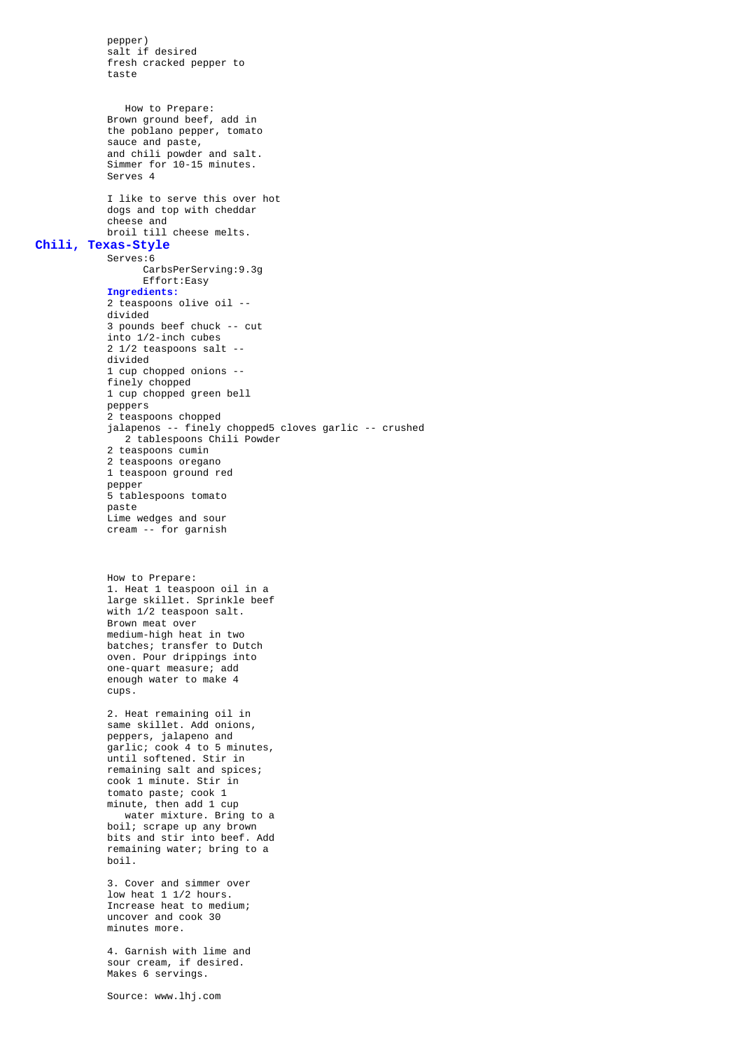pepper)
salt if desired
fresh cracked pepper to taste

How to Prepare:
Brown ground beef, add in the poblano pepper, tomato sauce and paste, and chili powder and salt. Simmer for 10-15 minutes.
Serves 4

I like to serve this over hot dogs and top with cheddar cheese and broil till cheese melts.

## Chili, Texas-Style

Serves:6
CarbsPerServing:9.3g
Effort:Easy

**Ingredients:**

2 teaspoons olive oil -- divided
3 pounds beef chuck -- cut into 1/2-inch cubes
2 1/2 teaspoons salt -- divided
1 cup chopped onions -- finely chopped
1 cup chopped green bell peppers
2 teaspoons chopped jalapenos -- finely chopped5 cloves garlic -- crushed
2 tablespoons Chili Powder
2 teaspoons cumin
2 teaspoons oregano
1 teaspoon ground red pepper
5 tablespoons tomato paste
Lime wedges and sour cream -- for garnish

How to Prepare:
1. Heat 1 teaspoon oil in a large skillet. Sprinkle beef with 1/2 teaspoon salt. Brown meat over medium-high heat in two batches; transfer to Dutch oven. Pour drippings into one-quart measure; add enough water to make 4 cups.

2. Heat remaining oil in same skillet. Add onions, peppers, jalapeno and garlic; cook 4 to 5 minutes, until softened. Stir in remaining salt and spices; cook 1 minute. Stir in tomato paste; cook 1 minute, then add 1 cup water mixture. Bring to a boil; scrape up any brown bits and stir into beef. Add remaining water; bring to a boil.

3. Cover and simmer over low heat 1 1/2 hours. Increase heat to medium; uncover and cook 30 minutes more.

4. Garnish with lime and sour cream, if desired. Makes 6 servings.

Source: www.lhj.com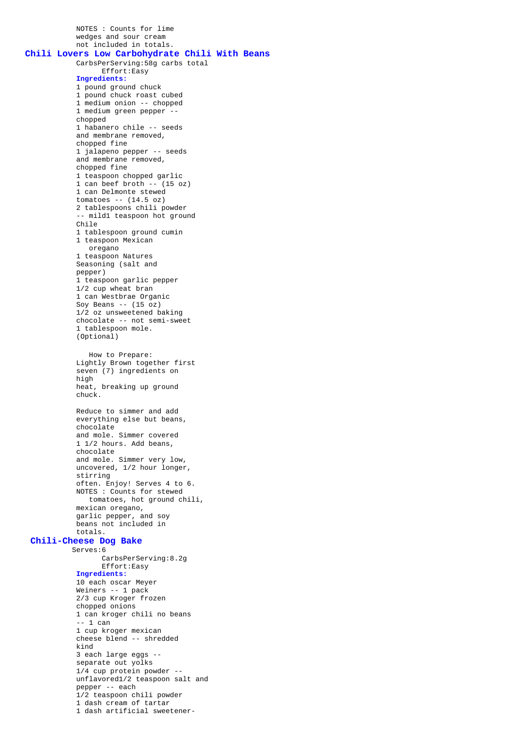NOTES : Counts for lime wedges and sour cream not included in totals.

## Chili Lovers Low Carbohydrate Chili With Beans

CarbsPerServing:58g carbs total

Effort:Easy

**Ingredients:**

1 pound ground chuck
1 pound chuck roast cubed
1 medium onion -- chopped
1 medium green pepper -- chopped
1 habanero chile -- seeds and membrane removed, chopped fine
1 jalapeno pepper -- seeds and membrane removed, chopped fine
1 teaspoon chopped garlic
1 can beef broth -- (15 oz)
1 can Delmonte stewed tomatoes -- (14.5 oz)
2 tablespoons chili powder -- mild1 teaspoon hot ground Chile
1 tablespoon ground cumin
1 teaspoon Mexican oregano
1 teaspoon Natures Seasoning (salt and pepper)
1 teaspoon garlic pepper
1/2 cup wheat bran
1 can Westbrae Organic Soy Beans -- (15 oz)
1/2 oz unsweetened baking chocolate -- not semi-sweet
1 tablespoon mole. (Optional)

How to Prepare:

Lightly Brown together first seven (7) ingredients on high heat, breaking up ground chuck.

Reduce to simmer and add everything else but beans, chocolate and mole. Simmer covered 1 1/2 hours. Add beans, chocolate and mole. Simmer very low, uncovered, 1/2 hour longer, stirring often. Enjoy! Serves 4 to 6.

NOTES : Counts for stewed tomatoes, hot ground chili, mexican oregano, garlic pepper, and soy beans not included in totals.

## Chili-Cheese Dog Bake

Serves:6

CarbsPerServing:8.2g

Effort:Easy

**Ingredients:**

10 each oscar Meyer Weiners -- 1 pack
2/3 cup Kroger frozen chopped onions
1 can kroger chili no beans -- 1 can
1 cup kroger mexican cheese blend -- shredded kind
3 each large eggs -- separate out yolks
1/4 cup protein powder -- unflavored1/2 teaspoon salt and pepper -- each
1/2 teaspoon chili powder
1 dash cream of tartar
1 dash artificial sweetener-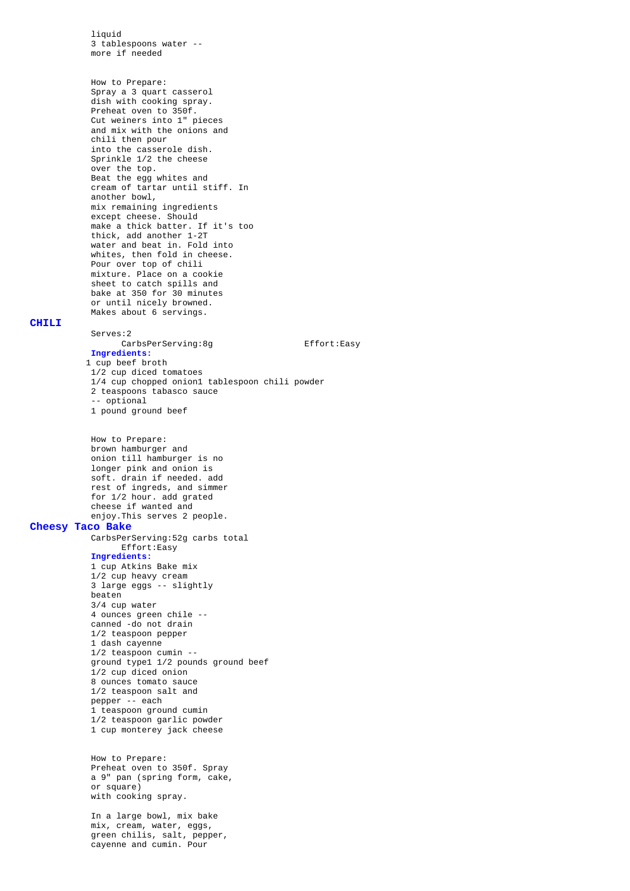liquid
3 tablespoons water -- more if needed

How to Prepare:
Spray a 3 quart casserol dish with cooking spray. Preheat oven to 350f. Cut weiners into 1" pieces and mix with the onions and chili then pour into the casserole dish. Sprinkle 1/2 the cheese over the top. Beat the egg whites and cream of tartar until stiff. In another bowl, mix remaining ingredients except cheese. Should make a thick batter. If it's too thick, add another 1-2T water and beat in. Fold into whites, then fold in cheese. Pour over top of chili mixture. Place on a cookie sheet to catch spills and bake at 350 for 30 minutes or until nicely browned. Makes about 6 servings.

## CHILI

Serves:2
CarbsPerServing:8g Effort:Easy

**Ingredients:**

1 cup beef broth
1/2 cup diced tomatoes
1/4 cup chopped onion1 tablespoon chili powder
2 teaspoons tabasco sauce -- optional
1 pound ground beef

How to Prepare:
brown hamburger and onion till hamburger is no longer pink and onion is soft. drain if needed. add rest of ingreds, and simmer for 1/2 hour. add grated cheese if wanted and enjoy.This serves 2 people.

## Cheesy Taco Bake

CarbsPerServing:52g carbs total
Effort:Easy

**Ingredients:**

1 cup Atkins Bake mix
1/2 cup heavy cream
3 large eggs -- slightly beaten
3/4 cup water
4 ounces green chile -- canned -do not drain
1/2 teaspoon pepper
1 dash cayenne
1/2 teaspoon cumin -- ground type1 1/2 pounds ground beef
1/2 cup diced onion
8 ounces tomato sauce
1/2 teaspoon salt and pepper -- each
1 teaspoon ground cumin
1/2 teaspoon garlic powder
1 cup monterey jack cheese

How to Prepare:
Preheat oven to 350f. Spray a 9" pan (spring form, cake, or square) with cooking spray.

In a large bowl, mix bake mix, cream, water, eggs, green chilis, salt, pepper, cayenne and cumin. Pour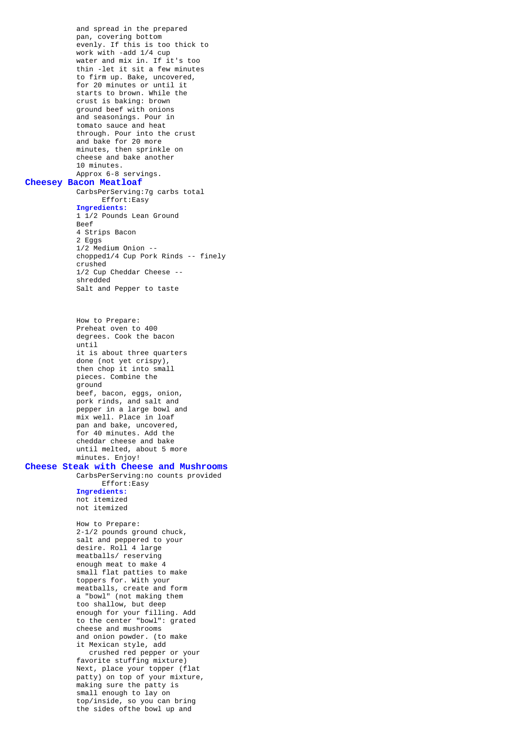and spread in the prepared pan, covering bottom evenly. If this is too thick to work with -add 1/4 cup water and mix in. If it's too thin -let it sit a few minutes to firm up. Bake, uncovered, for 20 minutes or until it starts to brown. While the crust is baking: brown ground beef with onions and seasonings. Pour in tomato sauce and heat through. Pour into the crust and bake for 20 more minutes, then sprinkle on cheese and bake another 10 minutes.

Approx 6-8 servings.

## Cheesey Bacon Meatloaf

CarbsPerServing:7g carbs total
Effort:Easy

**Ingredients:**

1 1/2 Pounds Lean Ground Beef
4 Strips Bacon
2 Eggs
1/2 Medium Onion -- chopped1/4 Cup Pork Rinds -- finely crushed
1/2 Cup Cheddar Cheese -- shredded
Salt and Pepper to taste

How to Prepare:
Preheat oven to 400 degrees. Cook the bacon until it is about three quarters done (not yet crispy), then chop it into small pieces. Combine the ground beef, bacon, eggs, onion, pork rinds, and salt and pepper in a large bowl and mix well. Place in loaf pan and bake, uncovered, for 40 minutes. Add the cheddar cheese and bake until melted, about 5 more minutes. Enjoy!

## Cheese Steak with Cheese and Mushrooms

CarbsPerServing:no counts provided
Effort:Easy

**Ingredients:**

not itemized
not itemized

How to Prepare:
2-1/2 pounds ground chuck, salt and peppered to your desire. Roll 4 large meatballs/ reserving enough meat to make 4 small flat patties to make toppers for. With your meatballs, create and form a "bowl" (not making them too shallow, but deep enough for your filling. Add to the center "bowl": grated cheese and mushrooms and onion powder. (to make it Mexican style, add crushed red pepper or your favorite stuffing mixture) Next, place your topper (flat patty) on top of your mixture, making sure the patty is small enough to lay on top/inside, so you can bring the sides ofthe bowl up and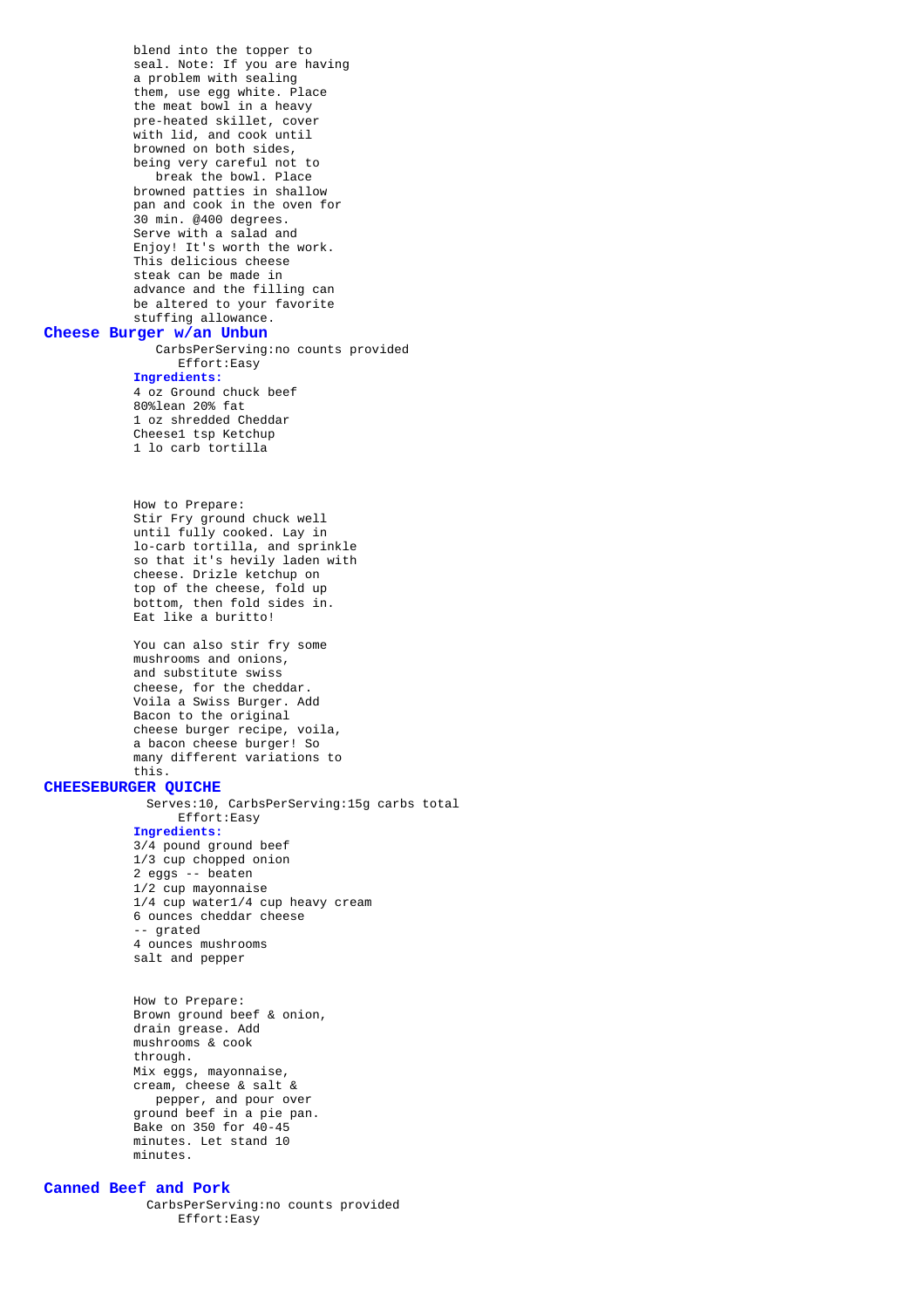blend into the topper to seal. Note: If you are having a problem with sealing them, use egg white. Place the meat bowl in a heavy pre-heated skillet, cover with lid, and cook until browned on both sides, being very careful not to break the bowl. Place browned patties in shallow pan and cook in the oven for 30 min. @400 degrees. Serve with a salad and Enjoy! It's worth the work. This delicious cheese steak can be made in advance and the filling can be altered to your favorite stuffing allowance.

## Cheese Burger w/an Unbun

CarbsPerServing:no counts provided
Effort:Easy

**Ingredients:**

4 oz Ground chuck beef
80%lean 20% fat
1 oz shredded Cheddar
Cheese1 tsp Ketchup
1 lo carb tortilla

How to Prepare:
Stir Fry ground chuck well until fully cooked. Lay in lo-carb tortilla, and sprinkle so that it's hevily laden with cheese. Drizle ketchup on top of the cheese, fold up bottom, then fold sides in. Eat like a buritto!

You can also stir fry some mushrooms and onions, and substitute swiss cheese, for the cheddar. Voila a Swiss Burger. Add Bacon to the original cheese burger recipe, voila, a bacon cheese burger! So many different variations to this.

## CHEESEBURGER QUICHE

Serves:10, CarbsPerServing:15g carbs total
Effort:Easy

**Ingredients:**

3/4 pound ground beef
1/3 cup chopped onion
2 eggs -- beaten
1/2 cup mayonnaise
1/4 cup water1/4 cup heavy cream
6 ounces cheddar cheese
-- grated
4 ounces mushrooms
salt and pepper

How to Prepare:
Brown ground beef & onion, drain grease. Add mushrooms & cook through.
Mix eggs, mayonnaise, cream, cheese & salt & pepper, and pour over ground beef in a pie pan. Bake on 350 for 40-45 minutes. Let stand 10 minutes.

## Canned Beef and Pork

CarbsPerServing:no counts provided
Effort:Easy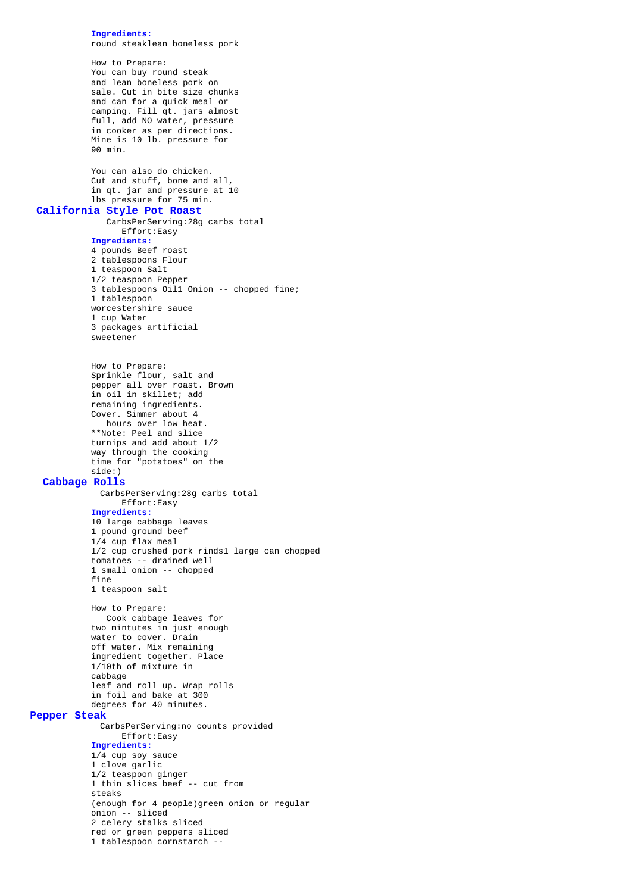**Ingredients:**

round steaklean boneless pork

How to Prepare:
You can buy round steak and lean boneless pork on sale. Cut in bite size chunks and can for a quick meal or camping. Fill qt. jars almost full, add NO water, pressure in cooker as per directions. Mine is 10 lb. pressure for 90 min.

You can also do chicken. Cut and stuff, bone and all, in qt. jar and pressure at 10 lbs pressure for 75 min.

## California Style Pot Roast

CarbsPerServing:28g carbs total
Effort:Easy

**Ingredients:**

4 pounds Beef roast
2 tablespoons Flour
1 teaspoon Salt
1/2 teaspoon Pepper
3 tablespoons Oil1 Onion -- chopped fine;
1 tablespoon worcestershire sauce
1 cup Water
3 packages artificial sweetener

How to Prepare:
Sprinkle flour, salt and pepper all over roast. Brown in oil in skillet; add remaining ingredients. Cover. Simmer about 4 hours over low heat.
**Note: Peel and slice turnips and add about 1/2 way through the cooking time for "potatoes" on the side:)

## Cabbage Rolls

CarbsPerServing:28g carbs total
Effort:Easy

**Ingredients:**

10 large cabbage leaves
1 pound ground beef
1/4 cup flax meal
1/2 cup crushed pork rinds1 large can chopped tomatoes -- drained well
1 small onion -- chopped fine
1 teaspoon salt

How to Prepare:
Cook cabbage leaves for two mintutes in just enough water to cover. Drain off water. Mix remaining ingredient together. Place 1/10th of mixture in cabbage leaf and roll up. Wrap rolls in foil and bake at 300 degrees for 40 minutes.

## Pepper Steak

CarbsPerServing:no counts provided
Effort:Easy

**Ingredients:**

1/4 cup soy sauce
1 clove garlic
1/2 teaspoon ginger
1 thin slices beef -- cut from steaks
(enough for 4 people)green onion or regular onion -- sliced
2 celery stalks sliced
red or green peppers sliced
1 tablespoon cornstarch --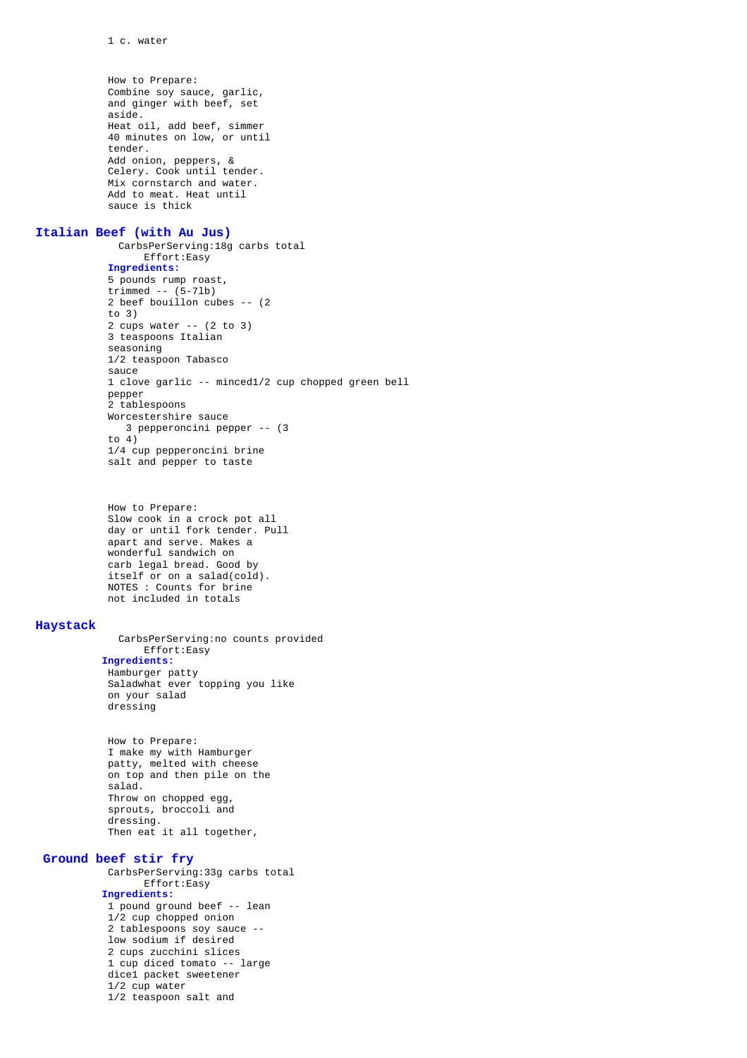1 c. water

How to Prepare:
Combine soy sauce, garlic, and ginger with beef, set aside.
Heat oil, add beef, simmer 40 minutes on low, or until tender.
Add onion, peppers, & Celery. Cook until tender.
Mix cornstarch and water. Add to meat. Heat until sauce is thick

## Italian Beef (with Au Jus)

CarbsPerServing:18g carbs total
Effort:Easy

**Ingredients:**

5 pounds rump roast, trimmed -- (5-7lb)
2 beef bouillon cubes -- (2 to 3)
2 cups water -- (2 to 3)
3 teaspoons Italian seasoning
1/2 teaspoon Tabasco sauce
1 clove garlic -- minced1/2 cup chopped green bell pepper
2 tablespoons Worcestershire sauce
3 pepperoncini pepper -- (3 to 4)
1/4 cup pepperoncini brine
salt and pepper to taste

How to Prepare:
Slow cook in a crock pot all day or until fork tender. Pull apart and serve. Makes a wonderful sandwich on carb legal bread. Good by itself or on a salad(cold).
NOTES : Counts for brine not included in totals

## Haystack

CarbsPerServing:no counts provided
Effort:Easy

**Ingredients:**

Hamburger patty
Saladwhat ever topping you like on your salad
dressing

How to Prepare:
I make my with Hamburger patty, melted with cheese on top and then pile on the salad.
Throw on chopped egg, sprouts, broccoli and dressing.
Then eat it all together,

## Ground beef stir fry

CarbsPerServing:33g carbs total
Effort:Easy

**Ingredients:**

1 pound ground beef -- lean
1/2 cup chopped onion
2 tablespoons soy sauce -- low sodium if desired
2 cups zucchini slices
1 cup diced tomato -- large dice1 packet sweetener
1/2 cup water
1/2 teaspoon salt and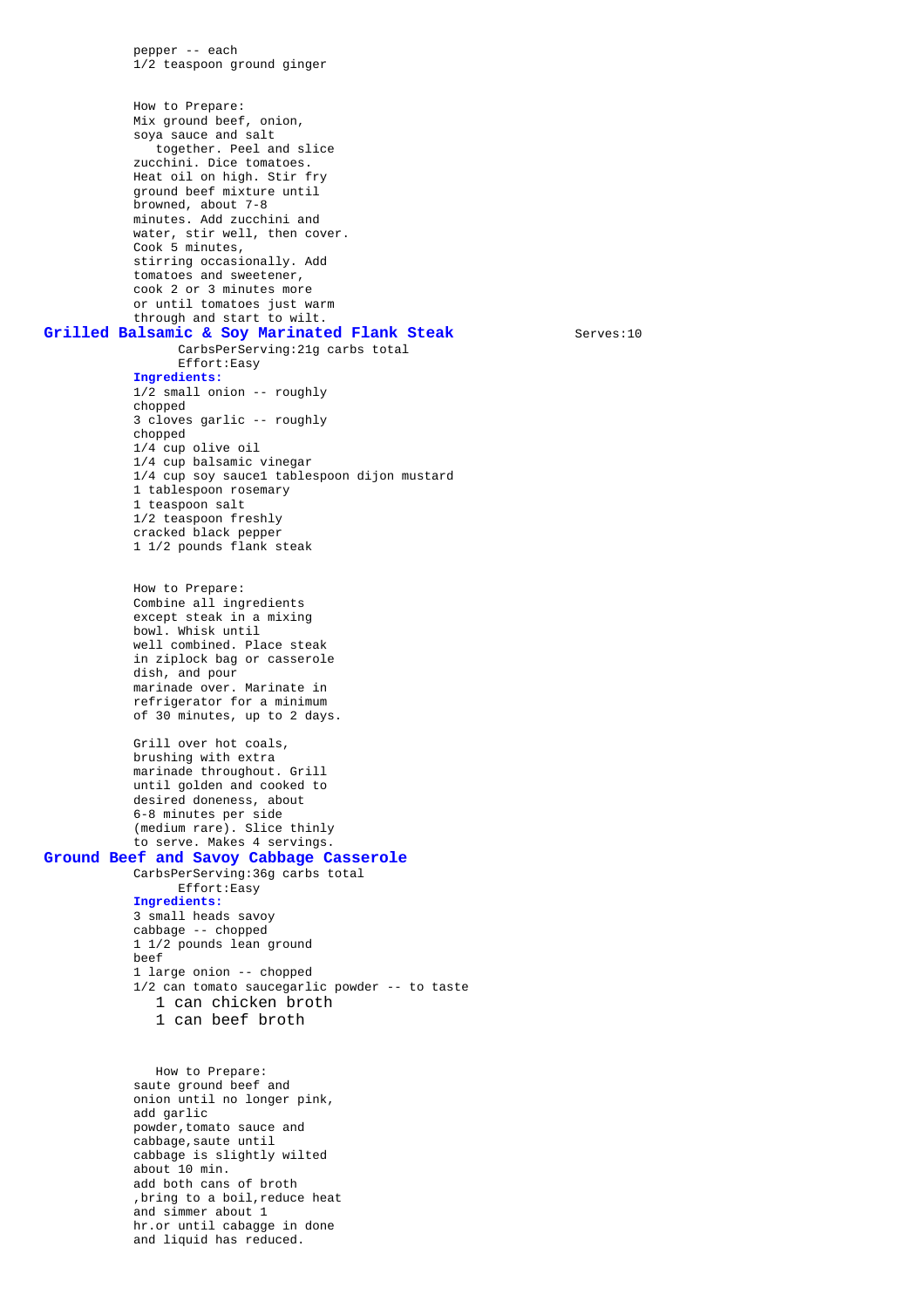pepper -- each
1/2 teaspoon ground ginger

How to Prepare:
Mix ground beef, onion, soya sauce and salt together. Peel and slice zucchini. Dice tomatoes. Heat oil on high. Stir fry ground beef mixture until browned, about 7-8 minutes. Add zucchini and water, stir well, then cover. Cook 5 minutes, stirring occasionally. Add tomatoes and sweetener, cook 2 or 3 minutes more or until tomatoes just warm through and start to wilt.

## Grilled Balsamic & Soy Marinated Flank Steak

Serves:10

CarbsPerServing:21g carbs total
Effort:Easy

**Ingredients:**

1/2 small onion -- roughly chopped
3 cloves garlic -- roughly chopped
1/4 cup olive oil
1/4 cup balsamic vinegar
1/4 cup soy sauce1 tablespoon dijon mustard
1 tablespoon rosemary
1 teaspoon salt
1/2 teaspoon freshly cracked black pepper
1 1/2 pounds flank steak

How to Prepare:
Combine all ingredients except steak in a mixing bowl. Whisk until well combined. Place steak in ziplock bag or casserole dish, and pour marinade over. Marinate in refrigerator for a minimum of 30 minutes, up to 2 days.

Grill over hot coals, brushing with extra marinade throughout. Grill until golden and cooked to desired doneness, about 6-8 minutes per side (medium rare). Slice thinly to serve. Makes 4 servings.

## Ground Beef and Savoy Cabbage Casserole

CarbsPerServing:36g carbs total
Effort:Easy

**Ingredients:**

3 small heads savoy cabbage -- chopped
1 1/2 pounds lean ground beef
1 large onion -- chopped
1/2 can tomato saucegarlic powder -- to taste
1 can chicken broth
1 can beef broth

How to Prepare:
saute ground beef and onion until no longer pink, add garlic powder,tomato sauce and cabbage,saute until cabbage is slightly wilted about 10 min.
add both cans of broth ,bring to a boil,reduce heat and simmer about 1 hr.or until cabagge in done and liquid has reduced.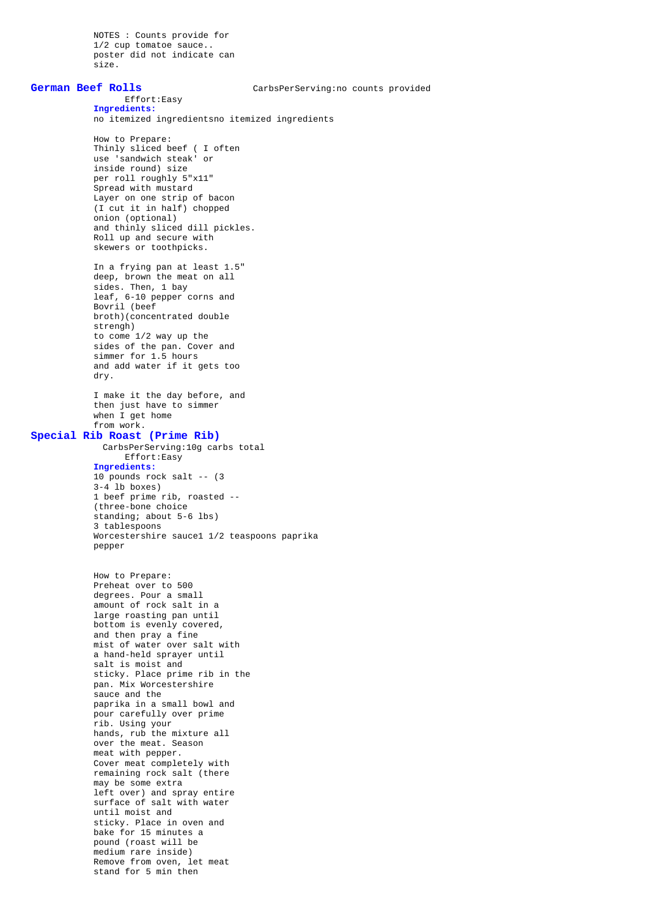NOTES : Counts provide for 1/2 cup tomatoe sauce.. poster did not indicate can size.

## German Beef Rolls

CarbsPerServing:no counts provided

Effort:Easy

**Ingredients:**

no itemized ingredientsno itemized ingredients

How to Prepare:
Thinly sliced beef ( I often use 'sandwich steak' or inside round) size per roll roughly 5"x11"
Spread with mustard
Layer on one strip of bacon (I cut it in half) chopped onion (optional)
and thinly sliced dill pickles.
Roll up and secure with skewers or toothpicks.

In a frying pan at least 1.5" deep, brown the meat on all sides. Then, 1 bay leaf, 6-10 pepper corns and Bovril (beef broth)(concentrated double strengh)
to come 1/2 way up the sides of the pan. Cover and simmer for 1.5 hours
and add water if it gets too dry.

I make it the day before, and then just have to simmer when I get home from work.

## Special Rib Roast (Prime Rib)

CarbsPerServing:10g carbs total

Effort:Easy

**Ingredients:**

10 pounds rock salt -- (3 3-4 lb boxes)
1 beef prime rib, roasted -- (three-bone choice standing; about 5-6 lbs)
3 tablespoons Worcestershire sauce1 1/2 teaspoons paprika
pepper

How to Prepare:
Preheat over to 500 degrees. Pour a small amount of rock salt in a large roasting pan until bottom is evenly covered, and then pray a fine mist of water over salt with a hand-held sprayer until salt is moist and sticky. Place prime rib in the pan. Mix Worcestershire sauce and the paprika in a small bowl and pour carefully over prime rib. Using your hands, rub the mixture all over the meat. Season meat with pepper.
Cover meat completely with remaining rock salt (there may be some extra left over) and spray entire surface of salt with water until moist and sticky. Place in oven and bake for 15 minutes a pound (roast will be medium rare inside)
Remove from oven, let meat stand for 5 min then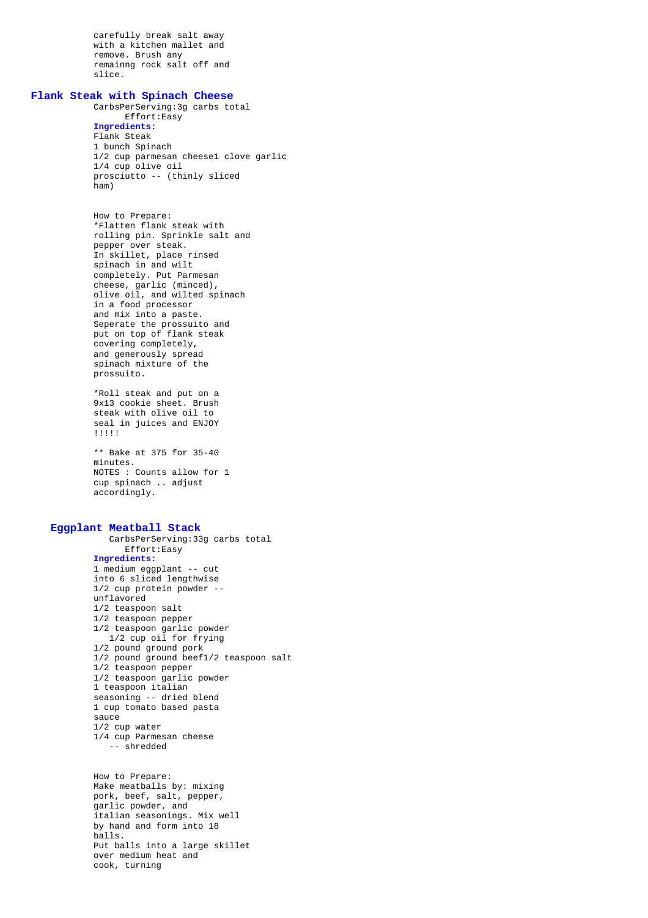carefully break salt away with a kitchen mallet and remove. Brush any remainng rock salt off and slice.

## Flank Steak with Spinach Cheese

CarbsPerServing:3g carbs total
Effort:Easy

**Ingredients:**

Flank Steak
1 bunch Spinach
1/2 cup parmesan cheese1 clove garlic
1/4 cup olive oil
prosciutto -- (thinly sliced ham)

How to Prepare:
*Flatten flank steak with rolling pin. Sprinkle salt and pepper over steak.
In skillet, place rinsed spinach in and wilt completely. Put Parmesan cheese, garlic (minced), olive oil, and wilted spinach in a food processor and mix into a paste.
Seperate the prossuito and put on top of flank steak covering completely, and generously spread spinach mixture of the prossuito.

*Roll steak and put on a 9x13 cookie sheet. Brush steak with olive oil to seal in juices and ENJOY !!!!!

** Bake at 375 for 35-40 minutes.
NOTES : Counts allow for 1 cup spinach .. adjust accordingly.

## Eggplant Meatball Stack

CarbsPerServing:33g carbs total
Effort:Easy

**Ingredients:**

1 medium eggplant -- cut into 6 sliced lengthwise
1/2 cup protein powder -- unflavored
1/2 teaspoon salt
1/2 teaspoon pepper
1/2 teaspoon garlic powder
1/2 cup oil for frying
1/2 pound ground pork
1/2 pound ground beef1/2 teaspoon salt
1/2 teaspoon pepper
1/2 teaspoon garlic powder
1 teaspoon italian seasoning -- dried blend
1 cup tomato based pasta sauce
1/2 cup water
1/4 cup Parmesan cheese -- shredded

How to Prepare:
Make meatballs by: mixing pork, beef, salt, pepper, garlic powder, and italian seasonings. Mix well by hand and form into 18 balls.
Put balls into a large skillet over medium heat and cook, turning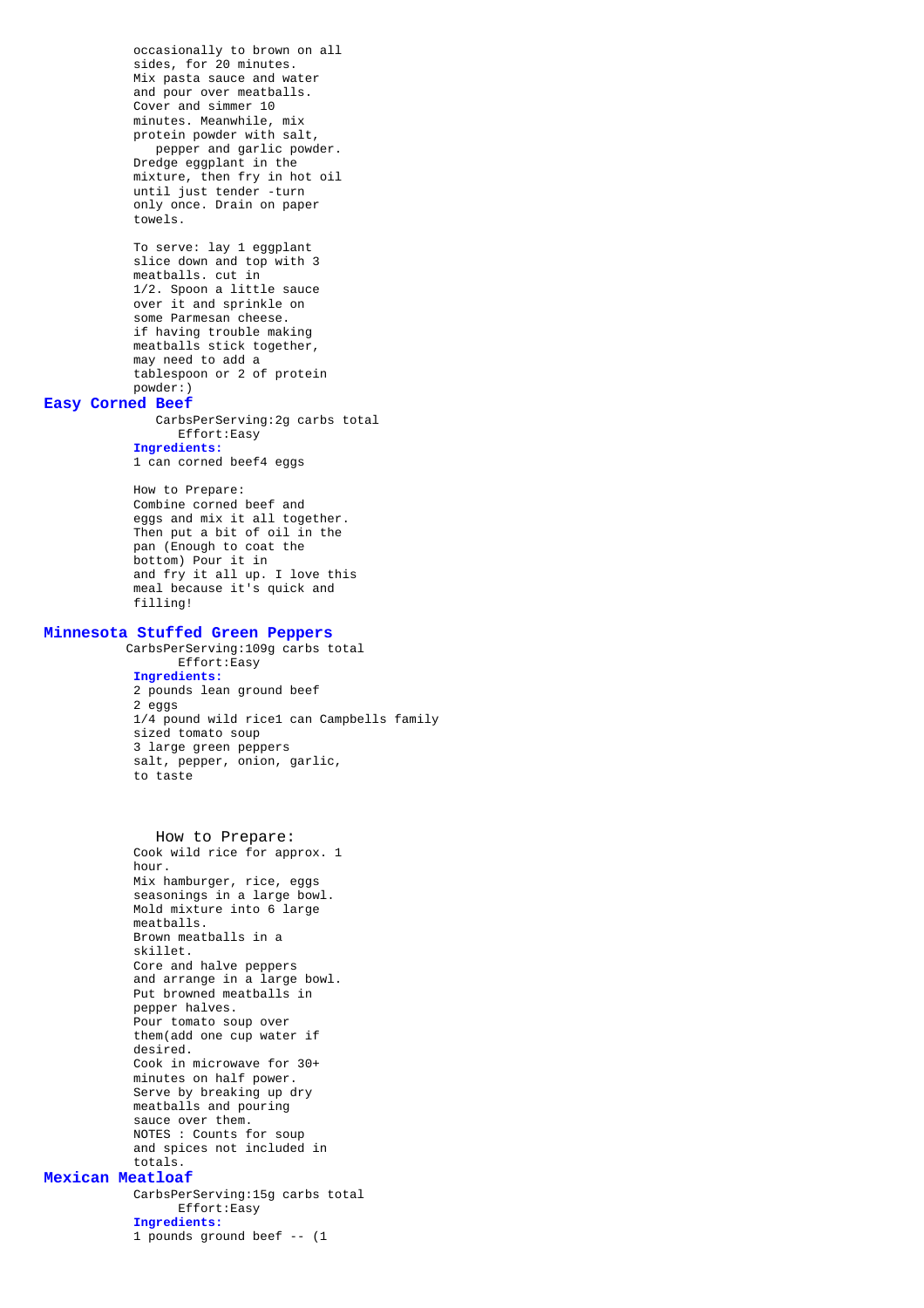occasionally to brown on all sides, for 20 minutes. Mix pasta sauce and water and pour over meatballs. Cover and simmer 10 minutes. Meanwhile, mix protein powder with salt, pepper and garlic powder. Dredge eggplant in the mixture, then fry in hot oil until just tender -turn only once. Drain on paper towels.

To serve: lay 1 eggplant slice down and top with 3 meatballs. cut in 1/2. Spoon a little sauce over it and sprinkle on some Parmesan cheese. if having trouble making meatballs stick together, may need to add a tablespoon or 2 of protein powder:)

## Easy Corned Beef

CarbsPerServing:2g carbs total
Effort:Easy

**Ingredients:**

1 can corned beef4 eggs

How to Prepare:
Combine corned beef and eggs and mix it all together. Then put a bit of oil in the pan (Enough to coat the bottom) Pour it in and fry it all up. I love this meal because it's quick and filling!

## Minnesota Stuffed Green Peppers

CarbsPerServing:109g carbs total
Effort:Easy

**Ingredients:**

2 pounds lean ground beef
2 eggs
1/4 pound wild rice1 can Campbells family sized tomato soup
3 large green peppers
salt, pepper, onion, garlic, to taste

How to Prepare:
Cook wild rice for approx. 1 hour.
Mix hamburger, rice, eggs seasonings in a large bowl.
Mold mixture into 6 large meatballs.
Brown meatballs in a skillet.
Core and halve peppers and arrange in a large bowl.
Put browned meatballs in pepper halves.
Pour tomato soup over them(add one cup water if desired.
Cook in microwave for 30+ minutes on half power.
Serve by breaking up dry meatballs and pouring sauce over them.
NOTES : Counts for soup and spices not included in totals.

## Mexican Meatloaf

CarbsPerServing:15g carbs total
Effort:Easy

**Ingredients:**

1 pounds ground beef -- (1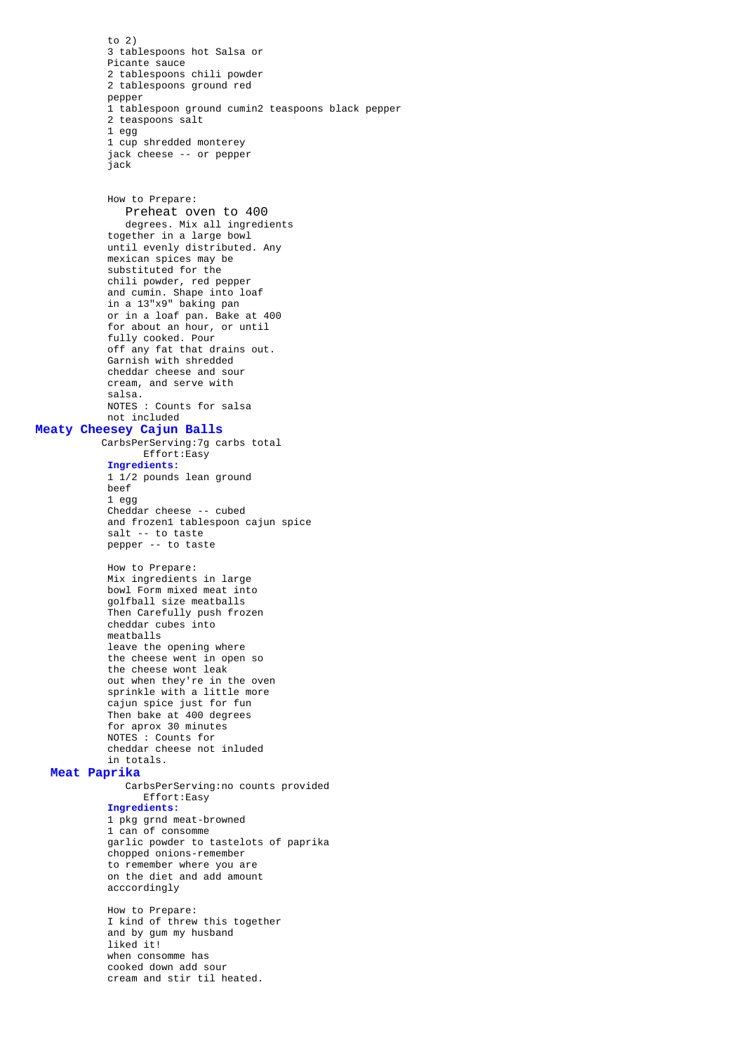to 2)
3 tablespoons hot Salsa or Picante sauce
2 tablespoons chili powder
2 tablespoons ground red pepper
1 tablespoon ground cumin2 teaspoons black pepper
2 teaspoons salt
1 egg
1 cup shredded monterey jack cheese -- or pepper jack

How to Prepare:
Preheat oven to 400 degrees. Mix all ingredients together in a large bowl until evenly distributed. Any mexican spices may be substituted for the chili powder, red pepper and cumin. Shape into loaf in a 13"x9" baking pan or in a loaf pan. Bake at 400 for about an hour, or until fully cooked. Pour off any fat that drains out. Garnish with shredded cheddar cheese and sour cream, and serve with salsa.
NOTES : Counts for salsa not included

## Meaty Cheesey Cajun Balls

CarbsPerServing:7g carbs total
Effort:Easy

**Ingredients:**

1 1/2 pounds lean ground beef
1 egg
Cheddar cheese -- cubed and frozen1 tablespoon cajun spice
salt -- to taste
pepper -- to taste

How to Prepare:
Mix ingredients in large bowl Form mixed meat into golfball size meatballs Then Carefully push frozen cheddar cubes into meatballs leave the opening where the cheese went in open so the cheese wont leak out when they're in the oven sprinkle with a little more cajun spice just for fun Then bake at 400 degrees for aprox 30 minutes
NOTES : Counts for cheddar cheese not inluded in totals.

## Meat Paprika

CarbsPerServing:no counts provided
Effort:Easy

**Ingredients:**

1 pkg grnd meat-browned
1 can of consomme
garlic powder to tastelots of paprika
chopped onions-remember to remember where you are on the diet and add amount acccordingly

How to Prepare:
I kind of threw this together and by gum my husband liked it!
when consomme has cooked down add sour cream and stir til heated.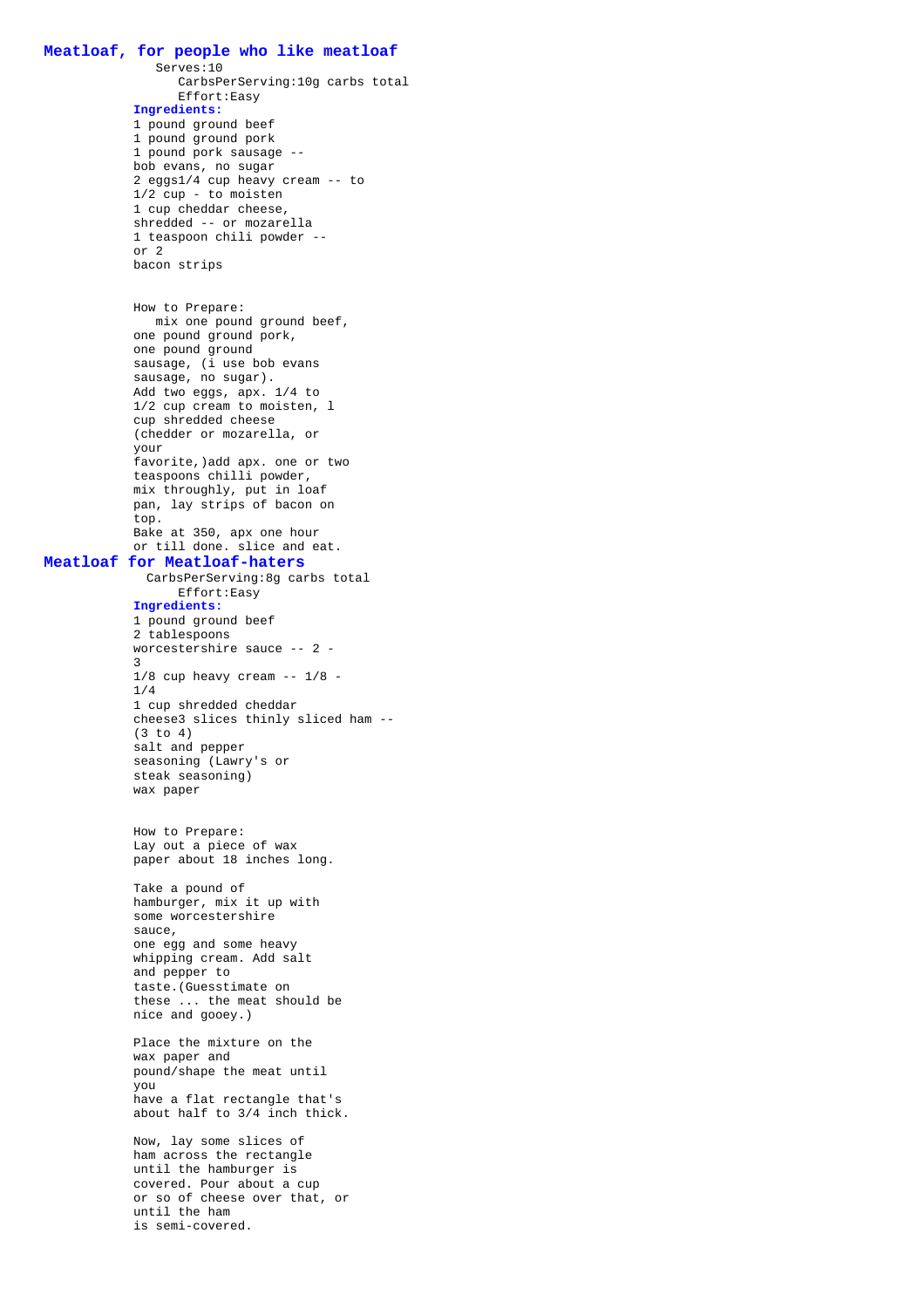## Meatloaf, for people who like meatloaf

Serves:10
CarbsPerServing:10g carbs total
Effort:Easy

**Ingredients:**

1 pound ground beef
1 pound ground pork
1 pound pork sausage -- bob evans, no sugar
2 eggs1/4 cup heavy cream -- to 1/2 cup - to moisten
1 cup cheddar cheese, shredded -- or mozarella
1 teaspoon chili powder -- or 2
bacon strips

How to Prepare:
mix one pound ground beef, one pound ground pork, one pound ground sausage, (i use bob evans sausage, no sugar). Add two eggs, apx. 1/4 to 1/2 cup cream to moisten, l cup shredded cheese (chedder or mozarella, or your favorite,)add apx. one or two teaspoons chilli powder, mix throughly, put in loaf pan, lay strips of bacon on top.
Bake at 350, apx one hour or till done. slice and eat.

## Meatloaf for Meatloaf-haters

CarbsPerServing:8g carbs total
Effort:Easy

**Ingredients:**

1 pound ground beef
2 tablespoons worcestershire sauce -- 2 - 3
1/8 cup heavy cream -- 1/8 - 1/4
1 cup shredded cheddar cheese3 slices thinly sliced ham -- (3 to 4)
salt and pepper
seasoning (Lawry's or steak seasoning)
wax paper

How to Prepare:
Lay out a piece of wax paper about 18 inches long.

Take a pound of hamburger, mix it up with some worcestershire sauce, one egg and some heavy whipping cream. Add salt and pepper to taste.(Guesstimate on these ... the meat should be nice and gooey.)

Place the mixture on the wax paper and pound/shape the meat until you have a flat rectangle that's about half to 3/4 inch thick.

Now, lay some slices of ham across the rectangle until the hamburger is covered. Pour about a cup or so of cheese over that, or until the ham is semi-covered.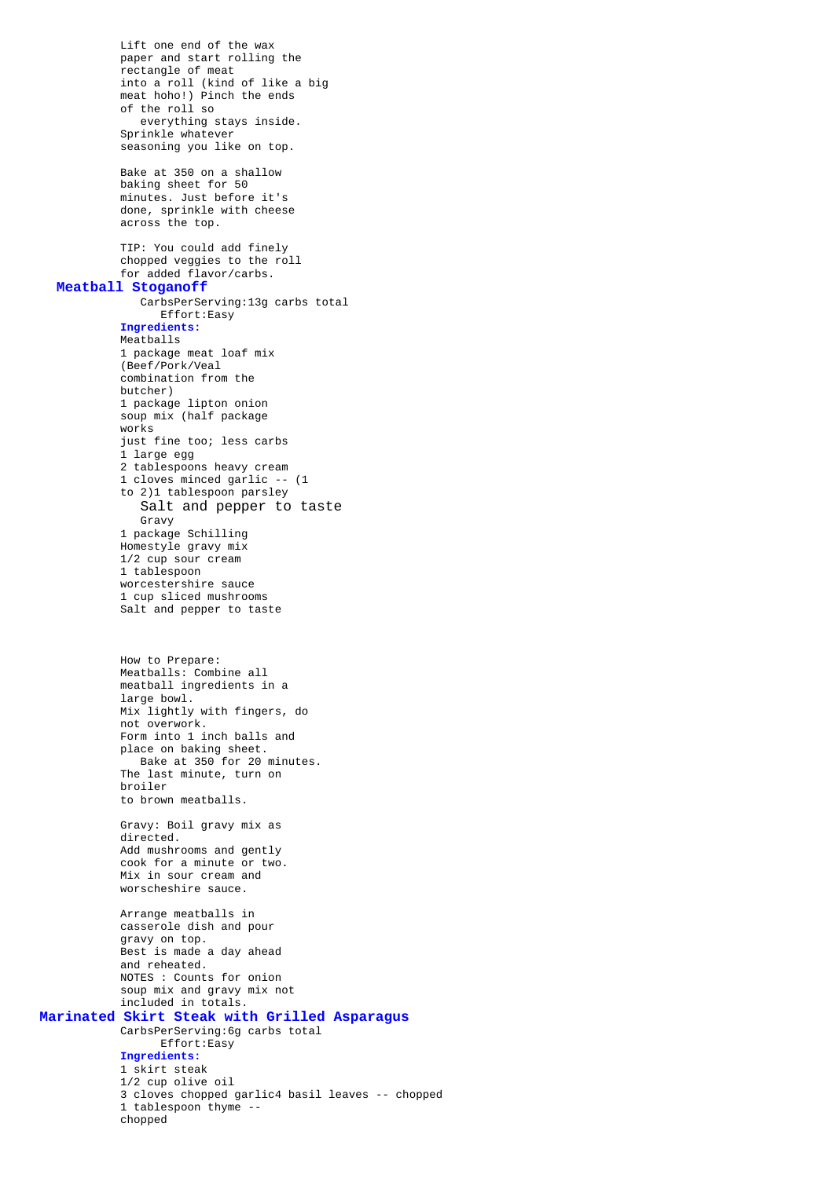Lift one end of the wax paper and start rolling the rectangle of meat into a roll (kind of like a big meat hoho!) Pinch the ends of the roll so everything stays inside. Sprinkle whatever seasoning you like on top.

Bake at 350 on a shallow baking sheet for 50 minutes. Just before it's done, sprinkle with cheese across the top.

TIP: You could add finely chopped veggies to the roll for added flavor/carbs.

## Meatball Stoganoff

CarbsPerServing:13g carbs total
Effort:Easy

**Ingredients:**

Meatballs
1 package meat loaf mix (Beef/Pork/Veal combination from the butcher)
1 package lipton onion soup mix (half package works just fine too; less carbs
1 large egg
2 tablespoons heavy cream
1 cloves minced garlic -- (1 to 2)1 tablespoon parsley
Salt and pepper to taste

Gravy
1 package Schilling Homestyle gravy mix
1/2 cup sour cream
1 tablespoon worcestershire sauce
1 cup sliced mushrooms
Salt and pepper to taste

How to Prepare:
Meatballs: Combine all meatball ingredients in a large bowl.
Mix lightly with fingers, do not overwork.
Form into 1 inch balls and place on baking sheet.
Bake at 350 for 20 minutes.
The last minute, turn on broiler to brown meatballs.

Gravy: Boil gravy mix as directed.
Add mushrooms and gently cook for a minute or two.
Mix in sour cream and worscheshire sauce.

Arrange meatballs in casserole dish and pour gravy on top.
Best is made a day ahead and reheated.
NOTES : Counts for onion soup mix and gravy mix not included in totals.

## Marinated Skirt Steak with Grilled Asparagus

CarbsPerServing:6g carbs total
Effort:Easy

**Ingredients:**

1 skirt steak
1/2 cup olive oil
3 cloves chopped garlic4 basil leaves -- chopped
1 tablespoon thyme -- chopped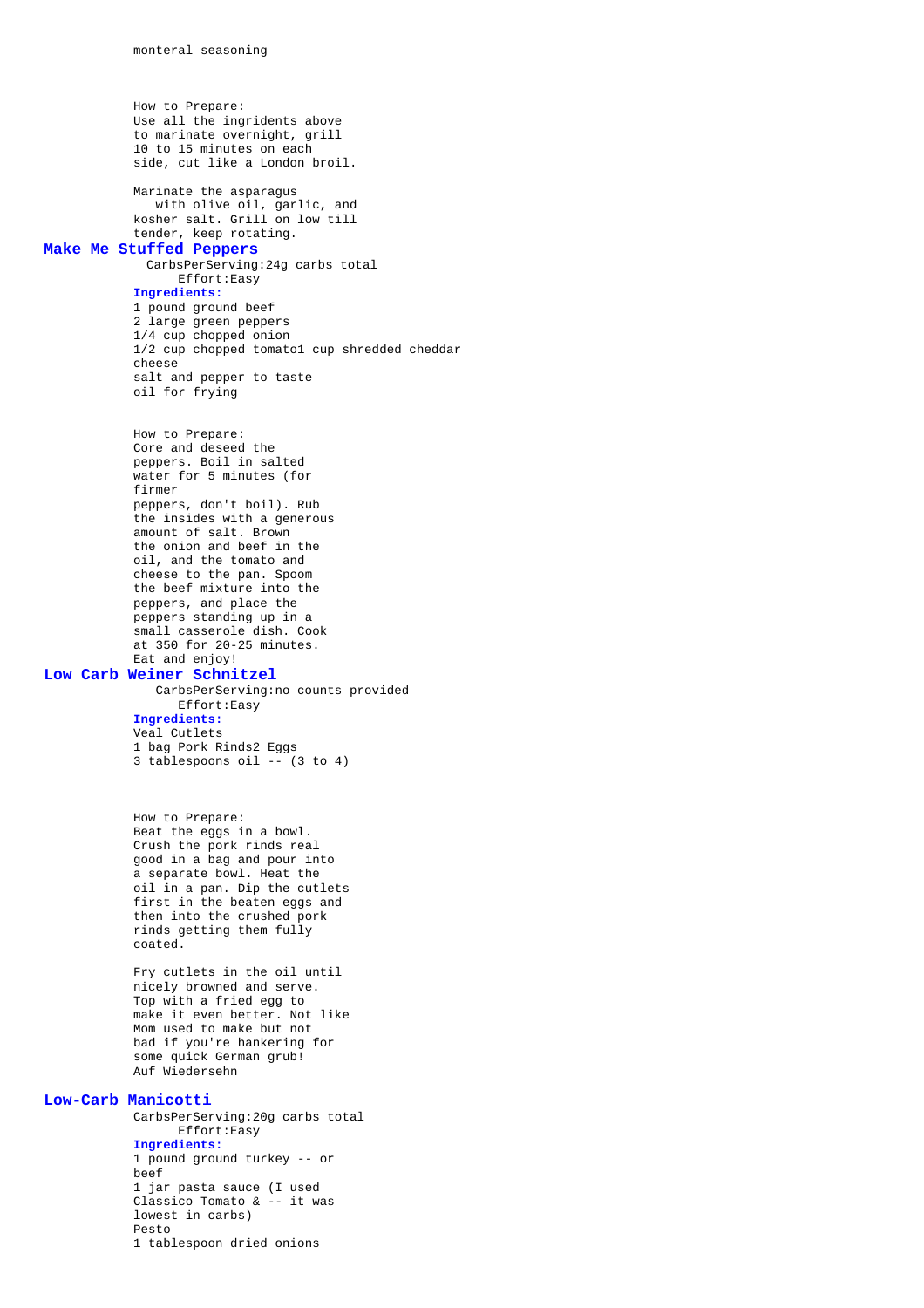monteral seasoning

How to Prepare:
Use all the ingridents above to marinate overnight, grill 10 to 15 minutes on each side, cut like a London broil.

Marinate the asparagus with olive oil, garlic, and kosher salt. Grill on low till tender, keep rotating.

## Make Me Stuffed Peppers

CarbsPerServing:24g carbs total
Effort:Easy

**Ingredients:**

1 pound ground beef
2 large green peppers
1/4 cup chopped onion
1/2 cup chopped tomato1 cup shredded cheddar cheese
salt and pepper to taste
oil for frying

How to Prepare:
Core and deseed the peppers. Boil in salted water for 5 minutes (for firmer peppers, don't boil). Rub the insides with a generous amount of salt. Brown the onion and beef in the oil, and the tomato and cheese to the pan. Spoom the beef mixture into the peppers, and place the peppers standing up in a small casserole dish. Cook at 350 for 20-25 minutes. Eat and enjoy!

## Low Carb Weiner Schnitzel

CarbsPerServing:no counts provided
Effort:Easy

**Ingredients:**

Veal Cutlets
1 bag Pork Rinds2 Eggs
3 tablespoons oil -- (3 to 4)

How to Prepare:
Beat the eggs in a bowl. Crush the pork rinds real good in a bag and pour into a separate bowl. Heat the oil in a pan. Dip the cutlets first in the beaten eggs and then into the crushed pork rinds getting them fully coated.

Fry cutlets in the oil until nicely browned and serve. Top with a fried egg to make it even better. Not like Mom used to make but not bad if you're hankering for some quick German grub! Auf Wiedersehn

## Low-Carb Manicotti

CarbsPerServing:20g carbs total
Effort:Easy

**Ingredients:**

1 pound ground turkey -- or beef
1 jar pasta sauce (I used Classico Tomato & -- it was lowest in carbs)
Pesto
1 tablespoon dried onions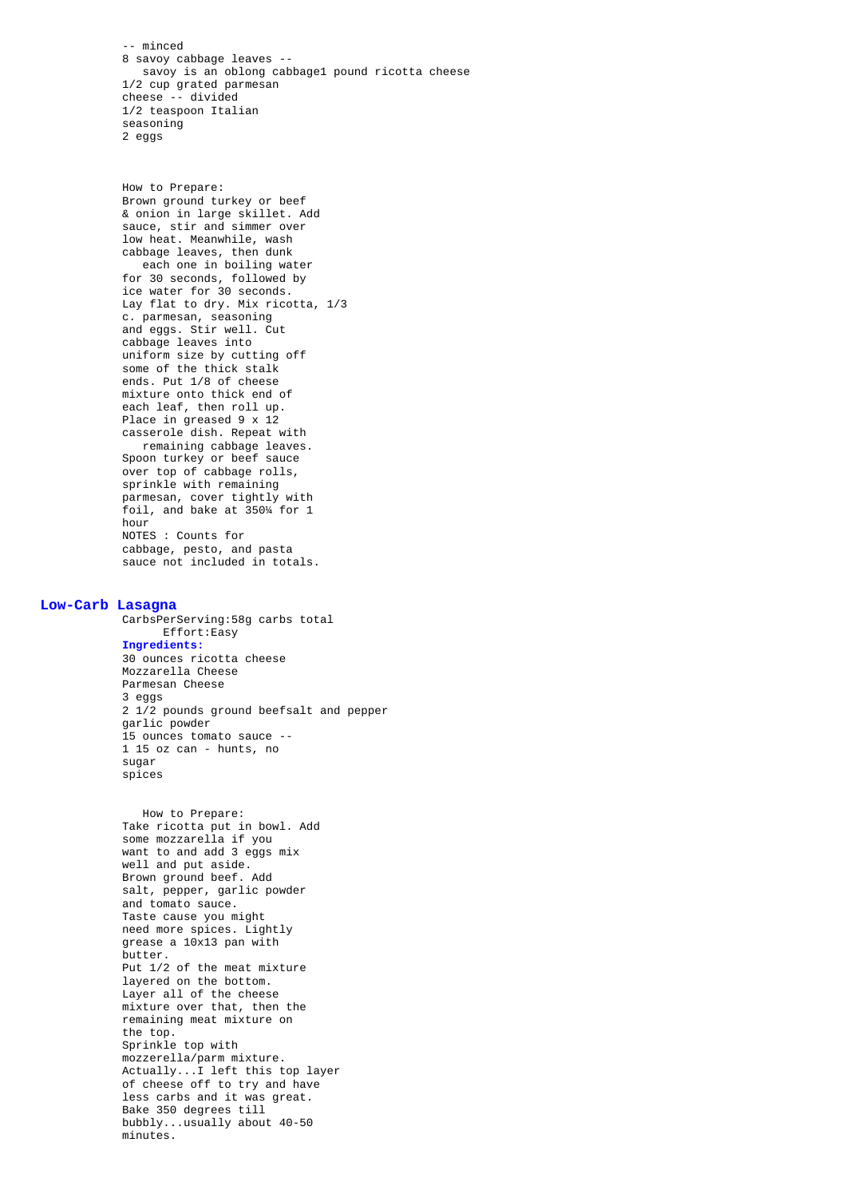-- minced
8 savoy cabbage leaves --
savoy is an oblong cabbage1 pound ricotta cheese
1/2 cup grated parmesan
cheese -- divided
1/2 teaspoon Italian
seasoning
2 eggs

How to Prepare:
Brown ground turkey or beef & onion in large skillet. Add sauce, stir and simmer over low heat. Meanwhile, wash cabbage leaves, then dunk each one in boiling water for 30 seconds, followed by ice water for 30 seconds. Lay flat to dry. Mix ricotta, 1/3 c. parmesan, seasoning and eggs. Stir well. Cut cabbage leaves into uniform size by cutting off some of the thick stalk ends. Put 1/8 of cheese mixture onto thick end of each leaf, then roll up. Place in greased 9 x 12 casserole dish. Repeat with remaining cabbage leaves. Spoon turkey or beef sauce over top of cabbage rolls, sprinkle with remaining parmesan, cover tightly with foil, and bake at 350¼ for 1 hour
NOTES : Counts for cabbage, pesto, and pasta sauce not included in totals.

## Low-Carb Lasagna

CarbsPerServing:58g carbs total
Effort:Easy

**Ingredients:**

30 ounces ricotta cheese
Mozzarella Cheese
Parmesan Cheese
3 eggs
2 1/2 pounds ground beefsalt and pepper
garlic powder
15 ounces tomato sauce --
1 15 oz can - hunts, no
sugar
spices

How to Prepare:
Take ricotta put in bowl. Add some mozzarella if you want to and add 3 eggs mix well and put aside.
Brown ground beef. Add salt, pepper, garlic powder and tomato sauce.
Taste cause you might need more spices. Lightly grease a 10x13 pan with butter.
Put 1/2 of the meat mixture layered on the bottom.
Layer all of the cheese mixture over that, then the remaining meat mixture on the top.
Sprinkle top with mozzerella/parm mixture.
Actually...I left this top layer of cheese off to try and have less carbs and it was great.
Bake 350 degrees till bubbly...usually about 40-50 minutes.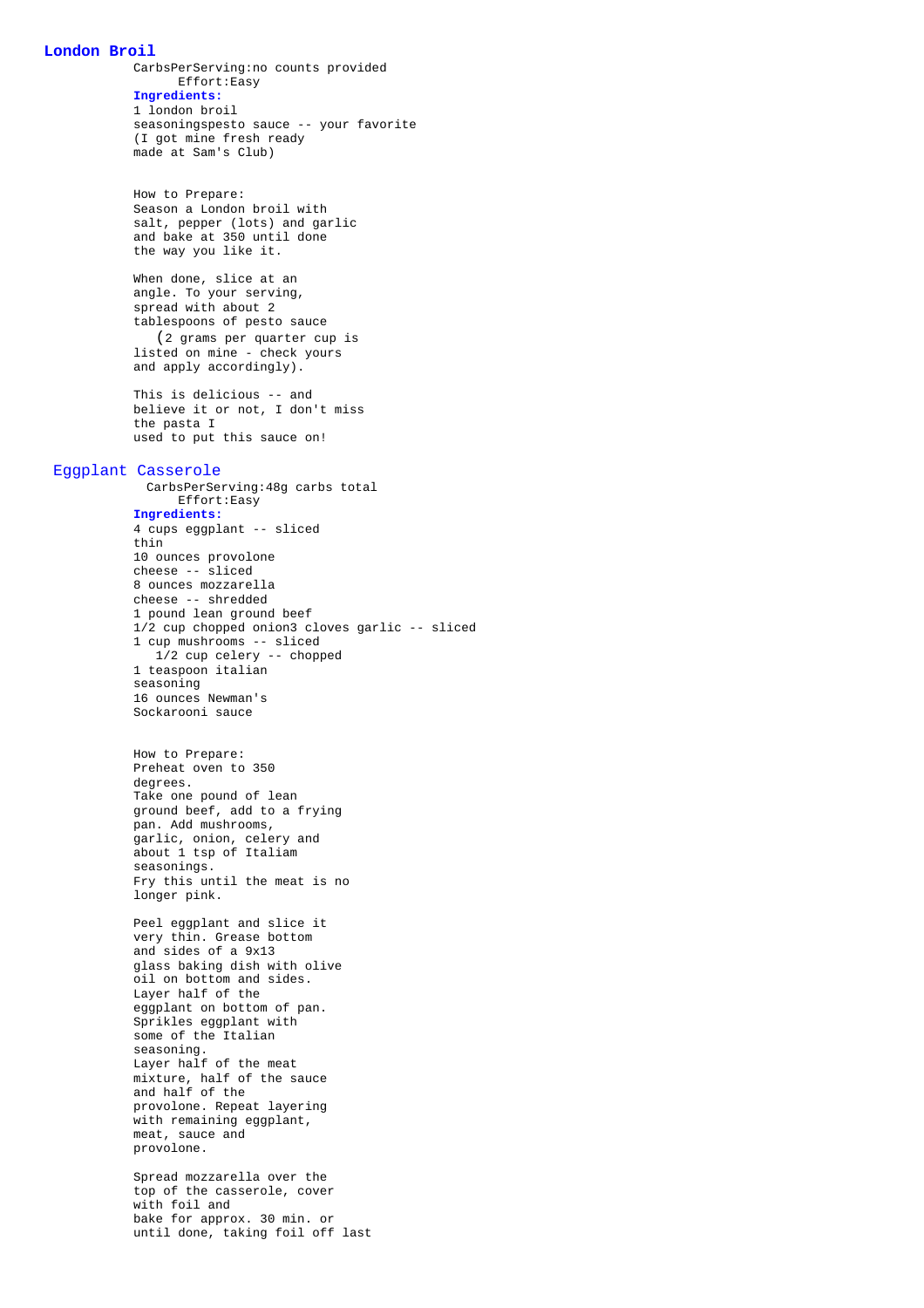## London Broil

CarbsPerServing:no counts provided
Effort:Easy

**Ingredients:**

1 london broil
seasoningspesto sauce -- your favorite
(I got mine fresh ready
made at Sam's Club)

How to Prepare:
Season a London broil with
salt, pepper (lots) and garlic
and bake at 350 until done
the way you like it.

When done, slice at an
angle. To your serving,
spread with about 2
tablespoons of pesto sauce
(2 grams per quarter cup is
listed on mine - check yours
and apply accordingly).

This is delicious -- and
believe it or not, I don't miss
the pasta I
used to put this sauce on!

## Eggplant Casserole

CarbsPerServing:48g carbs total
Effort:Easy

**Ingredients:**

4 cups eggplant -- sliced
thin
10 ounces provolone
cheese -- sliced
8 ounces mozzarella
cheese -- shredded
1 pound lean ground beef
1/2 cup chopped onion3 cloves garlic -- sliced
1 cup mushrooms -- sliced
1/2 cup celery -- chopped
1 teaspoon italian
seasoning
16 ounces Newman's
Sockarooni sauce

How to Prepare:
Preheat oven to 350
degrees.
Take one pound of lean
ground beef, add to a frying
pan. Add mushrooms,
garlic, onion, celery and
about 1 tsp of Italiam
seasonings.
Fry this until the meat is no
longer pink.

Peel eggplant and slice it
very thin. Grease bottom
and sides of a 9x13
glass baking dish with olive
oil on bottom and sides.
Layer half of the
eggplant on bottom of pan.
Sprikles eggplant with
some of the Italian
seasoning.
Layer half of the meat
mixture, half of the sauce
and half of the
provolone. Repeat layering
with remaining eggplant,
meat, sauce and
provolone.

Spread mozzarella over the
top of the casserole, cover
with foil and
bake for approx. 30 min. or
until done, taking foil off last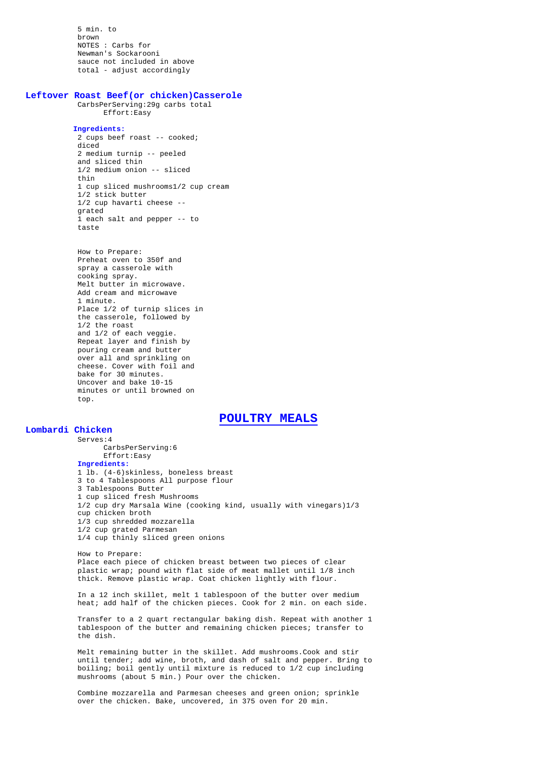5 min. to brown
NOTES : Carbs for Newman's Sockarooni sauce not included in above total - adjust accordingly

## Leftover Roast Beef(or chicken)Casserole

CarbsPerServing:29g carbs total
Effort:Easy

**Ingredients:**

2 cups beef roast -- cooked; diced
2 medium turnip -- peeled and sliced thin
1/2 medium onion -- sliced thin
1 cup sliced mushrooms1/2 cup cream
1/2 stick butter
1/2 cup havarti cheese -- grated
1 each salt and pepper -- to taste

How to Prepare:
Preheat oven to 350f and spray a casserole with cooking spray.
Melt butter in microwave.
Add cream and microwave 1 minute.
Place 1/2 of turnip slices in the casserole, followed by 1/2 the roast and 1/2 of each veggie.
Repeat layer and finish by pouring cream and butter over all and sprinkling on cheese. Cover with foil and bake for 30 minutes.
Uncover and bake 10-15 minutes or until browned on top.

# POULTRY MEALS

## Lombardi Chicken

Serves:4
CarbsPerServing:6
Effort:Easy

**Ingredients:**

1 lb. (4-6)skinless, boneless breast
3 to 4 Tablespoons All purpose flour
3 Tablespoons Butter
1 cup sliced fresh Mushrooms
1/2 cup dry Marsala Wine (cooking kind, usually with vinegars)1/3 cup chicken broth
1/3 cup shredded mozzarella
1/2 cup grated Parmesan
1/4 cup thinly sliced green onions

How to Prepare:
Place each piece of chicken breast between two pieces of clear plastic wrap; pound with flat side of meat mallet until 1/8 inch thick. Remove plastic wrap. Coat chicken lightly with flour.

In a 12 inch skillet, melt 1 tablespoon of the butter over medium heat; add half of the chicken pieces. Cook for 2 min. on each side.

Transfer to a 2 quart rectangular baking dish. Repeat with another 1 tablespoon of the butter and remaining chicken pieces; transfer to the dish.

Melt remaining butter in the skillet. Add mushrooms.Cook and stir until tender; add wine, broth, and dash of salt and pepper. Bring to boiling; boil gently until mixture is reduced to 1/2 cup including mushrooms (about 5 min.) Pour over the chicken.

Combine mozzarella and Parmesan cheeses and green onion; sprinkle over the chicken. Bake, uncovered, in 375 oven for 20 min.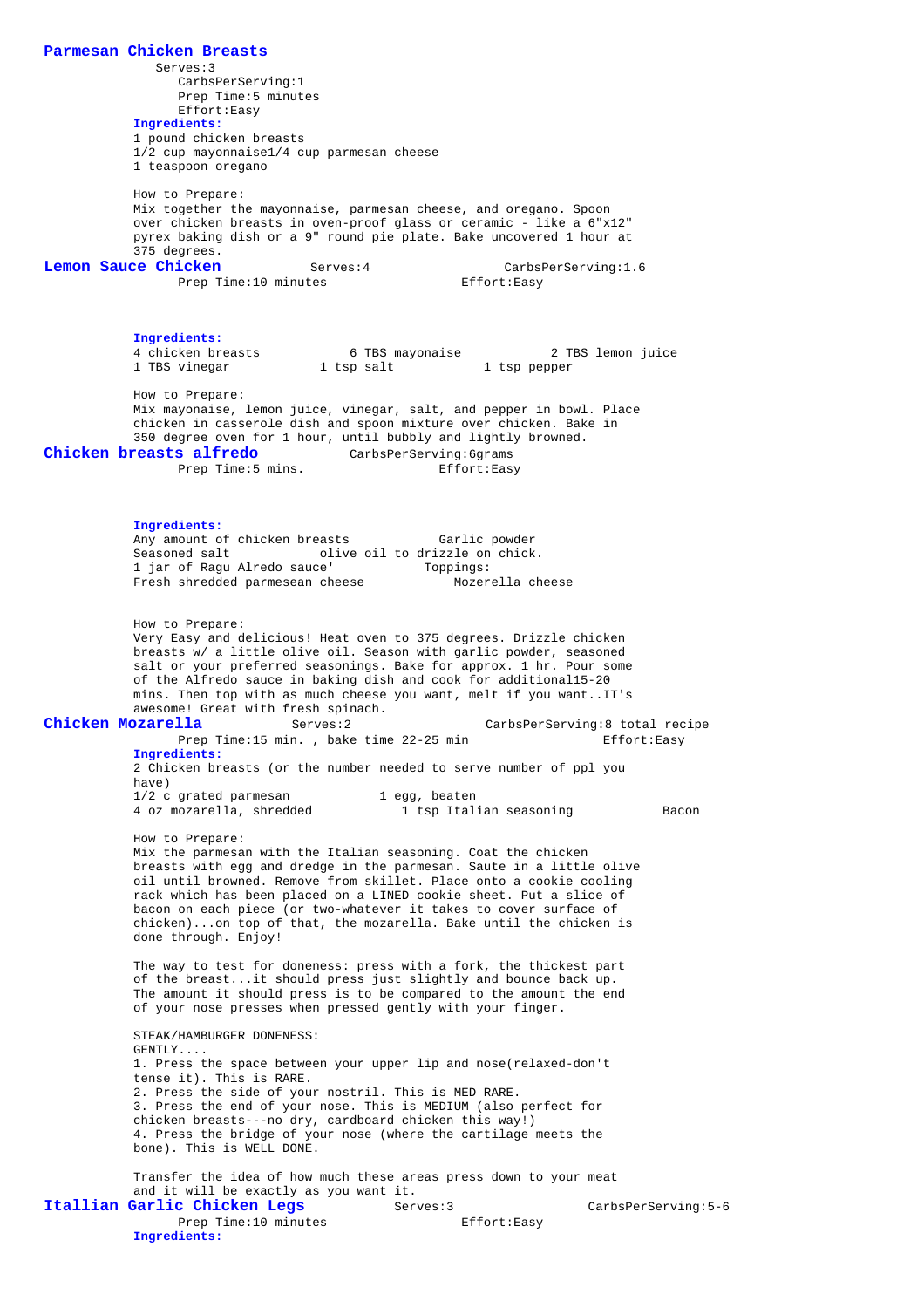## Parmesan Chicken Breasts

Serves:3
CarbsPerServing:1
Prep Time:5 minutes
Effort:Easy

**Ingredients:**

1 pound chicken breasts
1/2 cup mayonnaise1/4 cup parmesan cheese
1 teaspoon oregano

How to Prepare:
Mix together the mayonnaise, parmesan cheese, and oregano. Spoon over chicken breasts in oven-proof glass or ceramic - like a 6"x12" pyrex baking dish or a 9" round pie plate. Bake uncovered 1 hour at 375 degrees.

## Lemon Sauce Chicken

Serves:4
CarbsPerServing:1.6
Prep Time:10 minutes
Effort:Easy

**Ingredients:**

4 chicken breasts
6 TBS mayonaise
2 TBS lemon juice
1 TBS vinegar
1 tsp salt
1 tsp pepper

How to Prepare:
Mix mayonaise, lemon juice, vinegar, salt, and pepper in bowl. Place chicken in casserole dish and spoon mixture over chicken. Bake in 350 degree oven for 1 hour, until bubbly and lightly browned.

## Chicken breasts alfredo

CarbsPerServing:6grams
Prep Time:5 mins.
Effort:Easy

**Ingredients:**

Any amount of chicken breasts
Garlic powder
Seasoned salt
olive oil to drizzle on chick.
1 jar of Ragu Alredo sauce'
Toppings:
Fresh shredded parmesean cheese
Mozerella cheese

How to Prepare:
Very Easy and delicious! Heat oven to 375 degrees. Drizzle chicken breasts w/ a little olive oil. Season with garlic powder, seasoned salt or your preferred seasonings. Bake for approx. 1 hr. Pour some of the Alfredo sauce in baking dish and cook for additional15-20 mins. Then top with as much cheese you want, melt if you want..IT's awesome! Great with fresh spinach.

## Chicken Mozarella

Serves:2
CarbsPerServing:8 total recipe
Prep Time:15 min. , bake time 22-25 min
Effort:Easy

**Ingredients:**

2 Chicken breasts (or the number needed to serve number of ppl you have)
1/2 c grated parmesan
1 egg, beaten
4 oz mozarella, shredded
1 tsp Italian seasoning
Bacon

How to Prepare:
Mix the parmesan with the Italian seasoning. Coat the chicken breasts with egg and dredge in the parmesan. Saute in a little olive oil until browned. Remove from skillet. Place onto a cookie cooling rack which has been placed on a LINED cookie sheet. Put a slice of bacon on each piece (or two-whatever it takes to cover surface of chicken)...on top of that, the mozarella. Bake until the chicken is done through. Enjoy!

The way to test for doneness: press with a fork, the thickest part of the breast...it should press just slightly and bounce back up. The amount it should press is to be compared to the amount the end of your nose presses when pressed gently with your finger.

STEAK/HAMBURGER DONENESS:
GENTLY....
1. Press the space between your upper lip and nose(relaxed-don't tense it). This is RARE.
2. Press the side of your nostril. This is MED RARE.
3. Press the end of your nose. This is MEDIUM (also perfect for chicken breasts---no dry, cardboard chicken this way!)
4. Press the bridge of your nose (where the cartilage meets the bone). This is WELL DONE.

Transfer the idea of how much these areas press down to your meat and it will be exactly as you want it.

## Itallian Garlic Chicken Legs

Serves:3
CarbsPerServing:5-6
Prep Time:10 minutes
Effort:Easy

**Ingredients:**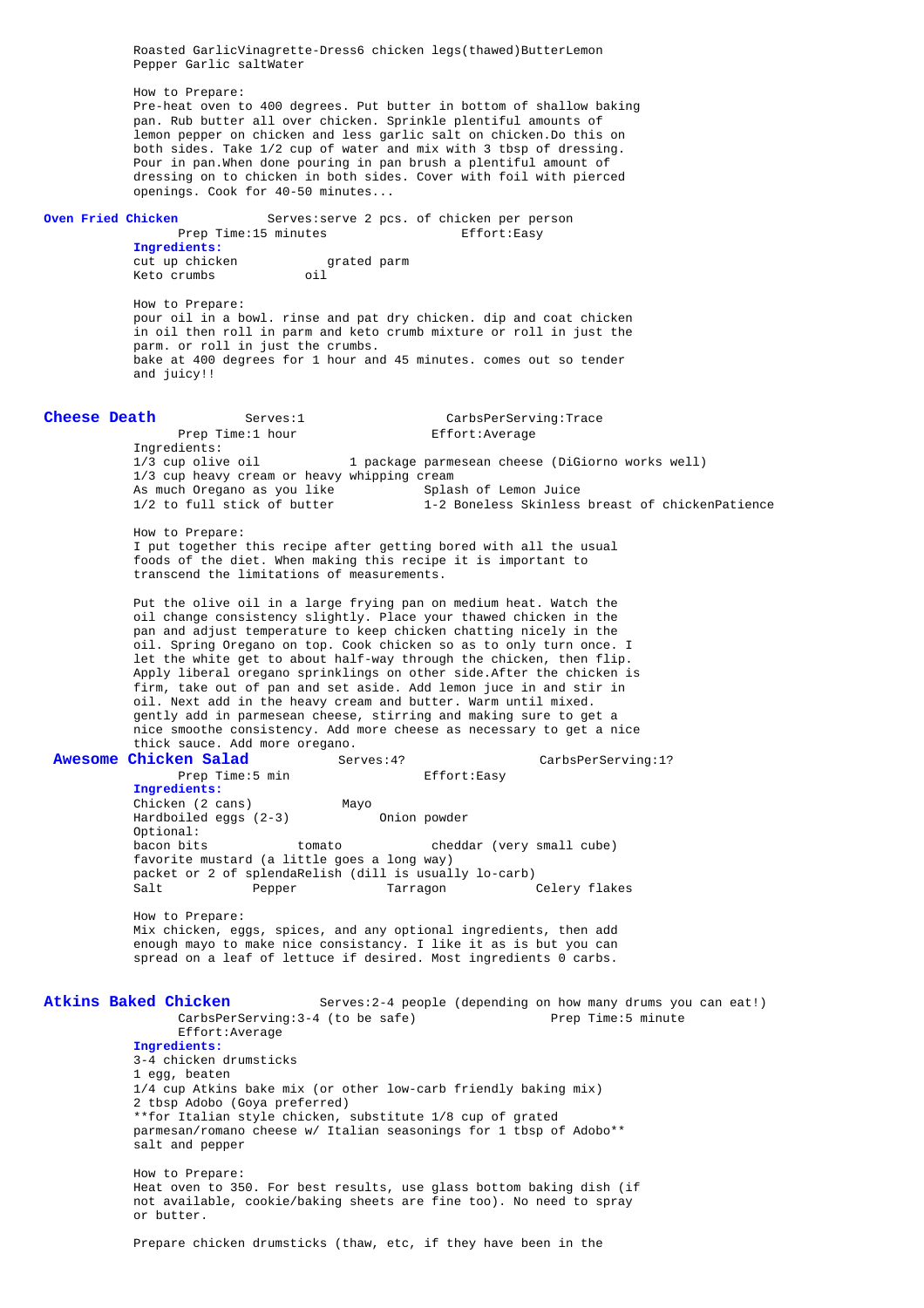Roasted GarlicVinagrette-Dress6 chicken legs(thawed)ButterLemon Pepper Garlic saltWater

How to Prepare:
Pre-heat oven to 400 degrees. Put butter in bottom of shallow baking pan. Rub butter all over chicken. Sprinkle plentiful amounts of lemon pepper on chicken and less garlic salt on chicken.Do this on both sides. Take 1/2 cup of water and mix with 3 tbsp of dressing. Pour in pan.When done pouring in pan brush a plentiful amount of dressing on to chicken in both sides. Cover with foil with pierced openings. Cook for 40-50 minutes...

## Oven Fried Chicken

Serves:serve 2 pcs. of chicken per person
Prep Time:15 minutes    Effort:Easy

**Ingredients:**

cut up chicken    grated parm
Keto crumbs    oil

How to Prepare:
pour oil in a bowl. rinse and pat dry chicken. dip and coat chicken in oil then roll in parm and keto crumb mixture or roll in just the parm. or roll in just the crumbs.
bake at 400 degrees for 1 hour and 45 minutes. comes out so tender and juicy!!

## Cheese Death

Serves:1    CarbsPerServing:Trace
Prep Time:1 hour    Effort:Average

Ingredients:

1/3 cup olive oil    1 package parmesean cheese (DiGiorno works well)
1/3 cup heavy cream or heavy whipping cream
As much Oregano as you like    Splash of Lemon Juice
1/2 to full stick of butter    1-2 Boneless Skinless breast of chickenPatience

How to Prepare:
I put together this recipe after getting bored with all the usual foods of the diet. When making this recipe it is important to transcend the limitations of measurements.

Put the olive oil in a large frying pan on medium heat. Watch the oil change consistency slightly. Place your thawed chicken in the pan and adjust temperature to keep chicken chatting nicely in the oil. Spring Oregano on top. Cook chicken so as to only turn once. I let the white get to about half-way through the chicken, then flip. Apply liberal oregano sprinklings on other side.After the chicken is firm, take out of pan and set aside. Add lemon juce in and stir in oil. Next add in the heavy cream and butter. Warm until mixed. gently add in parmesean cheese, stirring and making sure to get a nice smoothe consistency. Add more cheese as necessary to get a nice thick sauce. Add more oregano.

## Awesome Chicken Salad

Serves:4?    CarbsPerServing:1?
Prep Time:5 min    Effort:Easy

**Ingredients:**

Chicken (2 cans)    Mayo
Hardboiled eggs (2-3)    Onion powder
Optional:
bacon bits    tomato    cheddar (very small cube)
favorite mustard (a little goes a long way)
packet or 2 of splendaRelish (dill is usually lo-carb)
Salt    Pepper    Tarragon    Celery flakes

How to Prepare:
Mix chicken, eggs, spices, and any optional ingredients, then add enough mayo to make nice consistancy. I like it as is but you can spread on a leaf of lettuce if desired. Most ingredients 0 carbs.

## Atkins Baked Chicken

Serves:2-4 people (depending on how many drums you can eat!)
CarbsPerServing:3-4 (to be safe)    Prep Time:5 minute
Effort:Average

**Ingredients:**

3-4 chicken drumsticks
1 egg, beaten
1/4 cup Atkins bake mix (or other low-carb friendly baking mix)
2 tbsp Adobo (Goya preferred)
**for Italian style chicken, substitute 1/8 cup of grated parmesan/romano cheese w/ Italian seasonings for 1 tbsp of Adobo**
salt and pepper

How to Prepare:
Heat oven to 350. For best results, use glass bottom baking dish (if not available, cookie/baking sheets are fine too). No need to spray or butter.

Prepare chicken drumsticks (thaw, etc, if they have been in the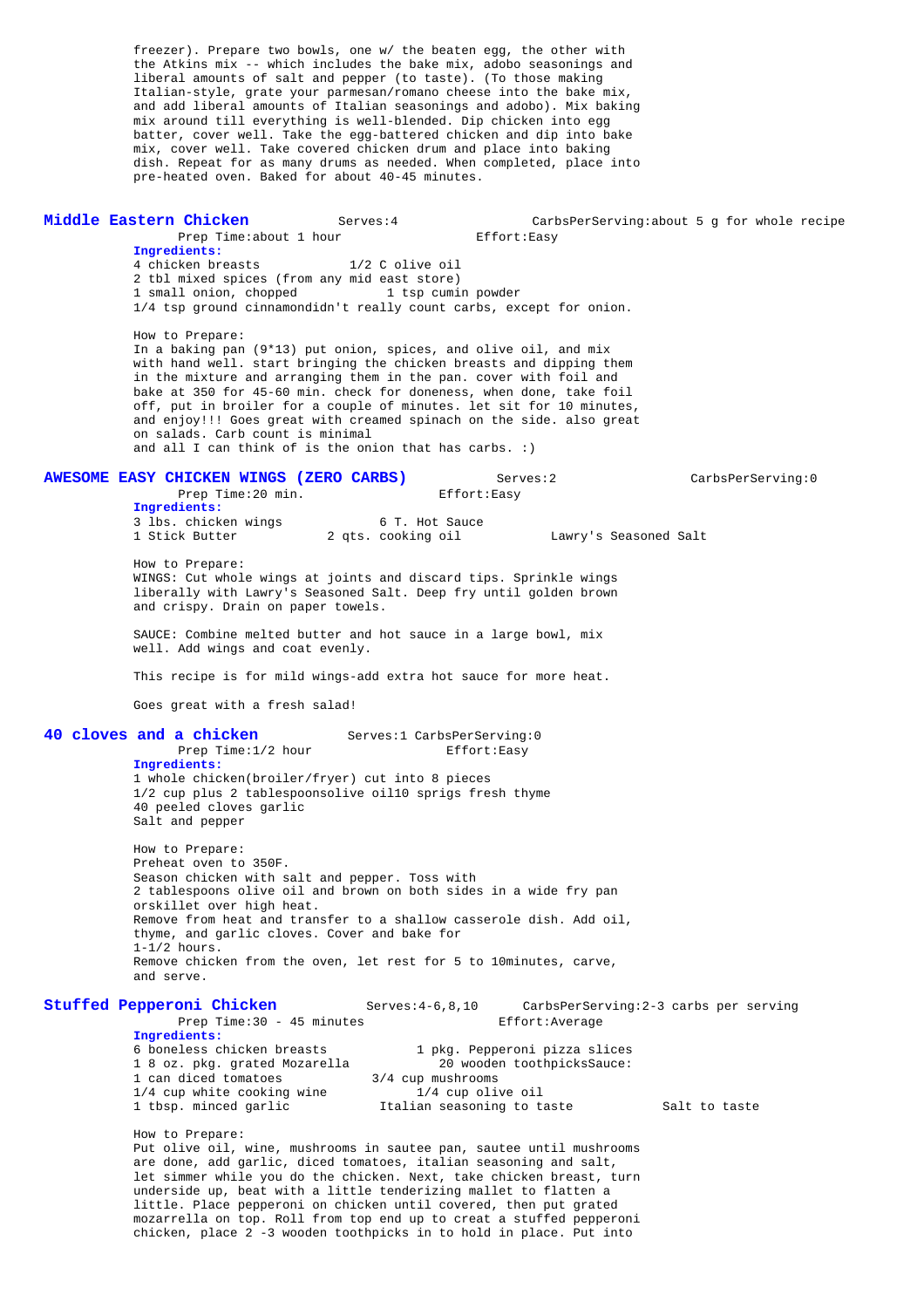freezer). Prepare two bowls, one w/ the beaten egg, the other with the Atkins mix -- which includes the bake mix, adobo seasonings and liberal amounts of salt and pepper (to taste). (To those making Italian-style, grate your parmesan/romano cheese into the bake mix, and add liberal amounts of Italian seasonings and adobo). Mix baking mix around till everything is well-blended. Dip chicken into egg batter, cover well. Take the egg-battered chicken and dip into bake mix, cover well. Take covered chicken drum and place into baking dish. Repeat for as many drums as needed. When completed, place into pre-heated oven. Baked for about 40-45 minutes.

## Middle Eastern Chicken

Serves:4 CarbsPerServing:about 5 g for whole recipe
Prep Time:about 1 hour Effort:Easy

**Ingredients:**
4 chicken breasts 1/2 C olive oil
2 tbl mixed spices (from any mid east store)
1 small onion, chopped 1 tsp cumin powder
1/4 tsp ground cinnamondidn't really count carbs, except for onion.

How to Prepare:
In a baking pan (9*13) put onion, spices, and olive oil, and mix with hand well. start bringing the chicken breasts and dipping them in the mixture and arranging them in the pan. cover with foil and bake at 350 for 45-60 min. check for doneness, when done, take foil off, put in broiler for a couple of minutes. let sit for 10 minutes, and enjoy!!! Goes great with creamed spinach on the side. also great on salads. Carb count is minimal
and all I can think of is the onion that has carbs. :)

## AWESOME EASY CHICKEN WINGS (ZERO CARBS)

Serves:2 CarbsPerServing:0
Prep Time:20 min. Effort:Easy

**Ingredients:**
3 lbs. chicken wings 6 T. Hot Sauce
1 Stick Butter 2 qts. cooking oil Lawry's Seasoned Salt

How to Prepare:
WINGS: Cut whole wings at joints and discard tips. Sprinkle wings liberally with Lawry's Seasoned Salt. Deep fry until golden brown and crispy. Drain on paper towels.

SAUCE: Combine melted butter and hot sauce in a large bowl, mix well. Add wings and coat evenly.

This recipe is for mild wings-add extra hot sauce for more heat.

Goes great with a fresh salad!

## 40 cloves and a chicken

Serves:1 CarbsPerServing:0
Prep Time:1/2 hour Effort:Easy

**Ingredients:**
1 whole chicken(broiler/fryer) cut into 8 pieces
1/2 cup plus 2 tablespoonsolive oil10 sprigs fresh thyme
40 peeled cloves garlic
Salt and pepper

How to Prepare:
Preheat oven to 350F.
Season chicken with salt and pepper. Toss with
2 tablespoons olive oil and brown on both sides in a wide fry pan orskillet over high heat.
Remove from heat and transfer to a shallow casserole dish. Add oil, thyme, and garlic cloves. Cover and bake for
1-1/2 hours.
Remove chicken from the oven, let rest for 5 to 10minutes, carve, and serve.

## Stuffed Pepperoni Chicken

Serves:4-6,8,10 CarbsPerServing:2-3 carbs per serving
Prep Time:30 - 45 minutes Effort:Average

**Ingredients:**
6 boneless chicken breasts 1 pkg. Pepperoni pizza slices
1 8 oz. pkg. grated Mozarella 20 wooden toothpicksSauce:
1 can diced tomatoes 3/4 cup mushrooms
1/4 cup white cooking wine 1/4 cup olive oil
1 tbsp. minced garlic Italian seasoning to taste Salt to taste

How to Prepare:
Put olive oil, wine, mushrooms in sautee pan, sautee until mushrooms are done, add garlic, diced tomatoes, italian seasoning and salt, let simmer while you do the chicken. Next, take chicken breast, turn underside up, beat with a little tenderizing mallet to flatten a little. Place pepperoni on chicken until covered, then put grated mozarrella on top. Roll from top end up to creat a stuffed pepperoni chicken, place 2 -3 wooden toothpicks in to hold in place. Put into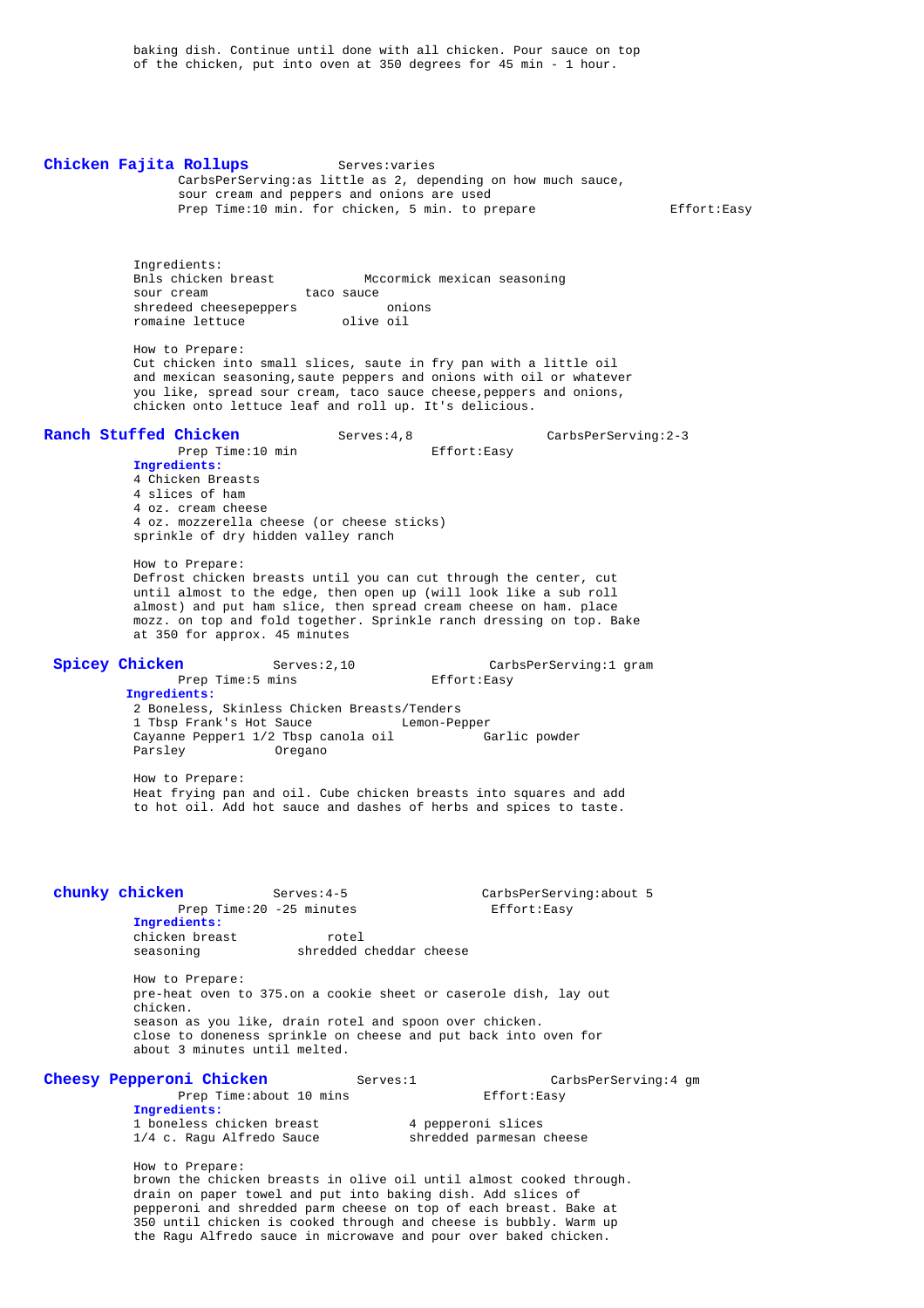baking dish. Continue until done with all chicken. Pour sauce on top of the chicken, put into oven at 350 degrees for 45 min - 1 hour.

## Chicken Fajita Rollups

Serves:varies

CarbsPerServing:as little as 2, depending on how much sauce, sour cream and peppers and onions are used

Prep Time:10 min. for chicken, 5 min. to prepare

Effort:Easy

Ingredients:

Bnls chicken breast
Mccormick mexican seasoning
sour cream
taco sauce
shredeed cheesepeppers
onions
romaine lettuce
olive oil

How to Prepare:

Cut chicken into small slices, saute in fry pan with a little oil and mexican seasoning,saute peppers and onions with oil or whatever you like, spread sour cream, taco sauce cheese,peppers and onions, chicken onto lettuce leaf and roll up. It's delicious.

## Ranch Stuffed Chicken

Serves:4,8

CarbsPerServing:2-3

Prep Time:10 min

Effort:Easy

**Ingredients:**

4 Chicken Breasts
4 slices of ham
4 oz. cream cheese
4 oz. mozzerella cheese (or cheese sticks)
sprinkle of dry hidden valley ranch

How to Prepare:

Defrost chicken breasts until you can cut through the center, cut until almost to the edge, then open up (will look like a sub roll almost) and put ham slice, then spread cream cheese on ham. place mozz. on top and fold together. Sprinkle ranch dressing on top. Bake at 350 for approx. 45 minutes

## Spicey Chicken

Serves:2,10

CarbsPerServing:1 gram

Prep Time:5 mins

Effort:Easy

**Ingredients:**

2 Boneless, Skinless Chicken Breasts/Tenders
1 Tbsp Frank's Hot Sauce
Lemon-Pepper
Cayanne Pepper1 1/2 Tbsp canola oil
Garlic powder
Parsley
Oregano

How to Prepare:

Heat frying pan and oil. Cube chicken breasts into squares and add to hot oil. Add hot sauce and dashes of herbs and spices to taste.

## chunky chicken

Serves:4-5

CarbsPerServing:about 5

Prep Time:20 -25 minutes

Effort:Easy

**Ingredients:**

chicken breast
rotel
seasoning
shredded cheddar cheese

How to Prepare:

pre-heat oven to 375.on a cookie sheet or caserole dish, lay out chicken.
season as you like, drain rotel and spoon over chicken.
close to doneness sprinkle on cheese and put back into oven for about 3 minutes until melted.

## Cheesy Pepperoni Chicken

Serves:1

CarbsPerServing:4 gm

Prep Time:about 10 mins

Effort:Easy

**Ingredients:**

1 boneless chicken breast
4 pepperoni slices
1/4 c. Ragu Alfredo Sauce
shredded parmesan cheese

How to Prepare:

brown the chicken breasts in olive oil until almost cooked through. drain on paper towel and put into baking dish. Add slices of pepperoni and shredded parm cheese on top of each breast. Bake at 350 until chicken is cooked through and cheese is bubbly. Warm up the Ragu Alfredo sauce in microwave and pour over baked chicken.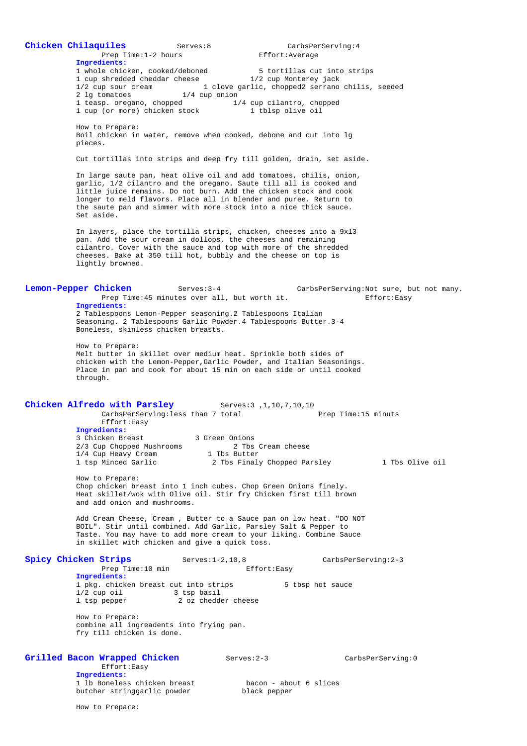## Chicken Chilaquiles

Serves:8 CarbsPerServing:4
Prep Time:1-2 hours Effort:Average

**Ingredients:**

1 whole chicken, cooked/deboned
5 tortillas cut into strips
1 cup shredded cheddar cheese
1/2 cup Monterey jack
1/2 cup sour cream
1 clove garlic, chopped2 serrano chilis, seeded
2 lg tomatoes
1/4 cup onion
1 teasp. oregano, chopped
1/4 cup cilantro, chopped
1 cup (or more) chicken stock
1 tblsp olive oil

How to Prepare:
Boil chicken in water, remove when cooked, debone and cut into lg pieces.

Cut tortillas into strips and deep fry till golden, drain, set aside.

In large saute pan, heat olive oil and add tomatoes, chilis, onion, garlic, 1/2 cilantro and the oregano. Saute till all is cooked and little juice remains. Do not burn. Add the chicken stock and cook longer to meld flavors. Place all in blender and puree. Return to the saute pan and simmer with more stock into a nice thick sauce. Set aside.

In layers, place the tortilla strips, chicken, cheeses into a 9x13 pan. Add the sour cream in dollops, the cheeses and remaining cilantro. Cover with the sauce and top with more of the shredded cheeses. Bake at 350 till hot, bubbly and the cheese on top is lightly browned.

## Lemon-Pepper Chicken

Serves:3-4 CarbsPerServing:Not sure, but not many.
Prep Time:45 minutes over all, but worth it. Effort:Easy

**Ingredients:**

2 Tablespoons Lemon-Pepper seasoning.2 Tablespoons Italian Seasoning. 2 Tablespoons Garlic Powder.4 Tablespoons Butter.3-4 Boneless, skinless chicken breasts.

How to Prepare:
Melt butter in skillet over medium heat. Sprinkle both sides of chicken with the Lemon-Pepper,Garlic Powder, and Italian Seasonings. Place in pan and cook for about 15 min on each side or until cooked through.

## Chicken Alfredo with Parsley

Serves:3 ,1,10,7,10,10
CarbsPerServing:less than 7 total Prep Time:15 minuts
Effort:Easy

**Ingredients:**

3 Chicken Breast
3 Green Onions
2/3 Cup Chopped Mushrooms
2 Tbs Cream cheese
1/4 Cup Heavy Cream
1 Tbs Butter
1 tsp Minced Garlic
2 Tbs Finaly Chopped Parsley
1 Tbs Olive oil

How to Prepare:
Chop chicken breast into 1 inch cubes. Chop Green Onions finely. Heat skillet/wok with Olive oil. Stir fry Chicken first till brown and add onion and mushrooms.

Add Cream Cheese, Cream , Butter to a Sauce pan on low heat. "DO NOT BOIL". Stir until combined. Add Garlic, Parsley Salt & Pepper to Taste. You may have to add more cream to your liking. Combine Sauce in skillet with chicken and give a quick toss.

## Spicy Chicken Strips

Serves:1-2,10,8 CarbsPerServing:2-3
Prep Time:10 min Effort:Easy

**Ingredients:**

1 pkg. chicken breast cut into strips
5 tbsp hot sauce
1/2 cup oil
3 tsp basil
1 tsp pepper
2 oz chedder cheese

How to Prepare:
combine all ingreadents into frying pan.
fry till chicken is done.

## Grilled Bacon Wrapped Chicken

Serves:2-3 CarbsPerServing:0
Effort:Easy

**Ingredients:**

1 lb Boneless chicken breast
bacon - about 6 slices
butcher stringgarlic powder
black pepper

How to Prepare: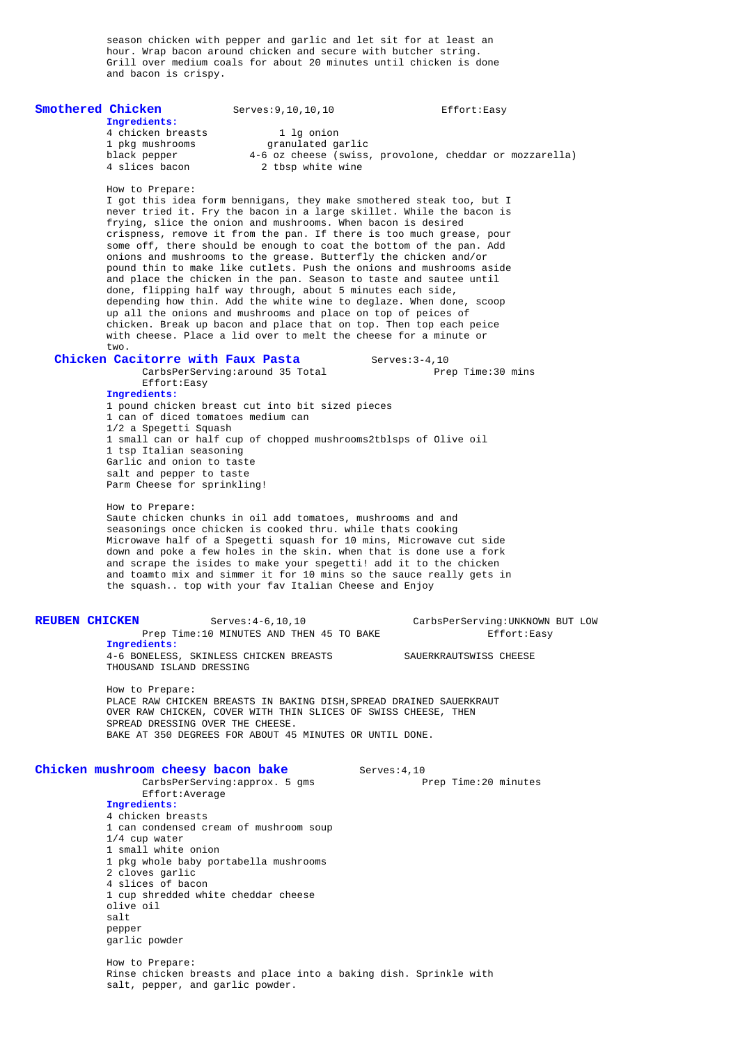season chicken with pepper and garlic and let sit for at least an hour. Wrap bacon around chicken and secure with butcher string. Grill over medium coals for about 20 minutes until chicken is done and bacon is crispy.

## Smothered Chicken

Serves:9,10,10,10 Effort:Easy

**Ingredients:**

4 chicken breasts
1 lg onion
1 pkg mushrooms
granulated garlic
black pepper
4-6 oz cheese (swiss, provolone, cheddar or mozzarella)
4 slices bacon
2 tbsp white wine

How to Prepare:
I got this idea form bennigans, they make smothered steak too, but I never tried it. Fry the bacon in a large skillet. While the bacon is frying, slice the onion and mushrooms. When bacon is desired crispness, remove it from the pan. If there is too much grease, pour some off, there should be enough to coat the bottom of the pan. Add onions and mushrooms to the grease. Butterfly the chicken and/or pound thin to make like cutlets. Push the onions and mushrooms aside and place the chicken in the pan. Season to taste and sautee until done, flipping half way through, about 5 minutes each side, depending how thin. Add the white wine to deglaze. When done, scoop up all the onions and mushrooms and place on top of peices of chicken. Break up bacon and place that on top. Then top each peice with cheese. Place a lid over to melt the cheese for a minute or two.

## Chicken Cacitorre with Faux Pasta

Serves:3-4,10
CarbsPerServing:around 35 Total Prep Time:30 mins
Effort:Easy

**Ingredients:**

1 pound chicken breast cut into bit sized pieces
1 can of diced tomatoes medium can
1/2 a Spegetti Squash
1 small can or half cup of chopped mushrooms2tblsps of Olive oil
1 tsp Italian seasoning
Garlic and onion to taste
salt and pepper to taste
Parm Cheese for sprinkling!

How to Prepare:
Saute chicken chunks in oil add tomatoes, mushrooms and and seasonings once chicken is cooked thru. while thats cooking Microwave half of a Spegetti squash for 10 mins, Microwave cut side down and poke a few holes in the skin. when that is done use a fork and scrape the isides to make your spegetti! add it to the chicken and toamto mix and simmer it for 10 mins so the sauce really gets in the squash.. top with your fav Italian Cheese and Enjoy

## REUBEN CHICKEN

Serves:4-6,10,10 CarbsPerServing:UNKNOWN BUT LOW
Prep Time:10 MINUTES AND THEN 45 TO BAKE Effort:Easy

**Ingredients:**

4-6 BONELESS, SKINLESS CHICKEN BREASTS
SAUERKRAUTSWISS CHEESE
THOUSAND ISLAND DRESSING

How to Prepare:
PLACE RAW CHICKEN BREASTS IN BAKING DISH,SPREAD DRAINED SAUERKRAUT OVER RAW CHICKEN, COVER WITH THIN SLICES OF SWISS CHEESE, THEN SPREAD DRESSING OVER THE CHEESE.
BAKE AT 350 DEGREES FOR ABOUT 45 MINUTES OR UNTIL DONE.

## Chicken mushroom cheesy bacon bake

Serves:4,10
CarbsPerServing:approx. 5 gms Prep Time:20 minutes
Effort:Average

**Ingredients:**

4 chicken breasts
1 can condensed cream of mushroom soup
1/4 cup water
1 small white onion
1 pkg whole baby portabella mushrooms
2 cloves garlic
4 slices of bacon
1 cup shredded white cheddar cheese
olive oil
salt
pepper
garlic powder

How to Prepare:
Rinse chicken breasts and place into a baking dish. Sprinkle with salt, pepper, and garlic powder.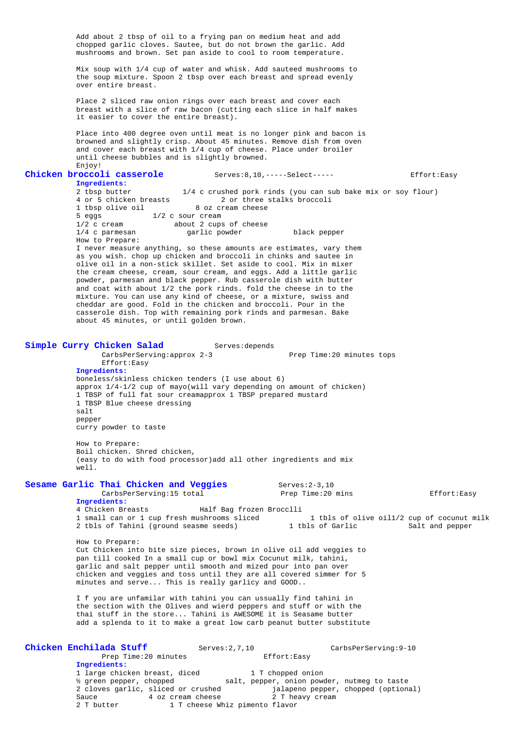Add about 2 tbsp of oil to a frying pan on medium heat and add chopped garlic cloves. Sautee, but do not brown the garlic. Add mushrooms and brown. Set pan aside to cool to room temperature.

Mix soup with 1/4 cup of water and whisk. Add sauteed mushrooms to the soup mixture. Spoon 2 tbsp over each breast and spread evenly over entire breast.

Place 2 sliced raw onion rings over each breast and cover each breast with a slice of raw bacon (cutting each slice in half makes it easier to cover the entire breast).

Place into 400 degree oven until meat is no longer pink and bacon is browned and slightly crisp. About 45 minutes. Remove dish from oven and cover each breast with 1/4 cup of cheese. Place under broiler until cheese bubbles and is slightly browned.
Enjoy!

## Chicken broccoli casserole

Serves:8,10,-----Select----- Effort:Easy

**Ingredients:**

2 tbsp butter
1/4 c crushed pork rinds (you can sub bake mix or soy flour)
4 or 5 chicken breasts
2 or three stalks broccoli
1 tbsp olive oil
8 oz cream cheese
5 eggs
1/2 c sour cream
1/2 c cream
about 2 cups of cheese
1/4 c parmesan
garlic powder
black pepper

How to Prepare:
I never measure anything, so these amounts are estimates, vary them as you wish. chop up chicken and broccoli in chinks and sautee in olive oil in a non-stick skillet. Set aside to cool. Mix in mixer the cream cheese, cream, sour cream, and eggs. Add a little garlic powder, parmesan and black pepper. Rub casserole dish with butter and coat with about 1/2 the pork rinds. fold the cheese in to the mixture. You can use any kind of cheese, or a mixture, swiss and cheddar are good. Fold in the chicken and broccoli. Pour in the casserole dish. Top with remaining pork rinds and parmesan. Bake about 45 minutes, or until golden brown.

## Simple Curry Chicken Salad

Serves:depends
CarbsPerServing:approx 2-3 Prep Time:20 minutes tops
Effort:Easy

**Ingredients:**

boneless/skinless chicken tenders (I use about 6)
approx 1/4-1/2 cup of mayo(will vary depending on amount of chicken)
1 TBSP of full fat sour creamapprox 1 TBSP prepared mustard
1 TBSP Blue cheese dressing
salt
pepper
curry powder to taste

How to Prepare:
Boil chicken. Shred chicken,
(easy to do with food processor)add all other ingredients and mix well.

## Sesame Garlic Thai Chicken and Veggies

Serves:2-3,10
CarbsPerServing:15 total Prep Time:20 mins Effort:Easy

**Ingredients:**

4 Chicken Breasts
Half Bag frozen Brocclli
1 small can or 1 cup fresh mushrooms sliced
1 tbls of olive oil1/2 cup of cocunut milk
2 tbls of Tahini (ground seasme seeds)
1 tbls of Garlic
Salt and pepper

How to Prepare:
Cut Chicken into bite size pieces, brown in olive oil add veggies to pan till cooked In a small cup or bowl mix Cocunut milk, tahini, garlic and salt pepper until smooth and mized pour into pan over chicken and veggies and toss until they are all covered simmer for 5 minutes and serve... This is really garlicy and GOOD..

I f you are unfamilar with tahini you can ussually find tahini in the section with the Olives and wierd peppers and stuff or with the thai stuff in the store... Tahini is AWESOME it is Seasame butter add a splenda to it to make a great low carb peanut butter substitute

## Chicken Enchilada Stuff

Serves:2,7,10 CarbsPerServing:9-10
Prep Time:20 minutes Effort:Easy

**Ingredients:**

1 large chicken breast, diced
1 T chopped onion
½ green pepper, chopped
salt, pepper, onion powder, nutmeg to taste
2 cloves garlic, sliced or crushed
jalapeno pepper, chopped (optional)
Sauce
4 oz cream cheese
2 T heavy cream
2 T butter
1 T cheese Whiz pimento flavor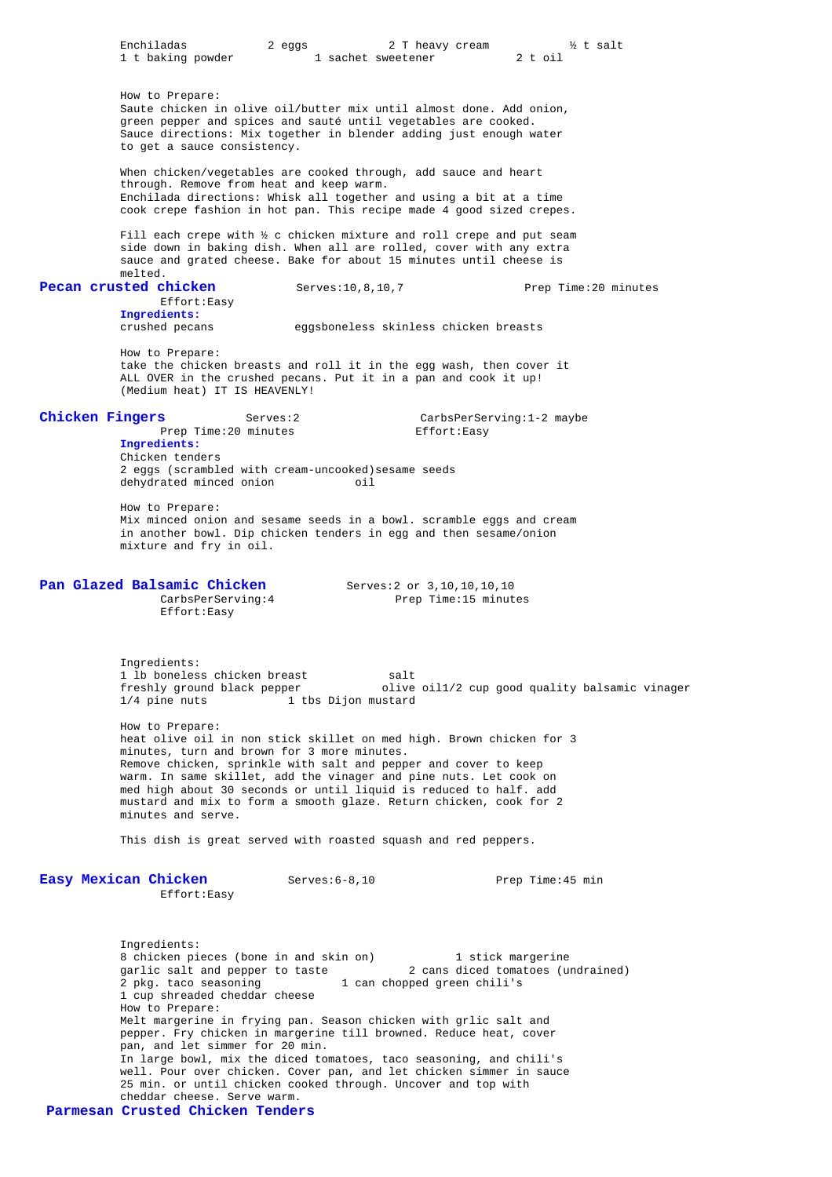Enchiladas 2 eggs 2 T heavy cream ½ t salt
1 t baking powder 1 sachet sweetener 2 t oil

How to Prepare:
Saute chicken in olive oil/butter mix until almost done. Add onion, green pepper and spices and sauté until vegetables are cooked.
Sauce directions: Mix together in blender adding just enough water to get a sauce consistency.

When chicken/vegetables are cooked through, add sauce and heart through. Remove from heat and keep warm.
Enchilada directions: Whisk all together and using a bit at a time cook crepe fashion in hot pan. This recipe made 4 good sized crepes.

Fill each crepe with ½ c chicken mixture and roll crepe and put seam side down in baking dish. When all are rolled, cover with any extra sauce and grated cheese. Bake for about 15 minutes until cheese is melted.

## Pecan crusted chicken

Serves:10,8,10,7 Prep Time:20 minutes
Effort:Easy

**Ingredients:**
crushed pecans eggsboneless skinless chicken breasts

How to Prepare:
take the chicken breasts and roll it in the egg wash, then cover it ALL OVER in the crushed pecans. Put it in a pan and cook it up! (Medium heat) IT IS HEAVENLY!

## Chicken Fingers

Serves:2 CarbsPerServing:1-2 maybe
Prep Time:20 minutes Effort:Easy

**Ingredients:**
Chicken tenders
2 eggs (scrambled with cream-uncooked)sesame seeds
dehydrated minced onion oil

How to Prepare:
Mix minced onion and sesame seeds in a bowl. scramble eggs and cream in another bowl. Dip chicken tenders in egg and then sesame/onion mixture and fry in oil.

## Pan Glazed Balsamic Chicken

Serves:2 or 3,10,10,10,10
CarbsPerServing:4 Prep Time:15 minutes
Effort:Easy

Ingredients:
1 lb boneless chicken breast salt
freshly ground black pepper olive oil1/2 cup good quality balsamic vinager
1/4 pine nuts 1 tbs Dijon mustard

How to Prepare:
heat olive oil in non stick skillet on med high. Brown chicken for 3 minutes, turn and brown for 3 more minutes.
Remove chicken, sprinkle with salt and pepper and cover to keep warm. In same skillet, add the vinager and pine nuts. Let cook on med high about 30 seconds or until liquid is reduced to half. add mustard and mix to form a smooth glaze. Return chicken, cook for 2 minutes and serve.

This dish is great served with roasted squash and red peppers.

## Easy Mexican Chicken

Serves:6-8,10 Prep Time:45 min
Effort:Easy

Ingredients:
8 chicken pieces (bone in and skin on) 1 stick margerine
garlic salt and pepper to taste 2 cans diced tomatoes (undrained)
2 pkg. taco seasoning 1 can chopped green chili's
1 cup shreaded cheddar cheese
How to Prepare:
Melt margerine in frying pan. Season chicken with grlic salt and pepper. Fry chicken in margerine till browned. Reduce heat, cover pan, and let simmer for 20 min.
In large bowl, mix the diced tomatoes, taco seasoning, and chili's well. Pour over chicken. Cover pan, and let chicken simmer in sauce 25 min. or until chicken cooked through. Uncover and top with cheddar cheese. Serve warm.

## Parmesan Crusted Chicken Tenders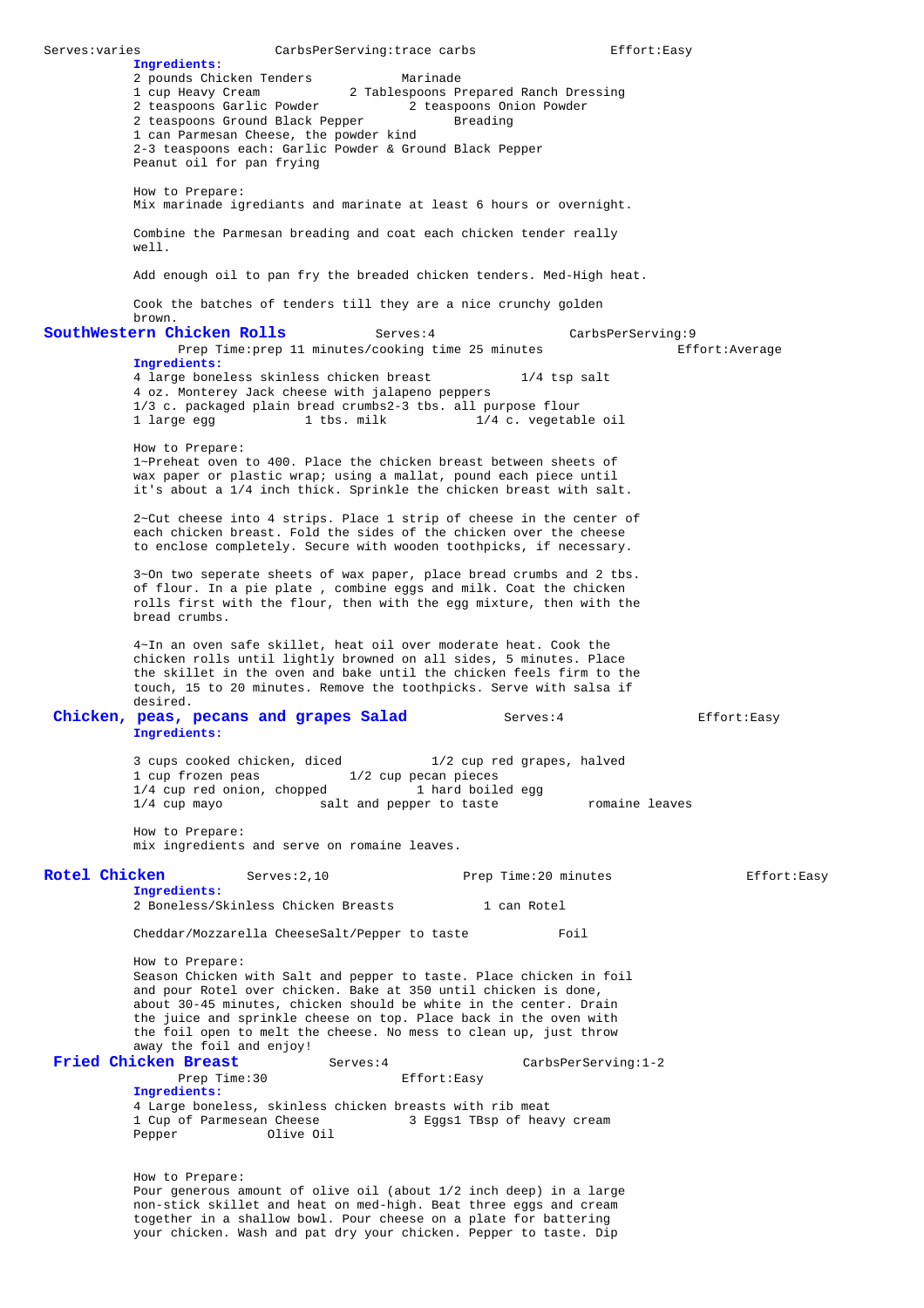Serves:varies CarbsPerServing:trace carbs Effort:Easy

**Ingredients:**

2 pounds Chicken Tenders
Marinade
1 cup Heavy Cream
2 Tablespoons Prepared Ranch Dressing
2 teaspoons Garlic Powder
2 teaspoons Onion Powder
2 teaspoons Ground Black Pepper
Breading
1 can Parmesan Cheese, the powder kind
2-3 teaspoons each: Garlic Powder & Ground Black Pepper
Peanut oil for pan frying

How to Prepare:
Mix marinade igrediants and marinate at least 6 hours or overnight.

Combine the Parmesan breading and coat each chicken tender really well.

Add enough oil to pan fry the breaded chicken tenders. Med-High heat.

Cook the batches of tenders till they are a nice crunchy golden brown.

## SouthWestern Chicken Rolls

Serves:4 CarbsPerServing:9
Prep Time:prep 11 minutes/cooking time 25 minutes Effort:Average

**Ingredients:**

4 large boneless skinless chicken breast
1/4 tsp salt
4 oz. Monterey Jack cheese with jalapeno peppers
1/3 c. packaged plain bread crumbs2-3 tbs. all purpose flour
1 large egg
1 tbs. milk
1/4 c. vegetable oil

How to Prepare:
1~Preheat oven to 400. Place the chicken breast between sheets of wax paper or plastic wrap; using a mallat, pound each piece until it's about a 1/4 inch thick. Sprinkle the chicken breast with salt.

2~Cut cheese into 4 strips. Place 1 strip of cheese in the center of each chicken breast. Fold the sides of the chicken over the cheese to enclose completely. Secure with wooden toothpicks, if necessary.

3~On two seperate sheets of wax paper, place bread crumbs and 2 tbs. of flour. In a pie plate , combine eggs and milk. Coat the chicken rolls first with the flour, then with the egg mixture, then with the bread crumbs.

4~In an oven safe skillet, heat oil over moderate heat. Cook the chicken rolls until lightly browned on all sides, 5 minutes. Place the skillet in the oven and bake until the chicken feels firm to the touch, 15 to 20 minutes. Remove the toothpicks. Serve with salsa if desired.

## Chicken, peas, pecans and grapes Salad

Serves:4 Effort:Easy

**Ingredients:**

3 cups cooked chicken, diced
1/2 cup red grapes, halved
1 cup frozen peas
1/2 cup pecan pieces
1/4 cup red onion, chopped
1 hard boiled egg
1/4 cup mayo
salt and pepper to taste
romaine leaves

How to Prepare:
mix ingredients and serve on romaine leaves.

## Rotel Chicken

Serves:2,10 Prep Time:20 minutes Effort:Easy

**Ingredients:**

2 Boneless/Skinless Chicken Breasts
1 can Rotel

Cheddar/Mozzarella CheeseSalt/Pepper to taste
Foil

How to Prepare:
Season Chicken with Salt and pepper to taste. Place chicken in foil and pour Rotel over chicken. Bake at 350 until chicken is done, about 30-45 minutes, chicken should be white in the center. Drain the juice and sprinkle cheese on top. Place back in the oven with the foil open to melt the cheese. No mess to clean up, just throw away the foil and enjoy!

## Fried Chicken Breast

Serves:4 CarbsPerServing:1-2
Prep Time:30 Effort:Easy

**Ingredients:**

4 Large boneless, skinless chicken breasts with rib meat
1 Cup of Parmesean Cheese
3 Eggs1 TBsp of heavy cream
Pepper
Olive Oil

How to Prepare:
Pour generous amount of olive oil (about 1/2 inch deep) in a large non-stick skillet and heat on med-high. Beat three eggs and cream together in a shallow bowl. Pour cheese on a plate for battering your chicken. Wash and pat dry your chicken. Pepper to taste. Dip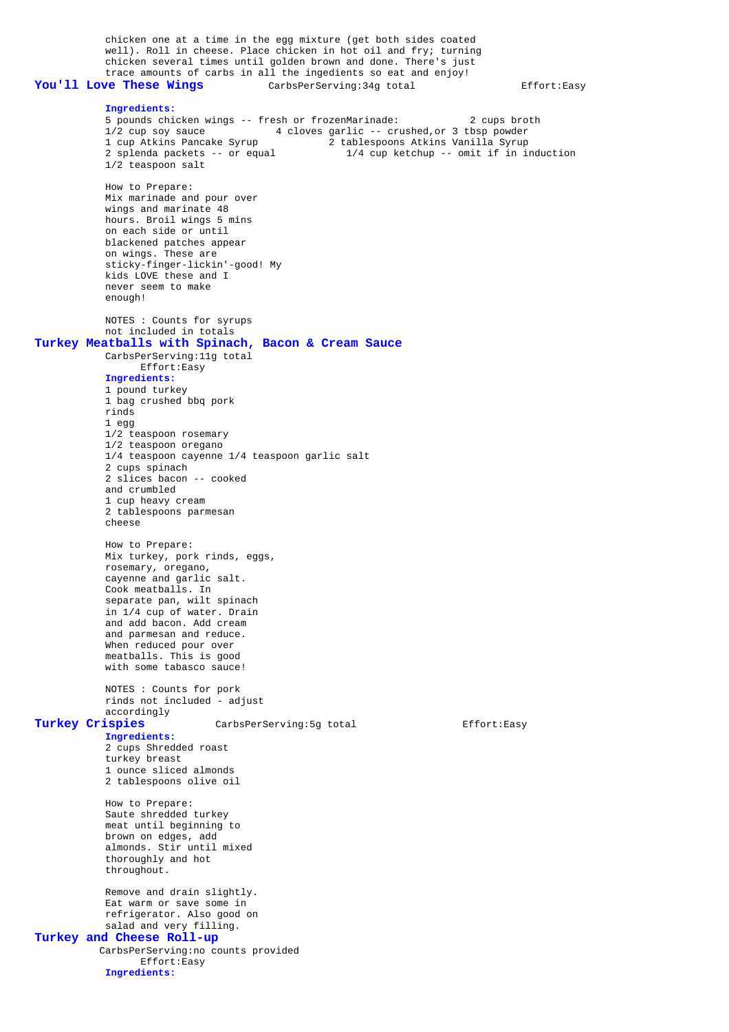chicken one at a time in the egg mixture (get both sides coated well). Roll in cheese. Place chicken in hot oil and fry; turning chicken several times until golden brown and done. There's just trace amounts of carbs in all the ingredients so eat and enjoy!

## You'll Love These Wings

CarbsPerServing:34g total    Effort:Easy

**Ingredients:**

5 pounds chicken wings -- fresh or frozenMarinade:
2 cups broth
1/2 cup soy sauce
4 cloves garlic -- crushed,or 3 tbsp powder
1 cup Atkins Pancake Syrup
2 tablespoons Atkins Vanilla Syrup
2 splenda packets -- or equal
1/4 cup ketchup -- omit if in induction
1/2 teaspoon salt

How to Prepare:
Mix marinade and pour over wings and marinate 48 hours. Broil wings 5 mins on each side or until blackened patches appear on wings. These are sticky-finger-lickin'-good! My kids LOVE these and I never seem to make enough!

NOTES : Counts for syrups not included in totals

## Turkey Meatballs with Spinach, Bacon & Cream Sauce

CarbsPerServing:11g total
Effort:Easy

**Ingredients:**

1 pound turkey
1 bag crushed bbq pork rinds
1 egg
1/2 teaspoon rosemary
1/2 teaspoon oregano
1/4 teaspoon cayenne 1/4 teaspoon garlic salt
2 cups spinach
2 slices bacon -- cooked and crumbled
1 cup heavy cream
2 tablespoons parmesan cheese

How to Prepare:
Mix turkey, pork rinds, eggs, rosemary, oregano, cayenne and garlic salt. Cook meatballs. In separate pan, wilt spinach in 1/4 cup of water. Drain and add bacon. Add cream and parmesan and reduce. When reduced pour over meatballs. This is good with some tabasco sauce!

NOTES : Counts for pork rinds not included - adjust accordingly

## Turkey Crispies

CarbsPerServing:5g total    Effort:Easy

**Ingredients:**

2 cups Shredded roast turkey breast
1 ounce sliced almonds
2 tablespoons olive oil

How to Prepare:
Saute shredded turkey meat until beginning to brown on edges, add almonds. Stir until mixed thoroughly and hot throughout.

Remove and drain slightly. Eat warm or save some in refrigerator. Also good on salad and very filling.

## Turkey and Cheese Roll-up

CarbsPerServing:no counts provided
Effort:Easy

**Ingredients:**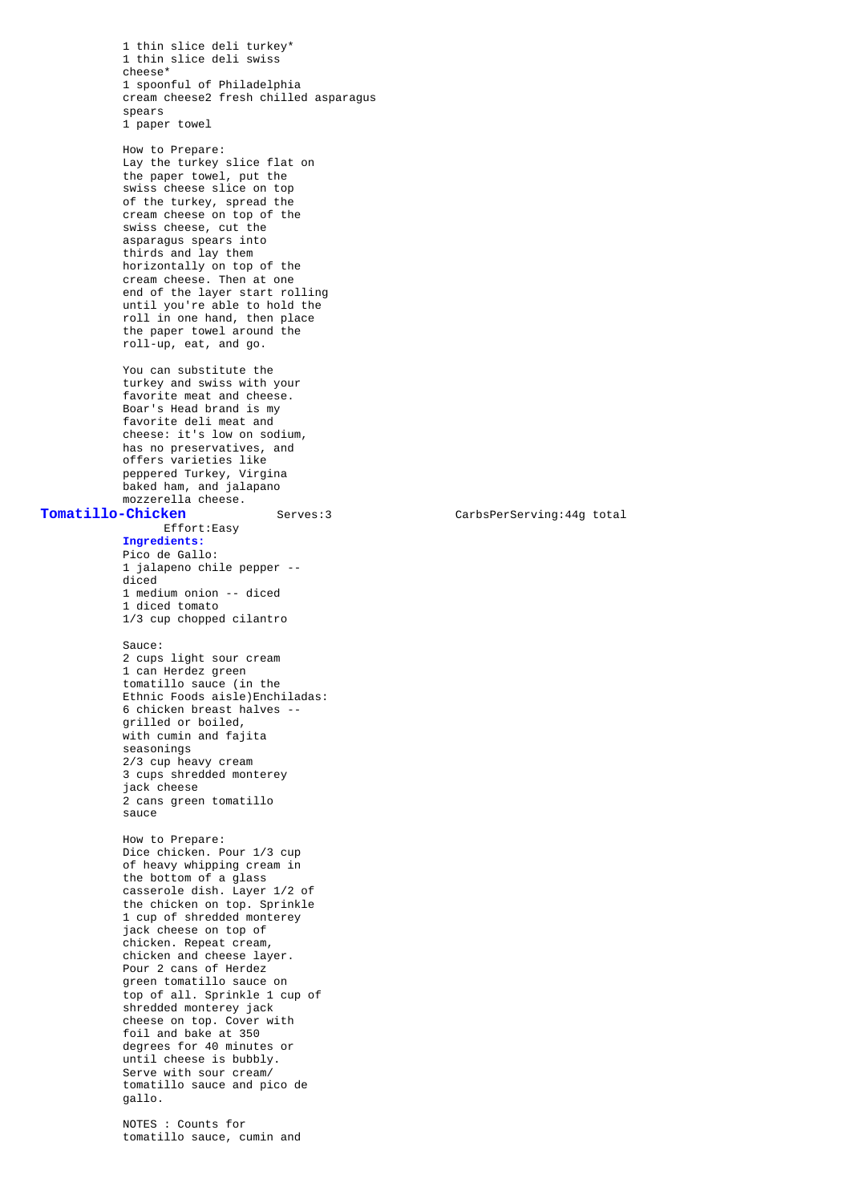1 thin slice deli turkey*
1 thin slice deli swiss cheese*
1 spoonful of Philadelphia cream cheese2 fresh chilled asparagus spears
1 paper towel

How to Prepare:
Lay the turkey slice flat on the paper towel, put the swiss cheese slice on top of the turkey, spread the cream cheese on top of the swiss cheese, cut the asparagus spears into thirds and lay them horizontally on top of the cream cheese. Then at one end of the layer start rolling until you're able to hold the roll in one hand, then place the paper towel around the roll-up, eat, and go.

You can substitute the turkey and swiss with your favorite meat and cheese. Boar's Head brand is my favorite deli meat and cheese: it's low on sodium, has no preservatives, and offers varieties like peppered Turkey, Virgina baked ham, and jalapano mozzerella cheese.

## Tomatillo-Chicken

Serves:3 CarbsPerServing:44g total
Effort:Easy

**Ingredients:**

Pico de Gallo:
1 jalapeno chile pepper -- diced
1 medium onion -- diced
1 diced tomato
1/3 cup chopped cilantro

Sauce:
2 cups light sour cream
1 can Herdez green tomatillo sauce (in the Ethnic Foods aisle)Enchiladas:
6 chicken breast halves -- grilled or boiled, with cumin and fajita seasonings
2/3 cup heavy cream
3 cups shredded monterey jack cheese
2 cans green tomatillo sauce

How to Prepare:
Dice chicken. Pour 1/3 cup of heavy whipping cream in the bottom of a glass casserole dish. Layer 1/2 of the chicken on top. Sprinkle 1 cup of shredded monterey jack cheese on top of chicken. Repeat cream, chicken and cheese layer. Pour 2 cans of Herdez green tomatillo sauce on top of all. Sprinkle 1 cup of shredded monterey jack cheese on top. Cover with foil and bake at 350 degrees for 40 minutes or until cheese is bubbly. Serve with sour cream/ tomatillo sauce and pico de gallo.

NOTES : Counts for tomatillo sauce, cumin and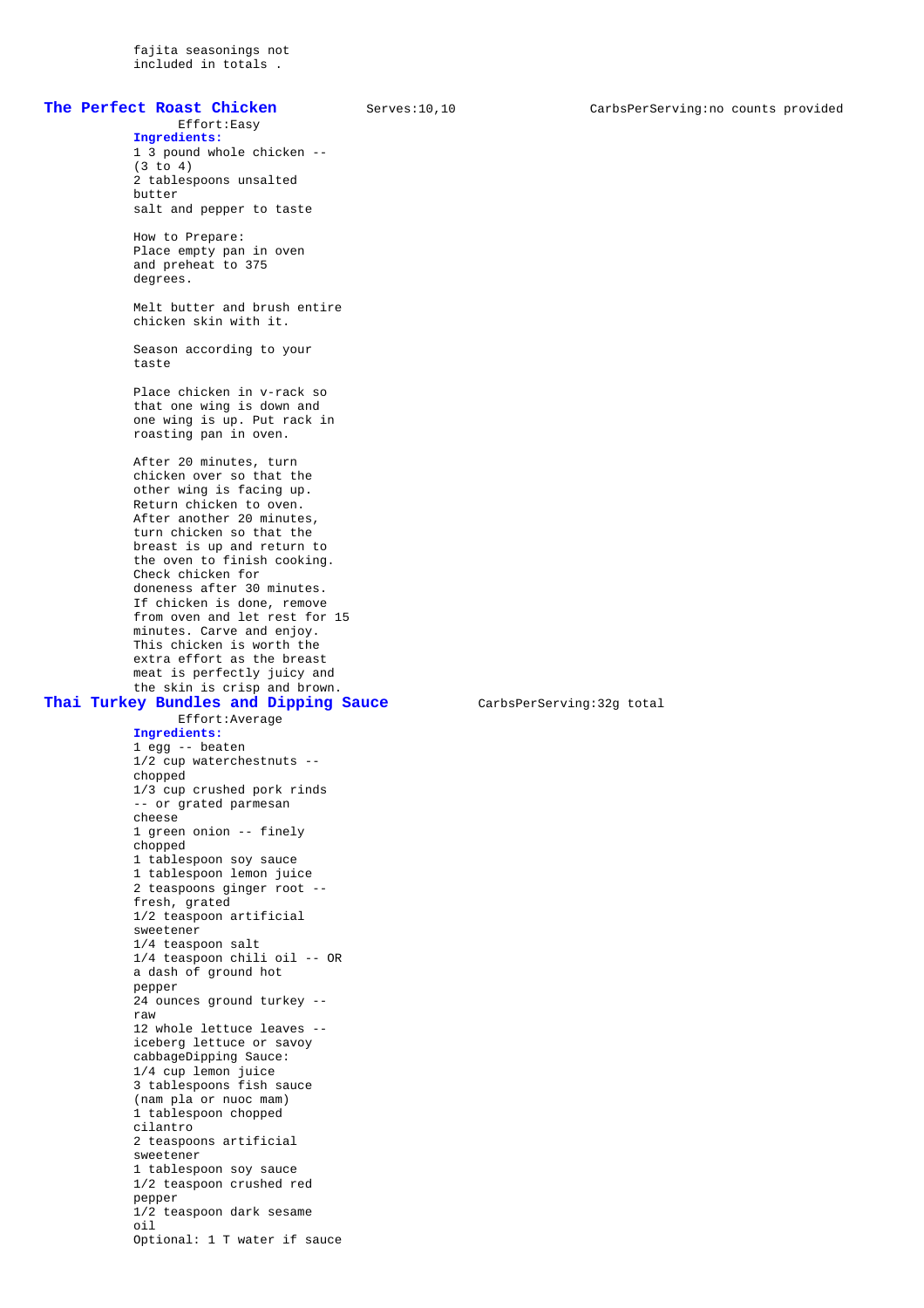fajita seasonings not included in totals .

## The Perfect Roast Chicken

Serves:10,10

CarbsPerServing:no counts provided

Effort:Easy

**Ingredients:**

1 3 pound whole chicken -- (3 to 4)
2 tablespoons unsalted butter
salt and pepper to taste

How to Prepare:
Place empty pan in oven and preheat to 375 degrees.

Melt butter and brush entire chicken skin with it.

Season according to your taste

Place chicken in v-rack so that one wing is down and one wing is up. Put rack in roasting pan in oven.

After 20 minutes, turn chicken over so that the other wing is facing up. Return chicken to oven. After another 20 minutes, turn chicken so that the breast is up and return to the oven to finish cooking. Check chicken for doneness after 30 minutes. If chicken is done, remove from oven and let rest for 15 minutes. Carve and enjoy. This chicken is worth the extra effort as the breast meat is perfectly juicy and the skin is crisp and brown.

## Thai Turkey Bundles and Dipping Sauce

CarbsPerServing:32g total

Effort:Average

**Ingredients:**

1 egg -- beaten
1/2 cup waterchestnuts -- chopped
1/3 cup crushed pork rinds -- or grated parmesan cheese
1 green onion -- finely chopped
1 tablespoon soy sauce
1 tablespoon lemon juice
2 teaspoons ginger root -- fresh, grated
1/2 teaspoon artificial sweetener
1/4 teaspoon salt
1/4 teaspoon chili oil -- OR a dash of ground hot pepper
24 ounces ground turkey -- raw
12 whole lettuce leaves -- iceberg lettuce or savoy cabbageDipping Sauce:
1/4 cup lemon juice
3 tablespoons fish sauce (nam pla or nuoc mam)
1 tablespoon chopped cilantro
2 teaspoons artificial sweetener
1 tablespoon soy sauce
1/2 teaspoon crushed red pepper
1/2 teaspoon dark sesame oil
Optional: 1 T water if sauce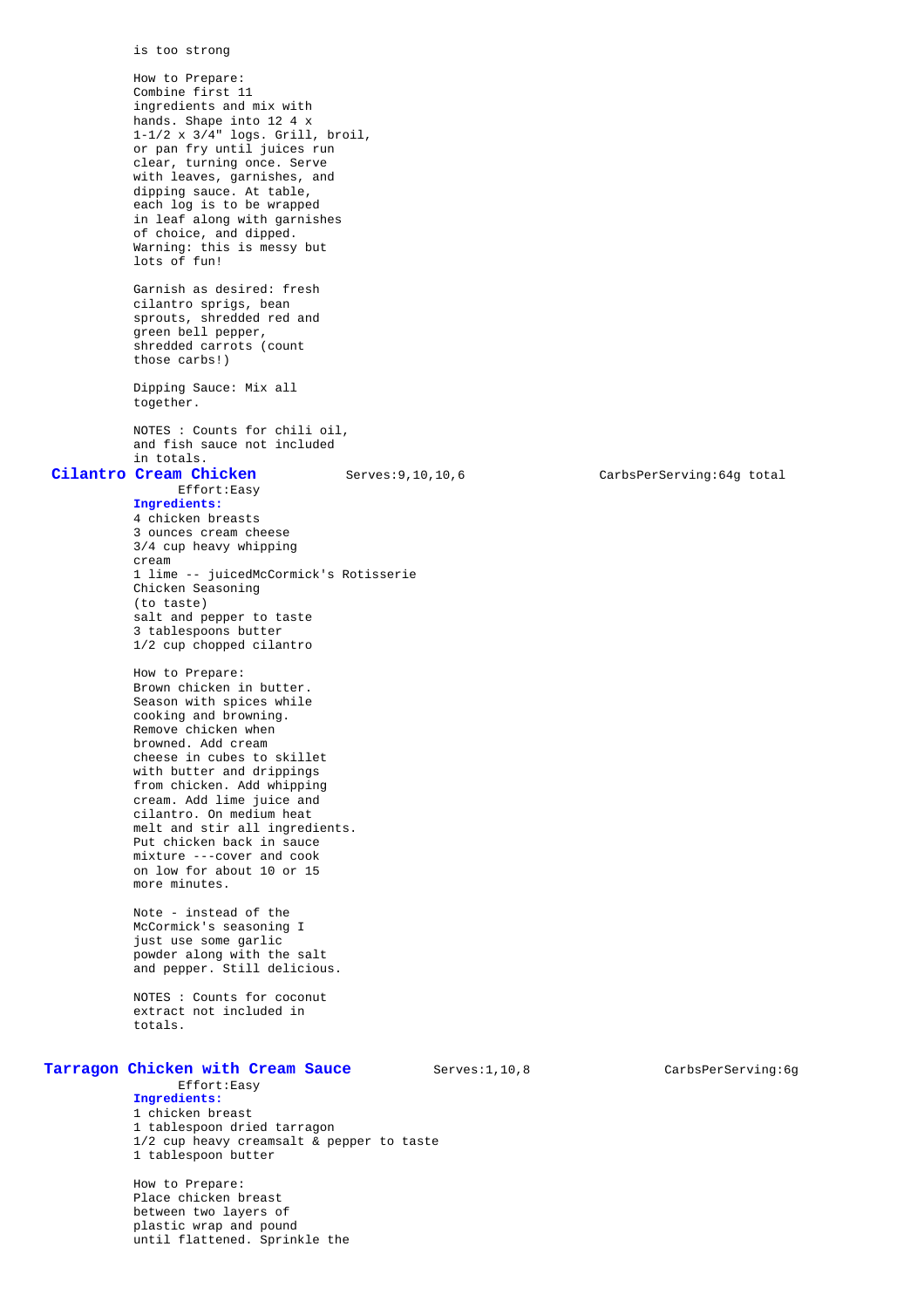is too strong

How to Prepare:
Combine first 11 ingredients and mix with hands. Shape into 12 4 x 1-1/2 x 3/4" logs. Grill, broil, or pan fry until juices run clear, turning once. Serve with leaves, garnishes, and dipping sauce. At table, each log is to be wrapped in leaf along with garnishes of choice, and dipped. Warning: this is messy but lots of fun!

Garnish as desired: fresh cilantro sprigs, bean sprouts, shredded red and green bell pepper, shredded carrots (count those carbs!)

Dipping Sauce: Mix all together.

NOTES : Counts for chili oil, and fish sauce not included in totals.

## Cilantro Cream Chicken

Serves:9,10,10,6 CarbsPerServing:64g total

Effort:Easy

**Ingredients:**

4 chicken breasts
3 ounces cream cheese
3/4 cup heavy whipping cream
1 lime -- juicedMcCormick's Rotisserie Chicken Seasoning (to taste)
salt and pepper to taste
3 tablespoons butter
1/2 cup chopped cilantro

How to Prepare:
Brown chicken in butter. Season with spices while cooking and browning. Remove chicken when browned. Add cream cheese in cubes to skillet with butter and drippings from chicken. Add whipping cream. Add lime juice and cilantro. On medium heat melt and stir all ingredients. Put chicken back in sauce mixture ---cover and cook on low for about 10 or 15 more minutes.

Note - instead of the McCormick's seasoning I just use some garlic powder along with the salt and pepper. Still delicious.

NOTES : Counts for coconut extract not included in totals.

## Tarragon Chicken with Cream Sauce

Serves:1,10,8 CarbsPerServing:6g

Effort:Easy

**Ingredients:**

1 chicken breast
1 tablespoon dried tarragon
1/2 cup heavy creamsalt & pepper to taste
1 tablespoon butter

How to Prepare:
Place chicken breast between two layers of plastic wrap and pound until flattened. Sprinkle the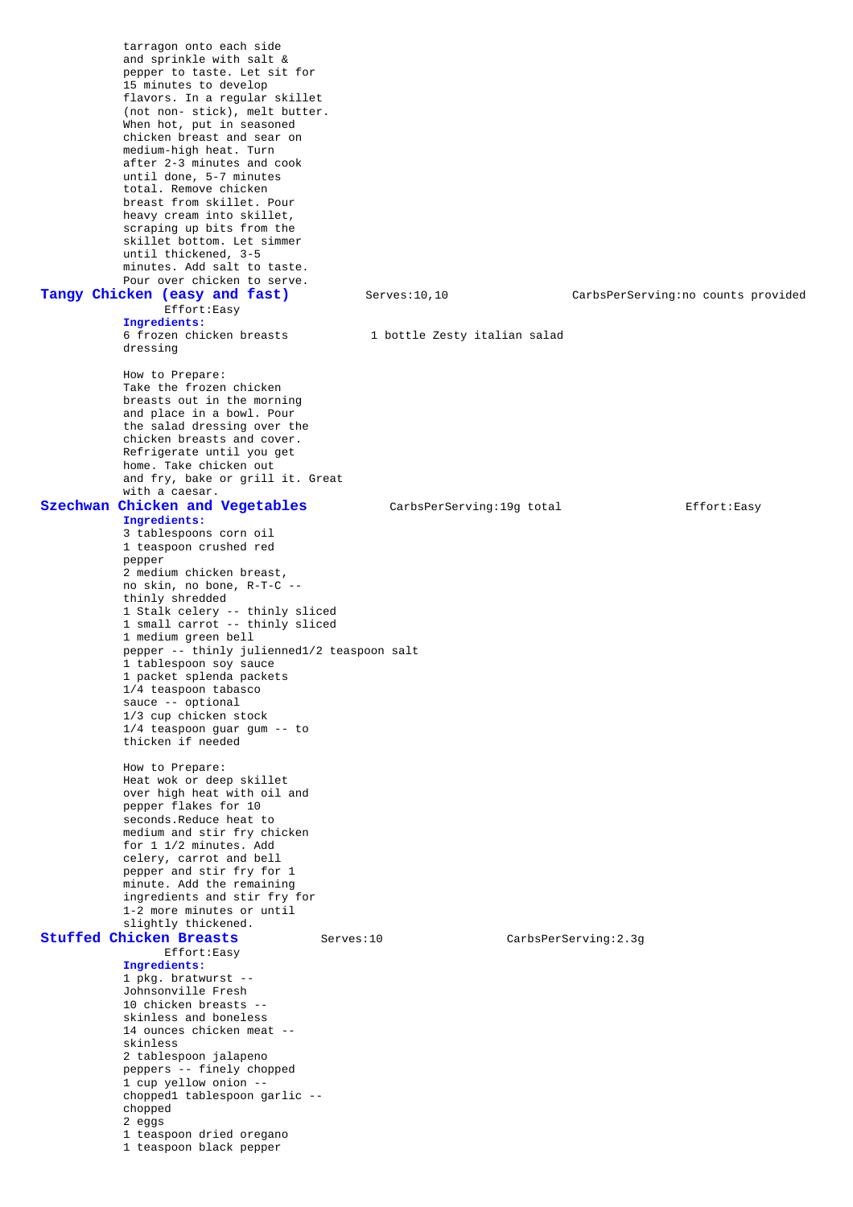tarragon onto each side and sprinkle with salt & pepper to taste. Let sit for 15 minutes to develop flavors. In a regular skillet (not non- stick), melt butter. When hot, put in seasoned chicken breast and sear on medium-high heat. Turn after 2-3 minutes and cook until done, 5-7 minutes total. Remove chicken breast from skillet. Pour heavy cream into skillet, scraping up bits from the skillet bottom. Let simmer until thickened, 3-5 minutes. Add salt to taste. Pour over chicken to serve.

## Tangy Chicken (easy and fast)

Serves:10,10

CarbsPerServing:no counts provided

Effort:Easy

**Ingredients:**

6 frozen chicken breasts

1 bottle Zesty italian salad dressing

How to Prepare:
Take the frozen chicken breasts out in the morning and place in a bowl. Pour the salad dressing over the chicken breasts and cover. Refrigerate until you get home. Take chicken out and fry, bake or grill it. Great with a caesar.

## Szechwan Chicken and Vegetables

CarbsPerServing:19g total

Effort:Easy

**Ingredients:**

3 tablespoons corn oil
1 teaspoon crushed red pepper
2 medium chicken breast, no skin, no bone, R-T-C -- thinly shredded
1 Stalk celery -- thinly sliced
1 small carrot -- thinly sliced
1 medium green bell pepper -- thinly julienned1/2 teaspoon salt
1 tablespoon soy sauce
1 packet splenda packets
1/4 teaspoon tabasco sauce -- optional
1/3 cup chicken stock
1/4 teaspoon guar gum -- to thicken if needed

How to Prepare:
Heat wok or deep skillet over high heat with oil and pepper flakes for 10 seconds.Reduce heat to medium and stir fry chicken for 1 1/2 minutes. Add celery, carrot and bell pepper and stir fry for 1 minute. Add the remaining ingredients and stir fry for 1-2 more minutes or until slightly thickened.

## Stuffed Chicken Breasts

Serves:10

CarbsPerServing:2.3g

Effort:Easy

**Ingredients:**

1 pkg. bratwurst -- Johnsonville Fresh
10 chicken breasts -- skinless and boneless
14 ounces chicken meat -- skinless
2 tablespoon jalapeno peppers -- finely chopped
1 cup yellow onion -- chopped1 tablespoon garlic -- chopped
2 eggs
1 teaspoon dried oregano
1 teaspoon black pepper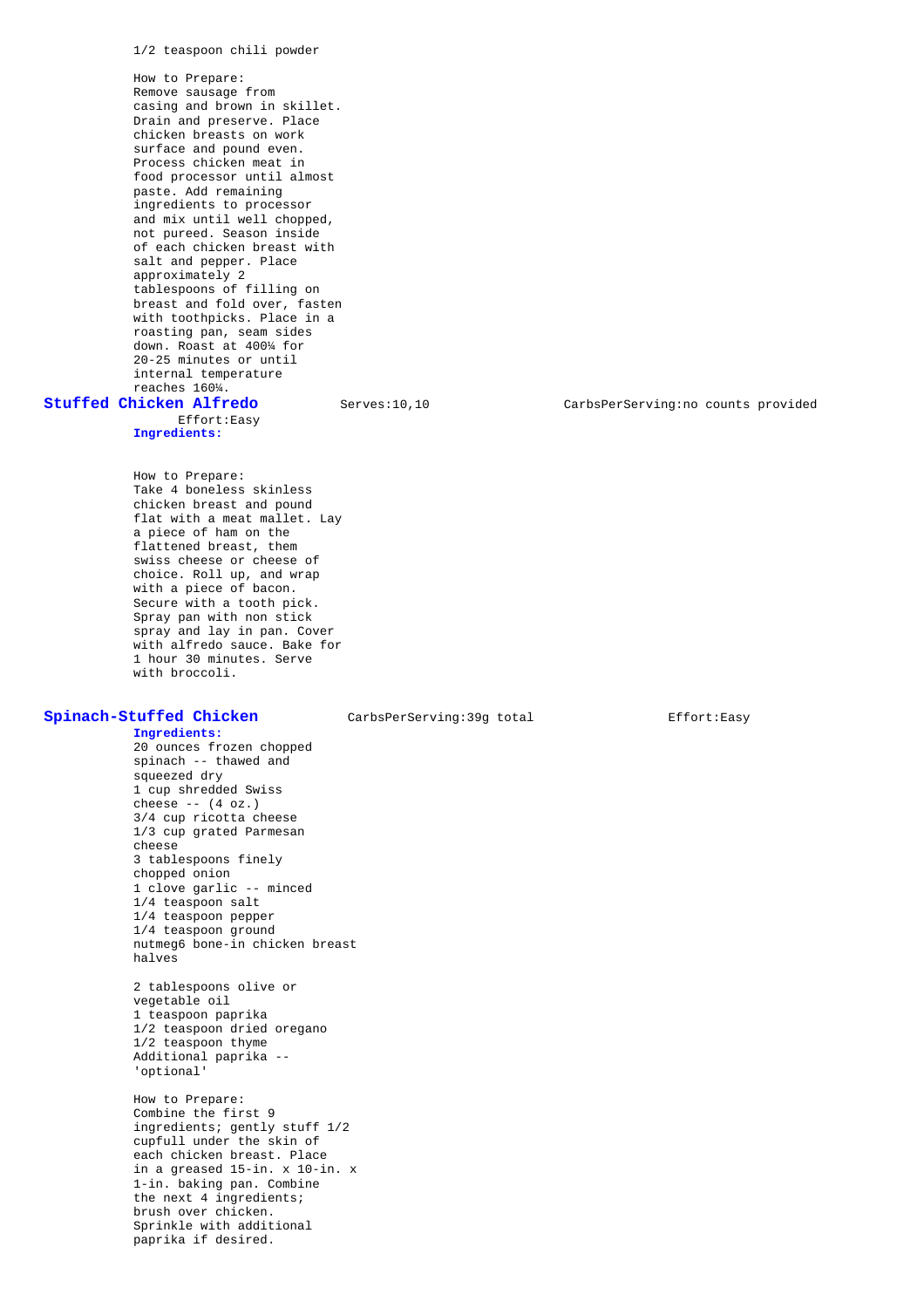1/2 teaspoon chili powder

How to Prepare:
Remove sausage from casing and brown in skillet. Drain and preserve. Place chicken breasts on work surface and pound even. Process chicken meat in food processor until almost paste. Add remaining ingredients to processor and mix until well chopped, not pureed. Season inside of each chicken breast with salt and pepper. Place approximately 2 tablespoons of filling on breast and fold over, fasten with toothpicks. Place in a roasting pan, seam sides down. Roast at 400¼ for 20-25 minutes or until internal temperature reaches 160¼.

## Stuffed Chicken Alfredo

Serves:10,10 CarbsPerServing:no counts provided

Effort:Easy

**Ingredients:**

How to Prepare:
Take 4 boneless skinless chicken breast and pound flat with a meat mallet. Lay a piece of ham on the flattened breast, them swiss cheese or cheese of choice. Roll up, and wrap with a piece of bacon. Secure with a tooth pick. Spray pan with non stick spray and lay in pan. Cover with alfredo sauce. Bake for 1 hour 30 minutes. Serve with broccoli.

## Spinach-Stuffed Chicken

CarbsPerServing:39g total Effort:Easy

**Ingredients:**

20 ounces frozen chopped spinach -- thawed and squeezed dry
1 cup shredded Swiss cheese -- (4 oz.)
3/4 cup ricotta cheese
1/3 cup grated Parmesan cheese
3 tablespoons finely chopped onion
1 clove garlic -- minced
1/4 teaspoon salt
1/4 teaspoon pepper
1/4 teaspoon ground nutmeg6 bone-in chicken breast halves

2 tablespoons olive or vegetable oil
1 teaspoon paprika
1/2 teaspoon dried oregano
1/2 teaspoon thyme
Additional paprika -- 'optional'

How to Prepare:
Combine the first 9 ingredients; gently stuff 1/2 cupfull under the skin of each chicken breast. Place in a greased 15-in. x 10-in. x 1-in. baking pan. Combine the next 4 ingredients; brush over chicken. Sprinkle with additional paprika if desired.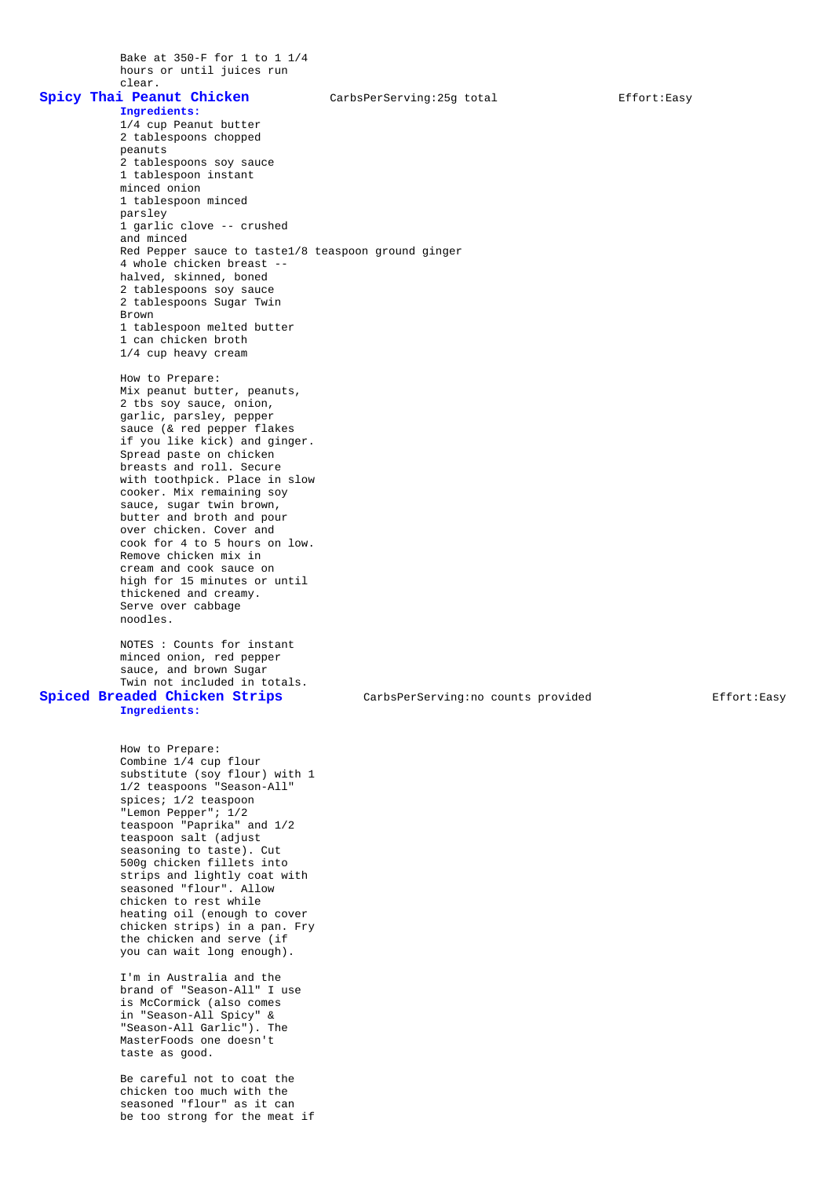Bake at 350-F for 1 to 1 1/4 hours or until juices run clear.

## Spicy Thai Peanut Chicken

CarbsPerServing:25g total Effort:Easy

**Ingredients:**

1/4 cup Peanut butter
2 tablespoons chopped peanuts
2 tablespoons soy sauce
1 tablespoon instant minced onion
1 tablespoon minced parsley
1 garlic clove -- crushed and minced
Red Pepper sauce to taste1/8 teaspoon ground ginger
4 whole chicken breast -- halved, skinned, boned
2 tablespoons soy sauce
2 tablespoons Sugar Twin Brown
1 tablespoon melted butter
1 can chicken broth
1/4 cup heavy cream

How to Prepare:
Mix peanut butter, peanuts, 2 tbs soy sauce, onion, garlic, parsley, pepper sauce (& red pepper flakes if you like kick) and ginger. Spread paste on chicken breasts and roll. Secure with toothpick. Place in slow cooker. Mix remaining soy sauce, sugar twin brown, butter and broth and pour over chicken. Cover and cook for 4 to 5 hours on low. Remove chicken mix in cream and cook sauce on high for 15 minutes or until thickened and creamy. Serve over cabbage noodles.

NOTES : Counts for instant minced onion, red pepper sauce, and brown Sugar Twin not included in totals.

## Spiced Breaded Chicken Strips

CarbsPerServing:no counts provided Effort:Easy

**Ingredients:**

How to Prepare:
Combine 1/4 cup flour substitute (soy flour) with 1 1/2 teaspoons "Season-All" spices; 1/2 teaspoon "Lemon Pepper"; 1/2 teaspoon "Paprika" and 1/2 teaspoon salt (adjust seasoning to taste). Cut 500g chicken fillets into strips and lightly coat with seasoned "flour". Allow chicken to rest while heating oil (enough to cover chicken strips) in a pan. Fry the chicken and serve (if you can wait long enough).

I'm in Australia and the brand of "Season-All" I use is McCormick (also comes in "Season-All Spicy" & "Season-All Garlic"). The MasterFoods one doesn't taste as good.

Be careful not to coat the chicken too much with the seasoned "flour" as it can be too strong for the meat if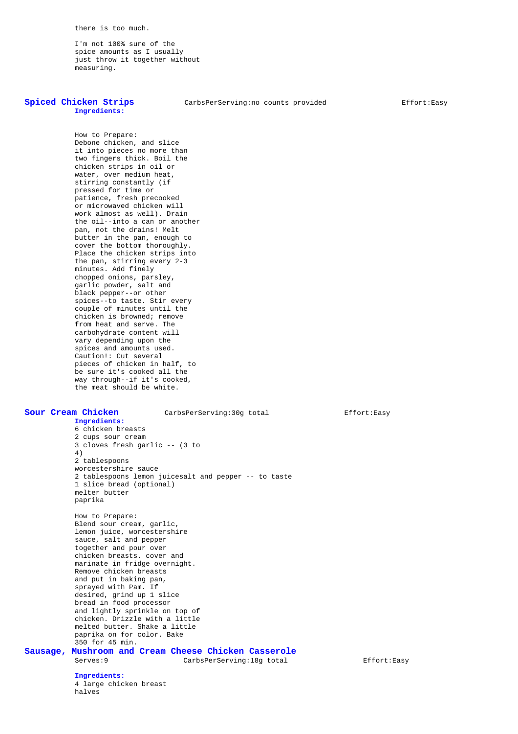there is too much.

I'm not 100% sure of the spice amounts as I usually just throw it together without measuring.

## Spiced Chicken Strips

CarbsPerServing:no counts provided

Effort:Easy

**Ingredients:**

How to Prepare:
Debone chicken, and slice it into pieces no more than two fingers thick. Boil the chicken strips in oil or water, over medium heat, stirring constantly (if pressed for time or patience, fresh precooked or microwaved chicken will work almost as well). Drain the oil--into a can or another pan, not the drains! Melt butter in the pan, enough to cover the bottom thoroughly. Place the chicken strips into the pan, stirring every 2-3 minutes. Add finely chopped onions, parsley, garlic powder, salt and black pepper--or other spices--to taste. Stir every couple of minutes until the chicken is browned; remove from heat and serve. The carbohydrate content will vary depending upon the spices and amounts used. Caution!: Cut several pieces of chicken in half, to be sure it's cooked all the way through--if it's cooked, the meat should be white.

## Sour Cream Chicken

CarbsPerServing:30g total

Effort:Easy

**Ingredients:**

6 chicken breasts
2 cups sour cream
3 cloves fresh garlic -- (3 to 4)
2 tablespoons worcestershire sauce
2 tablespoons lemon juicesalt and pepper -- to taste
1 slice bread (optional)
melter butter
paprika

How to Prepare:
Blend sour cream, garlic, lemon juice, worcestershire sauce, salt and pepper together and pour over chicken breasts. cover and marinate in fridge overnight. Remove chicken breasts and put in baking pan, sprayed with Pam. If desired, grind up 1 slice bread in food processor and lightly sprinkle on top of chicken. Drizzle with a little melted butter. Shake a little paprika on for color. Bake 350 for 45 min.

## Sausage, Mushroom and Cream Cheese Chicken Casserole

Serves:9

CarbsPerServing:18g total

Effort:Easy

**Ingredients:**

4 large chicken breast halves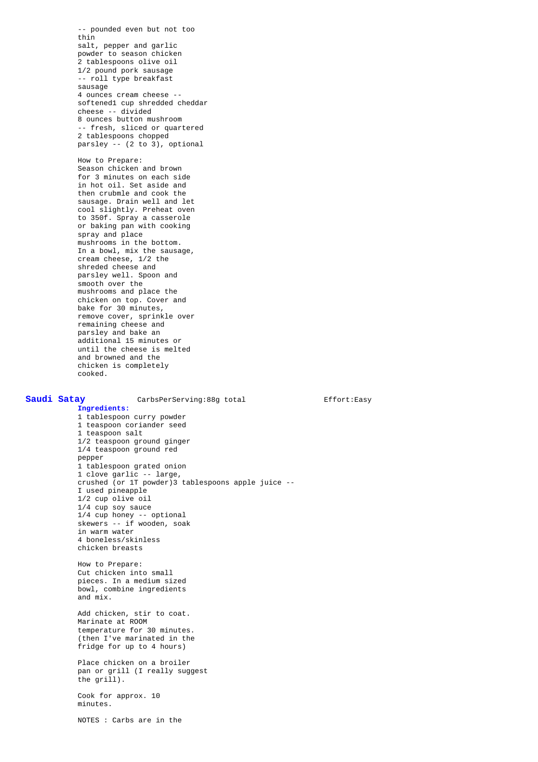-- pounded even but not too thin
salt, pepper and garlic powder to season chicken
2 tablespoons olive oil
1/2 pound pork sausage -- roll type breakfast sausage
4 ounces cream cheese -- softened1 cup shredded cheddar cheese -- divided
8 ounces button mushroom -- fresh, sliced or quartered
2 tablespoons chopped parsley -- (2 to 3), optional

How to Prepare:
Season chicken and brown for 3 minutes on each side in hot oil. Set aside and then crubmle and cook the sausage. Drain well and let cool slightly. Preheat oven to 350f. Spray a casserole or baking pan with cooking spray and place mushrooms in the bottom. In a bowl, mix the sausage, cream cheese, 1/2 the shreded cheese and parsley well. Spoon and smooth over the mushrooms and place the chicken on top. Cover and bake for 30 minutes, remove cover, sprinkle over remaining cheese and parsley and bake an additional 15 minutes or until the cheese is melted and browned and the chicken is completely cooked.

## Saudi Satay

CarbsPerServing:88g total

Effort:Easy

**Ingredients:**

1 tablespoon curry powder
1 teaspoon coriander seed
1 teaspoon salt
1/2 teaspoon ground ginger
1/4 teaspoon ground red pepper
1 tablespoon grated onion
1 clove garlic -- large, crushed (or 1T powder)3 tablespoons apple juice -- I used pineapple
1/2 cup olive oil
1/4 cup soy sauce
1/4 cup honey -- optional
skewers -- if wooden, soak in warm water
4 boneless/skinless chicken breasts

How to Prepare:
Cut chicken into small pieces. In a medium sized bowl, combine ingredients and mix.

Add chicken, stir to coat. Marinate at ROOM temperature for 30 minutes. (then I've marinated in the fridge for up to 4 hours)

Place chicken on a broiler pan or grill (I really suggest the grill).

Cook for approx. 10 minutes.

NOTES : Carbs are in the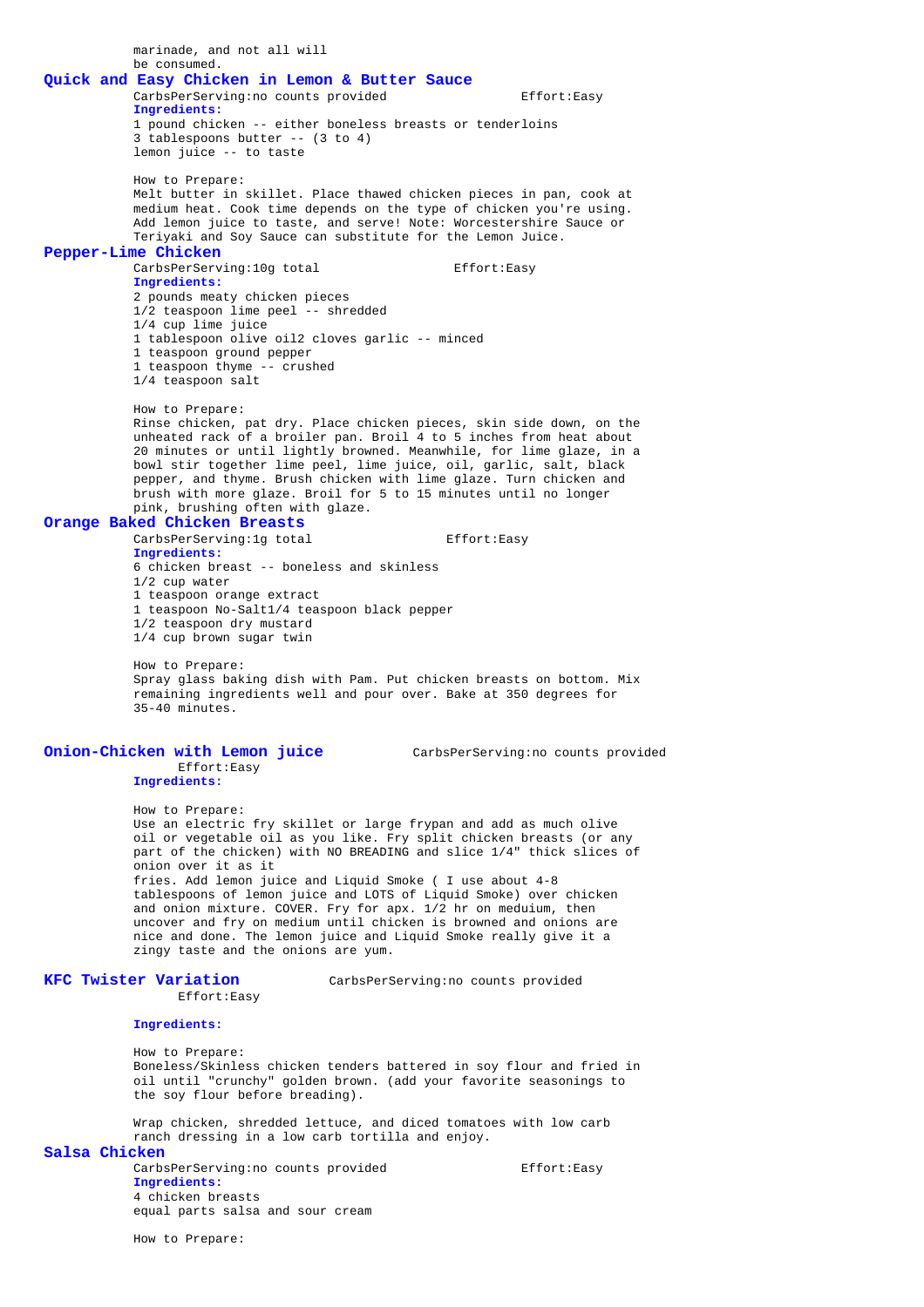marinade, and not all will be consumed.

## Quick and Easy Chicken in Lemon & Butter Sauce

CarbsPerServing:no counts provided Effort:Easy

**Ingredients:**

1 pound chicken -- either boneless breasts or tenderloins
3 tablespoons butter -- (3 to 4)
lemon juice -- to taste

How to Prepare:
Melt butter in skillet. Place thawed chicken pieces in pan, cook at medium heat. Cook time depends on the type of chicken you're using. Add lemon juice to taste, and serve! Note: Worcestershire Sauce or Teriyaki and Soy Sauce can substitute for the Lemon Juice.

## Pepper-Lime Chicken

CarbsPerServing:10g total Effort:Easy

**Ingredients:**

2 pounds meaty chicken pieces
1/2 teaspoon lime peel -- shredded
1/4 cup lime juice
1 tablespoon olive oil2 cloves garlic -- minced
1 teaspoon ground pepper
1 teaspoon thyme -- crushed
1/4 teaspoon salt

How to Prepare:
Rinse chicken, pat dry. Place chicken pieces, skin side down, on the unheated rack of a broiler pan. Broil 4 to 5 inches from heat about 20 minutes or until lightly browned. Meanwhile, for lime glaze, in a bowl stir together lime peel, lime juice, oil, garlic, salt, black pepper, and thyme. Brush chicken with lime glaze. Turn chicken and brush with more glaze. Broil for 5 to 15 minutes until no longer pink, brushing often with glaze.

## Orange Baked Chicken Breasts

CarbsPerServing:1g total Effort:Easy

**Ingredients:**

6 chicken breast -- boneless and skinless
1/2 cup water
1 teaspoon orange extract
1 teaspoon No-Salt1/4 teaspoon black pepper
1/2 teaspoon dry mustard
1/4 cup brown sugar twin

How to Prepare:
Spray glass baking dish with Pam. Put chicken breasts on bottom. Mix remaining ingredients well and pour over. Bake at 350 degrees for 35-40 minutes.

## Onion-Chicken with Lemon juice

CarbsPerServing:no counts provided Effort:Easy

**Ingredients:**

How to Prepare:
Use an electric fry skillet or large frypan and add as much olive oil or vegetable oil as you like. Fry split chicken breasts (or any part of the chicken) with NO BREADING and slice 1/4" thick slices of onion over it as it
fries. Add lemon juice and Liquid Smoke ( I use about 4-8 tablespoons of lemon juice and LOTS of Liquid Smoke) over chicken and onion mixture. COVER. Fry for apx. 1/2 hr on meduium, then uncover and fry on medium until chicken is browned and onions are nice and done. The lemon juice and Liquid Smoke really give it a zingy taste and the onions are yum.

## KFC Twister Variation

CarbsPerServing:no counts provided Effort:Easy

**Ingredients:**

How to Prepare:
Boneless/Skinless chicken tenders battered in soy flour and fried in oil until "crunchy" golden brown. (add your favorite seasonings to the soy flour before breading).

Wrap chicken, shredded lettuce, and diced tomatoes with low carb ranch dressing in a low carb tortilla and enjoy.

## Salsa Chicken

CarbsPerServing:no counts provided Effort:Easy

**Ingredients:**

4 chicken breasts
equal parts salsa and sour cream

How to Prepare: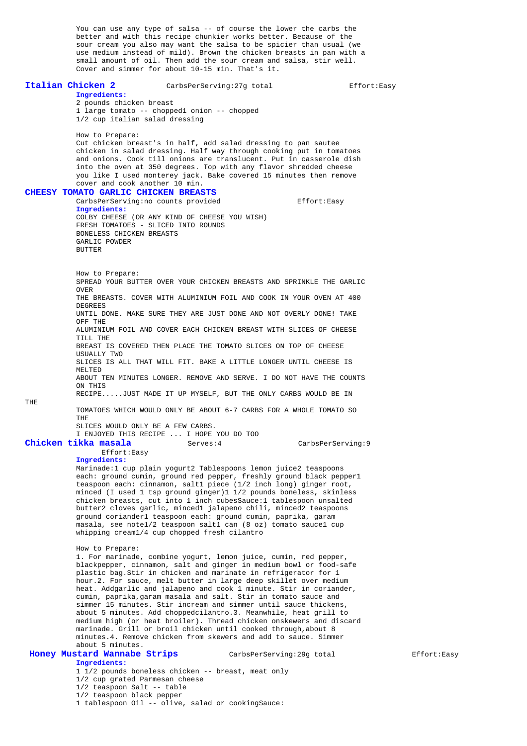You can use any type of salsa -- of course the lower the carbs the better and with this recipe chunkier works better. Because of the sour cream you also may want the salsa to be spicier than usual (we use medium instead of mild). Brown the chicken breasts in pan with a small amount of oil. Then add the sour cream and salsa, stir well. Cover and simmer for about 10-15 min. That's it.

## Italian Chicken 2

CarbsPerServing:27g total Effort:Easy

**Ingredients:**

2 pounds chicken breast
1 large tomato -- chopped1 onion -- chopped
1/2 cup italian salad dressing

How to Prepare:
Cut chicken breast's in half, add salad dressing to pan sautee chicken in salad dressing. Half way through cooking put in tomatoes and onions. Cook till onions are translucent. Put in casserole dish into the oven at 350 degrees. Top with any flavor shredded cheese you like I used monterey jack. Bake covered 15 minutes then remove cover and cook another 10 min.

## CHEESY TOMATO GARLIC CHICKEN BREASTS

CarbsPerServing:no counts provided Effort:Easy

**Ingredients:**

COLBY CHEESE (OR ANY KIND OF CHEESE YOU WISH)
FRESH TOMATOES - SLICED INTO ROUNDS
BONELESS CHICKEN BREASTS
GARLIC POWDER
BUTTER

How to Prepare:
SPREAD YOUR BUTTER OVER YOUR CHICKEN BREASTS AND SPRINKLE THE GARLIC OVER
THE BREASTS. COVER WITH ALUMINIUM FOIL AND COOK IN YOUR OVEN AT 400 DEGREES
UNTIL DONE. MAKE SURE THEY ARE JUST DONE AND NOT OVERLY DONE! TAKE OFF THE
ALUMINIUM FOIL AND COVER EACH CHICKEN BREAST WITH SLICES OF CHEESE TILL THE
BREAST IS COVERED THEN PLACE THE TOMATO SLICES ON TOP OF CHEESE USUALLY TWO
SLICES IS ALL THAT WILL FIT. BAKE A LITTLE LONGER UNTIL CHEESE IS MELTED
ABOUT TEN MINUTES LONGER. REMOVE AND SERVE. I DO NOT HAVE THE COUNTS ON THIS
RECIPE.....JUST MADE IT UP MYSELF, BUT THE ONLY CARBS WOULD BE IN THE
TOMATOES WHICH WOULD ONLY BE ABOUT 6-7 CARBS FOR A WHOLE TOMATO SO THE
SLICES WOULD ONLY BE A FEW CARBS.
I ENJOYED THIS RECIPE ... I HOPE YOU DO TOO

## Chicken tikka masala

Serves:4 CarbsPerServing:9 Effort:Easy

**Ingredients:**

Marinade:1 cup plain yogurt2 Tablespoons lemon juice2 teaspoons each: ground cumin, ground red pepper, freshly ground black pepper1 teaspoon each: cinnamon, salt1 piece (1/2 inch long) ginger root, minced (I used 1 tsp ground ginger)1 1/2 pounds boneless, skinless chicken breasts, cut into 1 inch cubesSauce:1 tablespoon unsalted butter2 cloves garlic, minced1 jalapeno chili, minced2 teaspoons ground coriander1 teaspoon each: ground cumin, paprika, garam masala, see note1/2 teaspoon salt1 can (8 oz) tomato sauce1 cup whipping cream1/4 cup chopped fresh cilantro

How to Prepare:
1. For marinade, combine yogurt, lemon juice, cumin, red pepper, blackpepper, cinnamon, salt and ginger in medium bowl or food-safe plastic bag.Stir in chicken and marinate in refrigerator for 1 hour.2. For sauce, melt butter in large deep skillet over medium heat. Addgarlic and jalapeno and cook 1 minute. Stir in coriander, cumin, paprika,garam masala and salt. Stir in tomato sauce and simmer 15 minutes. Stir incream and simmer until sauce thickens, about 5 minutes. Add choppedcilantro.3. Meanwhile, heat grill to medium high (or heat broiler). Thread chicken onskewers and discard marinade. Grill or broil chicken until cooked through,about 8 minutes.4. Remove chicken from skewers and add to sauce. Simmer about 5 minutes.

## Honey Mustard Wannabe Strips

CarbsPerServing:29g total Effort:Easy

**Ingredients:**

1 1/2 pounds boneless chicken -- breast, meat only
1/2 cup grated Parmesan cheese
1/2 teaspoon Salt -- table
1/2 teaspoon black pepper
1 tablespoon Oil -- olive, salad or cookingSauce: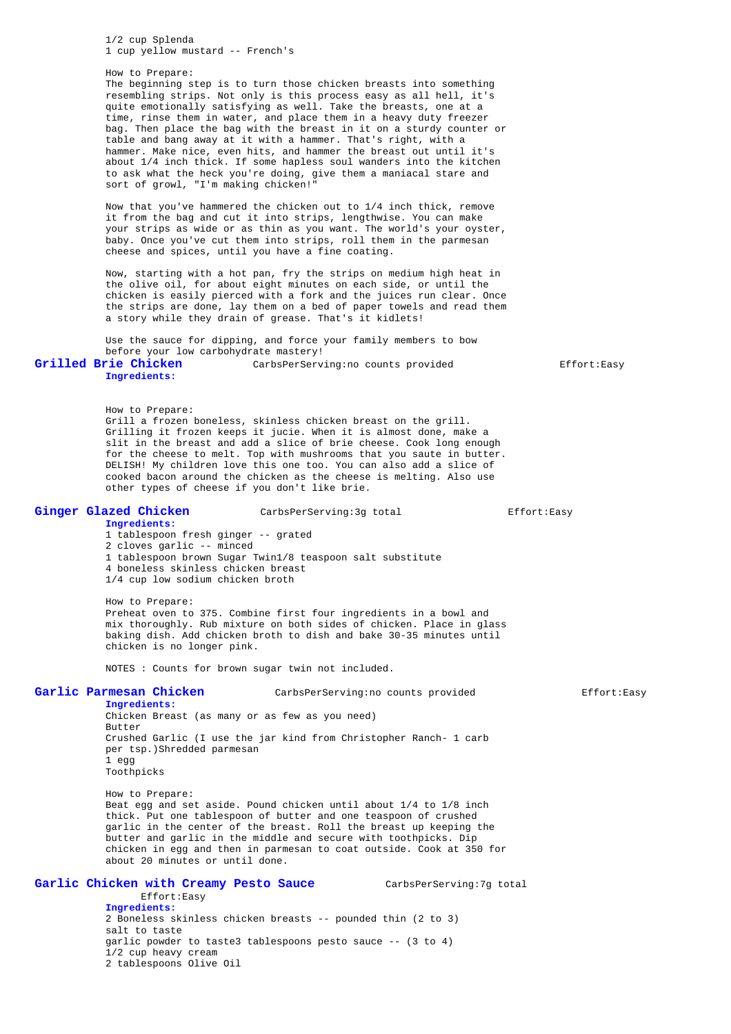1/2 cup Splenda
1 cup yellow mustard -- French's

How to Prepare:
The beginning step is to turn those chicken breasts into something resembling strips. Not only is this process easy as all hell, it's quite emotionally satisfying as well. Take the breasts, one at a time, rinse them in water, and place them in a heavy duty freezer bag. Then place the bag with the breast in it on a sturdy counter or table and bang away at it with a hammer. That's right, with a hammer. Make nice, even hits, and hammer the breast out until it's about 1/4 inch thick. If some hapless soul wanders into the kitchen to ask what the heck you're doing, give them a maniacal stare and sort of growl, "I'm making chicken!"

Now that you've hammered the chicken out to 1/4 inch thick, remove it from the bag and cut it into strips, lengthwise. You can make your strips as wide or as thin as you want. The world's your oyster, baby. Once you've cut them into strips, roll them in the parmesan cheese and spices, until you have a fine coating.

Now, starting with a hot pan, fry the strips on medium high heat in the olive oil, for about eight minutes on each side, or until the chicken is easily pierced with a fork and the juices run clear. Once the strips are done, lay them on a bed of paper towels and read them a story while they drain of grease. That's it kidlets!

Use the sauce for dipping, and force your family members to bow before your low carbohydrate mastery!

## Grilled Brie Chicken

CarbsPerServing:no counts provided    Effort:Easy

**Ingredients:**

How to Prepare:
Grill a frozen boneless, skinless chicken breast on the grill. Grilling it frozen keeps it jucie. When it is almost done, make a slit in the breast and add a slice of brie cheese. Cook long enough for the cheese to melt. Top with mushrooms that you saute in butter. DELISH! My children love this one too. You can also add a slice of cooked bacon around the chicken as the cheese is melting. Also use other types of cheese if you don't like brie.

## Ginger Glazed Chicken

CarbsPerServing:3g total    Effort:Easy

**Ingredients:**

1 tablespoon fresh ginger -- grated
2 cloves garlic -- minced
1 tablespoon brown Sugar Twin1/8 teaspoon salt substitute
4 boneless skinless chicken breast
1/4 cup low sodium chicken broth

How to Prepare:
Preheat oven to 375. Combine first four ingredients in a bowl and mix thoroughly. Rub mixture on both sides of chicken. Place in glass baking dish. Add chicken broth to dish and bake 30-35 minutes until chicken is no longer pink.

NOTES : Counts for brown sugar twin not included.

## Garlic Parmesan Chicken

CarbsPerServing:no counts provided    Effort:Easy

**Ingredients:**

Chicken Breast (as many or as few as you need)
Butter
Crushed Garlic (I use the jar kind from Christopher Ranch- 1 carb per tsp.)Shredded parmesan
1 egg
Toothpicks

How to Prepare:
Beat egg and set aside. Pound chicken until about 1/4 to 1/8 inch thick. Put one tablespoon of butter and one teaspoon of crushed garlic in the center of the breast. Roll the breast up keeping the butter and garlic in the middle and secure with toothpicks. Dip chicken in egg and then in parmesan to coat outside. Cook at 350 for about 20 minutes or until done.

## Garlic Chicken with Creamy Pesto Sauce

CarbsPerServing:7g total    Effort:Easy

**Ingredients:**

2 Boneless skinless chicken breasts -- pounded thin (2 to 3)
salt to taste
garlic powder to taste3 tablespoons pesto sauce -- (3 to 4)
1/2 cup heavy cream
2 tablespoons Olive Oil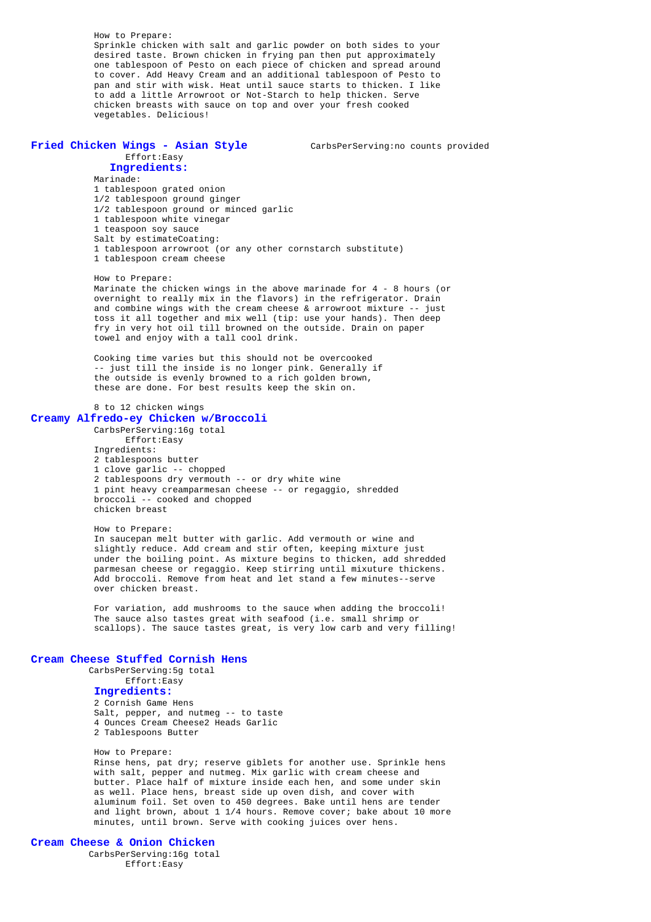How to Prepare:
Sprinkle chicken with salt and garlic powder on both sides to your desired taste. Brown chicken in frying pan then put approximately one tablespoon of Pesto on each piece of chicken and spread around to cover. Add Heavy Cream and an additional tablespoon of Pesto to pan and stir with wisk. Heat until sauce starts to thicken. I like to add a little Arrowroot or Not-Starch to help thicken. Serve chicken breasts with sauce on top and over your fresh cooked vegetables. Delicious!

## Fried Chicken Wings - Asian Style

CarbsPerServing:no counts provided

Effort:Easy

### Ingredients:

Marinade:
1 tablespoon grated onion
1/2 tablespoon ground ginger
1/2 tablespoon ground or minced garlic
1 tablespoon white vinegar
1 teaspoon soy sauce
Salt by estimateCoating:
1 tablespoon arrowroot (or any other cornstarch substitute)
1 tablespoon cream cheese

How to Prepare:
Marinate the chicken wings in the above marinade for 4 - 8 hours (or overnight to really mix in the flavors) in the refrigerator. Drain and combine wings with the cream cheese & arrowroot mixture -- just toss it all together and mix well (tip: use your hands). Then deep fry in very hot oil till browned on the outside. Drain on paper towel and enjoy with a tall cool drink.

Cooking time varies but this should not be overcooked -- just till the inside is no longer pink. Generally if the outside is evenly browned to a rich golden brown, these are done. For best results keep the skin on.

8 to 12 chicken wings

## Creamy Alfredo-ey Chicken w/Broccoli

CarbsPerServing:16g total

Effort:Easy

Ingredients:
2 tablespoons butter
1 clove garlic -- chopped
2 tablespoons dry vermouth -- or dry white wine
1 pint heavy creamparmesan cheese -- or regaggio, shredded
broccoli -- cooked and chopped
chicken breast

How to Prepare:
In saucepan melt butter with garlic. Add vermouth or wine and slightly reduce. Add cream and stir often, keeping mixture just under the boiling point. As mixture begins to thicken, add shredded parmesan cheese or regaggio. Keep stirring until mixuture thickens. Add broccoli. Remove from heat and let stand a few minutes--serve over chicken breast.

For variation, add mushrooms to the sauce when adding the broccoli! The sauce also tastes great with seafood (i.e. small shrimp or scallops). The sauce tastes great, is very low carb and very filling!

## Cream Cheese Stuffed Cornish Hens

CarbsPerServing:5g total

Effort:Easy

### Ingredients:

2 Cornish Game Hens
Salt, pepper, and nutmeg -- to taste
4 Ounces Cream Cheese2 Heads Garlic
2 Tablespoons Butter

How to Prepare:
Rinse hens, pat dry; reserve giblets for another use. Sprinkle hens with salt, pepper and nutmeg. Mix garlic with cream cheese and butter. Place half of mixture inside each hen, and some under skin as well. Place hens, breast side up oven dish, and cover with aluminum foil. Set oven to 450 degrees. Bake until hens are tender and light brown, about 1 1/4 hours. Remove cover; bake about 10 more minutes, until brown. Serve with cooking juices over hens.

## Cream Cheese & Onion Chicken

CarbsPerServing:16g total

Effort:Easy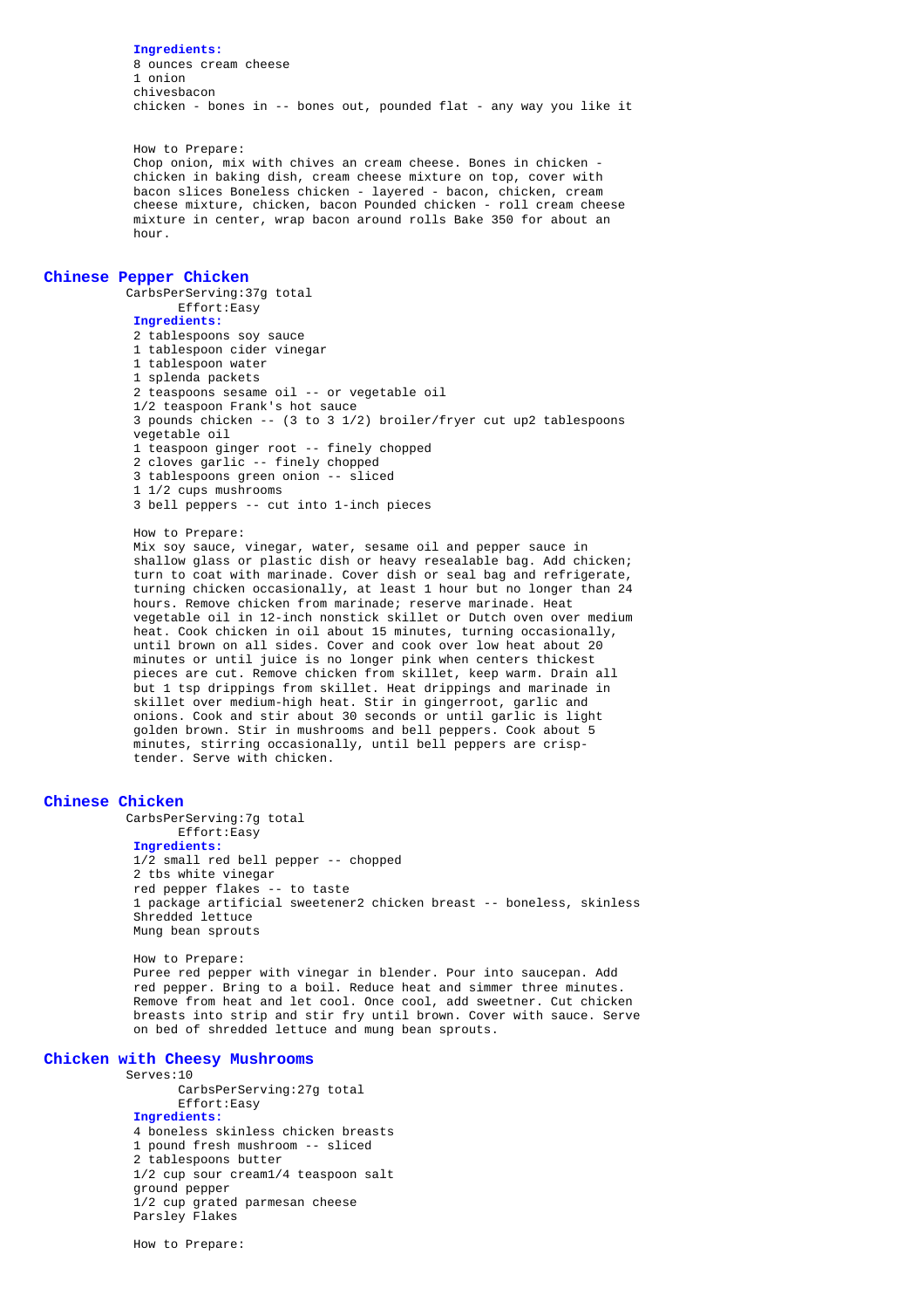**Ingredients:**

8 ounces cream cheese
1 onion
chivesbacon
chicken - bones in -- bones out, pounded flat - any way you like it

How to Prepare:

Chop onion, mix with chives an cream cheese. Bones in chicken - chicken in baking dish, cream cheese mixture on top, cover with bacon slices Boneless chicken - layered - bacon, chicken, cream cheese mixture, chicken, bacon Pounded chicken - roll cream cheese mixture in center, wrap bacon around rolls Bake 350 for about an hour.

## Chinese Pepper Chicken

CarbsPerServing:37g total
Effort:Easy

**Ingredients:**

2 tablespoons soy sauce
1 tablespoon cider vinegar
1 tablespoon water
1 splenda packets
2 teaspoons sesame oil -- or vegetable oil
1/2 teaspoon Frank's hot sauce
3 pounds chicken -- (3 to 3 1/2) broiler/fryer cut up2 tablespoons vegetable oil
1 teaspoon ginger root -- finely chopped
2 cloves garlic -- finely chopped
3 tablespoons green onion -- sliced
1 1/2 cups mushrooms
3 bell peppers -- cut into 1-inch pieces

How to Prepare:

Mix soy sauce, vinegar, water, sesame oil and pepper sauce in shallow glass or plastic dish or heavy resealable bag. Add chicken; turn to coat with marinade. Cover dish or seal bag and refrigerate, turning chicken occasionally, at least 1 hour but no longer than 24 hours. Remove chicken from marinade; reserve marinade. Heat vegetable oil in 12-inch nonstick skillet or Dutch oven over medium heat. Cook chicken in oil about 15 minutes, turning occasionally, until brown on all sides. Cover and cook over low heat about 20 minutes or until juice is no longer pink when centers thickest pieces are cut. Remove chicken from skillet, keep warm. Drain all but 1 tsp drippings from skillet. Heat drippings and marinade in skillet over medium-high heat. Stir in gingerroot, garlic and onions. Cook and stir about 30 seconds or until garlic is light golden brown. Stir in mushrooms and bell peppers. Cook about 5 minutes, stirring occasionally, until bell peppers are crisp-tender. Serve with chicken.

## Chinese Chicken

CarbsPerServing:7g total
Effort:Easy

**Ingredients:**

1/2 small red bell pepper -- chopped
2 tbs white vinegar
red pepper flakes -- to taste
1 package artificial sweetener2 chicken breast -- boneless, skinless
Shredded lettuce
Mung bean sprouts

How to Prepare:

Puree red pepper with vinegar in blender. Pour into saucepan. Add red pepper. Bring to a boil. Reduce heat and simmer three minutes. Remove from heat and let cool. Once cool, add sweetner. Cut chicken breasts into strip and stir fry until brown. Cover with sauce. Serve on bed of shredded lettuce and mung bean sprouts.

## Chicken with Cheesy Mushrooms

Serves:10
CarbsPerServing:27g total
Effort:Easy

**Ingredients:**

4 boneless skinless chicken breasts
1 pound fresh mushroom -- sliced
2 tablespoons butter
1/2 cup sour cream1/4 teaspoon salt
ground pepper
1/2 cup grated parmesan cheese
Parsley Flakes

How to Prepare: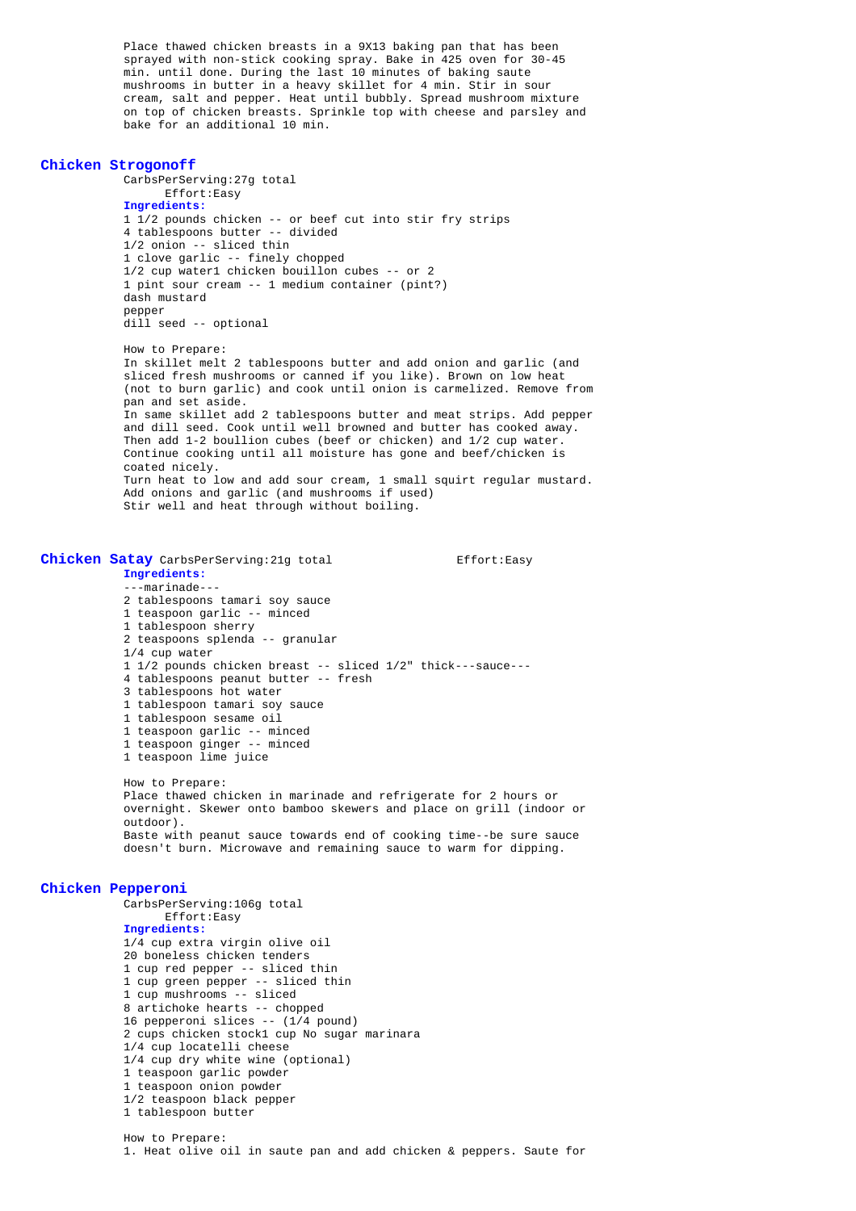Place thawed chicken breasts in a 9X13 baking pan that has been sprayed with non-stick cooking spray. Bake in 425 oven for 30-45 min. until done. During the last 10 minutes of baking saute mushrooms in butter in a heavy skillet for 4 min. Stir in sour cream, salt and pepper. Heat until bubbly. Spread mushroom mixture on top of chicken breasts. Sprinkle top with cheese and parsley and bake for an additional 10 min.

## Chicken Strogonoff

CarbsPerServing:27g total
Effort:Easy

**Ingredients:**

1 1/2 pounds chicken -- or beef cut into stir fry strips
4 tablespoons butter -- divided
1/2 onion -- sliced thin
1 clove garlic -- finely chopped
1/2 cup water1 chicken bouillon cubes -- or 2
1 pint sour cream -- 1 medium container (pint?)
dash mustard
pepper
dill seed -- optional

How to Prepare:
In skillet melt 2 tablespoons butter and add onion and garlic (and sliced fresh mushrooms or canned if you like). Brown on low heat (not to burn garlic) and cook until onion is carmelized. Remove from pan and set aside.
In same skillet add 2 tablespoons butter and meat strips. Add pepper and dill seed. Cook until well browned and butter has cooked away. Then add 1-2 boullion cubes (beef or chicken) and 1/2 cup water. Continue cooking until all moisture has gone and beef/chicken is coated nicely.
Turn heat to low and add sour cream, 1 small squirt regular mustard. Add onions and garlic (and mushrooms if used)
Stir well and heat through without boiling.

## Chicken Satay

CarbsPerServing:21g total
Effort:Easy

**Ingredients:**

---marinade---
2 tablespoons tamari soy sauce
1 teaspoon garlic -- minced
1 tablespoon sherry
2 teaspoons splenda -- granular
1/4 cup water
1 1/2 pounds chicken breast -- sliced 1/2" thick---sauce---
4 tablespoons peanut butter -- fresh
3 tablespoons hot water
1 tablespoon tamari soy sauce
1 tablespoon sesame oil
1 teaspoon garlic -- minced
1 teaspoon ginger -- minced
1 teaspoon lime juice

How to Prepare:
Place thawed chicken in marinade and refrigerate for 2 hours or overnight. Skewer onto bamboo skewers and place on grill (indoor or outdoor).
Baste with peanut sauce towards end of cooking time--be sure sauce doesn't burn. Microwave and remaining sauce to warm for dipping.

## Chicken Pepperoni

CarbsPerServing:106g total
Effort:Easy

**Ingredients:**

1/4 cup extra virgin olive oil
20 boneless chicken tenders
1 cup red pepper -- sliced thin
1 cup green pepper -- sliced thin
1 cup mushrooms -- sliced
8 artichoke hearts -- chopped
16 pepperoni slices -- (1/4 pound)
2 cups chicken stock1 cup No sugar marinara
1/4 cup locatelli cheese
1/4 cup dry white wine (optional)
1 teaspoon garlic powder
1 teaspoon onion powder
1/2 teaspoon black pepper
1 tablespoon butter

How to Prepare:
1. Heat olive oil in saute pan and add chicken & peppers. Saute for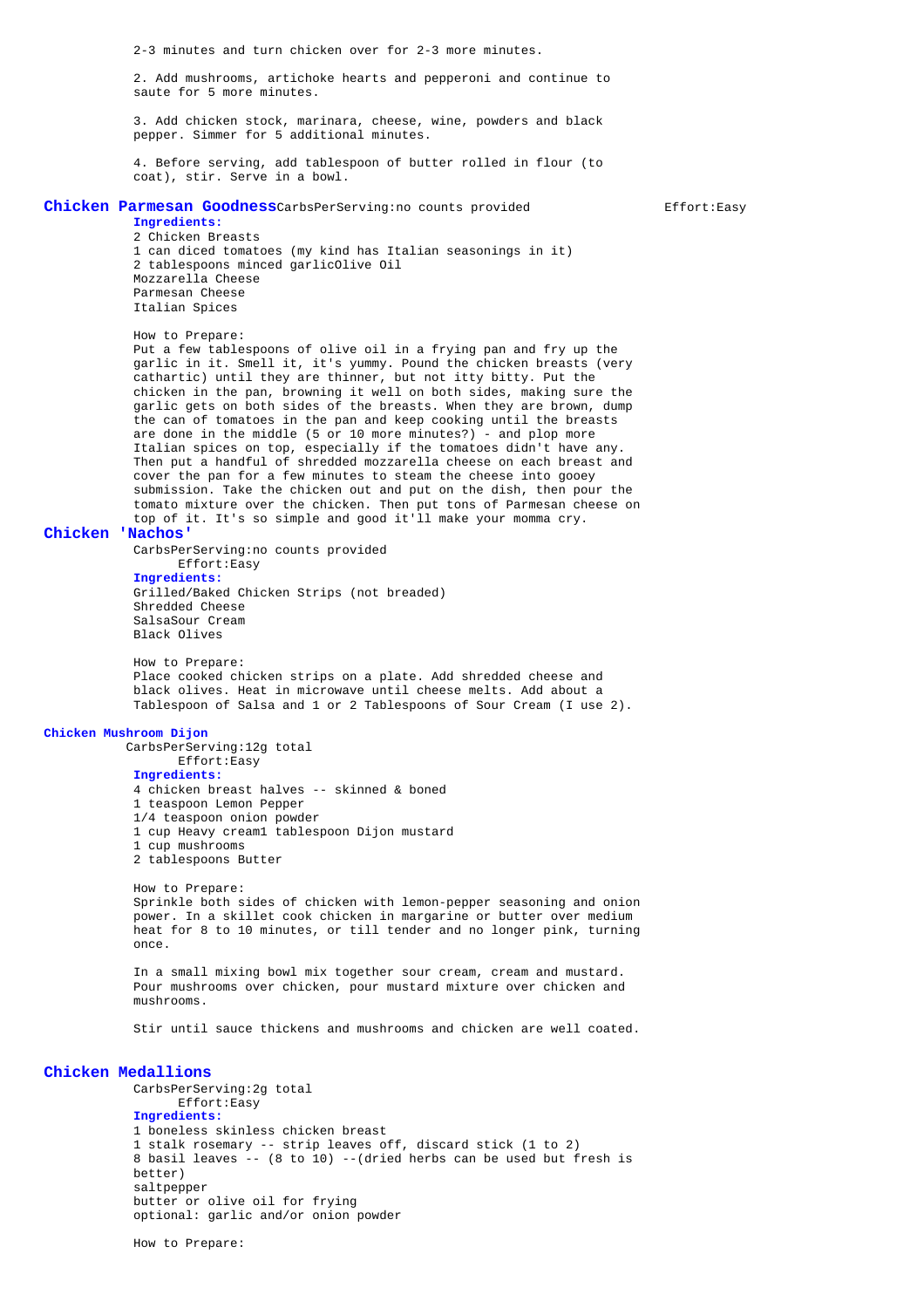2-3 minutes and turn chicken over for 2-3 more minutes.

2. Add mushrooms, artichoke hearts and pepperoni and continue to saute for 5 more minutes.

3. Add chicken stock, marinara, cheese, wine, powders and black pepper. Simmer for 5 additional minutes.

4. Before serving, add tablespoon of butter rolled in flour (to coat), stir. Serve in a bowl.

## Chicken Parmesan Goodness

CarbsPerServing:no counts provided Effort:Easy

**Ingredients:**

2 Chicken Breasts
1 can diced tomatoes (my kind has Italian seasonings in it)
2 tablespoons minced garlicOlive Oil
Mozzarella Cheese
Parmesan Cheese
Italian Spices

How to Prepare:
Put a few tablespoons of olive oil in a frying pan and fry up the garlic in it. Smell it, it's yummy. Pound the chicken breasts (very cathartic) until they are thinner, but not itty bitty. Put the chicken in the pan, browning it well on both sides, making sure the garlic gets on both sides of the breasts. When they are brown, dump the can of tomatoes in the pan and keep cooking until the breasts are done in the middle (5 or 10 more minutes?) - and plop more Italian spices on top, especially if the tomatoes didn't have any. Then put a handful of shredded mozzarella cheese on each breast and cover the pan for a few minutes to steam the cheese into gooey submission. Take the chicken out and put on the dish, then pour the tomato mixture over the chicken. Then put tons of Parmesan cheese on top of it. It's so simple and good it'll make your momma cry.

## Chicken 'Nachos'

CarbsPerServing:no counts provided
Effort:Easy

**Ingredients:**

Grilled/Baked Chicken Strips (not breaded)
Shredded Cheese
SalsaSour Cream
Black Olives

How to Prepare:
Place cooked chicken strips on a plate. Add shredded cheese and black olives. Heat in microwave until cheese melts. Add about a Tablespoon of Salsa and 1 or 2 Tablespoons of Sour Cream (I use 2).

## Chicken Mushroom Dijon

CarbsPerServing:12g total
Effort:Easy

**Ingredients:**

4 chicken breast halves -- skinned & boned
1 teaspoon Lemon Pepper
1/4 teaspoon onion powder
1 cup Heavy cream1 tablespoon Dijon mustard
1 cup mushrooms
2 tablespoons Butter

How to Prepare:
Sprinkle both sides of chicken with lemon-pepper seasoning and onion power. In a skillet cook chicken in margarine or butter over medium heat for 8 to 10 minutes, or till tender and no longer pink, turning once.

In a small mixing bowl mix together sour cream, cream and mustard. Pour mushrooms over chicken, pour mustard mixture over chicken and mushrooms.

Stir until sauce thickens and mushrooms and chicken are well coated.

## Chicken Medallions

CarbsPerServing:2g total
Effort:Easy

**Ingredients:**

1 boneless skinless chicken breast
1 stalk rosemary -- strip leaves off, discard stick (1 to 2)
8 basil leaves -- (8 to 10) --(dried herbs can be used but fresh is better)
saltpepper
butter or olive oil for frying
optional: garlic and/or onion powder

How to Prepare: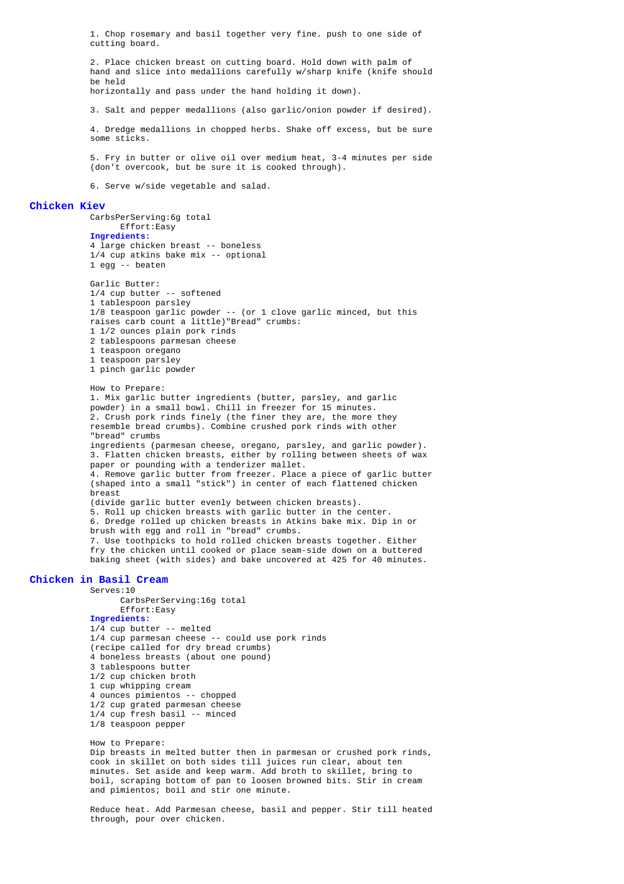1. Chop rosemary and basil together very fine. push to one side of cutting board.

2. Place chicken breast on cutting board. Hold down with palm of hand and slice into medallions carefully w/sharp knife (knife should be held horizontally and pass under the hand holding it down).

3. Salt and pepper medallions (also garlic/onion powder if desired).

4. Dredge medallions in chopped herbs. Shake off excess, but be sure some sticks.

5. Fry in butter or olive oil over medium heat, 3-4 minutes per side (don't overcook, but be sure it is cooked through).

6. Serve w/side vegetable and salad.

## Chicken Kiev

CarbsPerServing:6g total
Effort:Easy

**Ingredients:**

4 large chicken breast -- boneless
1/4 cup atkins bake mix -- optional
1 egg -- beaten

Garlic Butter:
1/4 cup butter -- softened
1 tablespoon parsley
1/8 teaspoon garlic powder -- (or 1 clove garlic minced, but this raises carb count a little)"Bread" crumbs:
1 1/2 ounces plain pork rinds
2 tablespoons parmesan cheese
1 teaspoon oregano
1 teaspoon parsley
1 pinch garlic powder

How to Prepare:
1. Mix garlic butter ingredients (butter, parsley, and garlic powder) in a small bowl. Chill in freezer for 15 minutes.
2. Crush pork rinds finely (the finer they are, the more they resemble bread crumbs). Combine crushed pork rinds with other "bread" crumbs ingredients (parmesan cheese, oregano, parsley, and garlic powder).
3. Flatten chicken breasts, either by rolling between sheets of wax paper or pounding with a tenderizer mallet.
4. Remove garlic butter from freezer. Place a piece of garlic butter (shaped into a small "stick") in center of each flattened chicken breast (divide garlic butter evenly between chicken breasts).
5. Roll up chicken breasts with garlic butter in the center.
6. Dredge rolled up chicken breasts in Atkins bake mix. Dip in or brush with egg and roll in "bread" crumbs.
7. Use toothpicks to hold rolled chicken breasts together. Either fry the chicken until cooked or place seam-side down on a buttered baking sheet (with sides) and bake uncovered at 425 for 40 minutes.

## Chicken in Basil Cream

Serves:10
CarbsPerServing:16g total
Effort:Easy

**Ingredients:**

1/4 cup butter -- melted
1/4 cup parmesan cheese -- could use pork rinds (recipe called for dry bread crumbs)
4 boneless breasts (about one pound)
3 tablespoons butter
1/2 cup chicken broth
1 cup whipping cream
4 ounces pimientos -- chopped
1/2 cup grated parmesan cheese
1/4 cup fresh basil -- minced
1/8 teaspoon pepper

How to Prepare:
Dip breasts in melted butter then in parmesan or crushed pork rinds, cook in skillet on both sides till juices run clear, about ten minutes. Set aside and keep warm. Add broth to skillet, bring to boil, scraping bottom of pan to loosen browned bits. Stir in cream and pimientos; boil and stir one minute.

Reduce heat. Add Parmesan cheese, basil and pepper. Stir till heated through, pour over chicken.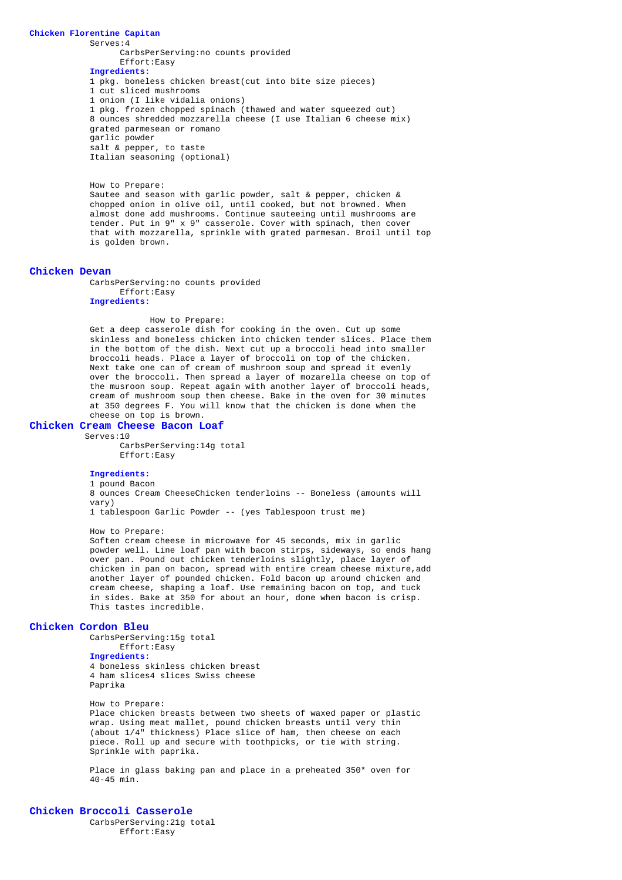## Chicken Florentine Capitan

Serves:4

CarbsPerServing:no counts provided

Effort:Easy

**Ingredients:**

1 pkg. boneless chicken breast(cut into bite size pieces)
1 cut sliced mushrooms
1 onion (I like vidalia onions)
1 pkg. frozen chopped spinach (thawed and water squeezed out)
8 ounces shredded mozzarella cheese (I use Italian 6 cheese mix)
grated parmesean or romano
garlic powder
salt & pepper, to taste
Italian seasoning (optional)

How to Prepare:

Sautee and season with garlic powder, salt & pepper, chicken & chopped onion in olive oil, until cooked, but not browned. When almost done add mushrooms. Continue sauteeing until mushrooms are tender. Put in 9" x 9" casserole. Cover with spinach, then cover that with mozzarella, sprinkle with grated parmesan. Broil until top is golden brown.

## Chicken Devan

CarbsPerServing:no counts provided

Effort:Easy

**Ingredients:**

How to Prepare:

Get a deep casserole dish for cooking in the oven. Cut up some skinless and boneless chicken into chicken tender slices. Place them in the bottom of the dish. Next cut up a broccoli head into smaller broccoli heads. Place a layer of broccoli on top of the chicken. Next take one can of cream of mushroom soup and spread it evenly over the broccoli. Then spread a layer of mozarella cheese on top of the musroon soup. Repeat again with another layer of broccoli heads, cream of mushroom soup then cheese. Bake in the oven for 30 minutes at 350 degrees F. You will know that the chicken is done when the cheese on top is brown.

## Chicken Cream Cheese Bacon Loaf

Serves:10

CarbsPerServing:14g total

Effort:Easy

**Ingredients:**

1 pound Bacon
8 ounces Cream CheeseChicken tenderloins -- Boneless (amounts will vary)
1 tablespoon Garlic Powder -- (yes Tablespoon trust me)

How to Prepare:

Soften cream cheese in microwave for 45 seconds, mix in garlic powder well. Line loaf pan with bacon stirps, sideways, so ends hang over pan. Pound out chicken tenderloins slightly, place layer of chicken in pan on bacon, spread with entire cream cheese mixture,add another layer of pounded chicken. Fold bacon up around chicken and cream cheese, shaping a loaf. Use remaining bacon on top, and tuck in sides. Bake at 350 for about an hour, done when bacon is crisp. This tastes incredible.

## Chicken Cordon Bleu

CarbsPerServing:15g total

Effort:Easy

**Ingredients:**

4 boneless skinless chicken breast
4 ham slices4 slices Swiss cheese
Paprika

How to Prepare:

Place chicken breasts between two sheets of waxed paper or plastic wrap. Using meat mallet, pound chicken breasts until very thin (about 1/4" thickness) Place slice of ham, then cheese on each piece. Roll up and secure with toothpicks, or tie with string. Sprinkle with paprika.

Place in glass baking pan and place in a preheated 350* oven for 40-45 min.

## Chicken Broccoli Casserole

CarbsPerServing:21g total

Effort:Easy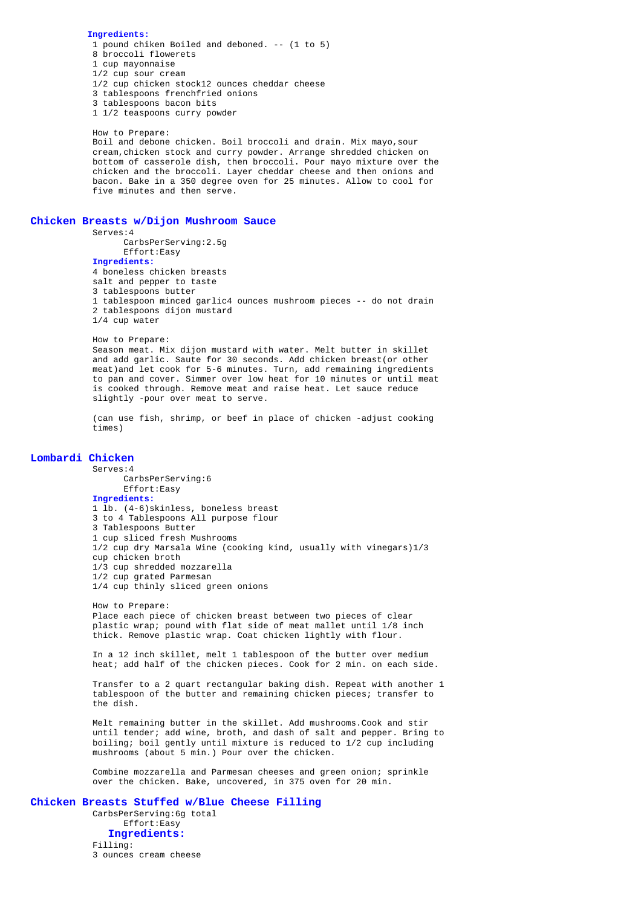**Ingredients:**

1 pound chiken Boiled and deboned. -- (1 to 5)
8 broccoli flowerets
1 cup mayonnaise
1/2 cup sour cream
1/2 cup chicken stock12 ounces cheddar cheese
3 tablespoons frenchfried onions
3 tablespoons bacon bits
1 1/2 teaspoons curry powder

How to Prepare:
Boil and debone chicken. Boil broccoli and drain. Mix mayo,sour cream,chicken stock and curry powder. Arrange shredded chicken on bottom of casserole dish, then broccoli. Pour mayo mixture over the chicken and the broccoli. Layer cheddar cheese and then onions and bacon. Bake in a 350 degree oven for 25 minutes. Allow to cool for five minutes and then serve.

## Chicken Breasts w/Dijon Mushroom Sauce

Serves:4
CarbsPerServing:2.5g
Effort:Easy

**Ingredients:**

4 boneless chicken breasts
salt and pepper to taste
3 tablespoons butter
1 tablespoon minced garlic4 ounces mushroom pieces -- do not drain
2 tablespoons dijon mustard
1/4 cup water

How to Prepare:
Season meat. Mix dijon mustard with water. Melt butter in skillet and add garlic. Saute for 30 seconds. Add chicken breast(or other meat)and let cook for 5-6 minutes. Turn, add remaining ingredients to pan and cover. Simmer over low heat for 10 minutes or until meat is cooked through. Remove meat and raise heat. Let sauce reduce slightly -pour over meat to serve.

(can use fish, shrimp, or beef in place of chicken -adjust cooking times)

## Lombardi Chicken

Serves:4
CarbsPerServing:6
Effort:Easy

**Ingredients:**

1 lb. (4-6)skinless, boneless breast
3 to 4 Tablespoons All purpose flour
3 Tablespoons Butter
1 cup sliced fresh Mushrooms
1/2 cup dry Marsala Wine (cooking kind, usually with vinegars)1/3 cup chicken broth
1/3 cup shredded mozzarella
1/2 cup grated Parmesan
1/4 cup thinly sliced green onions

How to Prepare:
Place each piece of chicken breast between two pieces of clear plastic wrap; pound with flat side of meat mallet until 1/8 inch thick. Remove plastic wrap. Coat chicken lightly with flour.

In a 12 inch skillet, melt 1 tablespoon of the butter over medium heat; add half of the chicken pieces. Cook for 2 min. on each side.

Transfer to a 2 quart rectangular baking dish. Repeat with another 1 tablespoon of the butter and remaining chicken pieces; transfer to the dish.

Melt remaining butter in the skillet. Add mushrooms.Cook and stir until tender; add wine, broth, and dash of salt and pepper. Bring to boiling; boil gently until mixture is reduced to 1/2 cup including mushrooms (about 5 min.) Pour over the chicken.

Combine mozzarella and Parmesan cheeses and green onion; sprinkle over the chicken. Bake, uncovered, in 375 oven for 20 min.

## Chicken Breasts Stuffed w/Blue Cheese Filling

CarbsPerServing:6g total
Effort:Easy

**Ingredients:**

Filling:
3 ounces cream cheese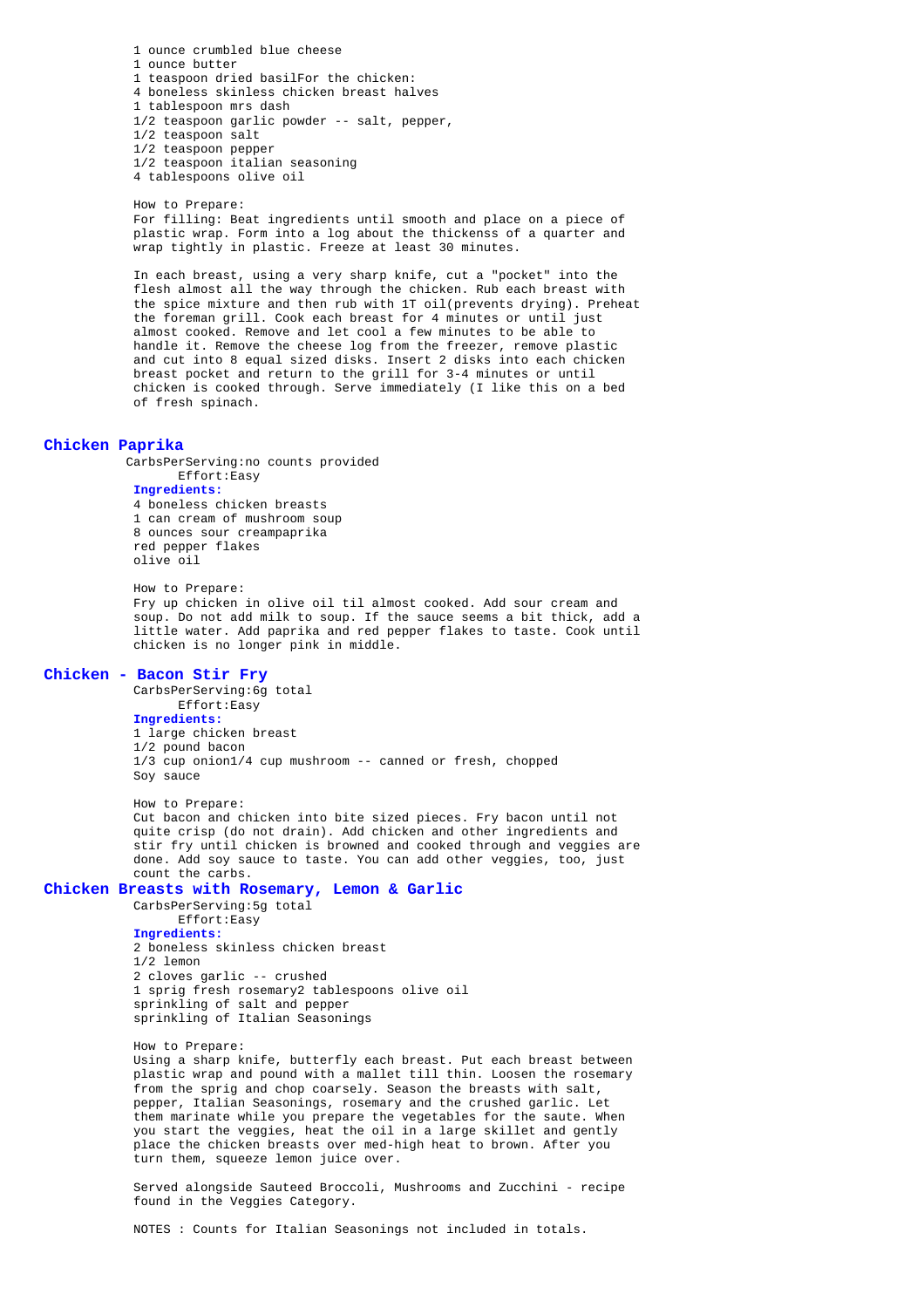1 ounce crumbled blue cheese
1 ounce butter
1 teaspoon dried basilFor the chicken:
4 boneless skinless chicken breast halves
1 tablespoon mrs dash
1/2 teaspoon garlic powder -- salt, pepper,
1/2 teaspoon salt
1/2 teaspoon pepper
1/2 teaspoon italian seasoning
4 tablespoons olive oil

How to Prepare:
For filling: Beat ingredients until smooth and place on a piece of plastic wrap. Form into a log about the thickenss of a quarter and wrap tightly in plastic. Freeze at least 30 minutes.

In each breast, using a very sharp knife, cut a "pocket" into the flesh almost all the way through the chicken. Rub each breast with the spice mixture and then rub with 1T oil(prevents drying). Preheat the foreman grill. Cook each breast for 4 minutes or until just almost cooked. Remove and let cool a few minutes to be able to handle it. Remove the cheese log from the freezer, remove plastic and cut into 8 equal sized disks. Insert 2 disks into each chicken breast pocket and return to the grill for 3-4 minutes or until chicken is cooked through. Serve immediately (I like this on a bed of fresh spinach.

## Chicken Paprika

CarbsPerServing:no counts provided
Effort:Easy

**Ingredients:**

4 boneless chicken breasts
1 can cream of mushroom soup
8 ounces sour creampaprika
red pepper flakes
olive oil

How to Prepare:
Fry up chicken in olive oil til almost cooked. Add sour cream and soup. Do not add milk to soup. If the sauce seems a bit thick, add a little water. Add paprika and red pepper flakes to taste. Cook until chicken is no longer pink in middle.

## Chicken - Bacon Stir Fry

CarbsPerServing:6g total
Effort:Easy

**Ingredients:**

1 large chicken breast
1/2 pound bacon
1/3 cup onion1/4 cup mushroom -- canned or fresh, chopped
Soy sauce

How to Prepare:
Cut bacon and chicken into bite sized pieces. Fry bacon until not quite crisp (do not drain). Add chicken and other ingredients and stir fry until chicken is browned and cooked through and veggies are done. Add soy sauce to taste. You can add other veggies, too, just count the carbs.

## Chicken Breasts with Rosemary, Lemon & Garlic

CarbsPerServing:5g total
Effort:Easy

**Ingredients:**

2 boneless skinless chicken breast
1/2 lemon
2 cloves garlic -- crushed
1 sprig fresh rosemary2 tablespoons olive oil
sprinkling of salt and pepper
sprinkling of Italian Seasonings

How to Prepare:
Using a sharp knife, butterfly each breast. Put each breast between plastic wrap and pound with a mallet till thin. Loosen the rosemary from the sprig and chop coarsely. Season the breasts with salt, pepper, Italian Seasonings, rosemary and the crushed garlic. Let them marinate while you prepare the vegetables for the saute. When you start the veggies, heat the oil in a large skillet and gently place the chicken breasts over med-high heat to brown. After you turn them, squeeze lemon juice over.

Served alongside Sauteed Broccoli, Mushrooms and Zucchini - recipe found in the Veggies Category.

NOTES : Counts for Italian Seasonings not included in totals.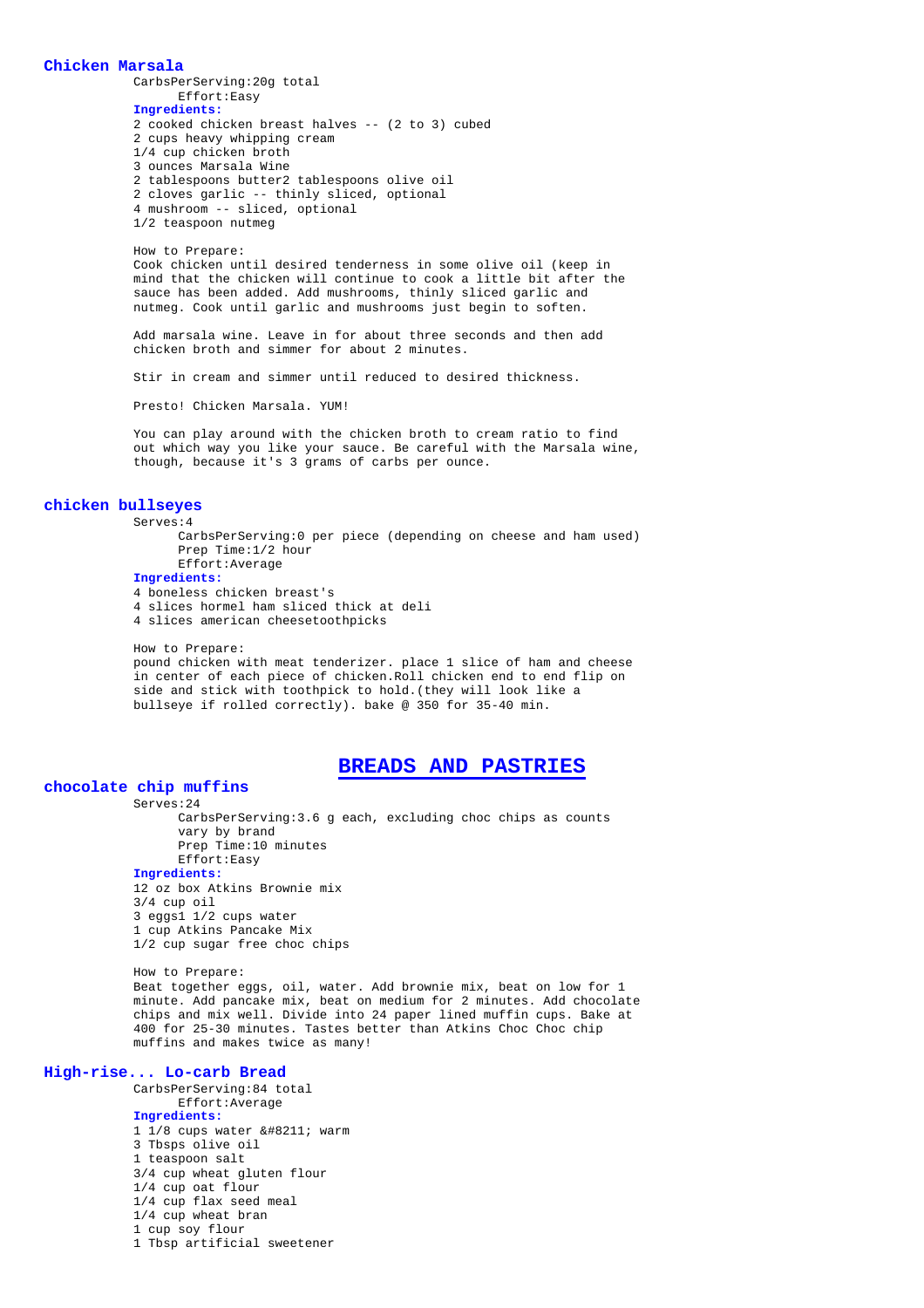### Chicken Marsala

CarbsPerServing:20g total
Effort:Easy

**Ingredients:**

2 cooked chicken breast halves -- (2 to 3) cubed
2 cups heavy whipping cream
1/4 cup chicken broth
3 ounces Marsala Wine
2 tablespoons butter2 tablespoons olive oil
2 cloves garlic -- thinly sliced, optional
4 mushroom -- sliced, optional
1/2 teaspoon nutmeg

How to Prepare:
Cook chicken until desired tenderness in some olive oil (keep in mind that the chicken will continue to cook a little bit after the sauce has been added. Add mushrooms, thinly sliced garlic and nutmeg. Cook until garlic and mushrooms just begin to soften.

Add marsala wine. Leave in for about three seconds and then add chicken broth and simmer for about 2 minutes.

Stir in cream and simmer until reduced to desired thickness.

Presto! Chicken Marsala. YUM!

You can play around with the chicken broth to cream ratio to find out which way you like your sauce. Be careful with the Marsala wine, though, because it's 3 grams of carbs per ounce.

### chicken bullseyes

Serves:4
CarbsPerServing:0 per piece (depending on cheese and ham used)
Prep Time:1/2 hour
Effort:Average

**Ingredients:**

4 boneless chicken breast's
4 slices hormel ham sliced thick at deli
4 slices american cheesetoothpicks

How to Prepare:
pound chicken with meat tenderizer. place 1 slice of ham and cheese in center of each piece of chicken.Roll chicken end to end flip on side and stick with toothpick to hold.(they will look like a bullseye if rolled correctly). bake @ 350 for 35-40 min.

## BREADS AND PASTRIES

### chocolate chip muffins

Serves:24
CarbsPerServing:3.6 g each, excluding choc chips as counts vary by brand
Prep Time:10 minutes
Effort:Easy

**Ingredients:**

12 oz box Atkins Brownie mix
3/4 cup oil
3 eggs1 1/2 cups water
1 cup Atkins Pancake Mix
1/2 cup sugar free choc chips

How to Prepare:
Beat together eggs, oil, water. Add brownie mix, beat on low for 1 minute. Add pancake mix, beat on medium for 2 minutes. Add chocolate chips and mix well. Divide into 24 paper lined muffin cups. Bake at 400 for 25-30 minutes. Tastes better than Atkins Choc Choc chip muffins and makes twice as many!

### High-rise... Lo-carb Bread

CarbsPerServing:84 total
Effort:Average

**Ingredients:**

1 1/8 cups water &#8211; warm
3 Tbsps olive oil
1 teaspoon salt
3/4 cup wheat gluten flour
1/4 cup oat flour
1/4 cup flax seed meal
1/4 cup wheat bran
1 cup soy flour
1 Tbsp artificial sweetener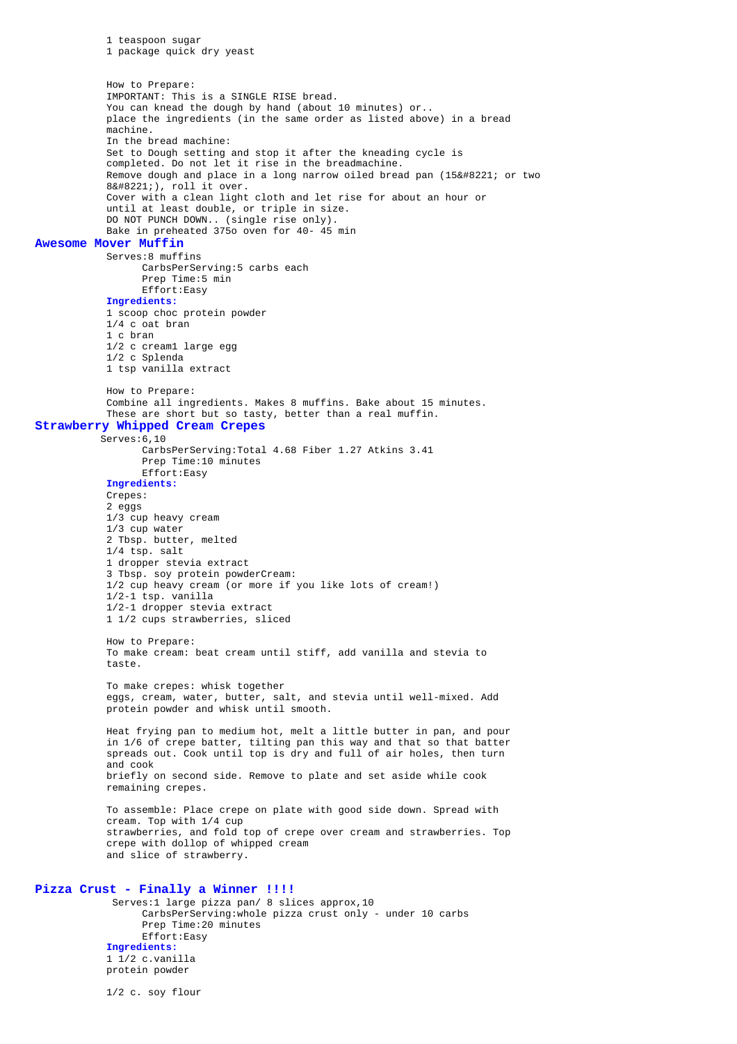1 teaspoon sugar
1 package quick dry yeast

How to Prepare:
IMPORTANT: This is a SINGLE RISE bread.
You can knead the dough by hand (about 10 minutes) or..
place the ingredients (in the same order as listed above) in a bread machine.
In the bread machine:
Set to Dough setting and stop it after the kneading cycle is completed. Do not let it rise in the breadmachine.
Remove dough and place in a long narrow oiled bread pan (15&#8221; or two 8&#8221;), roll it over.
Cover with a clean light cloth and let rise for about an hour or until at least double, or triple in size.
DO NOT PUNCH DOWN.. (single rise only).
Bake in preheated 375o oven for 40- 45 min

## Awesome Mover Muffin

Serves:8 muffins
CarbsPerServing:5 carbs each
Prep Time:5 min
Effort:Easy

**Ingredients:**

1 scoop choc protein powder
1/4 c oat bran
1 c bran
1/2 c cream1 large egg
1/2 c Splenda
1 tsp vanilla extract

How to Prepare:
Combine all ingredients. Makes 8 muffins. Bake about 15 minutes.
These are short but so tasty, better than a real muffin.

## Strawberry Whipped Cream Crepes

Serves:6,10
CarbsPerServing:Total 4.68 Fiber 1.27 Atkins 3.41
Prep Time:10 minutes
Effort:Easy

**Ingredients:**

Crepes:
2 eggs
1/3 cup heavy cream
1/3 cup water
2 Tbsp. butter, melted
1/4 tsp. salt
1 dropper stevia extract
3 Tbsp. soy protein powderCream:
1/2 cup heavy cream (or more if you like lots of cream!)
1/2-1 tsp. vanilla
1/2-1 dropper stevia extract
1 1/2 cups strawberries, sliced

How to Prepare:
To make cream: beat cream until stiff, add vanilla and stevia to taste.

To make crepes: whisk together
eggs, cream, water, butter, salt, and stevia until well-mixed. Add protein powder and whisk until smooth.

Heat frying pan to medium hot, melt a little butter in pan, and pour in 1/6 of crepe batter, tilting pan this way and that so that batter spreads out. Cook until top is dry and full of air holes, then turn and cook
briefly on second side. Remove to plate and set aside while cook remaining crepes.

To assemble: Place crepe on plate with good side down. Spread with cream. Top with 1/4 cup
strawberries, and fold top of crepe over cream and strawberries. Top crepe with dollop of whipped cream
and slice of strawberry.

## Pizza Crust - Finally a Winner !!!!

Serves:1 large pizza pan/ 8 slices approx,10
CarbsPerServing:whole pizza crust only - under 10 carbs
Prep Time:20 minutes
Effort:Easy

**Ingredients:**

1 1/2 c.vanilla
protein powder

1/2 c. soy flour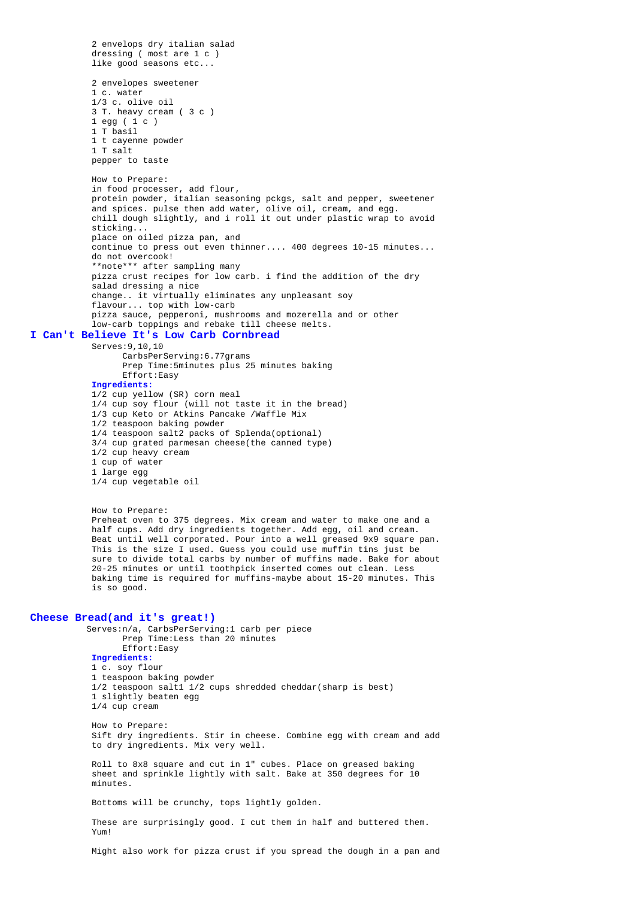2 envelops dry italian salad dressing ( most are 1 c ) like good seasons etc...

2 envelopes sweetener
1 c. water
1/3 c. olive oil
3 T. heavy cream ( 3 c )
1 egg ( 1 c )
1 T basil
1 t cayenne powder
1 T salt
pepper to taste

How to Prepare:
in food processer, add flour, protein powder, italian seasoning pckgs, salt and pepper, sweetener and spices. pulse then add water, olive oil, cream, and egg. chill dough slightly, and i roll it out under plastic wrap to avoid sticking... place on oiled pizza pan, and continue to press out even thinner.... 400 degrees 10-15 minutes... do not overcook! **note*** after sampling many pizza crust recipes for low carb. i find the addition of the dry salad dressing a nice change.. it virtually eliminates any unpleasant soy flavour... top with low-carb pizza sauce, pepperoni, mushrooms and mozerella and or other low-carb toppings and rebake till cheese melts.

## I Can't Believe It's Low Carb Cornbread

Serves:9,10,10
CarbsPerServing:6.77grams
Prep Time:5minutes plus 25 minutes baking
Effort:Easy

**Ingredients:**

1/2 cup yellow (SR) corn meal
1/4 cup soy flour (will not taste it in the bread)
1/3 cup Keto or Atkins Pancake /Waffle Mix
1/2 teaspoon baking powder
1/4 teaspoon salt2 packs of Splenda(optional)
3/4 cup grated parmesan cheese(the canned type)
1/2 cup heavy cream
1 cup of water
1 large egg
1/4 cup vegetable oil

How to Prepare:
Preheat oven to 375 degrees. Mix cream and water to make one and a half cups. Add dry ingredients together. Add egg, oil and cream. Beat until well corporated. Pour into a well greased 9x9 square pan. This is the size I used. Guess you could use muffin tins just be sure to divide total carbs by number of muffins made. Bake for about 20-25 minutes or until toothpick inserted comes out clean. Less baking time is required for muffins-maybe about 15-20 minutes. This is so good.

## Cheese Bread(and it's great!)

Serves:n/a, CarbsPerServing:1 carb per piece
Prep Time:Less than 20 minutes
Effort:Easy

**Ingredients:**

1 c. soy flour
1 teaspoon baking powder
1/2 teaspoon salt1 1/2 cups shredded cheddar(sharp is best)
1 slightly beaten egg
1/4 cup cream

How to Prepare:
Sift dry ingredients. Stir in cheese. Combine egg with cream and add to dry ingredients. Mix very well.

Roll to 8x8 square and cut in 1" cubes. Place on greased baking sheet and sprinkle lightly with salt. Bake at 350 degrees for 10 minutes.

Bottoms will be crunchy, tops lightly golden.

These are surprisingly good. I cut them in half and buttered them. Yum!

Might also work for pizza crust if you spread the dough in a pan and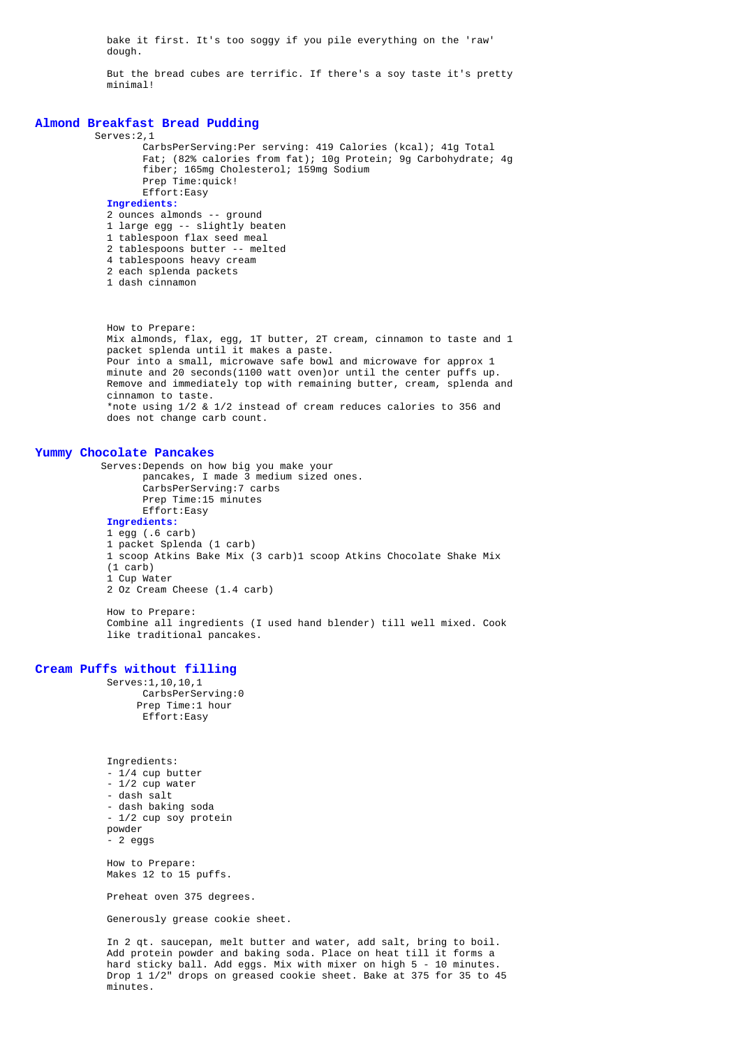bake it first. It's too soggy if you pile everything on the 'raw' dough.

But the bread cubes are terrific. If there's a soy taste it's pretty minimal!

## Almond Breakfast Bread Pudding

Serves:2,1
CarbsPerServing:Per serving: 419 Calories (kcal); 41g Total Fat; (82% calories from fat); 10g Protein; 9g Carbohydrate; 4g fiber; 165mg Cholesterol; 159mg Sodium
Prep Time:quick!
Effort:Easy

**Ingredients:**

2 ounces almonds -- ground
1 large egg -- slightly beaten
1 tablespoon flax seed meal
2 tablespoons butter -- melted
4 tablespoons heavy cream
2 each splenda packets
1 dash cinnamon

How to Prepare:
Mix almonds, flax, egg, 1T butter, 2T cream, cinnamon to taste and 1 packet splenda until it makes a paste.
Pour into a small, microwave safe bowl and microwave for approx 1 minute and 20 seconds(1100 watt oven)or until the center puffs up.
Remove and immediately top with remaining butter, cream, splenda and cinnamon to taste.
*note using 1/2 & 1/2 instead of cream reduces calories to 356 and does not change carb count.

## Yummy Chocolate Pancakes

Serves:Depends on how big you make your pancakes, I made 3 medium sized ones.
CarbsPerServing:7 carbs
Prep Time:15 minutes
Effort:Easy

**Ingredients:**

1 egg (.6 carb)
1 packet Splenda (1 carb)
1 scoop Atkins Bake Mix (3 carb)1 scoop Atkins Chocolate Shake Mix (1 carb)
1 Cup Water
2 Oz Cream Cheese (1.4 carb)

How to Prepare:
Combine all ingredients (I used hand blender) till well mixed. Cook like traditional pancakes.

## Cream Puffs without filling

Serves:1,10,10,1
CarbsPerServing:0
Prep Time:1 hour
Effort:Easy

Ingredients:

- 1/4 cup butter
- 1/2 cup water
- dash salt
- dash baking soda
- 1/2 cup soy protein powder
- 2 eggs

How to Prepare:
Makes 12 to 15 puffs.

Preheat oven 375 degrees.

Generously grease cookie sheet.

In 2 qt. saucepan, melt butter and water, add salt, bring to boil. Add protein powder and baking soda. Place on heat till it forms a hard sticky ball. Add eggs. Mix with mixer on high 5 - 10 minutes. Drop 1 1/2" drops on greased cookie sheet. Bake at 375 for 35 to 45 minutes.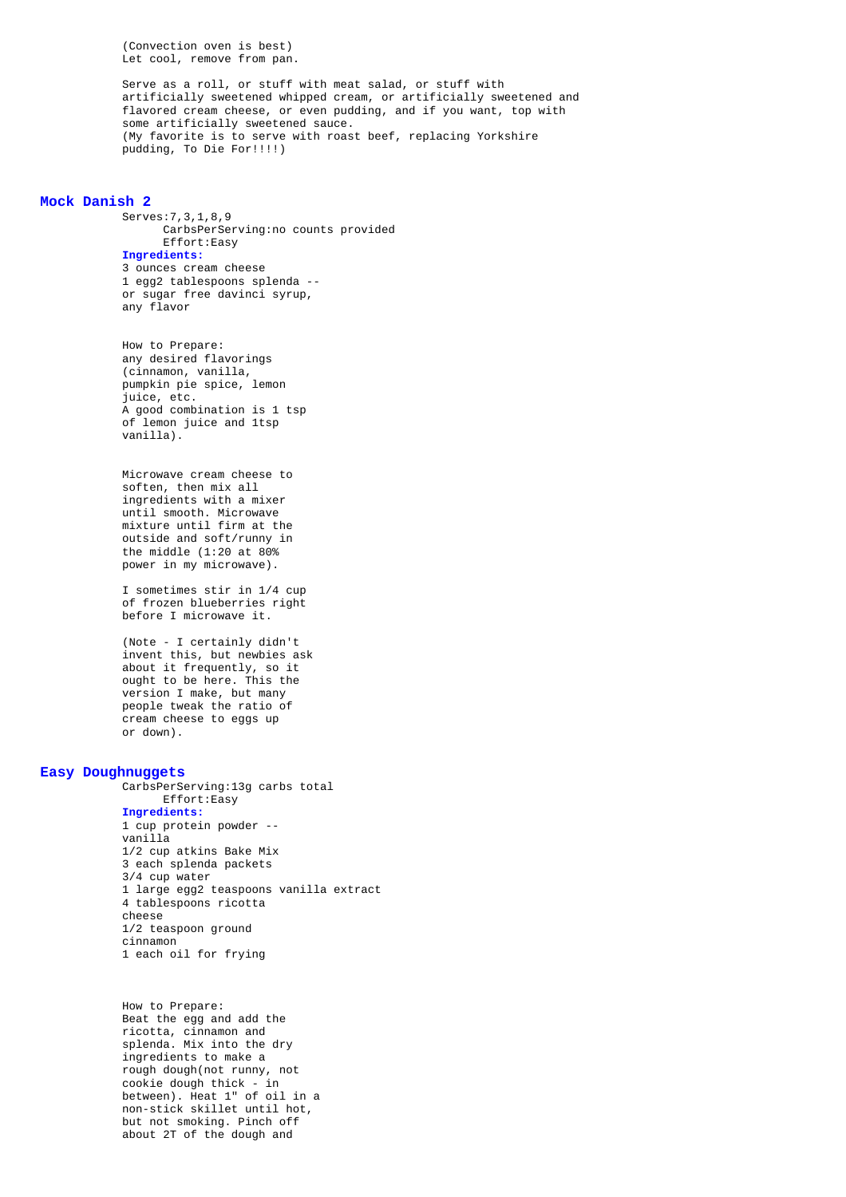(Convection oven is best)
Let cool, remove from pan.

Serve as a roll, or stuff with meat salad, or stuff with artificially sweetened whipped cream, or artificially sweetened and flavored cream cheese, or even pudding, and if you want, top with some artificially sweetened sauce.
(My favorite is to serve with roast beef, replacing Yorkshire pudding, To Die For!!!!)

## Mock Danish 2

Serves:7,3,1,8,9
CarbsPerServing:no counts provided
Effort:Easy

**Ingredients:**

3 ounces cream cheese
1 egg2 tablespoons splenda -- or sugar free davinci syrup, any flavor

How to Prepare:
any desired flavorings (cinnamon, vanilla, pumpkin pie spice, lemon juice, etc.
A good combination is 1 tsp of lemon juice and 1tsp vanilla).

Microwave cream cheese to soften, then mix all ingredients with a mixer until smooth. Microwave mixture until firm at the outside and soft/runny in the middle (1:20 at 80% power in my microwave).

I sometimes stir in 1/4 cup of frozen blueberries right before I microwave it.

(Note - I certainly didn't invent this, but newbies ask about it frequently, so it ought to be here. This the version I make, but many people tweak the ratio of cream cheese to eggs up or down).

## Easy Doughnuggets

CarbsPerServing:13g carbs total
Effort:Easy

**Ingredients:**

1 cup protein powder -- vanilla
1/2 cup atkins Bake Mix
3 each splenda packets
3/4 cup water
1 large egg2 teaspoons vanilla extract
4 tablespoons ricotta cheese
1/2 teaspoon ground cinnamon
1 each oil for frying

How to Prepare:
Beat the egg and add the ricotta, cinnamon and splenda. Mix into the dry ingredients to make a rough dough(not runny, not cookie dough thick - in between). Heat 1" of oil in a non-stick skillet until hot, but not smoking. Pinch off about 2T of the dough and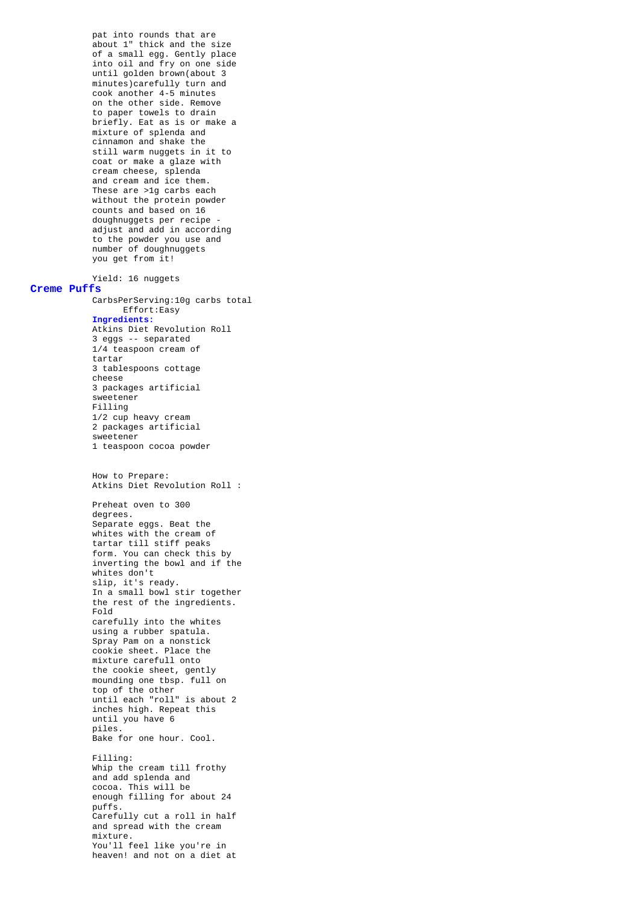pat into rounds that are about 1" thick and the size of a small egg. Gently place into oil and fry on one side until golden brown(about 3 minutes)carefully turn and cook another 4-5 minutes on the other side. Remove to paper towels to drain briefly. Eat as is or make a mixture of splenda and cinnamon and shake the still warm nuggets in it to coat or make a glaze with cream cheese, splenda and cream and ice them. These are >1g carbs each without the protein powder counts and based on 16 doughnuggets per recipe - adjust and add in according to the powder you use and number of doughnuggets you get from it!

Yield: 16 nuggets

## Creme Puffs

CarbsPerServing:10g carbs total
Effort:Easy

**Ingredients:**

Atkins Diet Revolution Roll
3 eggs -- separated
1/4 teaspoon cream of tartar
3 tablespoons cottage cheese
3 packages artificial sweetener
Filling
1/2 cup heavy cream
2 packages artificial sweetener
1 teaspoon cocoa powder

How to Prepare:
Atkins Diet Revolution Roll :

Preheat oven to 300 degrees.
Separate eggs. Beat the whites with the cream of tartar till stiff peaks form. You can check this by inverting the bowl and if the whites don't slip, it's ready.
In a small bowl stir together the rest of the ingredients. Fold carefully into the whites using a rubber spatula.
Spray Pam on a nonstick cookie sheet. Place the mixture carefull onto the cookie sheet, gently mounding one tbsp. full on top of the other until each "roll" is about 2 inches high. Repeat this until you have 6 piles.
Bake for one hour. Cool.

Filling:
Whip the cream till frothy and add splenda and cocoa. This will be enough filling for about 24 puffs.
Carefully cut a roll in half and spread with the cream mixture.
You'll feel like you're in heaven! and not on a diet at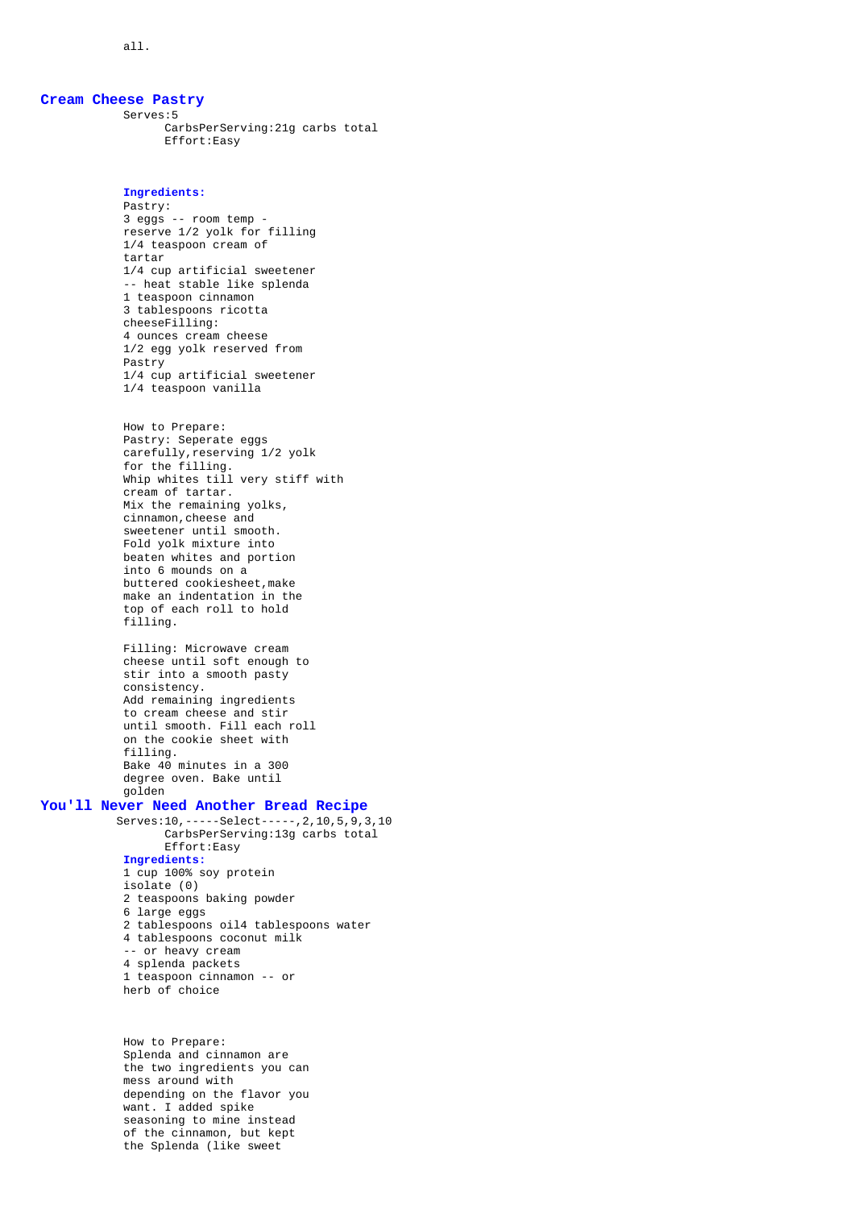all.

## Cream Cheese Pastry

Serves:5

CarbsPerServing:21g carbs total

Effort:Easy

**Ingredients:**

Pastry:
3 eggs -- room temp -
reserve 1/2 yolk for filling
1/4 teaspoon cream of
tartar
1/4 cup artificial sweetener
-- heat stable like splenda
1 teaspoon cinnamon
3 tablespoons ricotta
cheeseFilling:
4 ounces cream cheese
1/2 egg yolk reserved from
Pastry
1/4 cup artificial sweetener
1/4 teaspoon vanilla

How to Prepare:
Pastry: Seperate eggs
carefully,reserving 1/2 yolk
for the filling.
Whip whites till very stiff with
cream of tartar.
Mix the remaining yolks,
cinnamon,cheese and
sweetener until smooth.
Fold yolk mixture into
beaten whites and portion
into 6 mounds on a
buttered cookiesheet,make
make an indentation in the
top of each roll to hold
filling.

Filling: Microwave cream
cheese until soft enough to
stir into a smooth pasty
consistency.
Add remaining ingredients
to cream cheese and stir
until smooth. Fill each roll
on the cookie sheet with
filling.
Bake 40 minutes in a 300
degree oven. Bake until
golden

## You'll Never Need Another Bread Recipe

Serves:10,-----Select-----,2,10,5,9,3,10

CarbsPerServing:13g carbs total

Effort:Easy

**Ingredients:**

1 cup 100% soy protein
isolate (0)
2 teaspoons baking powder
6 large eggs
2 tablespoons oil4 tablespoons water
4 tablespoons coconut milk
-- or heavy cream
4 splenda packets
1 teaspoon cinnamon -- or
herb of choice

How to Prepare:
Splenda and cinnamon are
the two ingredients you can
mess around with
depending on the flavor you
want. I added spike
seasoning to mine instead
of the cinnamon, but kept
the Splenda (like sweet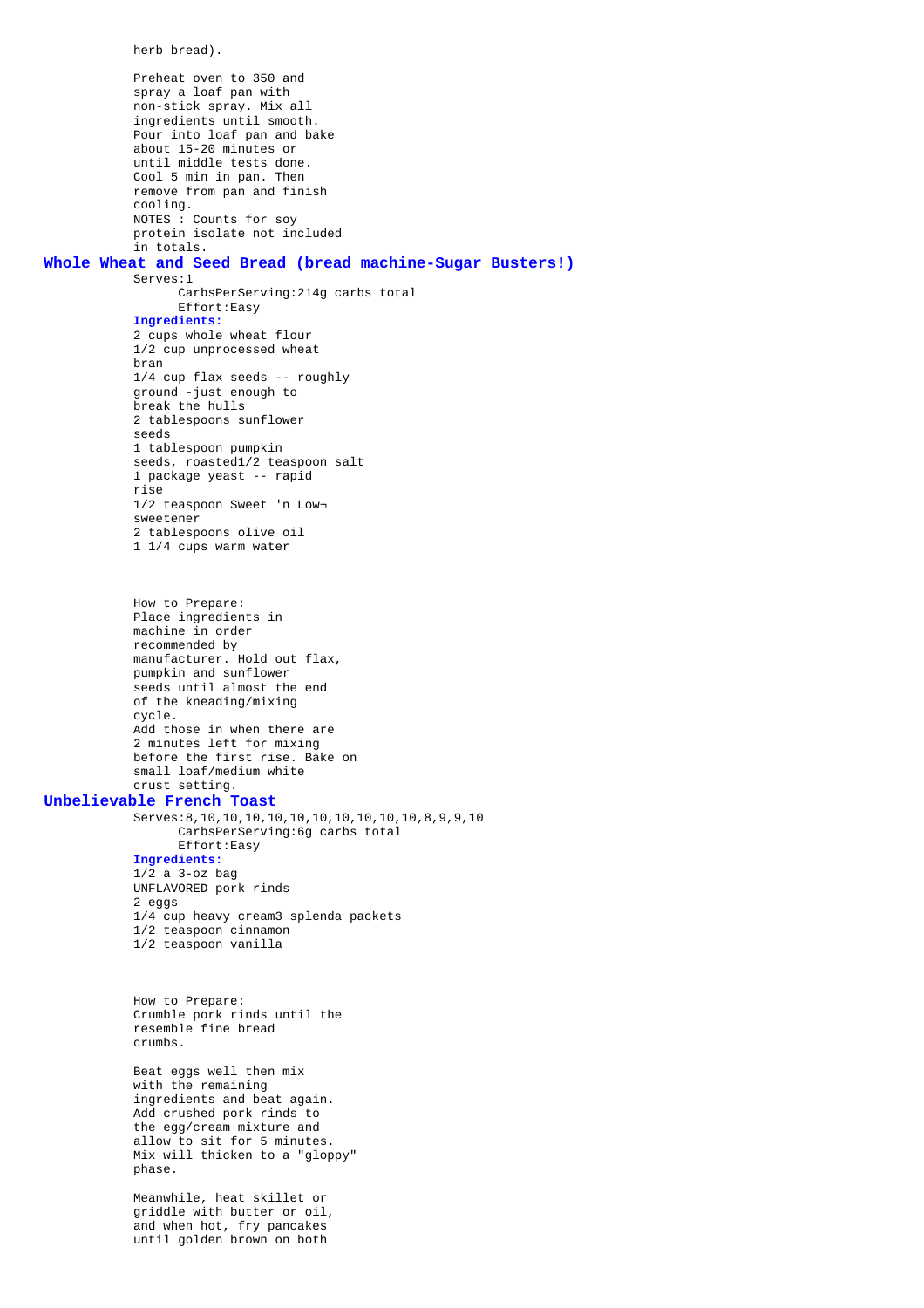herb bread).

Preheat oven to 350 and spray a loaf pan with non-stick spray. Mix all ingredients until smooth. Pour into loaf pan and bake about 15-20 minutes or until middle tests done. Cool 5 min in pan. Then remove from pan and finish cooling.
NOTES : Counts for soy protein isolate not included in totals.

## Whole Wheat and Seed Bread (bread machine-Sugar Busters!)

Serves:1
CarbsPerServing:214g carbs total
Effort:Easy

**Ingredients:**

2 cups whole wheat flour
1/2 cup unprocessed wheat bran
1/4 cup flax seeds -- roughly ground -just enough to break the hulls
2 tablespoons sunflower seeds
1 tablespoon pumpkin seeds, roasted1/2 teaspoon salt
1 package yeast -- rapid rise
1/2 teaspoon Sweet 'n Low¬ sweetener
2 tablespoons olive oil
1 1/4 cups warm water

How to Prepare:
Place ingredients in machine in order recommended by manufacturer. Hold out flax, pumpkin and sunflower seeds until almost the end of the kneading/mixing cycle.
Add those in when there are 2 minutes left for mixing before the first rise. Bake on small loaf/medium white crust setting.

## Unbelievable French Toast

Serves:8,10,10,10,10,10,10,10,10,10,10,8,9,9,10
CarbsPerServing:6g carbs total
Effort:Easy

**Ingredients:**

1/2 a 3-oz bag UNFLAVORED pork rinds
2 eggs
1/4 cup heavy cream3 splenda packets
1/2 teaspoon cinnamon
1/2 teaspoon vanilla

How to Prepare:
Crumble pork rinds until the resemble fine bread crumbs.

Beat eggs well then mix with the remaining ingredients and beat again. Add crushed pork rinds to the egg/cream mixture and allow to sit for 5 minutes. Mix will thicken to a "gloppy" phase.

Meanwhile, heat skillet or griddle with butter or oil, and when hot, fry pancakes until golden brown on both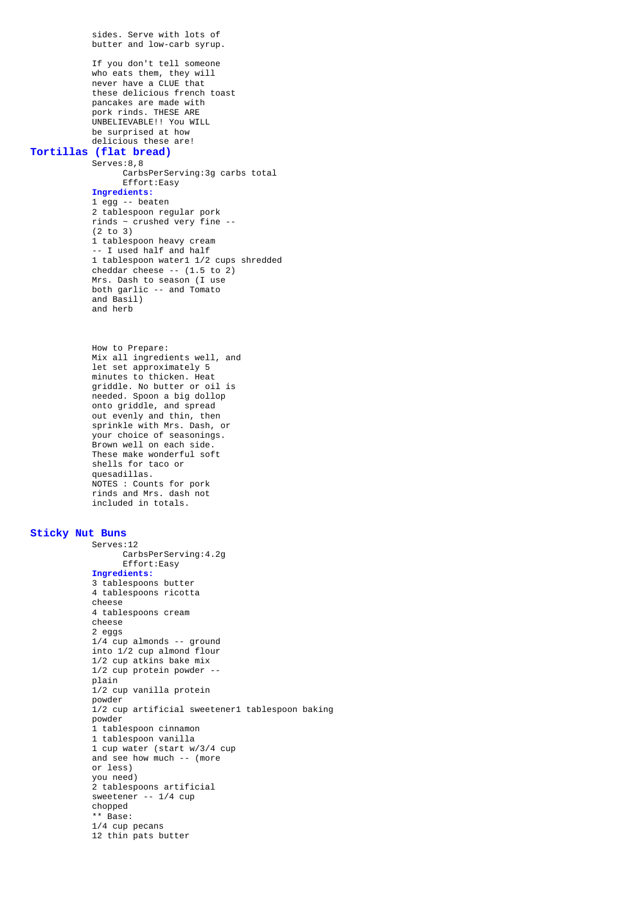sides. Serve with lots of butter and low-carb syrup.

If you don't tell someone who eats them, they will never have a CLUE that these delicious french toast pancakes are made with pork rinds. THESE ARE UNBELIEVABLE!! You WILL be surprised at how delicious these are!

## Tortillas (flat bread)

Serves:8,8
CarbsPerServing:3g carbs total
Effort:Easy

**Ingredients:**

1 egg -- beaten
2 tablespoon regular pork rinds ~ crushed very fine -- (2 to 3)
1 tablespoon heavy cream -- I used half and half
1 tablespoon water1 1/2 cups shredded cheddar cheese -- (1.5 to 2)
Mrs. Dash to season (I use both garlic -- and Tomato and Basil)
and herb

How to Prepare:
Mix all ingredients well, and let set approximately 5 minutes to thicken. Heat griddle. No butter or oil is needed. Spoon a big dollop onto griddle, and spread out evenly and thin, then sprinkle with Mrs. Dash, or your choice of seasonings. Brown well on each side. These make wonderful soft shells for taco or quesadillas.
NOTES : Counts for pork rinds and Mrs. dash not included in totals.

## Sticky Nut Buns

Serves:12
CarbsPerServing:4.2g
Effort:Easy

**Ingredients:**

3 tablespoons butter
4 tablespoons ricotta cheese
4 tablespoons cream cheese
2 eggs
1/4 cup almonds -- ground into 1/2 cup almond flour
1/2 cup atkins bake mix
1/2 cup protein powder -- plain
1/2 cup vanilla protein powder
1/2 cup artificial sweetener1 tablespoon baking powder
1 tablespoon cinnamon
1 tablespoon vanilla
1 cup water (start w/3/4 cup and see how much -- (more or less) you need)
2 tablespoons artificial sweetener -- 1/4 cup chopped
** Base:
1/4 cup pecans
12 thin pats butter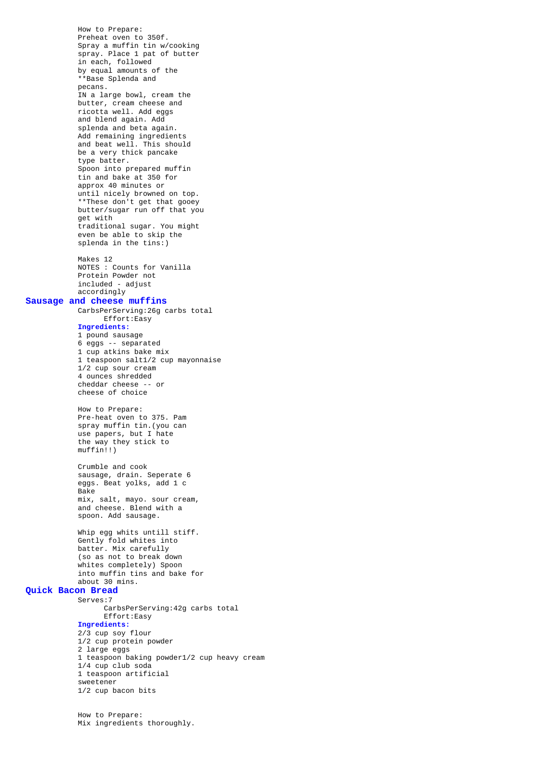How to Prepare:
Preheat oven to 350f. Spray a muffin tin w/cooking spray. Place 1 pat of butter in each, followed by equal amounts of the **Base Splenda and pecans.
IN a large bowl, cream the butter, cream cheese and ricotta well. Add eggs and blend again. Add splenda and beta again. Add remaining ingredients and beat well. This should be a very thick pancake type batter.
Spoon into prepared muffin tin and bake at 350 for approx 40 minutes or until nicely browned on top.
**These don't get that gooey butter/sugar run off that you get with traditional sugar. You might even be able to skip the splenda in the tins:)

Makes 12
NOTES : Counts for Vanilla Protein Powder not included - adjust accordingly

## Sausage and cheese muffins

CarbsPerServing:26g carbs total
Effort:Easy

**Ingredients:**

1 pound sausage
6 eggs -- separated
1 cup atkins bake mix
1 teaspoon salt1/2 cup mayonnaise
1/2 cup sour cream
4 ounces shredded cheddar cheese -- or cheese of choice

How to Prepare:
Pre-heat oven to 375. Pam spray muffin tin.(you can use papers, but I hate the way they stick to muffin!!)

Crumble and cook sausage, drain. Seperate 6 eggs. Beat yolks, add 1 c Bake mix, salt, mayo. sour cream, and cheese. Blend with a spoon. Add sausage.

Whip egg whits untill stiff. Gently fold whites into batter. Mix carefully (so as not to break down whites completely) Spoon into muffin tins and bake for about 30 mins.

## Quick Bacon Bread

Serves:7
CarbsPerServing:42g carbs total
Effort:Easy

**Ingredients:**

2/3 cup soy flour
1/2 cup protein powder
2 large eggs
1 teaspoon baking powder1/2 cup heavy cream
1/4 cup club soda
1 teaspoon artificial sweetener
1/2 cup bacon bits

How to Prepare:
Mix ingredients thoroughly.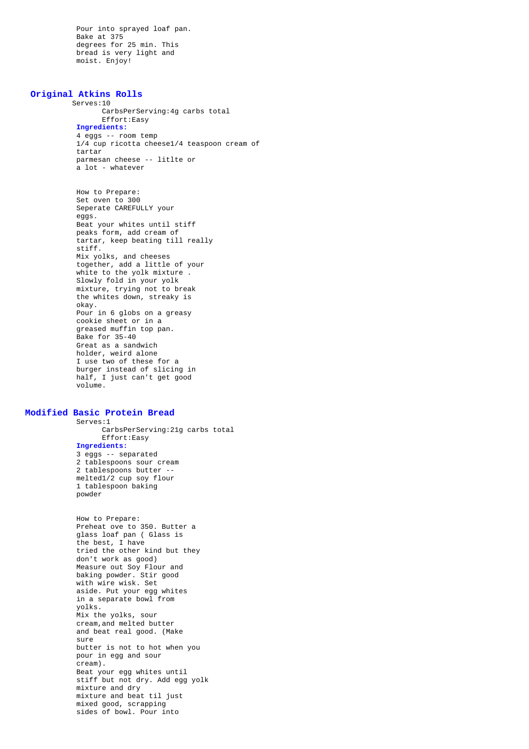Pour into sprayed loaf pan.
Bake at 375
degrees for 25 min. This
bread is very light and
moist. Enjoy!

## Original Atkins Rolls

Serves:10
CarbsPerServing:4g carbs total
Effort:Easy

**Ingredients:**

4 eggs -- room temp
1/4 cup ricotta cheese1/4 teaspoon cream of
tartar
parmesan cheese -- litlte or
a lot - whatever

How to Prepare:
Set oven to 300
Seperate CAREFULLY your
eggs.
Beat your whites until stiff
peaks form, add cream of
tartar, keep beating till really
stiff.
Mix yolks, and cheeses
together, add a little of your
white to the yolk mixture .
Slowly fold in your yolk
mixture, trying not to break
the whites down, streaky is
okay.
Pour in 6 globs on a greasy
cookie sheet or in a
greased muffin top pan.
Bake for 35-40
Great as a sandwich
holder, weird alone
I use two of these for a
burger instead of slicing in
half, I just can't get good
volume.

## Modified Basic Protein Bread

Serves:1
CarbsPerServing:21g carbs total
Effort:Easy

**Ingredients:**

3 eggs -- separated
2 tablespoons sour cream
2 tablespoons butter --
melted1/2 cup soy flour
1 tablespoon baking
powder

How to Prepare:
Preheat ove to 350. Butter a
glass loaf pan ( Glass is
the best, I have
tried the other kind but they
don't work as good)
Measure out Soy Flour and
baking powder. Stir good
with wire wisk. Set
aside. Put your egg whites
in a separate bowl from
yolks.
Mix the yolks, sour
cream,and melted butter
and beat real good. (Make
sure
butter is not to hot when you
pour in egg and sour
cream).
Beat your egg whites until
stiff but not dry. Add egg yolk
mixture and dry
mixture and beat til just
mixed good, scrapping
sides of bowl. Pour into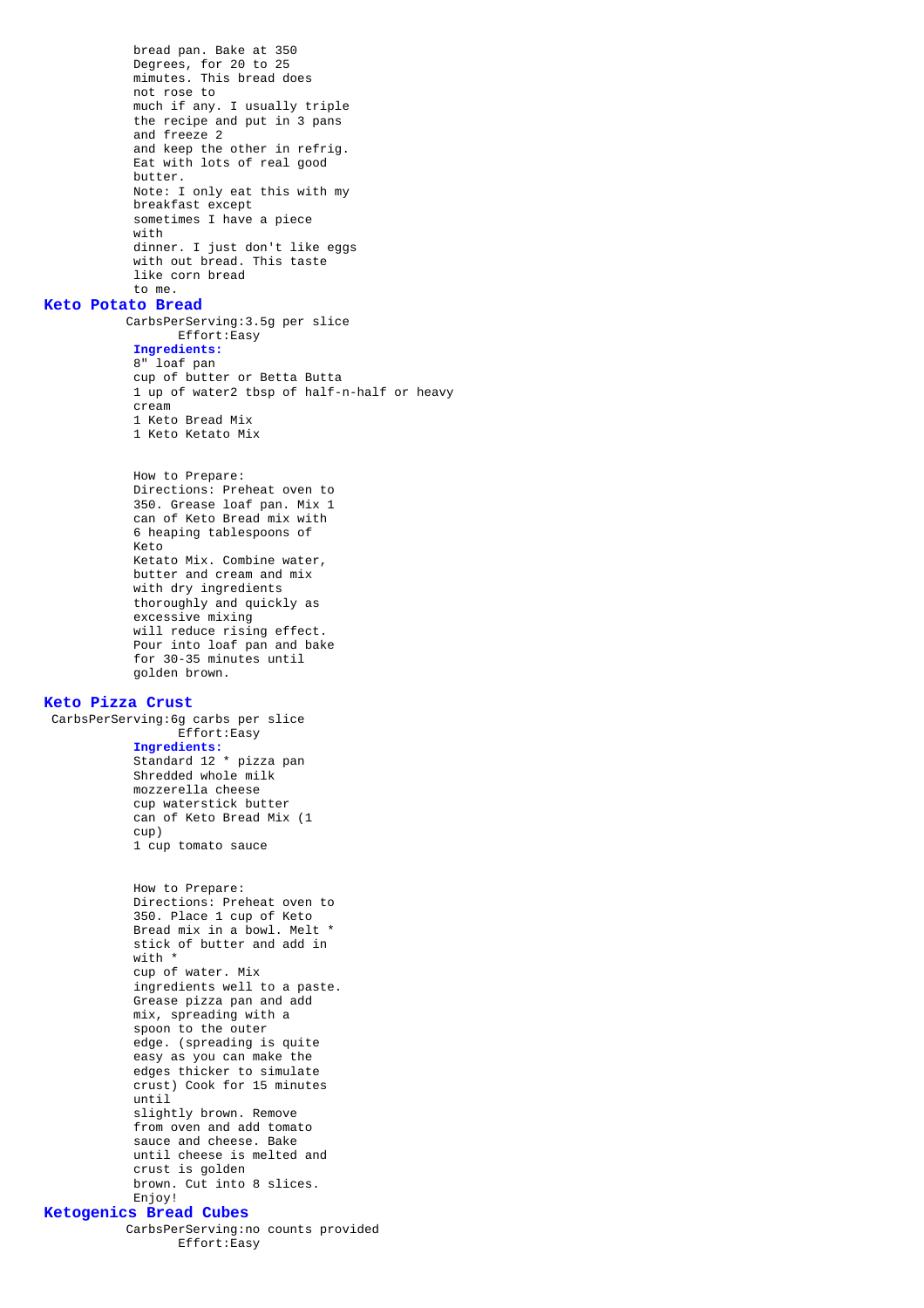bread pan. Bake at 350 Degrees, for 20 to 25 mimutes. This bread does not rose to much if any. I usually triple the recipe and put in 3 pans and freeze 2 and keep the other in refrig. Eat with lots of real good butter.
Note: I only eat this with my breakfast except sometimes I have a piece with dinner. I just don't like eggs with out bread. This taste like corn bread to me.

## Keto Potato Bread

CarbsPerServing:3.5g per slice
Effort:Easy

**Ingredients:**

8" loaf pan
cup of butter or Betta Butta
1 up of water2 tbsp of half-n-half or heavy cream
1 Keto Bread Mix
1 Keto Ketato Mix

How to Prepare:
Directions: Preheat oven to 350. Grease loaf pan. Mix 1 can of Keto Bread mix with 6 heaping tablespoons of Keto Ketato Mix. Combine water, butter and cream and mix with dry ingredients thoroughly and quickly as excessive mixing will reduce rising effect. Pour into loaf pan and bake for 30-35 minutes until golden brown.

## Keto Pizza Crust

CarbsPerServing:6g carbs per slice
Effort:Easy

**Ingredients:**

Standard 12 * pizza pan
Shredded whole milk mozzerella cheese
cup waterstick butter
can of Keto Bread Mix (1 cup)
1 cup tomato sauce

How to Prepare:
Directions: Preheat oven to 350. Place 1 cup of Keto Bread mix in a bowl. Melt * stick of butter and add in with * cup of water. Mix ingredients well to a paste. Grease pizza pan and add mix, spreading with a spoon to the outer edge. (spreading is quite easy as you can make the edges thicker to simulate crust) Cook for 15 minutes until slightly brown. Remove from oven and add tomato sauce and cheese. Bake until cheese is melted and crust is golden brown. Cut into 8 slices. Enjoy!

## Ketogenics Bread Cubes

CarbsPerServing:no counts provided
Effort:Easy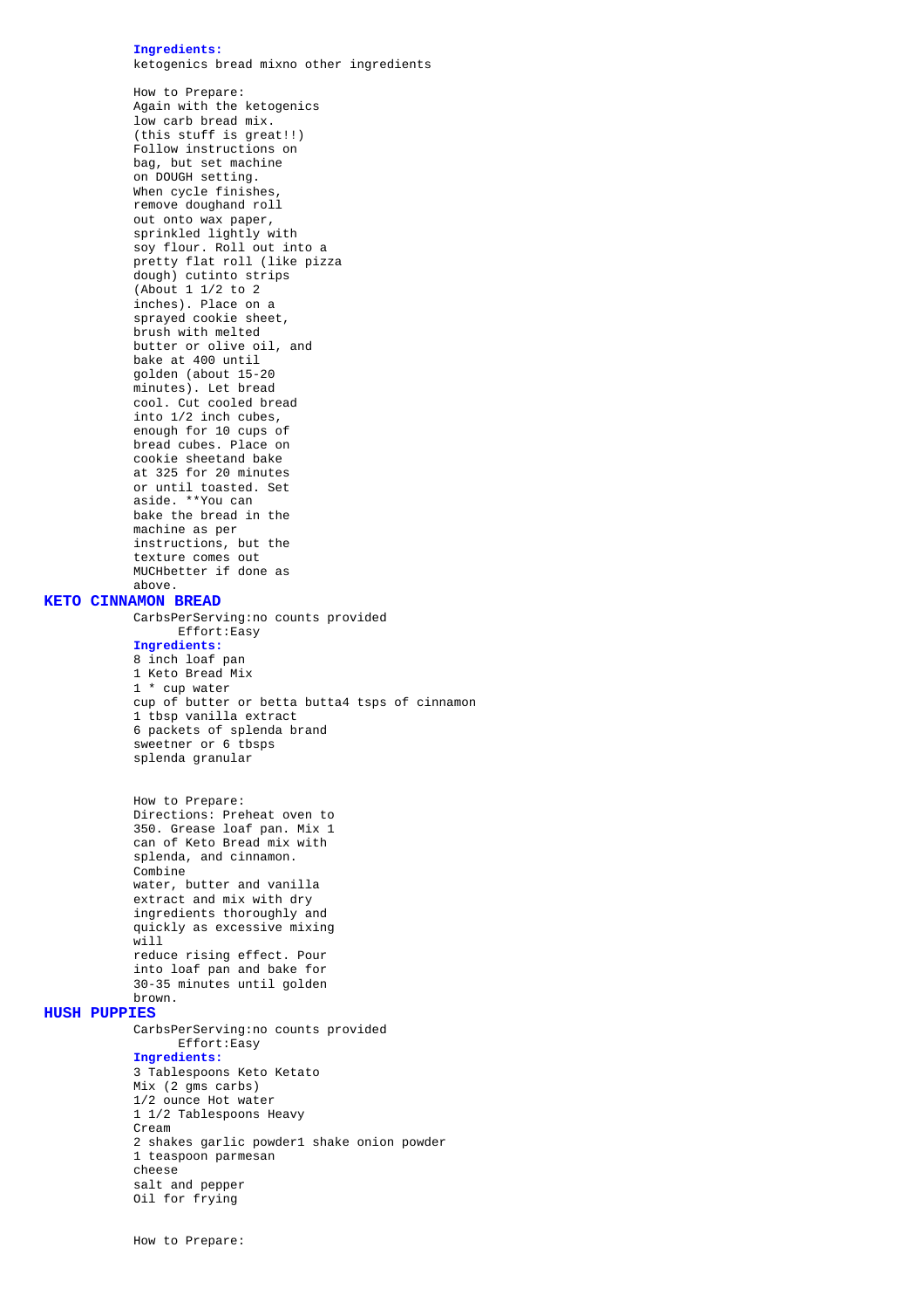**Ingredients:**

ketogenics bread mixno other ingredients

How to Prepare:
Again with the ketogenics low carb bread mix. (this stuff is great!!) Follow instructions on bag, but set machine on DOUGH setting. When cycle finishes, remove doughand roll out onto wax paper, sprinkled lightly with soy flour. Roll out into a pretty flat roll (like pizza dough) cutinto strips (About 1 1/2 to 2 inches). Place on a sprayed cookie sheet, brush with melted butter or olive oil, and bake at 400 until golden (about 15-20 minutes). Let bread cool. Cut cooled bread into 1/2 inch cubes, enough for 10 cups of bread cubes. Place on cookie sheetand bake at 325 for 20 minutes or until toasted. Set aside. **You can bake the bread in the machine as per instructions, but the texture comes out MUCHbetter if done as above.

## KETO CINNAMON BREAD

CarbsPerServing:no counts provided
Effort:Easy

**Ingredients:**

8 inch loaf pan
1 Keto Bread Mix
1 * cup water
cup of butter or betta butta4 tsps of cinnamon
1 tbsp vanilla extract
6 packets of splenda brand sweetner or 6 tbsps splenda granular

How to Prepare:
Directions: Preheat oven to 350. Grease loaf pan. Mix 1 can of Keto Bread mix with splenda, and cinnamon. Combine water, butter and vanilla extract and mix with dry ingredients thoroughly and quickly as excessive mixing will reduce rising effect. Pour into loaf pan and bake for 30-35 minutes until golden brown.

## HUSH PUPPIES

CarbsPerServing:no counts provided
Effort:Easy

**Ingredients:**

3 Tablespoons Keto Ketato Mix (2 gms carbs)
1/2 ounce Hot water
1 1/2 Tablespoons Heavy Cream
2 shakes garlic powder1 shake onion powder
1 teaspoon parmesan cheese
salt and pepper
Oil for frying

How to Prepare: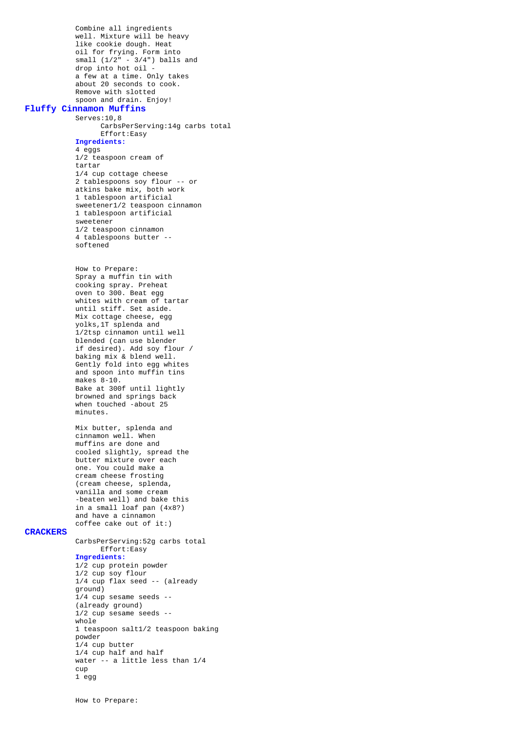Combine all ingredients well. Mixture will be heavy like cookie dough. Heat oil for frying. Form into small (1/2" - 3/4") balls and drop into hot oil - a few at a time. Only takes about 20 seconds to cook. Remove with slotted spoon and drain. Enjoy!

## Fluffy Cinnamon Muffins

Serves:10,8
CarbsPerServing:14g carbs total
Effort:Easy

**Ingredients:**

4 eggs
1/2 teaspoon cream of tartar
1/4 cup cottage cheese
2 tablespoons soy flour -- or atkins bake mix, both work
1 tablespoon artificial sweetener1/2 teaspoon cinnamon
1 tablespoon artificial sweetener
1/2 teaspoon cinnamon
4 tablespoons butter -- softened

How to Prepare:
Spray a muffin tin with cooking spray. Preheat oven to 300. Beat egg whites with cream of tartar until stiff. Set aside. Mix cottage cheese, egg yolks,1T splenda and 1/2tsp cinnamon until well blended (can use blender if desired). Add soy flour / baking mix & blend well. Gently fold into egg whites and spoon into muffin tins makes 8-10.
Bake at 300f until lightly browned and springs back when touched -about 25 minutes.

Mix butter, splenda and cinnamon well. When muffins are done and cooled slightly, spread the butter mixture over each one. You could make a cream cheese frosting (cream cheese, splenda, vanilla and some cream -beaten well) and bake this in a small loaf pan (4x8?) and have a cinnamon coffee cake out of it:)

## CRACKERS

CarbsPerServing:52g carbs total
Effort:Easy

**Ingredients:**

1/2 cup protein powder
1/2 cup soy flour
1/4 cup flax seed -- (already ground)
1/4 cup sesame seeds -- (already ground)
1/2 cup sesame seeds -- whole
1 teaspoon salt1/2 teaspoon baking powder
1/4 cup butter
1/4 cup half and half
water -- a little less than 1/4 cup
1 egg

How to Prepare: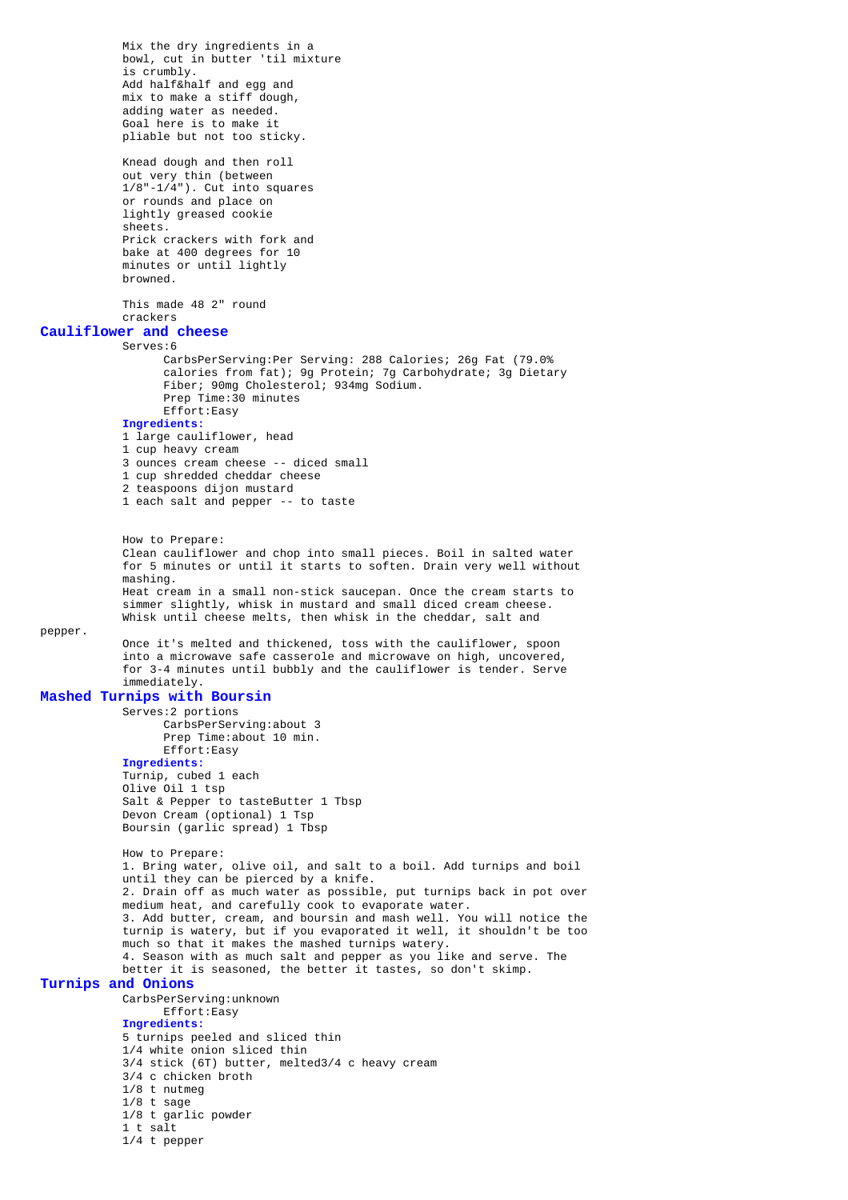Mix the dry ingredients in a bowl, cut in butter 'til mixture is crumbly.
Add half&half and egg and mix to make a stiff dough, adding water as needed.
Goal here is to make it pliable but not too sticky.

Knead dough and then roll out very thin (between 1/8"-1/4"). Cut into squares or rounds and place on lightly greased cookie sheets.
Prick crackers with fork and bake at 400 degrees for 10 minutes or until lightly browned.

This made 48 2" round crackers

## Cauliflower and cheese

Serves:6
CarbsPerServing:Per Serving: 288 Calories; 26g Fat (79.0% calories from fat); 9g Protein; 7g Carbohydrate; 3g Dietary Fiber; 90mg Cholesterol; 934mg Sodium.
Prep Time:30 minutes
Effort:Easy

**Ingredients:**

1 large cauliflower, head
1 cup heavy cream
3 ounces cream cheese -- diced small
1 cup shredded cheddar cheese
2 teaspoons dijon mustard
1 each salt and pepper -- to taste

How to Prepare:
Clean cauliflower and chop into small pieces. Boil in salted water for 5 minutes or until it starts to soften. Drain very well without mashing.
Heat cream in a small non-stick saucepan. Once the cream starts to simmer slightly, whisk in mustard and small diced cream cheese.
Whisk until cheese melts, then whisk in the cheddar, salt and pepper.
Once it's melted and thickened, toss with the cauliflower, spoon into a microwave safe casserole and microwave on high, uncovered, for 3-4 minutes until bubbly and the cauliflower is tender. Serve immediately.

## Mashed Turnips with Boursin

Serves:2 portions
CarbsPerServing:about 3
Prep Time:about 10 min.
Effort:Easy

**Ingredients:**

Turnip, cubed 1 each
Olive Oil 1 tsp
Salt & Pepper to tasteButter 1 Tbsp
Devon Cream (optional) 1 Tsp
Boursin (garlic spread) 1 Tbsp

How to Prepare:
1. Bring water, olive oil, and salt to a boil. Add turnips and boil until they can be pierced by a knife.
2. Drain off as much water as possible, put turnips back in pot over medium heat, and carefully cook to evaporate water.
3. Add butter, cream, and boursin and mash well. You will notice the turnip is watery, but if you evaporated it well, it shouldn't be too much so that it makes the mashed turnips watery.
4. Season with as much salt and pepper as you like and serve. The better it is seasoned, the better it tastes, so don't skimp.

## Turnips and Onions

CarbsPerServing:unknown
Effort:Easy

**Ingredients:**

5 turnips peeled and sliced thin
1/4 white onion sliced thin
3/4 stick (6T) butter, melted3/4 c heavy cream
3/4 c chicken broth
1/8 t nutmeg
1/8 t sage
1/8 t garlic powder
1 t salt
1/4 t pepper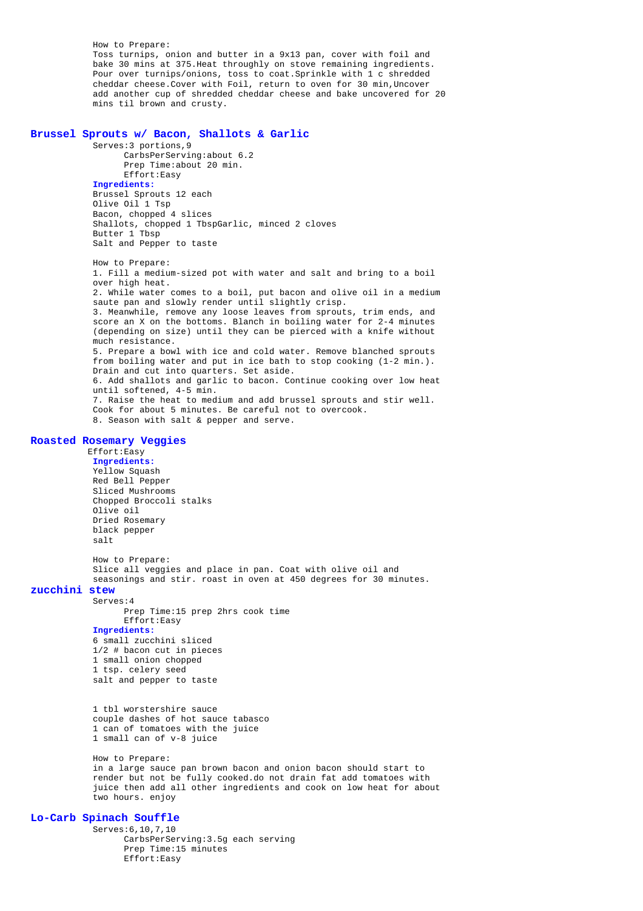How to Prepare:
Toss turnips, onion and butter in a 9x13 pan, cover with foil and bake 30 mins at 375.Heat throughly on stove remaining ingredients. Pour over turnips/onions, toss to coat.Sprinkle with 1 c shredded cheddar cheese.Cover with Foil, return to oven for 30 min,Uncover add another cup of shredded cheddar cheese and bake uncovered for 20 mins til brown and crusty.

## Brussel Sprouts w/ Bacon, Shallots & Garlic

Serves:3 portions,9
CarbsPerServing:about 6.2
Prep Time:about 20 min.
Effort:Easy

**Ingredients:**

Brussel Sprouts 12 each
Olive Oil 1 Tsp
Bacon, chopped 4 slices
Shallots, chopped 1 TbspGarlic, minced 2 cloves
Butter 1 Tbsp
Salt and Pepper to taste

How to Prepare:
1. Fill a medium-sized pot with water and salt and bring to a boil over high heat.
2. While water comes to a boil, put bacon and olive oil in a medium saute pan and slowly render until slightly crisp.
3. Meanwhile, remove any loose leaves from sprouts, trim ends, and score an X on the bottoms. Blanch in boiling water for 2-4 minutes (depending on size) until they can be pierced with a knife without much resistance.
5. Prepare a bowl with ice and cold water. Remove blanched sprouts from boiling water and put in ice bath to stop cooking (1-2 min.). Drain and cut into quarters. Set aside.
6. Add shallots and garlic to bacon. Continue cooking over low heat until softened, 4-5 min.
7. Raise the heat to medium and add brussel sprouts and stir well. Cook for about 5 minutes. Be careful not to overcook.
8. Season with salt & pepper and serve.

## Roasted Rosemary Veggies

Effort:Easy

**Ingredients:**

Yellow Squash
Red Bell Pepper
Sliced Mushrooms
Chopped Broccoli stalks
Olive oil
Dried Rosemary
black pepper
salt

How to Prepare:
Slice all veggies and place in pan. Coat with olive oil and seasonings and stir. roast in oven at 450 degrees for 30 minutes.

## zucchini stew

Serves:4
Prep Time:15 prep 2hrs cook time
Effort:Easy

**Ingredients:**

6 small zucchini sliced
1/2 # bacon cut in pieces
1 small onion chopped
1 tsp. celery seed
salt and pepper to taste

1 tbl worstershire sauce
couple dashes of hot sauce tabasco
1 can of tomatoes with the juice
1 small can of v-8 juice

How to Prepare:
in a large sauce pan brown bacon and onion bacon should start to render but not be fully cooked.do not drain fat add tomatoes with juice then add all other ingredients and cook on low heat for about two hours. enjoy

## Lo-Carb Spinach Souffle

Serves:6,10,7,10
CarbsPerServing:3.5g each serving
Prep Time:15 minutes
Effort:Easy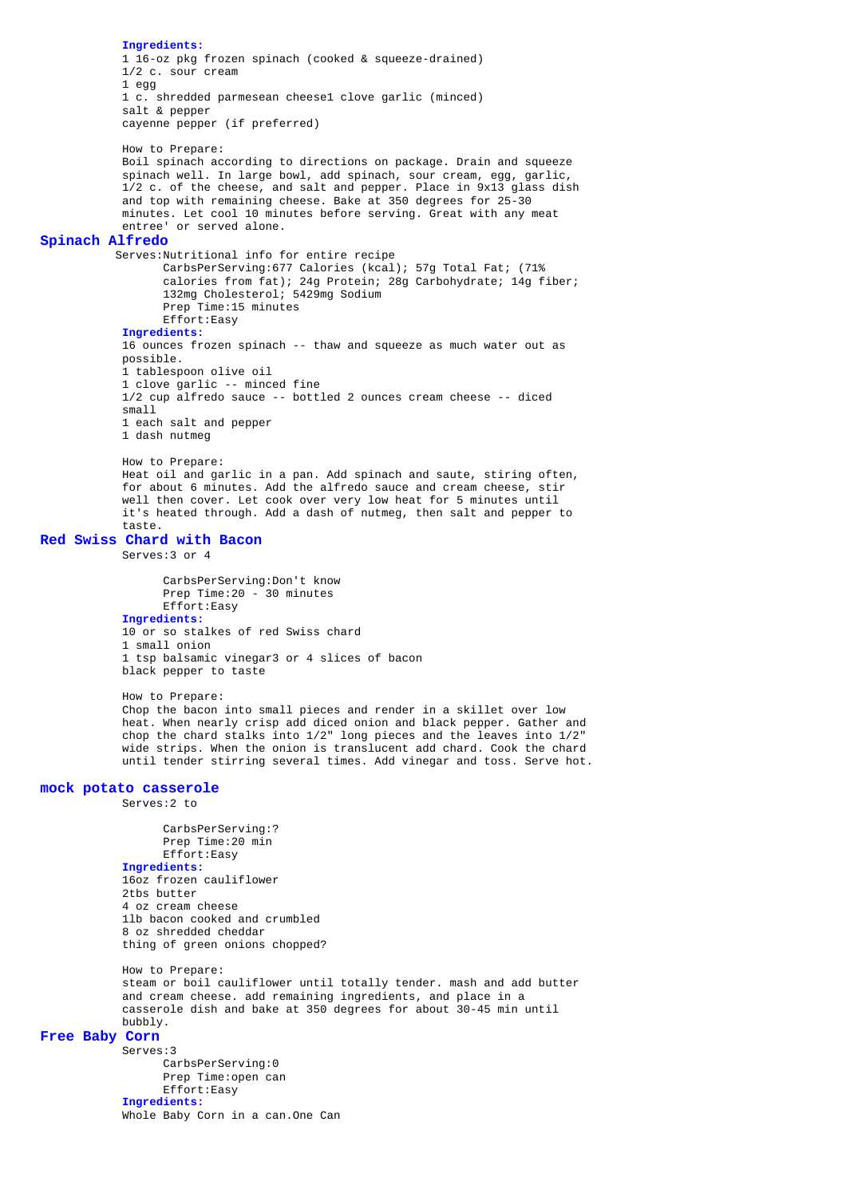**Ingredients:**

1 16-oz pkg frozen spinach (cooked & squeeze-drained)
1/2 c. sour cream
1 egg
1 c. shredded parmesean cheese1 clove garlic (minced)
salt & pepper
cayenne pepper (if preferred)

How to Prepare:
Boil spinach according to directions on package. Drain and squeeze spinach well. In large bowl, add spinach, sour cream, egg, garlic, 1/2 c. of the cheese, and salt and pepper. Place in 9x13 glass dish and top with remaining cheese. Bake at 350 degrees for 25-30 minutes. Let cool 10 minutes before serving. Great with any meat entree' or served alone.

## Spinach Alfredo

Serves:Nutritional info for entire recipe

CarbsPerServing:677 Calories (kcal); 57g Total Fat; (71% calories from fat); 24g Protein; 28g Carbohydrate; 14g fiber; 132mg Cholesterol; 5429mg Sodium
Prep Time:15 minutes
Effort:Easy

**Ingredients:**

16 ounces frozen spinach -- thaw and squeeze as much water out as possible.
1 tablespoon olive oil
1 clove garlic -- minced fine
1/2 cup alfredo sauce -- bottled 2 ounces cream cheese -- diced small
1 each salt and pepper
1 dash nutmeg

How to Prepare:
Heat oil and garlic in a pan. Add spinach and saute, stiring often, for about 6 minutes. Add the alfredo sauce and cream cheese, stir well then cover. Let cook over very low heat for 5 minutes until it's heated through. Add a dash of nutmeg, then salt and pepper to taste.

## Red Swiss Chard with Bacon

Serves:3 or 4

CarbsPerServing:Don't know
Prep Time:20 - 30 minutes
Effort:Easy

**Ingredients:**

10 or so stalkes of red Swiss chard
1 small onion
1 tsp balsamic vinegar3 or 4 slices of bacon
black pepper to taste

How to Prepare:
Chop the bacon into small pieces and render in a skillet over low heat. When nearly crisp add diced onion and black pepper. Gather and chop the chard stalks into 1/2" long pieces and the leaves into 1/2" wide strips. When the onion is translucent add chard. Cook the chard until tender stirring several times. Add vinegar and toss. Serve hot.

## mock potato casserole

Serves:2 to

CarbsPerServing:?
Prep Time:20 min
Effort:Easy

**Ingredients:**

16oz frozen cauliflower
2tbs butter
4 oz cream cheese
1lb bacon cooked and crumbled
8 oz shredded cheddar
thing of green onions chopped?

How to Prepare:
steam or boil cauliflower until totally tender. mash and add butter and cream cheese. add remaining ingredients, and place in a casserole dish and bake at 350 degrees for about 30-45 min until bubbly.

## Free Baby Corn

Serves:3

CarbsPerServing:0
Prep Time:open can
Effort:Easy

**Ingredients:**

Whole Baby Corn in a can.One Can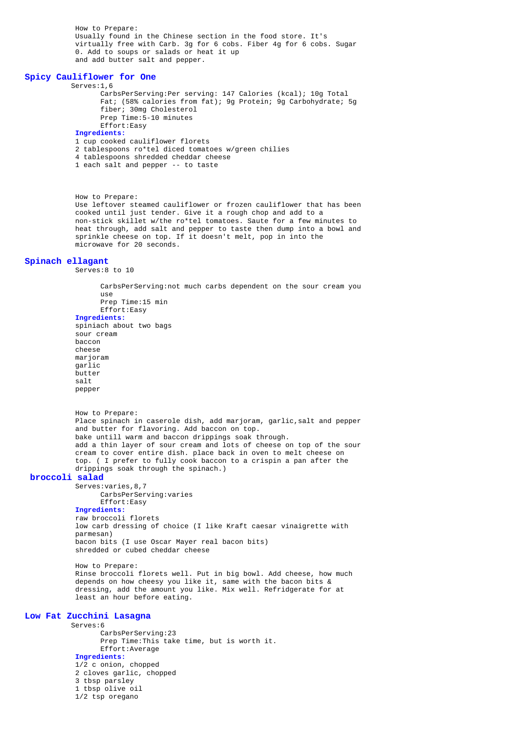How to Prepare:
Usually found in the Chinese section in the food store. It's virtually free with Carb. 3g for 6 cobs. Fiber 4g for 6 cobs. Sugar 0. Add to soups or salads or heat it up and add butter salt and pepper.

## Spicy Cauliflower for One

Serves:1,6

CarbsPerServing:Per serving: 147 Calories (kcal); 10g Total Fat; (58% calories from fat); 9g Protein; 9g Carbohydrate; 5g fiber; 30mg Cholesterol
Prep Time:5-10 minutes
Effort:Easy

**Ingredients:**

1 cup cooked cauliflower florets
2 tablespoons ro*tel diced tomatoes w/green chilies
4 tablespoons shredded cheddar cheese
1 each salt and pepper -- to taste

How to Prepare:
Use leftover steamed cauliflower or frozen cauliflower that has been cooked until just tender. Give it a rough chop and add to a non-stick skillet w/the ro*tel tomatoes. Saute for a few minutes to heat through, add salt and pepper to taste then dump into a bowl and sprinkle cheese on top. If it doesn't melt, pop in into the microwave for 20 seconds.

## Spinach ellagant

Serves:8 to 10

CarbsPerServing:not much carbs dependent on the sour cream you use
Prep Time:15 min
Effort:Easy

**Ingredients:**

spiniach about two bags
sour cream
baccon
cheese
marjoram
garlic
butter
salt
pepper

How to Prepare:
Place spinach in caserole dish, add marjoram, garlic,salt and pepper and butter for flavoring. Add baccon on top.
bake untill warm and baccon drippings soak through.
add a thin layer of sour cream and lots of cheese on top of the sour cream to cover entire dish. place back in oven to melt cheese on top. ( I prefer to fully cook baccon to a crispin a pan after the drippings soak through the spinach.)

## broccoli salad

Serves:varies,8,7

CarbsPerServing:varies
Effort:Easy

**Ingredients:**

raw broccoli florets
low carb dressing of choice (I like Kraft caesar vinaigrette with parmesan)
bacon bits (I use Oscar Mayer real bacon bits)
shredded or cubed cheddar cheese

How to Prepare:
Rinse broccoli florets well. Put in big bowl. Add cheese, how much depends on how cheesy you like it, same with the bacon bits & dressing, add the amount you like. Mix well. Refridgerate for at least an hour before eating.

## Low Fat Zucchini Lasagna

Serves:6

CarbsPerServing:23
Prep Time:This take time, but is worth it.
Effort:Average

**Ingredients:**

1/2 c onion, chopped
2 cloves garlic, chopped
3 tbsp parsley
1 tbsp olive oil
1/2 tsp oregano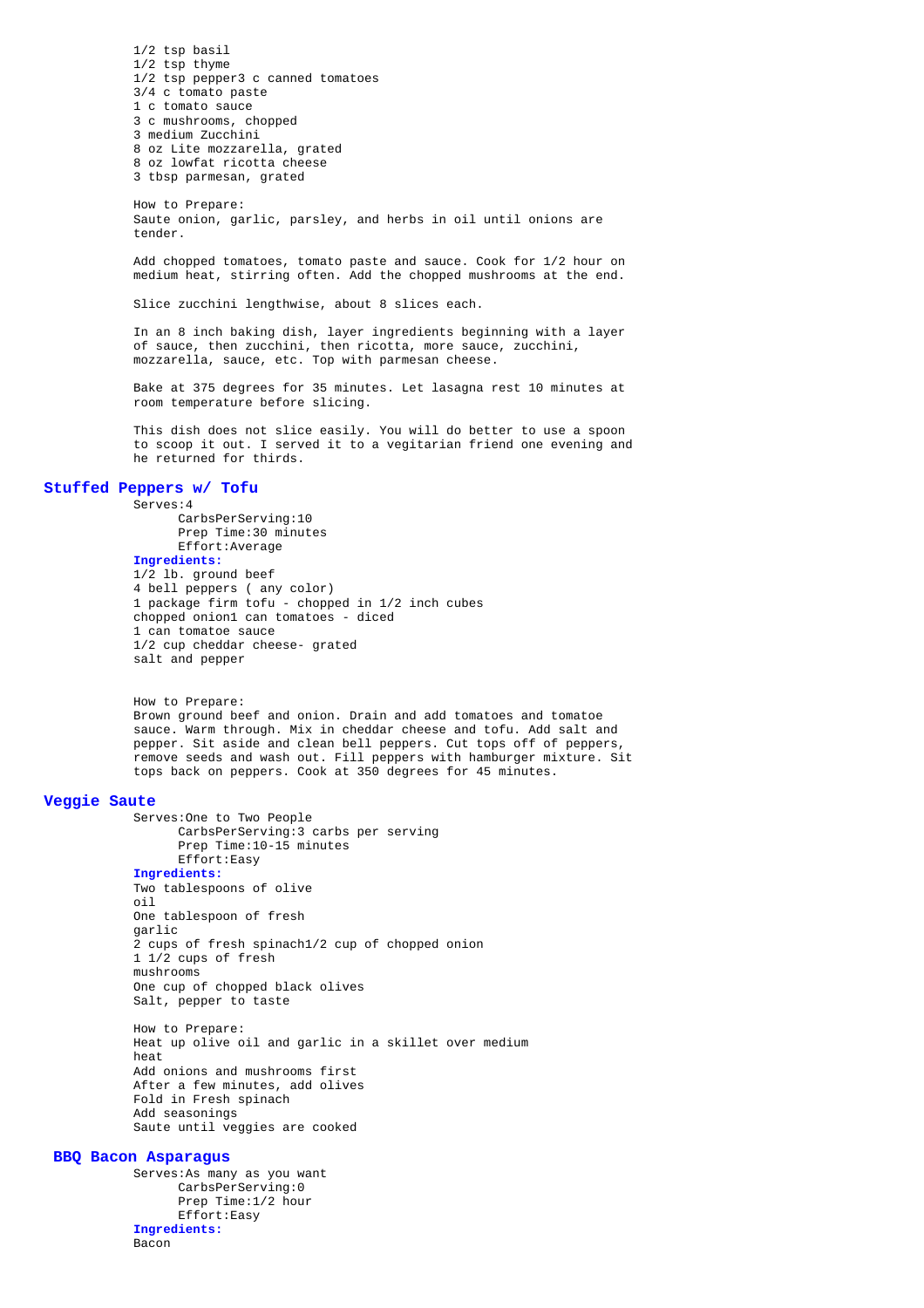1/2 tsp basil
1/2 tsp thyme
1/2 tsp pepper3 c canned tomatoes
3/4 c tomato paste
1 c tomato sauce
3 c mushrooms, chopped
3 medium Zucchini
8 oz Lite mozzarella, grated
8 oz lowfat ricotta cheese
3 tbsp parmesan, grated

How to Prepare:
Saute onion, garlic, parsley, and herbs in oil until onions are tender.

Add chopped tomatoes, tomato paste and sauce. Cook for 1/2 hour on medium heat, stirring often. Add the chopped mushrooms at the end.

Slice zucchini lengthwise, about 8 slices each.

In an 8 inch baking dish, layer ingredients beginning with a layer of sauce, then zucchini, then ricotta, more sauce, zucchini, mozzarella, sauce, etc. Top with parmesan cheese.

Bake at 375 degrees for 35 minutes. Let lasagna rest 10 minutes at room temperature before slicing.

This dish does not slice easily. You will do better to use a spoon to scoop it out. I served it to a vegitarian friend one evening and he returned for thirds.

## Stuffed Peppers w/ Tofu

Serves:4
CarbsPerServing:10
Prep Time:30 minutes
Effort:Average

**Ingredients:**

1/2 lb. ground beef
4 bell peppers ( any color)
1 package firm tofu - chopped in 1/2 inch cubes
chopped onion1 can tomatoes - diced
1 can tomatoe sauce
1/2 cup cheddar cheese- grated
salt and pepper

How to Prepare:
Brown ground beef and onion. Drain and add tomatoes and tomatoe sauce. Warm through. Mix in cheddar cheese and tofu. Add salt and pepper. Sit aside and clean bell peppers. Cut tops off of peppers, remove seeds and wash out. Fill peppers with hamburger mixture. Sit tops back on peppers. Cook at 350 degrees for 45 minutes.

## Veggie Saute

Serves:One to Two People
CarbsPerServing:3 carbs per serving
Prep Time:10-15 minutes
Effort:Easy

**Ingredients:**

Two tablespoons of olive oil
One tablespoon of fresh garlic
2 cups of fresh spinach1/2 cup of chopped onion
1 1/2 cups of fresh mushrooms
One cup of chopped black olives
Salt, pepper to taste

How to Prepare:
Heat up olive oil and garlic in a skillet over medium heat
Add onions and mushrooms first
After a few minutes, add olives
Fold in Fresh spinach
Add seasonings
Saute until veggies are cooked

## BBQ Bacon Asparagus

Serves:As many as you want
CarbsPerServing:0
Prep Time:1/2 hour
Effort:Easy

**Ingredients:**

Bacon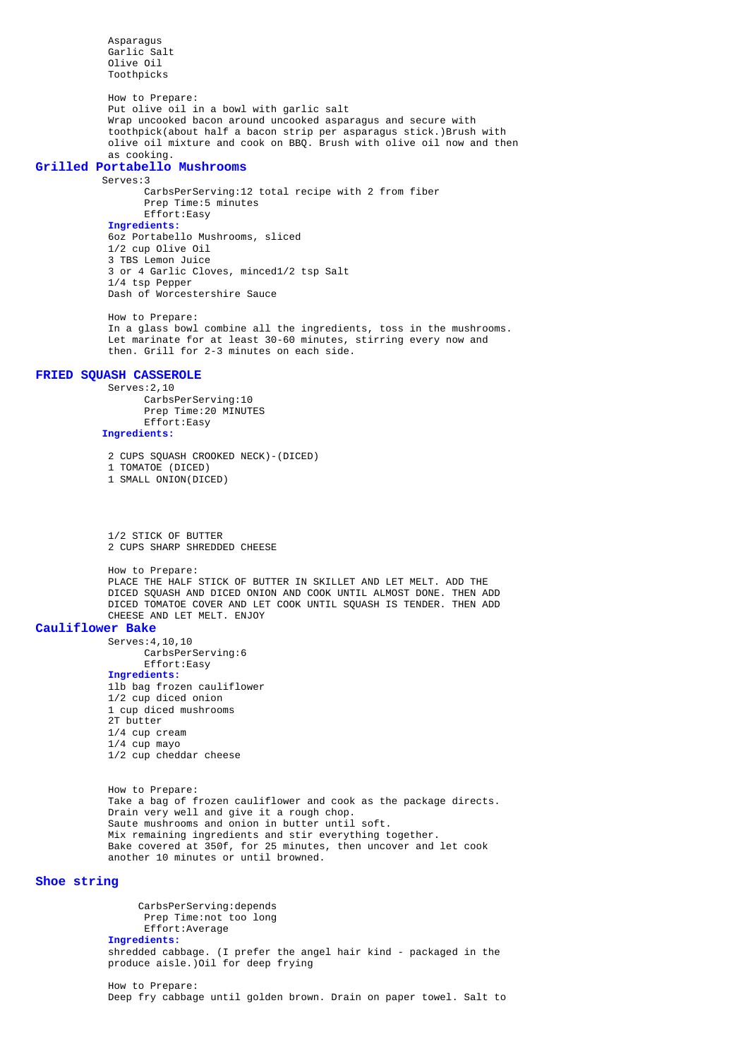Asparagus
Garlic Salt
Olive Oil
Toothpicks

How to Prepare:
Put olive oil in a bowl with garlic salt
Wrap uncooked bacon around uncooked asparagus and secure with toothpick(about half a bacon strip per asparagus stick.)Brush with olive oil mixture and cook on BBQ. Brush with olive oil now and then as cooking.

## Grilled Portabello Mushrooms

Serves:3
CarbsPerServing:12 total recipe with 2 from fiber
Prep Time:5 minutes
Effort:Easy

**Ingredients:**

6oz Portabello Mushrooms, sliced
1/2 cup Olive Oil
3 TBS Lemon Juice
3 or 4 Garlic Cloves, minced1/2 tsp Salt
1/4 tsp Pepper
Dash of Worcestershire Sauce

How to Prepare:
In a glass bowl combine all the ingredients, toss in the mushrooms. Let marinate for at least 30-60 minutes, stirring every now and then. Grill for 2-3 minutes on each side.

## FRIED SQUASH CASSEROLE

Serves:2,10
CarbsPerServing:10
Prep Time:20 MINUTES
Effort:Easy

**Ingredients:**

2 CUPS SQUASH CROOKED NECK)-(DICED)
1 TOMATOE (DICED)
1 SMALL ONION(DICED)

1/2 STICK OF BUTTER
2 CUPS SHARP SHREDDED CHEESE

How to Prepare:
PLACE THE HALF STICK OF BUTTER IN SKILLET AND LET MELT. ADD THE DICED SQUASH AND DICED ONION AND COOK UNTIL ALMOST DONE. THEN ADD DICED TOMATOE COVER AND LET COOK UNTIL SQUASH IS TENDER. THEN ADD CHEESE AND LET MELT. ENJOY

## Cauliflower Bake

Serves:4,10,10
CarbsPerServing:6
Effort:Easy

**Ingredients:**

1lb bag frozen cauliflower
1/2 cup diced onion
1 cup diced mushrooms
2T butter
1/4 cup cream
1/4 cup mayo
1/2 cup cheddar cheese

How to Prepare:
Take a bag of frozen cauliflower and cook as the package directs.
Drain very well and give it a rough chop.
Saute mushrooms and onion in butter until soft.
Mix remaining ingredients and stir everything together.
Bake covered at 350f, for 25 minutes, then uncover and let cook another 10 minutes or until browned.

## Shoe string

CarbsPerServing:depends
Prep Time:not too long
Effort:Average

**Ingredients:**

shredded cabbage. (I prefer the angel hair kind - packaged in the produce aisle.)Oil for deep frying

How to Prepare:
Deep fry cabbage until golden brown. Drain on paper towel. Salt to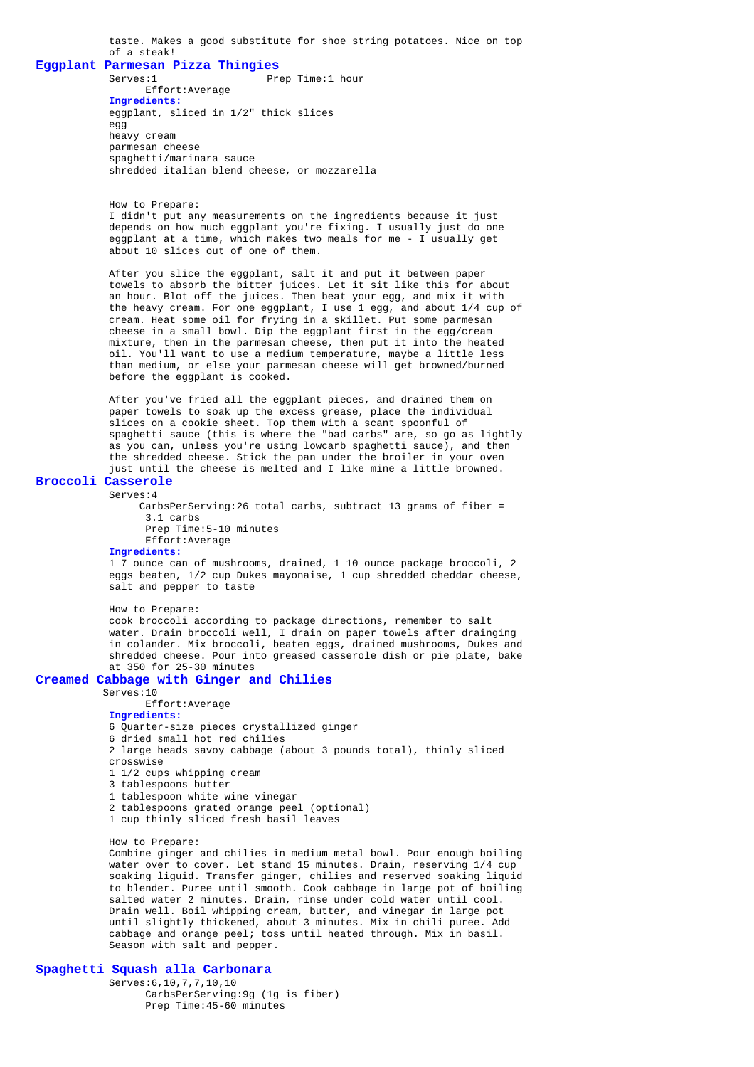taste. Makes a good substitute for shoe string potatoes. Nice on top of a steak!

### Eggplant Parmesan Pizza Thingies

Serves:1 Prep Time:1 hour
Effort:Average

**Ingredients:**

eggplant, sliced in 1/2" thick slices
egg
heavy cream
parmesan cheese
spaghetti/marinara sauce
shredded italian blend cheese, or mozzarella

How to Prepare:

I didn't put any measurements on the ingredients because it just depends on how much eggplant you're fixing. I usually just do one eggplant at a time, which makes two meals for me - I usually get about 10 slices out of one of them.

After you slice the eggplant, salt it and put it between paper towels to absorb the bitter juices. Let it sit like this for about an hour. Blot off the juices. Then beat your egg, and mix it with the heavy cream. For one eggplant, I use 1 egg, and about 1/4 cup of cream. Heat some oil for frying in a skillet. Put some parmesan cheese in a small bowl. Dip the eggplant first in the egg/cream mixture, then in the parmesan cheese, then put it into the heated oil. You'll want to use a medium temperature, maybe a little less than medium, or else your parmesan cheese will get browned/burned before the eggplant is cooked.

After you've fried all the eggplant pieces, and drained them on paper towels to soak up the excess grease, place the individual slices on a cookie sheet. Top them with a scant spoonful of spaghetti sauce (this is where the "bad carbs" are, so go as lightly as you can, unless you're using lowcarb spaghetti sauce), and then the shredded cheese. Stick the pan under the broiler in your oven just until the cheese is melted and I like mine a little browned.

### Broccoli Casserole

Serves:4
CarbsPerServing:26 total carbs, subtract 13 grams of fiber = 3.1 carbs
Prep Time:5-10 minutes
Effort:Average

**Ingredients:**

1 7 ounce can of mushrooms, drained, 1 10 ounce package broccoli, 2 eggs beaten, 1/2 cup Dukes mayonaise, 1 cup shredded cheddar cheese, salt and pepper to taste

How to Prepare:

cook broccoli according to package directions, remember to salt water. Drain broccoli well, I drain on paper towels after drainging in colander. Mix broccoli, beaten eggs, drained mushrooms, Dukes and shredded cheese. Pour into greased casserole dish or pie plate, bake at 350 for 25-30 minutes

### Creamed Cabbage with Ginger and Chilies

Serves:10
Effort:Average

**Ingredients:**

6 Quarter-size pieces crystallized ginger
6 dried small hot red chilies
2 large heads savoy cabbage (about 3 pounds total), thinly sliced crosswise
1 1/2 cups whipping cream
3 tablespoons butter
1 tablespoon white wine vinegar
2 tablespoons grated orange peel (optional)
1 cup thinly sliced fresh basil leaves

How to Prepare:

Combine ginger and chilies in medium metal bowl. Pour enough boiling water over to cover. Let stand 15 minutes. Drain, reserving 1/4 cup soaking liguid. Transfer ginger, chilies and reserved soaking liquid to blender. Puree until smooth. Cook cabbage in large pot of boiling salted water 2 minutes. Drain, rinse under cold water until cool. Drain well. Boil whipping cream, butter, and vinegar in large pot until slightly thickened, about 3 minutes. Mix in chili puree. Add cabbage and orange peel; toss until heated through. Mix in basil. Season with salt and pepper.

### Spaghetti Squash alla Carbonara

Serves:6,10,7,7,10,10
CarbsPerServing:9g (1g is fiber)
Prep Time:45-60 minutes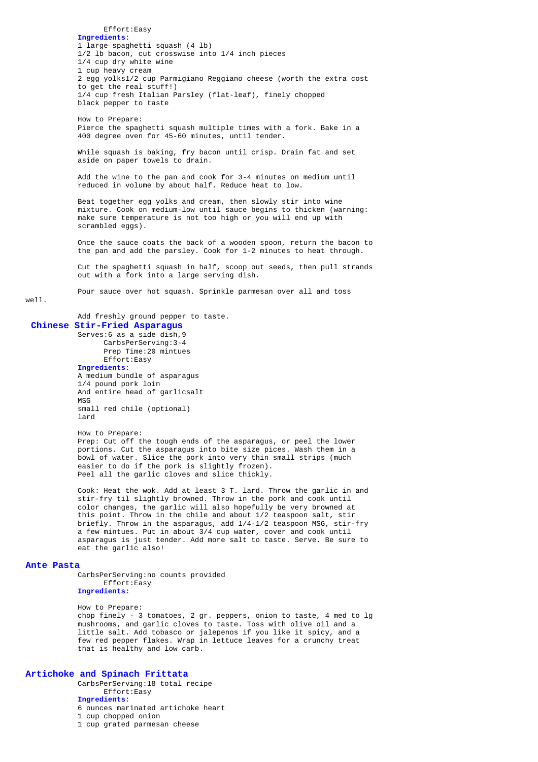Effort:Easy

**Ingredients:**

1 large spaghetti squash (4 lb)
1/2 lb bacon, cut crosswise into 1/4 inch pieces
1/4 cup dry white wine
1 cup heavy cream
2 egg yolks1/2 cup Parmigiano Reggiano cheese (worth the extra cost to get the real stuff!)
1/4 cup fresh Italian Parsley (flat-leaf), finely chopped
black pepper to taste

How to Prepare:
Pierce the spaghetti squash multiple times with a fork. Bake in a 400 degree oven for 45-60 minutes, until tender.

While squash is baking, fry bacon until crisp. Drain fat and set aside on paper towels to drain.

Add the wine to the pan and cook for 3-4 minutes on medium until reduced in volume by about half. Reduce heat to low.

Beat together egg yolks and cream, then slowly stir into wine mixture. Cook on medium-low until sauce begins to thicken (warning: make sure temperature is not too high or you will end up with scrambled eggs).

Once the sauce coats the back of a wooden spoon, return the bacon to the pan and add the parsley. Cook for 1-2 minutes to heat through.

Cut the spaghetti squash in half, scoop out seeds, then pull strands out with a fork into a large serving dish.

Pour sauce over hot squash. Sprinkle parmesan over all and toss well.

Add freshly ground pepper to taste.

## Chinese Stir-Fried Asparagus

Serves:6 as a side dish,9
CarbsPerServing:3-4
Prep Time:20 mintues
Effort:Easy

**Ingredients:**

A medium bundle of asparagus
1/4 pound pork loin
And entire head of garlicsalt
MSG
small red chile (optional)
lard

How to Prepare:
Prep: Cut off the tough ends of the asparagus, or peel the lower portions. Cut the asparagus into bite size pices. Wash them in a bowl of water. Slice the pork into very thin small strips (much easier to do if the pork is slightly frozen).
Peel all the garlic cloves and slice thickly.

Cook: Heat the wok. Add at least 3 T. lard. Throw the garlic in and stir-fry til slightly browned. Throw in the pork and cook until color changes, the garlic will also hopefully be very browned at this point. Throw in the chile and about 1/2 teaspoon salt, stir briefly. Throw in the asparagus, add 1/4-1/2 teaspoon MSG, stir-fry a few mintues. Put in about 3/4 cup water, cover and cook until asparagus is just tender. Add more salt to taste. Serve. Be sure to eat the garlic also!

## Ante Pasta

CarbsPerServing:no counts provided
Effort:Easy

**Ingredients:**

How to Prepare:
chop finely - 3 tomatoes, 2 gr. peppers, onion to taste, 4 med to lg mushrooms, and garlic cloves to taste. Toss with olive oil and a little salt. Add tobasco or jalepenos if you like it spicy, and a few red pepper flakes. Wrap in lettuce leaves for a crunchy treat that is healthy and low carb.

## Artichoke and Spinach Frittata

CarbsPerServing:18 total recipe
Effort:Easy

**Ingredients:**

6 ounces marinated artichoke heart
1 cup chopped onion
1 cup grated parmesan cheese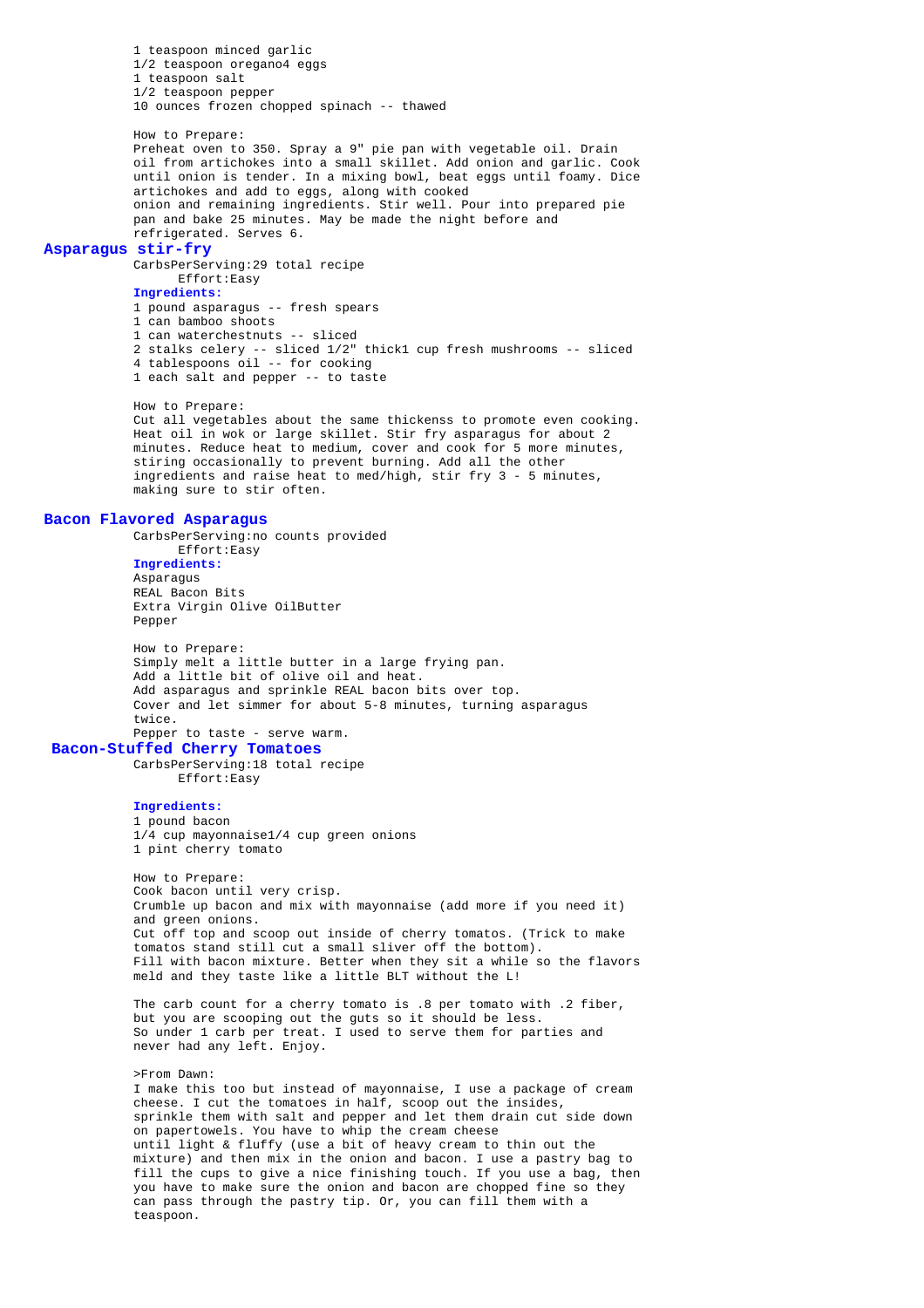1 teaspoon minced garlic
1/2 teaspoon oregano4 eggs
1 teaspoon salt
1/2 teaspoon pepper
10 ounces frozen chopped spinach -- thawed

How to Prepare:
Preheat oven to 350. Spray a 9" pie pan with vegetable oil. Drain oil from artichokes into a small skillet. Add onion and garlic. Cook until onion is tender. In a mixing bowl, beat eggs until foamy. Dice artichokes and add to eggs, along with cooked onion and remaining ingredients. Stir well. Pour into prepared pie pan and bake 25 minutes. May be made the night before and refrigerated. Serves 6.

## Asparagus stir-fry

CarbsPerServing:29 total recipe
Effort:Easy

**Ingredients:**

1 pound asparagus -- fresh spears
1 can bamboo shoots
1 can waterchestnuts -- sliced
2 stalks celery -- sliced 1/2" thick1 cup fresh mushrooms -- sliced
4 tablespoons oil -- for cooking
1 each salt and pepper -- to taste

How to Prepare:
Cut all vegetables about the same thickenss to promote even cooking. Heat oil in wok or large skillet. Stir fry asparagus for about 2 minutes. Reduce heat to medium, cover and cook for 5 more minutes, stiring occasionally to prevent burning. Add all the other ingredients and raise heat to med/high, stir fry 3 - 5 minutes, making sure to stir often.

## Bacon Flavored Asparagus

CarbsPerServing:no counts provided
Effort:Easy

**Ingredients:**

Asparagus
REAL Bacon Bits
Extra Virgin Olive OilButter
Pepper

How to Prepare:
Simply melt a little butter in a large frying pan.
Add a little bit of olive oil and heat.
Add asparagus and sprinkle REAL bacon bits over top.
Cover and let simmer for about 5-8 minutes, turning asparagus twice.
Pepper to taste - serve warm.

## Bacon-Stuffed Cherry Tomatoes

CarbsPerServing:18 total recipe
Effort:Easy

**Ingredients:**

1 pound bacon
1/4 cup mayonnaise1/4 cup green onions
1 pint cherry tomato

How to Prepare:
Cook bacon until very crisp.
Crumble up bacon and mix with mayonnaise (add more if you need it) and green onions.
Cut off top and scoop out inside of cherry tomatos. (Trick to make tomatos stand still cut a small sliver off the bottom).
Fill with bacon mixture. Better when they sit a while so the flavors meld and they taste like a little BLT without the L!

The carb count for a cherry tomato is .8 per tomato with .2 fiber, but you are scooping out the guts so it should be less.
So under 1 carb per treat. I used to serve them for parties and never had any left. Enjoy.

>From Dawn:
I make this too but instead of mayonnaise, I use a package of cream cheese. I cut the tomatoes in half, scoop out the insides, sprinkle them with salt and pepper and let them drain cut side down on papertowels. You have to whip the cream cheese until light & fluffy (use a bit of heavy cream to thin out the mixture) and then mix in the onion and bacon. I use a pastry bag to fill the cups to give a nice finishing touch. If you use a bag, then you have to make sure the onion and bacon are chopped fine so they can pass through the pastry tip. Or, you can fill them with a teaspoon.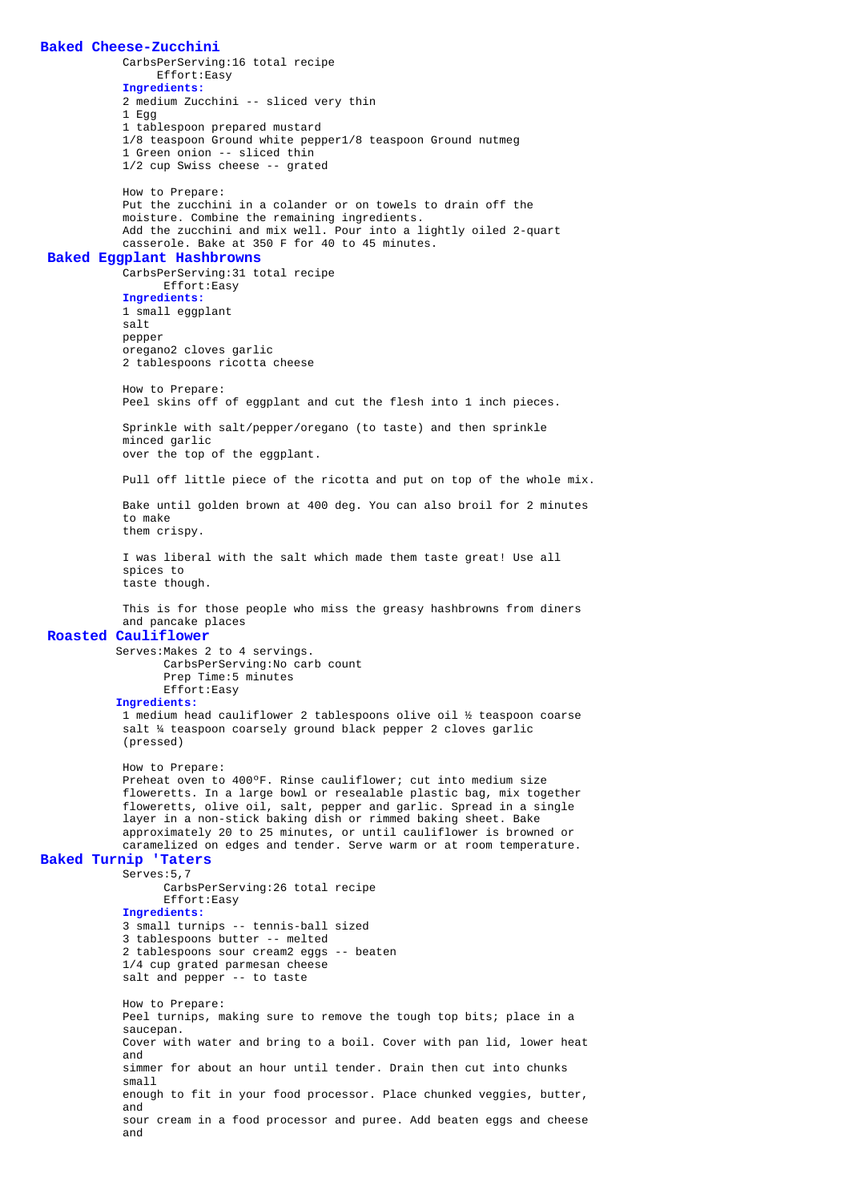## Baked Cheese-Zucchini

CarbsPerServing:16 total recipe
Effort:Easy

**Ingredients:**

2 medium Zucchini -- sliced very thin
1 Egg
1 tablespoon prepared mustard
1/8 teaspoon Ground white pepper1/8 teaspoon Ground nutmeg
1 Green onion -- sliced thin
1/2 cup Swiss cheese -- grated

How to Prepare:
Put the zucchini in a colander or on towels to drain off the moisture. Combine the remaining ingredients.
Add the zucchini and mix well. Pour into a lightly oiled 2-quart casserole. Bake at 350 F for 40 to 45 minutes.

## Baked Eggplant Hashbrowns

CarbsPerServing:31 total recipe
Effort:Easy

**Ingredients:**

1 small eggplant
salt
pepper
oregano2 cloves garlic
2 tablespoons ricotta cheese

How to Prepare:
Peel skins off of eggplant and cut the flesh into 1 inch pieces.

Sprinkle with salt/pepper/oregano (to taste) and then sprinkle minced garlic over the top of the eggplant.

Pull off little piece of the ricotta and put on top of the whole mix.

Bake until golden brown at 400 deg. You can also broil for 2 minutes to make them crispy.

I was liberal with the salt which made them taste great! Use all spices to taste though.

This is for those people who miss the greasy hashbrowns from diners and pancake places

## Roasted Cauliflower

Serves:Makes 2 to 4 servings.
CarbsPerServing:No carb count
Prep Time:5 minutes
Effort:Easy

**Ingredients:**

1 medium head cauliflower 2 tablespoons olive oil ½ teaspoon coarse salt ¼ teaspoon coarsely ground black pepper 2 cloves garlic (pressed)

How to Prepare:
Preheat oven to 400ºF. Rinse cauliflower; cut into medium size floweretts. In a large bowl or resealable plastic bag, mix together floweretts, olive oil, salt, pepper and garlic. Spread in a single layer in a non-stick baking dish or rimmed baking sheet. Bake approximately 20 to 25 minutes, or until cauliflower is browned or caramelized on edges and tender. Serve warm or at room temperature.

## Baked Turnip 'Taters

Serves:5,7
CarbsPerServing:26 total recipe
Effort:Easy

**Ingredients:**

3 small turnips -- tennis-ball sized
3 tablespoons butter -- melted
2 tablespoons sour cream2 eggs -- beaten
1/4 cup grated parmesan cheese
salt and pepper -- to taste

How to Prepare:
Peel turnips, making sure to remove the tough top bits; place in a saucepan.
Cover with water and bring to a boil. Cover with pan lid, lower heat and simmer for about an hour until tender. Drain then cut into chunks small enough to fit in your food processor. Place chunked veggies, butter, and sour cream in a food processor and puree. Add beaten eggs and cheese and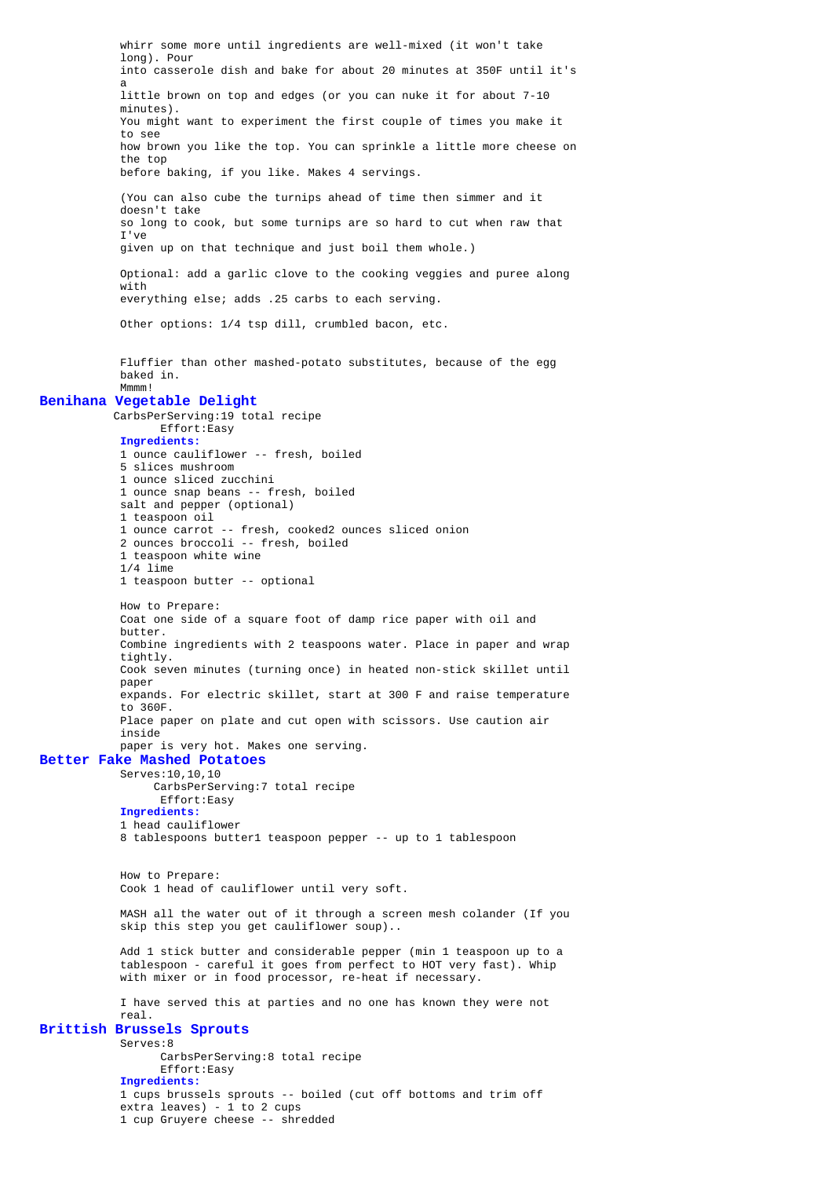whirr some more until ingredients are well-mixed (it won't take long). Pour into casserole dish and bake for about 20 minutes at 350F until it's a little brown on top and edges (or you can nuke it for about 7-10 minutes).
You might want to experiment the first couple of times you make it to see how brown you like the top. You can sprinkle a little more cheese on the top before baking, if you like. Makes 4 servings.

(You can also cube the turnips ahead of time then simmer and it doesn't take so long to cook, but some turnips are so hard to cut when raw that I've given up on that technique and just boil them whole.)

Optional: add a garlic clove to the cooking veggies and puree along with everything else; adds .25 carbs to each serving.

Other options: 1/4 tsp dill, crumbled bacon, etc.

Fluffier than other mashed-potato substitutes, because of the egg baked in.
Mmmm!

## Benihana Vegetable Delight

CarbsPerServing:19 total recipe
Effort:Easy

**Ingredients:**

1 ounce cauliflower -- fresh, boiled
5 slices mushroom
1 ounce sliced zucchini
1 ounce snap beans -- fresh, boiled
salt and pepper (optional)
1 teaspoon oil
1 ounce carrot -- fresh, cooked2 ounces sliced onion
2 ounces broccoli -- fresh, boiled
1 teaspoon white wine
1/4 lime
1 teaspoon butter -- optional

How to Prepare:
Coat one side of a square foot of damp rice paper with oil and butter.
Combine ingredients with 2 teaspoons water. Place in paper and wrap tightly.
Cook seven minutes (turning once) in heated non-stick skillet until paper expands. For electric skillet, start at 300 F and raise temperature to 360F.
Place paper on plate and cut open with scissors. Use caution air inside paper is very hot. Makes one serving.

## Better Fake Mashed Potatoes

Serves:10,10,10
CarbsPerServing:7 total recipe
Effort:Easy

**Ingredients:**

1 head cauliflower
8 tablespoons butter1 teaspoon pepper -- up to 1 tablespoon

How to Prepare:
Cook 1 head of cauliflower until very soft.

MASH all the water out of it through a screen mesh colander (If you skip this step you get cauliflower soup)..

Add 1 stick butter and considerable pepper (min 1 teaspoon up to a tablespoon - careful it goes from perfect to HOT very fast). Whip with mixer or in food processor, re-heat if necessary.

I have served this at parties and no one has known they were not real.

## Brittish Brussels Sprouts

Serves:8
CarbsPerServing:8 total recipe
Effort:Easy

**Ingredients:**

1 cups brussels sprouts -- boiled (cut off bottoms and trim off extra leaves) - 1 to 2 cups
1 cup Gruyere cheese -- shredded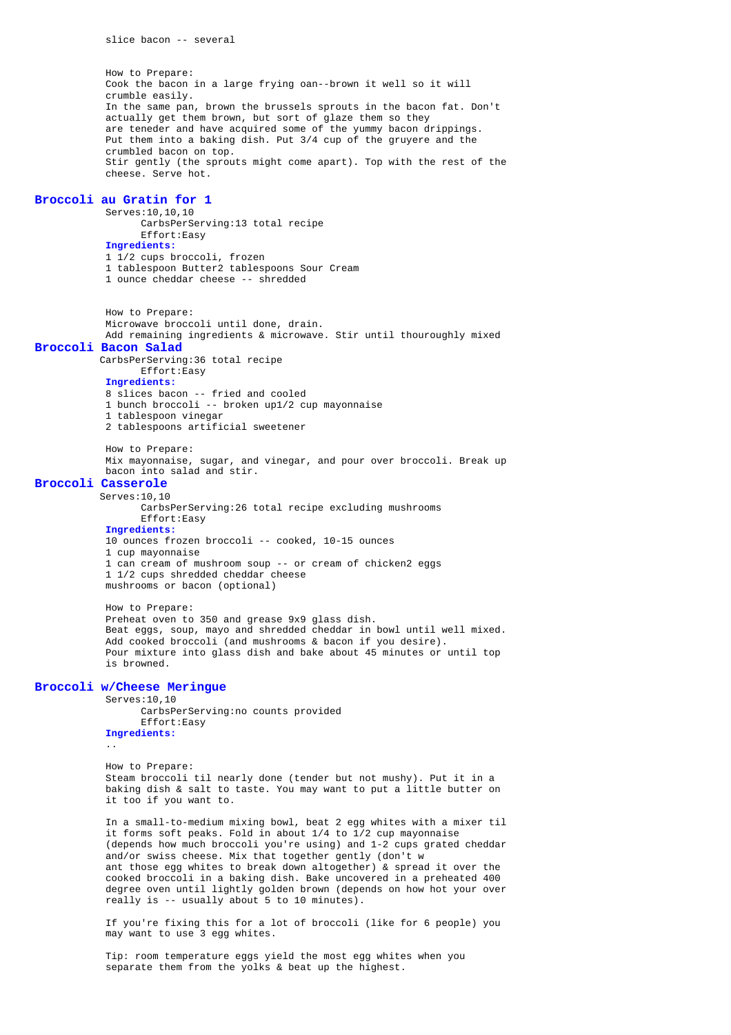slice bacon -- several

How to Prepare:
Cook the bacon in a large frying oan--brown it well so it will crumble easily.
In the same pan, brown the brussels sprouts in the bacon fat. Don't actually get them brown, but sort of glaze them so they are teneder and have acquired some of the yummy bacon drippings.
Put them into a baking dish. Put 3/4 cup of the gruyere and the crumbled bacon on top.
Stir gently (the sprouts might come apart). Top with the rest of the cheese. Serve hot.

## Broccoli au Gratin for 1

Serves:10,10,10
CarbsPerServing:13 total recipe
Effort:Easy

**Ingredients:**

1 1/2 cups broccoli, frozen
1 tablespoon Butter2 tablespoons Sour Cream
1 ounce cheddar cheese -- shredded

How to Prepare:
Microwave broccoli until done, drain.
Add remaining ingredients & microwave. Stir until thouroughly mixed

## Broccoli Bacon Salad

CarbsPerServing:36 total recipe
Effort:Easy

**Ingredients:**

8 slices bacon -- fried and cooled
1 bunch broccoli -- broken up1/2 cup mayonnaise
1 tablespoon vinegar
2 tablespoons artificial sweetener

How to Prepare:
Mix mayonnaise, sugar, and vinegar, and pour over broccoli. Break up bacon into salad and stir.

## Broccoli Casserole

Serves:10,10
CarbsPerServing:26 total recipe excluding mushrooms
Effort:Easy

**Ingredients:**

10 ounces frozen broccoli -- cooked, 10-15 ounces
1 cup mayonnaise
1 can cream of mushroom soup -- or cream of chicken2 eggs
1 1/2 cups shredded cheddar cheese
mushrooms or bacon (optional)

How to Prepare:
Preheat oven to 350 and grease 9x9 glass dish.
Beat eggs, soup, mayo and shredded cheddar in bowl until well mixed.
Add cooked broccoli (and mushrooms & bacon if you desire).
Pour mixture into glass dish and bake about 45 minutes or until top is browned.

## Broccoli w/Cheese Meringue

Serves:10,10
CarbsPerServing:no counts provided
Effort:Easy

**Ingredients:**

..

How to Prepare:
Steam broccoli til nearly done (tender but not mushy). Put it in a baking dish & salt to taste. You may want to put a little butter on it too if you want to.

In a small-to-medium mixing bowl, beat 2 egg whites with a mixer til it forms soft peaks. Fold in about 1/4 to 1/2 cup mayonnaise (depends how much broccoli you're using) and 1-2 cups grated cheddar and/or swiss cheese. Mix that together gently (don't w
ant those egg whites to break down altogether) & spread it over the cooked broccoli in a baking dish. Bake uncovered in a preheated 400 degree oven until lightly golden brown (depends on how hot your over really is -- usually about 5 to 10 minutes).

If you're fixing this for a lot of broccoli (like for 6 people) you may want to use 3 egg whites.

Tip: room temperature eggs yield the most egg whites when you separate them from the yolks & beat up the highest.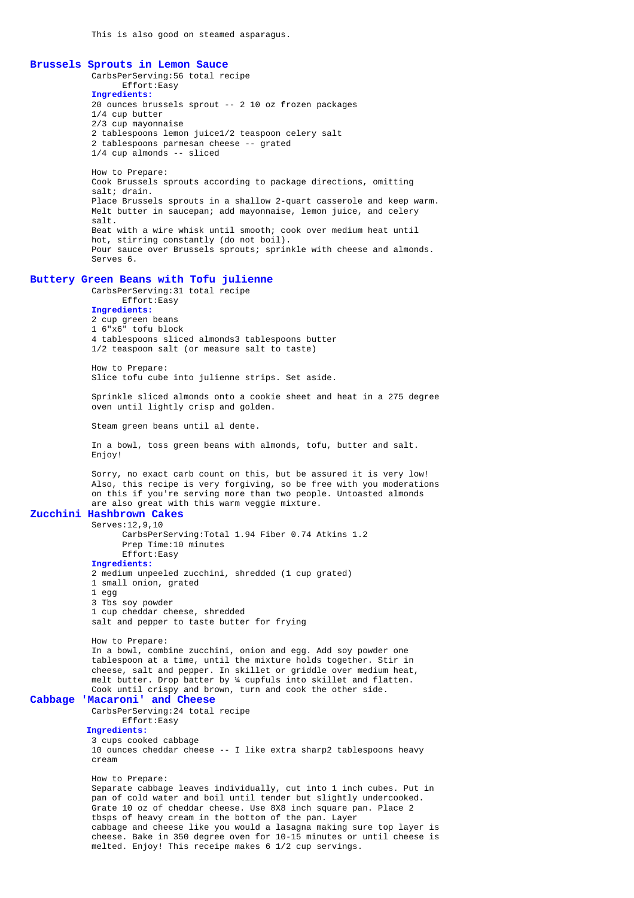This is also good on steamed asparagus.

## Brussels Sprouts in Lemon Sauce

CarbsPerServing:56 total recipe
Effort:Easy

**Ingredients:**

20 ounces brussels sprout -- 2 10 oz frozen packages
1/4 cup butter
2/3 cup mayonnaise
2 tablespoons lemon juice1/2 teaspoon celery salt
2 tablespoons parmesan cheese -- grated
1/4 cup almonds -- sliced

How to Prepare:
Cook Brussels sprouts according to package directions, omitting salt; drain.
Place Brussels sprouts in a shallow 2-quart casserole and keep warm.
Melt butter in saucepan; add mayonnaise, lemon juice, and celery salt.
Beat with a wire whisk until smooth; cook over medium heat until hot, stirring constantly (do not boil).
Pour sauce over Brussels sprouts; sprinkle with cheese and almonds.
Serves 6.

## Buttery Green Beans with Tofu julienne

CarbsPerServing:31 total recipe
Effort:Easy

**Ingredients:**

2 cup green beans
1 6"x6" tofu block
4 tablespoons sliced almonds3 tablespoons butter
1/2 teaspoon salt (or measure salt to taste)

How to Prepare:
Slice tofu cube into julienne strips. Set aside.

Sprinkle sliced almonds onto a cookie sheet and heat in a 275 degree oven until lightly crisp and golden.

Steam green beans until al dente.

In a bowl, toss green beans with almonds, tofu, butter and salt.
Enjoy!

Sorry, no exact carb count on this, but be assured it is very low!
Also, this recipe is very forgiving, so be free with you moderations on this if you're serving more than two people. Untoasted almonds are also great with this warm veggie mixture.

## Zucchini Hashbrown Cakes

Serves:12,9,10
CarbsPerServing:Total 1.94 Fiber 0.74 Atkins 1.2
Prep Time:10 minutes
Effort:Easy

**Ingredients:**

2 medium unpeeled zucchini, shredded (1 cup grated)
1 small onion, grated
1 egg
3 Tbs soy powder
1 cup cheddar cheese, shredded
salt and pepper to taste butter for frying

How to Prepare:
In a bowl, combine zucchini, onion and egg. Add soy powder one tablespoon at a time, until the mixture holds together. Stir in cheese, salt and pepper. In skillet or griddle over medium heat, melt butter. Drop batter by ¼ cupfuls into skillet and flatten.
Cook until crispy and brown, turn and cook the other side.

## Cabbage 'Macaroni' and Cheese

CarbsPerServing:24 total recipe
Effort:Easy

**Ingredients:**

3 cups cooked cabbage
10 ounces cheddar cheese -- I like extra sharp2 tablespoons heavy cream

How to Prepare:
Separate cabbage leaves individually, cut into 1 inch cubes. Put in pan of cold water and boil until tender but slightly undercooked.
Grate 10 oz of cheddar cheese. Use 8X8 inch square pan. Place 2 tbsps of heavy cream in the bottom of the pan. Layer cabbage and cheese like you would a lasagna making sure top layer is cheese. Bake in 350 degree oven for 10-15 minutes or until cheese is melted. Enjoy! This receipe makes 6 1/2 cup servings.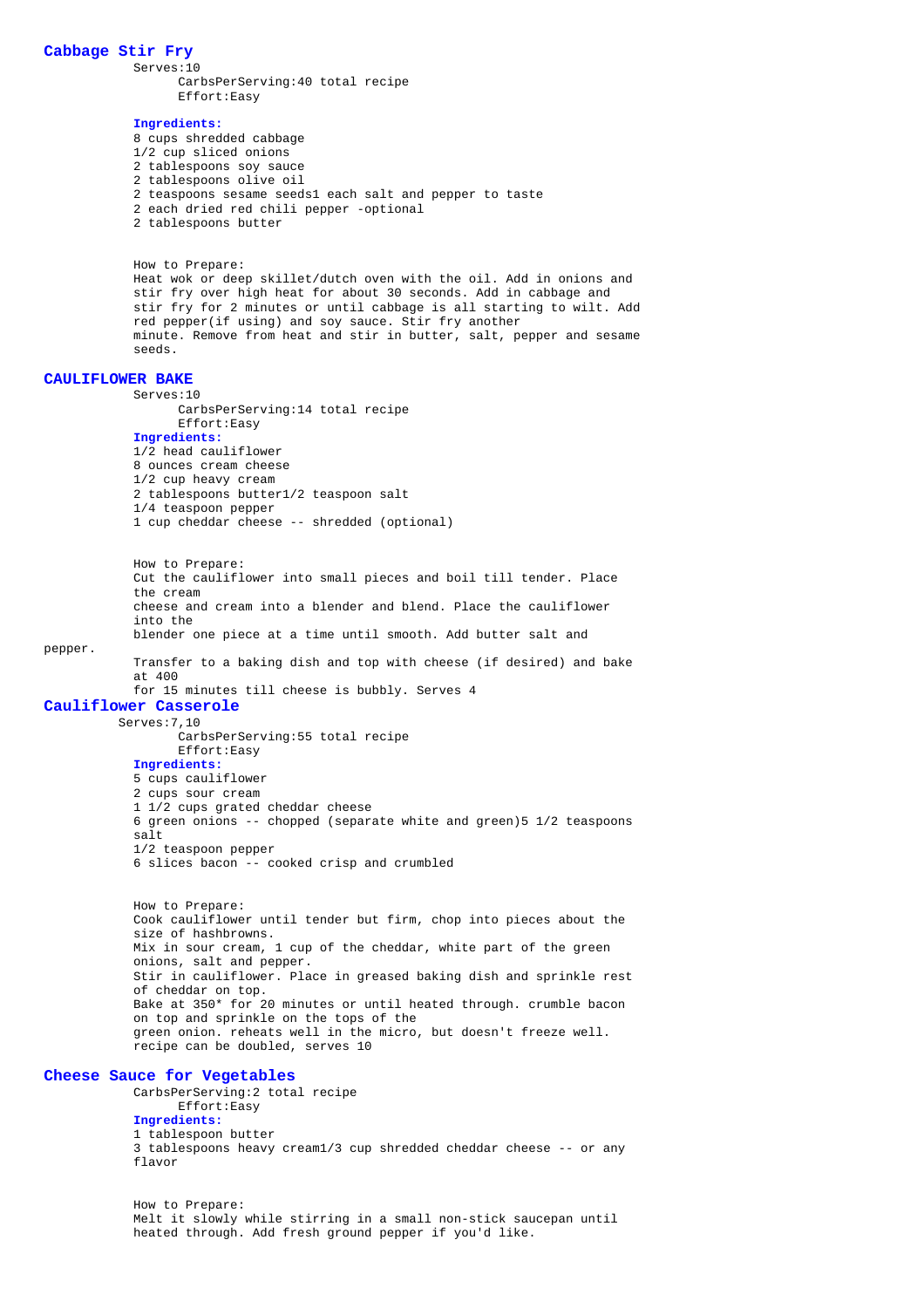## Cabbage Stir Fry

Serves:10

CarbsPerServing:40 total recipe

Effort:Easy

**Ingredients:**

8 cups shredded cabbage
1/2 cup sliced onions
2 tablespoons soy sauce
2 tablespoons olive oil
2 teaspoons sesame seeds1 each salt and pepper to taste
2 each dried red chili pepper -optional
2 tablespoons butter

How to Prepare:
Heat wok or deep skillet/dutch oven with the oil. Add in onions and stir fry over high heat for about 30 seconds. Add in cabbage and stir fry for 2 minutes or until cabbage is all starting to wilt. Add red pepper(if using) and soy sauce. Stir fry another minute. Remove from heat and stir in butter, salt, pepper and sesame seeds.

## CAULIFLOWER BAKE

Serves:10

CarbsPerServing:14 total recipe

Effort:Easy

**Ingredients:**

1/2 head cauliflower
8 ounces cream cheese
1/2 cup heavy cream
2 tablespoons butter1/2 teaspoon salt
1/4 teaspoon pepper
1 cup cheddar cheese -- shredded (optional)

How to Prepare:
Cut the cauliflower into small pieces and boil till tender. Place the cream cheese and cream into a blender and blend. Place the cauliflower into the blender one piece at a time until smooth. Add butter salt and pepper.
Transfer to a baking dish and top with cheese (if desired) and bake at 400 for 15 minutes till cheese is bubbly. Serves 4

## Cauliflower Casserole

Serves:7,10

CarbsPerServing:55 total recipe

Effort:Easy

**Ingredients:**

5 cups cauliflower
2 cups sour cream
1 1/2 cups grated cheddar cheese
6 green onions -- chopped (separate white and green)5 1/2 teaspoons salt
1/2 teaspoon pepper
6 slices bacon -- cooked crisp and crumbled

How to Prepare:
Cook cauliflower until tender but firm, chop into pieces about the size of hashbrowns.
Mix in sour cream, 1 cup of the cheddar, white part of the green onions, salt and pepper.
Stir in cauliflower. Place in greased baking dish and sprinkle rest of cheddar on top.
Bake at 350* for 20 minutes or until heated through. crumble bacon on top and sprinkle on the tops of the green onion. reheats well in the micro, but doesn't freeze well. recipe can be doubled, serves 10

## Cheese Sauce for Vegetables

CarbsPerServing:2 total recipe

Effort:Easy

**Ingredients:**

1 tablespoon butter
3 tablespoons heavy cream1/3 cup shredded cheddar cheese -- or any flavor

How to Prepare:
Melt it slowly while stirring in a small non-stick saucepan until heated through. Add fresh ground pepper if you'd like.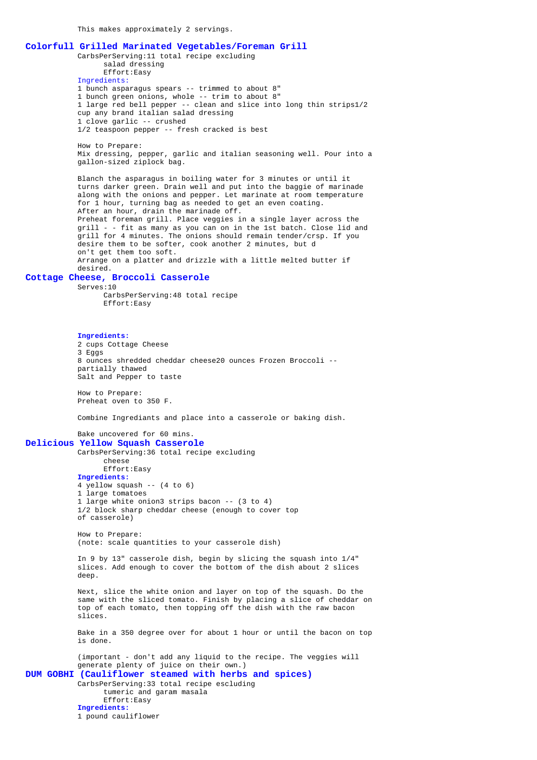This makes approximately 2 servings.

## Colorfull Grilled Marinated Vegetables/Foreman Grill

CarbsPerServing:11 total recipe excluding salad dressing
Effort:Easy

**Ingredients:**

1 bunch asparagus spears -- trimmed to about 8"
1 bunch green onions, whole -- trim to about 8"
1 large red bell pepper -- clean and slice into long thin strips1/2 cup any brand italian salad dressing
1 clove garlic -- crushed
1/2 teaspoon pepper -- fresh cracked is best

How to Prepare:
Mix dressing, pepper, garlic and italian seasoning well. Pour into a gallon-sized ziplock bag.

Blanch the asparagus in boiling water for 3 minutes or until it turns darker green. Drain well and put into the baggie of marinade along with the onions and pepper. Let marinate at room temperature for 1 hour, turning bag as needed to get an even coating.
After an hour, drain the marinade off.
Preheat foreman grill. Place veggies in a single layer across the grill - - fit as many as you can on in the 1st batch. Close lid and grill for 4 minutes. The onions should remain tender/crsp. If you desire them to be softer, cook another 2 minutes, but d
on't get them too soft.
Arrange on a platter and drizzle with a little melted butter if desired.

## Cottage Cheese, Broccoli Casserole

Serves:10
CarbsPerServing:48 total recipe
Effort:Easy

**Ingredients:**

2 cups Cottage Cheese
3 Eggs
8 ounces shredded cheddar cheese20 ounces Frozen Broccoli -- partially thawed
Salt and Pepper to taste

How to Prepare:
Preheat oven to 350 F.

Combine Ingrediants and place into a casserole or baking dish.

Bake uncovered for 60 mins.

## Delicious Yellow Squash Casserole

CarbsPerServing:36 total recipe excluding cheese
Effort:Easy

**Ingredients:**

4 yellow squash -- (4 to 6)
1 large tomatoes
1 large white onion3 strips bacon -- (3 to 4)
1/2 block sharp cheddar cheese (enough to cover top of casserole)

How to Prepare:
(note: scale quantities to your casserole dish)

In 9 by 13" casserole dish, begin by slicing the squash into 1/4" slices. Add enough to cover the bottom of the dish about 2 slices deep.

Next, slice the white onion and layer on top of the squash. Do the same with the sliced tomato. Finish by placing a slice of cheddar on top of each tomato, then topping off the dish with the raw bacon slices.

Bake in a 350 degree over for about 1 hour or until the bacon on top is done.

(important - don't add any liquid to the recipe. The veggies will generate plenty of juice on their own.)

## DUM GOBHI (Cauliflower steamed with herbs and spices)

CarbsPerServing:33 total recipe escluding tumeric and garam masala
Effort:Easy

**Ingredients:**

1 pound cauliflower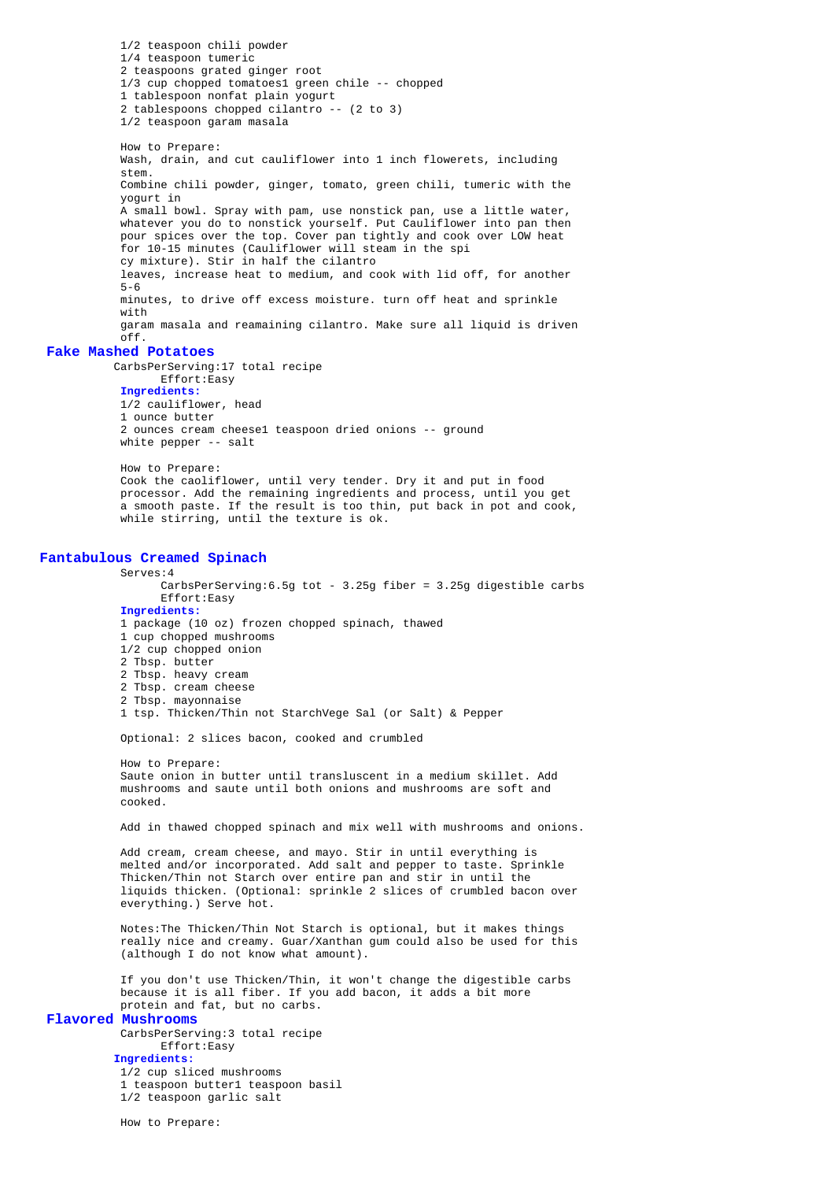1/2 teaspoon chili powder
1/4 teaspoon tumeric
2 teaspoons grated ginger root
1/3 cup chopped tomatoes1 green chile -- chopped
1 tablespoon nonfat plain yogurt
2 tablespoons chopped cilantro -- (2 to 3)
1/2 teaspoon garam masala

How to Prepare:
Wash, drain, and cut cauliflower into 1 inch flowerets, including stem.
Combine chili powder, ginger, tomato, green chili, tumeric with the yogurt in
A small bowl. Spray with pam, use nonstick pan, use a little water, whatever you do to nonstick yourself. Put Cauliflower into pan then pour spices over the top. Cover pan tightly and cook over LOW heat for 10-15 minutes (Cauliflower will steam in the spi
cy mixture). Stir in half the cilantro
leaves, increase heat to medium, and cook with lid off, for another 5-6
minutes, to drive off excess moisture. turn off heat and sprinkle with
garam masala and reamaining cilantro. Make sure all liquid is driven off.

## Fake Mashed Potatoes

CarbsPerServing:17 total recipe
Effort:Easy

**Ingredients:**
1/2 cauliflower, head
1 ounce butter
2 ounces cream cheese1 teaspoon dried onions -- ground
white pepper -- salt

How to Prepare:
Cook the caoliflower, until very tender. Dry it and put in food processor. Add the remaining ingredients and process, until you get a smooth paste. If the result is too thin, put back in pot and cook, while stirring, until the texture is ok.

## Fantabulous Creamed Spinach

Serves:4
CarbsPerServing:6.5g tot - 3.25g fiber = 3.25g digestible carbs
Effort:Easy

**Ingredients:**
1 package (10 oz) frozen chopped spinach, thawed
1 cup chopped mushrooms
1/2 cup chopped onion
2 Tbsp. butter
2 Tbsp. heavy cream
2 Tbsp. cream cheese
2 Tbsp. mayonnaise
1 tsp. Thicken/Thin not StarchVege Sal (or Salt) & Pepper

Optional: 2 slices bacon, cooked and crumbled

How to Prepare:
Saute onion in butter until transluscent in a medium skillet. Add mushrooms and saute until both onions and mushrooms are soft and cooked.

Add in thawed chopped spinach and mix well with mushrooms and onions.

Add cream, cream cheese, and mayo. Stir in until everything is melted and/or incorporated. Add salt and pepper to taste. Sprinkle Thicken/Thin not Starch over entire pan and stir in until the liquids thicken. (Optional: sprinkle 2 slices of crumbled bacon over everything.) Serve hot.

Notes:The Thicken/Thin Not Starch is optional, but it makes things really nice and creamy. Guar/Xanthan gum could also be used for this (although I do not know what amount).

If you don't use Thicken/Thin, it won't change the digestible carbs because it is all fiber. If you add bacon, it adds a bit more protein and fat, but no carbs.

## Flavored Mushrooms

CarbsPerServing:3 total recipe
Effort:Easy

**Ingredients:**
1/2 cup sliced mushrooms
1 teaspoon butter1 teaspoon basil
1/2 teaspoon garlic salt

How to Prepare: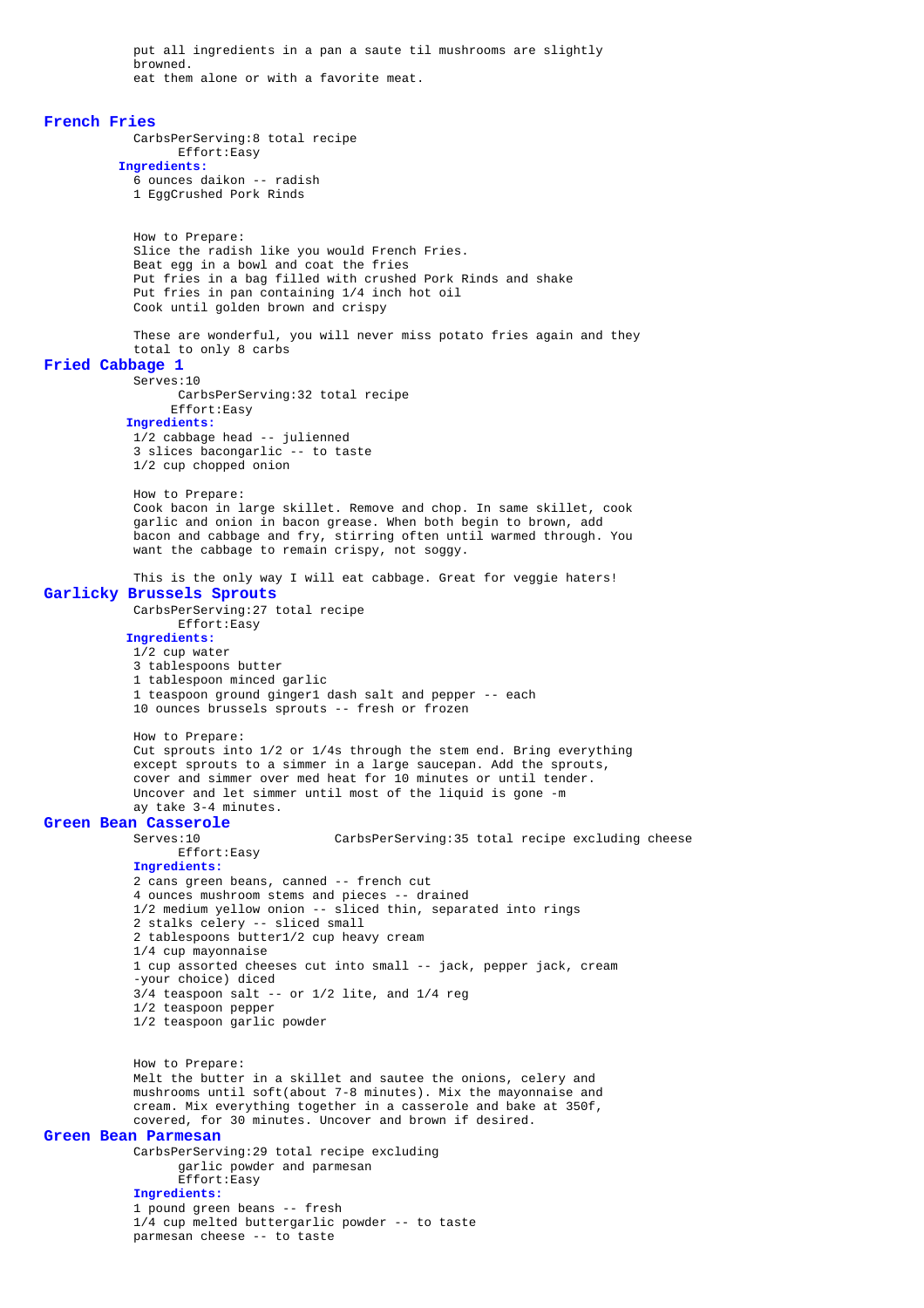put all ingredients in a pan a saute til mushrooms are slightly browned.
eat them alone or with a favorite meat.

## French Fries

CarbsPerServing:8 total recipe
Effort:Easy

**Ingredients:**

6 ounces daikon -- radish
1 EggCrushed Pork Rinds

How to Prepare:
Slice the radish like you would French Fries.
Beat egg in a bowl and coat the fries
Put fries in a bag filled with crushed Pork Rinds and shake
Put fries in pan containing 1/4 inch hot oil
Cook until golden brown and crispy

These are wonderful, you will never miss potato fries again and they total to only 8 carbs

## Fried Cabbage 1

Serves:10
CarbsPerServing:32 total recipe
Effort:Easy

**Ingredients:**

1/2 cabbage head -- julienned
3 slices bacongarlic -- to taste
1/2 cup chopped onion

How to Prepare:
Cook bacon in large skillet. Remove and chop. In same skillet, cook garlic and onion in bacon grease. When both begin to brown, add bacon and cabbage and fry, stirring often until warmed through. You want the cabbage to remain crispy, not soggy.

This is the only way I will eat cabbage. Great for veggie haters!

## Garlicky Brussels Sprouts

CarbsPerServing:27 total recipe
Effort:Easy

**Ingredients:**

1/2 cup water
3 tablespoons butter
1 tablespoon minced garlic
1 teaspoon ground ginger1 dash salt and pepper -- each
10 ounces brussels sprouts -- fresh or frozen

How to Prepare:
Cut sprouts into 1/2 or 1/4s through the stem end. Bring everything except sprouts to a simmer in a large saucepan. Add the sprouts, cover and simmer over med heat for 10 minutes or until tender.
Uncover and let simmer until most of the liquid is gone -m
ay take 3-4 minutes.

## Green Bean Casserole

Serves:10 CarbsPerServing:35 total recipe excluding cheese
Effort:Easy

**Ingredients:**

2 cans green beans, canned -- french cut
4 ounces mushroom stems and pieces -- drained
1/2 medium yellow onion -- sliced thin, separated into rings
2 stalks celery -- sliced small
2 tablespoons butter1/2 cup heavy cream
1/4 cup mayonnaise
1 cup assorted cheeses cut into small -- jack, pepper jack, cream
-your choice) diced
3/4 teaspoon salt -- or 1/2 lite, and 1/4 reg
1/2 teaspoon pepper
1/2 teaspoon garlic powder

How to Prepare:
Melt the butter in a skillet and sautee the onions, celery and mushrooms until soft(about 7-8 minutes). Mix the mayonnaise and cream. Mix everything together in a casserole and bake at 350f, covered, for 30 minutes. Uncover and brown if desired.

## Green Bean Parmesan

CarbsPerServing:29 total recipe excluding
garlic powder and parmesan
Effort:Easy

**Ingredients:**

1 pound green beans -- fresh
1/4 cup melted buttergarlic powder -- to taste
parmesan cheese -- to taste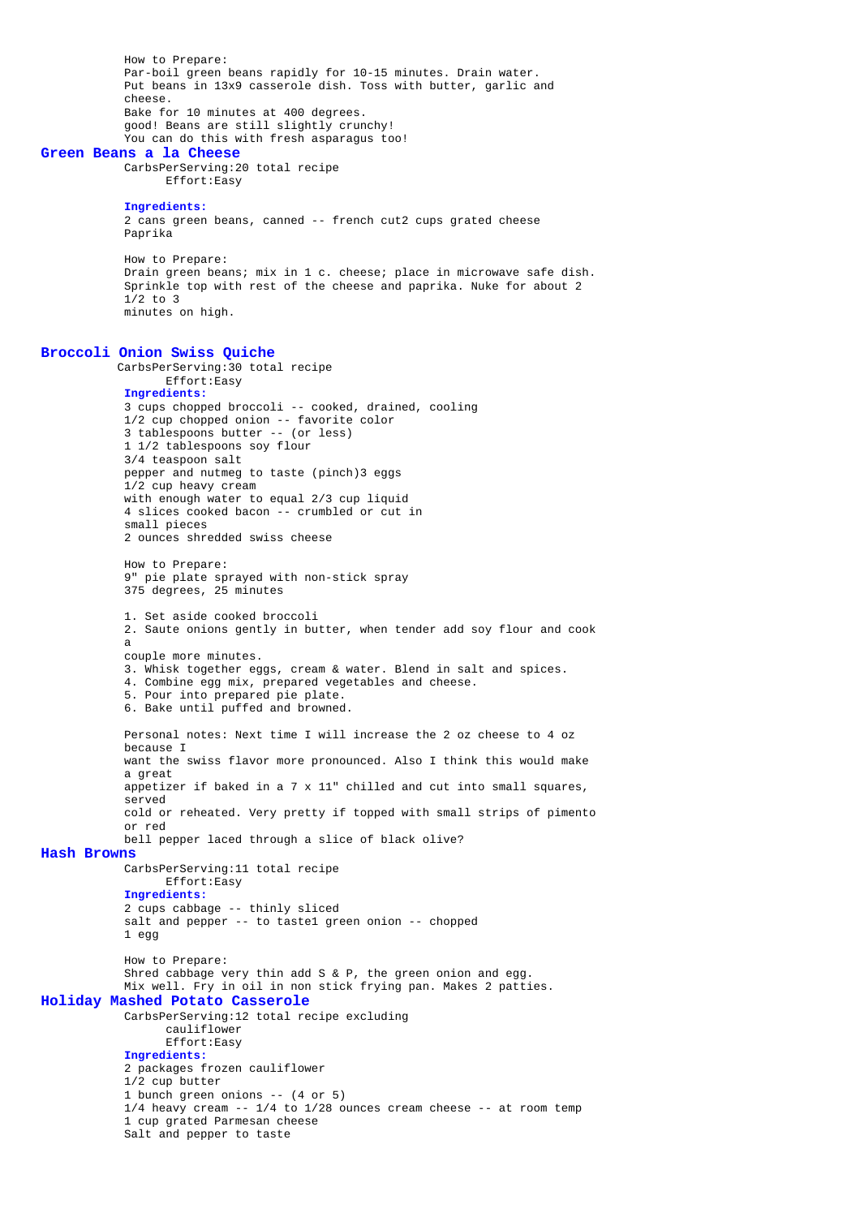How to Prepare:
Par-boil green beans rapidly for 10-15 minutes. Drain water.
Put beans in 13x9 casserole dish. Toss with butter, garlic and cheese.
Bake for 10 minutes at 400 degrees.
good! Beans are still slightly crunchy!
You can do this with fresh asparagus too!

## Green Beans a la Cheese

CarbsPerServing:20 total recipe
Effort:Easy

**Ingredients:**

2 cans green beans, canned -- french cut2 cups grated cheese
Paprika

How to Prepare:
Drain green beans; mix in 1 c. cheese; place in microwave safe dish.
Sprinkle top with rest of the cheese and paprika. Nuke for about 2 1/2 to 3
minutes on high.

## Broccoli Onion Swiss Quiche

CarbsPerServing:30 total recipe
Effort:Easy

**Ingredients:**

3 cups chopped broccoli -- cooked, drained, cooling
1/2 cup chopped onion -- favorite color
3 tablespoons butter -- (or less)
1 1/2 tablespoons soy flour
3/4 teaspoon salt
pepper and nutmeg to taste (pinch)3 eggs
1/2 cup heavy cream
with enough water to equal 2/3 cup liquid
4 slices cooked bacon -- crumbled or cut in small pieces
2 ounces shredded swiss cheese

How to Prepare:
9" pie plate sprayed with non-stick spray
375 degrees, 25 minutes

1. Set aside cooked broccoli
2. Saute onions gently in butter, when tender add soy flour and cook a couple more minutes.
3. Whisk together eggs, cream & water. Blend in salt and spices.
4. Combine egg mix, prepared vegetables and cheese.
5. Pour into prepared pie plate.
6. Bake until puffed and browned.

Personal notes: Next time I will increase the 2 oz cheese to 4 oz because I
want the swiss flavor more pronounced. Also I think this would make a great
appetizer if baked in a 7 x 11" chilled and cut into small squares, served
cold or reheated. Very pretty if topped with small strips of pimento or red
bell pepper laced through a slice of black olive?

## Hash Browns

CarbsPerServing:11 total recipe
Effort:Easy

**Ingredients:**

2 cups cabbage -- thinly sliced
salt and pepper -- to taste1 green onion -- chopped
1 egg

How to Prepare:
Shred cabbage very thin add S & P, the green onion and egg.
Mix well. Fry in oil in non stick frying pan. Makes 2 patties.

## Holiday Mashed Potato Casserole

CarbsPerServing:12 total recipe excluding cauliflower
Effort:Easy

**Ingredients:**

2 packages frozen cauliflower
1/2 cup butter
1 bunch green onions -- (4 or 5)
1/4 heavy cream -- 1/4 to 1/28 ounces cream cheese -- at room temp
1 cup grated Parmesan cheese
Salt and pepper to taste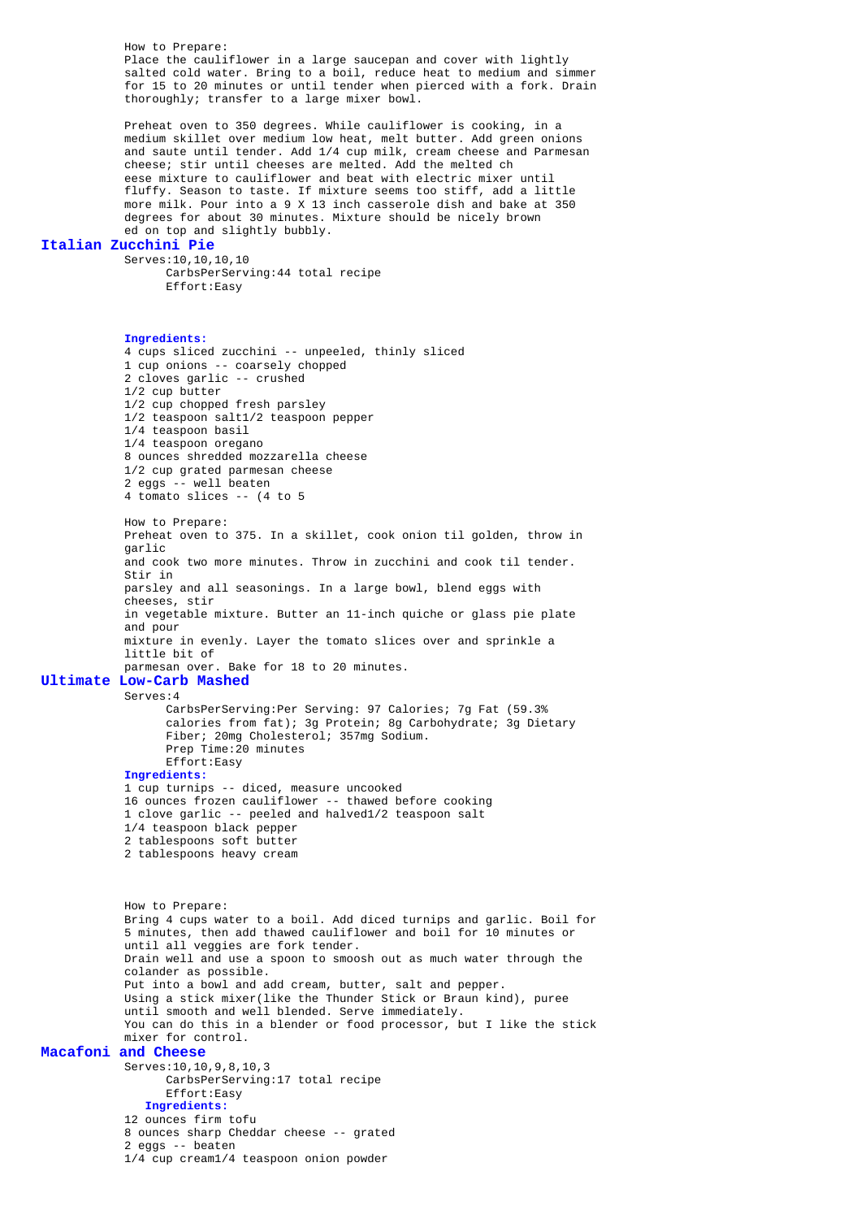How to Prepare:
Place the cauliflower in a large saucepan and cover with lightly salted cold water. Bring to a boil, reduce heat to medium and simmer for 15 to 20 minutes or until tender when pierced with a fork. Drain thoroughly; transfer to a large mixer bowl.

Preheat oven to 350 degrees. While cauliflower is cooking, in a medium skillet over medium low heat, melt butter. Add green onions and saute until tender. Add 1/4 cup milk, cream cheese and Parmesan cheese; stir until cheeses are melted. Add the melted ch
eese mixture to cauliflower and beat with electric mixer until fluffy. Season to taste. If mixture seems too stiff, add a little more milk. Pour into a 9 X 13 inch casserole dish and bake at 350 degrees for about 30 minutes. Mixture should be nicely brown
ed on top and slightly bubbly.

## Italian Zucchini Pie

Serves:10,10,10,10
CarbsPerServing:44 total recipe
Effort:Easy

**Ingredients:**
4 cups sliced zucchini -- unpeeled, thinly sliced
1 cup onions -- coarsely chopped
2 cloves garlic -- crushed
1/2 cup butter
1/2 cup chopped fresh parsley
1/2 teaspoon salt1/2 teaspoon pepper
1/4 teaspoon basil
1/4 teaspoon oregano
8 ounces shredded mozzarella cheese
1/2 cup grated parmesan cheese
2 eggs -- well beaten
4 tomato slices -- (4 to 5

How to Prepare:
Preheat oven to 375. In a skillet, cook onion til golden, throw in garlic
and cook two more minutes. Throw in zucchini and cook til tender. Stir in
parsley and all seasonings. In a large bowl, blend eggs with cheeses, stir
in vegetable mixture. Butter an 11-inch quiche or glass pie plate and pour
mixture in evenly. Layer the tomato slices over and sprinkle a little bit of
parmesan over. Bake for 18 to 20 minutes.

## Ultimate Low-Carb Mashed

Serves:4
CarbsPerServing:Per Serving: 97 Calories; 7g Fat (59.3% calories from fat); 3g Protein; 8g Carbohydrate; 3g Dietary Fiber; 20mg Cholesterol; 357mg Sodium.
Prep Time:20 minutes
Effort:Easy

**Ingredients:**
1 cup turnips -- diced, measure uncooked
16 ounces frozen cauliflower -- thawed before cooking
1 clove garlic -- peeled and halved1/2 teaspoon salt
1/4 teaspoon black pepper
2 tablespoons soft butter
2 tablespoons heavy cream

How to Prepare:
Bring 4 cups water to a boil. Add diced turnips and garlic. Boil for 5 minutes, then add thawed cauliflower and boil for 10 minutes or until all veggies are fork tender.
Drain well and use a spoon to smoosh out as much water through the colander as possible.
Put into a bowl and add cream, butter, salt and pepper.
Using a stick mixer(like the Thunder Stick or Braun kind), puree until smooth and well blended. Serve immediately.
You can do this in a blender or food processor, but I like the stick mixer for control.

## Macafoni and Cheese

Serves:10,10,9,8,10,3
CarbsPerServing:17 total recipe
Effort:Easy

**Ingredients:**
12 ounces firm tofu
8 ounces sharp Cheddar cheese -- grated
2 eggs -- beaten
1/4 cup cream1/4 teaspoon onion powder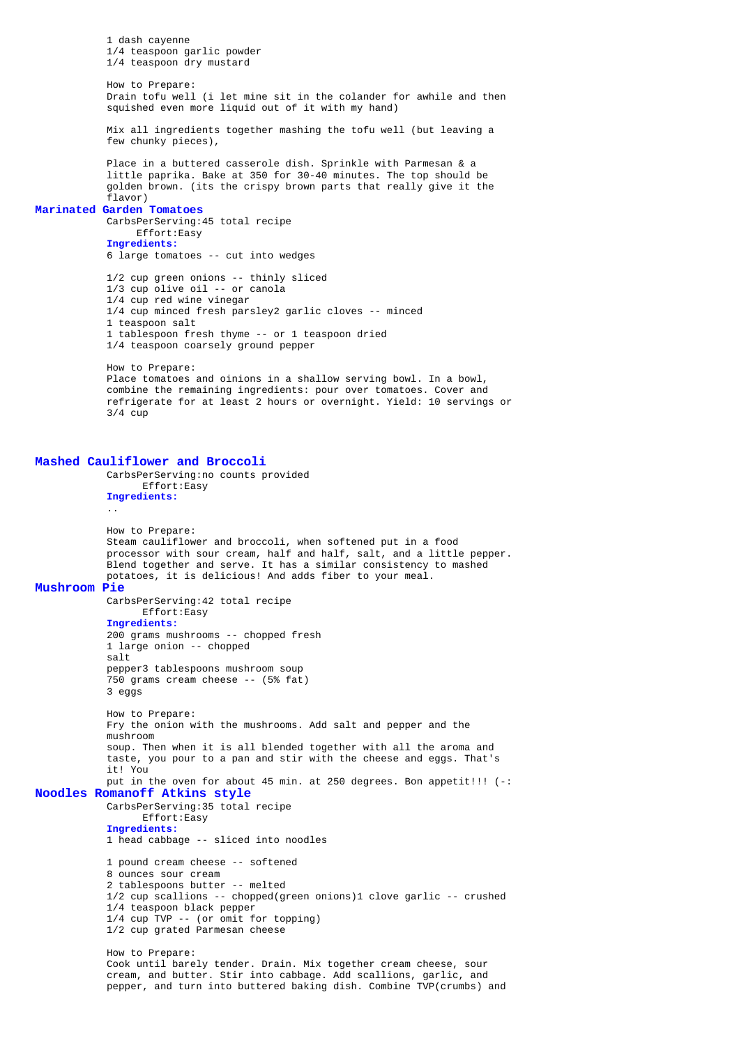1 dash cayenne
1/4 teaspoon garlic powder
1/4 teaspoon dry mustard

How to Prepare:
Drain tofu well (i let mine sit in the colander for awhile and then squished even more liquid out of it with my hand)

Mix all ingredients together mashing the tofu well (but leaving a few chunky pieces),

Place in a buttered casserole dish. Sprinkle with Parmesan & a little paprika. Bake at 350 for 30-40 minutes. The top should be golden brown. (its the crispy brown parts that really give it the flavor)

## Marinated Garden Tomatoes

CarbsPerServing:45 total recipe
Effort:Easy

**Ingredients:**

6 large tomatoes -- cut into wedges

1/2 cup green onions -- thinly sliced
1/3 cup olive oil -- or canola
1/4 cup red wine vinegar
1/4 cup minced fresh parsley2 garlic cloves -- minced
1 teaspoon salt
1 tablespoon fresh thyme -- or 1 teaspoon dried
1/4 teaspoon coarsely ground pepper

How to Prepare:
Place tomatoes and oinions in a shallow serving bowl. In a bowl, combine the remaining ingredients: pour over tomatoes. Cover and refrigerate for at least 2 hours or overnight. Yield: 10 servings or 3/4 cup

## Mashed Cauliflower and Broccoli

CarbsPerServing:no counts provided
Effort:Easy

**Ingredients:**

..

How to Prepare:
Steam cauliflower and broccoli, when softened put in a food processor with sour cream, half and half, salt, and a little pepper. Blend together and serve. It has a similar consistency to mashed potatoes, it is delicious! And adds fiber to your meal.

## Mushroom Pie

CarbsPerServing:42 total recipe
Effort:Easy

**Ingredients:**

200 grams mushrooms -- chopped fresh
1 large onion -- chopped
salt
pepper3 tablespoons mushroom soup
750 grams cream cheese -- (5% fat)
3 eggs

How to Prepare:
Fry the onion with the mushrooms. Add salt and pepper and the mushroom
soup. Then when it is all blended together with all the aroma and taste, you pour to a pan and stir with the cheese and eggs. That's it! You
put in the oven for about 45 min. at 250 degrees. Bon appetit!!! (-:

## Noodles Romanoff Atkins style

CarbsPerServing:35 total recipe
Effort:Easy

**Ingredients:**

1 head cabbage -- sliced into noodles

1 pound cream cheese -- softened
8 ounces sour cream
2 tablespoons butter -- melted
1/2 cup scallions -- chopped(green onions)1 clove garlic -- crushed
1/4 teaspoon black pepper
1/4 cup TVP -- (or omit for topping)
1/2 cup grated Parmesan cheese

How to Prepare:
Cook until barely tender. Drain. Mix together cream cheese, sour cream, and butter. Stir into cabbage. Add scallions, garlic, and pepper, and turn into buttered baking dish. Combine TVP(crumbs) and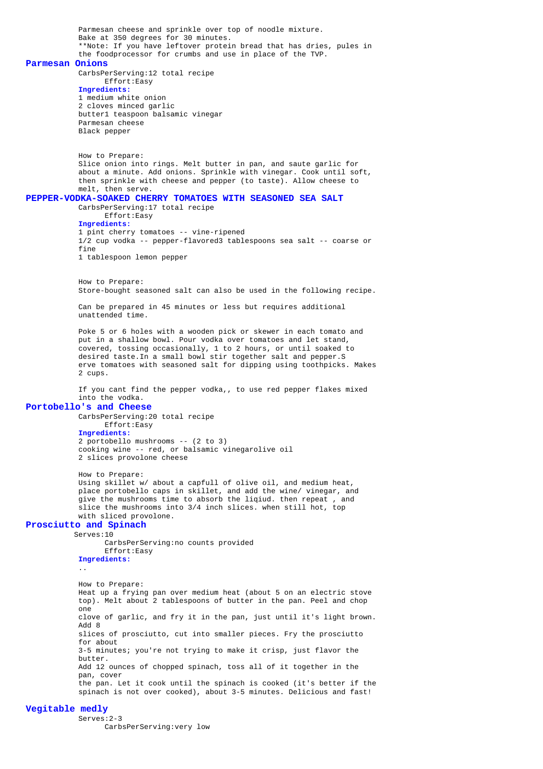Parmesan cheese and sprinkle over top of noodle mixture.
Bake at 350 degrees for 30 minutes.
**Note: If you have leftover protein bread that has dries, pules in the foodprocessor for crumbs and use in place of the TVP.

## Parmesan Onions

CarbsPerServing:12 total recipe
Effort:Easy

**Ingredients:**

1 medium white onion
2 cloves minced garlic
butter1 teaspoon balsamic vinegar
Parmesan cheese
Black pepper

How to Prepare:
Slice onion into rings. Melt butter in pan, and saute garlic for about a minute. Add onions. Sprinkle with vinegar. Cook until soft, then sprinkle with cheese and pepper (to taste). Allow cheese to melt, then serve.

## PEPPER-VODKA-SOAKED CHERRY TOMATOES WITH SEASONED SEA SALT

CarbsPerServing:17 total recipe
Effort:Easy

**Ingredients:**

1 pint cherry tomatoes -- vine-ripened
1/2 cup vodka -- pepper-flavored3 tablespoons sea salt -- coarse or fine
1 tablespoon lemon pepper

How to Prepare:
Store-bought seasoned salt can also be used in the following recipe.

Can be prepared in 45 minutes or less but requires additional unattended time.

Poke 5 or 6 holes with a wooden pick or skewer in each tomato and put in a shallow bowl. Pour vodka over tomatoes and let stand, covered, tossing occasionally, 1 to 2 hours, or until soaked to desired taste.In a small bowl stir together salt and pepper.S erve tomatoes with seasoned salt for dipping using toothpicks. Makes 2 cups.

If you cant find the pepper vodka,, to use red pepper flakes mixed into the vodka.

## Portobello's and Cheese

CarbsPerServing:20 total recipe
Effort:Easy

**Ingredients:**

2 portobello mushrooms -- (2 to 3)
cooking wine -- red, or balsamic vinegarolive oil
2 slices provolone cheese

How to Prepare:
Using skillet w/ about a capfull of olive oil, and medium heat, place portobello caps in skillet, and add the wine/ vinegar, and give the mushrooms time to absorb the liqiud. then repeat , and slice the mushrooms into 3/4 inch slices. when still hot, top with sliced provolone.

## Prosciutto and Spinach

Serves:10
CarbsPerServing:no counts provided
Effort:Easy

**Ingredients:**

..

How to Prepare:
Heat up a frying pan over medium heat (about 5 on an electric stove top). Melt about 2 tablespoons of butter in the pan. Peel and chop one
clove of garlic, and fry it in the pan, just until it's light brown. Add 8
slices of prosciutto, cut into smaller pieces. Fry the prosciutto for about
3-5 minutes; you're not trying to make it crisp, just flavor the butter.
Add 12 ounces of chopped spinach, toss all of it together in the pan, cover
the pan. Let it cook until the spinach is cooked (it's better if the spinach is not over cooked), about 3-5 minutes. Delicious and fast!

## Vegitable medly

Serves:2-3
CarbsPerServing:very low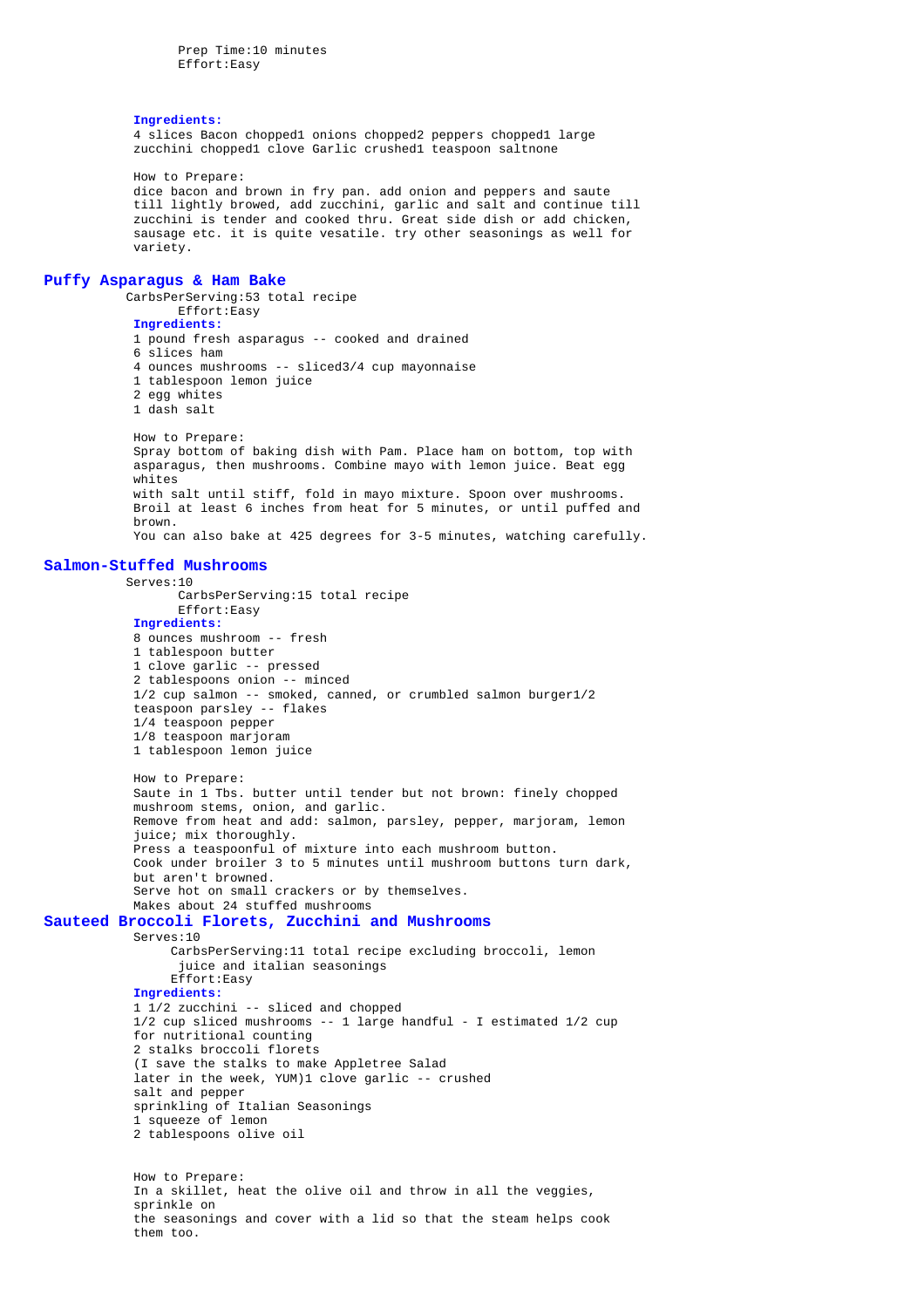Prep Time:10 minutes
Effort:Easy

**Ingredients:**

4 slices Bacon chopped1 onions chopped2 peppers chopped1 large zucchini chopped1 clove Garlic crushed1 teaspoon saltnone

How to Prepare:
dice bacon and brown in fry pan. add onion and peppers and saute till lightly browed, add zucchini, garlic and salt and continue till zucchini is tender and cooked thru. Great side dish or add chicken, sausage etc. it is quite vesatile. try other seasonings as well for variety.

## Puffy Asparagus & Ham Bake

CarbsPerServing:53 total recipe
Effort:Easy

**Ingredients:**

1 pound fresh asparagus -- cooked and drained
6 slices ham
4 ounces mushrooms -- sliced3/4 cup mayonnaise
1 tablespoon lemon juice
2 egg whites
1 dash salt

How to Prepare:
Spray bottom of baking dish with Pam. Place ham on bottom, top with asparagus, then mushrooms. Combine mayo with lemon juice. Beat egg whites
with salt until stiff, fold in mayo mixture. Spoon over mushrooms. Broil at least 6 inches from heat for 5 minutes, or until puffed and brown.
You can also bake at 425 degrees for 3-5 minutes, watching carefully.

## Salmon-Stuffed Mushrooms

Serves:10
CarbsPerServing:15 total recipe
Effort:Easy

**Ingredients:**

8 ounces mushroom -- fresh
1 tablespoon butter
1 clove garlic -- pressed
2 tablespoons onion -- minced
1/2 cup salmon -- smoked, canned, or crumbled salmon burger1/2 teaspoon parsley -- flakes
1/4 teaspoon pepper
1/8 teaspoon marjoram
1 tablespoon lemon juice

How to Prepare:
Saute in 1 Tbs. butter until tender but not brown: finely chopped mushroom stems, onion, and garlic.
Remove from heat and add: salmon, parsley, pepper, marjoram, lemon juice; mix thoroughly.
Press a teaspoonful of mixture into each mushroom button.
Cook under broiler 3 to 5 minutes until mushroom buttons turn dark, but aren't browned.
Serve hot on small crackers or by themselves.
Makes about 24 stuffed mushrooms

## Sauteed Broccoli Florets, Zucchini and Mushrooms

Serves:10
CarbsPerServing:11 total recipe excluding broccoli, lemon juice and italian seasonings
Effort:Easy

**Ingredients:**

1 1/2 zucchini -- sliced and chopped
1/2 cup sliced mushrooms -- 1 large handful - I estimated 1/2 cup for nutritional counting
2 stalks broccoli florets
(I save the stalks to make Appletree Salad later in the week, YUM)1 clove garlic -- crushed
salt and pepper
sprinkling of Italian Seasonings
1 squeeze of lemon
2 tablespoons olive oil

How to Prepare:
In a skillet, heat the olive oil and throw in all the veggies, sprinkle on
the seasonings and cover with a lid so that the steam helps cook them too.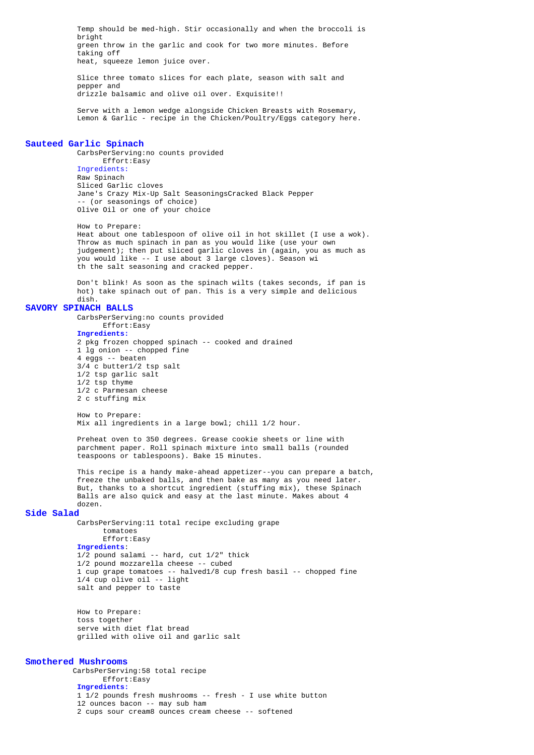Temp should be med-high. Stir occasionally and when the broccoli is bright
green throw in the garlic and cook for two more minutes. Before taking off
heat, squeeze lemon juice over.

Slice three tomato slices for each plate, season with salt and pepper and
drizzle balsamic and olive oil over. Exquisite!!

Serve with a lemon wedge alongside Chicken Breasts with Rosemary,
Lemon & Garlic - recipe in the Chicken/Poultry/Eggs category here.

## Sauteed Garlic Spinach

CarbsPerServing:no counts provided
Effort:Easy

Ingredients:

Raw Spinach
Sliced Garlic cloves
Jane's Crazy Mix-Up Salt SeasoningsCracked Black Pepper
-- (or seasonings of choice)
Olive Oil or one of your choice

How to Prepare:
Heat about one tablespoon of olive oil in hot skillet (I use a wok).
Throw as much spinach in pan as you would like (use your own
judgement); then put sliced garlic cloves in (again, you as much as
you would like -- I use about 3 large cloves). Season wi
th the salt seasoning and cracked pepper.

Don't blink! As soon as the spinach wilts (takes seconds, if pan is
hot) take spinach out of pan. This is a very simple and delicious
dish.

## SAVORY SPINACH BALLS

CarbsPerServing:no counts provided
Effort:Easy

**Ingredients:**

2 pkg frozen chopped spinach -- cooked and drained
1 lg onion -- chopped fine
4 eggs -- beaten
3/4 c butter1/2 tsp salt
1/2 tsp garlic salt
1/2 tsp thyme
1/2 c Parmesan cheese
2 c stuffing mix

How to Prepare:
Mix all ingredients in a large bowl; chill 1/2 hour.

Preheat oven to 350 degrees. Grease cookie sheets or line with
parchment paper. Roll spinach mixture into small balls (rounded
teaspoons or tablespoons). Bake 15 minutes.

This recipe is a handy make-ahead appetizer--you can prepare a batch,
freeze the unbaked balls, and then bake as many as you need later.
But, thanks to a shortcut ingredient (stuffing mix), these Spinach
Balls are also quick and easy at the last minute. Makes about 4
dozen.

## Side Salad

CarbsPerServing:11 total recipe excluding grape
tomatoes
Effort:Easy

**Ingredients:**

1/2 pound salami -- hard, cut 1/2" thick
1/2 pound mozzarella cheese -- cubed
1 cup grape tomatoes -- halved1/8 cup fresh basil -- chopped fine
1/4 cup olive oil -- light
salt and pepper to taste

How to Prepare:
toss together
serve with diet flat bread
grilled with olive oil and garlic salt

## Smothered Mushrooms

CarbsPerServing:58 total recipe
Effort:Easy

**Ingredients:**

1 1/2 pounds fresh mushrooms -- fresh - I use white button
12 ounces bacon -- may sub ham
2 cups sour cream8 ounces cream cheese -- softened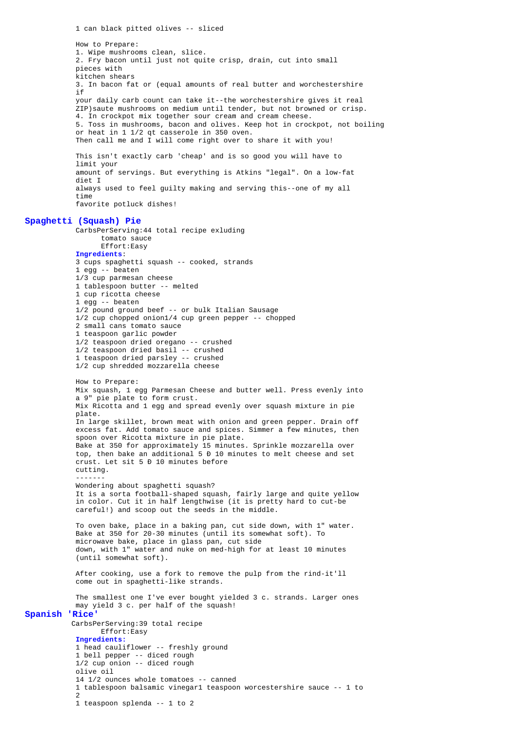1 can black pitted olives -- sliced

How to Prepare:
1. Wipe mushrooms clean, slice.
2. Fry bacon until just not quite crisp, drain, cut into small pieces with kitchen shears
3. In bacon fat or (equal amounts of real butter and worchestershire if your daily carb count can take it--the worchestershire gives it real ZIP)saute mushrooms on medium until tender, but not browned or crisp.
4. In crockpot mix together sour cream and cream cheese.
5. Toss in mushrooms, bacon and olives. Keep hot in crockpot, not boiling or heat in 1 1/2 qt casserole in 350 oven.
Then call me and I will come right over to share it with you!

This isn't exactly carb 'cheap' and is so good you will have to limit your amount of servings. But everything is Atkins "legal". On a low-fat diet I always used to feel guilty making and serving this--one of my all time favorite potluck dishes!

## Spaghetti (Squash) Pie

CarbsPerServing:44 total recipe exluding tomato sauce
Effort:Easy

**Ingredients:**

3 cups spaghetti squash -- cooked, strands
1 egg -- beaten
1/3 cup parmesan cheese
1 tablespoon butter -- melted
1 cup ricotta cheese
1 egg -- beaten
1/2 pound ground beef -- or bulk Italian Sausage
1/2 cup chopped onion1/4 cup green pepper -- chopped
2 small cans tomato sauce
1 teaspoon garlic powder
1/2 teaspoon dried oregano -- crushed
1/2 teaspoon dried basil -- crushed
1 teaspoon dried parsley -- crushed
1/2 cup shredded mozzarella cheese

How to Prepare:
Mix squash, 1 egg Parmesan Cheese and butter well. Press evenly into a 9" pie plate to form crust.
Mix Ricotta and 1 egg and spread evenly over squash mixture in pie plate.
In large skillet, brown meat with onion and green pepper. Drain off excess fat. Add tomato sauce and spices. Simmer a few minutes, then spoon over Ricotta mixture in pie plate.
Bake at 350 for approximately 15 minutes. Sprinkle mozzarella over top, then bake an additional 5 Ð 10 minutes to melt cheese and set crust. Let sit 5 Ð 10 minutes before cutting.

-------

Wondering about spaghetti squash?
It is a sorta football-shaped squash, fairly large and quite yellow in color. Cut it in half lengthwise (it is pretty hard to cut-be careful!) and scoop out the seeds in the middle.

To oven bake, place in a baking pan, cut side down, with 1" water. Bake at 350 for 20-30 minutes (until its somewhat soft). To microwave bake, place in glass pan, cut side down, with 1" water and nuke on med-high for at least 10 minutes (until somewhat soft).

After cooking, use a fork to remove the pulp from the rind-it'll come out in spaghetti-like strands.

The smallest one I've ever bought yielded 3 c. strands. Larger ones may yield 3 c. per half of the squash!

## Spanish 'Rice'

CarbsPerServing:39 total recipe
Effort:Easy

**Ingredients:**

1 head cauliflower -- freshly ground
1 bell pepper -- diced rough
1/2 cup onion -- diced rough
olive oil
14 1/2 ounces whole tomatoes -- canned
1 tablespoon balsamic vinegar1 teaspoon worcestershire sauce -- 1 to 2
1 teaspoon splenda -- 1 to 2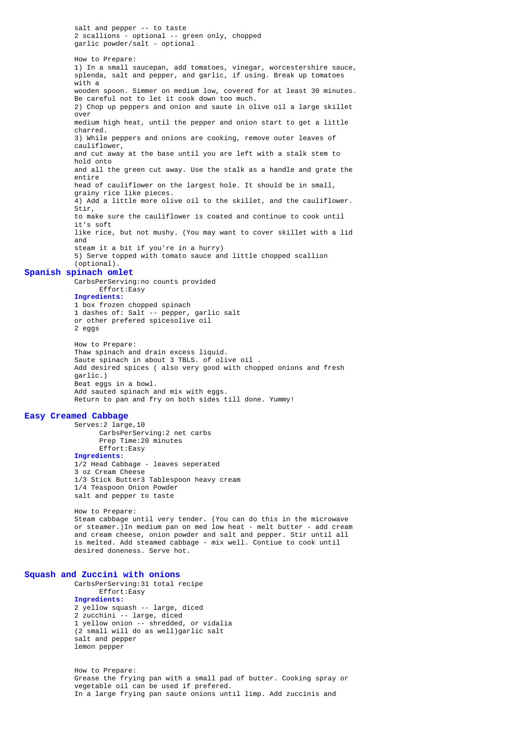salt and pepper -- to taste
2 scallions - optional -- green only, chopped
garlic powder/salt - optional

How to Prepare:
1) In a small saucepan, add tomatoes, vinegar, worcestershire sauce, splenda, salt and pepper, and garlic, if using. Break up tomatoes with a wooden spoon. Simmer on medium low, covered for at least 30 minutes. Be careful not to let it cook down too much.
2) Chop up peppers and onion and saute in olive oil a large skillet over medium high heat, until the pepper and onion start to get a little charred.
3) While peppers and onions are cooking, remove outer leaves of cauliflower, and cut away at the base until you are left with a stalk stem to hold onto and all the green cut away. Use the stalk as a handle and grate the entire head of cauliflower on the largest hole. It should be in small, grainy rice like pieces.
4) Add a little more olive oil to the skillet, and the cauliflower. Stir, to make sure the cauliflower is coated and continue to cook until it's soft like rice, but not mushy. (You may want to cover skillet with a lid and steam it a bit if you're in a hurry)
5) Serve topped with tomato sauce and little chopped scallion (optional).

## Spanish spinach omlet

CarbsPerServing:no counts provided
Effort:Easy

**Ingredients:**

1 box frozen chopped spinach
1 dashes of: Salt -- pepper, garlic salt
or other prefered spicesolive oil
2 eggs

How to Prepare:
Thaw spinach and drain excess liquid.
Saute spinach in about 3 TBLS. of olive oil .
Add desired spices ( also very good with chopped onions and fresh garlic.)
Beat eggs in a bowl.
Add sauted spinach and mix with eggs.
Return to pan and fry on both sides till done. Yummy!

## Easy Creamed Cabbage

Serves:2 large,10
CarbsPerServing:2 net carbs
Prep Time:20 minutes
Effort:Easy

**Ingredients:**

1/2 Head Cabbage - leaves seperated
3 oz Cream Cheese
1/3 Stick Butter3 Tablespoon heavy cream
1/4 Teaspoon Onion Powder
salt and pepper to taste

How to Prepare:
Steam cabbage until very tender. (You can do this in the microwave or steamer.)In medium pan on med low heat - melt butter - add cream and cream cheese, onion powder and salt and pepper. Stir until all is melted. Add steamed cabbage - mix well. Contiue to cook until desired doneness. Serve hot.

## Squash and Zuccini with onions

CarbsPerServing:31 total recipe
Effort:Easy

**Ingredients:**

2 yellow squash -- large, diced
2 zucchini -- large, diced
1 yellow onion -- shredded, or vidalia
(2 small will do as well)garlic salt
salt and pepper
lemon pepper

How to Prepare:
Grease the frying pan with a small pad of butter. Cooking spray or vegetable oil can be used if prefered.
In a large frying pan saute onions until limp. Add zuccinis and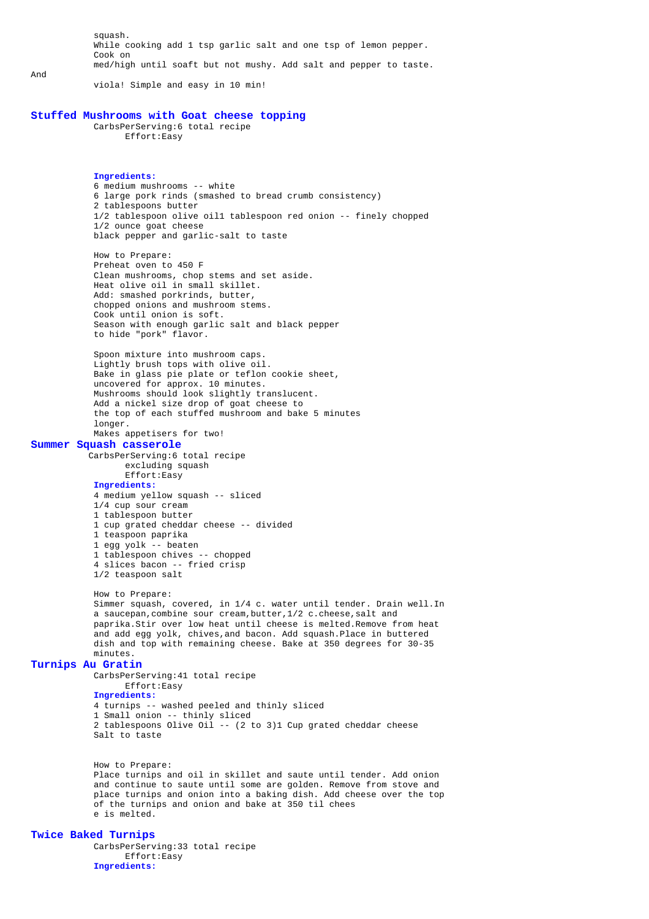squash.
While cooking add 1 tsp garlic salt and one tsp of lemon pepper.
Cook on
med/high until soaft but not mushy. Add salt and pepper to taste.
And
viola! Simple and easy in 10 min!

## Stuffed Mushrooms with Goat cheese topping

CarbsPerServing:6 total recipe
Effort:Easy

**Ingredients:**

6 medium mushrooms -- white
6 large pork rinds (smashed to bread crumb consistency)
2 tablespoons butter
1/2 tablespoon olive oil1 tablespoon red onion -- finely chopped
1/2 ounce goat cheese
black pepper and garlic-salt to taste

How to Prepare:
Preheat oven to 450 F
Clean mushrooms, chop stems and set aside.
Heat olive oil in small skillet.
Add: smashed porkrinds, butter,
chopped onions and mushroom stems.
Cook until onion is soft.
Season with enough garlic salt and black pepper
to hide "pork" flavor.

Spoon mixture into mushroom caps.
Lightly brush tops with olive oil.
Bake in glass pie plate or teflon cookie sheet,
uncovered for approx. 10 minutes.
Mushrooms should look slightly translucent.
Add a nickel size drop of goat cheese to
the top of each stuffed mushroom and bake 5 minutes
longer.
Makes appetisers for two!

## Summer Squash casserole

CarbsPerServing:6 total recipe
excluding squash
Effort:Easy

**Ingredients:**

4 medium yellow squash -- sliced
1/4 cup sour cream
1 tablespoon butter
1 cup grated cheddar cheese -- divided
1 teaspoon paprika
1 egg yolk -- beaten
1 tablespoon chives -- chopped
4 slices bacon -- fried crisp
1/2 teaspoon salt

How to Prepare:
Simmer squash, covered, in 1/4 c. water until tender. Drain well.In a saucepan,combine sour cream,butter,1/2 c.cheese,salt and paprika.Stir over low heat until cheese is melted.Remove from heat and add egg yolk, chives,and bacon. Add squash.Place in buttered dish and top with remaining cheese. Bake at 350 degrees for 30-35 minutes.

## Turnips Au Gratin

CarbsPerServing:41 total recipe
Effort:Easy

**Ingredients:**

4 turnips -- washed peeled and thinly sliced
1 Small onion -- thinly sliced
2 tablespoons Olive Oil -- (2 to 3)1 Cup grated cheddar cheese
Salt to taste

How to Prepare:
Place turnips and oil in skillet and saute until tender. Add onion and continue to saute until some are golden. Remove from stove and place turnips and onion into a baking dish. Add cheese over the top of the turnips and onion and bake at 350 til chees
e is melted.

## Twice Baked Turnips

CarbsPerServing:33 total recipe
Effort:Easy

**Ingredients:**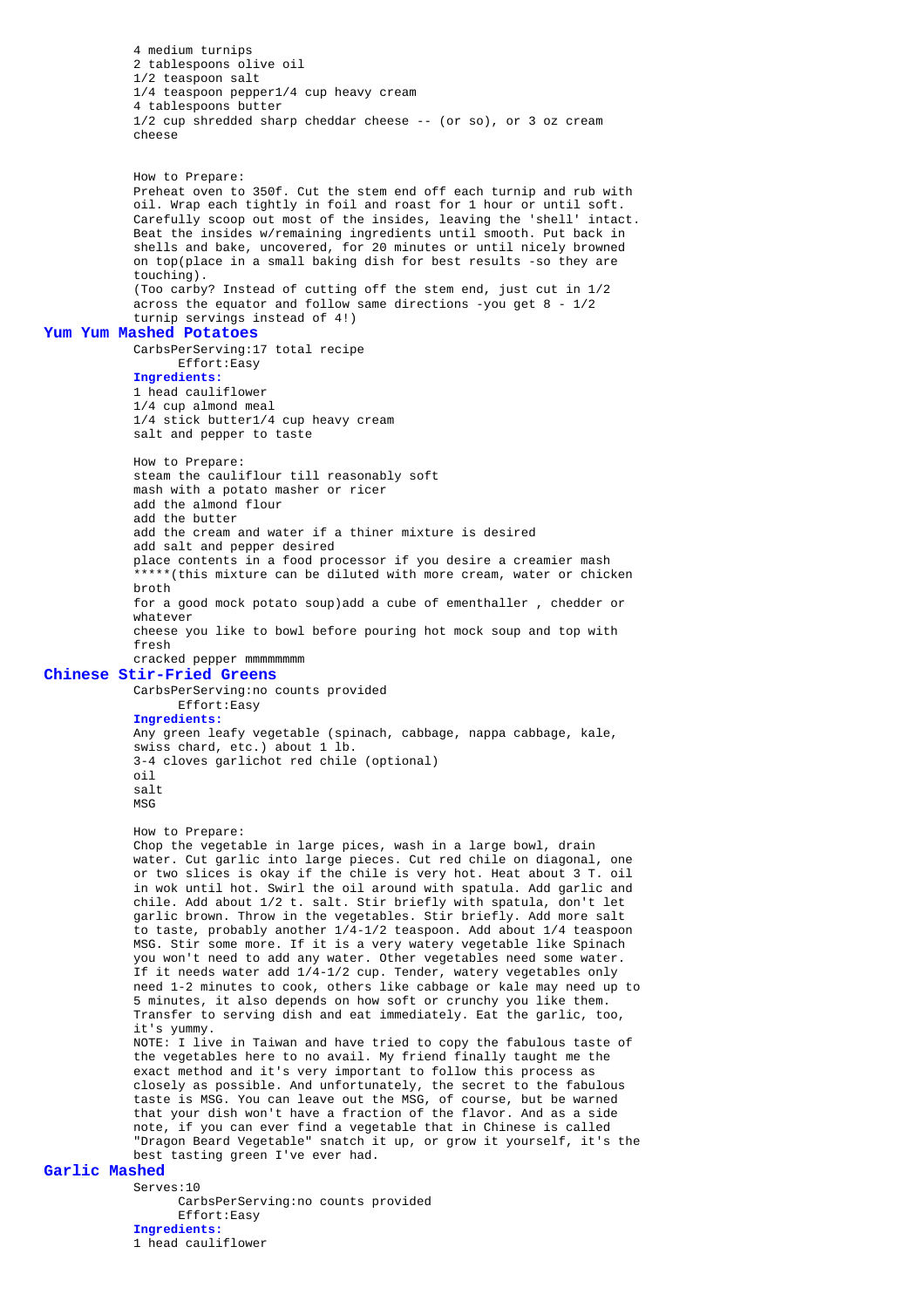4 medium turnips
2 tablespoons olive oil
1/2 teaspoon salt
1/4 teaspoon pepper1/4 cup heavy cream
4 tablespoons butter
1/2 cup shredded sharp cheddar cheese -- (or so), or 3 oz cream cheese

How to Prepare:
Preheat oven to 350f. Cut the stem end off each turnip and rub with oil. Wrap each tightly in foil and roast for 1 hour or until soft. Carefully scoop out most of the insides, leaving the 'shell' intact. Beat the insides w/remaining ingredients until smooth. Put back in shells and bake, uncovered, for 20 minutes or until nicely browned on top(place in a small baking dish for best results -so they are touching).
(Too carby? Instead of cutting off the stem end, just cut in 1/2 across the equator and follow same directions -you get 8 - 1/2 turnip servings instead of 4!)

## Yum Yum Mashed Potatoes

CarbsPerServing:17 total recipe
Effort:Easy

**Ingredients:**

1 head cauliflower
1/4 cup almond meal
1/4 stick butter1/4 cup heavy cream
salt and pepper to taste

How to Prepare:
steam the cauliflour till reasonably soft
mash with a potato masher or ricer
add the almond flour
add the butter
add the cream and water if a thiner mixture is desired
add salt and pepper desired
place contents in a food processor if you desire a creamier mash
*****(this mixture can be diluted with more cream, water or chicken broth
for a good mock potato soup)add a cube of ementhaller , chedder or whatever
cheese you like to bowl before pouring hot mock soup and top with fresh
cracked pepper mmmmmmmm

## Chinese Stir-Fried Greens

CarbsPerServing:no counts provided
Effort:Easy

**Ingredients:**

Any green leafy vegetable (spinach, cabbage, nappa cabbage, kale, swiss chard, etc.) about 1 lb.
3-4 cloves garlichot red chile (optional)
oil
salt
MSG

How to Prepare:
Chop the vegetable in large pices, wash in a large bowl, drain water. Cut garlic into large pieces. Cut red chile on diagonal, one or two slices is okay if the chile is very hot. Heat about 3 T. oil in wok until hot. Swirl the oil around with spatula. Add garlic and chile. Add about 1/2 t. salt. Stir briefly with spatula, don't let garlic brown. Throw in the vegetables. Stir briefly. Add more salt to taste, probably another 1/4-1/2 teaspoon. Add about 1/4 teaspoon MSG. Stir some more. If it is a very watery vegetable like Spinach you won't need to add any water. Other vegetables need some water. If it needs water add 1/4-1/2 cup. Tender, watery vegetables only need 1-2 minutes to cook, others like cabbage or kale may need up to 5 minutes, it also depends on how soft or crunchy you like them. Transfer to serving dish and eat immediately. Eat the garlic, too, it's yummy.
NOTE: I live in Taiwan and have tried to copy the fabulous taste of the vegetables here to no avail. My friend finally taught me the exact method and it's very important to follow this process as closely as possible. And unfortunately, the secret to the fabulous taste is MSG. You can leave out the MSG, of course, but be warned that your dish won't have a fraction of the flavor. And as a side note, if you can ever find a vegetable that in Chinese is called "Dragon Beard Vegetable" snatch it up, or grow it yourself, it's the best tasting green I've ever had.

## Garlic Mashed

Serves:10
CarbsPerServing:no counts provided
Effort:Easy

**Ingredients:**

1 head cauliflower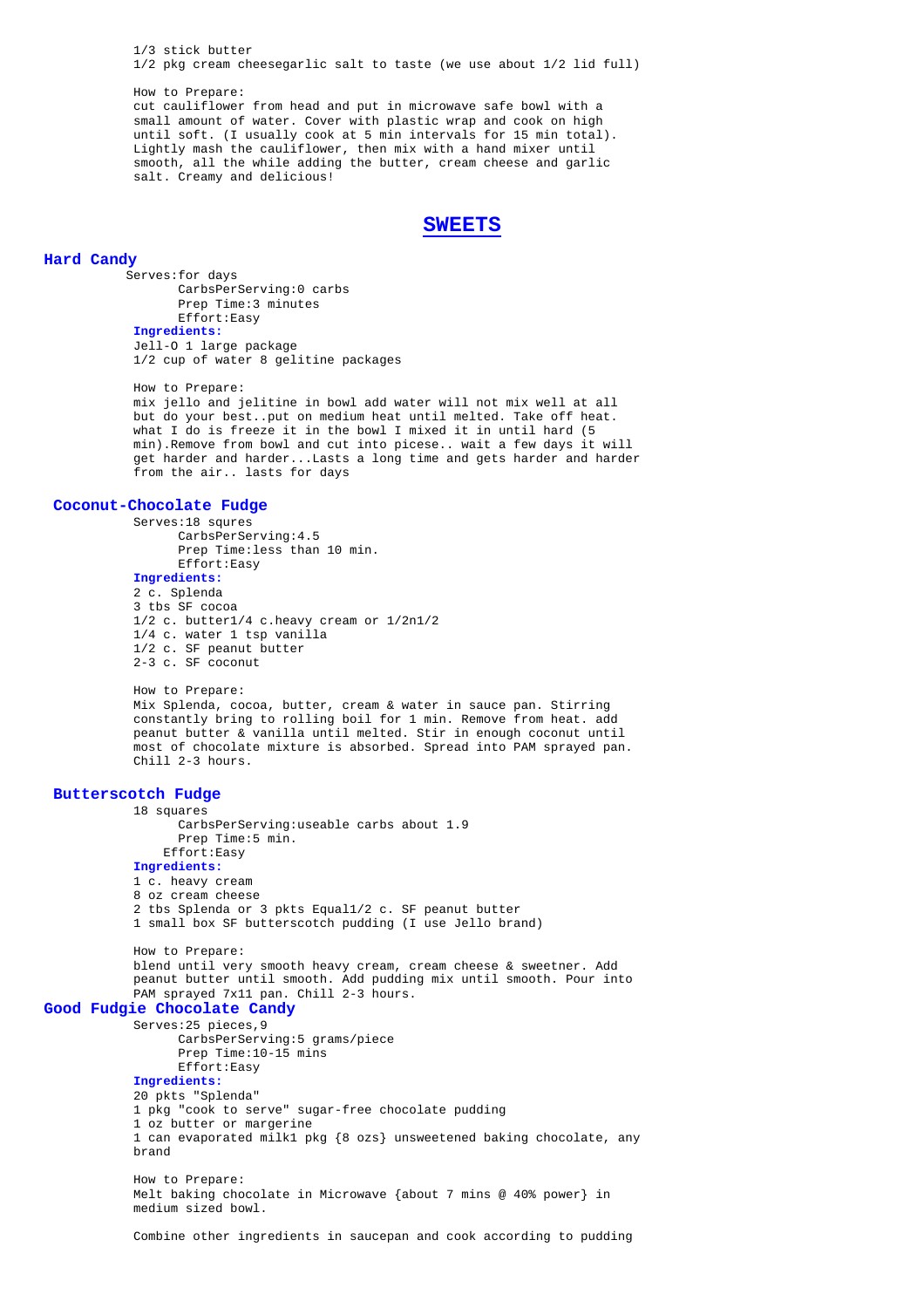1/3 stick butter
1/2 pkg cream cheesegarlic salt to taste (we use about 1/2 lid full)

How to Prepare:
cut cauliflower from head and put in microwave safe bowl with a small amount of water. Cover with plastic wrap and cook on high until soft. (I usually cook at 5 min intervals for 15 min total). Lightly mash the cauliflower, then mix with a hand mixer until smooth, all the while adding the butter, cream cheese and garlic salt. Creamy and delicious!

# SWEETS

## Hard Candy

Serves:for days
CarbsPerServing:0 carbs
Prep Time:3 minutes
Effort:Easy

**Ingredients:**
Jell-O 1 large package
1/2 cup of water 8 gelitine packages

How to Prepare:
mix jello and jelitine in bowl add water will not mix well at all but do your best..put on medium heat until melted. Take off heat. what I do is freeze it in the bowl I mixed it in until hard (5 min).Remove from bowl and cut into picese.. wait a few days it will get harder and harder...Lasts a long time and gets harder and harder from the air.. lasts for days

## Coconut-Chocolate Fudge

Serves:18 squres
CarbsPerServing:4.5
Prep Time:less than 10 min.
Effort:Easy

**Ingredients:**
2 c. Splenda
3 tbs SF cocoa
1/2 c. butter1/4 c.heavy cream or 1/2n1/2
1/4 c. water 1 tsp vanilla
1/2 c. SF peanut butter
2-3 c. SF coconut

How to Prepare:
Mix Splenda, cocoa, butter, cream & water in sauce pan. Stirring constantly bring to rolling boil for 1 min. Remove from heat. add peanut butter & vanilla until melted. Stir in enough coconut until most of chocolate mixture is absorbed. Spread into PAM sprayed pan. Chill 2-3 hours.

## Butterscotch Fudge

18 squares
CarbsPerServing:useable carbs about 1.9
Prep Time:5 min.
Effort:Easy

**Ingredients:**
1 c. heavy cream
8 oz cream cheese
2 tbs Splenda or 3 pkts Equal1/2 c. SF peanut butter
1 small box SF butterscotch pudding (I use Jello brand)

How to Prepare:
blend until very smooth heavy cream, cream cheese & sweetner. Add peanut butter until smooth. Add pudding mix until smooth. Pour into PAM sprayed 7x11 pan. Chill 2-3 hours.

## Good Fudgie Chocolate Candy

Serves:25 pieces,9
CarbsPerServing:5 grams/piece
Prep Time:10-15 mins
Effort:Easy

**Ingredients:**
20 pkts "Splenda"
1 pkg "cook to serve" sugar-free chocolate pudding
1 oz butter or margerine
1 can evaporated milk1 pkg {8 ozs} unsweetened baking chocolate, any brand

How to Prepare:
Melt baking chocolate in Microwave {about 7 mins @ 40% power} in medium sized bowl.

Combine other ingredients in saucepan and cook according to pudding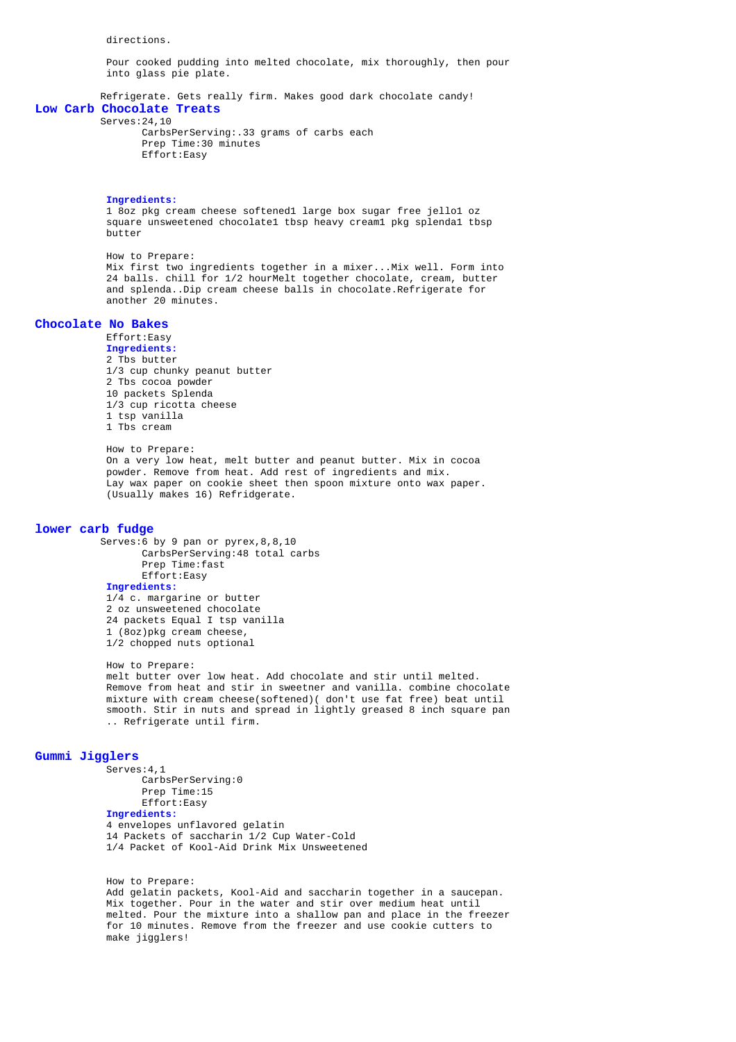directions.

Pour cooked pudding into melted chocolate, mix thoroughly, then pour into glass pie plate.

Refrigerate. Gets really firm. Makes good dark chocolate candy!

## Low Carb Chocolate Treats

Serves:24,10
CarbsPerServing:.33 grams of carbs each
Prep Time:30 minutes
Effort:Easy

**Ingredients:**

1 8oz pkg cream cheese softened1 large box sugar free jello1 oz square unsweetened chocolate1 tbsp heavy cream1 pkg splenda1 tbsp butter

How to Prepare:
Mix first two ingredients together in a mixer...Mix well. Form into 24 balls. chill for 1/2 hourMelt together chocolate, cream, butter and splenda..Dip cream cheese balls in chocolate.Refrigerate for another 20 minutes.

## Chocolate No Bakes

Effort:Easy

**Ingredients:**

2 Tbs butter
1/3 cup chunky peanut butter
2 Tbs cocoa powder
10 packets Splenda
1/3 cup ricotta cheese
1 tsp vanilla
1 Tbs cream

How to Prepare:
On a very low heat, melt butter and peanut butter. Mix in cocoa powder. Remove from heat. Add rest of ingredients and mix. Lay wax paper on cookie sheet then spoon mixture onto wax paper. (Usually makes 16) Refridgerate.

## lower carb fudge

Serves:6 by 9 pan or pyrex,8,8,10
CarbsPerServing:48 total carbs
Prep Time:fast
Effort:Easy

**Ingredients:**

1/4 c. margarine or butter
2 oz unsweetened chocolate
24 packets Equal I tsp vanilla
1 (8oz)pkg cream cheese,
1/2 chopped nuts optional

How to Prepare:
melt butter over low heat. Add chocolate and stir until melted. Remove from heat and stir in sweetner and vanilla. combine chocolate mixture with cream cheese(softened)( don't use fat free) beat until smooth. Stir in nuts and spread in lightly greased 8 inch square pan .. Refrigerate until firm.

## Gummi Jigglers

Serves:4,1
CarbsPerServing:0
Prep Time:15
Effort:Easy

**Ingredients:**

4 envelopes unflavored gelatin
14 Packets of saccharin 1/2 Cup Water-Cold
1/4 Packet of Kool-Aid Drink Mix Unsweetened

How to Prepare:
Add gelatin packets, Kool-Aid and saccharin together in a saucepan. Mix together. Pour in the water and stir over medium heat until melted. Pour the mixture into a shallow pan and place in the freezer for 10 minutes. Remove from the freezer and use cookie cutters to make jigglers!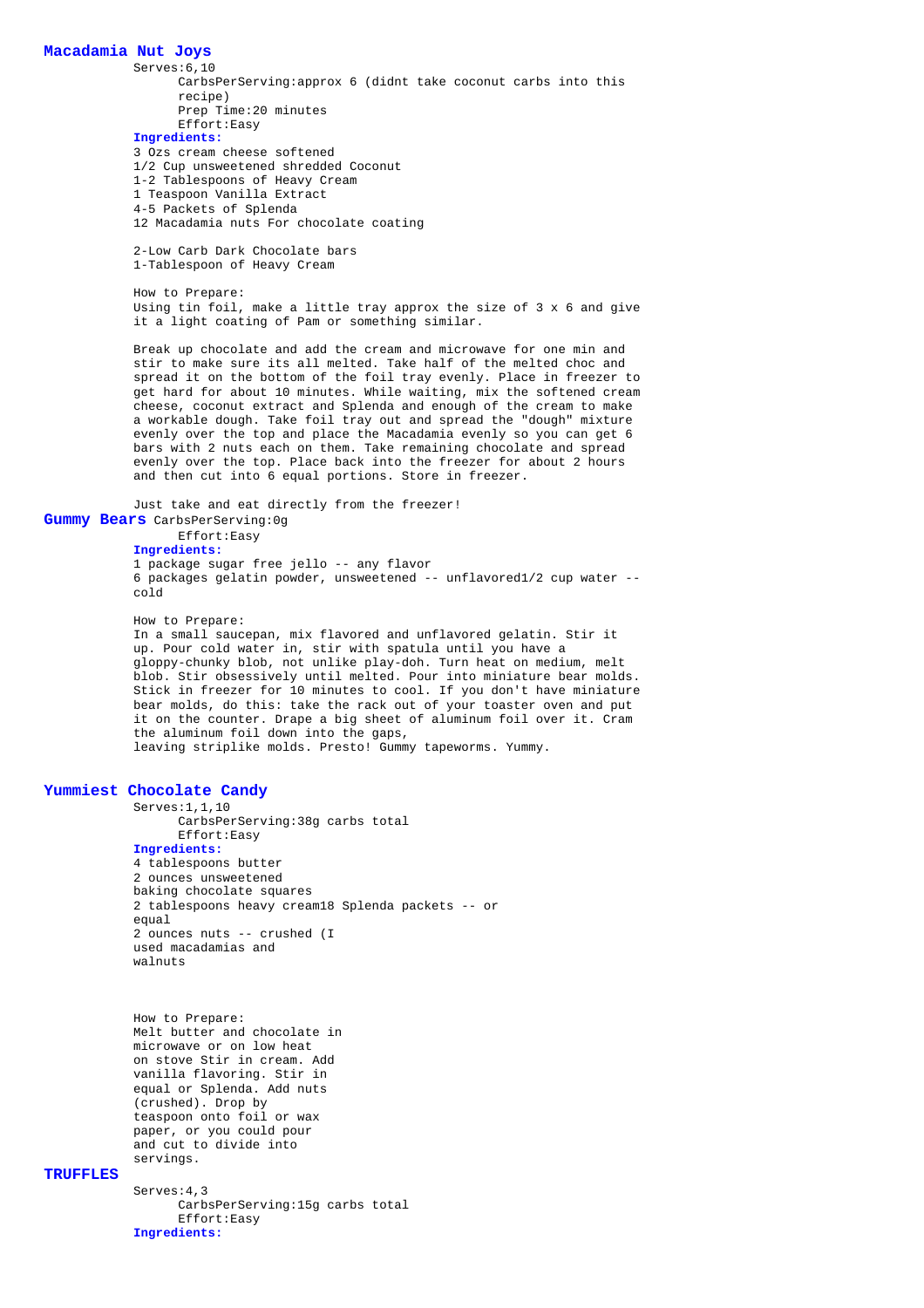## Macadamia Nut Joys

Serves:6,10

CarbsPerServing:approx 6 (didnt take coconut carbs into this recipe)

Prep Time:20 minutes

Effort:Easy

**Ingredients:**

3 Ozs cream cheese softened
1/2 Cup unsweetened shredded Coconut
1-2 Tablespoons of Heavy Cream
1 Teaspoon Vanilla Extract
4-5 Packets of Splenda
12 Macadamia nuts For chocolate coating

2-Low Carb Dark Chocolate bars
1-Tablespoon of Heavy Cream

How to Prepare:
Using tin foil, make a little tray approx the size of 3 x 6 and give it a light coating of Pam or something similar.

Break up chocolate and add the cream and microwave for one min and stir to make sure its all melted. Take half of the melted choc and spread it on the bottom of the foil tray evenly. Place in freezer to get hard for about 10 minutes. While waiting, mix the softened cream cheese, coconut extract and Splenda and enough of the cream to make a workable dough. Take foil tray out and spread the "dough" mixture evenly over the top and place the Macadamia evenly so you can get 6 bars with 2 nuts each on them. Take remaining chocolate and spread evenly over the top. Place back into the freezer for about 2 hours and then cut into 6 equal portions. Store in freezer.

Just take and eat directly from the freezer!

## Gummy Bears

CarbsPerServing:0g

Effort:Easy

**Ingredients:**

1 package sugar free jello -- any flavor
6 packages gelatin powder, unsweetened -- unflavored1/2 cup water -- cold

How to Prepare:
In a small saucepan, mix flavored and unflavored gelatin. Stir it up. Pour cold water in, stir with spatula until you have a gloppy-chunky blob, not unlike play-doh. Turn heat on medium, melt blob. Stir obsessively until melted. Pour into miniature bear molds. Stick in freezer for 10 minutes to cool. If you don't have miniature bear molds, do this: take the rack out of your toaster oven and put it on the counter. Drape a big sheet of aluminum foil over it. Cram the aluminum foil down into the gaps, leaving striplike molds. Presto! Gummy tapeworms. Yummy.

## Yummiest Chocolate Candy

Serves:1,1,10

CarbsPerServing:38g carbs total

Effort:Easy

**Ingredients:**

4 tablespoons butter
2 ounces unsweetened baking chocolate squares
2 tablespoons heavy cream18 Splenda packets -- or equal
2 ounces nuts -- crushed (I used macadamias and walnuts

How to Prepare:
Melt butter and chocolate in microwave or on low heat on stove Stir in cream. Add vanilla flavoring. Stir in equal or Splenda. Add nuts (crushed). Drop by teaspoon onto foil or wax paper, or you could pour and cut to divide into servings.

## TRUFFLES

Serves:4,3

CarbsPerServing:15g carbs total

Effort:Easy

**Ingredients:**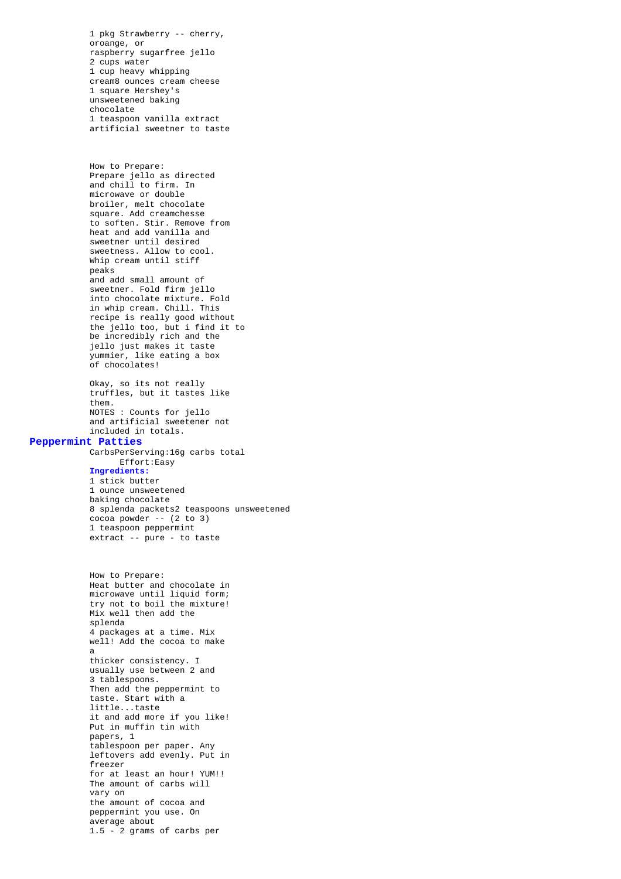1 pkg Strawberry -- cherry, oroange, or raspberry sugarfree jello
2 cups water
1 cup heavy whipping cream8 ounces cream cheese
1 square Hershey's unsweetened baking chocolate
1 teaspoon vanilla extract
artificial sweetner to taste

How to Prepare:
Prepare jello as directed and chill to firm. In microwave or double broiler, melt chocolate square. Add creamchesse to soften. Stir. Remove from heat and add vanilla and sweetner until desired sweetness. Allow to cool. Whip cream until stiff peaks and add small amount of sweetner. Fold firm jello into chocolate mixture. Fold in whip cream. Chill. This recipe is really good without the jello too, but i find it to be incredibly rich and the jello just makes it taste yummier, like eating a box of chocolates!

Okay, so its not really truffles, but it tastes like them.
NOTES : Counts for jello and artificial sweetener not included in totals.

## Peppermint Patties

CarbsPerServing:16g carbs total
Effort:Easy

**Ingredients:**

1 stick butter
1 ounce unsweetened baking chocolate
8 splenda packets2 teaspoons unsweetened cocoa powder -- (2 to 3)
1 teaspoon peppermint extract -- pure - to taste

How to Prepare:
Heat butter and chocolate in microwave until liquid form; try not to boil the mixture! Mix well then add the splenda 4 packages at a time. Mix well! Add the cocoa to make a thicker consistency. I usually use between 2 and 3 tablespoons. Then add the peppermint to taste. Start with a little...taste it and add more if you like! Put in muffin tin with papers, 1 tablespoon per paper. Any leftovers add evenly. Put in freezer for at least an hour! YUM!! The amount of carbs will vary on the amount of cocoa and peppermint you use. On average about 1.5 - 2 grams of carbs per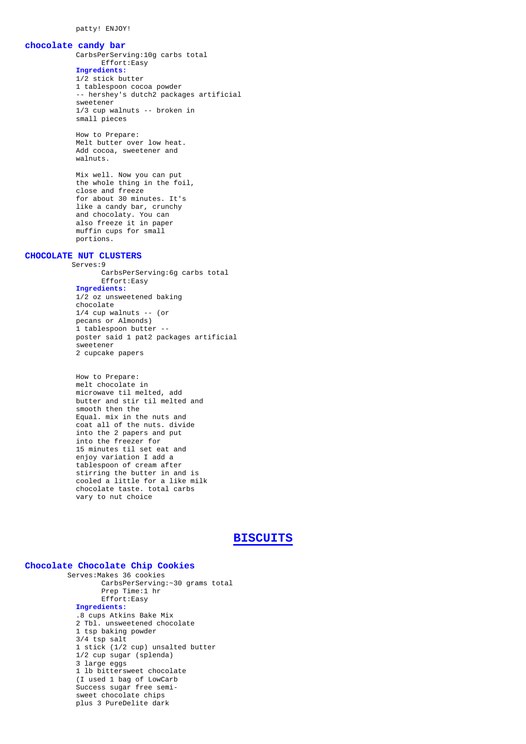patty! ENJOY!

### chocolate candy bar

CarbsPerServing:10g carbs total
Effort:Easy

**Ingredients:**

1/2 stick butter
1 tablespoon cocoa powder
-- hershey's dutch2 packages artificial sweetener
1/3 cup walnuts -- broken in small pieces

How to Prepare:
Melt butter over low heat. Add cocoa, sweetener and walnuts.

Mix well. Now you can put the whole thing in the foil, close and freeze for about 30 minutes. It's like a candy bar, crunchy and chocolaty. You can also freeze it in paper muffin cups for small portions.

### CHOCOLATE NUT CLUSTERS

Serves:9
CarbsPerServing:6g carbs total
Effort:Easy

**Ingredients:**

1/2 oz unsweetened baking chocolate
1/4 cup walnuts -- (or pecans or Almonds)
1 tablespoon butter -- poster said 1 pat2 packages artificial sweetener
2 cupcake papers

How to Prepare:
melt chocolate in microwave til melted, add butter and stir til melted and smooth then the Equal. mix in the nuts and coat all of the nuts. divide into the 2 papers and put into the freezer for 15 minutes til set eat and enjoy variation I add a tablespoon of cream after stirring the butter in and is cooled a little for a like milk chocolate taste. total carbs vary to nut choice

## BISCUITS

### Chocolate Chocolate Chip Cookies

Serves:Makes 36 cookies
CarbsPerServing:~30 grams total
Prep Time:1 hr
Effort:Easy

**Ingredients:**

.8 cups Atkins Bake Mix
2 Tbl. unsweetened chocolate
1 tsp baking powder
3/4 tsp salt
1 stick (1/2 cup) unsalted butter
1/2 cup sugar (splenda)
3 large eggs
1 lb bittersweet chocolate (I used 1 bag of LowCarb Success sugar free semi-sweet chocolate chips plus 3 PureDelite dark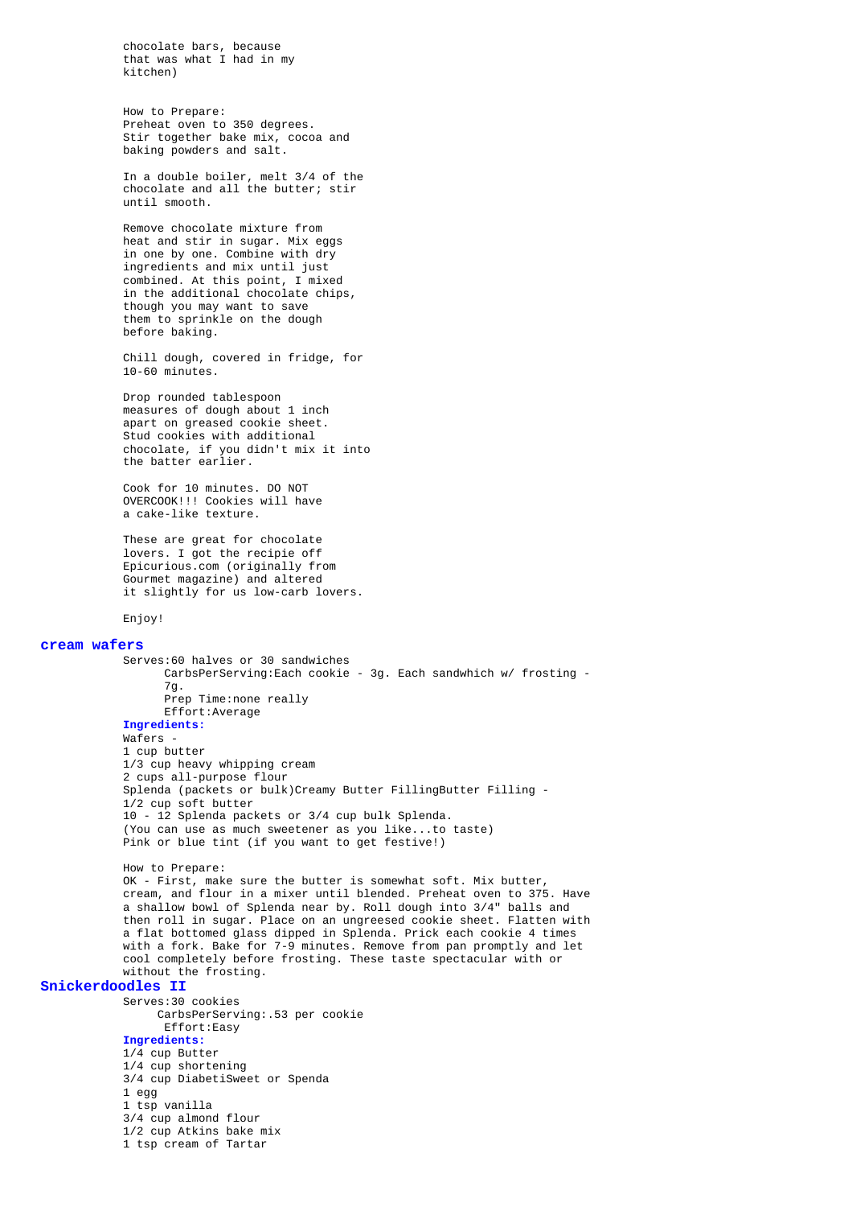chocolate bars, because that was what I had in my kitchen)

How to Prepare:
Preheat oven to 350 degrees. Stir together bake mix, cocoa and baking powders and salt.

In a double boiler, melt 3/4 of the chocolate and all the butter; stir until smooth.

Remove chocolate mixture from heat and stir in sugar. Mix eggs in one by one. Combine with dry ingredients and mix until just combined. At this point, I mixed in the additional chocolate chips, though you may want to save them to sprinkle on the dough before baking.

Chill dough, covered in fridge, for 10-60 minutes.

Drop rounded tablespoon measures of dough about 1 inch apart on greased cookie sheet. Stud cookies with additional chocolate, if you didn't mix it into the batter earlier.

Cook for 10 minutes. DO NOT OVERCOOK!!! Cookies will have a cake-like texture.

These are great for chocolate lovers. I got the recipie off Epicurious.com (originally from Gourmet magazine) and altered it slightly for us low-carb lovers.

Enjoy!

## cream wafers

Serves:60 halves or 30 sandwiches
CarbsPerServing:Each cookie - 3g. Each sandwhich w/ frosting - 7g.
Prep Time:none really
Effort:Average

**Ingredients:**

Wafers -
1 cup butter
1/3 cup heavy whipping cream
2 cups all-purpose flour
Splenda (packets or bulk)Creamy Butter FillingButter Filling -
1/2 cup soft butter
10 - 12 Splenda packets or 3/4 cup bulk Splenda.
(You can use as much sweetener as you like...to taste)
Pink or blue tint (if you want to get festive!)

How to Prepare:
OK - First, make sure the butter is somewhat soft. Mix butter, cream, and flour in a mixer until blended. Preheat oven to 375. Have a shallow bowl of Splenda near by. Roll dough into 3/4" balls and then roll in sugar. Place on an ungreesed cookie sheet. Flatten with a flat bottomed glass dipped in Splenda. Prick each cookie 4 times with a fork. Bake for 7-9 minutes. Remove from pan promptly and let cool completely before frosting. These taste spectacular with or without the frosting.

## Snickerdoodles II

Serves:30 cookies
CarbsPerServing:.53 per cookie
Effort:Easy

**Ingredients:**

1/4 cup Butter
1/4 cup shortening
3/4 cup DiabetiSweet or Spenda
1 egg
1 tsp vanilla
3/4 cup almond flour
1/2 cup Atkins bake mix
1 tsp cream of Tartar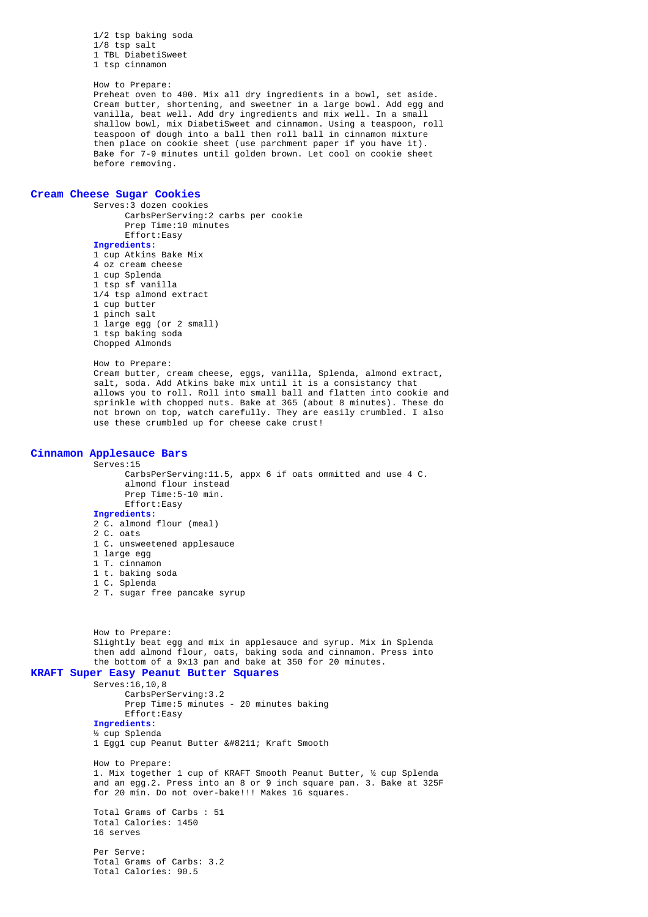1/2 tsp baking soda
1/8 tsp salt
1 TBL DiabetiSweet
1 tsp cinnamon

How to Prepare:
Preheat oven to 400. Mix all dry ingredients in a bowl, set aside. Cream butter, shortening, and sweetner in a large bowl. Add egg and vanilla, beat well. Add dry ingredients and mix well. In a small shallow bowl, mix DiabetiSweet and cinnamon. Using a teaspoon, roll teaspoon of dough into a ball then roll ball in cinnamon mixture then place on cookie sheet (use parchment paper if you have it). Bake for 7-9 minutes until golden brown. Let cool on cookie sheet before removing.

## Cream Cheese Sugar Cookies

Serves:3 dozen cookies
CarbsPerServing:2 carbs per cookie
Prep Time:10 minutes
Effort:Easy

**Ingredients:**

1 cup Atkins Bake Mix
4 oz cream cheese
1 cup Splenda
1 tsp sf vanilla
1/4 tsp almond extract
1 cup butter
1 pinch salt
1 large egg (or 2 small)
1 tsp baking soda
Chopped Almonds

How to Prepare:
Cream butter, cream cheese, eggs, vanilla, Splenda, almond extract, salt, soda. Add Atkins bake mix until it is a consistancy that allows you to roll. Roll into small ball and flatten into cookie and sprinkle with chopped nuts. Bake at 365 (about 8 minutes). These do not brown on top, watch carefully. They are easily crumbled. I also use these crumbled up for cheese cake crust!

## Cinnamon Applesauce Bars

Serves:15
CarbsPerServing:11.5, appx 6 if oats ommitted and use 4 C. almond flour instead
Prep Time:5-10 min.
Effort:Easy

**Ingredients:**

2 C. almond flour (meal)
2 C. oats
1 C. unsweetened applesauce
1 large egg
1 T. cinnamon
1 t. baking soda
1 C. Splenda
2 T. sugar free pancake syrup

How to Prepare:
Slightly beat egg and mix in applesauce and syrup. Mix in Splenda then add almond flour, oats, baking soda and cinnamon. Press into the bottom of a 9x13 pan and bake at 350 for 20 minutes.

## KRAFT Super Easy Peanut Butter Squares

Serves:16,10,8
CarbsPerServing:3.2
Prep Time:5 minutes - 20 minutes baking
Effort:Easy

**Ingredients:**

½ cup Splenda
1 Egg1 cup Peanut Butter &#8211; Kraft Smooth

How to Prepare:
1. Mix together 1 cup of KRAFT Smooth Peanut Butter, ½ cup Splenda and an egg.2. Press into an 8 or 9 inch square pan. 3. Bake at 325F for 20 min. Do not over-bake!!! Makes 16 squares.

Total Grams of Carbs : 51
Total Calories: 1450
16 serves

Per Serve:
Total Grams of Carbs: 3.2
Total Calories: 90.5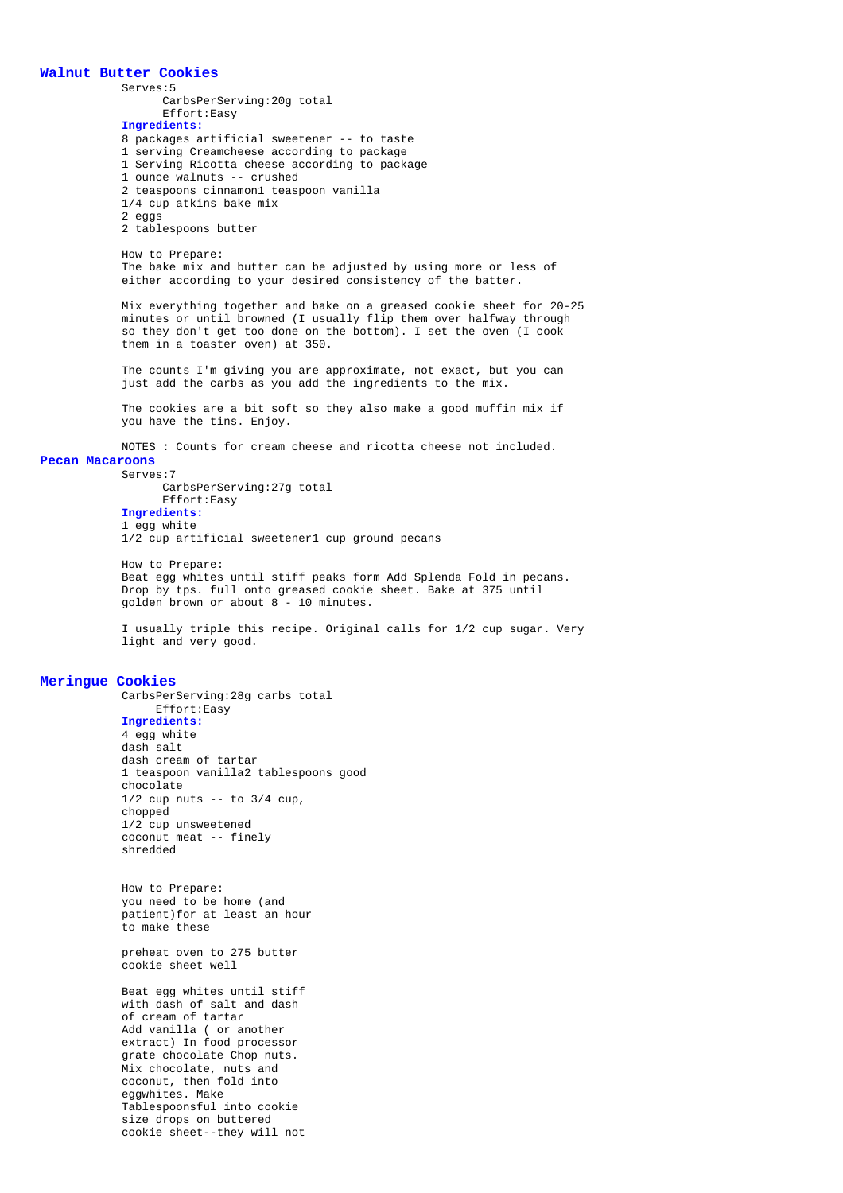## Walnut Butter Cookies

Serves:5
CarbsPerServing:20g total
Effort:Easy

**Ingredients:**

8 packages artificial sweetener -- to taste
1 serving Creamcheese according to package
1 Serving Ricotta cheese according to package
1 ounce walnuts -- crushed
2 teaspoons cinnamon1 teaspoon vanilla
1/4 cup atkins bake mix
2 eggs
2 tablespoons butter

How to Prepare:
The bake mix and butter can be adjusted by using more or less of either according to your desired consistency of the batter.

Mix everything together and bake on a greased cookie sheet for 20-25 minutes or until browned (I usually flip them over halfway through so they don't get too done on the bottom). I set the oven (I cook them in a toaster oven) at 350.

The counts I'm giving you are approximate, not exact, but you can just add the carbs as you add the ingredients to the mix.

The cookies are a bit soft so they also make a good muffin mix if you have the tins. Enjoy.

NOTES : Counts for cream cheese and ricotta cheese not included.

## Pecan Macaroons

Serves:7
CarbsPerServing:27g total
Effort:Easy

**Ingredients:**

1 egg white
1/2 cup artificial sweetener1 cup ground pecans

How to Prepare:
Beat egg whites until stiff peaks form Add Splenda Fold in pecans. Drop by tps. full onto greased cookie sheet. Bake at 375 until golden brown or about 8 - 10 minutes.

I usually triple this recipe. Original calls for 1/2 cup sugar. Very light and very good.

## Meringue Cookies

CarbsPerServing:28g carbs total
Effort:Easy

**Ingredients:**

4 egg white
dash salt
dash cream of tartar
1 teaspoon vanilla2 tablespoons good chocolate
1/2 cup nuts -- to 3/4 cup, chopped
1/2 cup unsweetened coconut meat -- finely shredded

How to Prepare:
you need to be home (and patient)for at least an hour to make these

preheat oven to 275 butter cookie sheet well

Beat egg whites until stiff with dash of salt and dash of cream of tartar
Add vanilla ( or another extract) In food processor grate chocolate Chop nuts. Mix chocolate, nuts and coconut, then fold into eggwhites. Make Tablespoonsful into cookie size drops on buttered cookie sheet--they will not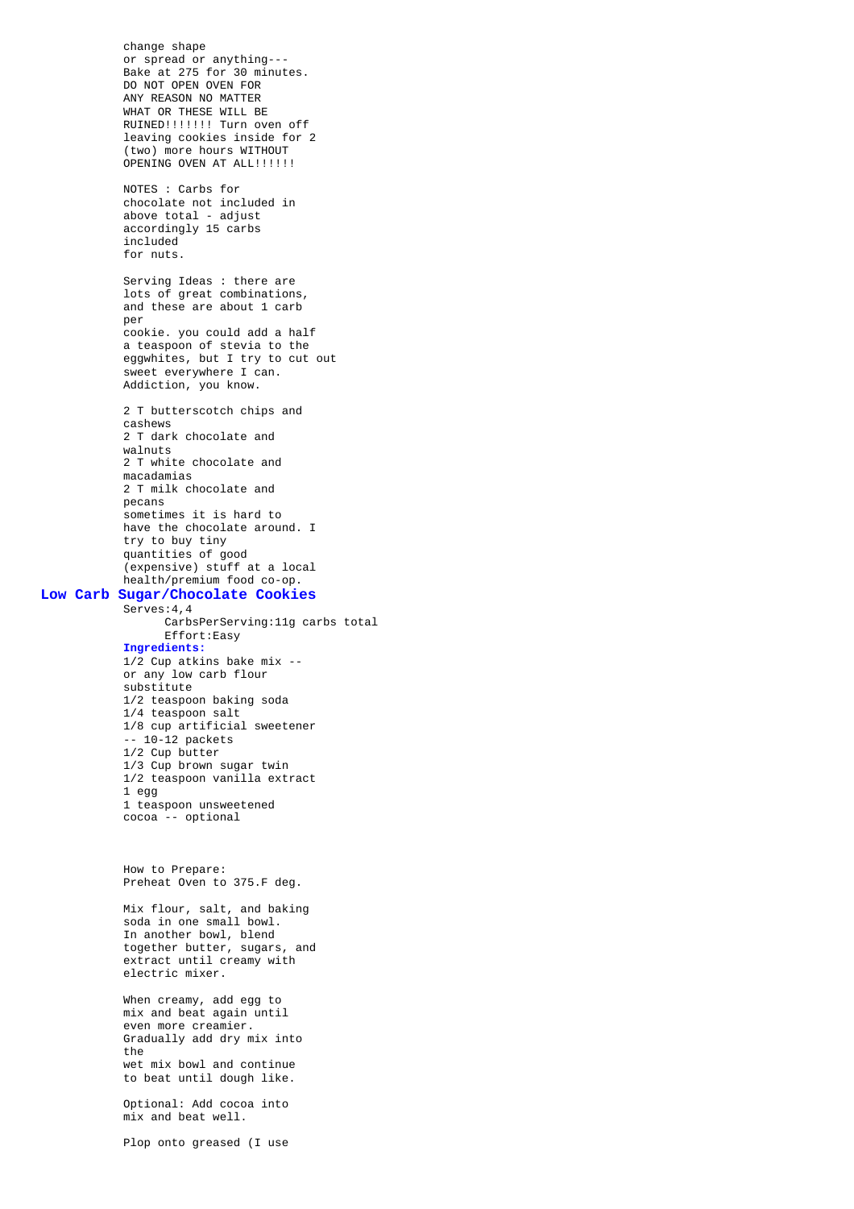change shape or spread or anything--- Bake at 275 for 30 minutes. DO NOT OPEN OVEN FOR ANY REASON NO MATTER WHAT OR THESE WILL BE RUINED!!!!!!! Turn oven off leaving cookies inside for 2 (two) more hours WITHOUT OPENING OVEN AT ALL!!!!!!

NOTES : Carbs for chocolate not included in above total - adjust accordingly 15 carbs included for nuts.

Serving Ideas : there are lots of great combinations, and these are about 1 carb per cookie. you could add a half a teaspoon of stevia to the eggwhites, but I try to cut out sweet everywhere I can. Addiction, you know.

2 T butterscotch chips and cashews
2 T dark chocolate and walnuts
2 T white chocolate and macadamias
2 T milk chocolate and pecans
sometimes it is hard to have the chocolate around. I try to buy tiny quantities of good (expensive) stuff at a local health/premium food co-op.

## Low Carb Sugar/Chocolate Cookies

Serves:4,4
CarbsPerServing:11g carbs total
Effort:Easy

**Ingredients:**

1/2 Cup atkins bake mix -- or any low carb flour substitute
1/2 teaspoon baking soda
1/4 teaspoon salt
1/8 cup artificial sweetener -- 10-12 packets
1/2 Cup butter
1/3 Cup brown sugar twin
1/2 teaspoon vanilla extract
1 egg
1 teaspoon unsweetened cocoa -- optional

How to Prepare:
Preheat Oven to 375.F deg.

Mix flour, salt, and baking soda in one small bowl. In another bowl, blend together butter, sugars, and extract until creamy with electric mixer.

When creamy, add egg to mix and beat again until even more creamier. Gradually add dry mix into the wet mix bowl and continue to beat until dough like.

Optional: Add cocoa into mix and beat well.

Plop onto greased (I use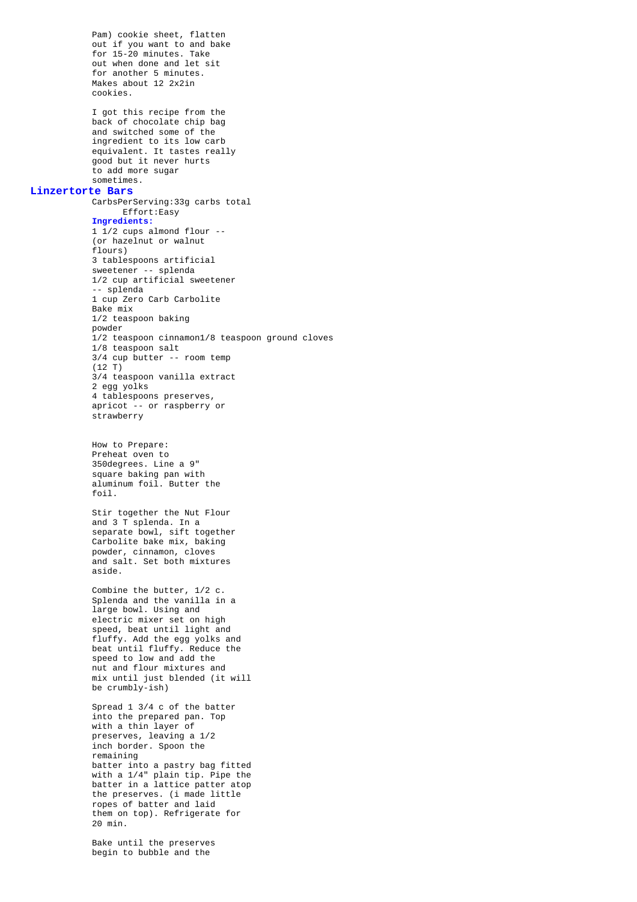Pam) cookie sheet, flatten out if you want to and bake for 15-20 minutes. Take out when done and let sit for another 5 minutes. Makes about 12 2x2in cookies.

I got this recipe from the back of chocolate chip bag and switched some of the ingredient to its low carb equivalent. It tastes really good but it never hurts to add more sugar sometimes.

## Linzertorte Bars

CarbsPerServing:33g carbs total
Effort:Easy

**Ingredients:**

1 1/2 cups almond flour -- (or hazelnut or walnut flours)
3 tablespoons artificial sweetener -- splenda
1/2 cup artificial sweetener -- splenda
1 cup Zero Carb Carbolite Bake mix
1/2 teaspoon baking powder
1/2 teaspoon cinnamon1/8 teaspoon ground cloves
1/8 teaspoon salt
3/4 cup butter -- room temp (12 T)
3/4 teaspoon vanilla extract
2 egg yolks
4 tablespoons preserves, apricot -- or raspberry or strawberry

How to Prepare:
Preheat oven to 350degrees. Line a 9" square baking pan with aluminum foil. Butter the foil.

Stir together the Nut Flour and 3 T splenda. In a separate bowl, sift together Carbolite bake mix, baking powder, cinnamon, cloves and salt. Set both mixtures aside.

Combine the butter, 1/2 c. Splenda and the vanilla in a large bowl. Using and electric mixer set on high speed, beat until light and fluffy. Add the egg yolks and beat until fluffy. Reduce the speed to low and add the nut and flour mixtures and mix until just blended (it will be crumbly-ish)

Spread 1 3/4 c of the batter into the prepared pan. Top with a thin layer of preserves, leaving a 1/2 inch border. Spoon the remaining batter into a pastry bag fitted with a 1/4" plain tip. Pipe the batter in a lattice patter atop the preserves. (i made little ropes of batter and laid them on top). Refrigerate for 20 min.

Bake until the preserves begin to bubble and the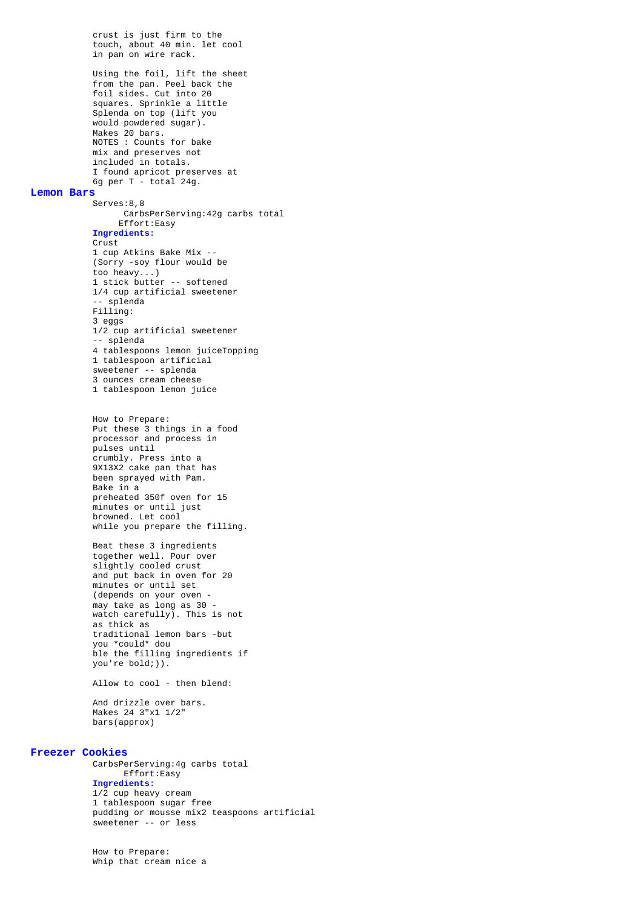crust is just firm to the touch, about 40 min. let cool in pan on wire rack.

Using the foil, lift the sheet from the pan. Peel back the foil sides. Cut into 20 squares. Sprinkle a little Splenda on top (lift you would powdered sugar).
Makes 20 bars.
NOTES : Counts for bake mix and preserves not included in totals.
I found apricot preserves at 6g per T - total 24g.

## Lemon Bars

Serves:8,8
CarbsPerServing:42g carbs total
Effort:Easy

### Ingredients:

Crust
1 cup Atkins Bake Mix -- (Sorry -soy flour would be too heavy...)
1 stick butter -- softened
1/4 cup artificial sweetener -- splenda
Filling:
3 eggs
1/2 cup artificial sweetener -- splenda
4 tablespoons lemon juiceTopping
1 tablespoon artificial sweetener -- splenda
3 ounces cream cheese
1 tablespoon lemon juice

How to Prepare:
Put these 3 things in a food processor and process in pulses until crumbly. Press into a 9X13X2 cake pan that has been sprayed with Pam. Bake in a preheated 350f oven for 15 minutes or until just browned. Let cool while you prepare the filling.

Beat these 3 ingredients together well. Pour over slightly cooled crust and put back in oven for 20 minutes or until set (depends on your oven - may take as long as 30 - watch carefully). This is not as thick as traditional lemon bars -but you *could* dou ble the filling ingredients if you're bold;)).

Allow to cool - then blend:

And drizzle over bars.
Makes 24 3"x1 1/2" bars(approx)

## Freezer Cookies

CarbsPerServing:4g carbs total
Effort:Easy

### Ingredients:

1/2 cup heavy cream
1 tablespoon sugar free pudding or mousse mix2 teaspoons artificial sweetener -- or less

How to Prepare:
Whip that cream nice a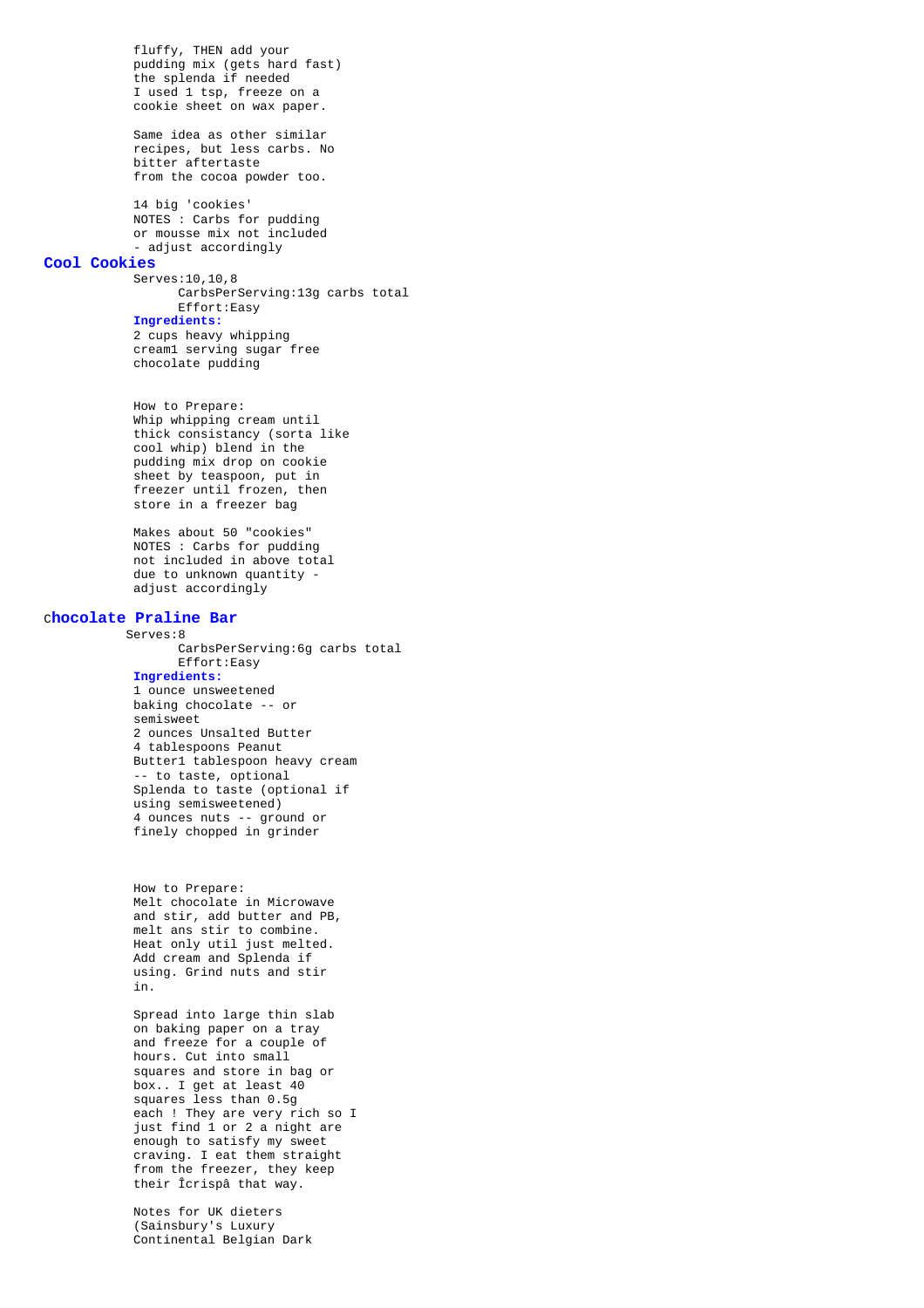fluffy, THEN add your pudding mix (gets hard fast) the splenda if needed I used 1 tsp, freeze on a cookie sheet on wax paper.

Same idea as other similar recipes, but less carbs. No bitter aftertaste from the cocoa powder too.

14 big 'cookies'
NOTES : Carbs for pudding or mousse mix not included - adjust accordingly

## Cool Cookies

Serves:10,10,8
CarbsPerServing:13g carbs total
Effort:Easy

**Ingredients:**

2 cups heavy whipping cream1 serving sugar free chocolate pudding

How to Prepare:
Whip whipping cream until thick consistancy (sorta like cool whip) blend in the pudding mix drop on cookie sheet by teaspoon, put in freezer until frozen, then store in a freezer bag

Makes about 50 "cookies"
NOTES : Carbs for pudding not included in above total due to unknown quantity - adjust accordingly

## chocolate Praline Bar

Serves:8
CarbsPerServing:6g carbs total
Effort:Easy

**Ingredients:**

1 ounce unsweetened baking chocolate -- or semisweet
2 ounces Unsalted Butter
4 tablespoons Peanut Butter1 tablespoon heavy cream -- to taste, optional
Splenda to taste (optional if using semisweetened)
4 ounces nuts -- ground or finely chopped in grinder

How to Prepare:
Melt chocolate in Microwave and stir, add butter and PB, melt ans stir to combine. Heat only util just melted. Add cream and Splenda if using. Grind nuts and stir in.

Spread into large thin slab on baking paper on a tray and freeze for a couple of hours. Cut into small squares and store in bag or box.. I get at least 40 squares less than 0.5g each ! They are very rich so I just find 1 or 2 a night are enough to satisfy my sweet craving. I eat them straight from the freezer, they keep their Îcrispâ that way.

Notes for UK dieters (Sainsbury's Luxury Continental Belgian Dark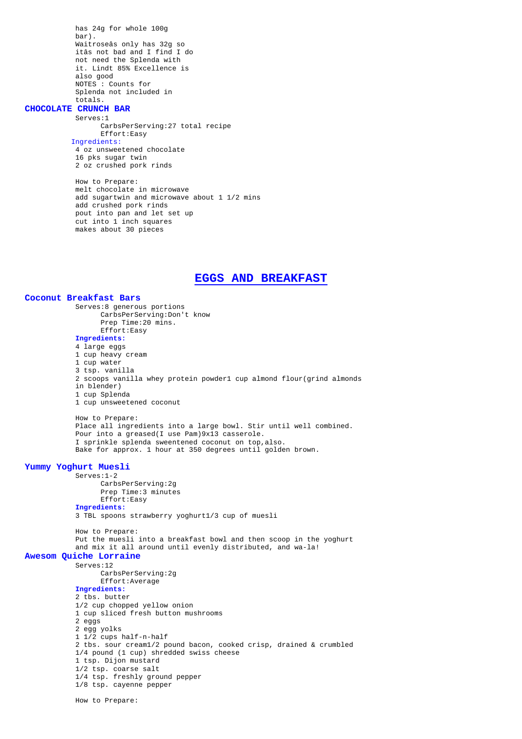has 24g for whole 100g bar).
Waitroseâs only has 32g so itâs not bad and I find I do not need the Splenda with it. Lindt 85% Excellence is also good
NOTES : Counts for Splenda not included in totals.

### CHOCOLATE CRUNCH BAR

Serves:1
CarbsPerServing:27 total recipe
Effort:Easy

Ingredients:

4 oz unsweetened chocolate
16 pks sugar twin
2 oz crushed pork rinds

How to Prepare:
melt chocolate in microwave
add sugartwin and microwave about 1 1/2 mins
add crushed pork rinds
pout into pan and let set up
cut into 1 inch squares
makes about 30 pieces

## EGGS AND BREAKFAST

### Coconut Breakfast Bars

Serves:8 generous portions
CarbsPerServing:Don't know
Prep Time:20 mins.
Effort:Easy

**Ingredients:**

4 large eggs
1 cup heavy cream
1 cup water
3 tsp. vanilla
2 scoops vanilla whey protein powder1 cup almond flour(grind almonds in blender)
1 cup Splenda
1 cup unsweetened coconut

How to Prepare:
Place all ingredients into a large bowl. Stir until well combined.
Pour into a greased(I use Pam)9x13 casserole.
I sprinkle splenda sweentened coconut on top,also.
Bake for approx. 1 hour at 350 degrees until golden brown.

### Yummy Yoghurt Muesli

Serves:1-2
CarbsPerServing:2g
Prep Time:3 minutes
Effort:Easy

**Ingredients:**

3 TBL spoons strawberry yoghurt1/3 cup of muesli

How to Prepare:
Put the muesli into a breakfast bowl and then scoop in the yoghurt and mix it all around until evenly distributed, and wa-la!

### Awesom Quiche Lorraine

Serves:12
CarbsPerServing:2g
Effort:Average

**Ingredients:**

2 tbs. butter
1/2 cup chopped yellow onion
1 cup sliced fresh button mushrooms
2 eggs
2 egg yolks
1 1/2 cups half-n-half
2 tbs. sour cream1/2 pound bacon, cooked crisp, drained & crumbled
1/4 pound (1 cup) shredded swiss cheese
1 tsp. Dijon mustard
1/2 tsp. coarse salt
1/4 tsp. freshly ground pepper
1/8 tsp. cayenne pepper

How to Prepare: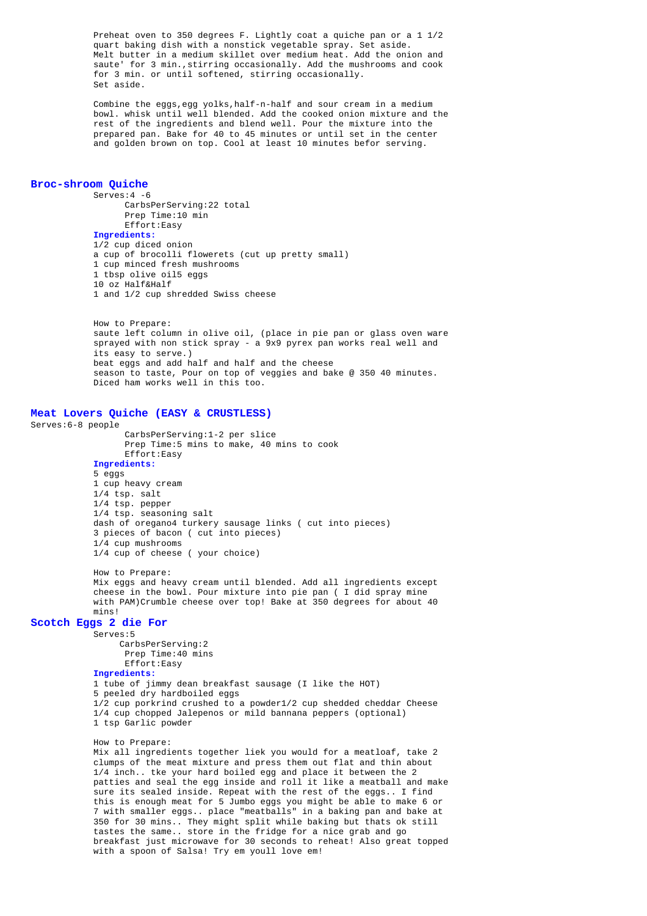Preheat oven to 350 degrees F. Lightly coat a quiche pan or a 1 1/2 quart baking dish with a nonstick vegetable spray. Set aside.
Melt butter in a medium skillet over medium heat. Add the onion and saute' for 3 min.,stirring occasionally. Add the mushrooms and cook for 3 min. or until softened, stirring occasionally.
Set aside.

Combine the eggs,egg yolks,half-n-half and sour cream in a medium bowl. whisk until well blended. Add the cooked onion mixture and the rest of the ingredients and blend well. Pour the mixture into the prepared pan. Bake for 40 to 45 minutes or until set in the center and golden brown on top. Cool at least 10 minutes befor serving.

## Broc-shroom Quiche

Serves:4 -6
CarbsPerServing:22 total
Prep Time:10 min
Effort:Easy

**Ingredients:**

1/2 cup diced onion
a cup of brocolli flowerets (cut up pretty small)
1 cup minced fresh mushrooms
1 tbsp olive oil5 eggs
10 oz Half&Half
1 and 1/2 cup shredded Swiss cheese

How to Prepare:
saute left column in olive oil, (place in pie pan or glass oven ware sprayed with non stick spray - a 9x9 pyrex pan works real well and its easy to serve.)
beat eggs and add half and half and the cheese
season to taste, Pour on top of veggies and bake @ 350 40 minutes.
Diced ham works well in this too.

## Meat Lovers Quiche (EASY & CRUSTLESS)

Serves:6-8 people
CarbsPerServing:1-2 per slice
Prep Time:5 mins to make, 40 mins to cook
Effort:Easy

**Ingredients:**

5 eggs
1 cup heavy cream
1/4 tsp. salt
1/4 tsp. pepper
1/4 tsp. seasoning salt
dash of oregano4 turkery sausage links ( cut into pieces)
3 pieces of bacon ( cut into pieces)
1/4 cup mushrooms
1/4 cup of cheese ( your choice)

How to Prepare:
Mix eggs and heavy cream until blended. Add all ingredients except cheese in the bowl. Pour mixture into pie pan ( I did spray mine with PAM)Crumble cheese over top! Bake at 350 degrees for about 40 mins!

## Scotch Eggs 2 die For

Serves:5
CarbsPerServing:2
Prep Time:40 mins
Effort:Easy

**Ingredients:**

1 tube of jimmy dean breakfast sausage (I like the HOT)
5 peeled dry hardboiled eggs
1/2 cup porkrind crushed to a powder1/2 cup shedded cheddar Cheese
1/4 cup chopped Jalepenos or mild bannana peppers (optional)
1 tsp Garlic powder

How to Prepare:
Mix all ingredients together liek you would for a meatloaf, take 2 clumps of the meat mixture and press them out flat and thin about 1/4 inch.. tke your hard boiled egg and place it between the 2 patties and seal the egg inside and roll it like a meatball and make sure its sealed inside. Repeat with the rest of the eggs.. I find this is enough meat for 5 Jumbo eggs you might be able to make 6 or 7 with smaller eggs.. place "meatballs" in a baking pan and bake at 350 for 30 mins.. They might split while baking but thats ok still tastes the same.. store in the fridge for a nice grab and go breakfast just microwave for 30 seconds to reheat! Also great topped with a spoon of Salsa! Try em youll love em!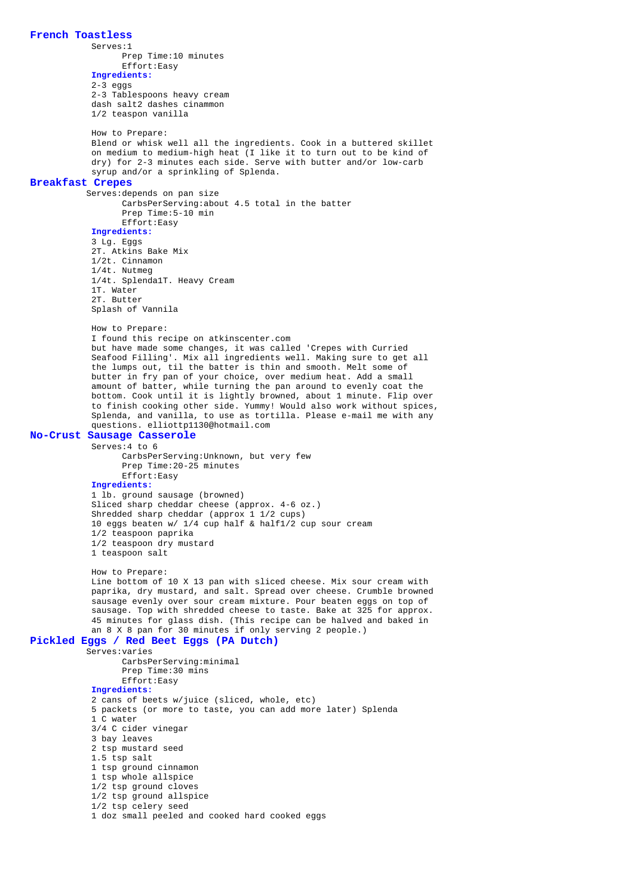## French Toastless

Serves:1

Prep Time:10 minutes

Effort:Easy

**Ingredients:**

2-3 eggs
2-3 Tablespoons heavy cream
dash salt2 dashes cinammon
1/2 teaspon vanilla

How to Prepare:
Blend or whisk well all the ingredients. Cook in a buttered skillet on medium to medium-high heat (I like it to turn out to be kind of dry) for 2-3 minutes each side. Serve with butter and/or low-carb syrup and/or a sprinkling of Splenda.

## Breakfast Crepes

Serves:depends on pan size

CarbsPerServing:about 4.5 total in the batter

Prep Time:5-10 min

Effort:Easy

**Ingredients:**

3 Lg. Eggs
2T. Atkins Bake Mix
1/2t. Cinnamon
1/4t. Nutmeg
1/4t. Splenda1T. Heavy Cream
1T. Water
2T. Butter
Splash of Vannila

How to Prepare:
I found this recipe on atkinscenter.com but have made some changes, it was called 'Crepes with Curried Seafood Filling'. Mix all ingredients well. Making sure to get all the lumps out, til the batter is thin and smooth. Melt some of butter in fry pan of your choice, over medium heat. Add a small amount of batter, while turning the pan around to evenly coat the bottom. Cook until it is lightly browned, about 1 minute. Flip over to finish cooking other side. Yummy! Would also work without spices, Splenda, and vanilla, to use as tortilla. Please e-mail me with any questions. elliottp1130@hotmail.com

## No-Crust Sausage Casserole

Serves:4 to 6

CarbsPerServing:Unknown, but very few

Prep Time:20-25 minutes

Effort:Easy

**Ingredients:**

1 lb. ground sausage (browned)
Sliced sharp cheddar cheese (approx. 4-6 oz.)
Shredded sharp cheddar (approx 1 1/2 cups)
10 eggs beaten w/ 1/4 cup half & half1/2 cup sour cream
1/2 teaspoon paprika
1/2 teaspoon dry mustard
1 teaspoon salt

How to Prepare:
Line bottom of 10 X 13 pan with sliced cheese. Mix sour cream with paprika, dry mustard, and salt. Spread over cheese. Crumble browned sausage evenly over sour cream mixture. Pour beaten eggs on top of sausage. Top with shredded cheese to taste. Bake at 325 for approx. 45 minutes for glass dish. (This recipe can be halved and baked in an 8 X 8 pan for 30 minutes if only serving 2 people.)

## Pickled Eggs / Red Beet Eggs (PA Dutch)

Serves:varies

CarbsPerServing:minimal

Prep Time:30 mins

Effort:Easy

**Ingredients:**

2 cans of beets w/juice (sliced, whole, etc)
5 packets (or more to taste, you can add more later) Splenda
1 C water
3/4 C cider vinegar
3 bay leaves
2 tsp mustard seed
1.5 tsp salt
1 tsp ground cinnamon
1 tsp whole allspice
1/2 tsp ground cloves
1/2 tsp ground allspice
1/2 tsp celery seed
1 doz small peeled and cooked hard cooked eggs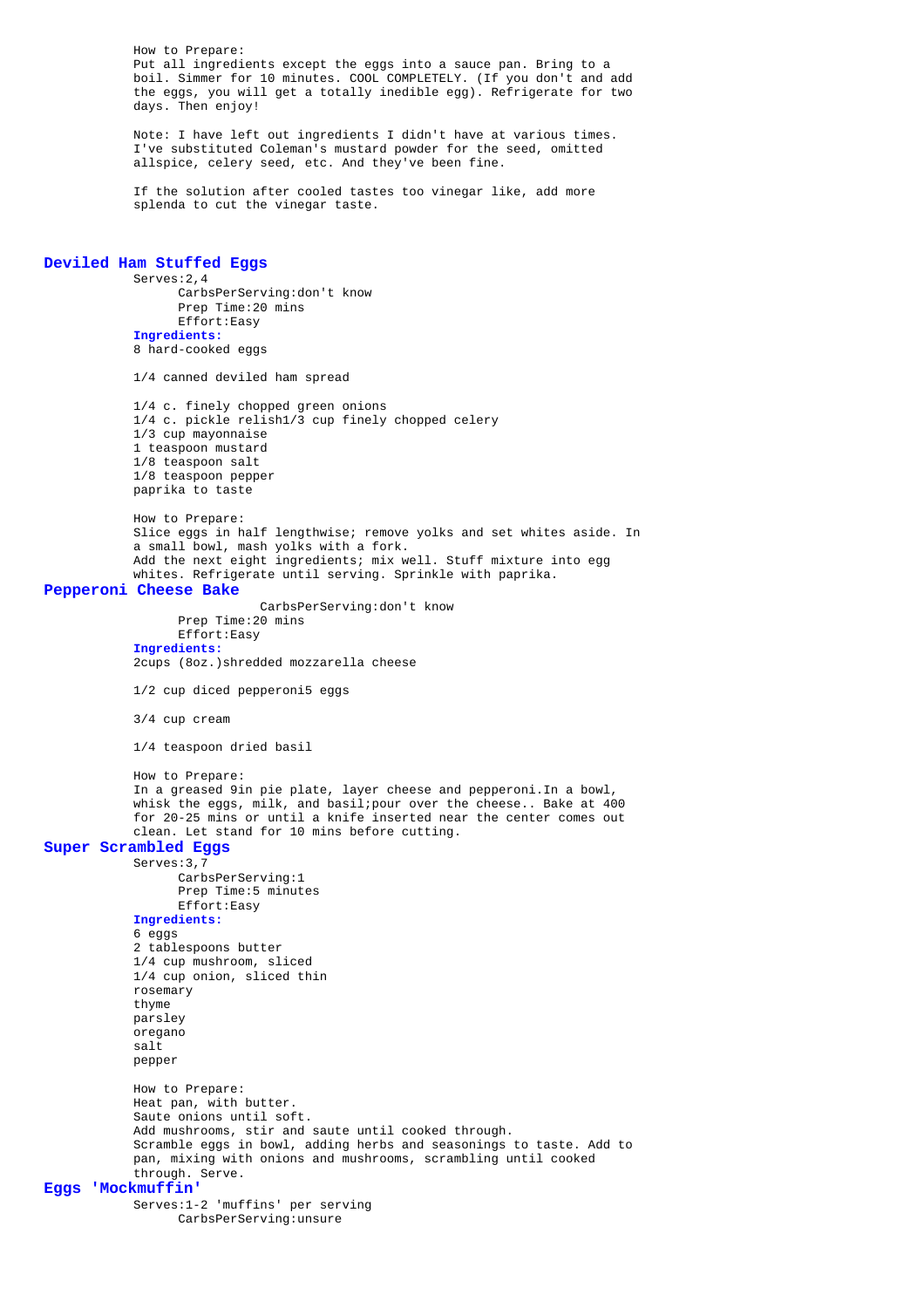How to Prepare:
Put all ingredients except the eggs into a sauce pan. Bring to a boil. Simmer for 10 minutes. COOL COMPLETELY. (If you don't and add the eggs, you will get a totally inedible egg). Refrigerate for two days. Then enjoy!

Note: I have left out ingredients I didn't have at various times. I've substituted Coleman's mustard powder for the seed, omitted allspice, celery seed, etc. And they've been fine.

If the solution after cooled tastes too vinegar like, add more splenda to cut the vinegar taste.

## Deviled Ham Stuffed Eggs

Serves:2,4
CarbsPerServing:don't know
Prep Time:20 mins
Effort:Easy

**Ingredients:**

8 hard-cooked eggs

1/4 canned deviled ham spread

1/4 c. finely chopped green onions
1/4 c. pickle relish1/3 cup finely chopped celery
1/3 cup mayonnaise
1 teaspoon mustard
1/8 teaspoon salt
1/8 teaspoon pepper
paprika to taste

How to Prepare:
Slice eggs in half lengthwise; remove yolks and set whites aside. In a small bowl, mash yolks with a fork.
Add the next eight ingredients; mix well. Stuff mixture into egg whites. Refrigerate until serving. Sprinkle with paprika.

## Pepperoni Cheese Bake

CarbsPerServing:don't know
Prep Time:20 mins
Effort:Easy

**Ingredients:**

2cups (8oz.)shredded mozzarella cheese

1/2 cup diced pepperoni5 eggs

3/4 cup cream

1/4 teaspoon dried basil

How to Prepare:
In a greased 9in pie plate, layer cheese and pepperoni.In a bowl, whisk the eggs, milk, and basil;pour over the cheese.. Bake at 400 for 20-25 mins or until a knife inserted near the center comes out clean. Let stand for 10 mins before cutting.

## Super Scrambled Eggs

Serves:3,7
CarbsPerServing:1
Prep Time:5 minutes
Effort:Easy

**Ingredients:**

6 eggs
2 tablespoons butter
1/4 cup mushroom, sliced
1/4 cup onion, sliced thin
rosemary
thyme
parsley
oregano
salt
pepper

How to Prepare:
Heat pan, with butter.
Saute onions until soft.
Add mushrooms, stir and saute until cooked through.
Scramble eggs in bowl, adding herbs and seasonings to taste. Add to pan, mixing with onions and mushrooms, scrambling until cooked through. Serve.

## Eggs 'Mockmuffin'

Serves:1-2 'muffins' per serving
CarbsPerServing:unsure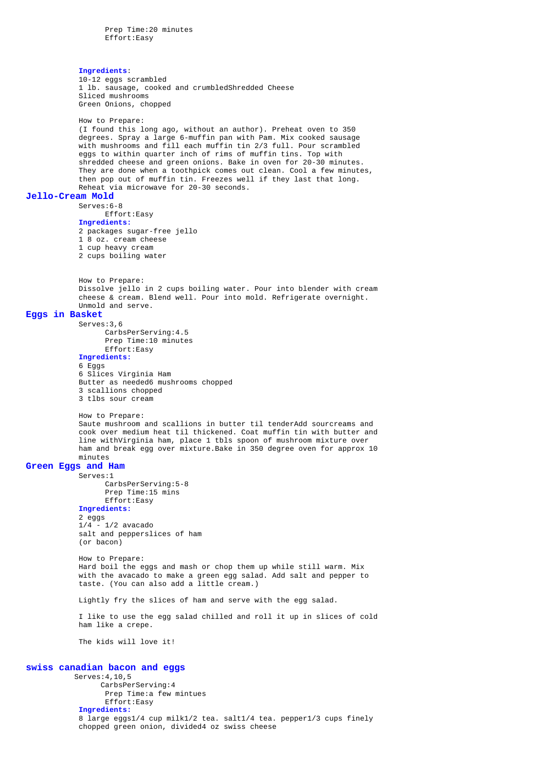Prep Time:20 minutes
Effort:Easy

**Ingredients:**

10-12 eggs scrambled
1 lb. sausage, cooked and crumbledShredded Cheese
Sliced mushrooms
Green Onions, chopped

How to Prepare:
(I found this long ago, without an author). Preheat oven to 350 degrees. Spray a large 6-muffin pan with Pam. Mix cooked sausage with mushrooms and fill each muffin tin 2/3 full. Pour scrambled eggs to within quarter inch of rims of muffin tins. Top with shredded cheese and green onions. Bake in oven for 20-30 minutes. They are done when a toothpick comes out clean. Cool a few minutes, then pop out of muffin tin. Freezes well if they last that long. Reheat via microwave for 20-30 seconds.

## Jello-Cream Mold

Serves:6-8
Effort:Easy

**Ingredients:**

2 packages sugar-free jello
1 8 oz. cream cheese
1 cup heavy cream
2 cups boiling water

How to Prepare:
Dissolve jello in 2 cups boiling water. Pour into blender with cream cheese & cream. Blend well. Pour into mold. Refrigerate overnight. Unmold and serve.

## Eggs in Basket

Serves:3,6
CarbsPerServing:4.5
Prep Time:10 minutes
Effort:Easy

**Ingredients:**

6 Eggs
6 Slices Virginia Ham
Butter as needed6 mushrooms chopped
3 scallions chopped
3 tlbs sour cream

How to Prepare:
Saute mushroom and scallions in butter til tenderAdd sourcreams and cook over medium heat til thickened. Coat muffin tin with butter and line withVirginia ham, place 1 tbls spoon of mushroom mixture over ham and break egg over mixture.Bake in 350 degree oven for approx 10 minutes

## Green Eggs and Ham

Serves:1
CarbsPerServing:5-8
Prep Time:15 mins
Effort:Easy

**Ingredients:**

2 eggs
1/4 - 1/2 avacado
salt and pepperslices of ham
(or bacon)

How to Prepare:
Hard boil the eggs and mash or chop them up while still warm. Mix with the avacado to make a green egg salad. Add salt and pepper to taste. (You can also add a little cream.)

Lightly fry the slices of ham and serve with the egg salad.

I like to use the egg salad chilled and roll it up in slices of cold ham like a crepe.

The kids will love it!

## swiss canadian bacon and eggs

Serves:4,10,5
CarbsPerServing:4
Prep Time:a few mintues
Effort:Easy

**Ingredients:**

8 large eggs1/4 cup milk1/2 tea. salt1/4 tea. pepper1/3 cups finely chopped green onion, divided4 oz swiss cheese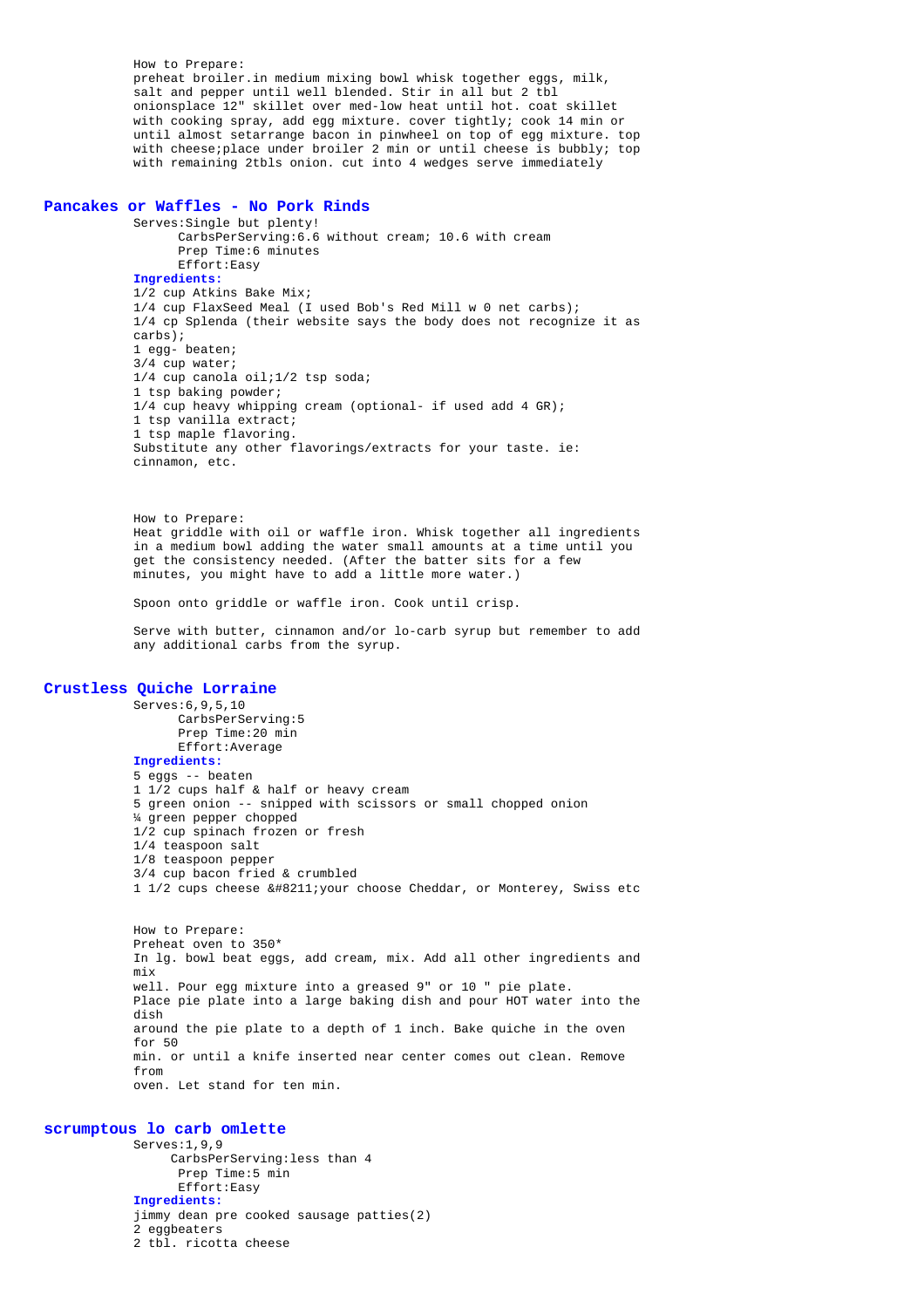How to Prepare:
preheat broiler.in medium mixing bowl whisk together eggs, milk, salt and pepper until well blended. Stir in all but 2 tbl onionsplace 12" skillet over med-low heat until hot. coat skillet with cooking spray, add egg mixture. cover tightly; cook 14 min or until almost setarrange bacon in pinwheel on top of egg mixture. top with cheese;place under broiler 2 min or until cheese is bubbly; top with remaining 2tbls onion. cut into 4 wedges serve immediately

## Pancakes or Waffles - No Pork Rinds

Serves:Single but plenty!
CarbsPerServing:6.6 without cream; 10.6 with cream
Prep Time:6 minutes
Effort:Easy

**Ingredients:**

1/2 cup Atkins Bake Mix;
1/4 cup FlaxSeed Meal (I used Bob's Red Mill w 0 net carbs);
1/4 cp Splenda (their website says the body does not recognize it as carbs);
1 egg- beaten;
3/4 cup water;
1/4 cup canola oil;1/2 tsp soda;
1 tsp baking powder;
1/4 cup heavy whipping cream (optional- if used add 4 GR);
1 tsp vanilla extract;
1 tsp maple flavoring.
Substitute any other flavorings/extracts for your taste. ie: cinnamon, etc.

How to Prepare:
Heat griddle with oil or waffle iron. Whisk together all ingredients in a medium bowl adding the water small amounts at a time until you get the consistency needed. (After the batter sits for a few minutes, you might have to add a little more water.)

Spoon onto griddle or waffle iron. Cook until crisp.

Serve with butter, cinnamon and/or lo-carb syrup but remember to add any additional carbs from the syrup.

## Crustless Quiche Lorraine

Serves:6,9,5,10
CarbsPerServing:5
Prep Time:20 min
Effort:Average

**Ingredients:**

5 eggs -- beaten
1 1/2 cups half & half or heavy cream
5 green onion -- snipped with scissors or small chopped onion
¼ green pepper chopped
1/2 cup spinach frozen or fresh
1/4 teaspoon salt
1/8 teaspoon pepper
3/4 cup bacon fried & crumbled
1 1/2 cups cheese &#8211;your choose Cheddar, or Monterey, Swiss etc

How to Prepare:
Preheat oven to 350*
In lg. bowl beat eggs, add cream, mix. Add all other ingredients and mix
well. Pour egg mixture into a greased 9" or 10 " pie plate.
Place pie plate into a large baking dish and pour HOT water into the dish
around the pie plate to a depth of 1 inch. Bake quiche in the oven for 50
min. or until a knife inserted near center comes out clean. Remove from
oven. Let stand for ten min.

## scrumptous lo carb omlette

Serves:1,9,9
CarbsPerServing:less than 4
Prep Time:5 min
Effort:Easy

**Ingredients:**

jimmy dean pre cooked sausage patties(2)
2 eggbeaters
2 tbl. ricotta cheese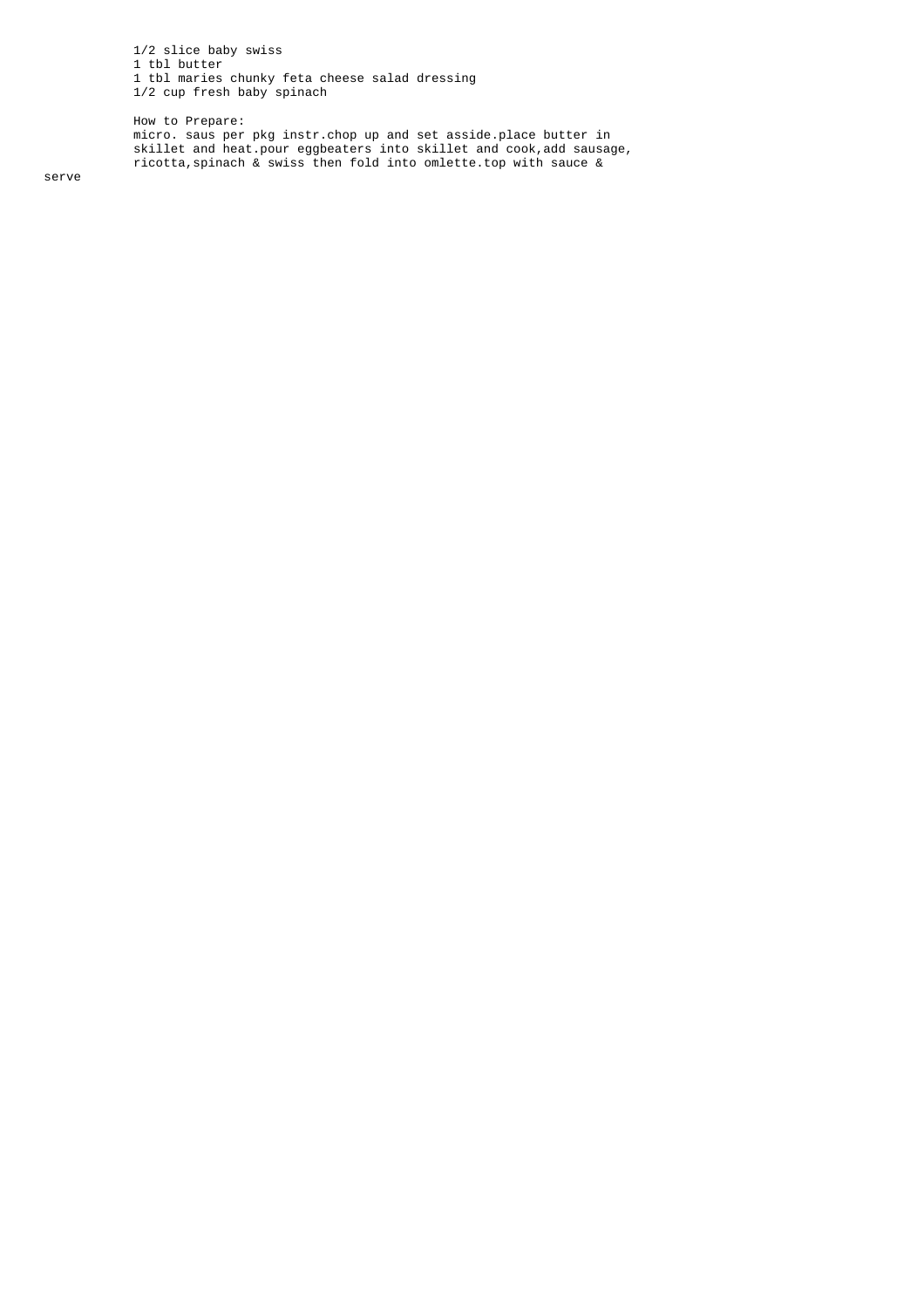1/2 slice baby swiss
1 tbl butter
1 tbl maries chunky feta cheese salad dressing
1/2 cup fresh baby spinach

How to Prepare:
micro. saus per pkg instr.chop up and set asside.place butter in skillet and heat.pour eggbeaters into skillet and cook,add sausage, ricotta,spinach & swiss then fold into omlette.top with sauce & serve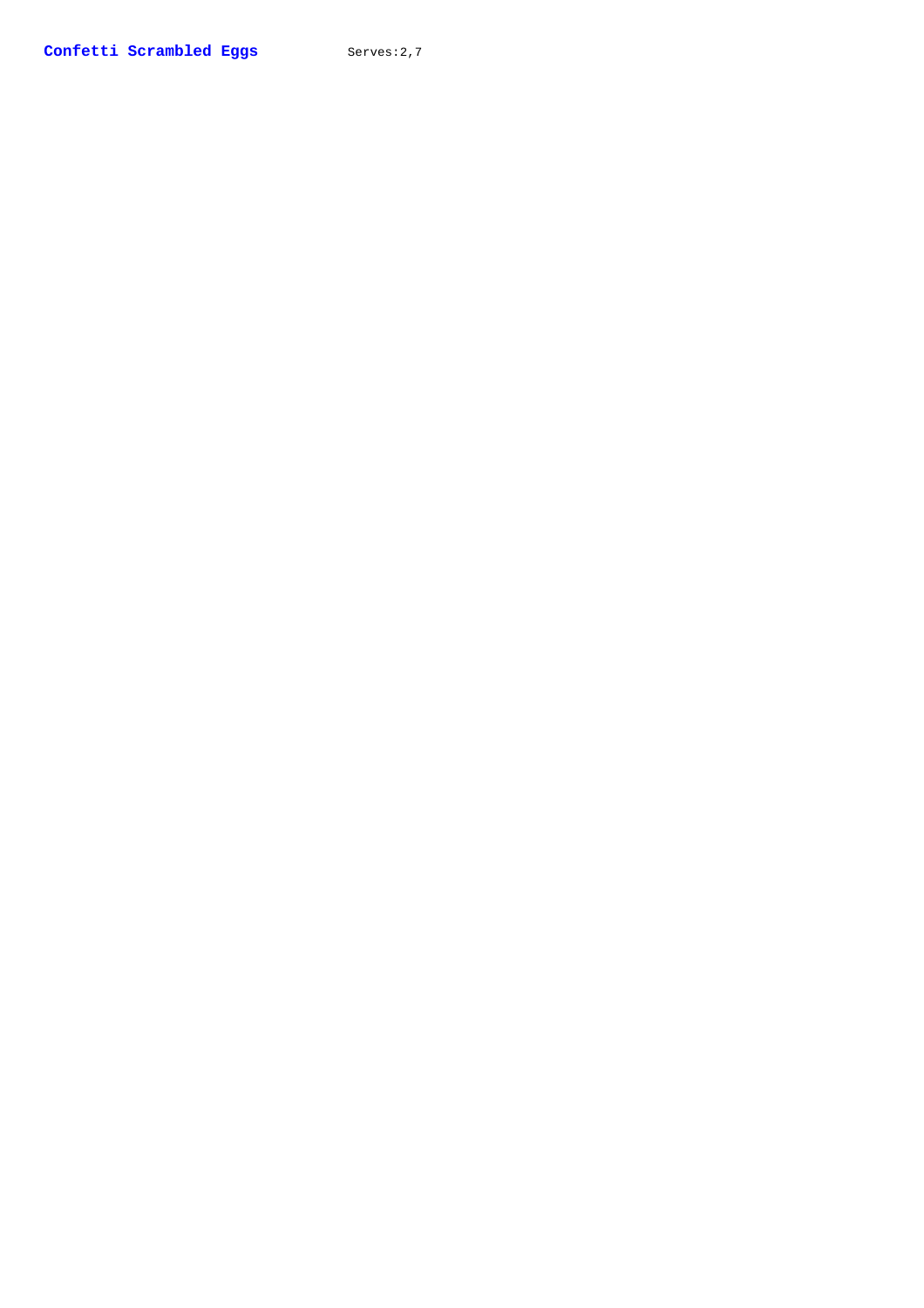**Confetti Scrambled Eggs**

Serves:2,7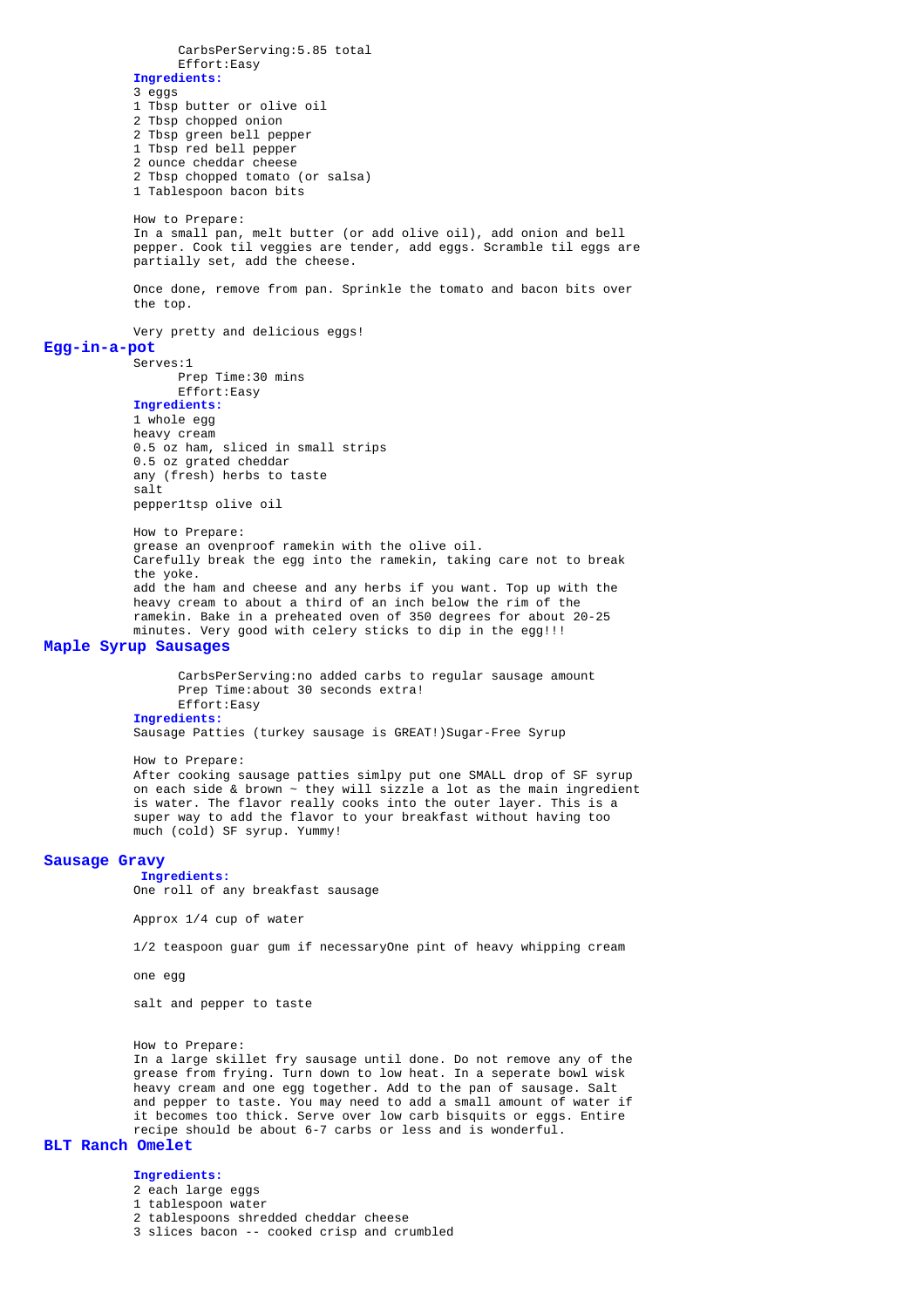CarbsPerServing:5.85 total
Effort:Easy

**Ingredients:**

3 eggs
1 Tbsp butter or olive oil
2 Tbsp chopped onion
2 Tbsp green bell pepper
1 Tbsp red bell pepper
2 ounce cheddar cheese
2 Tbsp chopped tomato (or salsa)
1 Tablespoon bacon bits

How to Prepare:
In a small pan, melt butter (or add olive oil), add onion and bell pepper. Cook til veggies are tender, add eggs. Scramble til eggs are partially set, add the cheese.

Once done, remove from pan. Sprinkle the tomato and bacon bits over the top.

Very pretty and delicious eggs!

## Egg-in-a-pot

Serves:1
Prep Time:30 mins
Effort:Easy

**Ingredients:**

1 whole egg
heavy cream
0.5 oz ham, sliced in small strips
0.5 oz grated cheddar
any (fresh) herbs to taste
salt
pepper1tsp olive oil

How to Prepare:
grease an ovenproof ramekin with the olive oil.
Carefully break the egg into the ramekin, taking care not to break the yoke.
add the ham and cheese and any herbs if you want. Top up with the heavy cream to about a third of an inch below the rim of the ramekin. Bake in a preheated oven of 350 degrees for about 20-25 minutes. Very good with celery sticks to dip in the egg!!!

## Maple Syrup Sausages

CarbsPerServing:no added carbs to regular sausage amount
Prep Time:about 30 seconds extra!
Effort:Easy

**Ingredients:**

Sausage Patties (turkey sausage is GREAT!)Sugar-Free Syrup

How to Prepare:
After cooking sausage patties simlpy put one SMALL drop of SF syrup on each side & brown ~ they will sizzle a lot as the main ingredient is water. The flavor really cooks into the outer layer. This is a super way to add the flavor to your breakfast without having too much (cold) SF syrup. Yummy!

## Sausage Gravy

**Ingredients:**

One roll of any breakfast sausage

Approx 1/4 cup of water

1/2 teaspoon guar gum if necessaryOne pint of heavy whipping cream

one egg

salt and pepper to taste

How to Prepare:
In a large skillet fry sausage until done. Do not remove any of the grease from frying. Turn down to low heat. In a seperate bowl wisk heavy cream and one egg together. Add to the pan of sausage. Salt and pepper to taste. You may need to add a small amount of water if it becomes too thick. Serve over low carb bisquits or eggs. Entire recipe should be about 6-7 carbs or less and is wonderful.

## BLT Ranch Omelet

**Ingredients:**

2 each large eggs
1 tablespoon water
2 tablespoons shredded cheddar cheese
3 slices bacon -- cooked crisp and crumbled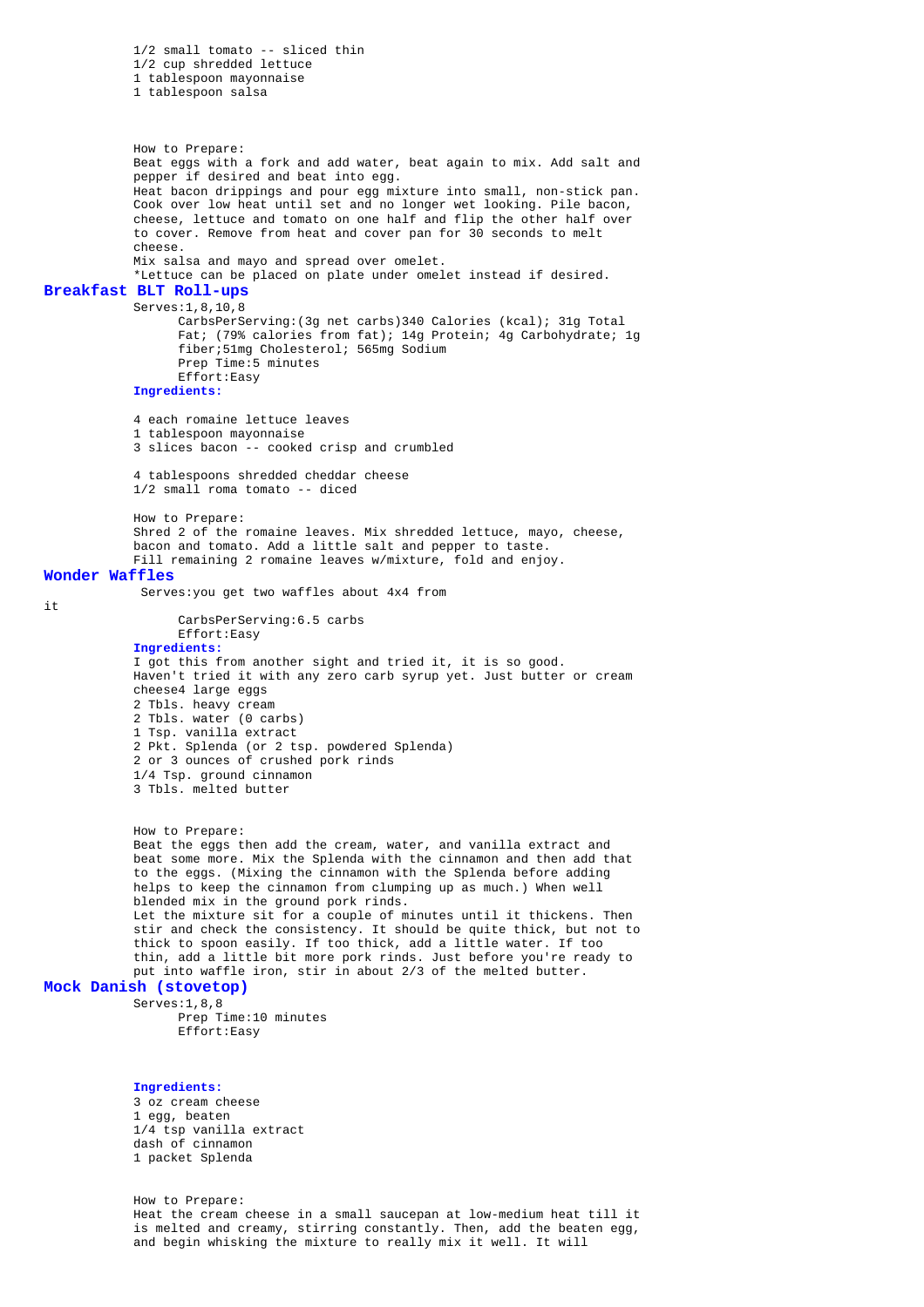1/2 small tomato -- sliced thin
1/2 cup shredded lettuce
1 tablespoon mayonnaise
1 tablespoon salsa

How to Prepare:
Beat eggs with a fork and add water, beat again to mix. Add salt and pepper if desired and beat into egg.
Heat bacon drippings and pour egg mixture into small, non-stick pan. Cook over low heat until set and no longer wet looking. Pile bacon, cheese, lettuce and tomato on one half and flip the other half over to cover. Remove from heat and cover pan for 30 seconds to melt cheese.
Mix salsa and mayo and spread over omelet.
*Lettuce can be placed on plate under omelet instead if desired.

## Breakfast BLT Roll-ups

Serves:1,8,10,8
CarbsPerServing:(3g net carbs)340 Calories (kcal); 31g Total Fat; (79% calories from fat); 14g Protein; 4g Carbohydrate; 1g fiber;51mg Cholesterol; 565mg Sodium
Prep Time:5 minutes
Effort:Easy

**Ingredients:**

4 each romaine lettuce leaves
1 tablespoon mayonnaise
3 slices bacon -- cooked crisp and crumbled

4 tablespoons shredded cheddar cheese
1/2 small roma tomato -- diced

How to Prepare:
Shred 2 of the romaine leaves. Mix shredded lettuce, mayo, cheese, bacon and tomato. Add a little salt and pepper to taste.
Fill remaining 2 romaine leaves w/mixture, fold and enjoy.

## Wonder Waffles

Serves:you get two waffles about 4x4 from it
CarbsPerServing:6.5 carbs
Effort:Easy

**Ingredients:**

I got this from another sight and tried it, it is so good.
Haven't tried it with any zero carb syrup yet. Just butter or cream cheese4 large eggs
2 Tbls. heavy cream
2 Tbls. water (0 carbs)
1 Tsp. vanilla extract
2 Pkt. Splenda (or 2 tsp. powdered Splenda)
2 or 3 ounces of crushed pork rinds
1/4 Tsp. ground cinnamon
3 Tbls. melted butter

How to Prepare:
Beat the eggs then add the cream, water, and vanilla extract and beat some more. Mix the Splenda with the cinnamon and then add that to the eggs. (Mixing the cinnamon with the Splenda before adding helps to keep the cinnamon from clumping up as much.) When well blended mix in the ground pork rinds.
Let the mixture sit for a couple of minutes until it thickens. Then stir and check the consistency. It should be quite thick, but not to thick to spoon easily. If too thick, add a little water. If too thin, add a little bit more pork rinds. Just before you're ready to put into waffle iron, stir in about 2/3 of the melted butter.

## Mock Danish (stovetop)

Serves:1,8,8
Prep Time:10 minutes
Effort:Easy

**Ingredients:**

3 oz cream cheese
1 egg, beaten
1/4 tsp vanilla extract
dash of cinnamon
1 packet Splenda

How to Prepare:
Heat the cream cheese in a small saucepan at low-medium heat till it is melted and creamy, stirring constantly. Then, add the beaten egg, and begin whisking the mixture to really mix it well. It will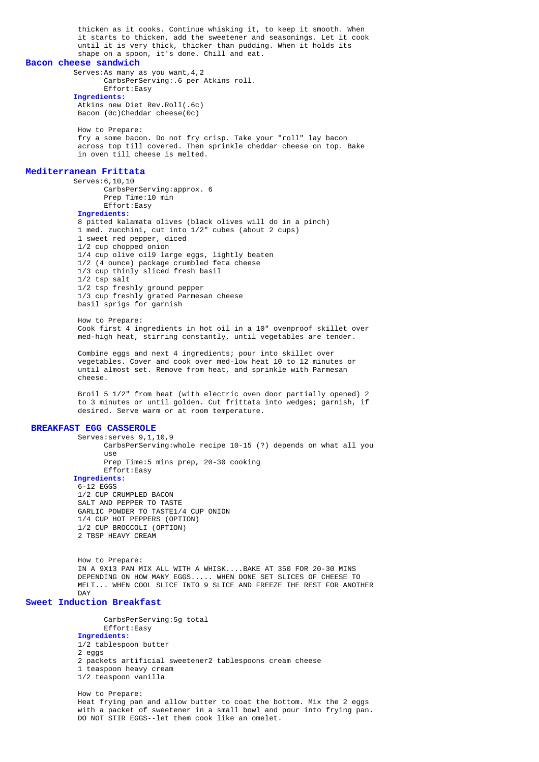thicken as it cooks. Continue whisking it, to keep it smooth. When it starts to thicken, add the sweetener and seasonings. Let it cook until it is very thick, thicker than pudding. When it holds its shape on a spoon, it's done. Chill and eat.

## Bacon cheese sandwich

Serves:As many as you want,4,2
CarbsPerServing:.6 per Atkins roll.
Effort:Easy

**Ingredients:**

Atkins new Diet Rev.Roll(.6c)
Bacon (0c)Cheddar cheese(0c)

How to Prepare:
fry a some bacon. Do not fry crisp. Take your "roll" lay bacon across top till covered. Then sprinkle cheddar cheese on top. Bake in oven till cheese is melted.

## Mediterranean Frittata

Serves:6,10,10
CarbsPerServing:approx. 6
Prep Time:10 min
Effort:Easy

**Ingredients:**

8 pitted kalamata olives (black olives will do in a pinch)
1 med. zucchini, cut into 1/2" cubes (about 2 cups)
1 sweet red pepper, diced
1/2 cup chopped onion
1/4 cup olive oil9 large eggs, lightly beaten
1/2 (4 ounce) package crumbled feta cheese
1/3 cup thinly sliced fresh basil
1/2 tsp salt
1/2 tsp freshly ground pepper
1/3 cup freshly grated Parmesan cheese
basil sprigs for garnish

How to Prepare:
Cook first 4 ingredients in hot oil in a 10" ovenproof skillet over med-high heat, stirring constantly, until vegetables are tender.

Combine eggs and next 4 ingredients; pour into skillet over vegetables. Cover and cook over med-low heat 10 to 12 minutes or until almost set. Remove from heat, and sprinkle with Parmesan cheese.

Broil 5 1/2" from heat (with electric oven door partially opened) 2 to 3 minutes or until golden. Cut frittata into wedges; garnish, if desired. Serve warm or at room temperature.

## BREAKFAST EGG CASSEROLE

Serves:serves 9,1,10,9
CarbsPerServing:whole recipe 10-15 (?) depends on what all you use
Prep Time:5 mins prep, 20-30 cooking
Effort:Easy

**Ingredients:**

6-12 EGGS
1/2 CUP CRUMPLED BACON
SALT AND PEPPER TO TASTE
GARLIC POWDER TO TASTE1/4 CUP ONION
1/4 CUP HOT PEPPERS (OPTION)
1/2 CUP BROCCOLI (OPTION)
2 TBSP HEAVY CREAM

How to Prepare:
IN A 9X13 PAN MIX ALL WITH A WHISK....BAKE AT 350 FOR 20-30 MINS DEPENDING ON HOW MANY EGGS..... WHEN DONE SET SLICES OF CHEESE TO MELT... WHEN COOL SLICE INTO 9 SLICE AND FREEZE THE REST FOR ANOTHER DAY

## Sweet Induction Breakfast

CarbsPerServing:5g total
Effort:Easy

**Ingredients:**

1/2 tablespoon butter
2 eggs
2 packets artificial sweetener2 tablespoons cream cheese
1 teaspoon heavy cream
1/2 teaspoon vanilla

How to Prepare:
Heat frying pan and allow butter to coat the bottom. Mix the 2 eggs with a packet of sweetener in a small bowl and pour into frying pan. DO NOT STIR EGGS--let them cook like an omelet.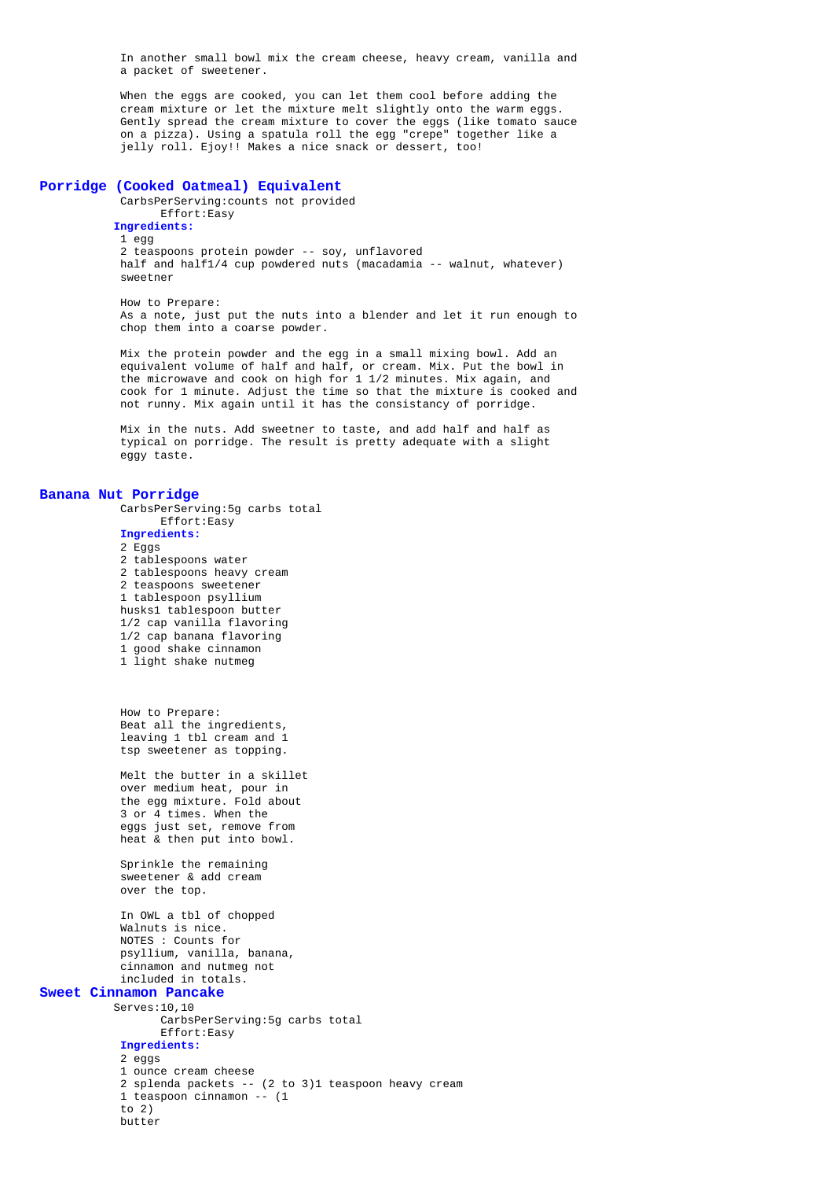In another small bowl mix the cream cheese, heavy cream, vanilla and a packet of sweetener.

When the eggs are cooked, you can let them cool before adding the cream mixture or let the mixture melt slightly onto the warm eggs. Gently spread the cream mixture to cover the eggs (like tomato sauce on a pizza). Using a spatula roll the egg "crepe" together like a jelly roll. Ejoy!! Makes a nice snack or dessert, too!

## Porridge (Cooked Oatmeal) Equivalent

CarbsPerServing:counts not provided
Effort:Easy

**Ingredients:**

1 egg
2 teaspoons protein powder -- soy, unflavored
half and half1/4 cup powdered nuts (macadamia -- walnut, whatever)
sweetner

How to Prepare:
As a note, just put the nuts into a blender and let it run enough to chop them into a coarse powder.

Mix the protein powder and the egg in a small mixing bowl. Add an equivalent volume of half and half, or cream. Mix. Put the bowl in the microwave and cook on high for 1 1/2 minutes. Mix again, and cook for 1 minute. Adjust the time so that the mixture is cooked and not runny. Mix again until it has the consistancy of porridge.

Mix in the nuts. Add sweetner to taste, and add half and half as typical on porridge. The result is pretty adequate with a slight eggy taste.

## Banana Nut Porridge

CarbsPerServing:5g carbs total
Effort:Easy

**Ingredients:**

2 Eggs
2 tablespoons water
2 tablespoons heavy cream
2 teaspoons sweetener
1 tablespoon psyllium
husks1 tablespoon butter
1/2 cap vanilla flavoring
1/2 cap banana flavoring
1 good shake cinnamon
1 light shake nutmeg

How to Prepare:
Beat all the ingredients, leaving 1 tbl cream and 1 tsp sweetener as topping.

Melt the butter in a skillet over medium heat, pour in the egg mixture. Fold about 3 or 4 times. When the eggs just set, remove from heat & then put into bowl.

Sprinkle the remaining sweetener & add cream over the top.

In OWL a tbl of chopped Walnuts is nice.
NOTES : Counts for psyllium, vanilla, banana, cinnamon and nutmeg not included in totals.

## Sweet Cinnamon Pancake

Serves:10,10
CarbsPerServing:5g carbs total
Effort:Easy

**Ingredients:**

2 eggs
1 ounce cream cheese
2 splenda packets -- (2 to 3)1 teaspoon heavy cream
1 teaspoon cinnamon -- (1 to 2)
butter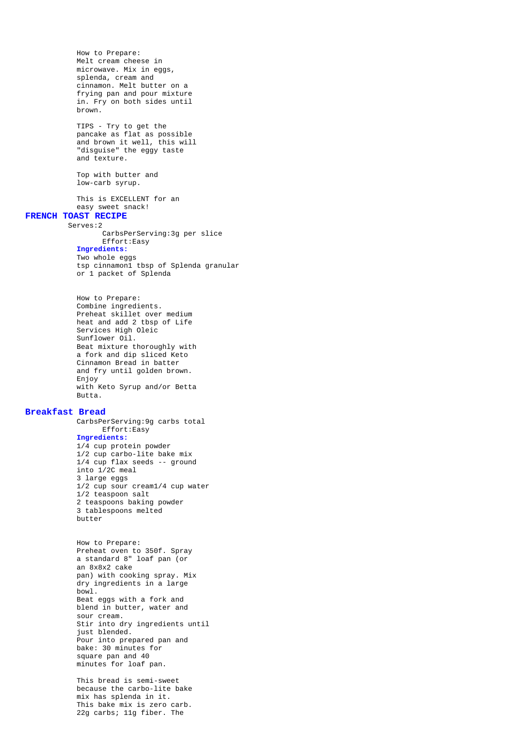How to Prepare:
Melt cream cheese in microwave. Mix in eggs, splenda, cream and cinnamon. Melt butter on a frying pan and pour mixture in. Fry on both sides until brown.

TIPS - Try to get the pancake as flat as possible and brown it well, this will "disguise" the eggy taste and texture.

Top with butter and low-carb syrup.

This is EXCELLENT for an easy sweet snack!

## FRENCH TOAST RECIPE

Serves:2
CarbsPerServing:3g per slice
Effort:Easy

**Ingredients:**

Two whole eggs
tsp cinnamon1 tbsp of Splenda granular or 1 packet of Splenda

How to Prepare:
Combine ingredients.
Preheat skillet over medium heat and add 2 tbsp of Life Services High Oleic Sunflower Oil.
Beat mixture thoroughly with a fork and dip sliced Keto Cinnamon Bread in batter and fry until golden brown.
Enjoy with Keto Syrup and/or Betta Butta.

## Breakfast Bread

CarbsPerServing:9g carbs total
Effort:Easy

**Ingredients:**

1/4 cup protein powder
1/2 cup carbo-lite bake mix
1/4 cup flax seeds -- ground into 1/2C meal
3 large eggs
1/2 cup sour cream1/4 cup water
1/2 teaspoon salt
2 teaspoons baking powder
3 tablespoons melted butter

How to Prepare:
Preheat oven to 350f. Spray a standard 8" loaf pan (or an 8x8x2 cake pan) with cooking spray. Mix dry ingredients in a large bowl.
Beat eggs with a fork and blend in butter, water and sour cream.
Stir into dry ingredients until just blended.
Pour into prepared pan and bake: 30 minutes for square pan and 40 minutes for loaf pan.

This bread is semi-sweet because the carbo-lite bake mix has splenda in it.
This bake mix is zero carb.
22g carbs; 11g fiber. The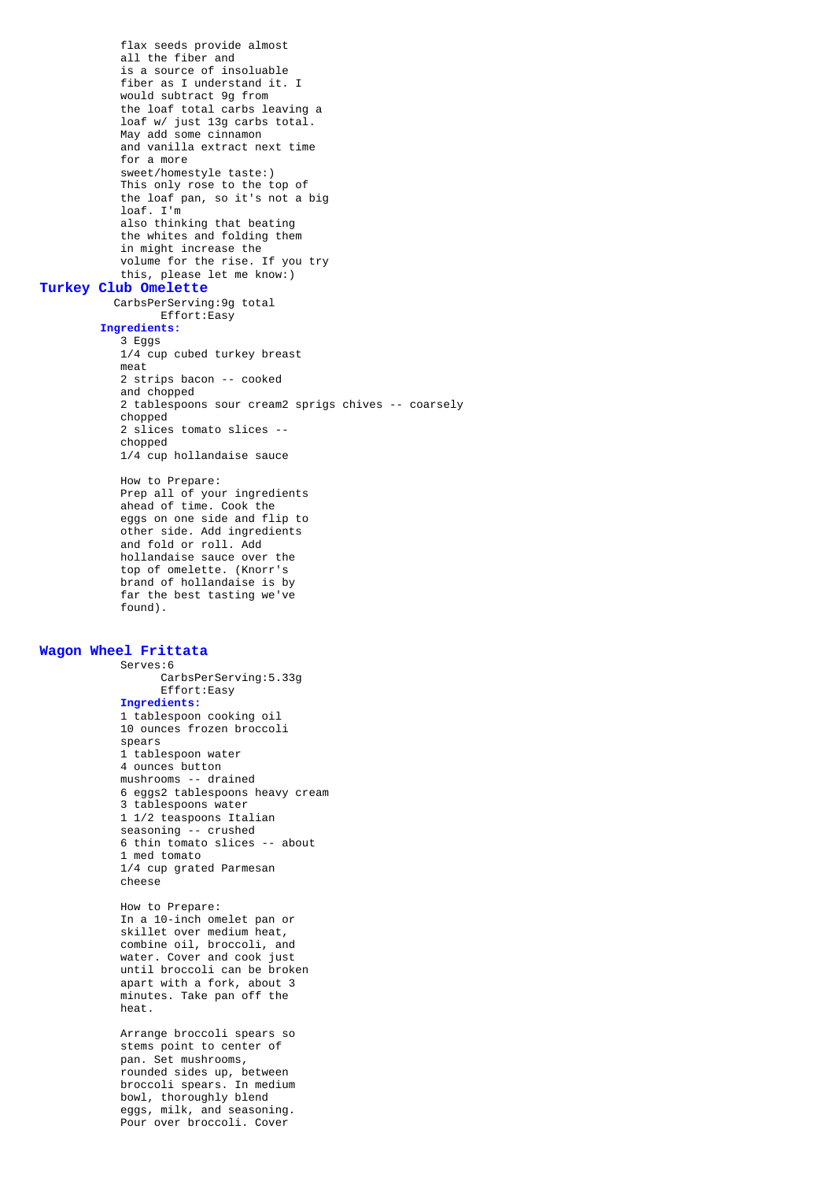flax seeds provide almost all the fiber and is a source of insoluable fiber as I understand it. I would subtract 9g from the loaf total carbs leaving a loaf w/ just 13g carbs total. May add some cinnamon and vanilla extract next time for a more sweet/homestyle taste:) This only rose to the top of the loaf pan, so it's not a big loaf. I'm also thinking that beating the whites and folding them in might increase the volume for the rise. If you try this, please let me know:)

## Turkey Club Omelette

CarbsPerServing:9g total
Effort:Easy

**Ingredients:**

3 Eggs
1/4 cup cubed turkey breast meat
2 strips bacon -- cooked and chopped
2 tablespoons sour cream2 sprigs chives -- coarsely chopped
2 slices tomato slices -- chopped
1/4 cup hollandaise sauce

How to Prepare:
Prep all of your ingredients ahead of time. Cook the eggs on one side and flip to other side. Add ingredients and fold or roll. Add hollandaise sauce over the top of omelette. (Knorr's brand of hollandaise is by far the best tasting we've found).

## Wagon Wheel Frittata

Serves:6
CarbsPerServing:5.33g
Effort:Easy

**Ingredients:**

1 tablespoon cooking oil
10 ounces frozen broccoli spears
1 tablespoon water
4 ounces button mushrooms -- drained
6 eggs2 tablespoons heavy cream
3 tablespoons water
1 1/2 teaspoons Italian seasoning -- crushed
6 thin tomato slices -- about 1 med tomato
1/4 cup grated Parmesan cheese

How to Prepare:
In a 10-inch omelet pan or skillet over medium heat, combine oil, broccoli, and water. Cover and cook just until broccoli can be broken apart with a fork, about 3 minutes. Take pan off the heat.

Arrange broccoli spears so stems point to center of pan. Set mushrooms, rounded sides up, between broccoli spears. In medium bowl, thoroughly blend eggs, milk, and seasoning. Pour over broccoli. Cover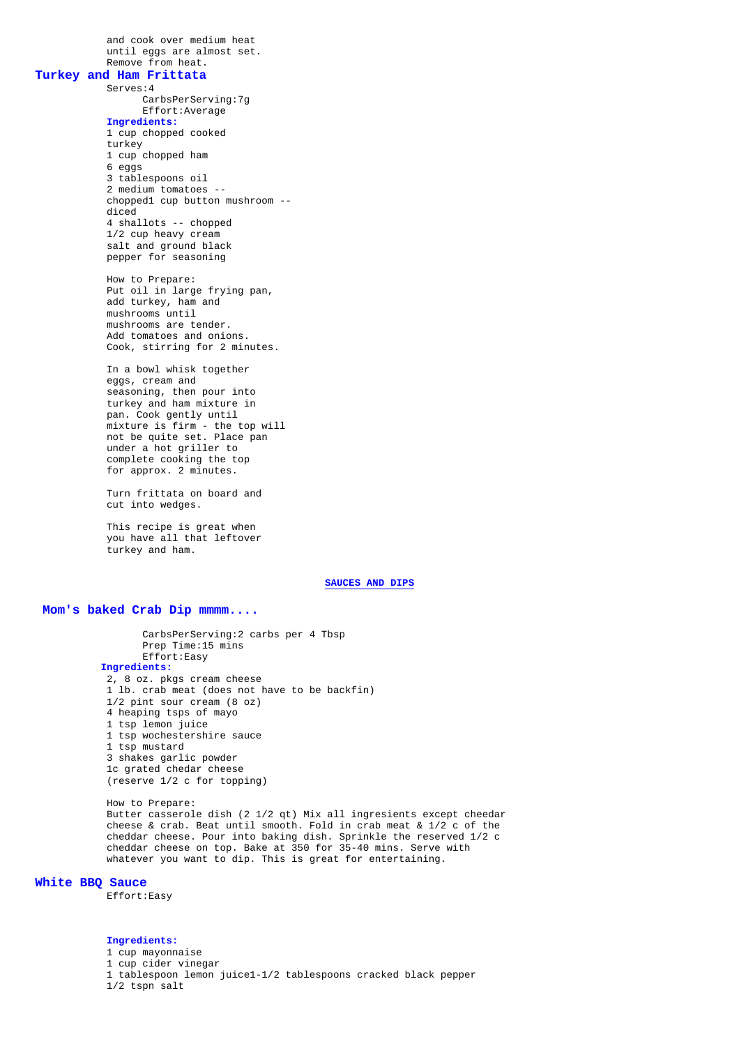and cook over medium heat
until eggs are almost set.
Remove from heat.

## Turkey and Ham Frittata

Serves:4

CarbsPerServing:7g

Effort:Average

**Ingredients:**

1 cup chopped cooked turkey
1 cup chopped ham
6 eggs
3 tablespoons oil
2 medium tomatoes -- chopped1 cup button mushroom -- diced
4 shallots -- chopped
1/2 cup heavy cream
salt and ground black pepper for seasoning

How to Prepare:
Put oil in large frying pan, add turkey, ham and mushrooms until mushrooms are tender. Add tomatoes and onions. Cook, stirring for 2 minutes.

In a bowl whisk together eggs, cream and seasoning, then pour into turkey and ham mixture in pan. Cook gently until mixture is firm - the top will not be quite set. Place pan under a hot griller to complete cooking the top for approx. 2 minutes.

Turn frittata on board and cut into wedges.

This recipe is great when you have all that leftover turkey and ham.

# SAUCES AND DIPS

## Mom's baked Crab Dip mmmm....

CarbsPerServing:2 carbs per 4 Tbsp

Prep Time:15 mins

Effort:Easy

**Ingredients:**

2, 8 oz. pkgs cream cheese
1 lb. crab meat (does not have to be backfin)
1/2 pint sour cream (8 oz)
4 heaping tsps of mayo
1 tsp lemon juice
1 tsp wochestershire sauce
1 tsp mustard
3 shakes garlic powder
1c grated chedar cheese
(reserve 1/2 c for topping)

How to Prepare:
Butter casserole dish (2 1/2 qt) Mix all ingresients except cheedar cheese & crab. Beat until smooth. Fold in crab meat & 1/2 c of the cheddar cheese. Pour into baking dish. Sprinkle the reserved 1/2 c cheddar cheese on top. Bake at 350 for 35-40 mins. Serve with whatever you want to dip. This is great for entertaining.

## White BBQ Sauce

Effort:Easy

**Ingredients:**

1 cup mayonnaise
1 cup cider vinegar
1 tablespoon lemon juice1-1/2 tablespoons cracked black pepper
1/2 tspn salt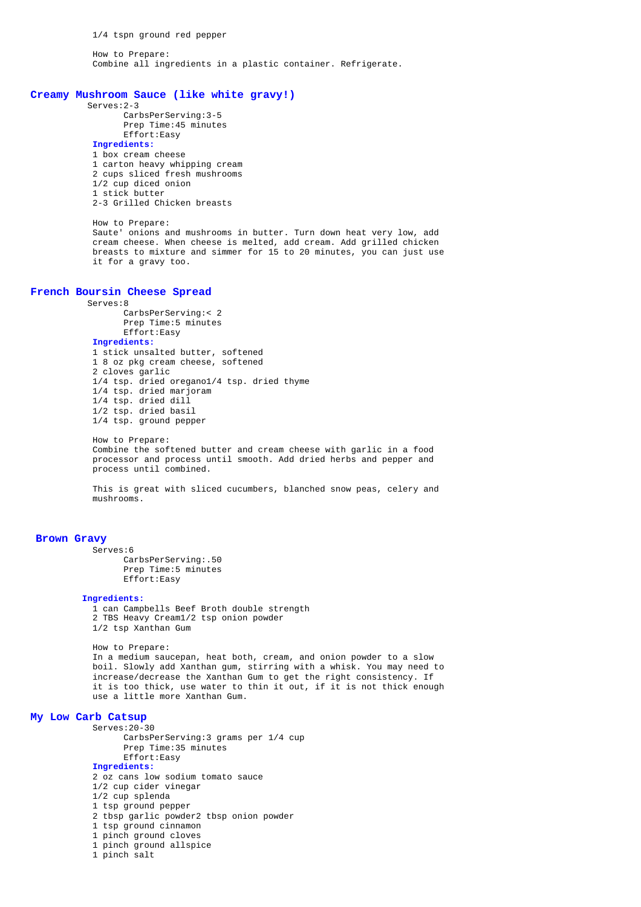1/4 tspn ground red pepper

How to Prepare:
Combine all ingredients in a plastic container. Refrigerate.

## Creamy Mushroom Sauce (like white gravy!)

Serves:2-3
CarbsPerServing:3-5
Prep Time:45 minutes
Effort:Easy

**Ingredients:**

1 box cream cheese
1 carton heavy whipping cream
2 cups sliced fresh mushrooms
1/2 cup diced onion
1 stick butter
2-3 Grilled Chicken breasts

How to Prepare:
Saute' onions and mushrooms in butter. Turn down heat very low, add cream cheese. When cheese is melted, add cream. Add grilled chicken breasts to mixture and simmer for 15 to 20 minutes, you can just use it for a gravy too.

## French Boursin Cheese Spread

Serves:8
CarbsPerServing:< 2
Prep Time:5 minutes
Effort:Easy

**Ingredients:**

1 stick unsalted butter, softened
1 8 oz pkg cream cheese, softened
2 cloves garlic
1/4 tsp. dried oregano1/4 tsp. dried thyme
1/4 tsp. dried marjoram
1/4 tsp. dried dill
1/2 tsp. dried basil
1/4 tsp. ground pepper

How to Prepare:
Combine the softened butter and cream cheese with garlic in a food processor and process until smooth. Add dried herbs and pepper and process until combined.

This is great with sliced cucumbers, blanched snow peas, celery and mushrooms.

## Brown Gravy

Serves:6
CarbsPerServing:.50
Prep Time:5 minutes
Effort:Easy

**Ingredients:**

1 can Campbells Beef Broth double strength
2 TBS Heavy Cream1/2 tsp onion powder
1/2 tsp Xanthan Gum

How to Prepare:
In a medium saucepan, heat both, cream, and onion powder to a slow boil. Slowly add Xanthan gum, stirring with a whisk. You may need to increase/decrease the Xanthan Gum to get the right consistency. If it is too thick, use water to thin it out, if it is not thick enough use a little more Xanthan Gum.

## My Low Carb Catsup

Serves:20-30
CarbsPerServing:3 grams per 1/4 cup
Prep Time:35 minutes
Effort:Easy

**Ingredients:**

2 oz cans low sodium tomato sauce
1/2 cup cider vinegar
1/2 cup splenda
1 tsp ground pepper
2 tbsp garlic powder2 tbsp onion powder
1 tsp ground cinnamon
1 pinch ground cloves
1 pinch ground allspice
1 pinch salt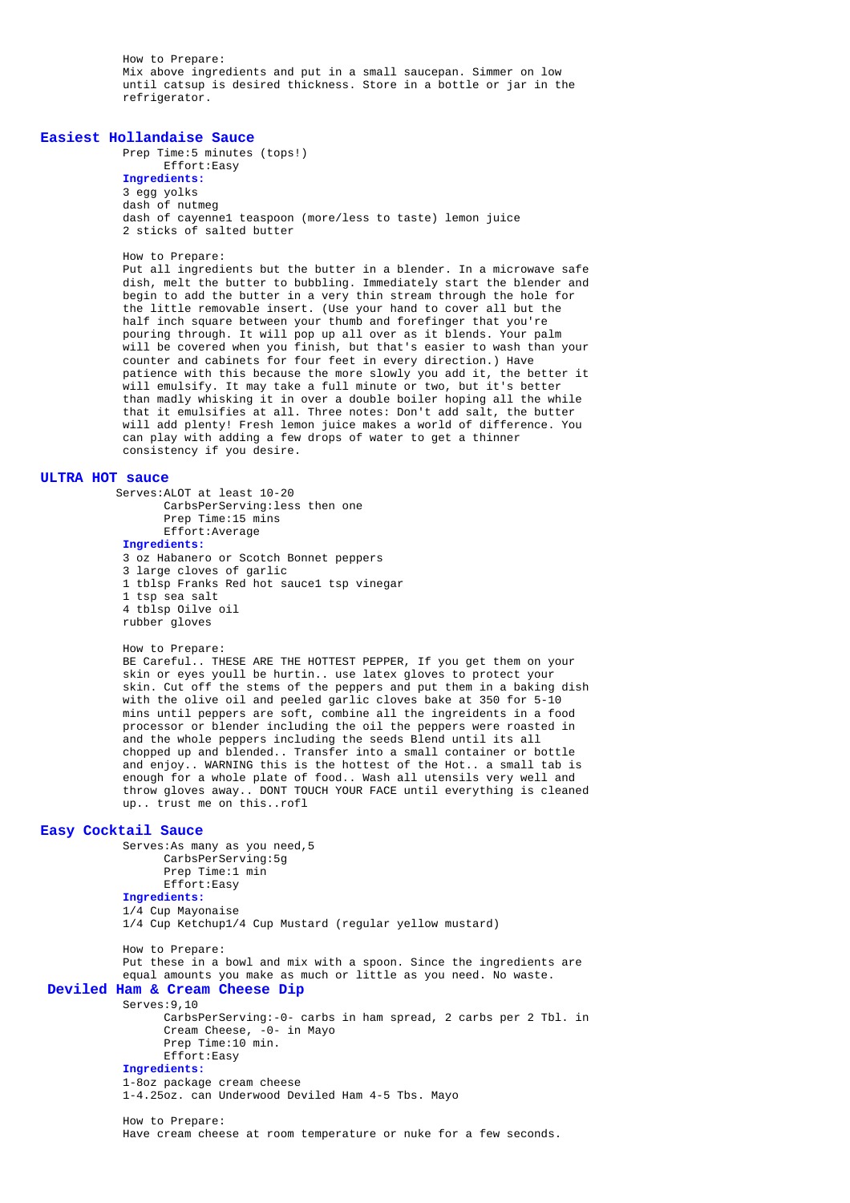How to Prepare:
Mix above ingredients and put in a small saucepan. Simmer on low until catsup is desired thickness. Store in a bottle or jar in the refrigerator.

## Easiest Hollandaise Sauce

Prep Time:5 minutes (tops!)
Effort:Easy

**Ingredients:**

3 egg yolks
dash of nutmeg
dash of cayenne1 teaspoon (more/less to taste) lemon juice
2 sticks of salted butter

How to Prepare:
Put all ingredients but the butter in a blender. In a microwave safe dish, melt the butter to bubbling. Immediately start the blender and begin to add the butter in a very thin stream through the hole for the little removable insert. (Use your hand to cover all but the half inch square between your thumb and forefinger that you're pouring through. It will pop up all over as it blends. Your palm will be covered when you finish, but that's easier to wash than your counter and cabinets for four feet in every direction.) Have patience with this because the more slowly you add it, the better it will emulsify. It may take a full minute or two, but it's better than madly whisking it in over a double boiler hoping all the while that it emulsifies at all. Three notes: Don't add salt, the butter will add plenty! Fresh lemon juice makes a world of difference. You can play with adding a few drops of water to get a thinner consistency if you desire.

## ULTRA HOT sauce

Serves:ALOT at least 10-20
CarbsPerServing:less then one
Prep Time:15 mins
Effort:Average

**Ingredients:**

3 oz Habanero or Scotch Bonnet peppers
3 large cloves of garlic
1 tblsp Franks Red hot sauce1 tsp vinegar
1 tsp sea salt
4 tblsp Oilve oil
rubber gloves

How to Prepare:
BE Careful.. THESE ARE THE HOTTEST PEPPER, If you get them on your skin or eyes youll be hurtin.. use latex gloves to protect your skin. Cut off the stems of the peppers and put them in a baking dish with the olive oil and peeled garlic cloves bake at 350 for 5-10 mins until peppers are soft, combine all the ingreidents in a food processor or blender including the oil the peppers were roasted in and the whole peppers including the seeds Blend until its all chopped up and blended.. Transfer into a small container or bottle and enjoy.. WARNING this is the hottest of the Hot.. a small tab is enough for a whole plate of food.. Wash all utensils very well and throw gloves away.. DONT TOUCH YOUR FACE until everything is cleaned up.. trust me on this..rofl

## Easy Cocktail Sauce

Serves:As many as you need,5
CarbsPerServing:5g
Prep Time:1 min
Effort:Easy

**Ingredients:**

1/4 Cup Mayonaise
1/4 Cup Ketchup1/4 Cup Mustard (regular yellow mustard)

How to Prepare:
Put these in a bowl and mix with a spoon. Since the ingredients are equal amounts you make as much or little as you need. No waste.

## Deviled Ham & Cream Cheese Dip

Serves:9,10
CarbsPerServing:-0- carbs in ham spread, 2 carbs per 2 Tbl. in Cream Cheese, -0- in Mayo
Prep Time:10 min.
Effort:Easy

**Ingredients:**

1-8oz package cream cheese
1-4.25oz. can Underwood Deviled Ham 4-5 Tbs. Mayo

How to Prepare:
Have cream cheese at room temperature or nuke for a few seconds.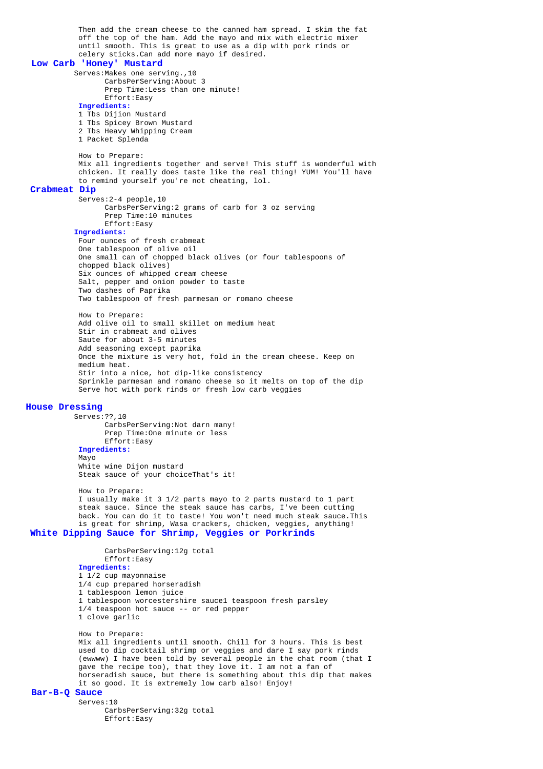Then add the cream cheese to the canned ham spread. I skim the fat off the top of the ham. Add the mayo and mix with electric mixer until smooth. This is great to use as a dip with pork rinds or celery sticks.Can add more mayo if desired.

## Low Carb 'Honey' Mustard

Serves:Makes one serving.,10
CarbsPerServing:About 3
Prep Time:Less than one minute!
Effort:Easy

**Ingredients:**

1 Tbs Dijion Mustard
1 Tbs Spicey Brown Mustard
2 Tbs Heavy Whipping Cream
1 Packet Splenda

How to Prepare:
Mix all ingredients together and serve! This stuff is wonderful with chicken. It really does taste like the real thing! YUM! You'll have to remind yourself you're not cheating, lol.

## Crabmeat Dip

Serves:2-4 people,10
CarbsPerServing:2 grams of carb for 3 oz serving
Prep Time:10 minutes
Effort:Easy

**Ingredients:**

Four ounces of fresh crabmeat
One tablespoon of olive oil
One small can of chopped black olives (or four tablespoons of chopped black olives)
Six ounces of whipped cream cheese
Salt, pepper and onion powder to taste
Two dashes of Paprika
Two tablespoon of fresh parmesan or romano cheese

How to Prepare:
Add olive oil to small skillet on medium heat
Stir in crabmeat and olives
Saute for about 3-5 minutes
Add seasoning except paprika
Once the mixture is very hot, fold in the cream cheese. Keep on medium heat.
Stir into a nice, hot dip-like consistency
Sprinkle parmesan and romano cheese so it melts on top of the dip
Serve hot with pork rinds or fresh low carb veggies

## House Dressing

Serves:??,10
CarbsPerServing:Not darn many!
Prep Time:One minute or less
Effort:Easy

**Ingredients:**

Mayo
White wine Dijon mustard
Steak sauce of your choiceThat's it!

How to Prepare:
I usually make it 3 1/2 parts mayo to 2 parts mustard to 1 part steak sauce. Since the steak sauce has carbs, I've been cutting back. You can do it to taste! You won't need much steak sauce.This is great for shrimp, Wasa crackers, chicken, veggies, anything!

## White Dipping Sauce for Shrimp, Veggies or Porkrinds

CarbsPerServing:12g total
Effort:Easy

**Ingredients:**

1 1/2 cup mayonnaise
1/4 cup prepared horseradish
1 tablespoon lemon juice
1 tablespoon worcestershire sauce1 teaspoon fresh parsley
1/4 teaspoon hot sauce -- or red pepper
1 clove garlic

How to Prepare:
Mix all ingredients until smooth. Chill for 3 hours. This is best used to dip cocktail shrimp or veggies and dare I say pork rinds (ewwww) I have been told by several people in the chat room (that I gave the recipe too), that they love it. I am not a fan of horseradish sauce, but there is something about this dip that makes it so good. It is extremely low carb also! Enjoy!

## Bar-B-Q Sauce

Serves:10
CarbsPerServing:32g total
Effort:Easy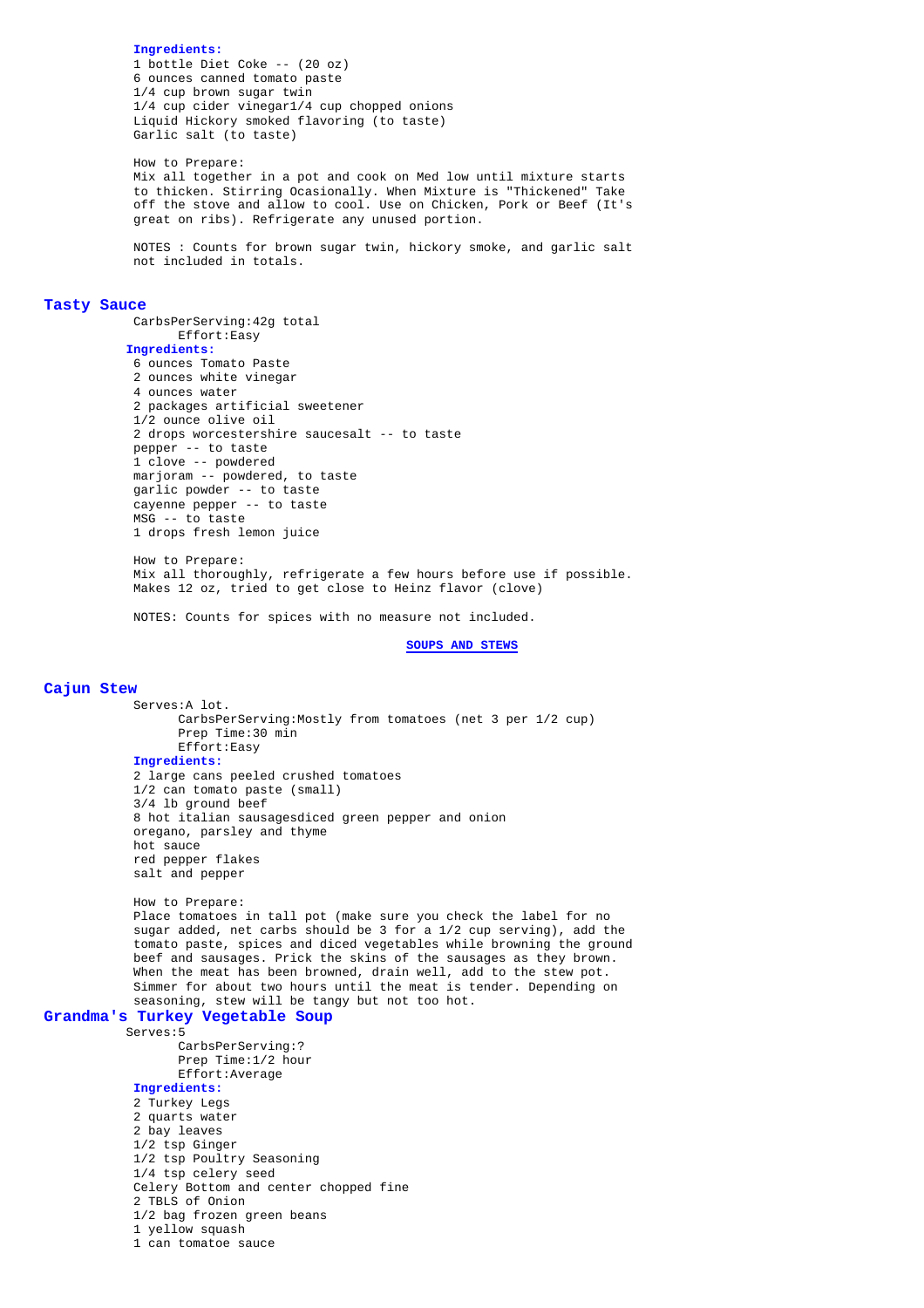**Ingredients:**

1 bottle Diet Coke -- (20 oz)
6 ounces canned tomato paste
1/4 cup brown sugar twin
1/4 cup cider vinegar1/4 cup chopped onions
Liquid Hickory smoked flavoring (to taste)
Garlic salt (to taste)

How to Prepare:
Mix all together in a pot and cook on Med low until mixture starts to thicken. Stirring Ocasionally. When Mixture is "Thickened" Take off the stove and allow to cool. Use on Chicken, Pork or Beef (It's great on ribs). Refrigerate any unused portion.

NOTES : Counts for brown sugar twin, hickory smoke, and garlic salt not included in totals.

## Tasty Sauce

CarbsPerServing:42g total
Effort:Easy

**Ingredients:**

6 ounces Tomato Paste
2 ounces white vinegar
4 ounces water
2 packages artificial sweetener
1/2 ounce olive oil
2 drops worcestershire saucesalt -- to taste
pepper -- to taste
1 clove -- powdered
marjoram -- powdered, to taste
garlic powder -- to taste
cayenne pepper -- to taste
MSG -- to taste
1 drops fresh lemon juice

How to Prepare:
Mix all thoroughly, refrigerate a few hours before use if possible. Makes 12 oz, tried to get close to Heinz flavor (clove)

NOTES: Counts for spices with no measure not included.

**SOUPS AND STEWS**

## Cajun Stew

Serves:A lot.
CarbsPerServing:Mostly from tomatoes (net 3 per 1/2 cup)
Prep Time:30 min
Effort:Easy

**Ingredients:**

2 large cans peeled crushed tomatoes
1/2 can tomato paste (small)
3/4 lb ground beef
8 hot italian sausagesdiced green pepper and onion
oregano, parsley and thyme
hot sauce
red pepper flakes
salt and pepper

How to Prepare:
Place tomatoes in tall pot (make sure you check the label for no sugar added, net carbs should be 3 for a 1/2 cup serving), add the tomato paste, spices and diced vegetables while browning the ground beef and sausages. Prick the skins of the sausages as they brown. When the meat has been browned, drain well, add to the stew pot. Simmer for about two hours until the meat is tender. Depending on seasoning, stew will be tangy but not too hot.

## Grandma's Turkey Vegetable Soup

Serves:5
CarbsPerServing:?
Prep Time:1/2 hour
Effort:Average

**Ingredients:**

2 Turkey Legs
2 quarts water
2 bay leaves
1/2 tsp Ginger
1/2 tsp Poultry Seasoning
1/4 tsp celery seed
Celery Bottom and center chopped fine
2 TBLS of Onion
1/2 bag frozen green beans
1 yellow squash
1 can tomatoe sauce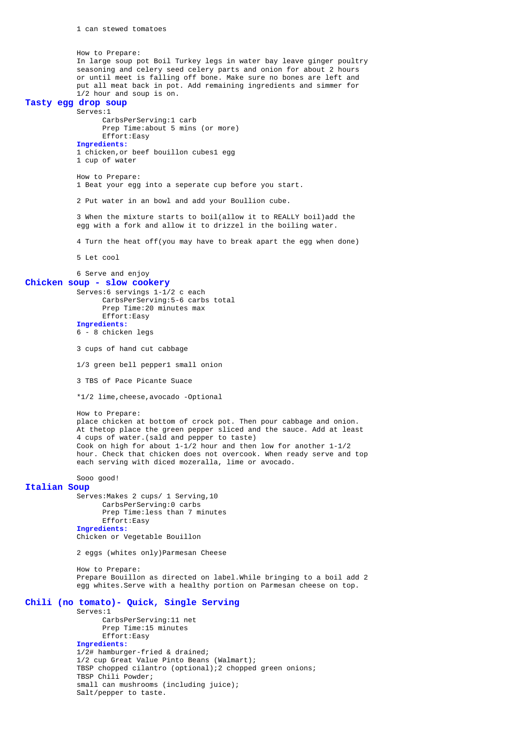1 can stewed tomatoes

How to Prepare:
In large soup pot Boil Turkey legs in water bay leave ginger poultry seasoning and celery seed celery parts and onion for about 2 hours or until meet is falling off bone. Make sure no bones are left and put all meat back in pot. Add remaining ingredients and simmer for 1/2 hour and soup is on.

## Tasty egg drop soup

Serves:1
CarbsPerServing:1 carb
Prep Time:about 5 mins (or more)
Effort:Easy

**Ingredients:**

1 chicken,or beef bouillon cubes1 egg
1 cup of water

How to Prepare:
1 Beat your egg into a seperate cup before you start.

2 Put water in an bowl and add your Boullion cube.

3 When the mixture starts to boil(allow it to REALLY boil)add the egg with a fork and allow it to drizzel in the boiling water.

4 Turn the heat off(you may have to break apart the egg when done)

5 Let cool

6 Serve and enjoy

## Chicken soup - slow cookery

Serves:6 servings 1-1/2 c each
CarbsPerServing:5-6 carbs total
Prep Time:20 minutes max
Effort:Easy

**Ingredients:**

6 - 8 chicken legs

3 cups of hand cut cabbage

1/3 green bell pepper1 small onion

3 TBS of Pace Picante Suace

*1/2 lime,cheese,avocado -Optional

How to Prepare:
place chicken at bottom of crock pot. Then pour cabbage and onion. At thetop place the green pepper sliced and the sauce. Add at least 4 cups of water.(sald and pepper to taste)
Cook on high for about 1-1/2 hour and then low for another 1-1/2 hour. Check that chicken does not overcook. When ready serve and top each serving with diced mozeralla, lime or avocado.

Sooo good!

## Italian Soup

Serves:Makes 2 cups/ 1 Serving,10
CarbsPerServing:0 carbs
Prep Time:less than 7 minutes
Effort:Easy

**Ingredients:**

Chicken or Vegetable Bouillon

2 eggs (whites only)Parmesan Cheese

How to Prepare:
Prepare Bouillon as directed on label.While bringing to a boil add 2 egg whites.Serve with a healthy portion on Parmesan cheese on top.

## Chili (no tomato)- Quick, Single Serving

Serves:1
CarbsPerServing:11 net
Prep Time:15 minutes
Effort:Easy

**Ingredients:**

1/2# hamburger-fried & drained;
1/2 cup Great Value Pinto Beans (Walmart);
TBSP chopped cilantro (optional);2 chopped green onions;
TBSP Chili Powder;
small can mushrooms (including juice);
Salt/pepper to taste.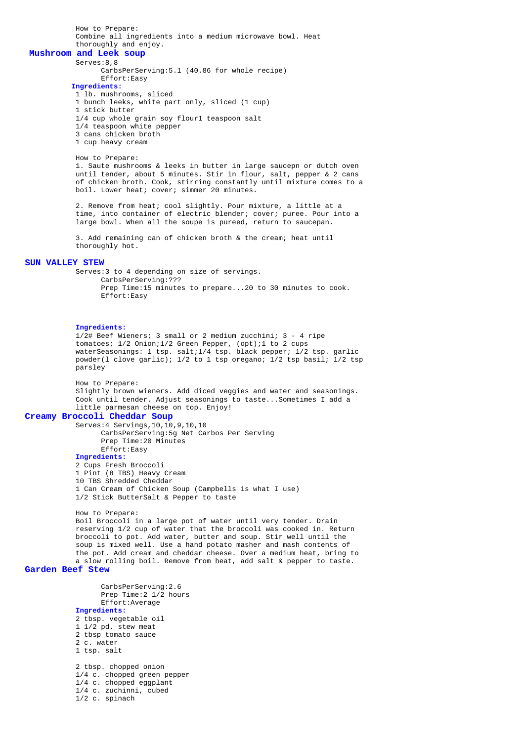How to Prepare:
Combine all ingredients into a medium microwave bowl. Heat thoroughly and enjoy.

## Mushroom and Leek soup

Serves:8,8
CarbsPerServing:5.1 (40.86 for whole recipe)
Effort:Easy

**Ingredients:**

1 lb. mushrooms, sliced
1 bunch leeks, white part only, sliced (1 cup)
1 stick butter
1/4 cup whole grain soy flour1 teaspoon salt
1/4 teaspoon white pepper
3 cans chicken broth
1 cup heavy cream

How to Prepare:
1. Saute mushrooms & leeks in butter in large saucepn or dutch oven until tender, about 5 minutes. Stir in flour, salt, pepper & 2 cans of chicken broth. Cook, stirring constantly until mixture comes to a boil. Lower heat; cover; simmer 20 minutes.

2. Remove from heat; cool slightly. Pour mixture, a little at a time, into container of electric blender; cover; puree. Pour into a large bowl. When all the soupe is pureed, return to saucepan.

3. Add remaining can of chicken broth & the cream; heat until thoroughly hot.

## SUN VALLEY STEW

Serves:3 to 4 depending on size of servings.
CarbsPerServing:???
Prep Time:15 minutes to prepare...20 to 30 minutes to cook.
Effort:Easy

**Ingredients:**

1/2# Beef Wieners; 3 small or 2 medium zucchini; 3 - 4 ripe tomatoes; 1/2 Onion;1/2 Green Pepper, (opt);1 to 2 cups waterSeasonings: 1 tsp. salt;1/4 tsp. black pepper; 1/2 tsp. garlic powder(l clove garlic); 1/2 to 1 tsp oregano; 1/2 tsp basil; 1/2 tsp parsley

How to Prepare:
Slightly brown wieners. Add diced veggies and water and seasonings. Cook until tender. Adjust seasonings to taste...Sometimes I add a little parmesan cheese on top. Enjoy!

## Creamy Broccoli Cheddar Soup

Serves:4 Servings,10,10,9,10,10
CarbsPerServing:5g Net Carbos Per Serving
Prep Time:20 Minutes
Effort:Easy

**Ingredients:**

2 Cups Fresh Broccoli
1 Pint (8 TBS) Heavy Cream
10 TBS Shredded Cheddar
1 Can Cream of Chicken Soup (Campbells is what I use)
1/2 Stick ButterSalt & Pepper to taste

How to Prepare:
Boil Broccoli in a large pot of water until very tender. Drain reserving 1/2 cup of water that the broccoli was cooked in. Return broccoli to pot. Add water, butter and soup. Stir well until the soup is mixed well. Use a hand potato masher and mash contents of the pot. Add cream and cheddar cheese. Over a medium heat, bring to a slow rolling boil. Remove from heat, add salt & pepper to taste.

## Garden Beef Stew

CarbsPerServing:2.6
Prep Time:2 1/2 hours
Effort:Average

**Ingredients:**

2 tbsp. vegetable oil
1 1/2 pd. stew meat
2 tbsp tomato sauce
2 c. water
1 tsp. salt

2 tbsp. chopped onion
1/4 c. chopped green pepper
1/4 c. chopped eggplant
1/4 c. zuchinni, cubed
1/2 c. spinach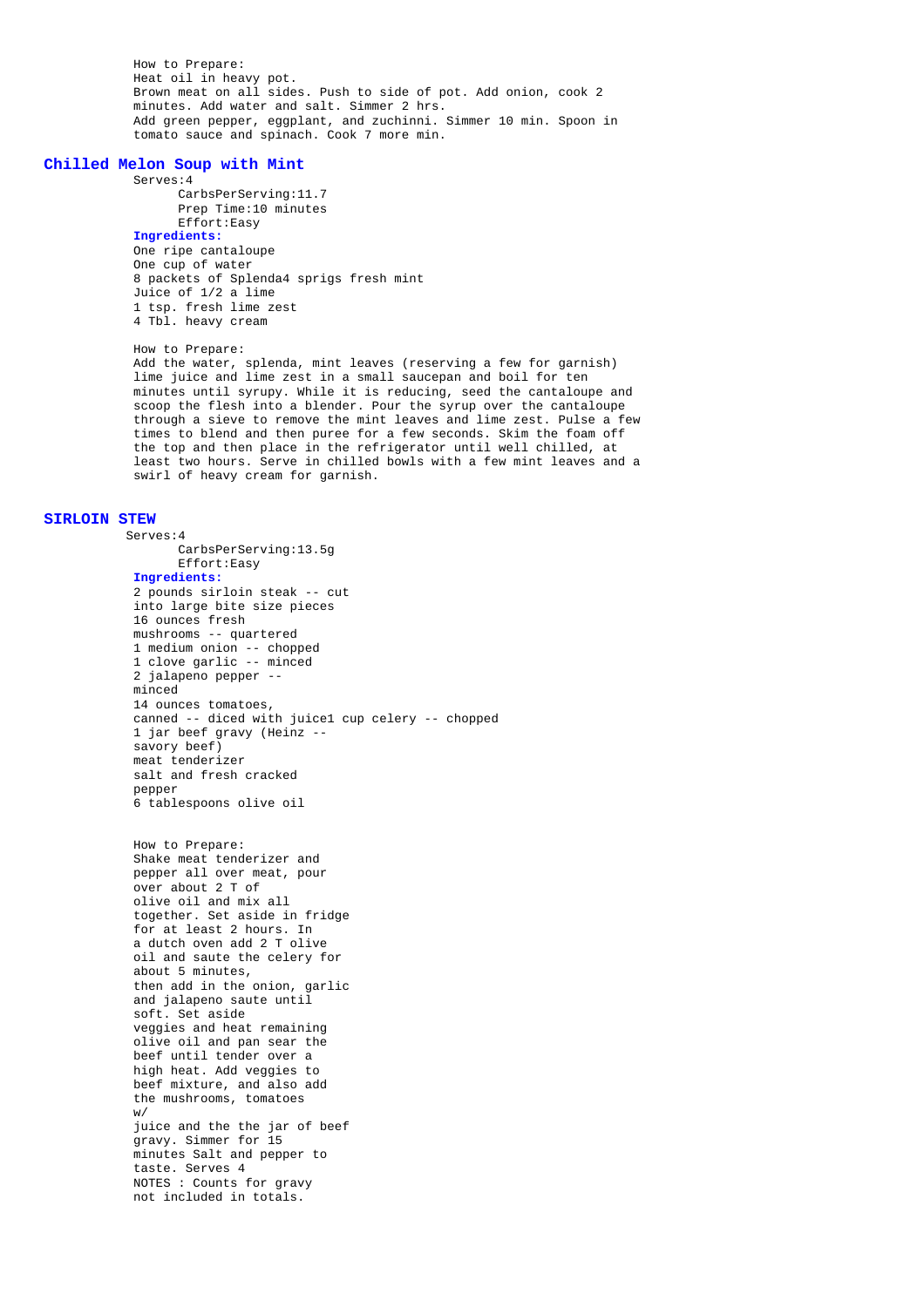How to Prepare:
Heat oil in heavy pot.
Brown meat on all sides. Push to side of pot. Add onion, cook 2 minutes. Add water and salt. Simmer 2 hrs.
Add green pepper, eggplant, and zuchinni. Simmer 10 min. Spoon in tomato sauce and spinach. Cook 7 more min.

## Chilled Melon Soup with Mint

Serves:4
CarbsPerServing:11.7
Prep Time:10 minutes
Effort:Easy

**Ingredients:**

One ripe cantaloupe
One cup of water
8 packets of Splenda4 sprigs fresh mint
Juice of 1/2 a lime
1 tsp. fresh lime zest
4 Tbl. heavy cream

How to Prepare:
Add the water, splenda, mint leaves (reserving a few for garnish) lime juice and lime zest in a small saucepan and boil for ten minutes until syrupy. While it is reducing, seed the cantaloupe and scoop the flesh into a blender. Pour the syrup over the cantaloupe through a sieve to remove the mint leaves and lime zest. Pulse a few times to blend and then puree for a few seconds. Skim the foam off the top and then place in the refrigerator until well chilled, at least two hours. Serve in chilled bowls with a few mint leaves and a swirl of heavy cream for garnish.

## SIRLOIN STEW

Serves:4
CarbsPerServing:13.5g
Effort:Easy

**Ingredients:**

2 pounds sirloin steak -- cut into large bite size pieces
16 ounces fresh mushrooms -- quartered
1 medium onion -- chopped
1 clove garlic -- minced
2 jalapeno pepper -- minced
14 ounces tomatoes, canned -- diced with juice1 cup celery -- chopped
1 jar beef gravy (Heinz -- savory beef)
meat tenderizer
salt and fresh cracked pepper
6 tablespoons olive oil

How to Prepare:
Shake meat tenderizer and pepper all over meat, pour over about 2 T of olive oil and mix all together. Set aside in fridge for at least 2 hours. In a dutch oven add 2 T olive oil and saute the celery for about 5 minutes, then add in the onion, garlic and jalapeno saute until soft. Set aside veggies and heat remaining olive oil and pan sear the beef until tender over a high heat. Add veggies to beef mixture, and also add the mushrooms, tomatoes w/ juice and the the jar of beef gravy. Simmer for 15 minutes Salt and pepper to taste. Serves 4
NOTES : Counts for gravy not included in totals.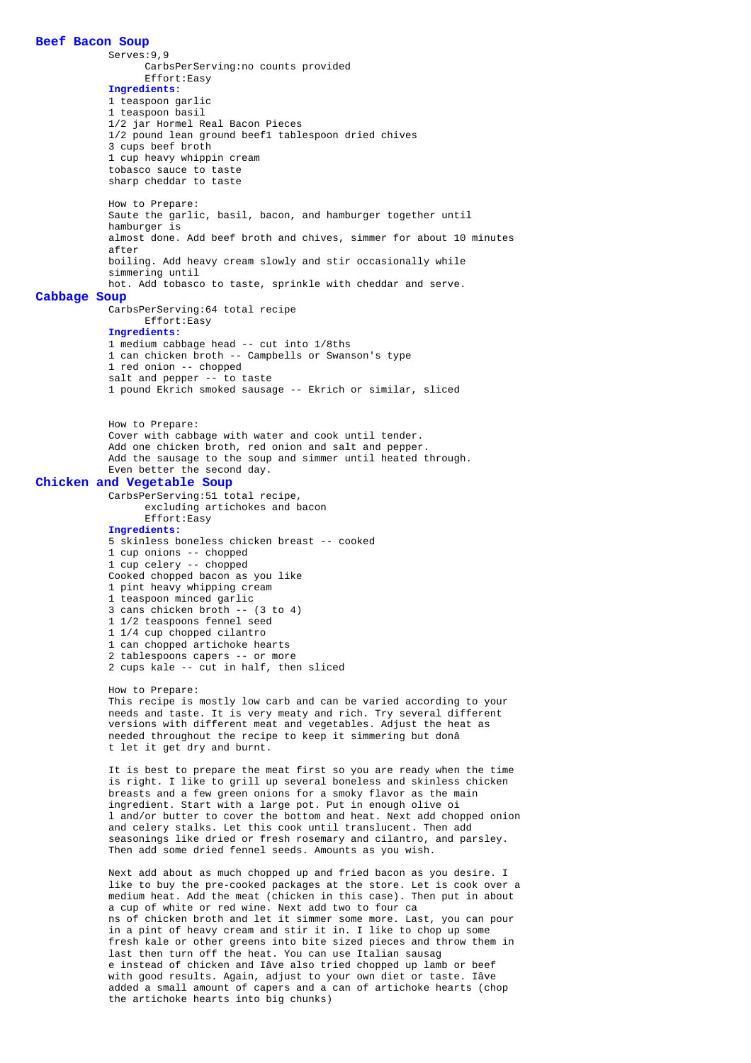## Beef Bacon Soup

Serves:9,9
CarbsPerServing:no counts provided
Effort:Easy

**Ingredients**:

1 teaspoon garlic
1 teaspoon basil
1/2 jar Hormel Real Bacon Pieces
1/2 pound lean ground beef1 tablespoon dried chives
3 cups beef broth
1 cup heavy whippin cream
tobasco sauce to taste
sharp cheddar to taste

How to Prepare:
Saute the garlic, basil, bacon, and hamburger together until hamburger is
almost done. Add beef broth and chives, simmer for about 10 minutes after
boiling. Add heavy cream slowly and stir occasionally while simmering until
hot. Add tobasco to taste, sprinkle with cheddar and serve.

## Cabbage Soup

CarbsPerServing:64 total recipe
Effort:Easy

**Ingredients:**

1 medium cabbage head -- cut into 1/8ths
1 can chicken broth -- Campbells or Swanson's type
1 red onion -- chopped
salt and pepper -- to taste
1 pound Ekrich smoked sausage -- Ekrich or similar, sliced

How to Prepare:
Cover with cabbage with water and cook until tender.
Add one chicken broth, red onion and salt and pepper.
Add the sausage to the soup and simmer until heated through.
Even better the second day.

## Chicken and Vegetable Soup

CarbsPerServing:51 total recipe,
excluding artichokes and bacon
Effort:Easy

**Ingredients:**

5 skinless boneless chicken breast -- cooked
1 cup onions -- chopped
1 cup celery -- chopped
Cooked chopped bacon as you like
1 pint heavy whipping cream
1 teaspoon minced garlic
3 cans chicken broth -- (3 to 4)
1 1/2 teaspoons fennel seed
1 1/4 cup chopped cilantro
1 can chopped artichoke hearts
2 tablespoons capers -- or more
2 cups kale -- cut in half, then sliced

How to Prepare:
This recipe is mostly low carb and can be varied according to your needs and taste. It is very meaty and rich. Try several different versions with different meat and vegetables. Adjust the heat as needed throughout the recipe to keep it simmering but donâ
t let it get dry and burnt.

It is best to prepare the meat first so you are ready when the time is right. I like to grill up several boneless and skinless chicken breasts and a few green onions for a smoky flavor as the main ingredient. Start with a large pot. Put in enough olive oi
l and/or butter to cover the bottom and heat. Next add chopped onion and celery stalks. Let this cook until translucent. Then add seasonings like dried or fresh rosemary and cilantro, and parsley. Then add some dried fennel seeds. Amounts as you wish.

Next add about as much chopped up and fried bacon as you desire. I like to buy the pre-cooked packages at the store. Let is cook over a medium heat. Add the meat (chicken in this case). Then put in about a cup of white or red wine. Next add two to four ca
ns of chicken broth and let it simmer some more. Last, you can pour in a pint of heavy cream and stir it in. I like to chop up some fresh kale or other greens into bite sized pieces and throw them in last then turn off the heat. You can use Italian sausag
e instead of chicken and Iâve also tried chopped up lamb or beef with good results. Again, adjust to your own diet or taste. Iâve added a small amount of capers and a can of artichoke hearts (chop the artichoke hearts into big chunks)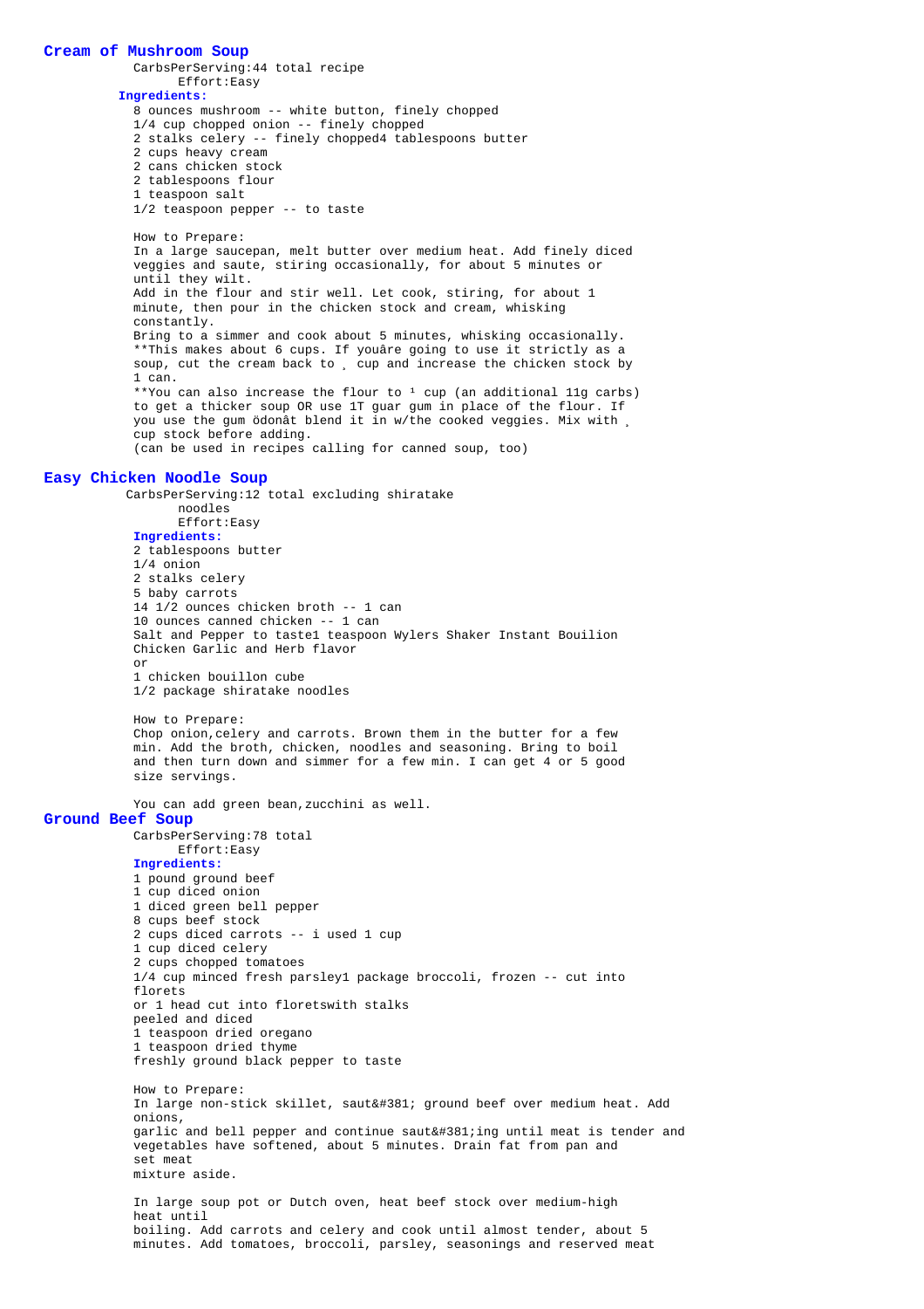## Cream of Mushroom Soup

CarbsPerServing:44 total recipe
Effort:Easy

**Ingredients:**

8 ounces mushroom -- white button, finely chopped
1/4 cup chopped onion -- finely chopped
2 stalks celery -- finely chopped4 tablespoons butter
2 cups heavy cream
2 cans chicken stock
2 tablespoons flour
1 teaspoon salt
1/2 teaspoon pepper -- to taste

How to Prepare:
In a large saucepan, melt butter over medium heat. Add finely diced veggies and saute, stiring occasionally, for about 5 minutes or until they wilt.
Add in the flour and stir well. Let cook, stirring, for about 1 minute, then pour in the chicken stock and cream, whisking constantly.
Bring to a simmer and cook about 5 minutes, whisking occasionally.
**This makes about 6 cups. If youâre going to use it strictly as a soup, cut the cream back to ¸ cup and increase the chicken stock by 1 can.
**You can also increase the flour to ¹ cup (an additional 11g carbs) to get a thicker soup OR use 1T guar gum in place of the flour. If you use the gum ödonât blend it in w/the cooked veggies. Mix with ¸ cup stock before adding.
(can be used in recipes calling for canned soup, too)

## Easy Chicken Noodle Soup

CarbsPerServing:12 total excluding shiratake noodles
Effort:Easy

**Ingredients:**

2 tablespoons butter
1/4 onion
2 stalks celery
5 baby carrots
14 1/2 ounces chicken broth -- 1 can
10 ounces canned chicken -- 1 can
Salt and Pepper to taste1 teaspoon Wylers Shaker Instant Bouilion Chicken Garlic and Herb flavor
or
1 chicken bouillon cube
1/2 package shiratake noodles

How to Prepare:
Chop onion,celery and carrots. Brown them in the butter for a few min. Add the broth, chicken, noodles and seasoning. Bring to boil and then turn down and simmer for a few min. I can get 4 or 5 good size servings.

You can add green bean,zucchini as well.

## Ground Beef Soup

CarbsPerServing:78 total
Effort:Easy

**Ingredients:**

1 pound ground beef
1 cup diced onion
1 diced green bell pepper
8 cups beef stock
2 cups diced carrots -- i used 1 cup
1 cup diced celery
2 cups chopped tomatoes
1/4 cup minced fresh parsley1 package broccoli, frozen -- cut into florets
or 1 head cut into floretswith stalks
peeled and diced
1 teaspoon dried oregano
1 teaspoon dried thyme
freshly ground black pepper to taste

How to Prepare:
In large non-stick skillet, saut&#381; ground beef over medium heat. Add onions,
garlic and bell pepper and continue saut&#381;ing until meat is tender and vegetables have softened, about 5 minutes. Drain fat from pan and set meat
mixture aside.

In large soup pot or Dutch oven, heat beef stock over medium-high heat until
boiling. Add carrots and celery and cook until almost tender, about 5 minutes. Add tomatoes, broccoli, parsley, seasonings and reserved meat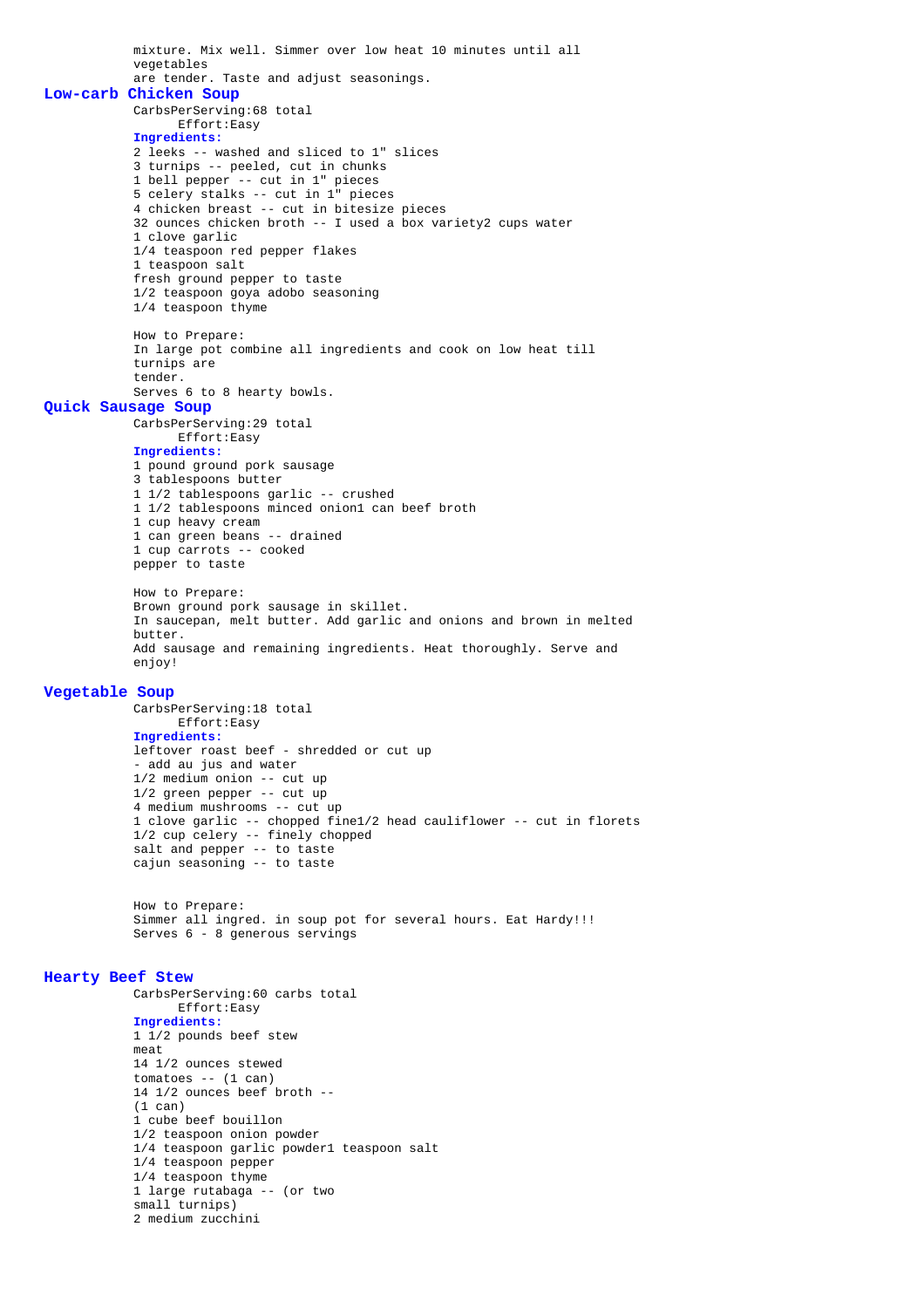mixture. Mix well. Simmer over low heat 10 minutes until all vegetables are tender. Taste and adjust seasonings.

## Low-carb Chicken Soup

CarbsPerServing:68 total
Effort:Easy

**Ingredients:**

2 leeks -- washed and sliced to 1" slices
3 turnips -- peeled, cut in chunks
1 bell pepper -- cut in 1" pieces
5 celery stalks -- cut in 1" pieces
4 chicken breast -- cut in bitesize pieces
32 ounces chicken broth -- I used a box variety2 cups water
1 clove garlic
1/4 teaspoon red pepper flakes
1 teaspoon salt
fresh ground pepper to taste
1/2 teaspoon goya adobo seasoning
1/4 teaspoon thyme

How to Prepare:
In large pot combine all ingredients and cook on low heat till turnips are tender.
Serves 6 to 8 hearty bowls.

## Quick Sausage Soup

CarbsPerServing:29 total
Effort:Easy

**Ingredients:**

1 pound ground pork sausage
3 tablespoons butter
1 1/2 tablespoons garlic -- crushed
1 1/2 tablespoons minced onion1 can beef broth
1 cup heavy cream
1 can green beans -- drained
1 cup carrots -- cooked
pepper to taste

How to Prepare:
Brown ground pork sausage in skillet.
In saucepan, melt butter. Add garlic and onions and brown in melted butter.
Add sausage and remaining ingredients. Heat thoroughly. Serve and enjoy!

## Vegetable Soup

CarbsPerServing:18 total
Effort:Easy

**Ingredients:**

leftover roast beef - shredded or cut up
- add au jus and water
1/2 medium onion -- cut up
1/2 green pepper -- cut up
4 medium mushrooms -- cut up
1 clove garlic -- chopped fine1/2 head cauliflower -- cut in florets
1/2 cup celery -- finely chopped
salt and pepper -- to taste
cajun seasoning -- to taste

How to Prepare:
Simmer all ingred. in soup pot for several hours. Eat Hardy!!!
Serves 6 - 8 generous servings

## Hearty Beef Stew

CarbsPerServing:60 carbs total
Effort:Easy

**Ingredients:**

1 1/2 pounds beef stew meat
14 1/2 ounces stewed tomatoes -- (1 can)
14 1/2 ounces beef broth -- (1 can)
1 cube beef bouillon
1/2 teaspoon onion powder
1/4 teaspoon garlic powder1 teaspoon salt
1/4 teaspoon pepper
1/4 teaspoon thyme
1 large rutabaga -- (or two small turnips)
2 medium zucchini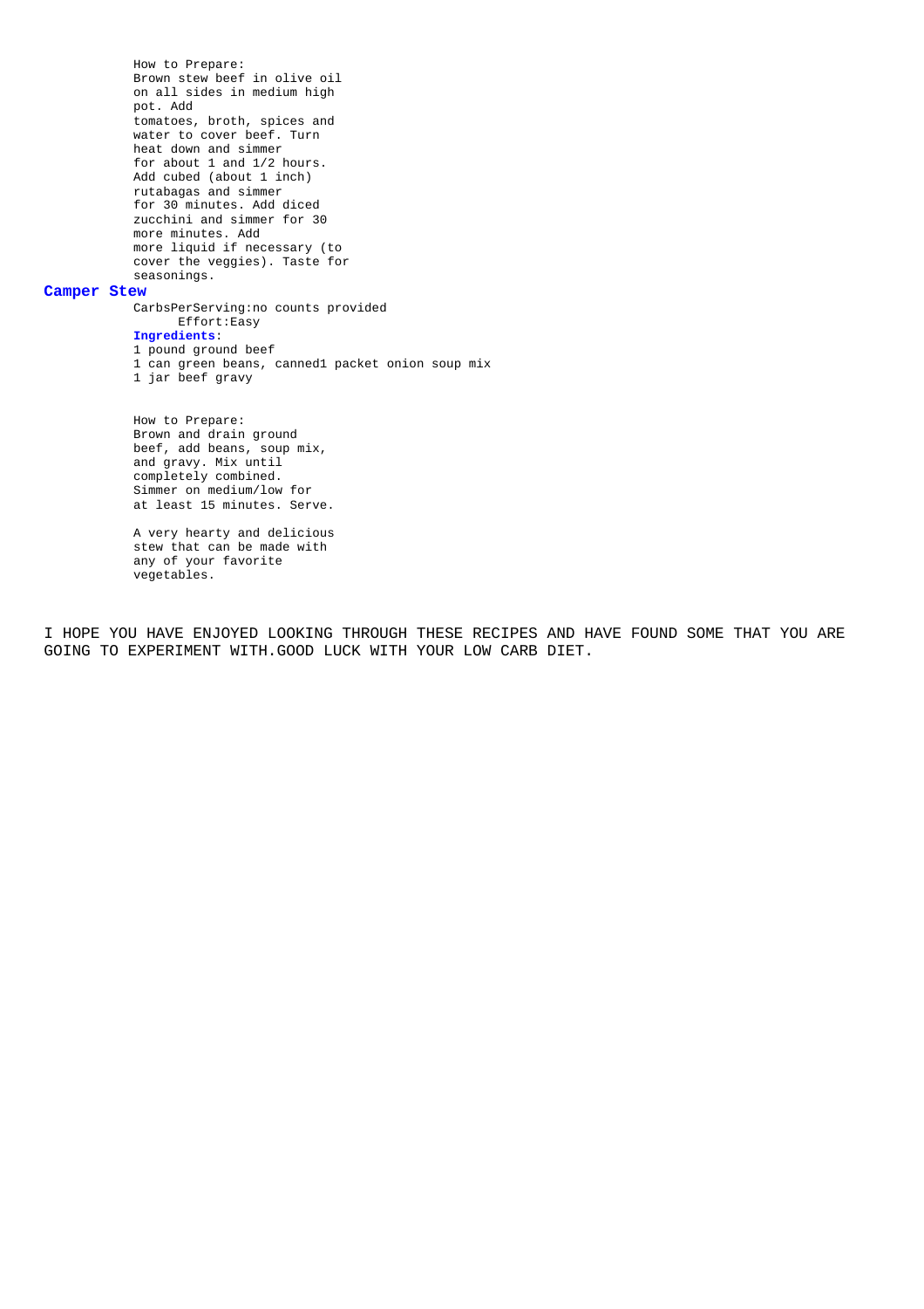How to Prepare:
Brown stew beef in olive oil on all sides in medium high pot. Add tomatoes, broth, spices and water to cover beef. Turn heat down and simmer for about 1 and 1/2 hours. Add cubed (about 1 inch) rutabagas and simmer for 30 minutes. Add diced zucchini and simmer for 30 more minutes. Add more liquid if necessary (to cover the veggies). Taste for seasonings.

## Camper Stew

CarbsPerServing:no counts provided
Effort:Easy

**Ingredients**:

1 pound ground beef
1 can green beans, canned1 packet onion soup mix
1 jar beef gravy

How to Prepare:
Brown and drain ground beef, add beans, soup mix, and gravy. Mix until completely combined. Simmer on medium/low for at least 15 minutes. Serve.

A very hearty and delicious stew that can be made with any of your favorite vegetables.

I HOPE YOU HAVE ENJOYED LOOKING THROUGH THESE RECIPES AND HAVE FOUND SOME THAT YOU ARE GOING TO EXPERIMENT WITH.GOOD LUCK WITH YOUR LOW CARB DIET.